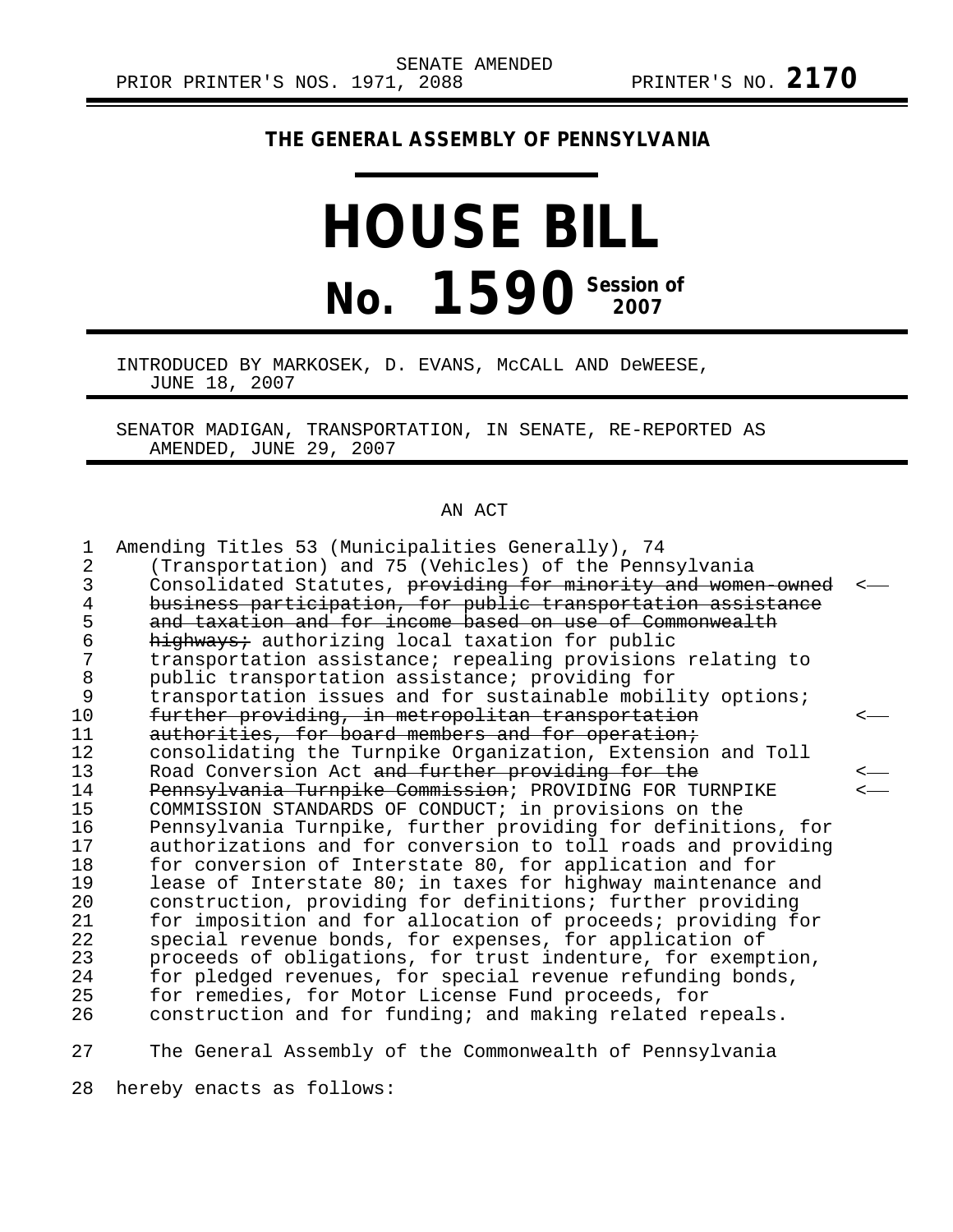SENATE AMENDED
PRIOR PRINTER'S NOS. 1971, 2088 PRINTER'S NO. **2170**

**THE GENERAL ASSEMBLY OF PENNSYLVANIA**

# HOUSE BILL

# No. 1590 Session of 2007

INTRODUCED BY MARKOSEK, D. EVANS, McCALL AND DeWEESE, JUNE 18, 2007

SENATOR MADIGAN, TRANSPORTATION, IN SENATE, RE-REPORTED AS AMENDED, JUNE 29, 2007

AN ACT

1 Amending Titles 53 (Municipalities Generally), 74
2 (Transportation) and 75 (Vehicles) of the Pennsylvania
3 Consolidated Statutes, ~~providing for minority and women-owned~~ <—
4 ~~business participation, for public transportation assistance~~
5 ~~and taxation and for income based on use of Commonwealth~~
6 ~~highways;~~ authorizing local taxation for public
7 transportation assistance; repealing provisions relating to
8 public transportation assistance; providing for
9 transportation issues and for sustainable mobility options;
10 ~~further providing, in metropolitan transportation~~ <—
11 ~~authorities, for board members and for operation;~~
12 consolidating the Turnpike Organization, Extension and Toll
13 Road Conversion Act ~~and further providing for the~~ <—
14 ~~Pennsylvania Turnpike Commission~~; PROVIDING FOR TURNPIKE <—
15 COMMISSION STANDARDS OF CONDUCT; in provisions on the
16 Pennsylvania Turnpike, further providing for definitions, for
17 authorizations and for conversion to toll roads and providing
18 for conversion of Interstate 80, for application and for
19 lease of Interstate 80; in taxes for highway maintenance and
20 construction, providing for definitions; further providing
21 for imposition and for allocation of proceeds; providing for
22 special revenue bonds, for expenses, for application of
23 proceeds of obligations, for trust indenture, for exemption,
24 for pledged revenues, for special revenue refunding bonds,
25 for remedies, for Motor License Fund proceeds, for
26 construction and for funding; and making related repeals.

27 The General Assembly of the Commonwealth of Pennsylvania
28 hereby enacts as follows: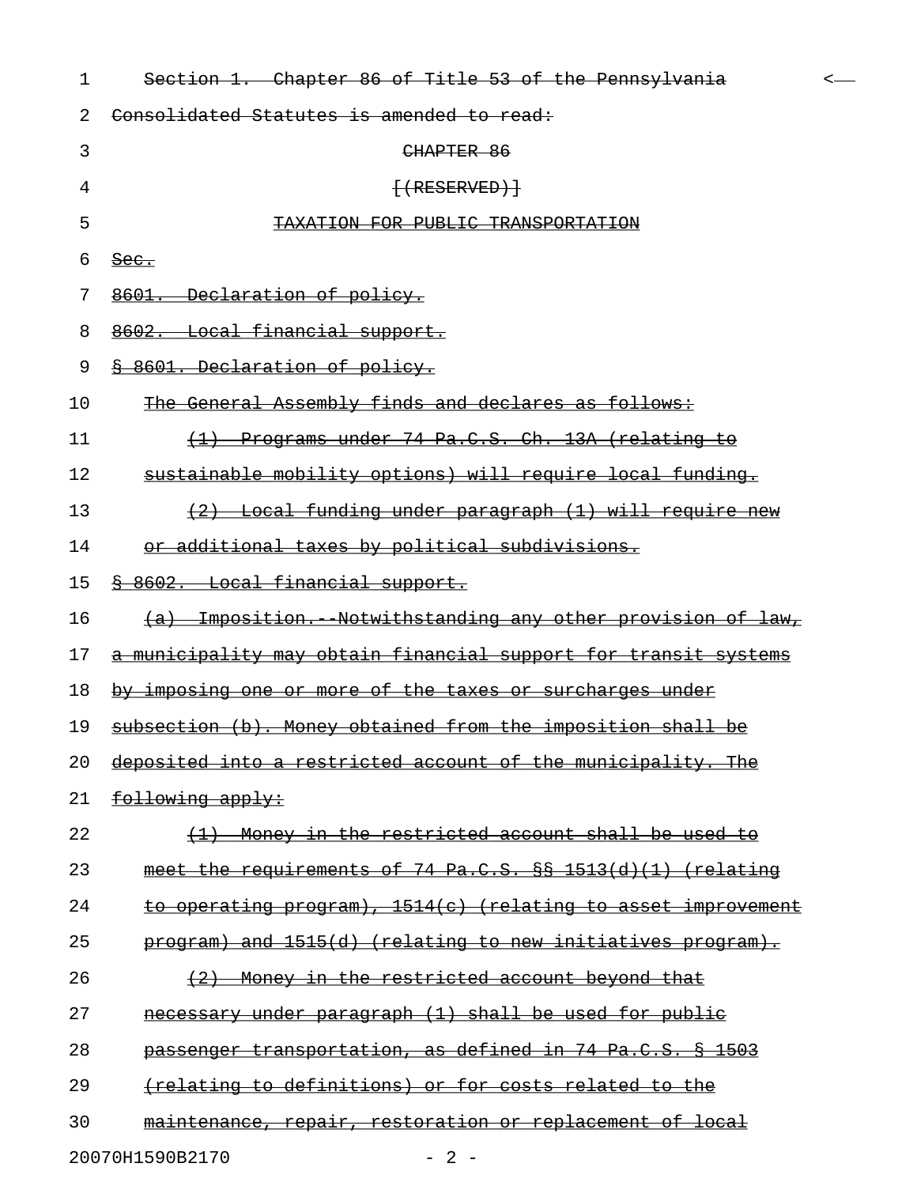~~Section 1. Chapter 86 of Title 53 of the Pennsylvania~~ <

~~Consolidated Statutes is amended to read:~~

~~CHAPTER 86~~

~~[(RESERVED)]~~

~~TAXATION FOR PUBLIC TRANSPORTATION~~

~~Sec.~~

~~8601. Declaration of policy.~~

~~8602. Local financial support.~~

~~§ 8601. Declaration of policy.~~

~~The General Assembly finds and declares as follows:~~

~~(1) Programs under 74 Pa.C.S. Ch. 13A (relating to sustainable mobility options) will require local funding.~~

~~(2) Local funding under paragraph (1) will require new or additional taxes by political subdivisions.~~

~~§ 8602. Local financial support.~~

~~(a) Imposition.--Notwithstanding any other provision of law, a municipality may obtain financial support for transit systems by imposing one or more of the taxes or surcharges under subsection (b). Money obtained from the imposition shall be deposited into a restricted account of the municipality. The following apply:~~

~~(1) Money in the restricted account shall be used to meet the requirements of 74 Pa.C.S. §§ 1513(d)(1) (relating to operating program), 1514(c) (relating to asset improvement program) and 1515(d) (relating to new initiatives program).~~

~~(2) Money in the restricted account beyond that necessary under paragraph (1) shall be used for public passenger transportation, as defined in 74 Pa.C.S. § 1503 (relating to definitions) or for costs related to the maintenance, repair, restoration or replacement of local~~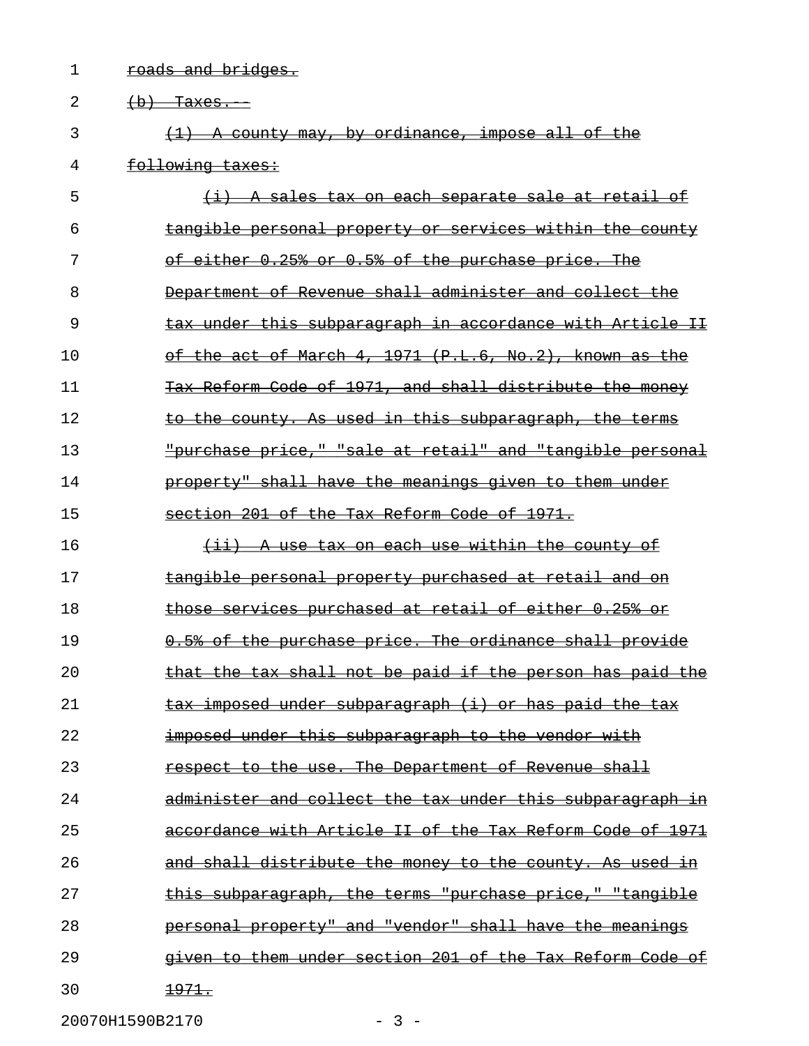roads and bridges.

(b) Taxes.--

(1) A county may, by ordinance, impose all of the following taxes:

(i) A sales tax on each separate sale at retail of tangible personal property or services within the county of either 0.25% or 0.5% of the purchase price. The Department of Revenue shall administer and collect the tax under this subparagraph in accordance with Article II of the act of March 4, 1971 (P.L.6, No.2), known as the Tax Reform Code of 1971, and shall distribute the money to the county. As used in this subparagraph, the terms "purchase price," "sale at retail" and "tangible personal property" shall have the meanings given to them under section 201 of the Tax Reform Code of 1971.

(ii) A use tax on each use within the county of tangible personal property purchased at retail and on those services purchased at retail of either 0.25% or 0.5% of the purchase price. The ordinance shall provide that the tax shall not be paid if the person has paid the tax imposed under subparagraph (i) or has paid the tax imposed under this subparagraph to the vendor with respect to the use. The Department of Revenue shall administer and collect the tax under this subparagraph in accordance with Article II of the Tax Reform Code of 1971 and shall distribute the money to the county. As used in this subparagraph, the terms "purchase price," "tangible personal property" and "vendor" shall have the meanings given to them under section 201 of the Tax Reform Code of 1971.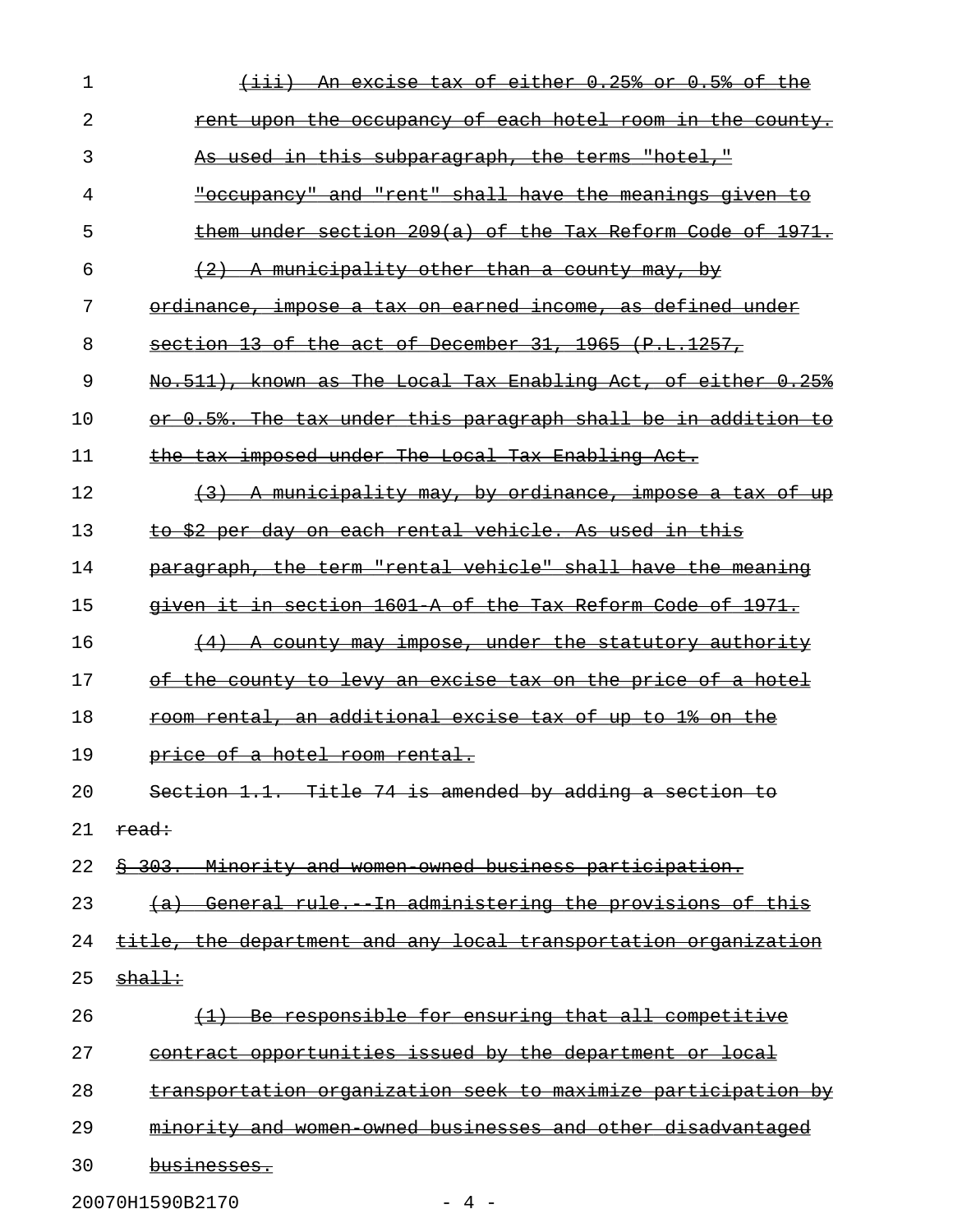~~(iii) An excise tax of either 0.25% or 0.5% of the rent upon the occupancy of each hotel room in the county. As used in this subparagraph, the terms "hotel," "occupancy" and "rent" shall have the meanings given to them under section 209(a) of the Tax Reform Code of 1971.~~

~~(2) A municipality other than a county may, by ordinance, impose a tax on earned income, as defined under section 13 of the act of December 31, 1965 (P.L.1257, No.511), known as The Local Tax Enabling Act, of either 0.25% or 0.5%. The tax under this paragraph shall be in addition to the tax imposed under The Local Tax Enabling Act.~~

~~(3) A municipality may, by ordinance, impose a tax of up to $2 per day on each rental vehicle. As used in this paragraph, the term "rental vehicle" shall have the meaning given it in section 1601-A of the Tax Reform Code of 1971.~~

~~(4) A county may impose, under the statutory authority of the county to levy an excise tax on the price of a hotel room rental, an additional excise tax of up to 1% on the price of a hotel room rental.~~

~~Section 1.1. Title 74 is amended by adding a section to read:~~

~~§ 303. Minority and women-owned business participation.~~

~~(a) General rule.--In administering the provisions of this title, the department and any local transportation organization shall:~~

~~(1) Be responsible for ensuring that all competitive contract opportunities issued by the department or local transportation organization seek to maximize participation by minority and women-owned businesses and other disadvantaged businesses.~~

20070H1590B2170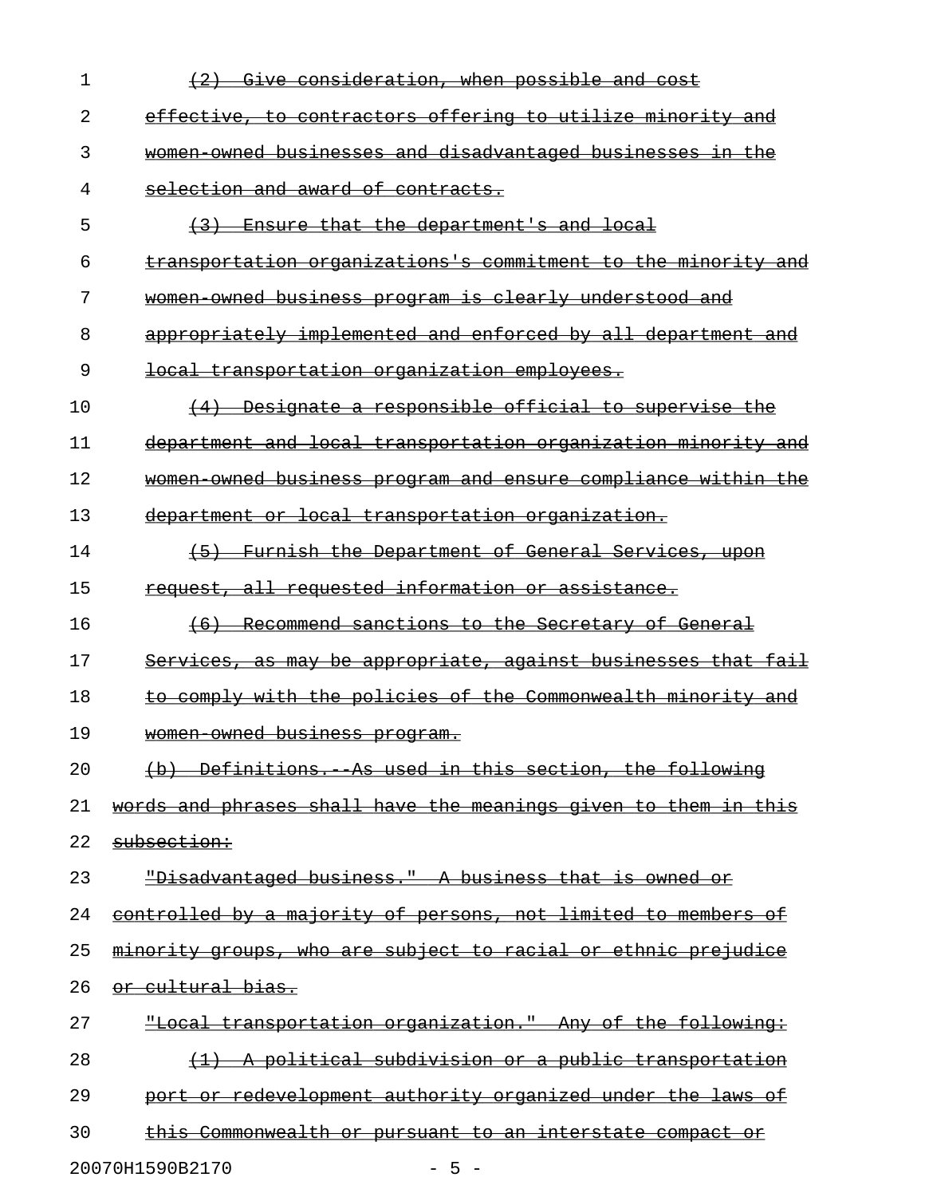(2) Give consideration, when possible and cost effective, to contractors offering to utilize minority and women-owned businesses and disadvantaged businesses in the selection and award of contracts.

(3) Ensure that the department's and local transportation organizations's commitment to the minority and women-owned business program is clearly understood and appropriately implemented and enforced by all department and local transportation organization employees.

(4) Designate a responsible official to supervise the department and local transportation organization minority and women-owned business program and ensure compliance within the department or local transportation organization.

(5) Furnish the Department of General Services, upon request, all requested information or assistance.

(6) Recommend sanctions to the Secretary of General Services, as may be appropriate, against businesses that fail to comply with the policies of the Commonwealth minority and women-owned business program.

(b) Definitions.--As used in this section, the following words and phrases shall have the meanings given to them in this subsection:

"Disadvantaged business." A business that is owned or controlled by a majority of persons, not limited to members of minority groups, who are subject to racial or ethnic prejudice or cultural bias.

"Local transportation organization." Any of the following:

(1) A political subdivision or a public transportation port or redevelopment authority organized under the laws of this Commonwealth or pursuant to an interstate compact or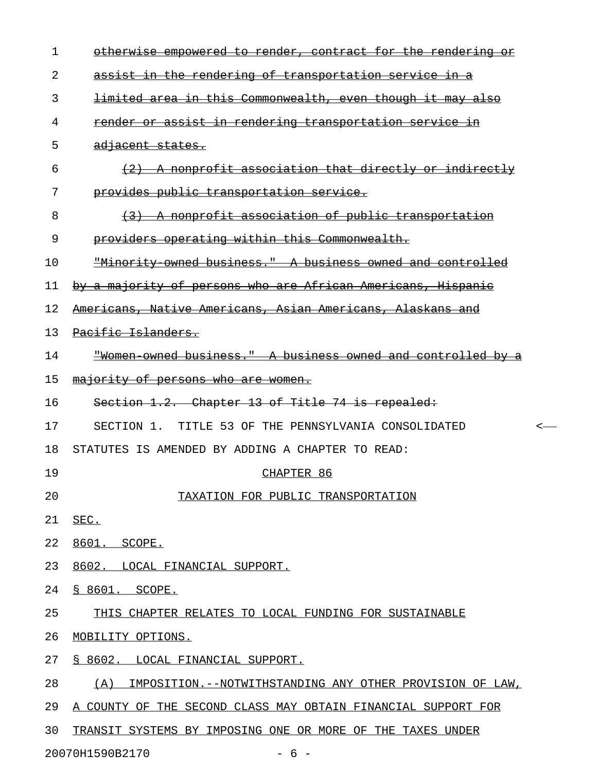~~otherwise empowered to render, contract for the rendering or assist in the rendering of transportation service in a limited area in this Commonwealth, even though it may also render or assist in rendering transportation service in adjacent states.~~

~~(2) A nonprofit association that directly or indirectly provides public transportation service.~~

~~(3) A nonprofit association of public transportation providers operating within this Commonwealth.~~

~~"Minority-owned business." A business owned and controlled by a majority of persons who are African Americans, Hispanic Americans, Native Americans, Asian Americans, Alaskans and Pacific Islanders.~~

~~"Women-owned business." A business owned and controlled by a majority of persons who are women.~~

~~Section 1.2. Chapter 13 of Title 74 is repealed:~~

SECTION 1. TITLE 53 OF THE PENNSYLVANIA CONSOLIDATED STATUTES IS AMENDED BY ADDING A CHAPTER TO READ:

<u>CHAPTER 86</u>

<u>TAXATION FOR PUBLIC TRANSPORTATION</u>

<u>SEC.</u>

<u>8601. SCOPE.</u>

<u>8602. LOCAL FINANCIAL SUPPORT.</u>

<u>§ 8601. SCOPE.</u>

<u>THIS CHAPTER RELATES TO LOCAL FUNDING FOR SUSTAINABLE MOBILITY OPTIONS.</u>

<u>§ 8602. LOCAL FINANCIAL SUPPORT.</u>

<u>(A) IMPOSITION.--NOTWITHSTANDING ANY OTHER PROVISION OF LAW, A COUNTY OF THE SECOND CLASS MAY OBTAIN FINANCIAL SUPPORT FOR TRANSIT SYSTEMS BY IMPOSING ONE OR MORE OF THE TAXES UNDER</u>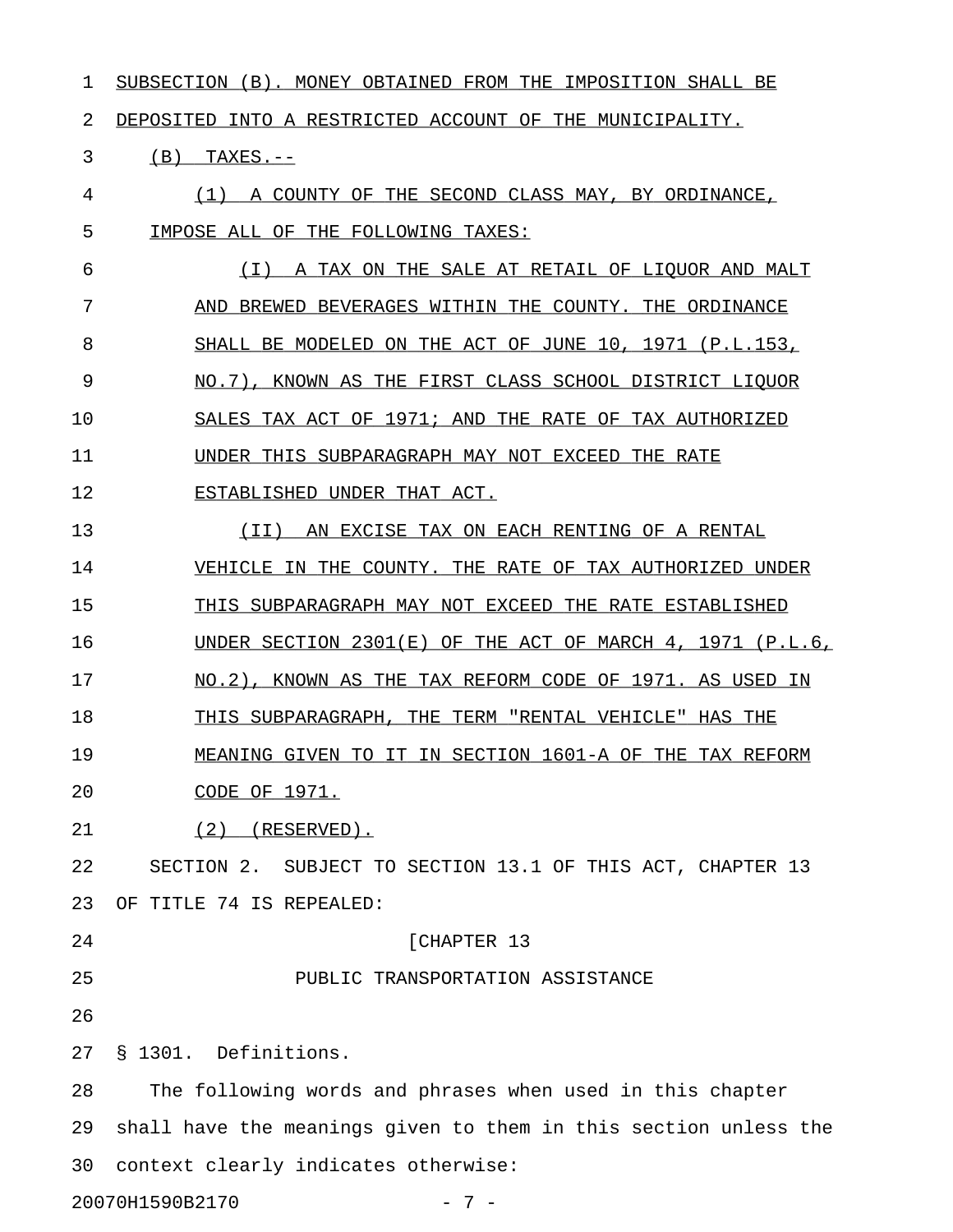SUBSECTION (B). MONEY OBTAINED FROM THE IMPOSITION SHALL BE DEPOSITED INTO A RESTRICTED ACCOUNT OF THE MUNICIPALITY.

(B) TAXES.--

(1) A COUNTY OF THE SECOND CLASS MAY, BY ORDINANCE, IMPOSE ALL OF THE FOLLOWING TAXES:

(I) A TAX ON THE SALE AT RETAIL OF LIQUOR AND MALT AND BREWED BEVERAGES WITHIN THE COUNTY. THE ORDINANCE SHALL BE MODELED ON THE ACT OF JUNE 10, 1971 (P.L.153, NO.7), KNOWN AS THE FIRST CLASS SCHOOL DISTRICT LIQUOR SALES TAX ACT OF 1971; AND THE RATE OF TAX AUTHORIZED UNDER THIS SUBPARAGRAPH MAY NOT EXCEED THE RATE ESTABLISHED UNDER THAT ACT.

(II) AN EXCISE TAX ON EACH RENTING OF A RENTAL VEHICLE IN THE COUNTY. THE RATE OF TAX AUTHORIZED UNDER THIS SUBPARAGRAPH MAY NOT EXCEED THE RATE ESTABLISHED UNDER SECTION 2301(E) OF THE ACT OF MARCH 4, 1971 (P.L.6, NO.2), KNOWN AS THE TAX REFORM CODE OF 1971. AS USED IN THIS SUBPARAGRAPH, THE TERM "RENTAL VEHICLE" HAS THE MEANING GIVEN TO IT IN SECTION 1601-A OF THE TAX REFORM CODE OF 1971.

(2) (RESERVED).

SECTION 2. SUBJECT TO SECTION 13.1 OF THIS ACT, CHAPTER 13 OF TITLE 74 IS REPEALED:

[CHAPTER 13

PUBLIC TRANSPORTATION ASSISTANCE

§ 1301. Definitions.

The following words and phrases when used in this chapter shall have the meanings given to them in this section unless the context clearly indicates otherwise: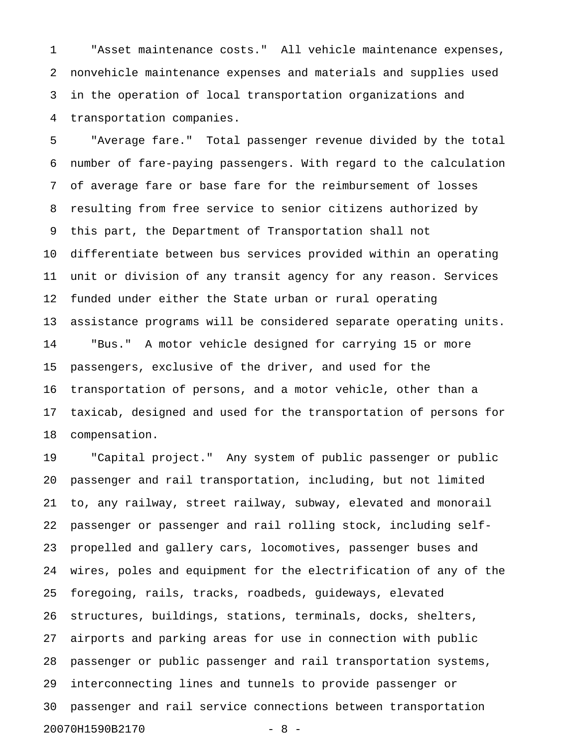"Asset maintenance costs." All vehicle maintenance expenses, nonvehicle maintenance expenses and materials and supplies used in the operation of local transportation organizations and transportation companies.

"Average fare." Total passenger revenue divided by the total number of fare-paying passengers. With regard to the calculation of average fare or base fare for the reimbursement of losses resulting from free service to senior citizens authorized by this part, the Department of Transportation shall not differentiate between bus services provided within an operating unit or division of any transit agency for any reason. Services funded under either the State urban or rural operating assistance programs will be considered separate operating units.

"Bus." A motor vehicle designed for carrying 15 or more passengers, exclusive of the driver, and used for the transportation of persons, and a motor vehicle, other than a taxicab, designed and used for the transportation of persons for compensation.

"Capital project." Any system of public passenger or public passenger and rail transportation, including, but not limited to, any railway, street railway, subway, elevated and monorail passenger or passenger and rail rolling stock, including self-propelled and gallery cars, locomotives, passenger buses and wires, poles and equipment for the electrification of any of the foregoing, rails, tracks, roadbeds, guideways, elevated structures, buildings, stations, terminals, docks, shelters, airports and parking areas for use in connection with public passenger or public passenger and rail transportation systems, interconnecting lines and tunnels to provide passenger or passenger and rail service connections between transportation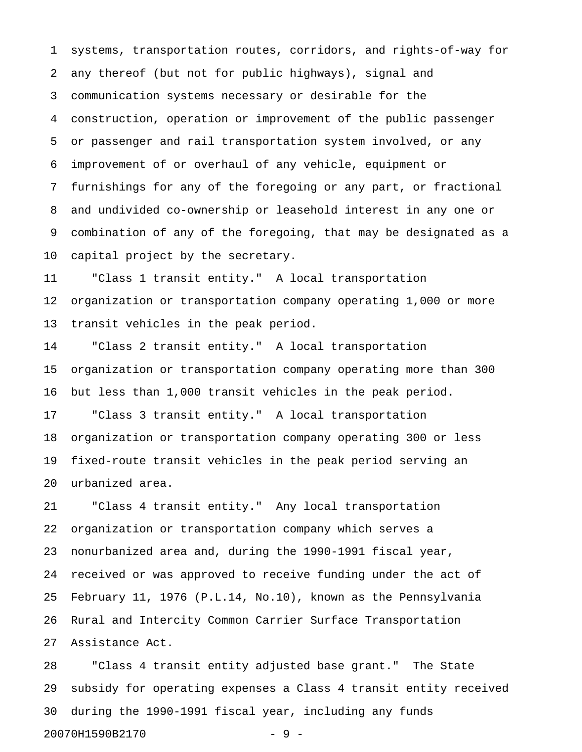systems, transportation routes, corridors, and rights-of-way for any thereof (but not for public highways), signal and communication systems necessary or desirable for the construction, operation or improvement of the public passenger or passenger and rail transportation system involved, or any improvement of or overhaul of any vehicle, equipment or furnishings for any of the foregoing or any part, or fractional and undivided co-ownership or leasehold interest in any one or combination of any of the foregoing, that may be designated as a capital project by the secretary.

"Class 1 transit entity." A local transportation organization or transportation company operating 1,000 or more transit vehicles in the peak period.

"Class 2 transit entity." A local transportation organization or transportation company operating more than 300 but less than 1,000 transit vehicles in the peak period.

"Class 3 transit entity." A local transportation organization or transportation company operating 300 or less fixed-route transit vehicles in the peak period serving an urbanized area.

"Class 4 transit entity." Any local transportation organization or transportation company which serves a nonurbanized area and, during the 1990-1991 fiscal year, received or was approved to receive funding under the act of February 11, 1976 (P.L.14, No.10), known as the Pennsylvania Rural and Intercity Common Carrier Surface Transportation Assistance Act.

"Class 4 transit entity adjusted base grant." The State subsidy for operating expenses a Class 4 transit entity received during the 1990-1991 fiscal year, including any funds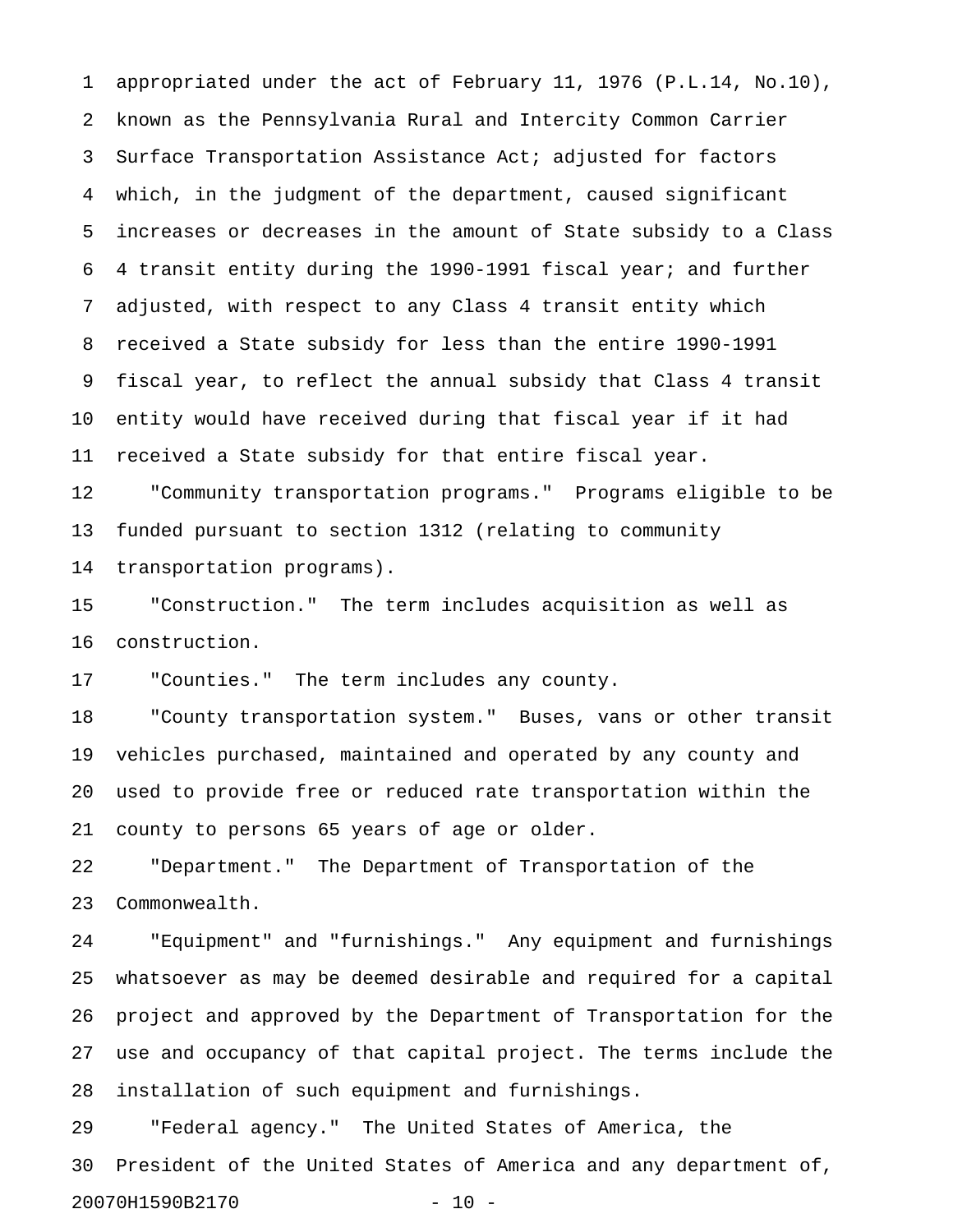appropriated under the act of February 11, 1976 (P.L.14, No.10), known as the Pennsylvania Rural and Intercity Common Carrier Surface Transportation Assistance Act; adjusted for factors which, in the judgment of the department, caused significant increases or decreases in the amount of State subsidy to a Class 4 transit entity during the 1990-1991 fiscal year; and further adjusted, with respect to any Class 4 transit entity which received a State subsidy for less than the entire 1990-1991 fiscal year, to reflect the annual subsidy that Class 4 transit entity would have received during that fiscal year if it had received a State subsidy for that entire fiscal year.

"Community transportation programs." Programs eligible to be funded pursuant to section 1312 (relating to community transportation programs).

"Construction." The term includes acquisition as well as construction.

"Counties." The term includes any county.

"County transportation system." Buses, vans or other transit vehicles purchased, maintained and operated by any county and used to provide free or reduced rate transportation within the county to persons 65 years of age or older.

"Department." The Department of Transportation of the Commonwealth.

"Equipment" and "furnishings." Any equipment and furnishings whatsoever as may be deemed desirable and required for a capital project and approved by the Department of Transportation for the use and occupancy of that capital project. The terms include the installation of such equipment and furnishings.

"Federal agency." The United States of America, the President of the United States of America and any department of,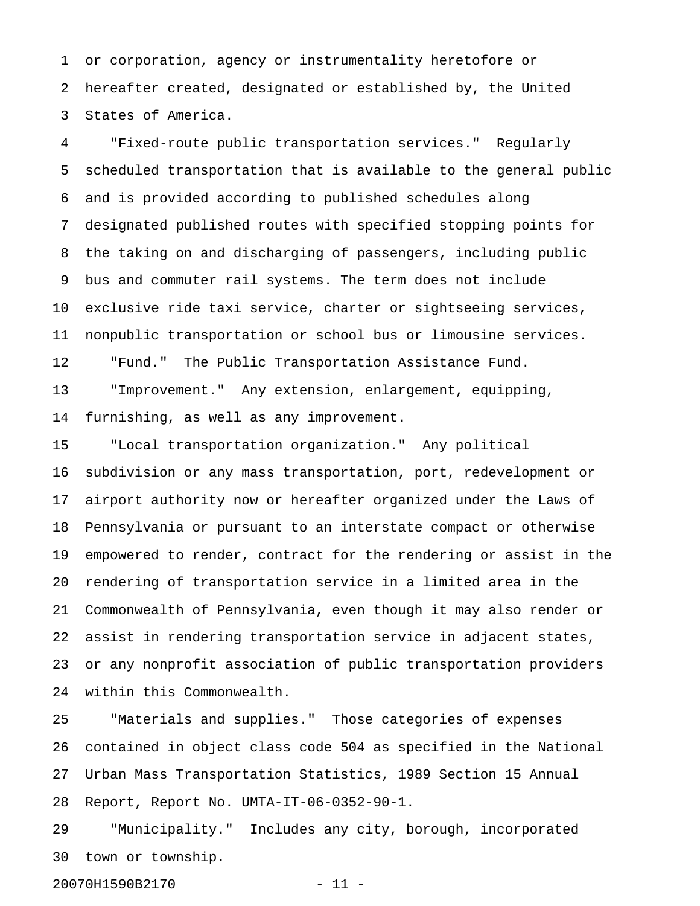or corporation, agency or instrumentality heretofore or hereafter created, designated or established by, the United States of America.

"Fixed-route public transportation services." Regularly scheduled transportation that is available to the general public and is provided according to published schedules along designated published routes with specified stopping points for the taking on and discharging of passengers, including public bus and commuter rail systems. The term does not include exclusive ride taxi service, charter or sightseeing services, nonpublic transportation or school bus or limousine services.

"Fund." The Public Transportation Assistance Fund.

"Improvement." Any extension, enlargement, equipping, furnishing, as well as any improvement.

"Local transportation organization." Any political subdivision or any mass transportation, port, redevelopment or airport authority now or hereafter organized under the Laws of Pennsylvania or pursuant to an interstate compact or otherwise empowered to render, contract for the rendering or assist in the rendering of transportation service in a limited area in the Commonwealth of Pennsylvania, even though it may also render or assist in rendering transportation service in adjacent states, or any nonprofit association of public transportation providers within this Commonwealth.

"Materials and supplies." Those categories of expenses contained in object class code 504 as specified in the National Urban Mass Transportation Statistics, 1989 Section 15 Annual Report, Report No. UMTA-IT-06-0352-90-1.

"Municipality." Includes any city, borough, incorporated town or township.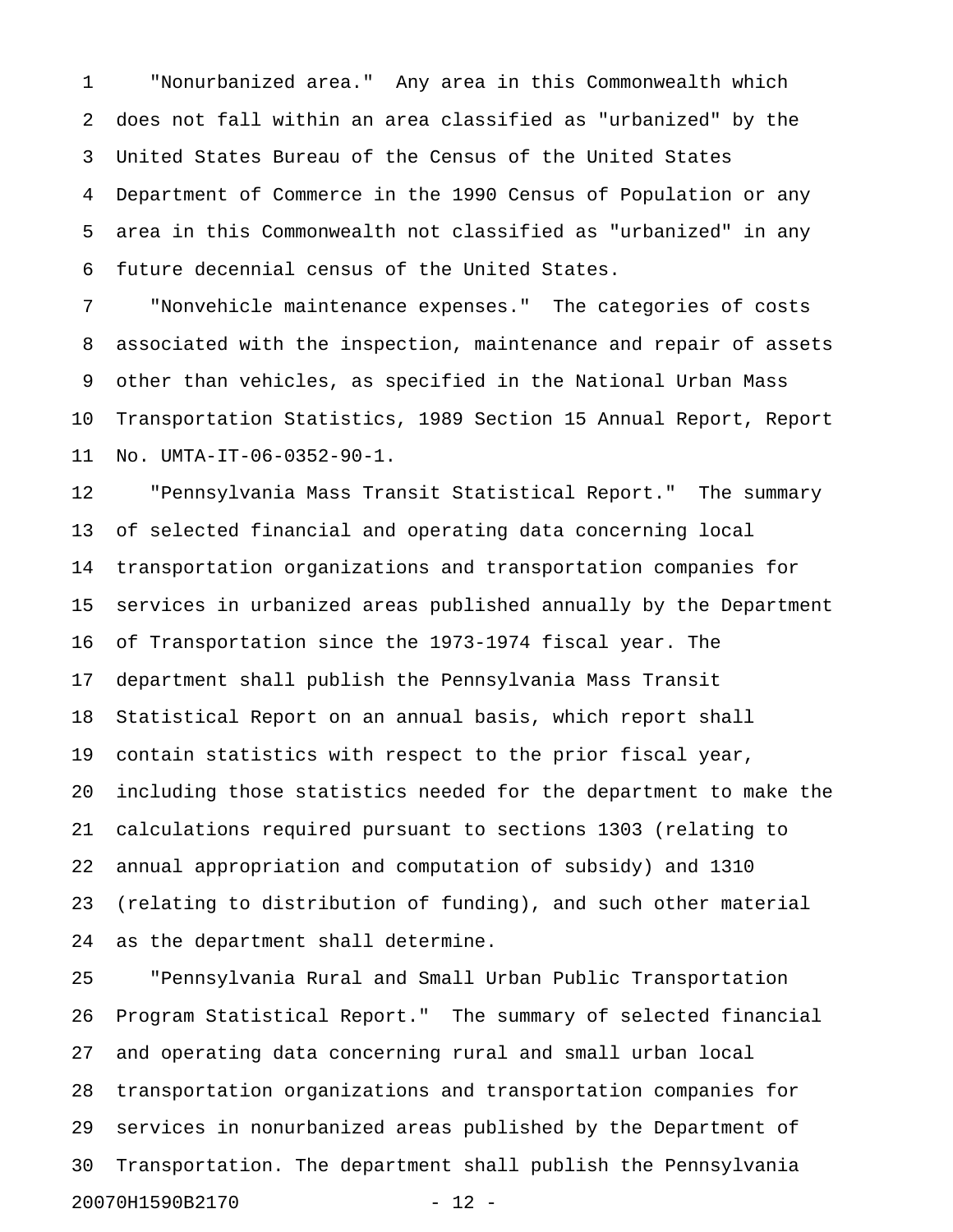"Nonurbanized area." Any area in this Commonwealth which does not fall within an area classified as "urbanized" by the United States Bureau of the Census of the United States Department of Commerce in the 1990 Census of Population or any area in this Commonwealth not classified as "urbanized" in any future decennial census of the United States.

"Nonvehicle maintenance expenses." The categories of costs associated with the inspection, maintenance and repair of assets other than vehicles, as specified in the National Urban Mass Transportation Statistics, 1989 Section 15 Annual Report, Report No. UMTA-IT-06-0352-90-1.

"Pennsylvania Mass Transit Statistical Report." The summary of selected financial and operating data concerning local transportation organizations and transportation companies for services in urbanized areas published annually by the Department of Transportation since the 1973-1974 fiscal year. The department shall publish the Pennsylvania Mass Transit Statistical Report on an annual basis, which report shall contain statistics with respect to the prior fiscal year, including those statistics needed for the department to make the calculations required pursuant to sections 1303 (relating to annual appropriation and computation of subsidy) and 1310 (relating to distribution of funding), and such other material as the department shall determine.

"Pennsylvania Rural and Small Urban Public Transportation Program Statistical Report." The summary of selected financial and operating data concerning rural and small urban local transportation organizations and transportation companies for services in nonurbanized areas published by the Department of Transportation. The department shall publish the Pennsylvania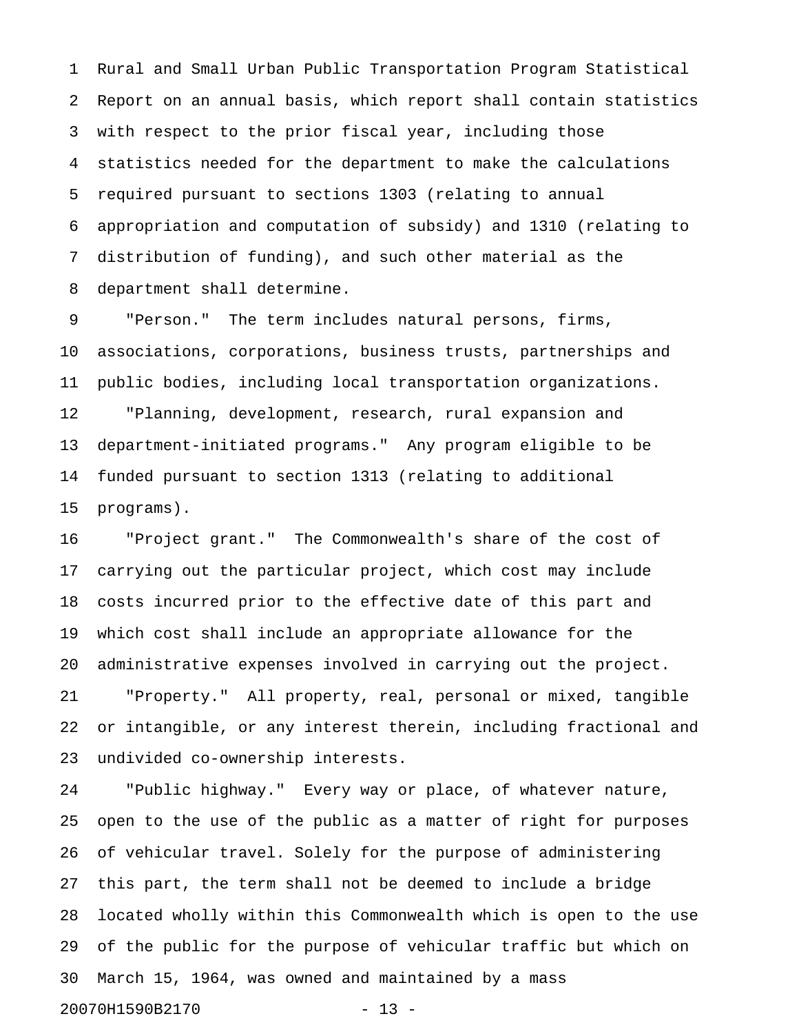Rural and Small Urban Public Transportation Program Statistical Report on an annual basis, which report shall contain statistics with respect to the prior fiscal year, including those statistics needed for the department to make the calculations required pursuant to sections 1303 (relating to annual appropriation and computation of subsidy) and 1310 (relating to distribution of funding), and such other material as the department shall determine.

"Person." The term includes natural persons, firms, associations, corporations, business trusts, partnerships and public bodies, including local transportation organizations.

"Planning, development, research, rural expansion and department-initiated programs." Any program eligible to be funded pursuant to section 1313 (relating to additional programs).

"Project grant." The Commonwealth's share of the cost of carrying out the particular project, which cost may include costs incurred prior to the effective date of this part and which cost shall include an appropriate allowance for the administrative expenses involved in carrying out the project.

"Property." All property, real, personal or mixed, tangible or intangible, or any interest therein, including fractional and undivided co-ownership interests.

"Public highway." Every way or place, of whatever nature, open to the use of the public as a matter of right for purposes of vehicular travel. Solely for the purpose of administering this part, the term shall not be deemed to include a bridge located wholly within this Commonwealth which is open to the use of the public for the purpose of vehicular traffic but which on March 15, 1964, was owned and maintained by a mass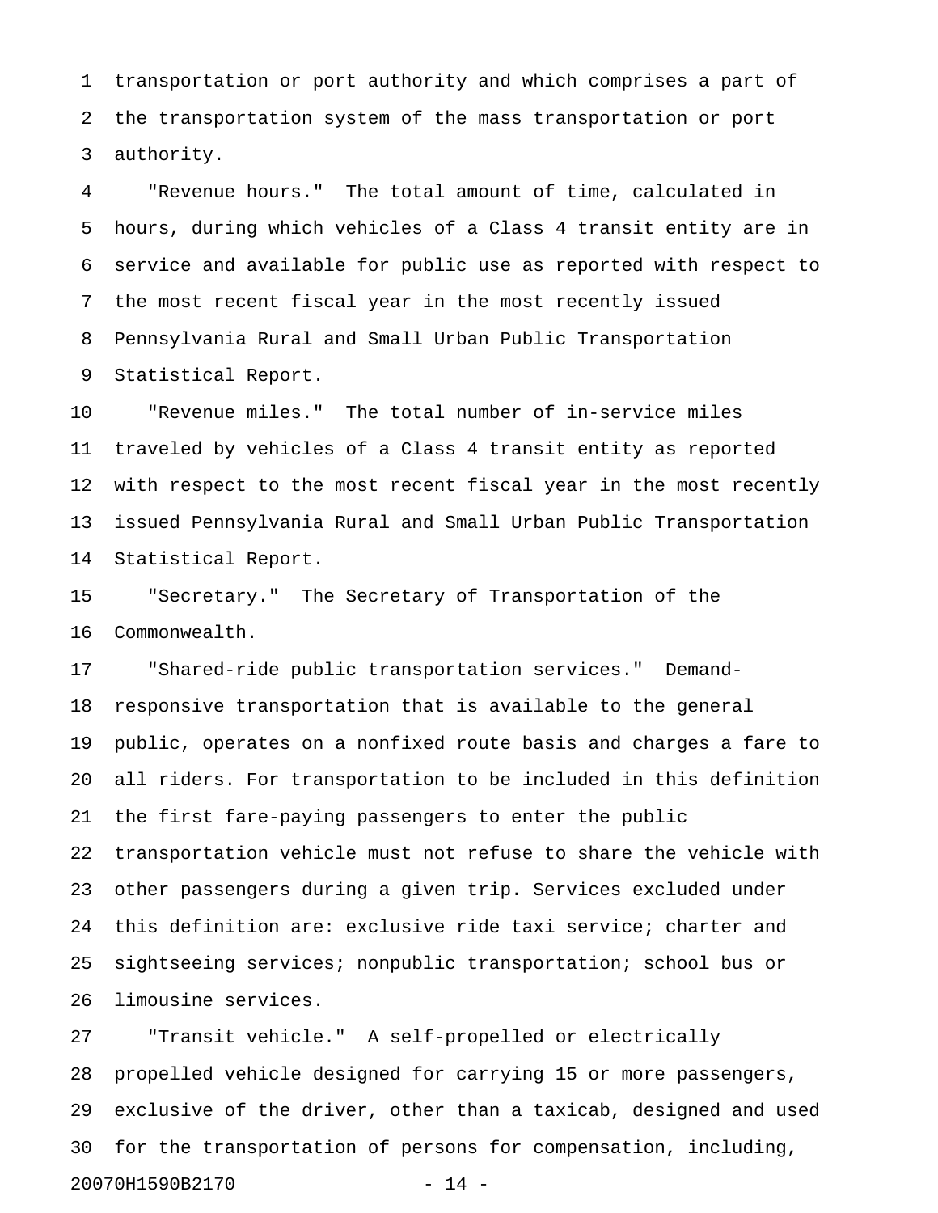transportation or port authority and which comprises a part of the transportation system of the mass transportation or port authority.

"Revenue hours." The total amount of time, calculated in hours, during which vehicles of a Class 4 transit entity are in service and available for public use as reported with respect to the most recent fiscal year in the most recently issued Pennsylvania Rural and Small Urban Public Transportation Statistical Report.

"Revenue miles." The total number of in-service miles traveled by vehicles of a Class 4 transit entity as reported with respect to the most recent fiscal year in the most recently issued Pennsylvania Rural and Small Urban Public Transportation Statistical Report.

"Secretary." The Secretary of Transportation of the Commonwealth.

"Shared-ride public transportation services." Demand-responsive transportation that is available to the general public, operates on a nonfixed route basis and charges a fare to all riders. For transportation to be included in this definition the first fare-paying passengers to enter the public transportation vehicle must not refuse to share the vehicle with other passengers during a given trip. Services excluded under this definition are: exclusive ride taxi service; charter and sightseeing services; nonpublic transportation; school bus or limousine services.

"Transit vehicle." A self-propelled or electrically propelled vehicle designed for carrying 15 or more passengers, exclusive of the driver, other than a taxicab, designed and used for the transportation of persons for compensation, including,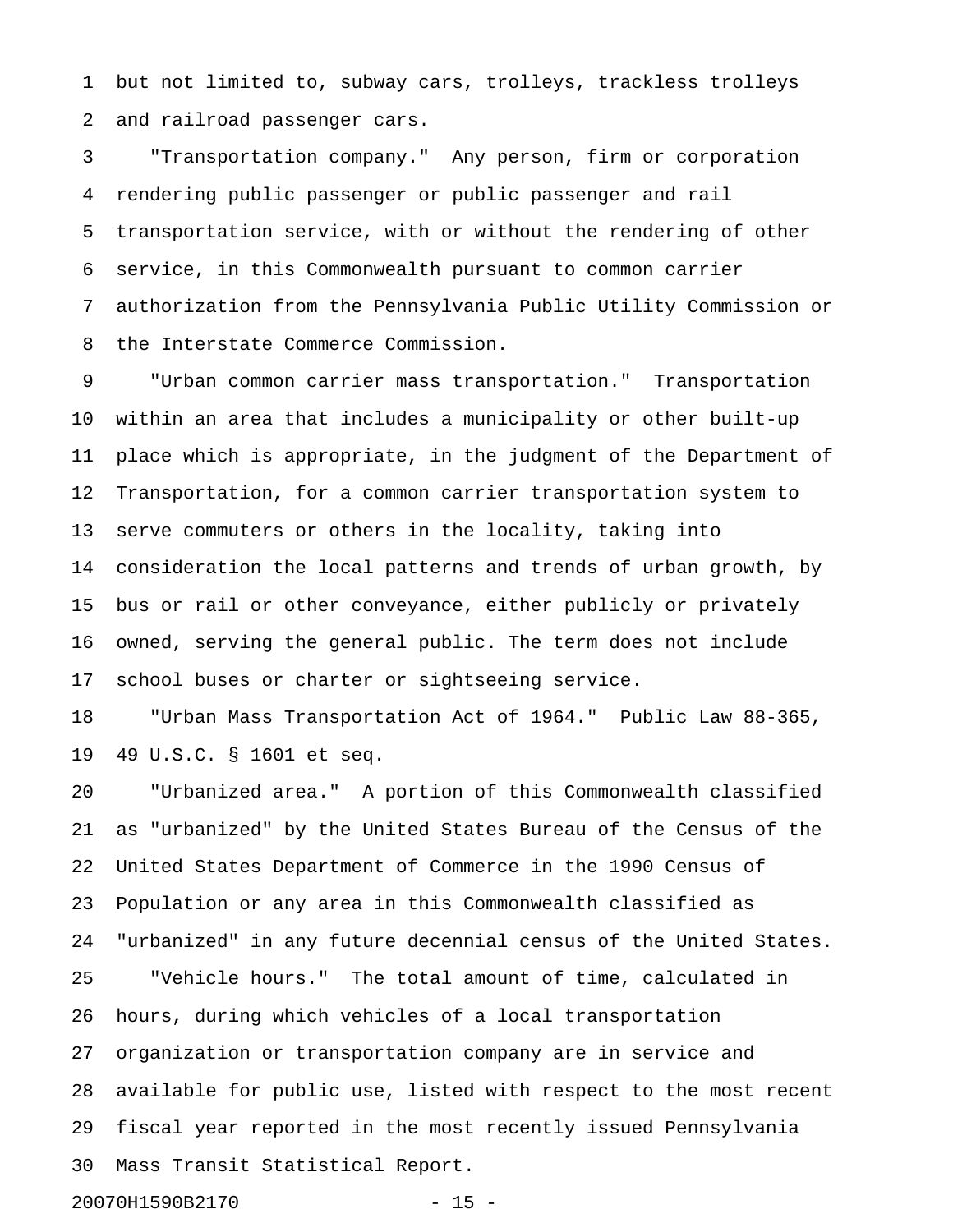but not limited to, subway cars, trolleys, trackless trolleys and railroad passenger cars.

"Transportation company." Any person, firm or corporation rendering public passenger or public passenger and rail transportation service, with or without the rendering of other service, in this Commonwealth pursuant to common carrier authorization from the Pennsylvania Public Utility Commission or the Interstate Commerce Commission.

"Urban common carrier mass transportation." Transportation within an area that includes a municipality or other built-up place which is appropriate, in the judgment of the Department of Transportation, for a common carrier transportation system to serve commuters or others in the locality, taking into consideration the local patterns and trends of urban growth, by bus or rail or other conveyance, either publicly or privately owned, serving the general public. The term does not include school buses or charter or sightseeing service.

"Urban Mass Transportation Act of 1964." Public Law 88-365, 49 U.S.C. § 1601 et seq.

"Urbanized area." A portion of this Commonwealth classified as "urbanized" by the United States Bureau of the Census of the United States Department of Commerce in the 1990 Census of Population or any area in this Commonwealth classified as "urbanized" in any future decennial census of the United States.

"Vehicle hours." The total amount of time, calculated in hours, during which vehicles of a local transportation organization or transportation company are in service and available for public use, listed with respect to the most recent fiscal year reported in the most recently issued Pennsylvania Mass Transit Statistical Report.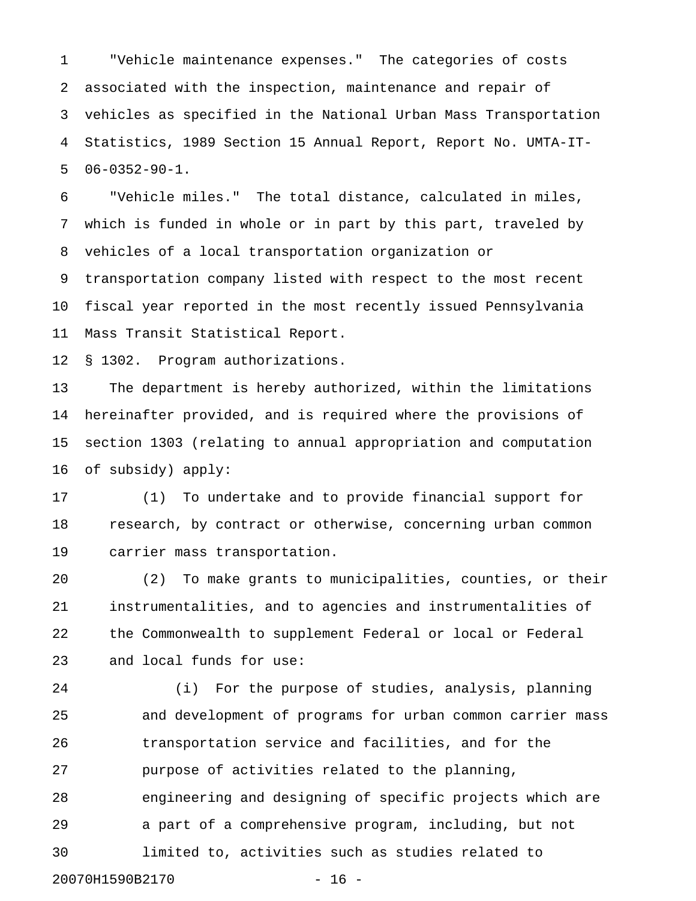"Vehicle maintenance expenses." The categories of costs associated with the inspection, maintenance and repair of vehicles as specified in the National Urban Mass Transportation Statistics, 1989 Section 15 Annual Report, Report No. UMTA-IT-06-0352-90-1.

"Vehicle miles." The total distance, calculated in miles, which is funded in whole or in part by this part, traveled by vehicles of a local transportation organization or transportation company listed with respect to the most recent fiscal year reported in the most recently issued Pennsylvania Mass Transit Statistical Report.

§ 1302. Program authorizations.

The department is hereby authorized, within the limitations hereinafter provided, and is required where the provisions of section 1303 (relating to annual appropriation and computation of subsidy) apply:

(1) To undertake and to provide financial support for research, by contract or otherwise, concerning urban common carrier mass transportation.

(2) To make grants to municipalities, counties, or their instrumentalities, and to agencies and instrumentalities of the Commonwealth to supplement Federal or local or Federal and local funds for use:

(i) For the purpose of studies, analysis, planning and development of programs for urban common carrier mass transportation service and facilities, and for the purpose of activities related to the planning, engineering and designing of specific projects which are a part of a comprehensive program, including, but not limited to, activities such as studies related to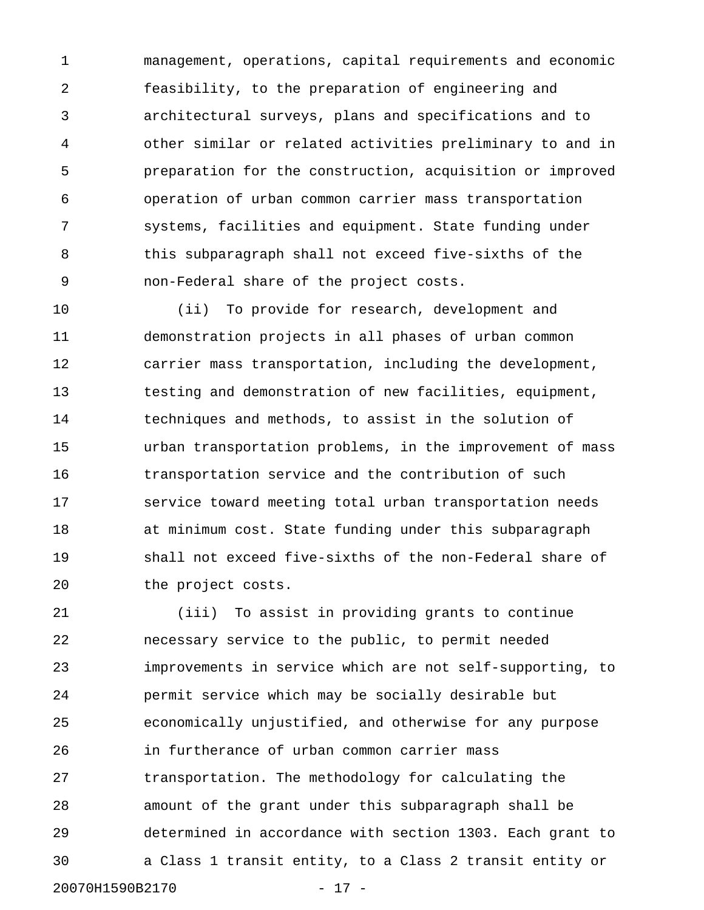management, operations, capital requirements and economic feasibility, to the preparation of engineering and architectural surveys, plans and specifications and to other similar or related activities preliminary to and in preparation for the construction, acquisition or improved operation of urban common carrier mass transportation systems, facilities and equipment. State funding under this subparagraph shall not exceed five-sixths of the non-Federal share of the project costs.

(ii) To provide for research, development and demonstration projects in all phases of urban common carrier mass transportation, including the development, testing and demonstration of new facilities, equipment, techniques and methods, to assist in the solution of urban transportation problems, in the improvement of mass transportation service and the contribution of such service toward meeting total urban transportation needs at minimum cost. State funding under this subparagraph shall not exceed five-sixths of the non-Federal share of the project costs.

(iii) To assist in providing grants to continue necessary service to the public, to permit needed improvements in service which are not self-supporting, to permit service which may be socially desirable but economically unjustified, and otherwise for any purpose in furtherance of urban common carrier mass transportation. The methodology for calculating the amount of the grant under this subparagraph shall be determined in accordance with section 1303. Each grant to a Class 1 transit entity, to a Class 2 transit entity or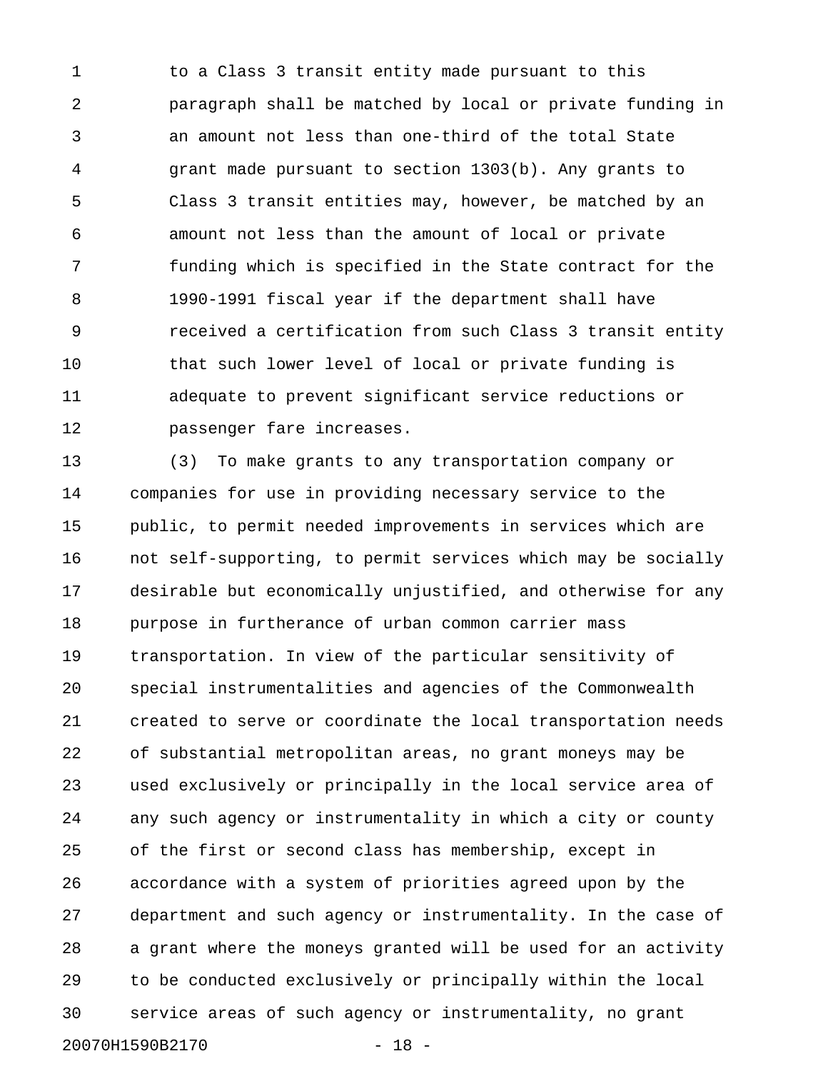to a Class 3 transit entity made pursuant to this paragraph shall be matched by local or private funding in an amount not less than one-third of the total State grant made pursuant to section 1303(b). Any grants to Class 3 transit entities may, however, be matched by an amount not less than the amount of local or private funding which is specified in the State contract for the 1990-1991 fiscal year if the department shall have received a certification from such Class 3 transit entity that such lower level of local or private funding is adequate to prevent significant service reductions or passenger fare increases.

(3) To make grants to any transportation company or companies for use in providing necessary service to the public, to permit needed improvements in services which are not self-supporting, to permit services which may be socially desirable but economically unjustified, and otherwise for any purpose in furtherance of urban common carrier mass transportation. In view of the particular sensitivity of special instrumentalities and agencies of the Commonwealth created to serve or coordinate the local transportation needs of substantial metropolitan areas, no grant moneys may be used exclusively or principally in the local service area of any such agency or instrumentality in which a city or county of the first or second class has membership, except in accordance with a system of priorities agreed upon by the department and such agency or instrumentality. In the case of a grant where the moneys granted will be used for an activity to be conducted exclusively or principally within the local service areas of such agency or instrumentality, no grant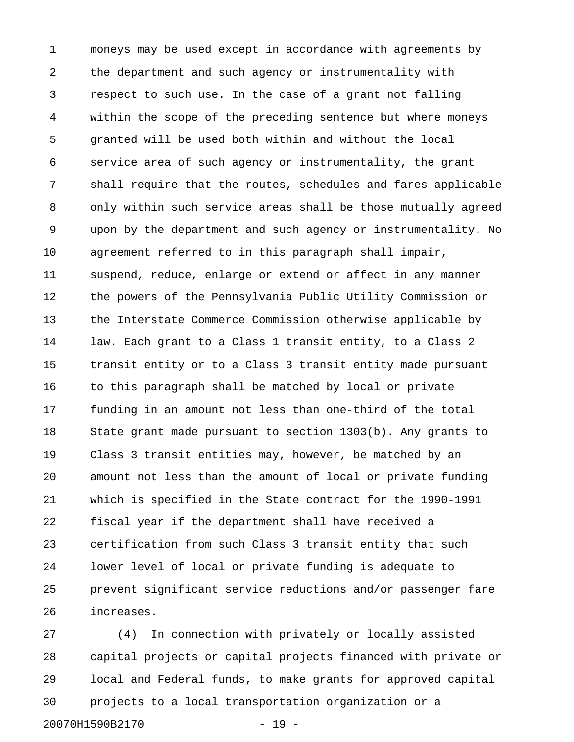moneys may be used except in accordance with agreements by the department and such agency or instrumentality with respect to such use. In the case of a grant not falling within the scope of the preceding sentence but where moneys granted will be used both within and without the local service area of such agency or instrumentality, the grant shall require that the routes, schedules and fares applicable only within such service areas shall be those mutually agreed upon by the department and such agency or instrumentality. No agreement referred to in this paragraph shall impair, suspend, reduce, enlarge or extend or affect in any manner the powers of the Pennsylvania Public Utility Commission or the Interstate Commerce Commission otherwise applicable by law. Each grant to a Class 1 transit entity, to a Class 2 transit entity or to a Class 3 transit entity made pursuant to this paragraph shall be matched by local or private funding in an amount not less than one-third of the total State grant made pursuant to section 1303(b). Any grants to Class 3 transit entities may, however, be matched by an amount not less than the amount of local or private funding which is specified in the State contract for the 1990-1991 fiscal year if the department shall have received a certification from such Class 3 transit entity that such lower level of local or private funding is adequate to prevent significant service reductions and/or passenger fare increases.

(4) In connection with privately or locally assisted capital projects or capital projects financed with private or local and Federal funds, to make grants for approved capital projects to a local transportation organization or a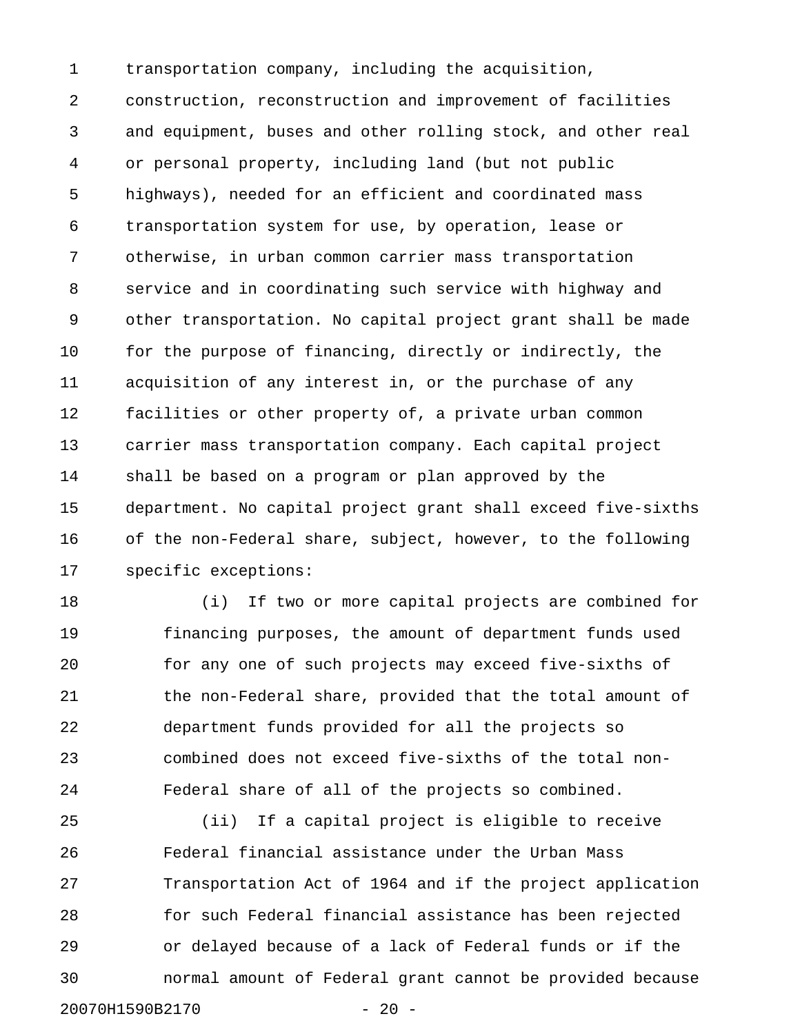transportation company, including the acquisition, construction, reconstruction and improvement of facilities and equipment, buses and other rolling stock, and other real or personal property, including land (but not public highways), needed for an efficient and coordinated mass transportation system for use, by operation, lease or otherwise, in urban common carrier mass transportation service and in coordinating such service with highway and other transportation. No capital project grant shall be made for the purpose of financing, directly or indirectly, the acquisition of any interest in, or the purchase of any facilities or other property of, a private urban common carrier mass transportation company. Each capital project shall be based on a program or plan approved by the department. No capital project grant shall exceed five-sixths of the non-Federal share, subject, however, to the following specific exceptions:

(i) If two or more capital projects are combined for financing purposes, the amount of department funds used for any one of such projects may exceed five-sixths of the non-Federal share, provided that the total amount of department funds provided for all the projects so combined does not exceed five-sixths of the total non-Federal share of all of the projects so combined.

(ii) If a capital project is eligible to receive Federal financial assistance under the Urban Mass Transportation Act of 1964 and if the project application for such Federal financial assistance has been rejected or delayed because of a lack of Federal funds or if the normal amount of Federal grant cannot be provided because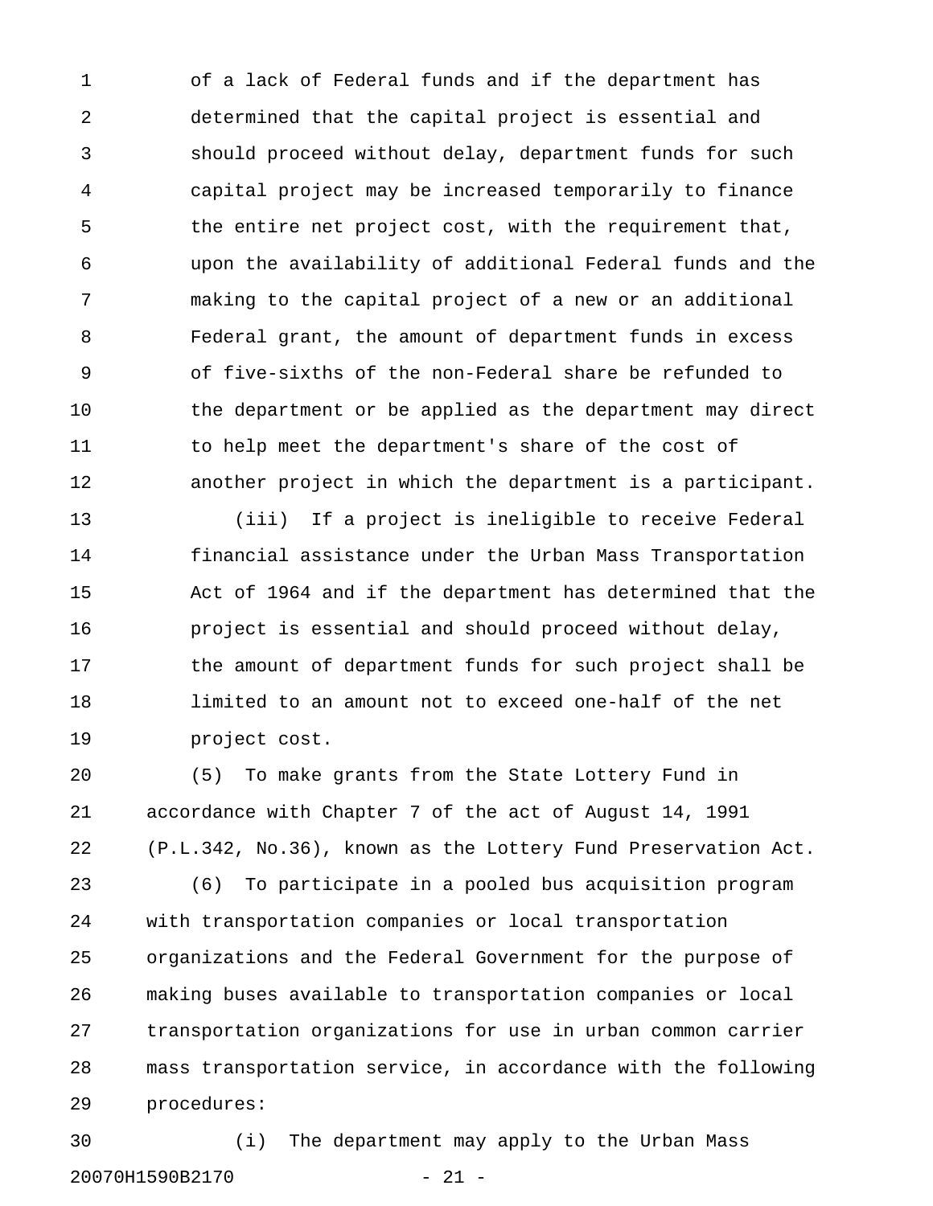of a lack of Federal funds and if the department has determined that the capital project is essential and should proceed without delay, department funds for such capital project may be increased temporarily to finance the entire net project cost, with the requirement that, upon the availability of additional Federal funds and the making to the capital project of a new or an additional Federal grant, the amount of department funds in excess of five-sixths of the non-Federal share be refunded to the department or be applied as the department may direct to help meet the department's share of the cost of another project in which the department is a participant.

(iii) If a project is ineligible to receive Federal financial assistance under the Urban Mass Transportation Act of 1964 and if the department has determined that the project is essential and should proceed without delay, the amount of department funds for such project shall be limited to an amount not to exceed one-half of the net project cost.

(5) To make grants from the State Lottery Fund in accordance with Chapter 7 of the act of August 14, 1991 (P.L.342, No.36), known as the Lottery Fund Preservation Act.

(6) To participate in a pooled bus acquisition program with transportation companies or local transportation organizations and the Federal Government for the purpose of making buses available to transportation companies or local transportation organizations for use in urban common carrier mass transportation service, in accordance with the following procedures:

(i) The department may apply to the Urban Mass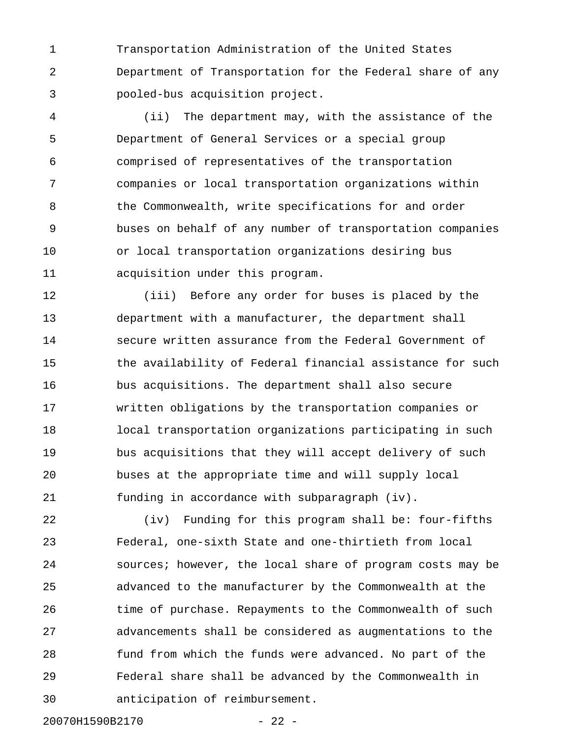Transportation Administration of the United States Department of Transportation for the Federal share of any pooled-bus acquisition project.

(ii) The department may, with the assistance of the Department of General Services or a special group comprised of representatives of the transportation companies or local transportation organizations within the Commonwealth, write specifications for and order buses on behalf of any number of transportation companies or local transportation organizations desiring bus acquisition under this program.

(iii) Before any order for buses is placed by the department with a manufacturer, the department shall secure written assurance from the Federal Government of the availability of Federal financial assistance for such bus acquisitions. The department shall also secure written obligations by the transportation companies or local transportation organizations participating in such bus acquisitions that they will accept delivery of such buses at the appropriate time and will supply local funding in accordance with subparagraph (iv).

(iv) Funding for this program shall be: four-fifths Federal, one-sixth State and one-thirtieth from local sources; however, the local share of program costs may be advanced to the manufacturer by the Commonwealth at the time of purchase. Repayments to the Commonwealth of such advancements shall be considered as augmentations to the fund from which the funds were advanced. No part of the Federal share shall be advanced by the Commonwealth in anticipation of reimbursement.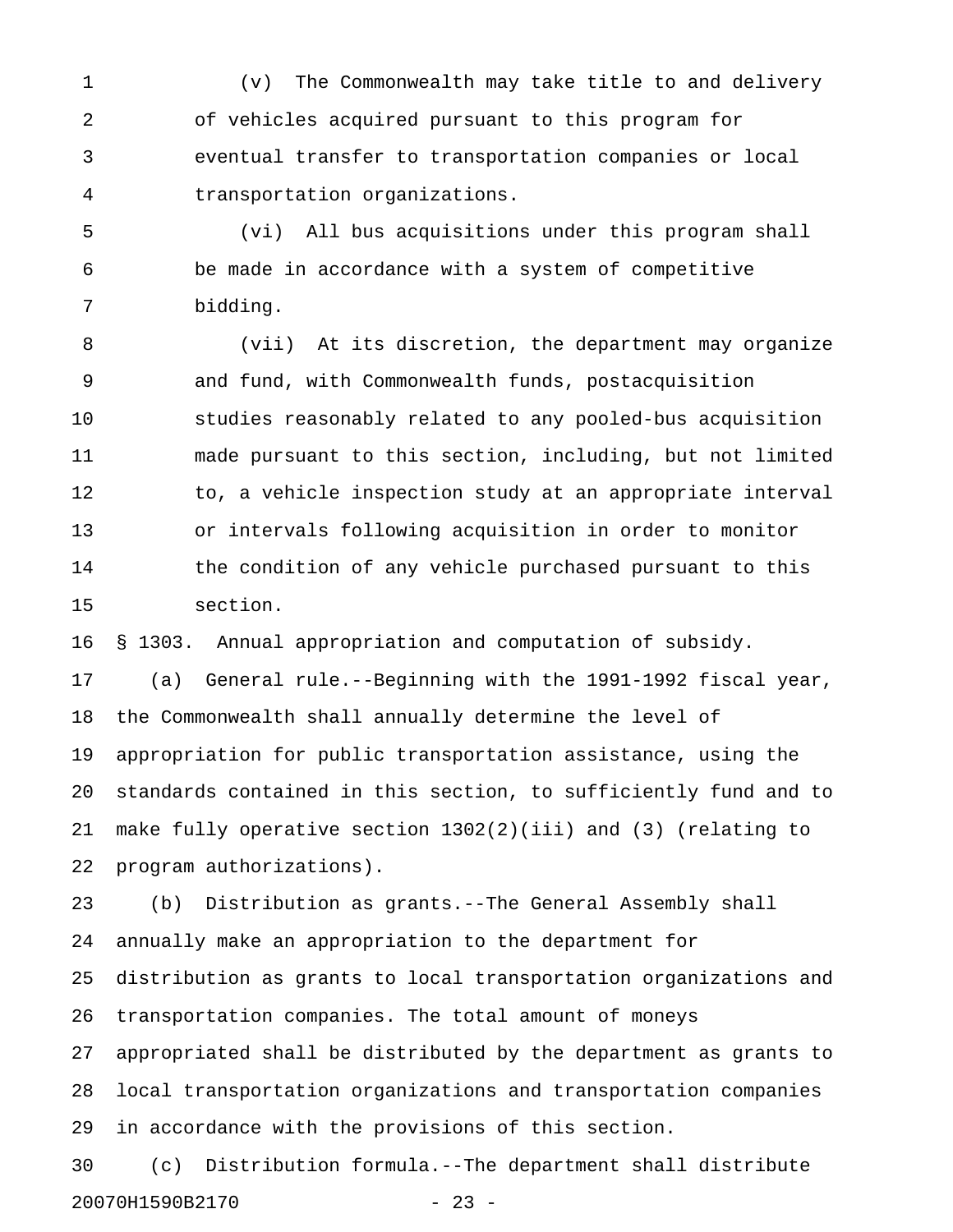(v) The Commonwealth may take title to and delivery of vehicles acquired pursuant to this program for eventual transfer to transportation companies or local transportation organizations.

(vi) All bus acquisitions under this program shall be made in accordance with a system of competitive bidding.

(vii) At its discretion, the department may organize and fund, with Commonwealth funds, postacquisition studies reasonably related to any pooled-bus acquisition made pursuant to this section, including, but not limited to, a vehicle inspection study at an appropriate interval or intervals following acquisition in order to monitor the condition of any vehicle purchased pursuant to this section.

§ 1303. Annual appropriation and computation of subsidy.

(a) General rule.--Beginning with the 1991-1992 fiscal year, the Commonwealth shall annually determine the level of appropriation for public transportation assistance, using the standards contained in this section, to sufficiently fund and to make fully operative section 1302(2)(iii) and (3) (relating to program authorizations).

(b) Distribution as grants.--The General Assembly shall annually make an appropriation to the department for distribution as grants to local transportation organizations and transportation companies. The total amount of moneys appropriated shall be distributed by the department as grants to local transportation organizations and transportation companies in accordance with the provisions of this section.

(c) Distribution formula.--The department shall distribute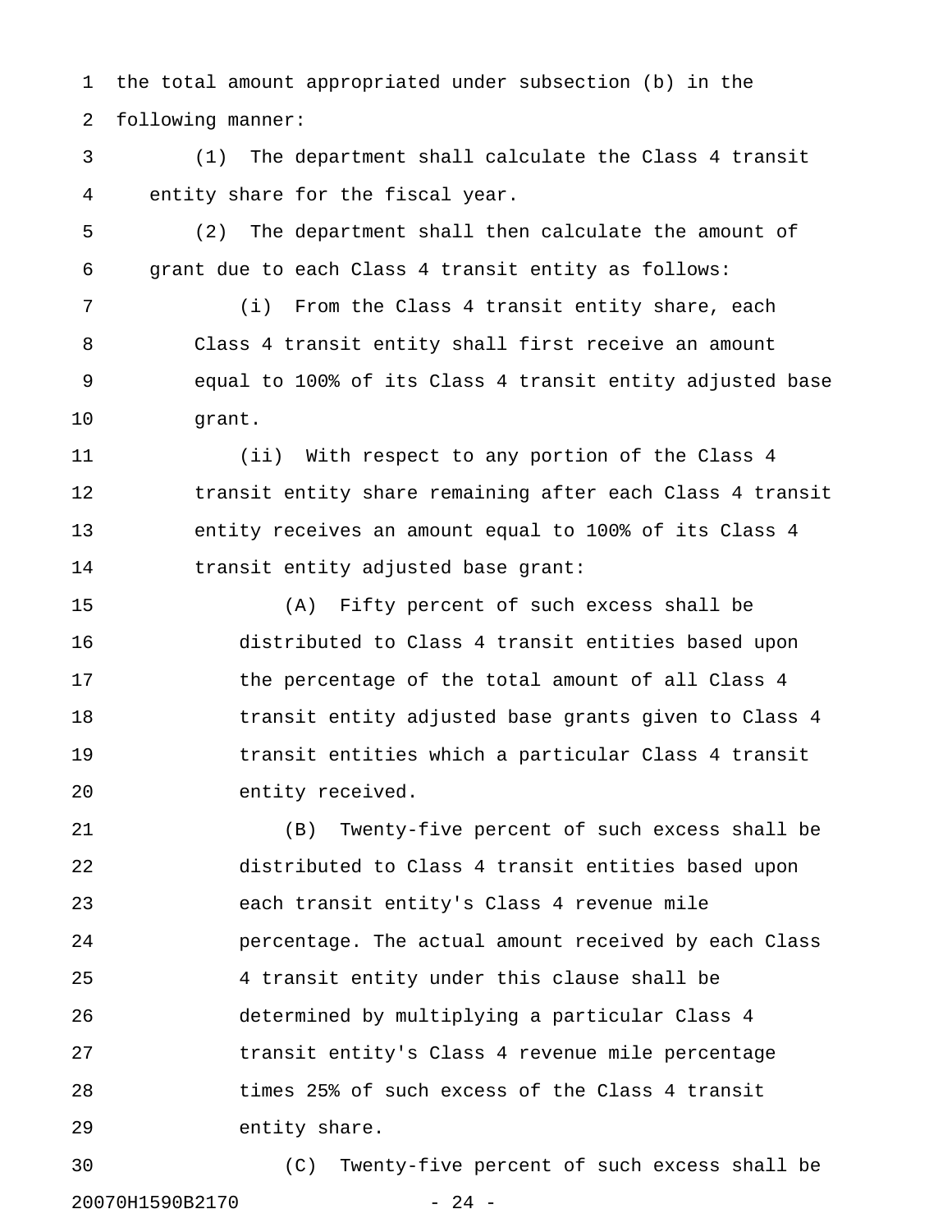the total amount appropriated under subsection (b) in the following manner:

(1) The department shall calculate the Class 4 transit entity share for the fiscal year.

(2) The department shall then calculate the amount of grant due to each Class 4 transit entity as follows:

(i) From the Class 4 transit entity share, each Class 4 transit entity shall first receive an amount equal to 100% of its Class 4 transit entity adjusted base grant.

(ii) With respect to any portion of the Class 4 transit entity share remaining after each Class 4 transit entity receives an amount equal to 100% of its Class 4 transit entity adjusted base grant:

(A) Fifty percent of such excess shall be distributed to Class 4 transit entities based upon the percentage of the total amount of all Class 4 transit entity adjusted base grants given to Class 4 transit entities which a particular Class 4 transit entity received.

(B) Twenty-five percent of such excess shall be distributed to Class 4 transit entities based upon each transit entity's Class 4 revenue mile percentage. The actual amount received by each Class 4 transit entity under this clause shall be determined by multiplying a particular Class 4 transit entity's Class 4 revenue mile percentage times 25% of such excess of the Class 4 transit entity share.

(C) Twenty-five percent of such excess shall be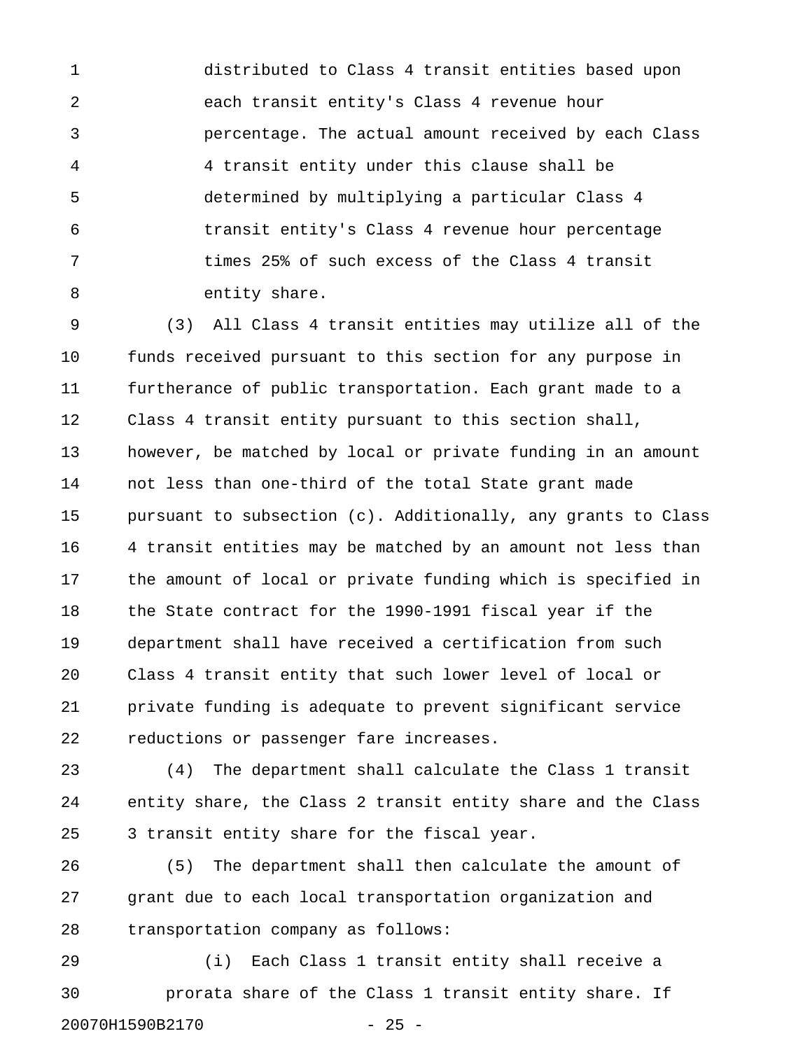distributed to Class 4 transit entities based upon each transit entity's Class 4 revenue hour percentage. The actual amount received by each Class 4 transit entity under this clause shall be determined by multiplying a particular Class 4 transit entity's Class 4 revenue hour percentage times 25% of such excess of the Class 4 transit entity share.

(3) All Class 4 transit entities may utilize all of the funds received pursuant to this section for any purpose in furtherance of public transportation. Each grant made to a Class 4 transit entity pursuant to this section shall, however, be matched by local or private funding in an amount not less than one-third of the total State grant made pursuant to subsection (c). Additionally, any grants to Class 4 transit entities may be matched by an amount not less than the amount of local or private funding which is specified in the State contract for the 1990-1991 fiscal year if the department shall have received a certification from such Class 4 transit entity that such lower level of local or private funding is adequate to prevent significant service reductions or passenger fare increases.

(4) The department shall calculate the Class 1 transit entity share, the Class 2 transit entity share and the Class 3 transit entity share for the fiscal year.

(5) The department shall then calculate the amount of grant due to each local transportation organization and transportation company as follows:

(i) Each Class 1 transit entity shall receive a prorata share of the Class 1 transit entity share. If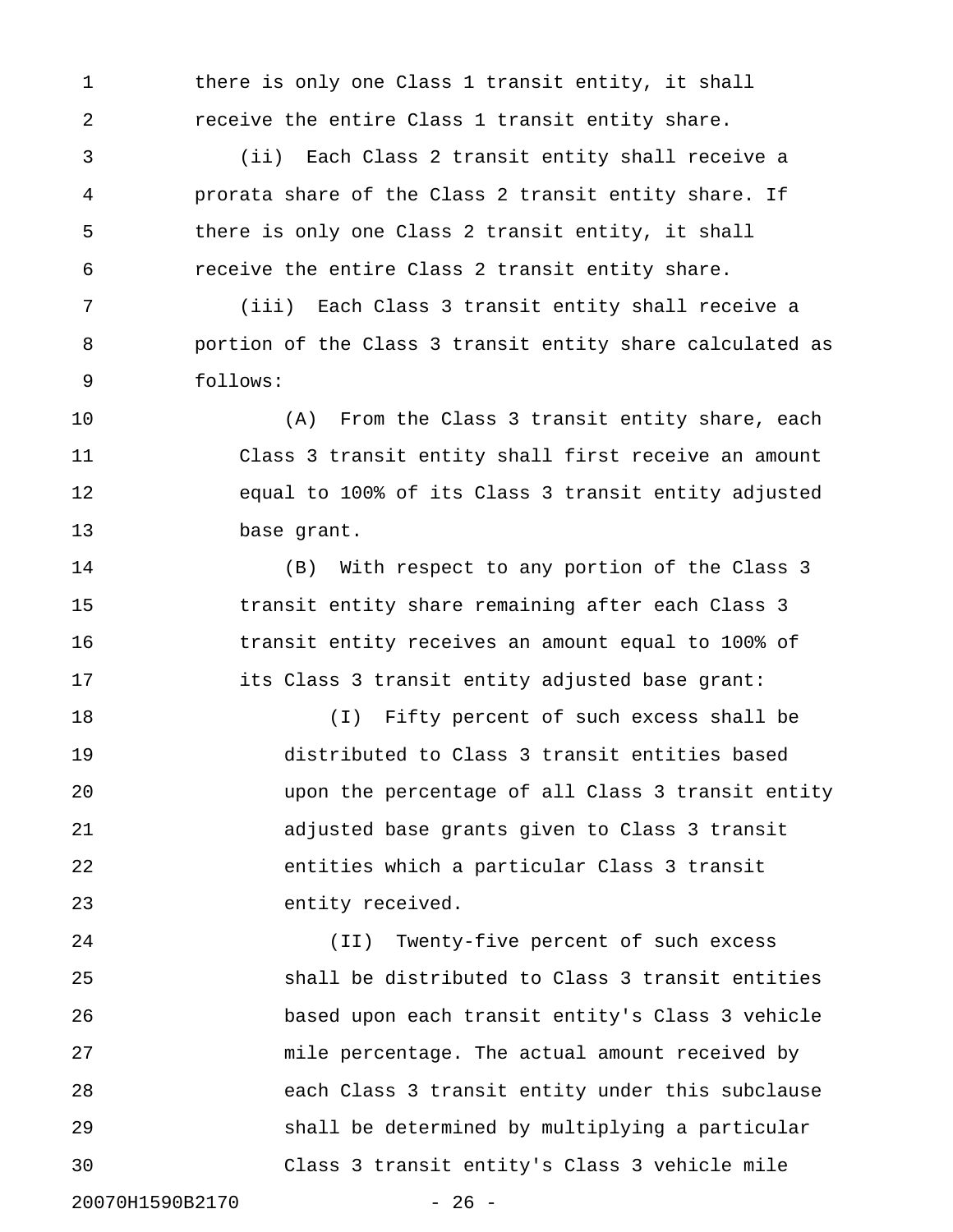there is only one Class 1 transit entity, it shall receive the entire Class 1 transit entity share.

(ii) Each Class 2 transit entity shall receive a prorata share of the Class 2 transit entity share. If there is only one Class 2 transit entity, it shall receive the entire Class 2 transit entity share.

(iii) Each Class 3 transit entity shall receive a portion of the Class 3 transit entity share calculated as follows:

(A) From the Class 3 transit entity share, each Class 3 transit entity shall first receive an amount equal to 100% of its Class 3 transit entity adjusted base grant.

(B) With respect to any portion of the Class 3 transit entity share remaining after each Class 3 transit entity receives an amount equal to 100% of its Class 3 transit entity adjusted base grant:

(I) Fifty percent of such excess shall be distributed to Class 3 transit entities based upon the percentage of all Class 3 transit entity adjusted base grants given to Class 3 transit entities which a particular Class 3 transit entity received.

(II) Twenty-five percent of such excess shall be distributed to Class 3 transit entities based upon each transit entity's Class 3 vehicle mile percentage. The actual amount received by each Class 3 transit entity under this subclause shall be determined by multiplying a particular Class 3 transit entity's Class 3 vehicle mile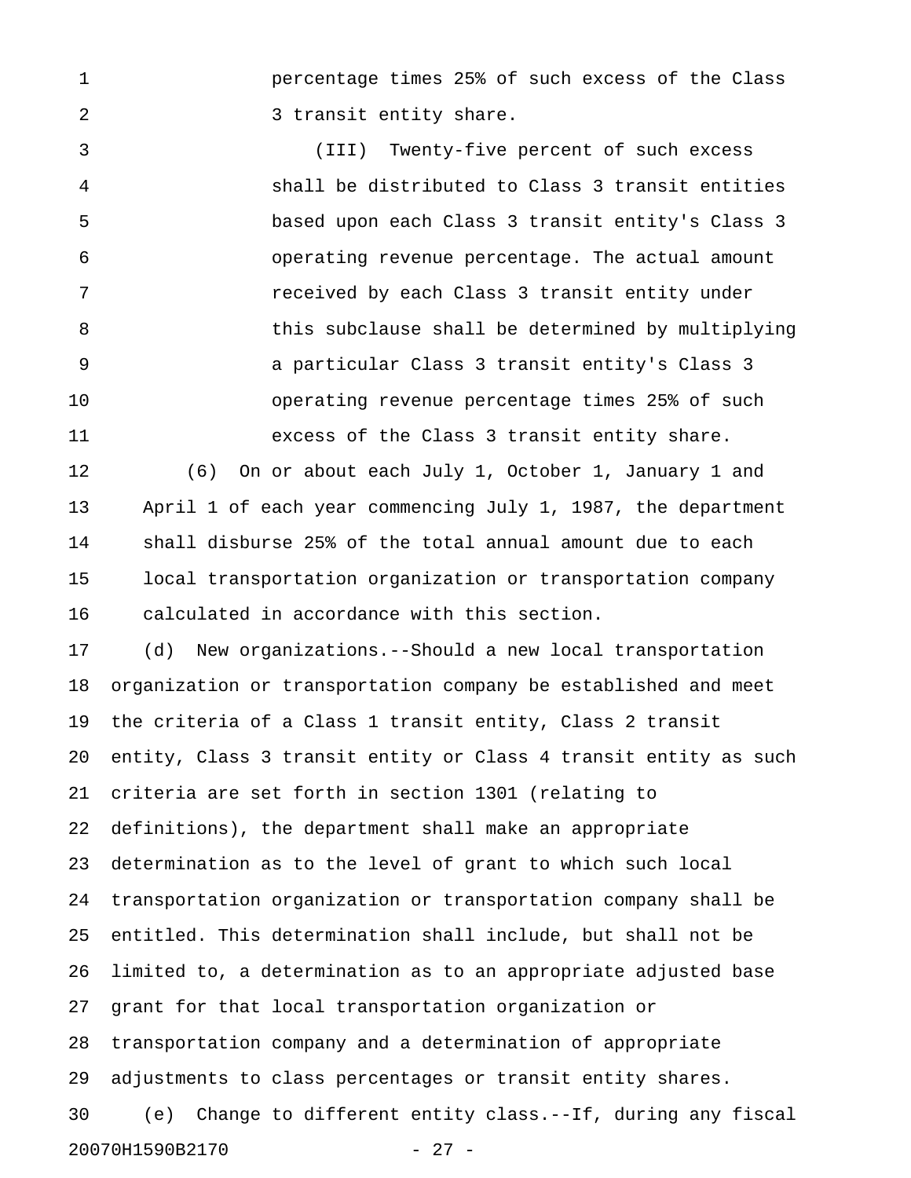percentage times 25% of such excess of the Class 3 transit entity share.

(III) Twenty-five percent of such excess shall be distributed to Class 3 transit entities based upon each Class 3 transit entity's Class 3 operating revenue percentage. The actual amount received by each Class 3 transit entity under this subclause shall be determined by multiplying a particular Class 3 transit entity's Class 3 operating revenue percentage times 25% of such excess of the Class 3 transit entity share.

(6) On or about each July 1, October 1, January 1 and April 1 of each year commencing July 1, 1987, the department shall disburse 25% of the total annual amount due to each local transportation organization or transportation company calculated in accordance with this section.

(d) New organizations.--Should a new local transportation organization or transportation company be established and meet the criteria of a Class 1 transit entity, Class 2 transit entity, Class 3 transit entity or Class 4 transit entity as such criteria are set forth in section 1301 (relating to definitions), the department shall make an appropriate determination as to the level of grant to which such local transportation organization or transportation company shall be entitled. This determination shall include, but shall not be limited to, a determination as to an appropriate adjusted base grant for that local transportation organization or transportation company and a determination of appropriate adjustments to class percentages or transit entity shares.

(e) Change to different entity class.--If, during any fiscal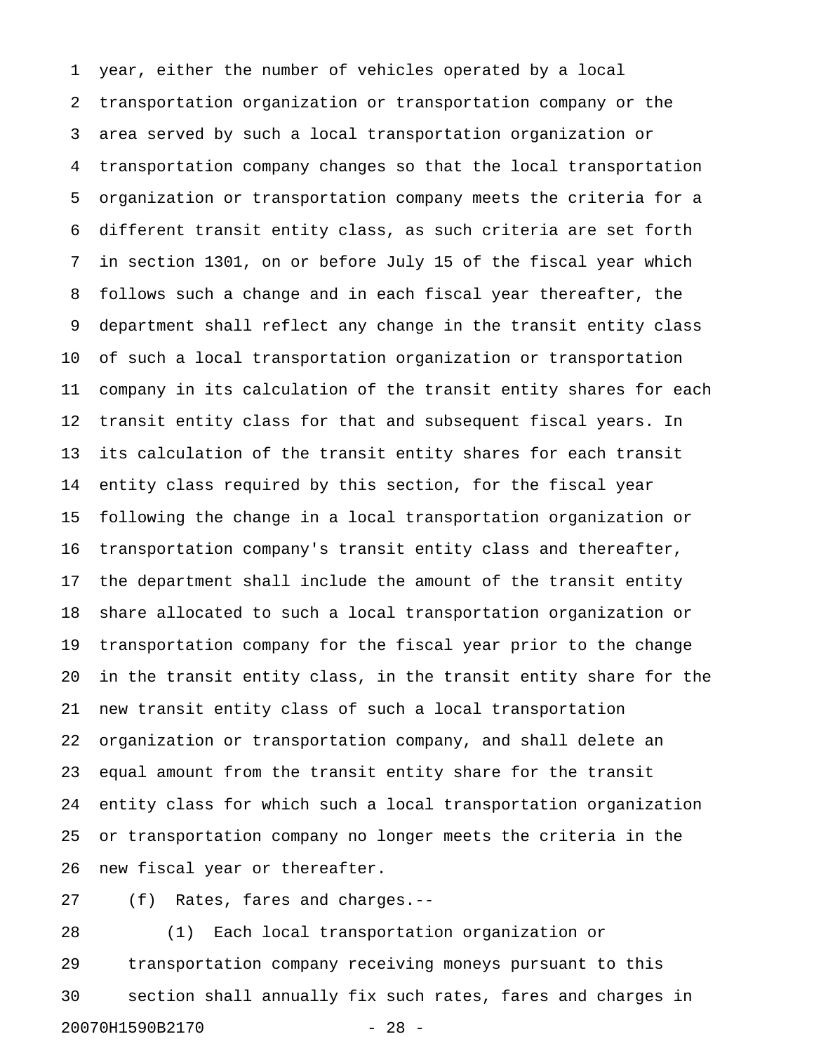year, either the number of vehicles operated by a local transportation organization or transportation company or the area served by such a local transportation organization or transportation company changes so that the local transportation organization or transportation company meets the criteria for a different transit entity class, as such criteria are set forth in section 1301, on or before July 15 of the fiscal year which follows such a change and in each fiscal year thereafter, the department shall reflect any change in the transit entity class of such a local transportation organization or transportation company in its calculation of the transit entity shares for each transit entity class for that and subsequent fiscal years. In its calculation of the transit entity shares for each transit entity class required by this section, for the fiscal year following the change in a local transportation organization or transportation company's transit entity class and thereafter, the department shall include the amount of the transit entity share allocated to such a local transportation organization or transportation company for the fiscal year prior to the change in the transit entity class, in the transit entity share for the new transit entity class of such a local transportation organization or transportation company, and shall delete an equal amount from the transit entity share for the transit entity class for which such a local transportation organization or transportation company no longer meets the criteria in the new fiscal year or thereafter.

(f) Rates, fares and charges.--

(1) Each local transportation organization or transportation company receiving moneys pursuant to this section shall annually fix such rates, fares and charges in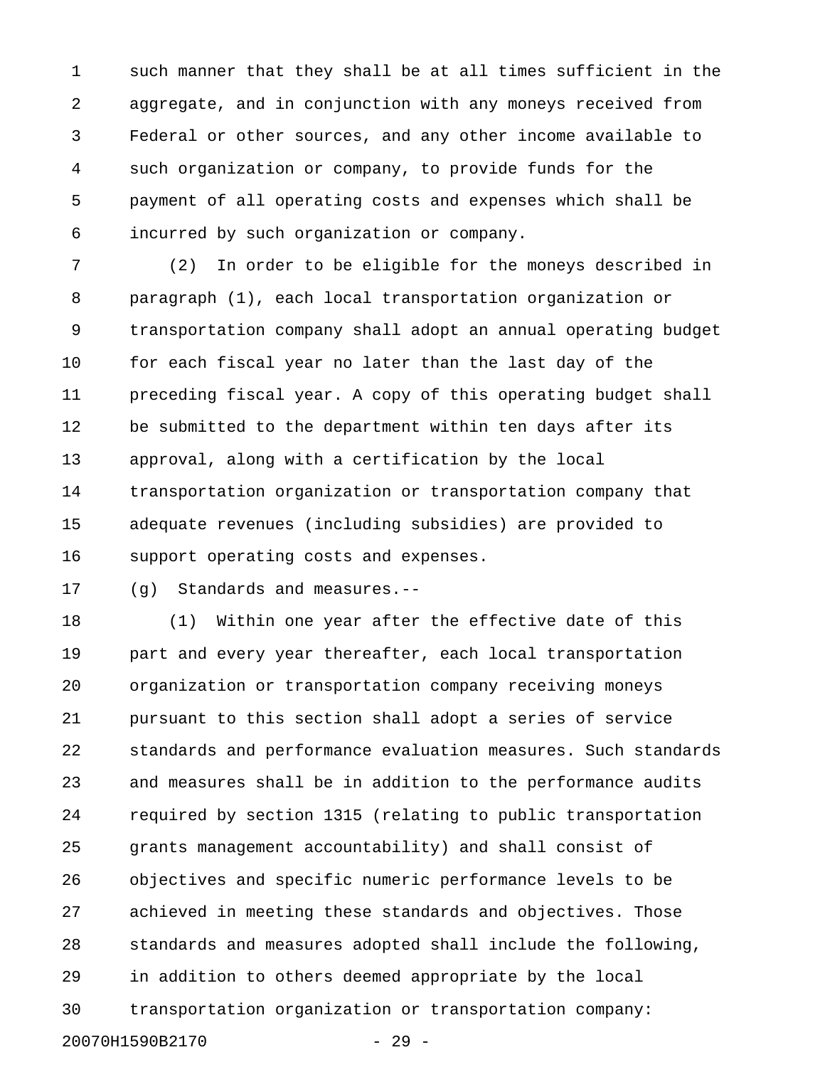such manner that they shall be at all times sufficient in the aggregate, and in conjunction with any moneys received from Federal or other sources, and any other income available to such organization or company, to provide funds for the payment of all operating costs and expenses which shall be incurred by such organization or company.

(2) In order to be eligible for the moneys described in paragraph (1), each local transportation organization or transportation company shall adopt an annual operating budget for each fiscal year no later than the last day of the preceding fiscal year. A copy of this operating budget shall be submitted to the department within ten days after its approval, along with a certification by the local transportation organization or transportation company that adequate revenues (including subsidies) are provided to support operating costs and expenses.

(g) Standards and measures.--

(1) Within one year after the effective date of this part and every year thereafter, each local transportation organization or transportation company receiving moneys pursuant to this section shall adopt a series of service standards and performance evaluation measures. Such standards and measures shall be in addition to the performance audits required by section 1315 (relating to public transportation grants management accountability) and shall consist of objectives and specific numeric performance levels to be achieved in meeting these standards and objectives. Those standards and measures adopted shall include the following, in addition to others deemed appropriate by the local transportation organization or transportation company: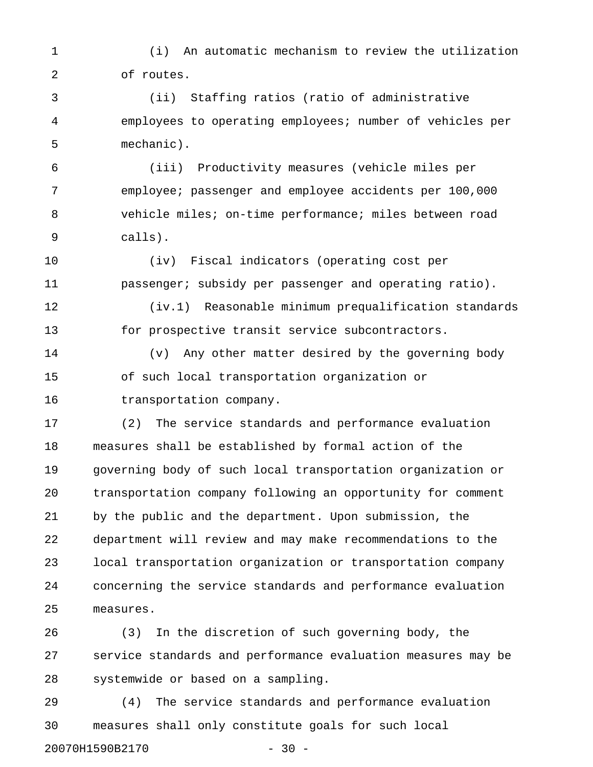(i) An automatic mechanism to review the utilization of routes.

(ii) Staffing ratios (ratio of administrative employees to operating employees; number of vehicles per mechanic).

(iii) Productivity measures (vehicle miles per employee; passenger and employee accidents per 100,000 vehicle miles; on-time performance; miles between road calls).

(iv) Fiscal indicators (operating cost per passenger; subsidy per passenger and operating ratio).

(iv.1) Reasonable minimum prequalification standards for prospective transit service subcontractors.

(v) Any other matter desired by the governing body of such local transportation organization or transportation company.

(2) The service standards and performance evaluation measures shall be established by formal action of the governing body of such local transportation organization or transportation company following an opportunity for comment by the public and the department. Upon submission, the department will review and may make recommendations to the local transportation organization or transportation company concerning the service standards and performance evaluation measures.

(3) In the discretion of such governing body, the service standards and performance evaluation measures may be systemwide or based on a sampling.

(4) The service standards and performance evaluation measures shall only constitute goals for such local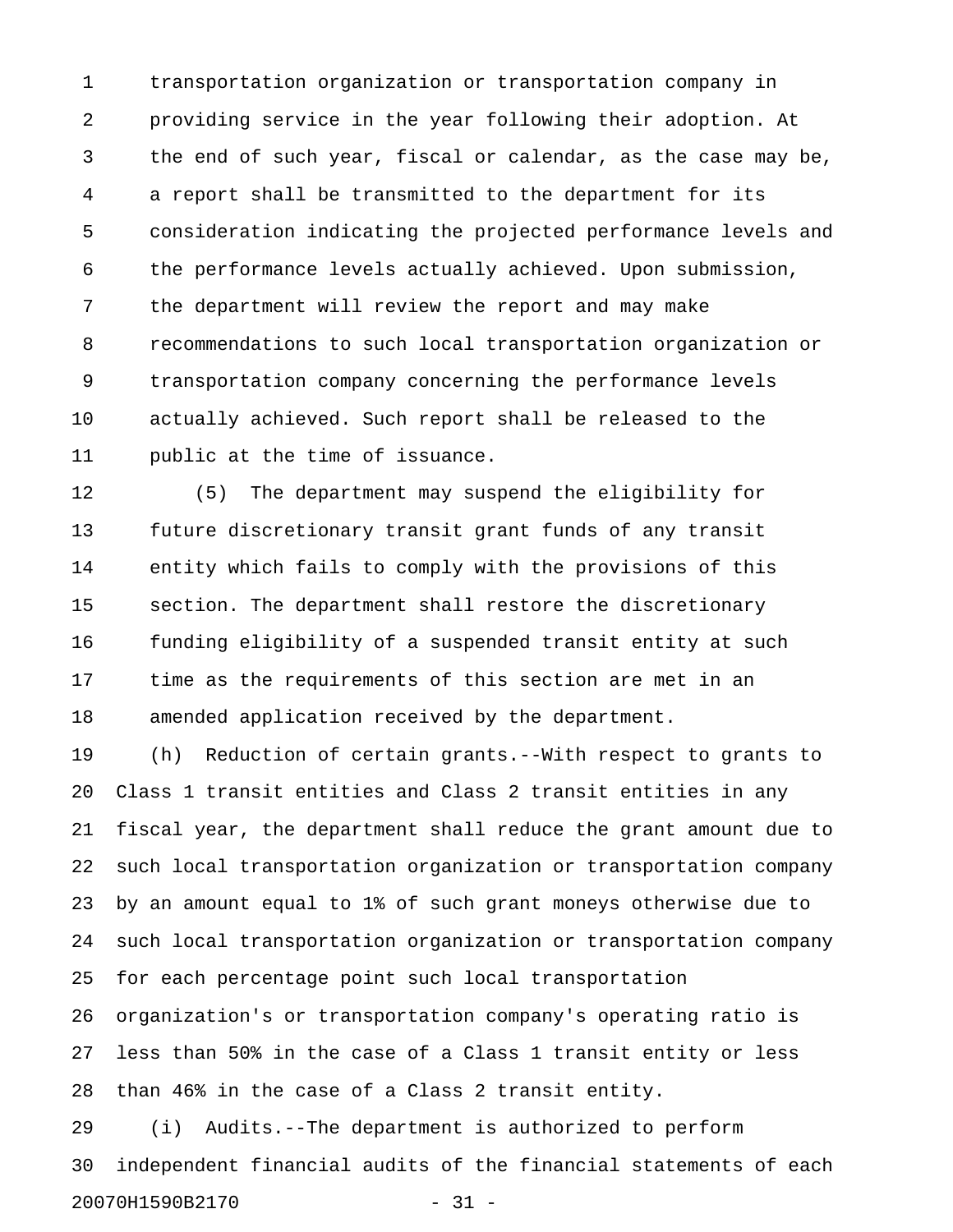transportation organization or transportation company in providing service in the year following their adoption. At the end of such year, fiscal or calendar, as the case may be, a report shall be transmitted to the department for its consideration indicating the projected performance levels and the performance levels actually achieved. Upon submission, the department will review the report and may make recommendations to such local transportation organization or transportation company concerning the performance levels actually achieved. Such report shall be released to the public at the time of issuance.

(5) The department may suspend the eligibility for future discretionary transit grant funds of any transit entity which fails to comply with the provisions of this section. The department shall restore the discretionary funding eligibility of a suspended transit entity at such time as the requirements of this section are met in an amended application received by the department.

(h) Reduction of certain grants.--With respect to grants to Class 1 transit entities and Class 2 transit entities in any fiscal year, the department shall reduce the grant amount due to such local transportation organization or transportation company by an amount equal to 1% of such grant moneys otherwise due to such local transportation organization or transportation company for each percentage point such local transportation organization's or transportation company's operating ratio is less than 50% in the case of a Class 1 transit entity or less than 46% in the case of a Class 2 transit entity.

(i) Audits.--The department is authorized to perform independent financial audits of the financial statements of each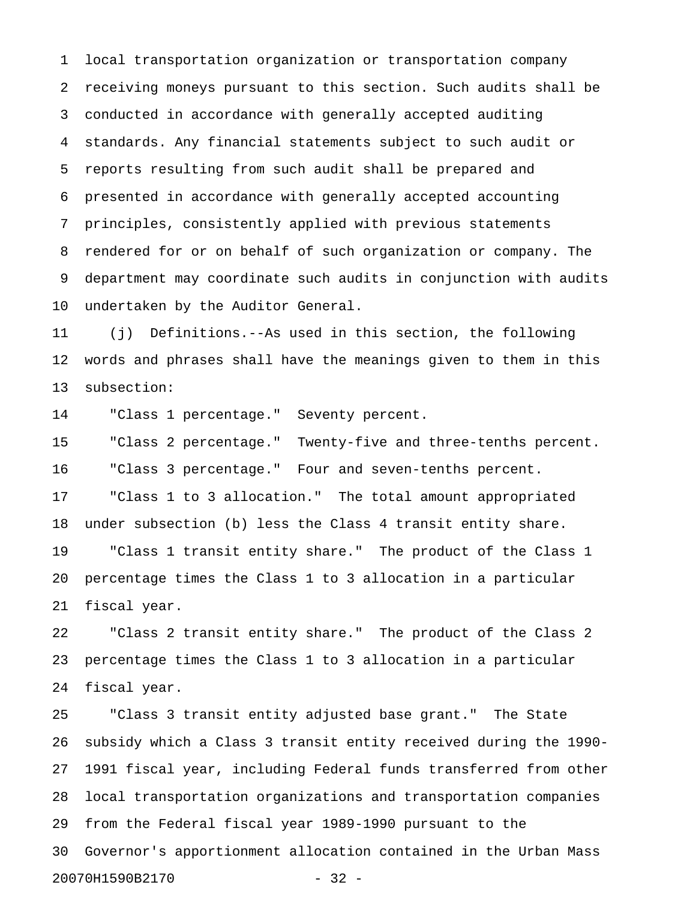local transportation organization or transportation company receiving moneys pursuant to this section. Such audits shall be conducted in accordance with generally accepted auditing standards. Any financial statements subject to such audit or reports resulting from such audit shall be prepared and presented in accordance with generally accepted accounting principles, consistently applied with previous statements rendered for or on behalf of such organization or company. The department may coordinate such audits in conjunction with audits undertaken by the Auditor General.

(j) Definitions.--As used in this section, the following words and phrases shall have the meanings given to them in this subsection:

"Class 1 percentage." Seventy percent.

"Class 2 percentage." Twenty-five and three-tenths percent.

"Class 3 percentage." Four and seven-tenths percent.

"Class 1 to 3 allocation." The total amount appropriated under subsection (b) less the Class 4 transit entity share.

"Class 1 transit entity share." The product of the Class 1 percentage times the Class 1 to 3 allocation in a particular fiscal year.

"Class 2 transit entity share." The product of the Class 2 percentage times the Class 1 to 3 allocation in a particular fiscal year.

"Class 3 transit entity adjusted base grant." The State subsidy which a Class 3 transit entity received during the 1990-1991 fiscal year, including Federal funds transferred from other local transportation organizations and transportation companies from the Federal fiscal year 1989-1990 pursuant to the Governor's apportionment allocation contained in the Urban Mass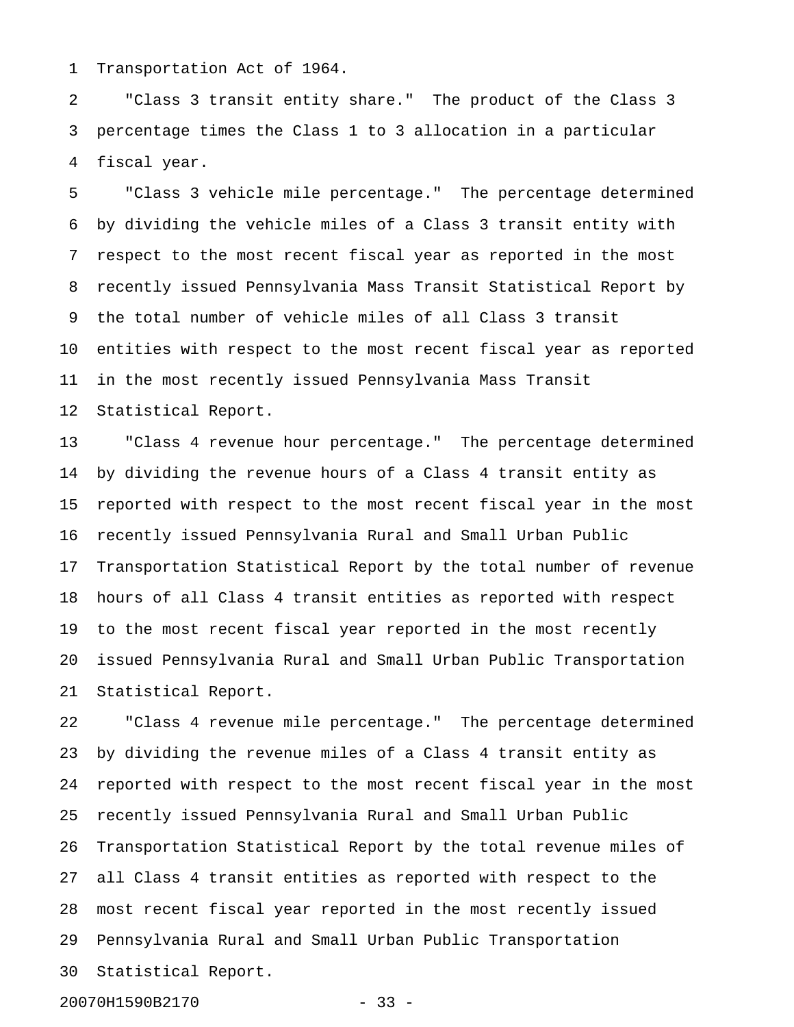Transportation Act of 1964.

"Class 3 transit entity share." The product of the Class 3 percentage times the Class 1 to 3 allocation in a particular fiscal year.

"Class 3 vehicle mile percentage." The percentage determined by dividing the vehicle miles of a Class 3 transit entity with respect to the most recent fiscal year as reported in the most recently issued Pennsylvania Mass Transit Statistical Report by the total number of vehicle miles of all Class 3 transit entities with respect to the most recent fiscal year as reported in the most recently issued Pennsylvania Mass Transit Statistical Report.

"Class 4 revenue hour percentage." The percentage determined by dividing the revenue hours of a Class 4 transit entity as reported with respect to the most recent fiscal year in the most recently issued Pennsylvania Rural and Small Urban Public Transportation Statistical Report by the total number of revenue hours of all Class 4 transit entities as reported with respect to the most recent fiscal year reported in the most recently issued Pennsylvania Rural and Small Urban Public Transportation Statistical Report.

"Class 4 revenue mile percentage." The percentage determined by dividing the revenue miles of a Class 4 transit entity as reported with respect to the most recent fiscal year in the most recently issued Pennsylvania Rural and Small Urban Public Transportation Statistical Report by the total revenue miles of all Class 4 transit entities as reported with respect to the most recent fiscal year reported in the most recently issued Pennsylvania Rural and Small Urban Public Transportation Statistical Report.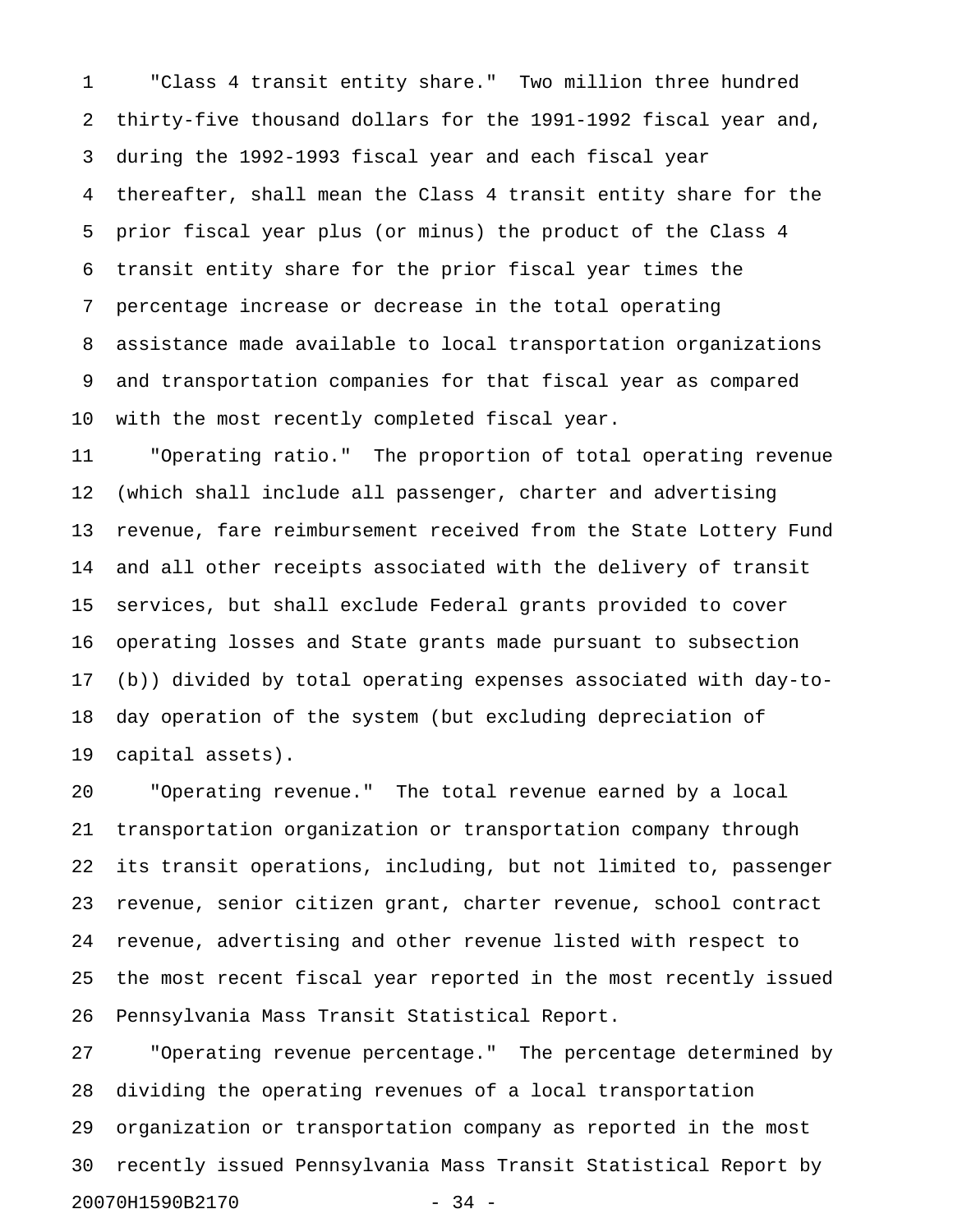"Class 4 transit entity share." Two million three hundred thirty-five thousand dollars for the 1991-1992 fiscal year and, during the 1992-1993 fiscal year and each fiscal year thereafter, shall mean the Class 4 transit entity share for the prior fiscal year plus (or minus) the product of the Class 4 transit entity share for the prior fiscal year times the percentage increase or decrease in the total operating assistance made available to local transportation organizations and transportation companies for that fiscal year as compared with the most recently completed fiscal year.

"Operating ratio." The proportion of total operating revenue (which shall include all passenger, charter and advertising revenue, fare reimbursement received from the State Lottery Fund and all other receipts associated with the delivery of transit services, but shall exclude Federal grants provided to cover operating losses and State grants made pursuant to subsection (b)) divided by total operating expenses associated with day-to-day operation of the system (but excluding depreciation of capital assets).

"Operating revenue." The total revenue earned by a local transportation organization or transportation company through its transit operations, including, but not limited to, passenger revenue, senior citizen grant, charter revenue, school contract revenue, advertising and other revenue listed with respect to the most recent fiscal year reported in the most recently issued Pennsylvania Mass Transit Statistical Report.

"Operating revenue percentage." The percentage determined by dividing the operating revenues of a local transportation organization or transportation company as reported in the most recently issued Pennsylvania Mass Transit Statistical Report by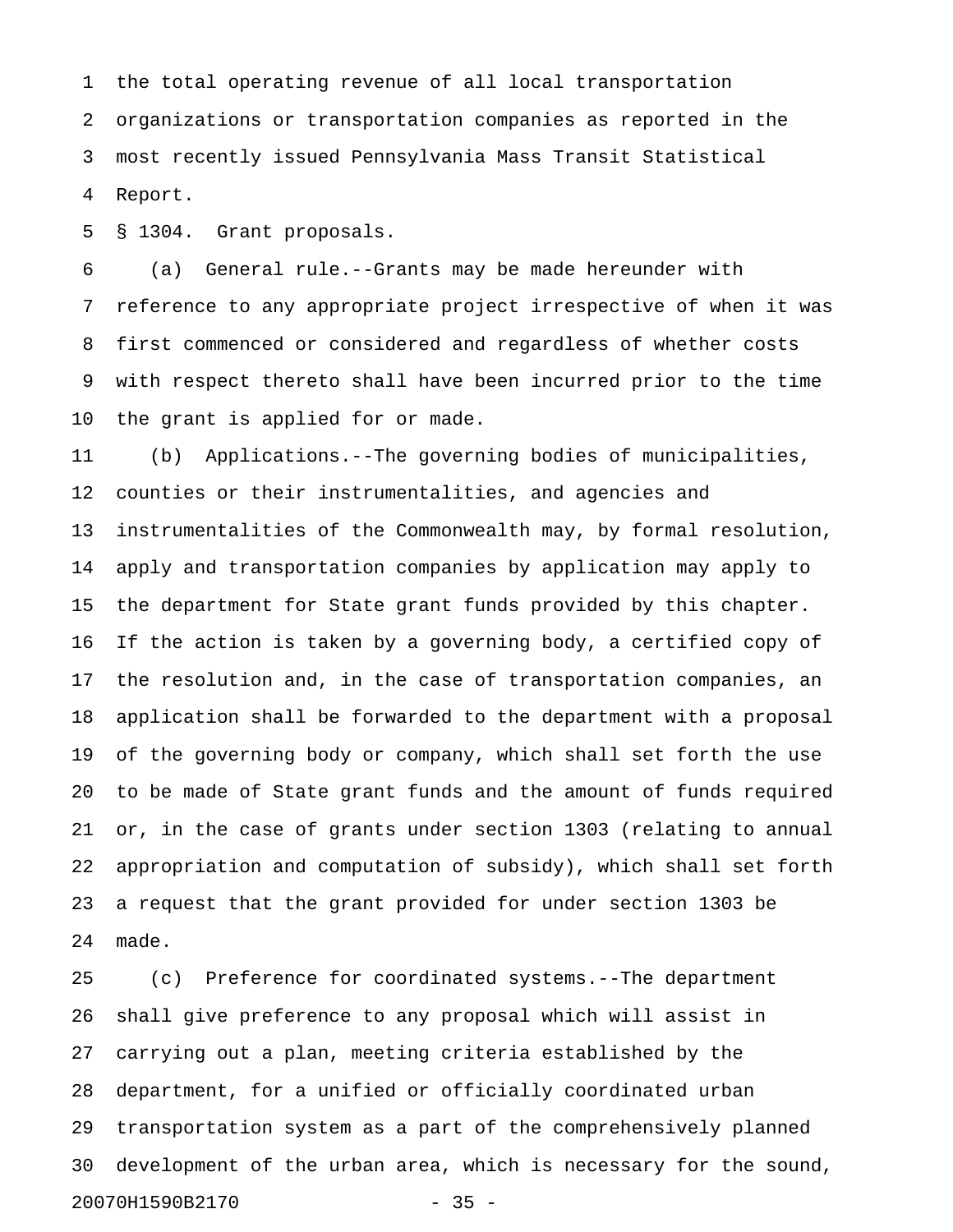the total operating revenue of all local transportation organizations or transportation companies as reported in the most recently issued Pennsylvania Mass Transit Statistical Report.

§ 1304. Grant proposals.

(a) General rule.--Grants may be made hereunder with reference to any appropriate project irrespective of when it was first commenced or considered and regardless of whether costs with respect thereto shall have been incurred prior to the time the grant is applied for or made.

(b) Applications.--The governing bodies of municipalities, counties or their instrumentalities, and agencies and instrumentalities of the Commonwealth may, by formal resolution, apply and transportation companies by application may apply to the department for State grant funds provided by this chapter. If the action is taken by a governing body, a certified copy of the resolution and, in the case of transportation companies, an application shall be forwarded to the department with a proposal of the governing body or company, which shall set forth the use to be made of State grant funds and the amount of funds required or, in the case of grants under section 1303 (relating to annual appropriation and computation of subsidy), which shall set forth a request that the grant provided for under section 1303 be made.

(c) Preference for coordinated systems.--The department shall give preference to any proposal which will assist in carrying out a plan, meeting criteria established by the department, for a unified or officially coordinated urban transportation system as a part of the comprehensively planned development of the urban area, which is necessary for the sound,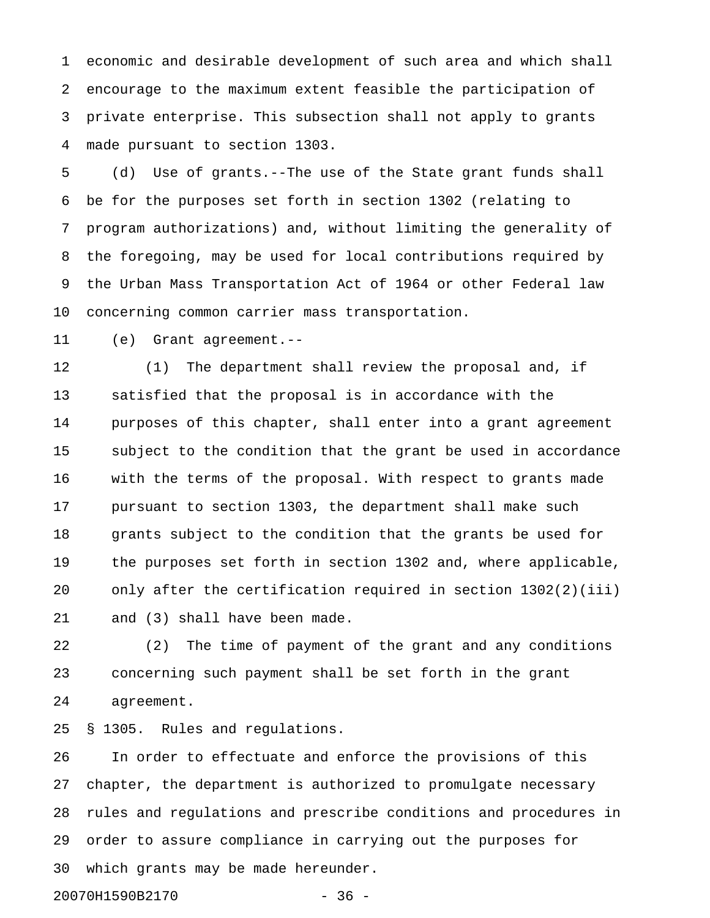economic and desirable development of such area and which shall encourage to the maximum extent feasible the participation of private enterprise. This subsection shall not apply to grants made pursuant to section 1303.

(d) Use of grants.--The use of the State grant funds shall be for the purposes set forth in section 1302 (relating to program authorizations) and, without limiting the generality of the foregoing, may be used for local contributions required by the Urban Mass Transportation Act of 1964 or other Federal law concerning common carrier mass transportation.

(e) Grant agreement.--

(1) The department shall review the proposal and, if satisfied that the proposal is in accordance with the purposes of this chapter, shall enter into a grant agreement subject to the condition that the grant be used in accordance with the terms of the proposal. With respect to grants made pursuant to section 1303, the department shall make such grants subject to the condition that the grants be used for the purposes set forth in section 1302 and, where applicable, only after the certification required in section 1302(2)(iii) and (3) shall have been made.

(2) The time of payment of the grant and any conditions concerning such payment shall be set forth in the grant agreement.

§ 1305. Rules and regulations.

In order to effectuate and enforce the provisions of this chapter, the department is authorized to promulgate necessary rules and regulations and prescribe conditions and procedures in order to assure compliance in carrying out the purposes for which grants may be made hereunder.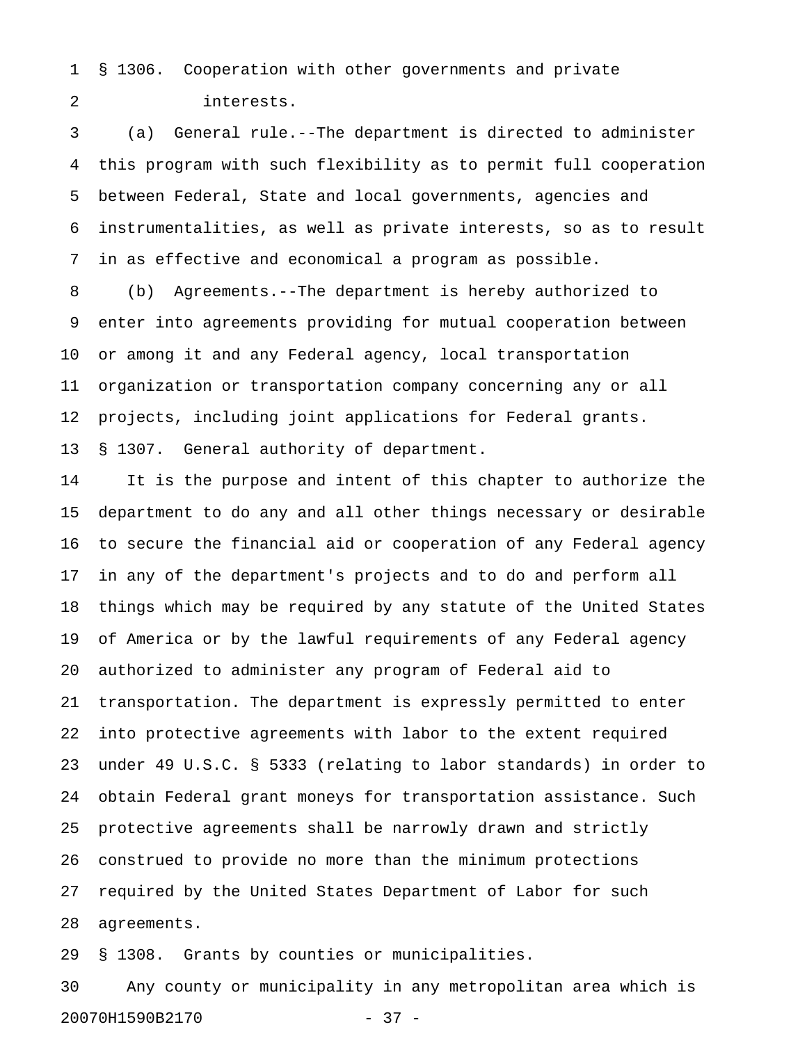§ 1306. Cooperation with other governments and private interests.

(a) General rule.--The department is directed to administer this program with such flexibility as to permit full cooperation between Federal, State and local governments, agencies and instrumentalities, as well as private interests, so as to result in as effective and economical a program as possible.

(b) Agreements.--The department is hereby authorized to enter into agreements providing for mutual cooperation between or among it and any Federal agency, local transportation organization or transportation company concerning any or all projects, including joint applications for Federal grants.

§ 1307. General authority of department.

It is the purpose and intent of this chapter to authorize the department to do any and all other things necessary or desirable to secure the financial aid or cooperation of any Federal agency in any of the department's projects and to do and perform all things which may be required by any statute of the United States of America or by the lawful requirements of any Federal agency authorized to administer any program of Federal aid to transportation. The department is expressly permitted to enter into protective agreements with labor to the extent required under 49 U.S.C. § 5333 (relating to labor standards) in order to obtain Federal grant moneys for transportation assistance. Such protective agreements shall be narrowly drawn and strictly construed to provide no more than the minimum protections required by the United States Department of Labor for such agreements.

§ 1308. Grants by counties or municipalities.

Any county or municipality in any metropolitan area which is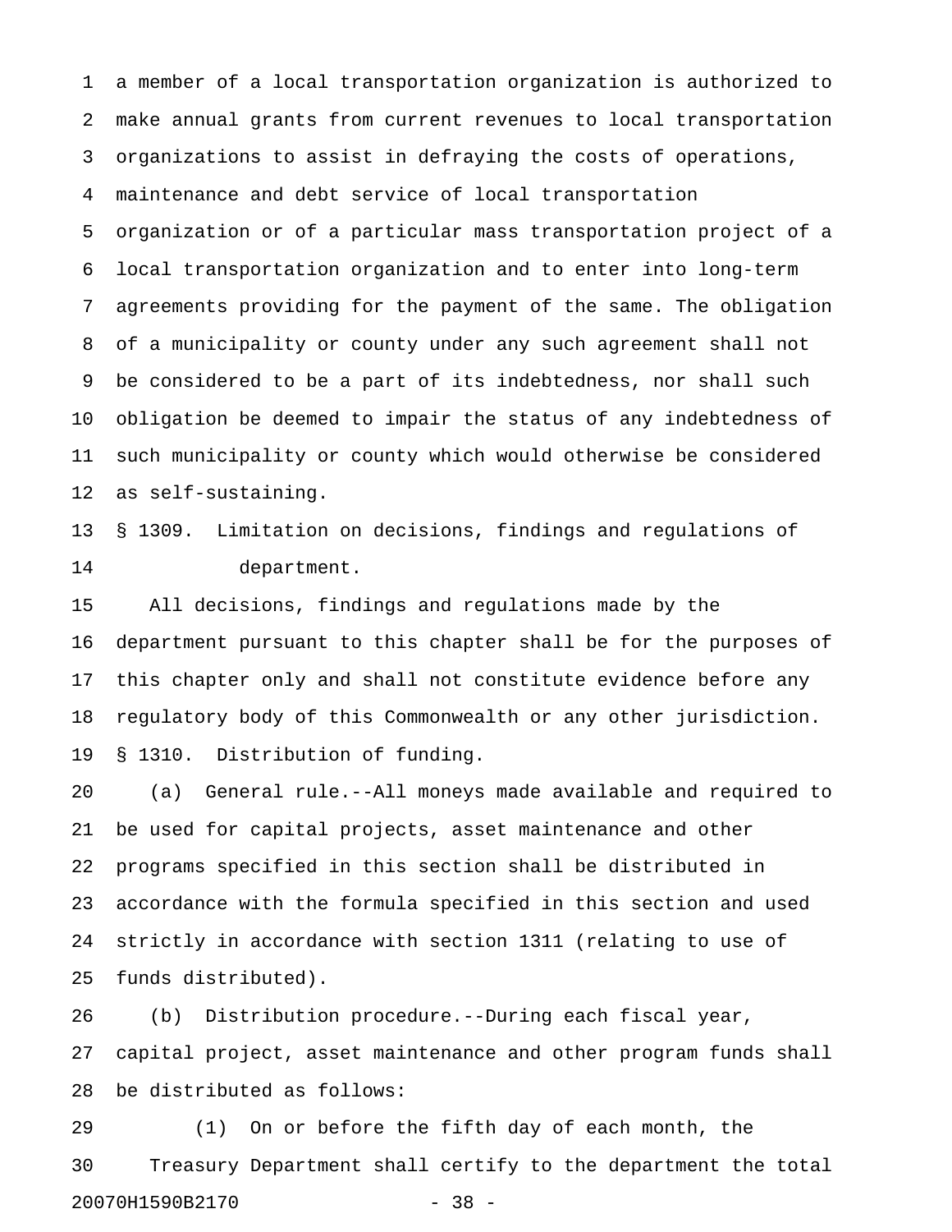a member of a local transportation organization is authorized to make annual grants from current revenues to local transportation organizations to assist in defraying the costs of operations, maintenance and debt service of local transportation organization or of a particular mass transportation project of a local transportation organization and to enter into long-term agreements providing for the payment of the same. The obligation of a municipality or county under any such agreement shall not be considered to be a part of its indebtedness, nor shall such obligation be deemed to impair the status of any indebtedness of such municipality or county which would otherwise be considered as self-sustaining.

§ 1309. Limitation on decisions, findings and regulations of department.

All decisions, findings and regulations made by the department pursuant to this chapter shall be for the purposes of this chapter only and shall not constitute evidence before any regulatory body of this Commonwealth or any other jurisdiction.

§ 1310. Distribution of funding.

(a) General rule.--All moneys made available and required to be used for capital projects, asset maintenance and other programs specified in this section shall be distributed in accordance with the formula specified in this section and used strictly in accordance with section 1311 (relating to use of funds distributed).

(b) Distribution procedure.--During each fiscal year, capital project, asset maintenance and other program funds shall be distributed as follows:

(1) On or before the fifth day of each month, the Treasury Department shall certify to the department the total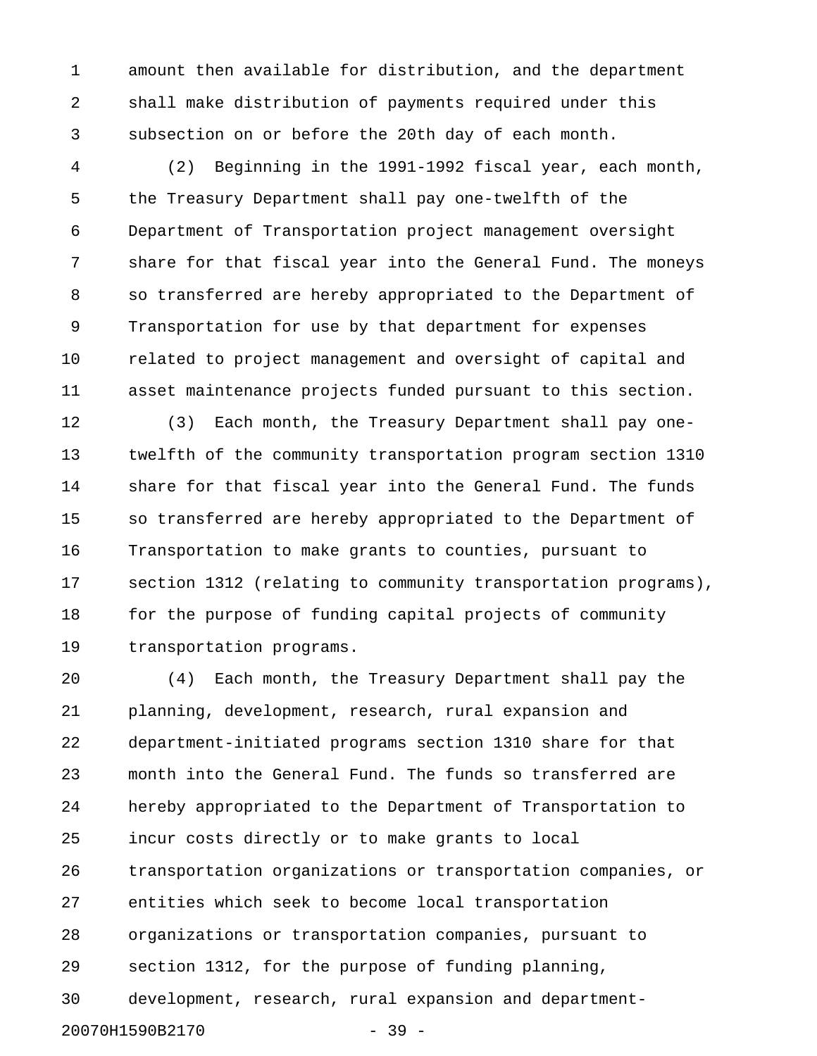amount then available for distribution, and the department shall make distribution of payments required under this subsection on or before the 20th day of each month.

(2) Beginning in the 1991-1992 fiscal year, each month, the Treasury Department shall pay one-twelfth of the Department of Transportation project management oversight share for that fiscal year into the General Fund. The moneys so transferred are hereby appropriated to the Department of Transportation for use by that department for expenses related to project management and oversight of capital and asset maintenance projects funded pursuant to this section.

(3) Each month, the Treasury Department shall pay one-twelfth of the community transportation program section 1310 share for that fiscal year into the General Fund. The funds so transferred are hereby appropriated to the Department of Transportation to make grants to counties, pursuant to section 1312 (relating to community transportation programs), for the purpose of funding capital projects of community transportation programs.

(4) Each month, the Treasury Department shall pay the planning, development, research, rural expansion and department-initiated programs section 1310 share for that month into the General Fund. The funds so transferred are hereby appropriated to the Department of Transportation to incur costs directly or to make grants to local transportation organizations or transportation companies, or entities which seek to become local transportation organizations or transportation companies, pursuant to section 1312, for the purpose of funding planning, development, research, rural expansion and department-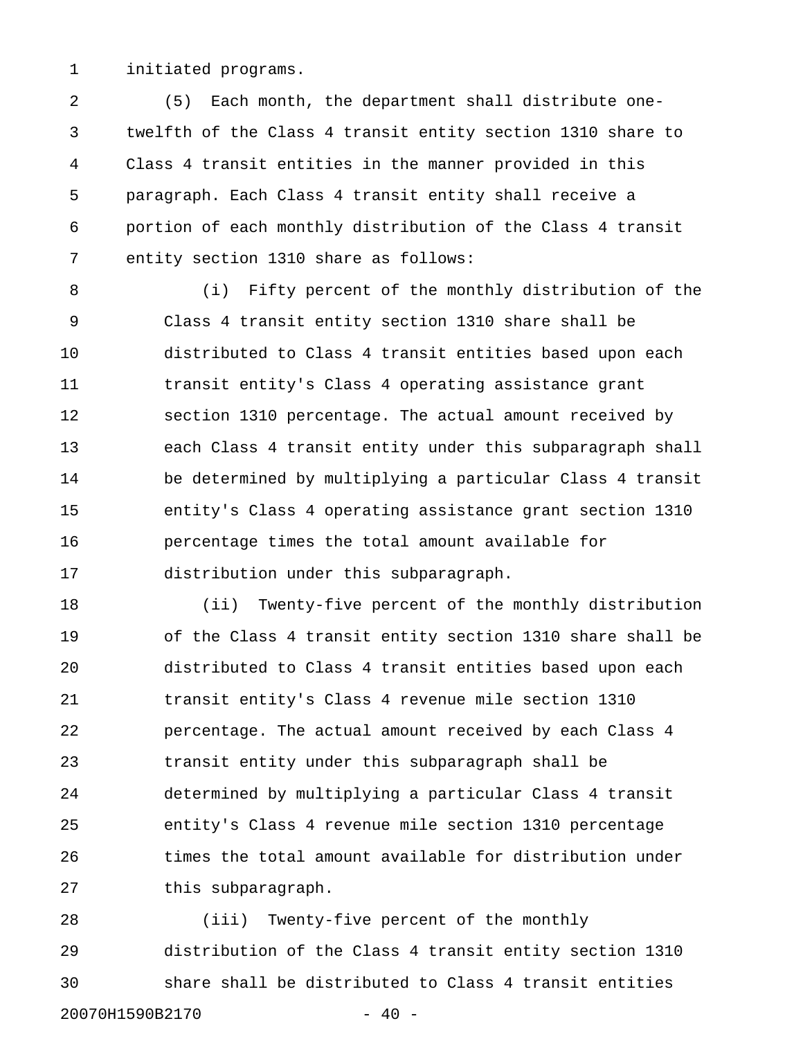initiated programs.

(5) Each month, the department shall distribute one-twelfth of the Class 4 transit entity section 1310 share to Class 4 transit entities in the manner provided in this paragraph. Each Class 4 transit entity shall receive a portion of each monthly distribution of the Class 4 transit entity section 1310 share as follows:

(i) Fifty percent of the monthly distribution of the Class 4 transit entity section 1310 share shall be distributed to Class 4 transit entities based upon each transit entity's Class 4 operating assistance grant section 1310 percentage. The actual amount received by each Class 4 transit entity under this subparagraph shall be determined by multiplying a particular Class 4 transit entity's Class 4 operating assistance grant section 1310 percentage times the total amount available for distribution under this subparagraph.

(ii) Twenty-five percent of the monthly distribution of the Class 4 transit entity section 1310 share shall be distributed to Class 4 transit entities based upon each transit entity's Class 4 revenue mile section 1310 percentage. The actual amount received by each Class 4 transit entity under this subparagraph shall be determined by multiplying a particular Class 4 transit entity's Class 4 revenue mile section 1310 percentage times the total amount available for distribution under this subparagraph.

(iii) Twenty-five percent of the monthly distribution of the Class 4 transit entity section 1310 share shall be distributed to Class 4 transit entities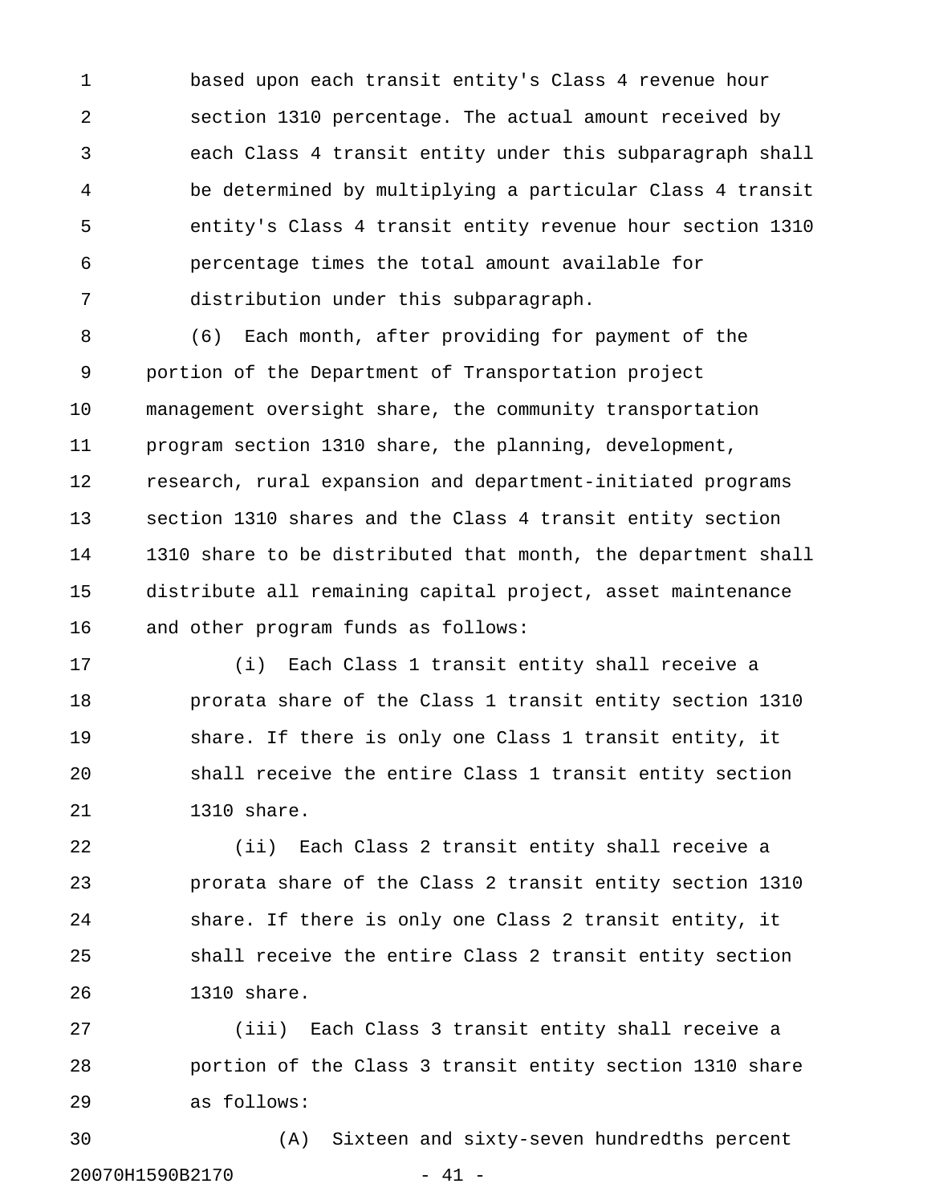based upon each transit entity's Class 4 revenue hour section 1310 percentage. The actual amount received by each Class 4 transit entity under this subparagraph shall be determined by multiplying a particular Class 4 transit entity's Class 4 transit entity revenue hour section 1310 percentage times the total amount available for distribution under this subparagraph.

(6) Each month, after providing for payment of the portion of the Department of Transportation project management oversight share, the community transportation program section 1310 share, the planning, development, research, rural expansion and department-initiated programs section 1310 shares and the Class 4 transit entity section 1310 share to be distributed that month, the department shall distribute all remaining capital project, asset maintenance and other program funds as follows:

(i) Each Class 1 transit entity shall receive a prorata share of the Class 1 transit entity section 1310 share. If there is only one Class 1 transit entity, it shall receive the entire Class 1 transit entity section 1310 share.

(ii) Each Class 2 transit entity shall receive a prorata share of the Class 2 transit entity section 1310 share. If there is only one Class 2 transit entity, it shall receive the entire Class 2 transit entity section 1310 share.

(iii) Each Class 3 transit entity shall receive a portion of the Class 3 transit entity section 1310 share as follows:

(A) Sixteen and sixty-seven hundredths percent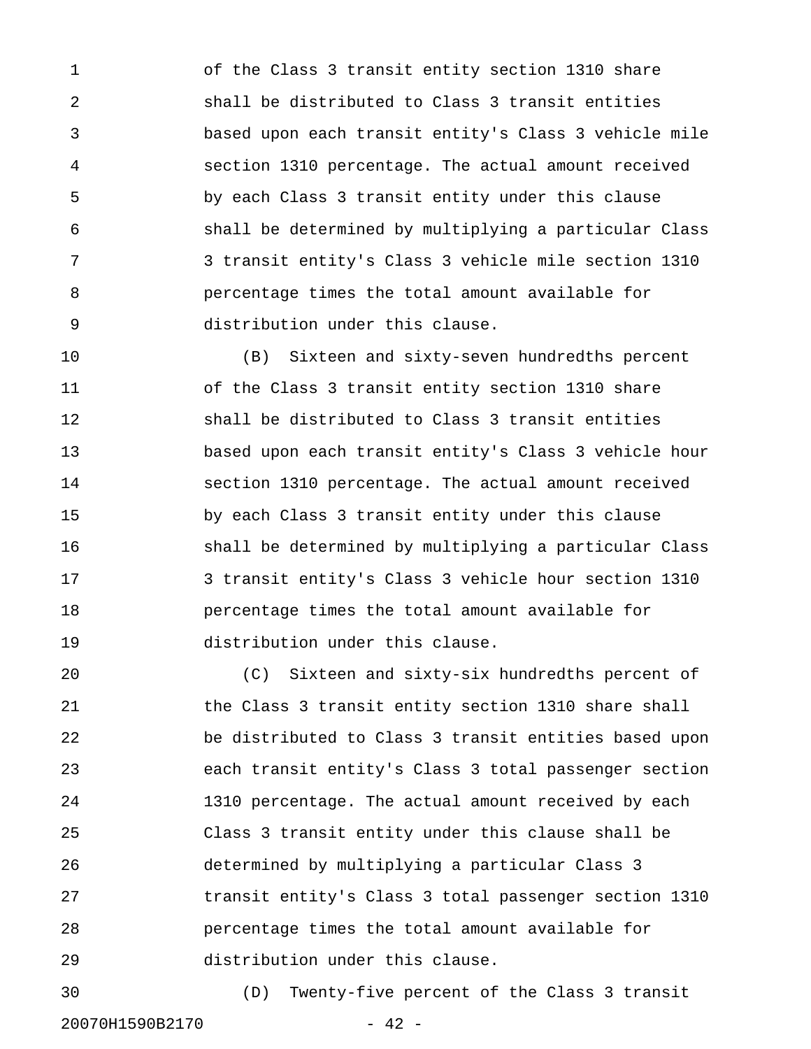of the Class 3 transit entity section 1310 share shall be distributed to Class 3 transit entities based upon each transit entity's Class 3 vehicle mile section 1310 percentage. The actual amount received by each Class 3 transit entity under this clause shall be determined by multiplying a particular Class 3 transit entity's Class 3 vehicle mile section 1310 percentage times the total amount available for distribution under this clause.

(B) Sixteen and sixty-seven hundredths percent of the Class 3 transit entity section 1310 share shall be distributed to Class 3 transit entities based upon each transit entity's Class 3 vehicle hour section 1310 percentage. The actual amount received by each Class 3 transit entity under this clause shall be determined by multiplying a particular Class 3 transit entity's Class 3 vehicle hour section 1310 percentage times the total amount available for distribution under this clause.

(C) Sixteen and sixty-six hundredths percent of the Class 3 transit entity section 1310 share shall be distributed to Class 3 transit entities based upon each transit entity's Class 3 total passenger section 1310 percentage. The actual amount received by each Class 3 transit entity under this clause shall be determined by multiplying a particular Class 3 transit entity's Class 3 total passenger section 1310 percentage times the total amount available for distribution under this clause.

(D) Twenty-five percent of the Class 3 transit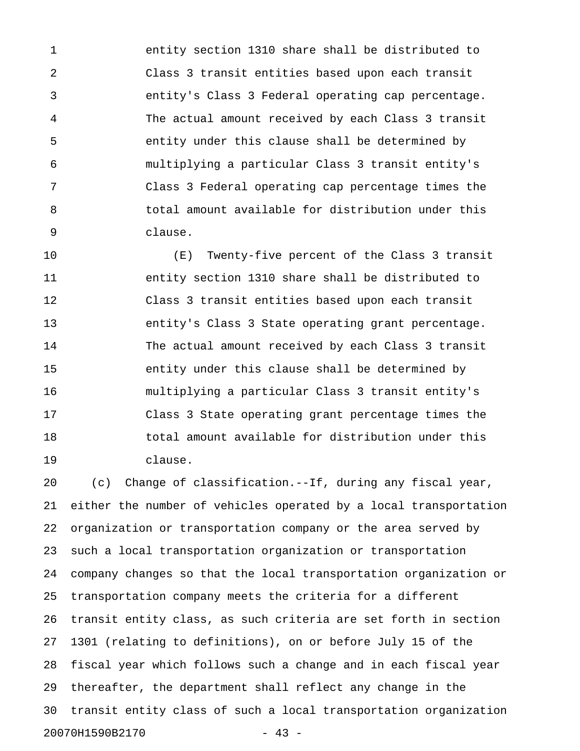entity section 1310 share shall be distributed to Class 3 transit entities based upon each transit entity's Class 3 Federal operating cap percentage. The actual amount received by each Class 3 transit entity under this clause shall be determined by multiplying a particular Class 3 transit entity's Class 3 Federal operating cap percentage times the total amount available for distribution under this clause.

(E) Twenty-five percent of the Class 3 transit entity section 1310 share shall be distributed to Class 3 transit entities based upon each transit entity's Class 3 State operating grant percentage. The actual amount received by each Class 3 transit entity under this clause shall be determined by multiplying a particular Class 3 transit entity's Class 3 State operating grant percentage times the total amount available for distribution under this clause.

(c) Change of classification.--If, during any fiscal year, either the number of vehicles operated by a local transportation organization or transportation company or the area served by such a local transportation organization or transportation company changes so that the local transportation organization or transportation company meets the criteria for a different transit entity class, as such criteria are set forth in section 1301 (relating to definitions), on or before July 15 of the fiscal year which follows such a change and in each fiscal year thereafter, the department shall reflect any change in the transit entity class of such a local transportation organization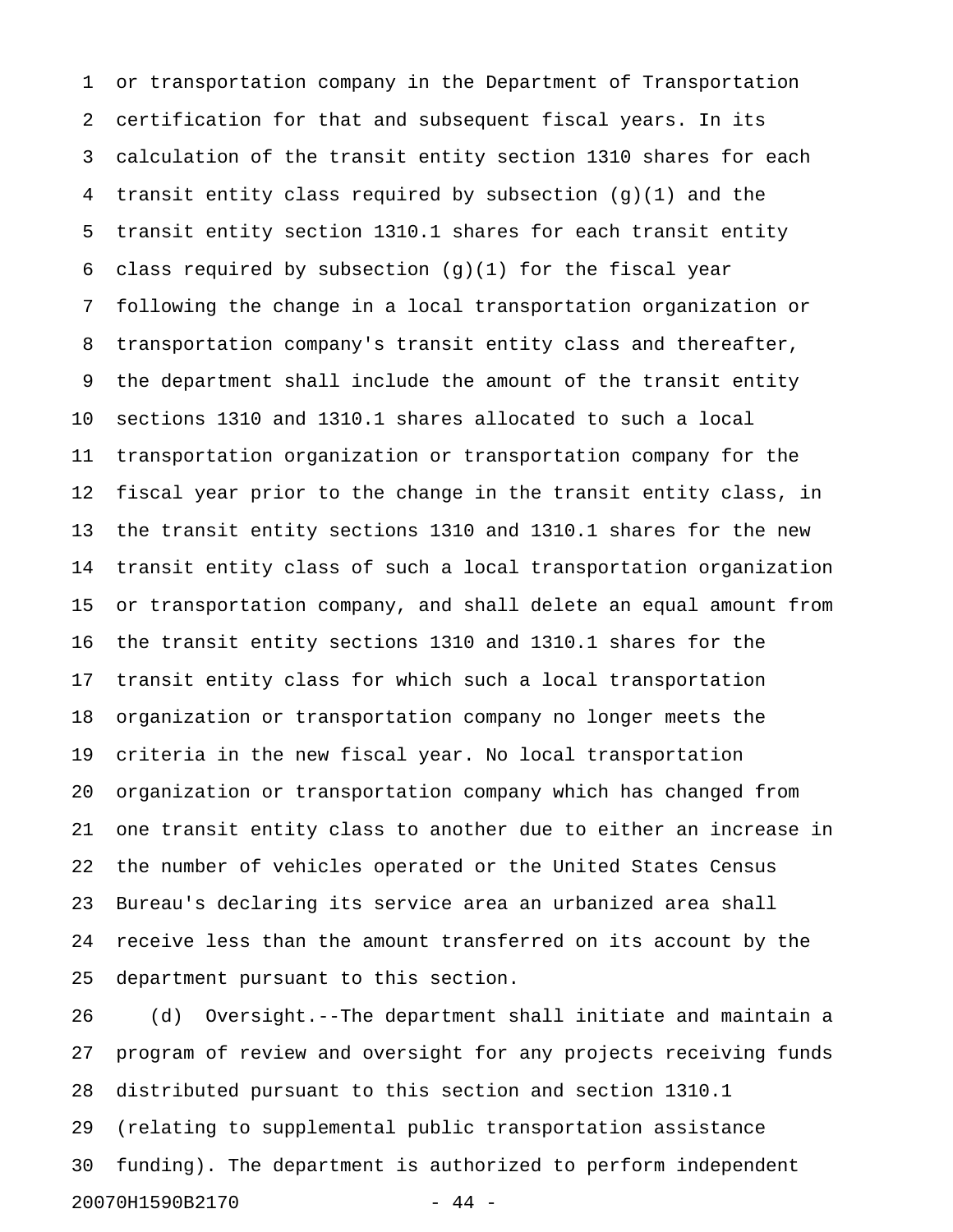or transportation company in the Department of Transportation certification for that and subsequent fiscal years. In its calculation of the transit entity section 1310 shares for each transit entity class required by subsection (g)(1) and the transit entity section 1310.1 shares for each transit entity class required by subsection (g)(1) for the fiscal year following the change in a local transportation organization or transportation company's transit entity class and thereafter, the department shall include the amount of the transit entity sections 1310 and 1310.1 shares allocated to such a local transportation organization or transportation company for the fiscal year prior to the change in the transit entity class, in the transit entity sections 1310 and 1310.1 shares for the new transit entity class of such a local transportation organization or transportation company, and shall delete an equal amount from the transit entity sections 1310 and 1310.1 shares for the transit entity class for which such a local transportation organization or transportation company no longer meets the criteria in the new fiscal year. No local transportation organization or transportation company which has changed from one transit entity class to another due to either an increase in the number of vehicles operated or the United States Census Bureau's declaring its service area an urbanized area shall receive less than the amount transferred on its account by the department pursuant to this section.

(d) Oversight.--The department shall initiate and maintain a program of review and oversight for any projects receiving funds distributed pursuant to this section and section 1310.1 (relating to supplemental public transportation assistance funding). The department is authorized to perform independent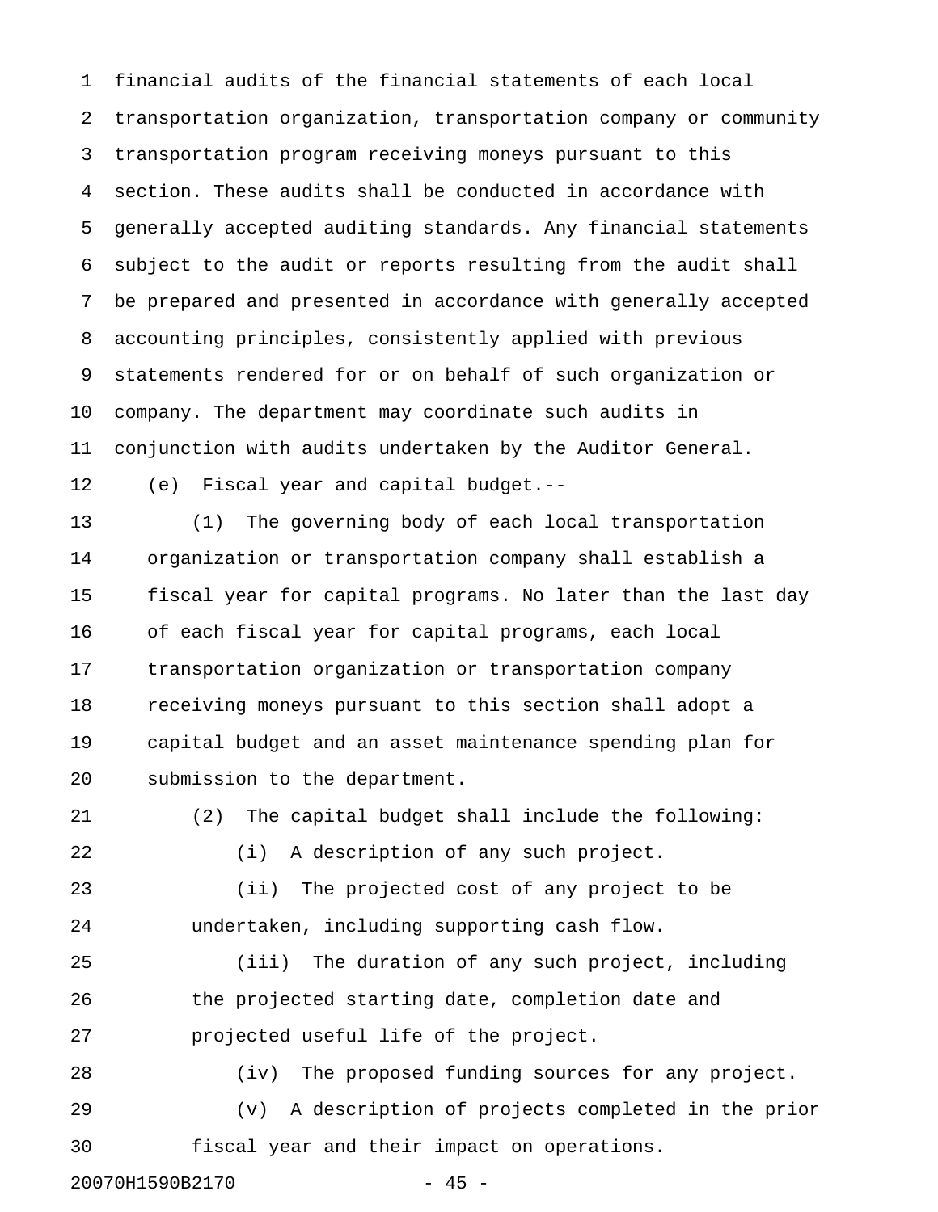financial audits of the financial statements of each local transportation organization, transportation company or community transportation program receiving moneys pursuant to this section. These audits shall be conducted in accordance with generally accepted auditing standards. Any financial statements subject to the audit or reports resulting from the audit shall be prepared and presented in accordance with generally accepted accounting principles, consistently applied with previous statements rendered for or on behalf of such organization or company. The department may coordinate such audits in conjunction with audits undertaken by the Auditor General.

(e) Fiscal year and capital budget.--

(1) The governing body of each local transportation organization or transportation company shall establish a fiscal year for capital programs. No later than the last day of each fiscal year for capital programs, each local transportation organization or transportation company receiving moneys pursuant to this section shall adopt a capital budget and an asset maintenance spending plan for submission to the department.

(2) The capital budget shall include the following:

(i) A description of any such project.

(ii) The projected cost of any project to be undertaken, including supporting cash flow.

(iii) The duration of any such project, including the projected starting date, completion date and projected useful life of the project.

(iv) The proposed funding sources for any project.

(v) A description of projects completed in the prior fiscal year and their impact on operations.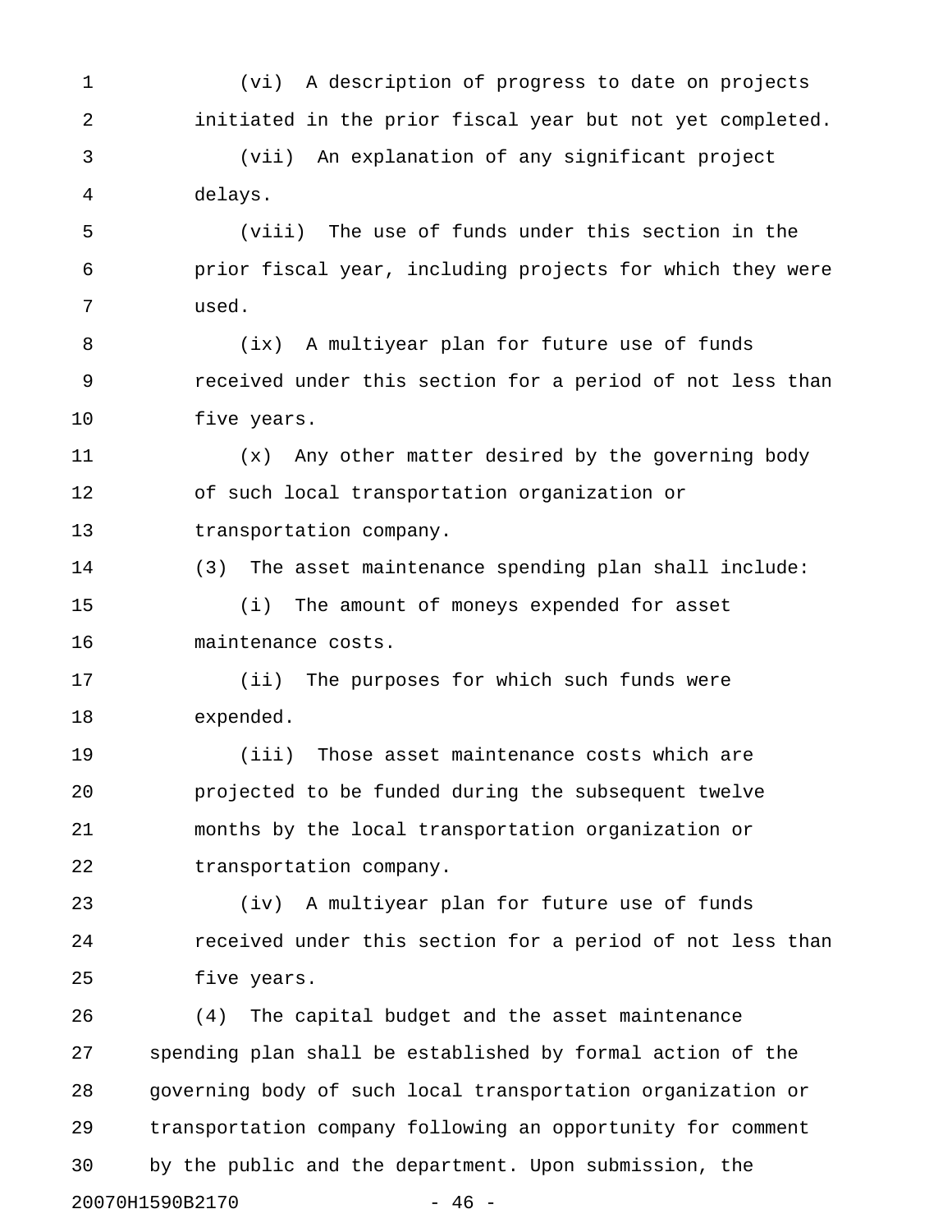(vi) A description of progress to date on projects initiated in the prior fiscal year but not yet completed.

(vii) An explanation of any significant project delays.

(viii) The use of funds under this section in the prior fiscal year, including projects for which they were used.

(ix) A multiyear plan for future use of funds received under this section for a period of not less than five years.

(x) Any other matter desired by the governing body of such local transportation organization or transportation company.

(3) The asset maintenance spending plan shall include:

(i) The amount of moneys expended for asset maintenance costs.

(ii) The purposes for which such funds were expended.

(iii) Those asset maintenance costs which are projected to be funded during the subsequent twelve months by the local transportation organization or transportation company.

(iv) A multiyear plan for future use of funds received under this section for a period of not less than five years.

(4) The capital budget and the asset maintenance spending plan shall be established by formal action of the governing body of such local transportation organization or transportation company following an opportunity for comment by the public and the department. Upon submission, the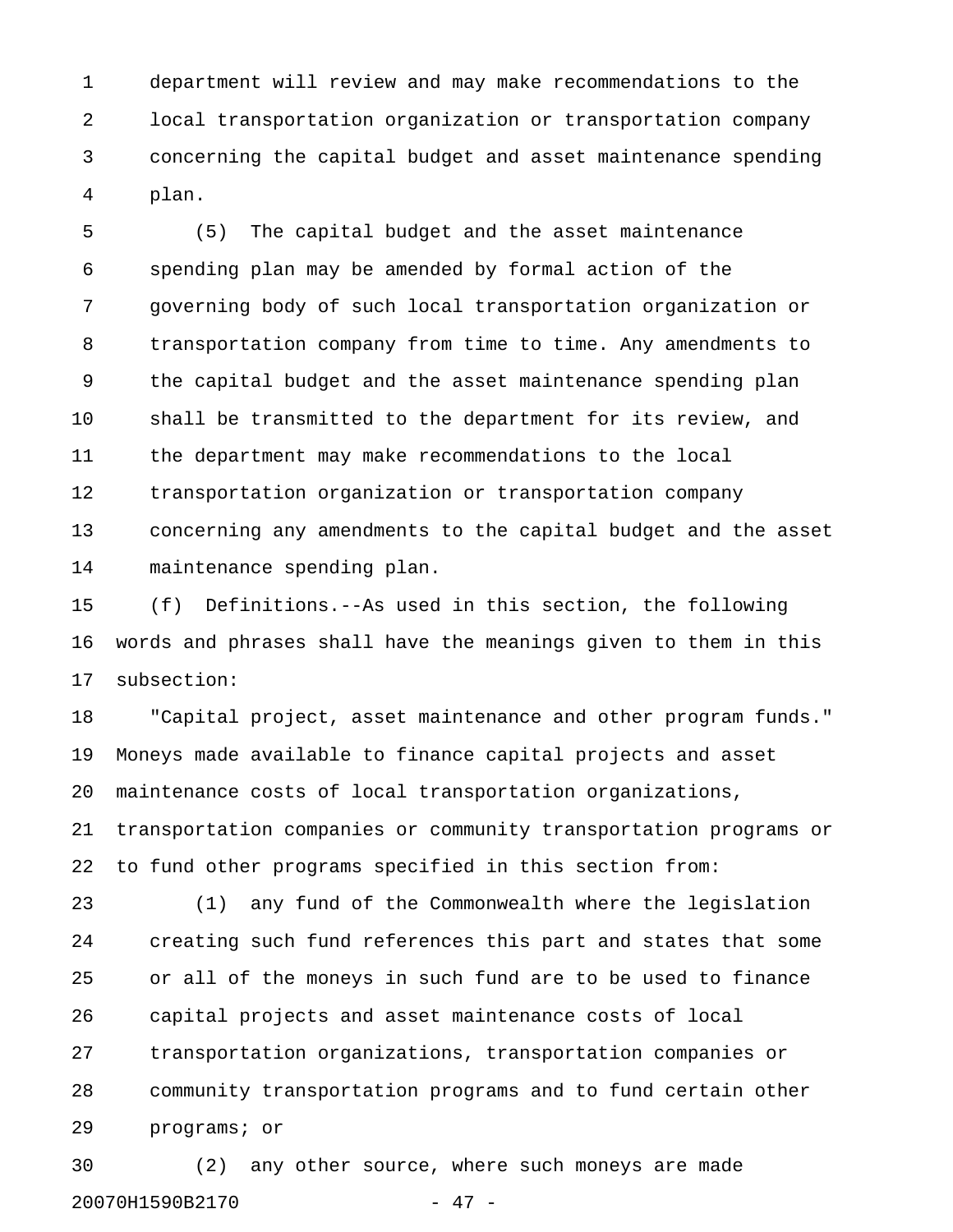department will review and may make recommendations to the local transportation organization or transportation company concerning the capital budget and asset maintenance spending plan.

(5) The capital budget and the asset maintenance spending plan may be amended by formal action of the governing body of such local transportation organization or transportation company from time to time. Any amendments to the capital budget and the asset maintenance spending plan shall be transmitted to the department for its review, and the department may make recommendations to the local transportation organization or transportation company concerning any amendments to the capital budget and the asset maintenance spending plan.

(f) Definitions.--As used in this section, the following words and phrases shall have the meanings given to them in this subsection:

"Capital project, asset maintenance and other program funds." Moneys made available to finance capital projects and asset maintenance costs of local transportation organizations, transportation companies or community transportation programs or to fund other programs specified in this section from:

(1) any fund of the Commonwealth where the legislation creating such fund references this part and states that some or all of the moneys in such fund are to be used to finance capital projects and asset maintenance costs of local transportation organizations, transportation companies or community transportation programs and to fund certain other programs; or

(2) any other source, where such moneys are made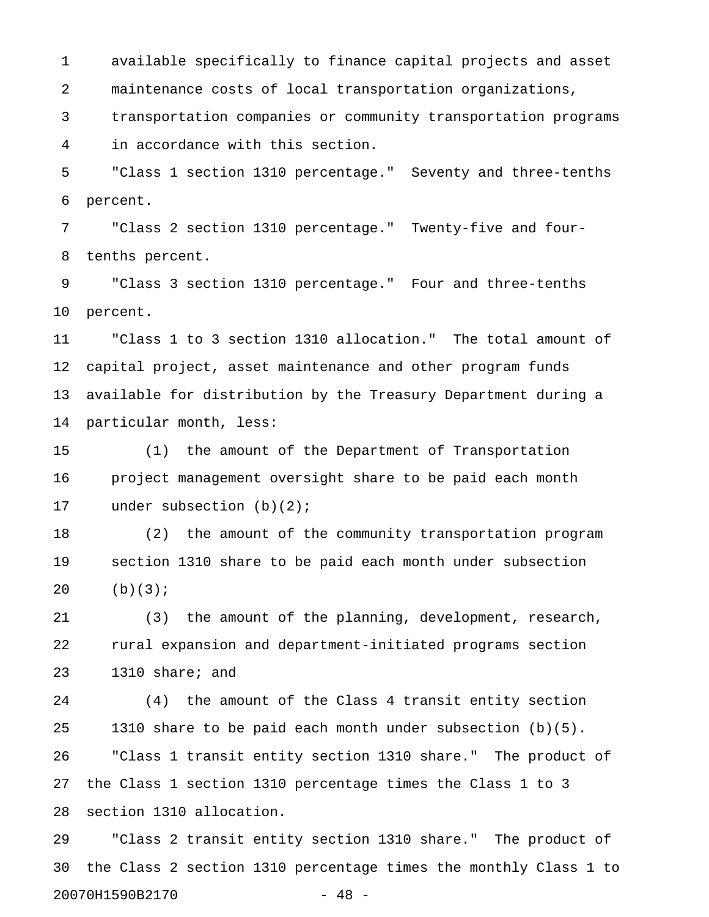available specifically to finance capital projects and asset maintenance costs of local transportation organizations, transportation companies or community transportation programs in accordance with this section.

"Class 1 section 1310 percentage." Seventy and three-tenths percent.

"Class 2 section 1310 percentage." Twenty-five and four-tenths percent.

"Class 3 section 1310 percentage." Four and three-tenths percent.

"Class 1 to 3 section 1310 allocation." The total amount of capital project, asset maintenance and other program funds available for distribution by the Treasury Department during a particular month, less:

(1) the amount of the Department of Transportation project management oversight share to be paid each month under subsection (b)(2);

(2) the amount of the community transportation program section 1310 share to be paid each month under subsection (b)(3);

(3) the amount of the planning, development, research, rural expansion and department-initiated programs section 1310 share; and

(4) the amount of the Class 4 transit entity section 1310 share to be paid each month under subsection (b)(5).

"Class 1 transit entity section 1310 share." The product of the Class 1 section 1310 percentage times the Class 1 to 3 section 1310 allocation.

"Class 2 transit entity section 1310 share." The product of the Class 2 section 1310 percentage times the monthly Class 1 to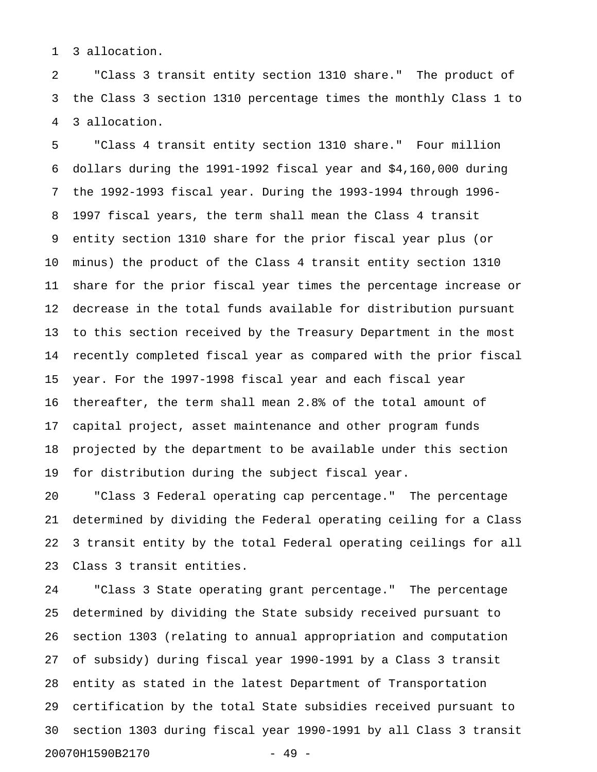3 allocation.

"Class 3 transit entity section 1310 share." The product of the Class 3 section 1310 percentage times the monthly Class 1 to 3 allocation.

"Class 4 transit entity section 1310 share." Four million dollars during the 1991-1992 fiscal year and $4,160,000 during the 1992-1993 fiscal year. During the 1993-1994 through 1996-1997 fiscal years, the term shall mean the Class 4 transit entity section 1310 share for the prior fiscal year plus (or minus) the product of the Class 4 transit entity section 1310 share for the prior fiscal year times the percentage increase or decrease in the total funds available for distribution pursuant to this section received by the Treasury Department in the most recently completed fiscal year as compared with the prior fiscal year. For the 1997-1998 fiscal year and each fiscal year thereafter, the term shall mean 2.8% of the total amount of capital project, asset maintenance and other program funds projected by the department to be available under this section for distribution during the subject fiscal year.

"Class 3 Federal operating cap percentage." The percentage determined by dividing the Federal operating ceiling for a Class 3 transit entity by the total Federal operating ceilings for all Class 3 transit entities.

"Class 3 State operating grant percentage." The percentage determined by dividing the State subsidy received pursuant to section 1303 (relating to annual appropriation and computation of subsidy) during fiscal year 1990-1991 by a Class 3 transit entity as stated in the latest Department of Transportation certification by the total State subsidies received pursuant to section 1303 during fiscal year 1990-1991 by all Class 3 transit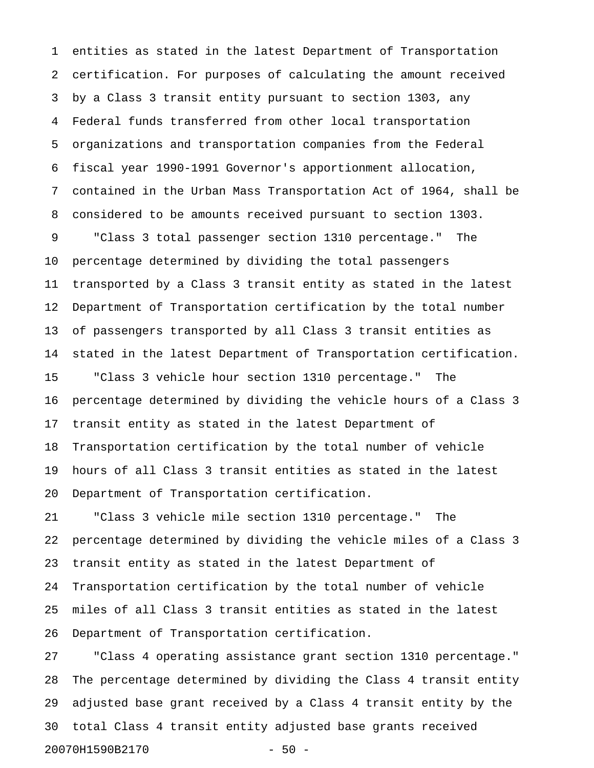entities as stated in the latest Department of Transportation certification. For purposes of calculating the amount received by a Class 3 transit entity pursuant to section 1303, any Federal funds transferred from other local transportation organizations and transportation companies from the Federal fiscal year 1990-1991 Governor's apportionment allocation, contained in the Urban Mass Transportation Act of 1964, shall be considered to be amounts received pursuant to section 1303.

"Class 3 total passenger section 1310 percentage." The percentage determined by dividing the total passengers transported by a Class 3 transit entity as stated in the latest Department of Transportation certification by the total number of passengers transported by all Class 3 transit entities as stated in the latest Department of Transportation certification.

"Class 3 vehicle hour section 1310 percentage." The percentage determined by dividing the vehicle hours of a Class 3 transit entity as stated in the latest Department of Transportation certification by the total number of vehicle hours of all Class 3 transit entities as stated in the latest Department of Transportation certification.

"Class 3 vehicle mile section 1310 percentage." The percentage determined by dividing the vehicle miles of a Class 3 transit entity as stated in the latest Department of Transportation certification by the total number of vehicle miles of all Class 3 transit entities as stated in the latest Department of Transportation certification.

"Class 4 operating assistance grant section 1310 percentage." The percentage determined by dividing the Class 4 transit entity adjusted base grant received by a Class 4 transit entity by the total Class 4 transit entity adjusted base grants received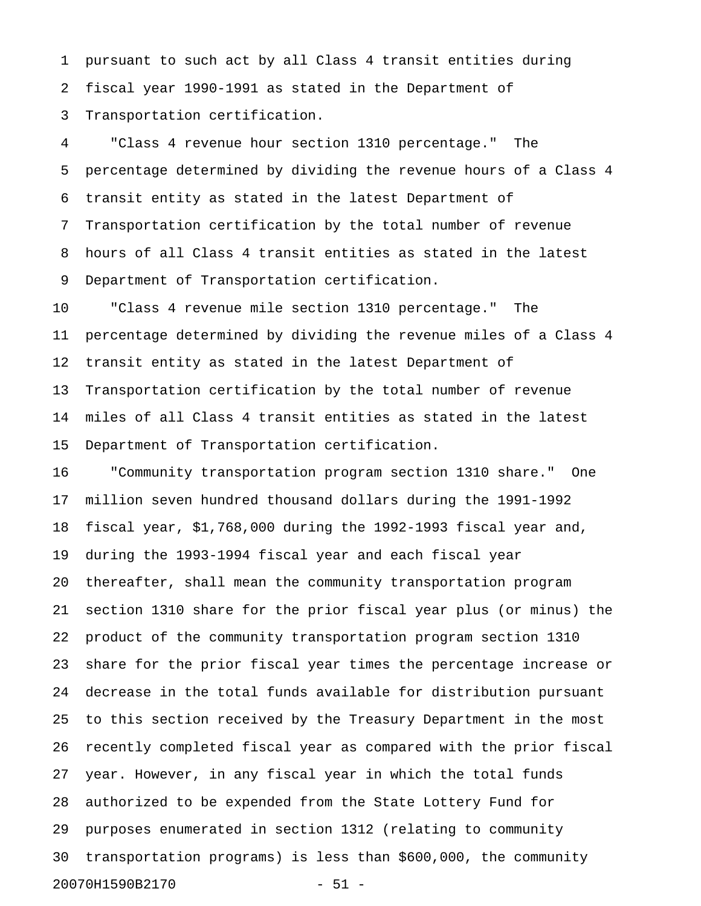pursuant to such act by all Class 4 transit entities during fiscal year 1990-1991 as stated in the Department of Transportation certification.

"Class 4 revenue hour section 1310 percentage." The percentage determined by dividing the revenue hours of a Class 4 transit entity as stated in the latest Department of Transportation certification by the total number of revenue hours of all Class 4 transit entities as stated in the latest Department of Transportation certification.

"Class 4 revenue mile section 1310 percentage." The percentage determined by dividing the revenue miles of a Class 4 transit entity as stated in the latest Department of Transportation certification by the total number of revenue miles of all Class 4 transit entities as stated in the latest Department of Transportation certification.

"Community transportation program section 1310 share." One million seven hundred thousand dollars during the 1991-1992 fiscal year, $1,768,000 during the 1992-1993 fiscal year and, during the 1993-1994 fiscal year and each fiscal year thereafter, shall mean the community transportation program section 1310 share for the prior fiscal year plus (or minus) the product of the community transportation program section 1310 share for the prior fiscal year times the percentage increase or decrease in the total funds available for distribution pursuant to this section received by the Treasury Department in the most recently completed fiscal year as compared with the prior fiscal year. However, in any fiscal year in which the total funds authorized to be expended from the State Lottery Fund for purposes enumerated in section 1312 (relating to community transportation programs) is less than $600,000, the community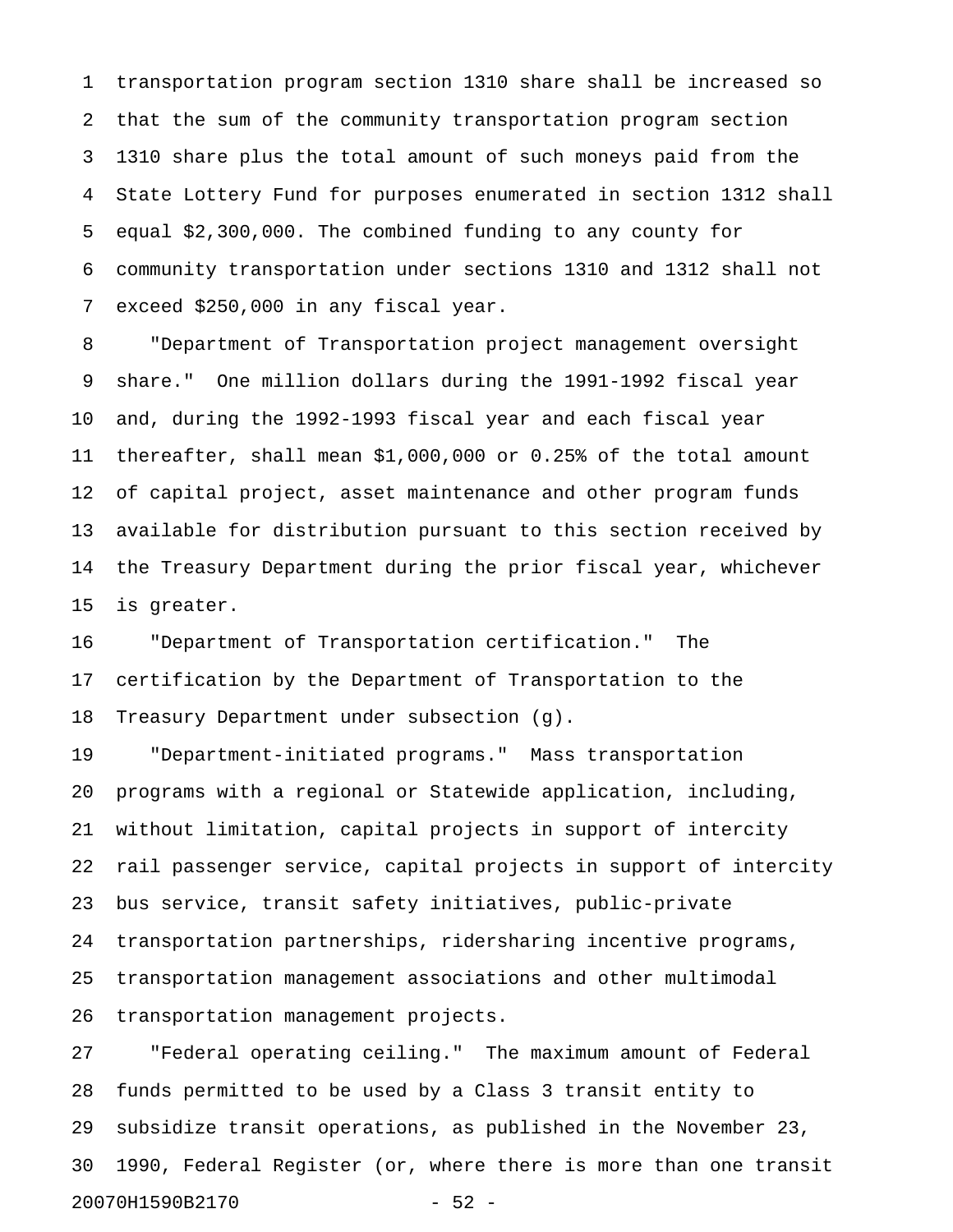transportation program section 1310 share shall be increased so that the sum of the community transportation program section 1310 share plus the total amount of such moneys paid from the State Lottery Fund for purposes enumerated in section 1312 shall equal $2,300,000. The combined funding to any county for community transportation under sections 1310 and 1312 shall not exceed $250,000 in any fiscal year.

"Department of Transportation project management oversight share." One million dollars during the 1991-1992 fiscal year and, during the 1992-1993 fiscal year and each fiscal year thereafter, shall mean $1,000,000 or 0.25% of the total amount of capital project, asset maintenance and other program funds available for distribution pursuant to this section received by the Treasury Department during the prior fiscal year, whichever is greater.

"Department of Transportation certification." The certification by the Department of Transportation to the Treasury Department under subsection (g).

"Department-initiated programs." Mass transportation programs with a regional or Statewide application, including, without limitation, capital projects in support of intercity rail passenger service, capital projects in support of intercity bus service, transit safety initiatives, public-private transportation partnerships, ridersharing incentive programs, transportation management associations and other multimodal transportation management projects.

"Federal operating ceiling." The maximum amount of Federal funds permitted to be used by a Class 3 transit entity to subsidize transit operations, as published in the November 23, 1990, Federal Register (or, where there is more than one transit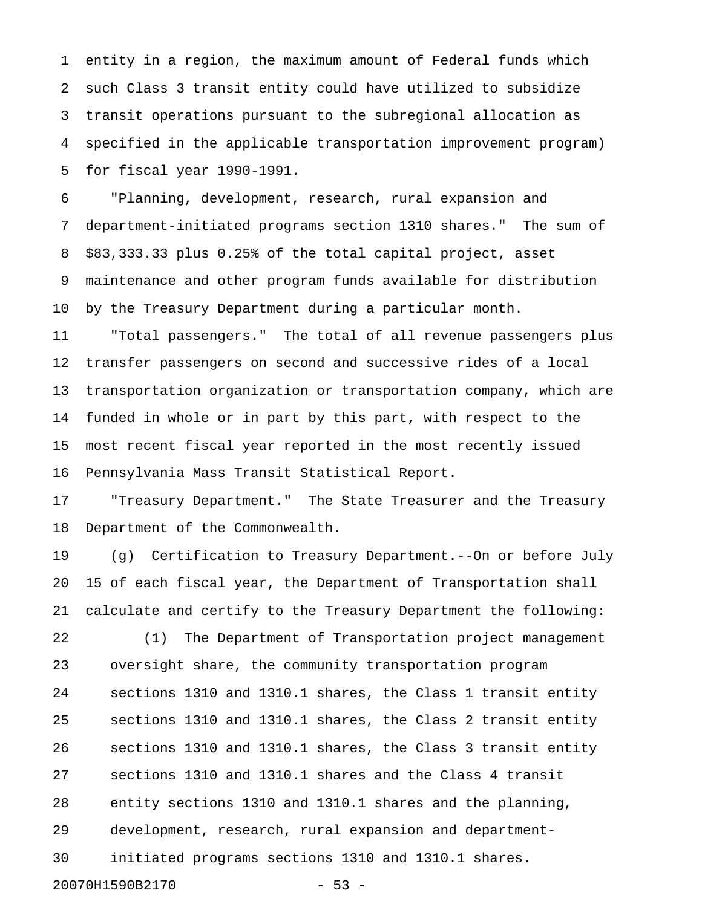entity in a region, the maximum amount of Federal funds which such Class 3 transit entity could have utilized to subsidize transit operations pursuant to the subregional allocation as specified in the applicable transportation improvement program) for fiscal year 1990-1991.

"Planning, development, research, rural expansion and department-initiated programs section 1310 shares." The sum of $83,333.33 plus 0.25% of the total capital project, asset maintenance and other program funds available for distribution by the Treasury Department during a particular month.

"Total passengers." The total of all revenue passengers plus transfer passengers on second and successive rides of a local transportation organization or transportation company, which are funded in whole or in part by this part, with respect to the most recent fiscal year reported in the most recently issued Pennsylvania Mass Transit Statistical Report.

"Treasury Department." The State Treasurer and the Treasury Department of the Commonwealth.

(g) Certification to Treasury Department.--On or before July 15 of each fiscal year, the Department of Transportation shall calculate and certify to the Treasury Department the following:

(1) The Department of Transportation project management oversight share, the community transportation program sections 1310 and 1310.1 shares, the Class 1 transit entity sections 1310 and 1310.1 shares, the Class 2 transit entity sections 1310 and 1310.1 shares, the Class 3 transit entity sections 1310 and 1310.1 shares and the Class 4 transit entity sections 1310 and 1310.1 shares and the planning, development, research, rural expansion and department-initiated programs sections 1310 and 1310.1 shares.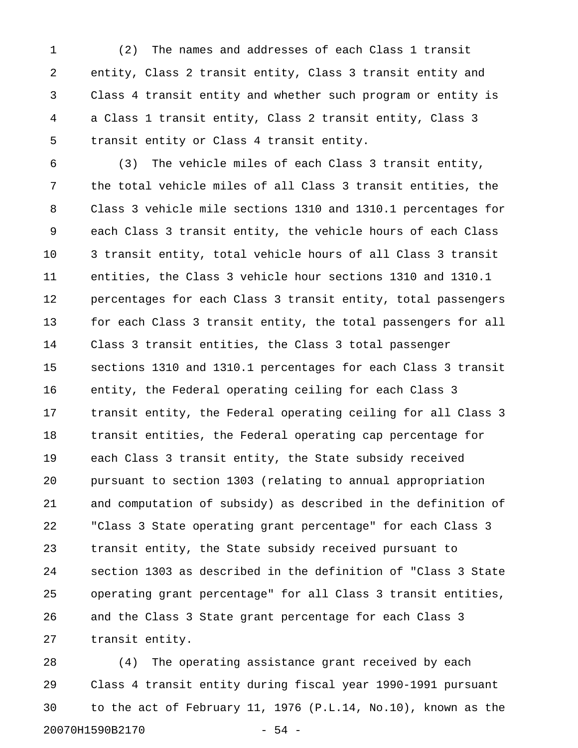(2) The names and addresses of each Class 1 transit entity, Class 2 transit entity, Class 3 transit entity and Class 4 transit entity and whether such program or entity is a Class 1 transit entity, Class 2 transit entity, Class 3 transit entity or Class 4 transit entity.

(3) The vehicle miles of each Class 3 transit entity, the total vehicle miles of all Class 3 transit entities, the Class 3 vehicle mile sections 1310 and 1310.1 percentages for each Class 3 transit entity, the vehicle hours of each Class 3 transit entity, total vehicle hours of all Class 3 transit entities, the Class 3 vehicle hour sections 1310 and 1310.1 percentages for each Class 3 transit entity, total passengers for each Class 3 transit entity, the total passengers for all Class 3 transit entities, the Class 3 total passenger sections 1310 and 1310.1 percentages for each Class 3 transit entity, the Federal operating ceiling for each Class 3 transit entity, the Federal operating ceiling for all Class 3 transit entities, the Federal operating cap percentage for each Class 3 transit entity, the State subsidy received pursuant to section 1303 (relating to annual appropriation and computation of subsidy) as described in the definition of "Class 3 State operating grant percentage" for each Class 3 transit entity, the State subsidy received pursuant to section 1303 as described in the definition of "Class 3 State operating grant percentage" for all Class 3 transit entities, and the Class 3 State grant percentage for each Class 3 transit entity.

(4) The operating assistance grant received by each Class 4 transit entity during fiscal year 1990-1991 pursuant to the act of February 11, 1976 (P.L.14, No.10), known as the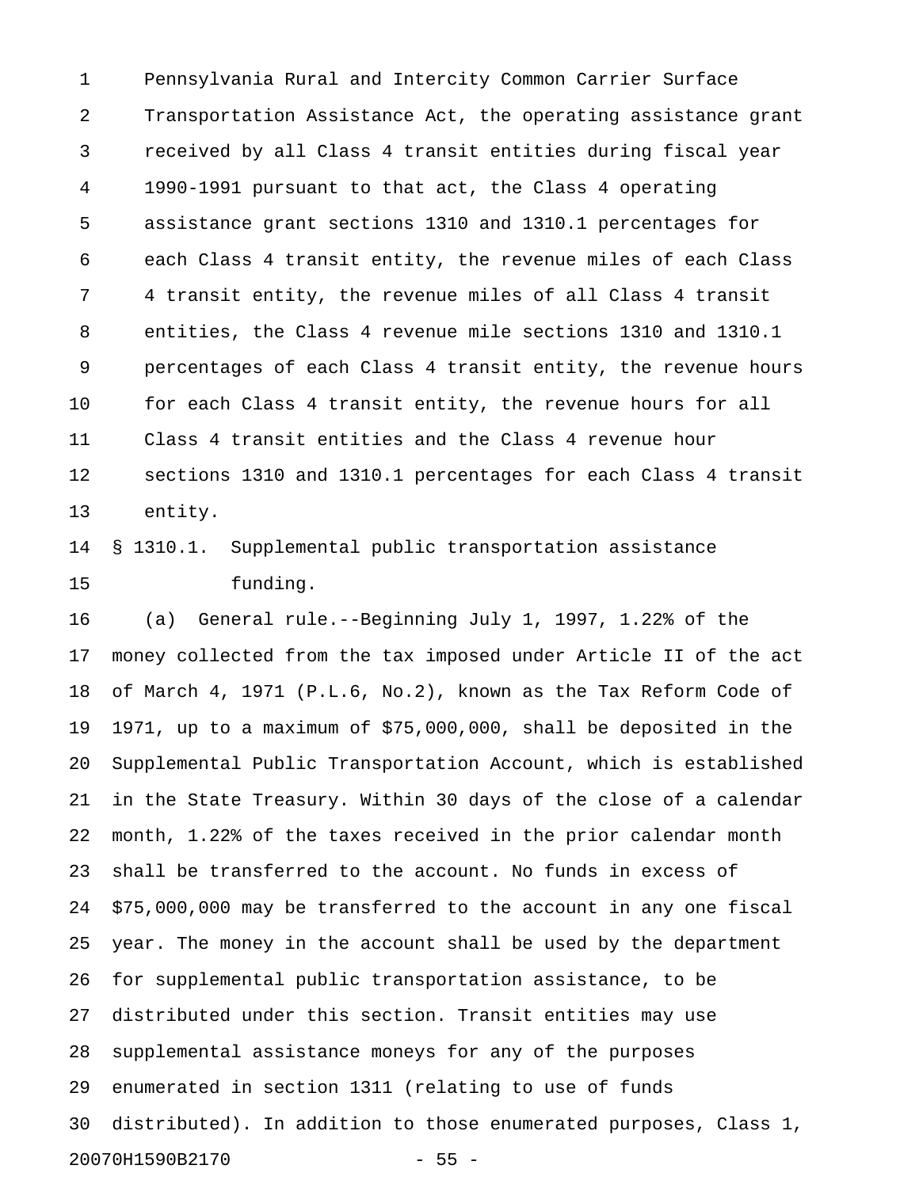Pennsylvania Rural and Intercity Common Carrier Surface Transportation Assistance Act, the operating assistance grant received by all Class 4 transit entities during fiscal year 1990-1991 pursuant to that act, the Class 4 operating assistance grant sections 1310 and 1310.1 percentages for each Class 4 transit entity, the revenue miles of each Class 4 transit entity, the revenue miles of all Class 4 transit entities, the Class 4 revenue mile sections 1310 and 1310.1 percentages of each Class 4 transit entity, the revenue hours for each Class 4 transit entity, the revenue hours for all Class 4 transit entities and the Class 4 revenue hour sections 1310 and 1310.1 percentages for each Class 4 transit entity.

§ 1310.1. Supplemental public transportation assistance funding.

(a) General rule.--Beginning July 1, 1997, 1.22% of the money collected from the tax imposed under Article II of the act of March 4, 1971 (P.L.6, No.2), known as the Tax Reform Code of 1971, up to a maximum of $75,000,000, shall be deposited in the Supplemental Public Transportation Account, which is established in the State Treasury. Within 30 days of the close of a calendar month, 1.22% of the taxes received in the prior calendar month shall be transferred to the account. No funds in excess of $75,000,000 may be transferred to the account in any one fiscal year. The money in the account shall be used by the department for supplemental public transportation assistance, to be distributed under this section. Transit entities may use supplemental assistance moneys for any of the purposes enumerated in section 1311 (relating to use of funds distributed). In addition to those enumerated purposes, Class 1,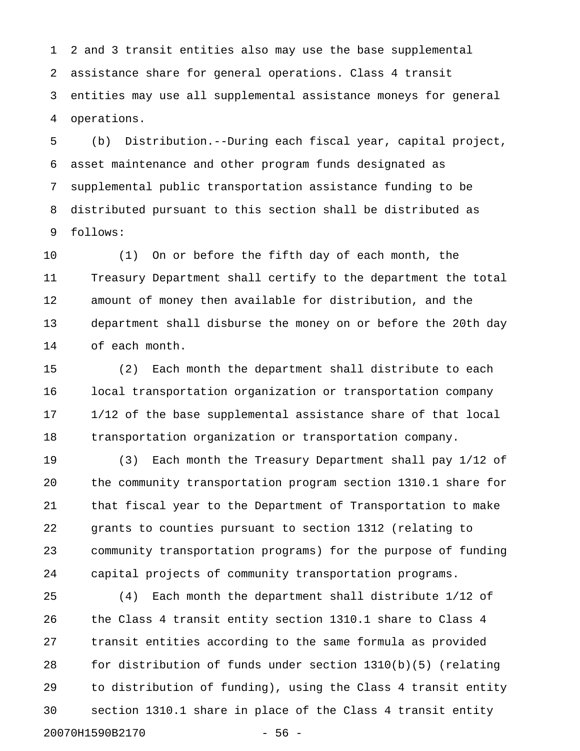2 and 3 transit entities also may use the base supplemental assistance share for general operations. Class 4 transit entities may use all supplemental assistance moneys for general operations.

(b) Distribution.--During each fiscal year, capital project, asset maintenance and other program funds designated as supplemental public transportation assistance funding to be distributed pursuant to this section shall be distributed as follows:

(1) On or before the fifth day of each month, the Treasury Department shall certify to the department the total amount of money then available for distribution, and the department shall disburse the money on or before the 20th day of each month.

(2) Each month the department shall distribute to each local transportation organization or transportation company 1/12 of the base supplemental assistance share of that local transportation organization or transportation company.

(3) Each month the Treasury Department shall pay 1/12 of the community transportation program section 1310.1 share for that fiscal year to the Department of Transportation to make grants to counties pursuant to section 1312 (relating to community transportation programs) for the purpose of funding capital projects of community transportation programs.

(4) Each month the department shall distribute 1/12 of the Class 4 transit entity section 1310.1 share to Class 4 transit entities according to the same formula as provided for distribution of funds under section 1310(b)(5) (relating to distribution of funding), using the Class 4 transit entity section 1310.1 share in place of the Class 4 transit entity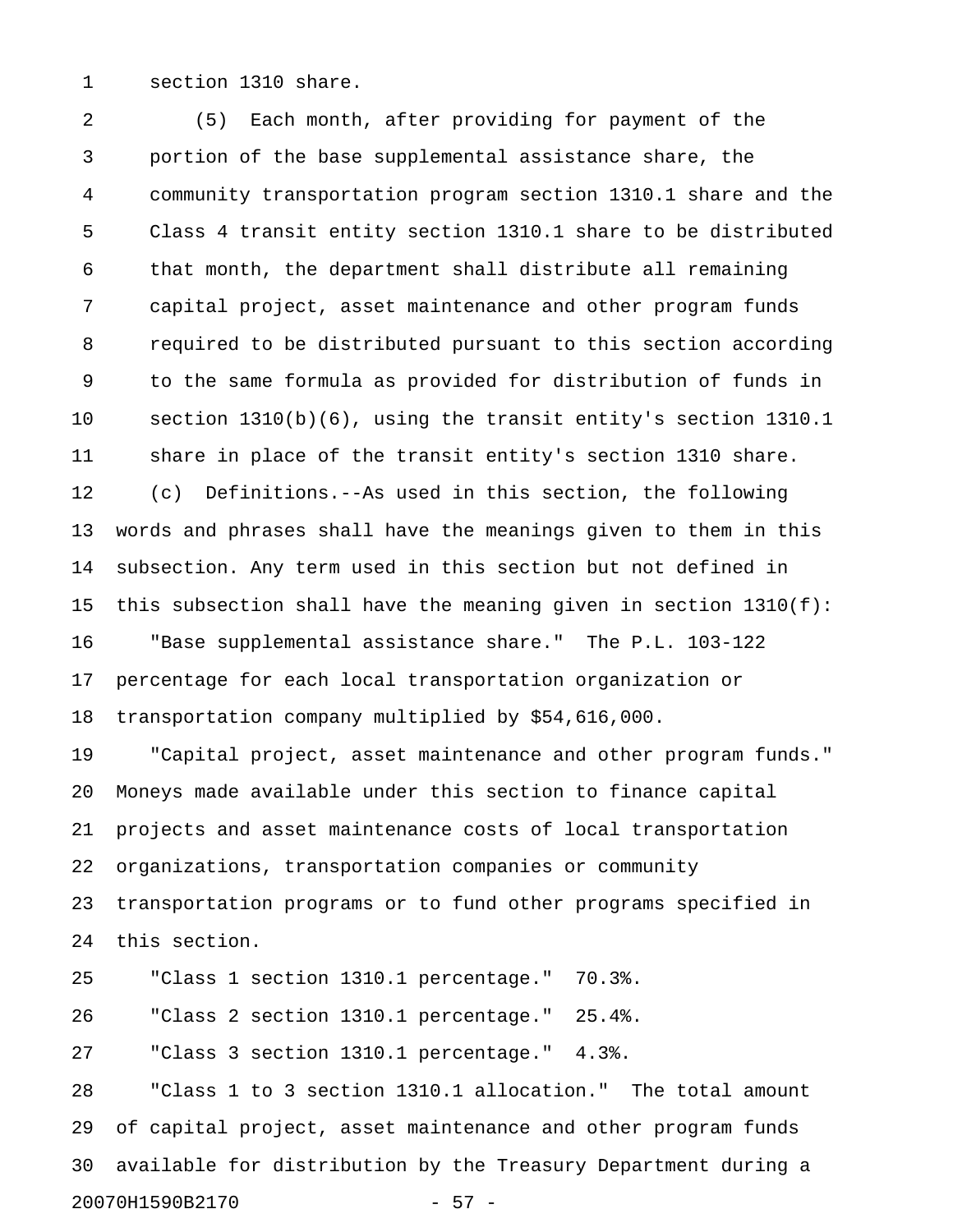section 1310 share.

(5) Each month, after providing for payment of the portion of the base supplemental assistance share, the community transportation program section 1310.1 share and the Class 4 transit entity section 1310.1 share to be distributed that month, the department shall distribute all remaining capital project, asset maintenance and other program funds required to be distributed pursuant to this section according to the same formula as provided for distribution of funds in section 1310(b)(6), using the transit entity's section 1310.1 share in place of the transit entity's section 1310 share.

(c) Definitions.--As used in this section, the following words and phrases shall have the meanings given to them in this subsection. Any term used in this section but not defined in this subsection shall have the meaning given in section 1310(f):

"Base supplemental assistance share." The P.L. 103-122 percentage for each local transportation organization or transportation company multiplied by $54,616,000.

"Capital project, asset maintenance and other program funds." Moneys made available under this section to finance capital projects and asset maintenance costs of local transportation organizations, transportation companies or community transportation programs or to fund other programs specified in this section.

"Class 1 section 1310.1 percentage." 70.3%.

"Class 2 section 1310.1 percentage." 25.4%.

"Class 3 section 1310.1 percentage." 4.3%.

"Class 1 to 3 section 1310.1 allocation." The total amount of capital project, asset maintenance and other program funds available for distribution by the Treasury Department during a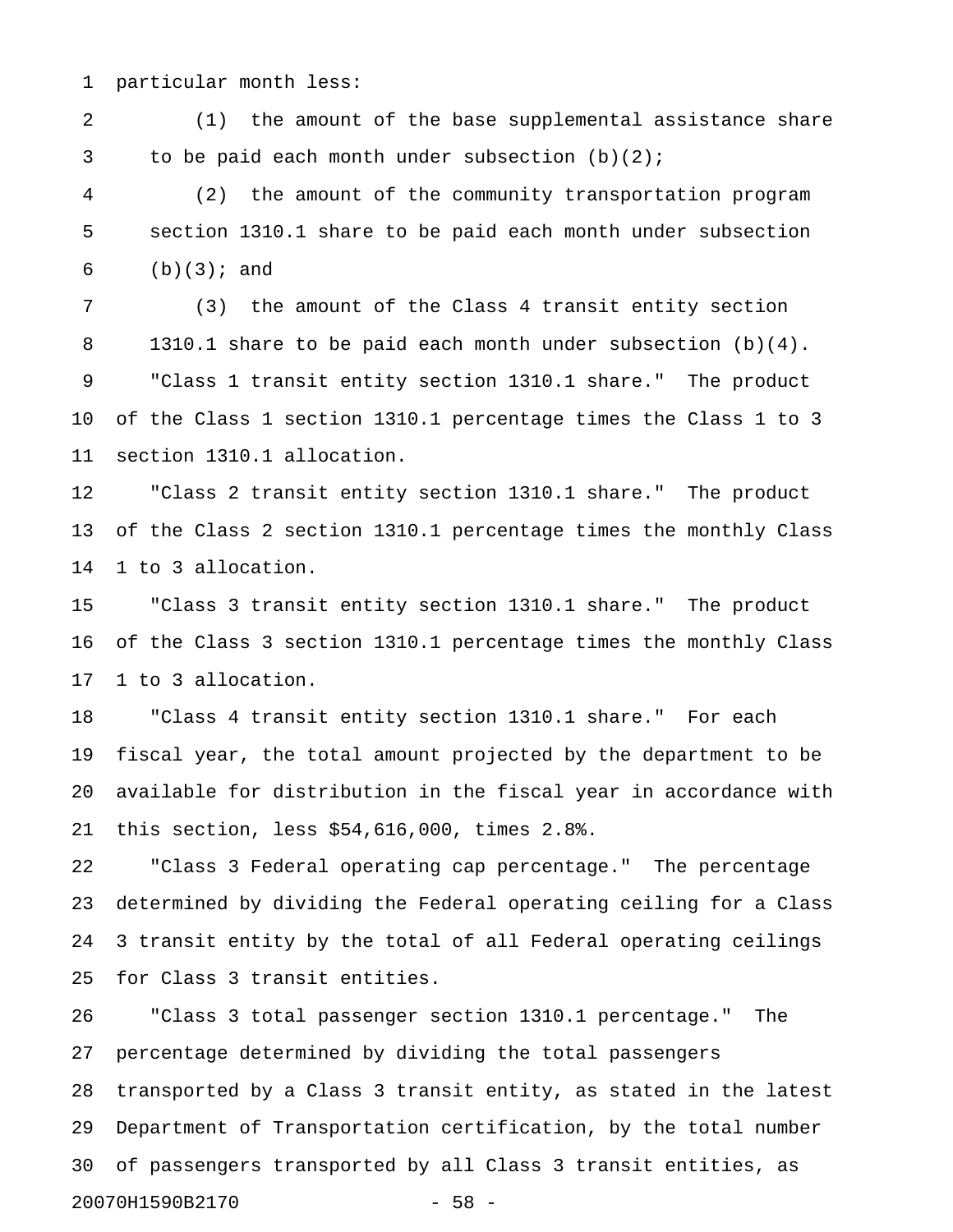particular month less:

(1) the amount of the base supplemental assistance share to be paid each month under subsection (b)(2);

(2) the amount of the community transportation program section 1310.1 share to be paid each month under subsection (b)(3); and

(3) the amount of the Class 4 transit entity section 1310.1 share to be paid each month under subsection (b)(4).

"Class 1 transit entity section 1310.1 share." The product of the Class 1 section 1310.1 percentage times the Class 1 to 3 section 1310.1 allocation.

"Class 2 transit entity section 1310.1 share." The product of the Class 2 section 1310.1 percentage times the monthly Class 1 to 3 allocation.

"Class 3 transit entity section 1310.1 share." The product of the Class 3 section 1310.1 percentage times the monthly Class 1 to 3 allocation.

"Class 4 transit entity section 1310.1 share." For each fiscal year, the total amount projected by the department to be available for distribution in the fiscal year in accordance with this section, less $54,616,000, times 2.8%.

"Class 3 Federal operating cap percentage." The percentage determined by dividing the Federal operating ceiling for a Class 3 transit entity by the total of all Federal operating ceilings for Class 3 transit entities.

"Class 3 total passenger section 1310.1 percentage." The percentage determined by dividing the total passengers transported by a Class 3 transit entity, as stated in the latest Department of Transportation certification, by the total number of passengers transported by all Class 3 transit entities, as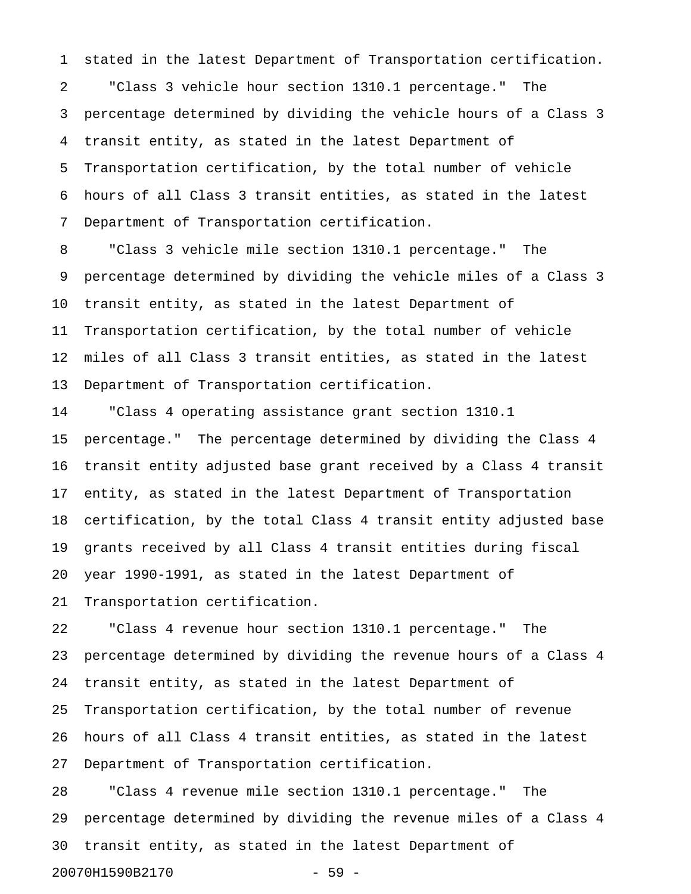stated in the latest Department of Transportation certification.

"Class 3 vehicle hour section 1310.1 percentage." The percentage determined by dividing the vehicle hours of a Class 3 transit entity, as stated in the latest Department of Transportation certification, by the total number of vehicle hours of all Class 3 transit entities, as stated in the latest Department of Transportation certification.

"Class 3 vehicle mile section 1310.1 percentage." The percentage determined by dividing the vehicle miles of a Class 3 transit entity, as stated in the latest Department of Transportation certification, by the total number of vehicle miles of all Class 3 transit entities, as stated in the latest Department of Transportation certification.

"Class 4 operating assistance grant section 1310.1 percentage." The percentage determined by dividing the Class 4 transit entity adjusted base grant received by a Class 4 transit entity, as stated in the latest Department of Transportation certification, by the total Class 4 transit entity adjusted base grants received by all Class 4 transit entities during fiscal year 1990-1991, as stated in the latest Department of Transportation certification.

"Class 4 revenue hour section 1310.1 percentage." The percentage determined by dividing the revenue hours of a Class 4 transit entity, as stated in the latest Department of Transportation certification, by the total number of revenue hours of all Class 4 transit entities, as stated in the latest Department of Transportation certification.

"Class 4 revenue mile section 1310.1 percentage." The percentage determined by dividing the revenue miles of a Class 4 transit entity, as stated in the latest Department of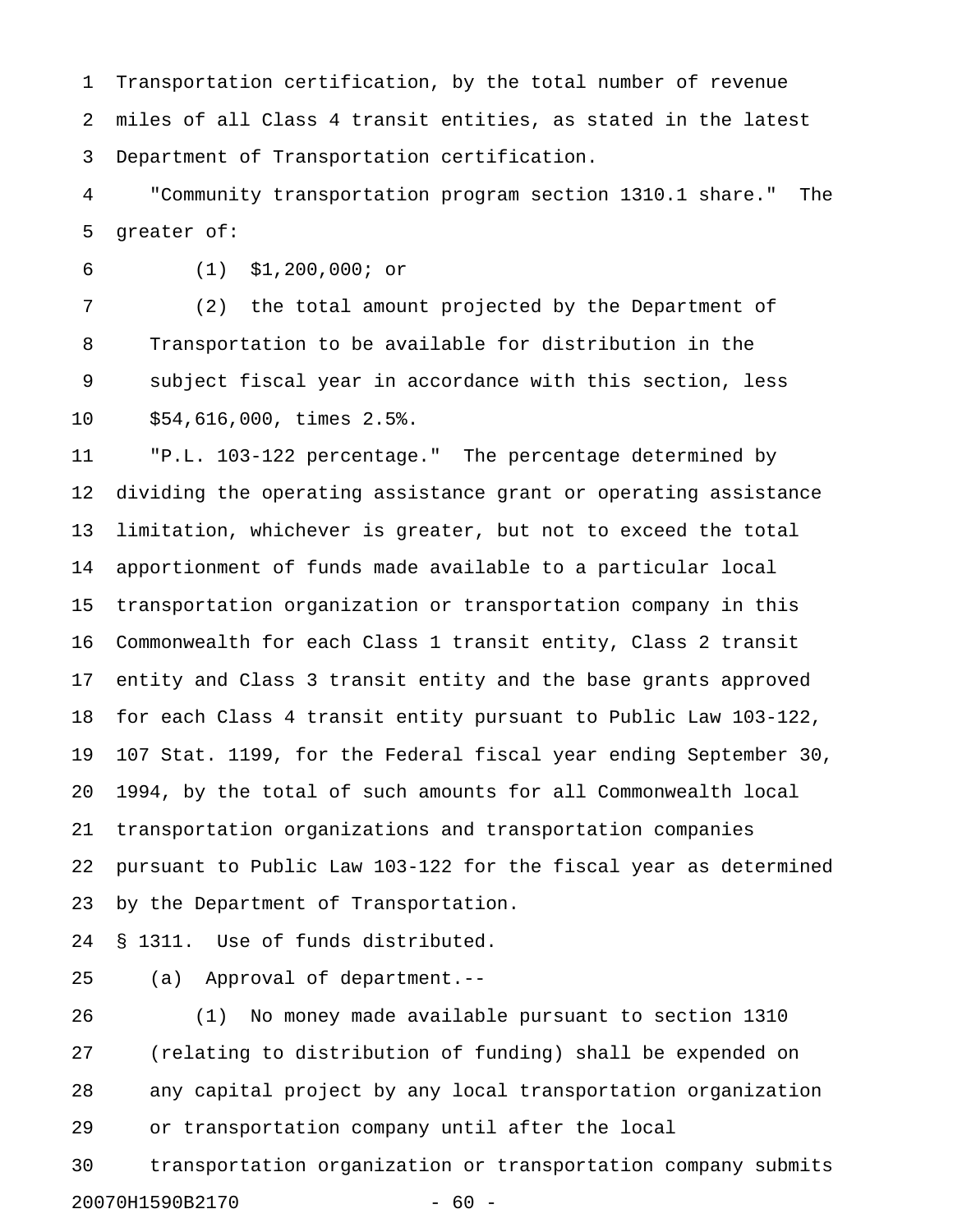Transportation certification, by the total number of revenue miles of all Class 4 transit entities, as stated in the latest Department of Transportation certification.

"Community transportation program section 1310.1 share." The greater of:

(1) $1,200,000; or

(2) the total amount projected by the Department of Transportation to be available for distribution in the subject fiscal year in accordance with this section, less $54,616,000, times 2.5%.

"P.L. 103-122 percentage." The percentage determined by dividing the operating assistance grant or operating assistance limitation, whichever is greater, but not to exceed the total apportionment of funds made available to a particular local transportation organization or transportation company in this Commonwealth for each Class 1 transit entity, Class 2 transit entity and Class 3 transit entity and the base grants approved for each Class 4 transit entity pursuant to Public Law 103-122, 107 Stat. 1199, for the Federal fiscal year ending September 30, 1994, by the total of such amounts for all Commonwealth local transportation organizations and transportation companies pursuant to Public Law 103-122 for the fiscal year as determined by the Department of Transportation.

§ 1311. Use of funds distributed.

(a) Approval of department.--

(1) No money made available pursuant to section 1310 (relating to distribution of funding) shall be expended on any capital project by any local transportation organization or transportation company until after the local transportation organization or transportation company submits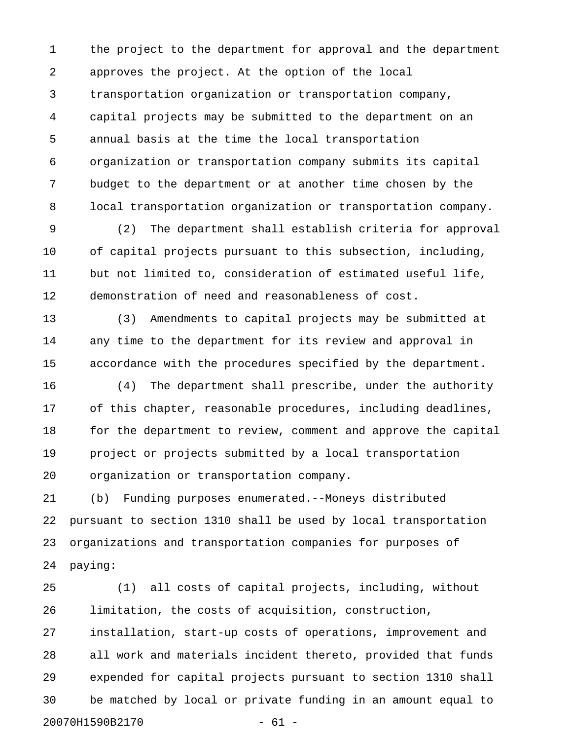the project to the department for approval and the department approves the project. At the option of the local transportation organization or transportation company, capital projects may be submitted to the department on an annual basis at the time the local transportation organization or transportation company submits its capital budget to the department or at another time chosen by the local transportation organization or transportation company.

(2) The department shall establish criteria for approval of capital projects pursuant to this subsection, including, but not limited to, consideration of estimated useful life, demonstration of need and reasonableness of cost.

(3) Amendments to capital projects may be submitted at any time to the department for its review and approval in accordance with the procedures specified by the department.

(4) The department shall prescribe, under the authority of this chapter, reasonable procedures, including deadlines, for the department to review, comment and approve the capital project or projects submitted by a local transportation organization or transportation company.

(b) Funding purposes enumerated.--Moneys distributed pursuant to section 1310 shall be used by local transportation organizations and transportation companies for purposes of paying:

(1) all costs of capital projects, including, without limitation, the costs of acquisition, construction, installation, start-up costs of operations, improvement and all work and materials incident thereto, provided that funds expended for capital projects pursuant to section 1310 shall be matched by local or private funding in an amount equal to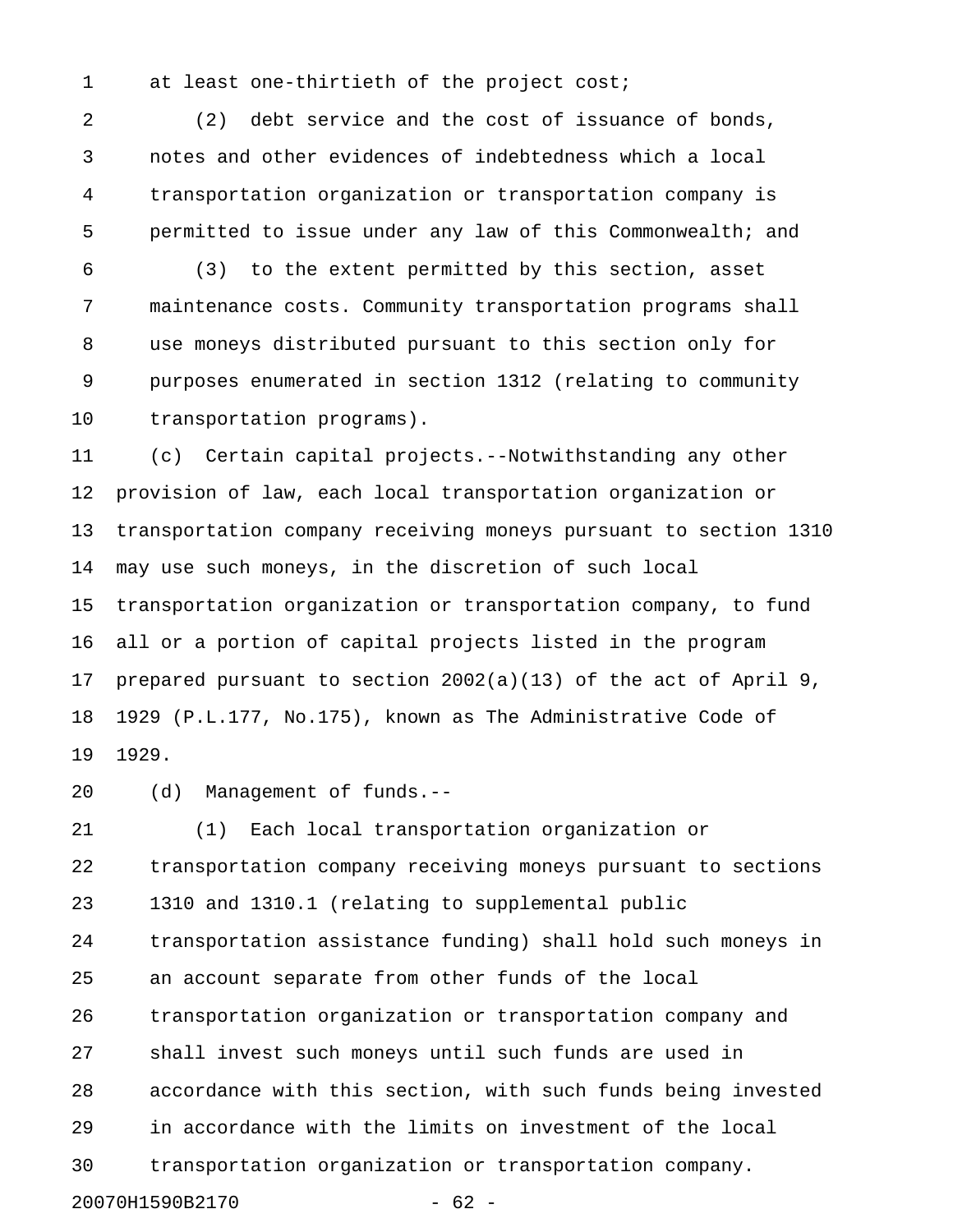at least one-thirtieth of the project cost;

(2) debt service and the cost of issuance of bonds, notes and other evidences of indebtedness which a local transportation organization or transportation company is permitted to issue under any law of this Commonwealth; and

(3) to the extent permitted by this section, asset maintenance costs. Community transportation programs shall use moneys distributed pursuant to this section only for purposes enumerated in section 1312 (relating to community transportation programs).

(c) Certain capital projects.--Notwithstanding any other provision of law, each local transportation organization or transportation company receiving moneys pursuant to section 1310 may use such moneys, in the discretion of such local transportation organization or transportation company, to fund all or a portion of capital projects listed in the program prepared pursuant to section 2002(a)(13) of the act of April 9, 1929 (P.L.177, No.175), known as The Administrative Code of 1929.

(d) Management of funds.--

(1) Each local transportation organization or transportation company receiving moneys pursuant to sections 1310 and 1310.1 (relating to supplemental public transportation assistance funding) shall hold such moneys in an account separate from other funds of the local transportation organization or transportation company and shall invest such moneys until such funds are used in accordance with this section, with such funds being invested in accordance with the limits on investment of the local transportation organization or transportation company.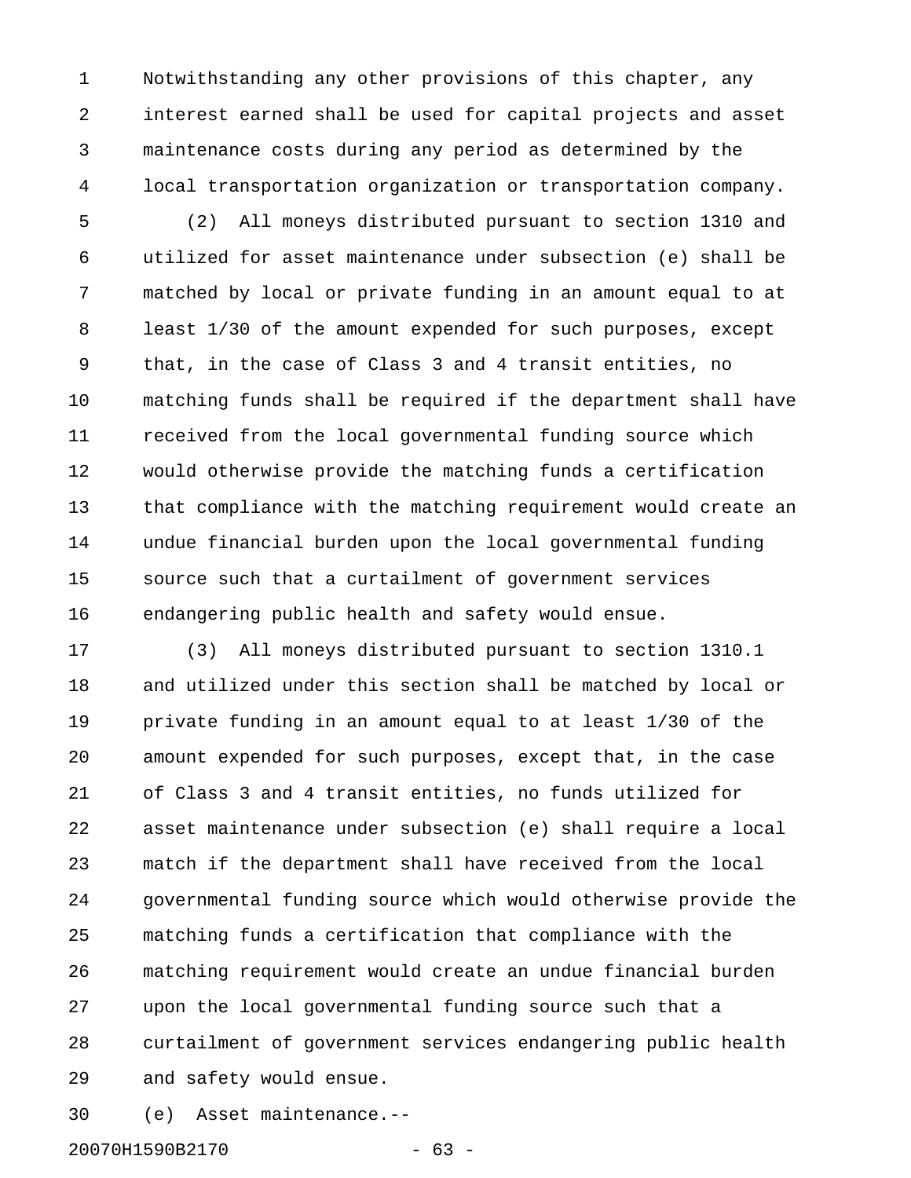Notwithstanding any other provisions of this chapter, any interest earned shall be used for capital projects and asset maintenance costs during any period as determined by the local transportation organization or transportation company.

(2) All moneys distributed pursuant to section 1310 and utilized for asset maintenance under subsection (e) shall be matched by local or private funding in an amount equal to at least 1/30 of the amount expended for such purposes, except that, in the case of Class 3 and 4 transit entities, no matching funds shall be required if the department shall have received from the local governmental funding source which would otherwise provide the matching funds a certification that compliance with the matching requirement would create an undue financial burden upon the local governmental funding source such that a curtailment of government services endangering public health and safety would ensue.

(3) All moneys distributed pursuant to section 1310.1 and utilized under this section shall be matched by local or private funding in an amount equal to at least 1/30 of the amount expended for such purposes, except that, in the case of Class 3 and 4 transit entities, no funds utilized for asset maintenance under subsection (e) shall require a local match if the department shall have received from the local governmental funding source which would otherwise provide the matching funds a certification that compliance with the matching requirement would create an undue financial burden upon the local governmental funding source such that a curtailment of government services endangering public health and safety would ensue.

(e) Asset maintenance.--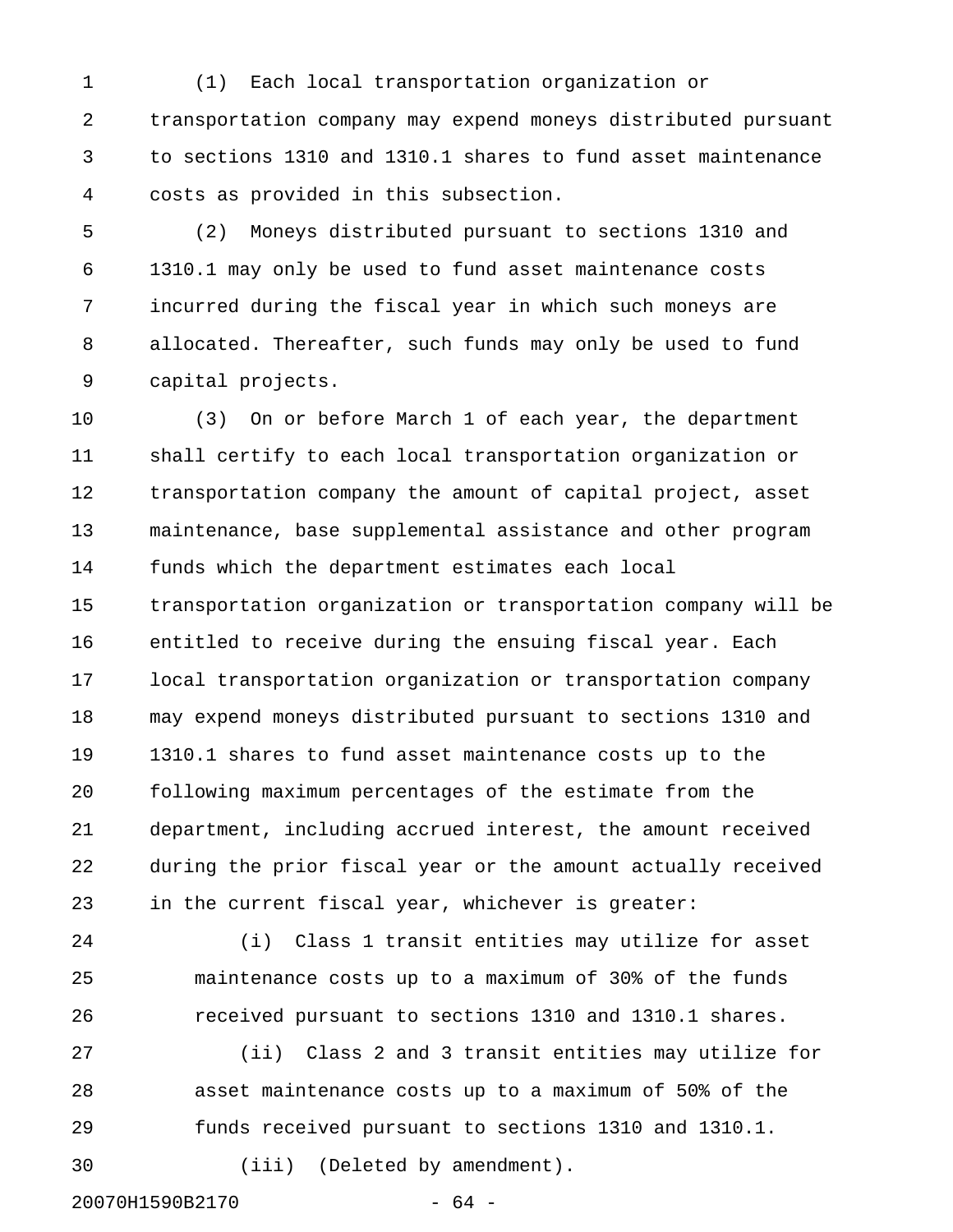(1) Each local transportation organization or transportation company may expend moneys distributed pursuant to sections 1310 and 1310.1 shares to fund asset maintenance costs as provided in this subsection.

(2) Moneys distributed pursuant to sections 1310 and 1310.1 may only be used to fund asset maintenance costs incurred during the fiscal year in which such moneys are allocated. Thereafter, such funds may only be used to fund capital projects.

(3) On or before March 1 of each year, the department shall certify to each local transportation organization or transportation company the amount of capital project, asset maintenance, base supplemental assistance and other program funds which the department estimates each local transportation organization or transportation company will be entitled to receive during the ensuing fiscal year. Each local transportation organization or transportation company may expend moneys distributed pursuant to sections 1310 and 1310.1 shares to fund asset maintenance costs up to the following maximum percentages of the estimate from the department, including accrued interest, the amount received during the prior fiscal year or the amount actually received in the current fiscal year, whichever is greater:

(i) Class 1 transit entities may utilize for asset maintenance costs up to a maximum of 30% of the funds received pursuant to sections 1310 and 1310.1 shares.

(ii) Class 2 and 3 transit entities may utilize for asset maintenance costs up to a maximum of 50% of the funds received pursuant to sections 1310 and 1310.1.

(iii) (Deleted by amendment).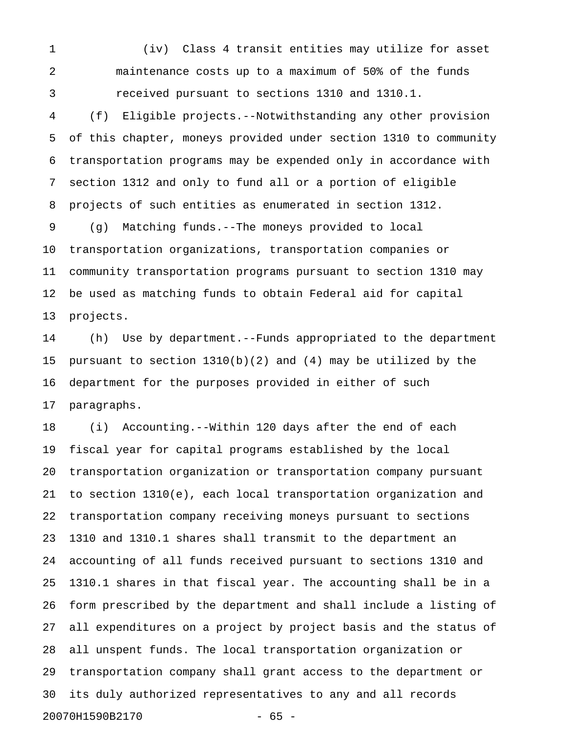(iv) Class 4 transit entities may utilize for asset maintenance costs up to a maximum of 50% of the funds received pursuant to sections 1310 and 1310.1.

(f) Eligible projects.--Notwithstanding any other provision of this chapter, moneys provided under section 1310 to community transportation programs may be expended only in accordance with section 1312 and only to fund all or a portion of eligible projects of such entities as enumerated in section 1312.

(g) Matching funds.--The moneys provided to local transportation organizations, transportation companies or community transportation programs pursuant to section 1310 may be used as matching funds to obtain Federal aid for capital projects.

(h) Use by department.--Funds appropriated to the department pursuant to section 1310(b)(2) and (4) may be utilized by the department for the purposes provided in either of such paragraphs.

(i) Accounting.--Within 120 days after the end of each fiscal year for capital programs established by the local transportation organization or transportation company pursuant to section 1310(e), each local transportation organization and transportation company receiving moneys pursuant to sections 1310 and 1310.1 shares shall transmit to the department an accounting of all funds received pursuant to sections 1310 and 1310.1 shares in that fiscal year. The accounting shall be in a form prescribed by the department and shall include a listing of all expenditures on a project by project basis and the status of all unspent funds. The local transportation organization or transportation company shall grant access to the department or its duly authorized representatives to any and all records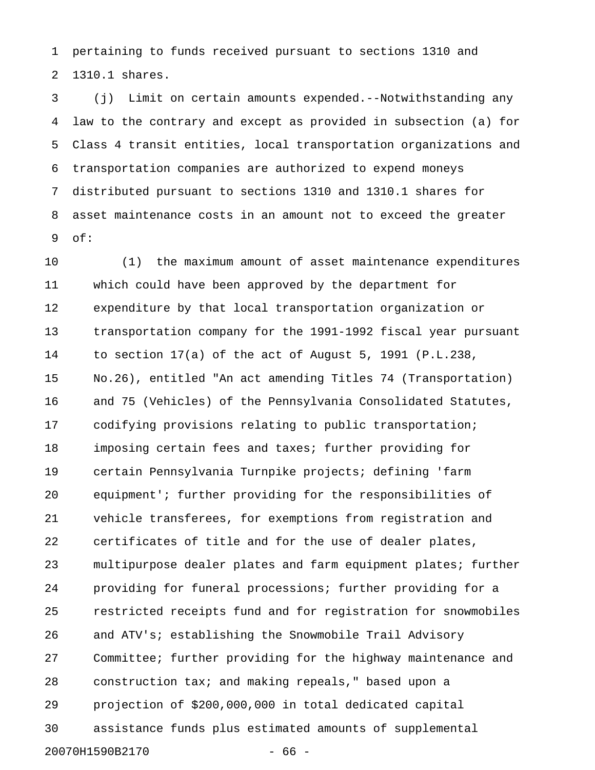pertaining to funds received pursuant to sections 1310 and 1310.1 shares.

(j) Limit on certain amounts expended.--Notwithstanding any law to the contrary and except as provided in subsection (a) for Class 4 transit entities, local transportation organizations and transportation companies are authorized to expend moneys distributed pursuant to sections 1310 and 1310.1 shares for asset maintenance costs in an amount not to exceed the greater of:

(1) the maximum amount of asset maintenance expenditures which could have been approved by the department for expenditure by that local transportation organization or transportation company for the 1991-1992 fiscal year pursuant to section 17(a) of the act of August 5, 1991 (P.L.238, No.26), entitled "An act amending Titles 74 (Transportation) and 75 (Vehicles) of the Pennsylvania Consolidated Statutes, codifying provisions relating to public transportation; imposing certain fees and taxes; further providing for certain Pennsylvania Turnpike projects; defining 'farm equipment'; further providing for the responsibilities of vehicle transferees, for exemptions from registration and certificates of title and for the use of dealer plates, multipurpose dealer plates and farm equipment plates; further providing for funeral processions; further providing for a restricted receipts fund and for registration for snowmobiles and ATV's; establishing the Snowmobile Trail Advisory Committee; further providing for the highway maintenance and construction tax; and making repeals," based upon a projection of $200,000,000 in total dedicated capital assistance funds plus estimated amounts of supplemental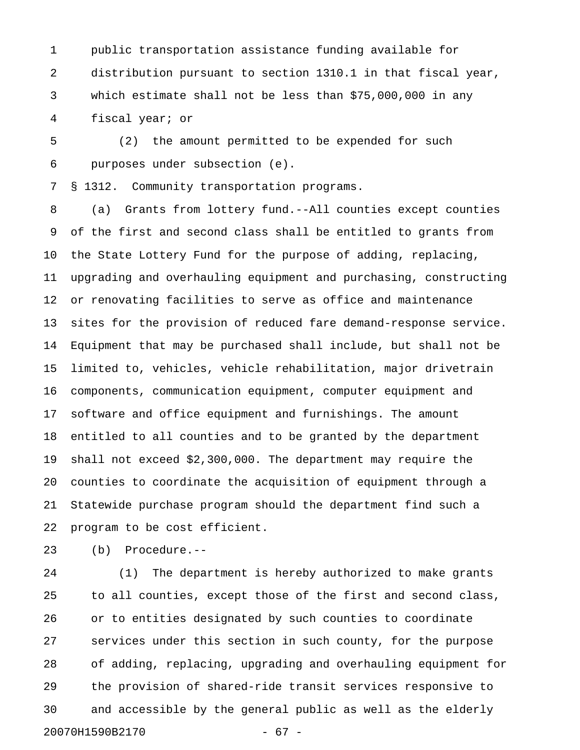public transportation assistance funding available for distribution pursuant to section 1310.1 in that fiscal year, which estimate shall not be less than $75,000,000 in any fiscal year; or

(2) the amount permitted to be expended for such purposes under subsection (e).

§ 1312. Community transportation programs.

(a) Grants from lottery fund.--All counties except counties of the first and second class shall be entitled to grants from the State Lottery Fund for the purpose of adding, replacing, upgrading and overhauling equipment and purchasing, constructing or renovating facilities to serve as office and maintenance sites for the provision of reduced fare demand-response service. Equipment that may be purchased shall include, but shall not be limited to, vehicles, vehicle rehabilitation, major drivetrain components, communication equipment, computer equipment and software and office equipment and furnishings. The amount entitled to all counties and to be granted by the department shall not exceed $2,300,000. The department may require the counties to coordinate the acquisition of equipment through a Statewide purchase program should the department find such a program to be cost efficient.

(b) Procedure.--

(1) The department is hereby authorized to make grants to all counties, except those of the first and second class, or to entities designated by such counties to coordinate services under this section in such county, for the purpose of adding, replacing, upgrading and overhauling equipment for the provision of shared-ride transit services responsive to and accessible by the general public as well as the elderly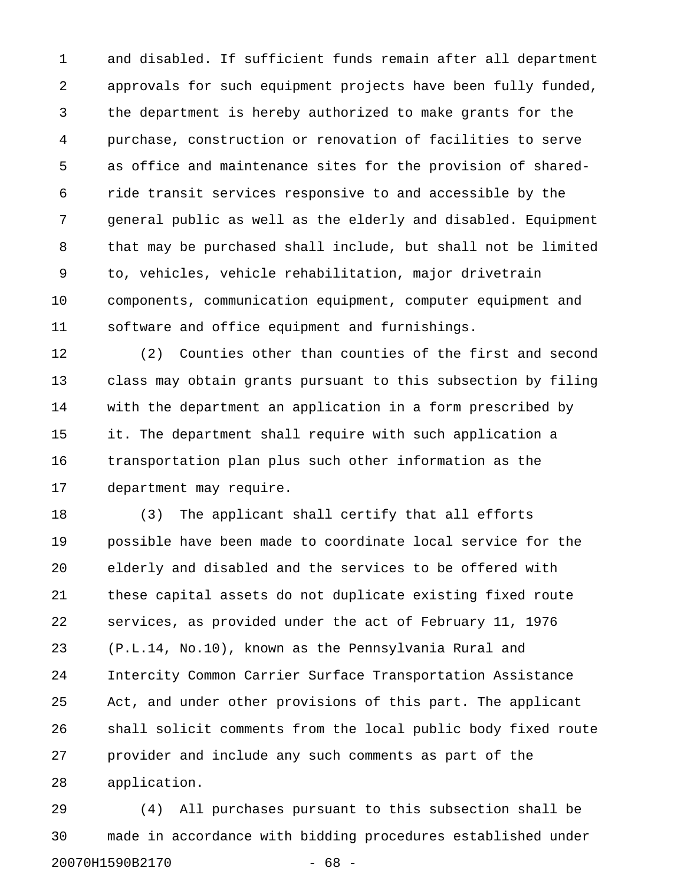and disabled. If sufficient funds remain after all department approvals for such equipment projects have been fully funded, the department is hereby authorized to make grants for the purchase, construction or renovation of facilities to serve as office and maintenance sites for the provision of shared-ride transit services responsive to and accessible by the general public as well as the elderly and disabled. Equipment that may be purchased shall include, but shall not be limited to, vehicles, vehicle rehabilitation, major drivetrain components, communication equipment, computer equipment and software and office equipment and furnishings.

(2) Counties other than counties of the first and second class may obtain grants pursuant to this subsection by filing with the department an application in a form prescribed by it. The department shall require with such application a transportation plan plus such other information as the department may require.

(3) The applicant shall certify that all efforts possible have been made to coordinate local service for the elderly and disabled and the services to be offered with these capital assets do not duplicate existing fixed route services, as provided under the act of February 11, 1976 (P.L.14, No.10), known as the Pennsylvania Rural and Intercity Common Carrier Surface Transportation Assistance Act, and under other provisions of this part. The applicant shall solicit comments from the local public body fixed route provider and include any such comments as part of the application.

(4) All purchases pursuant to this subsection shall be made in accordance with bidding procedures established under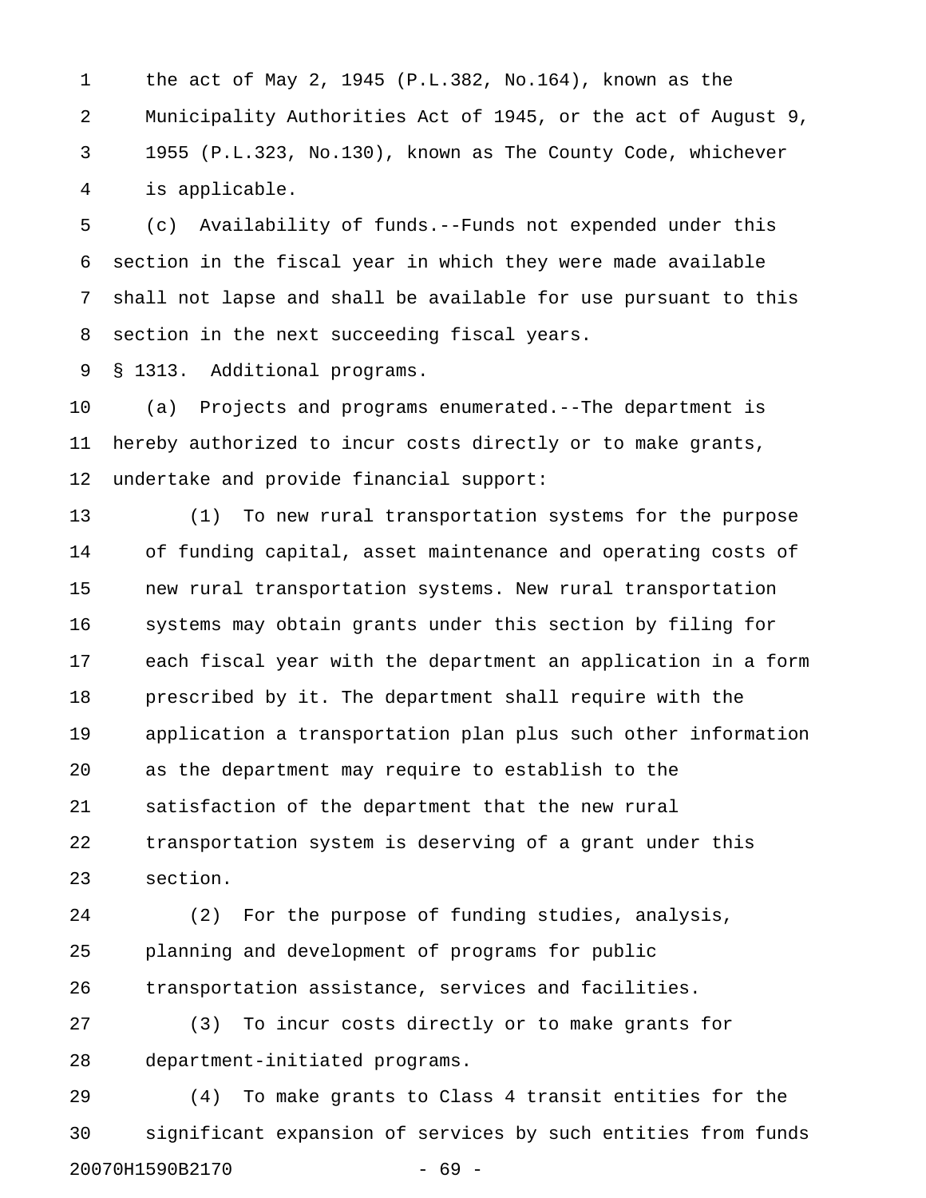the act of May 2, 1945 (P.L.382, No.164), known as the Municipality Authorities Act of 1945, or the act of August 9, 1955 (P.L.323, No.130), known as The County Code, whichever is applicable.

(c) Availability of funds.--Funds not expended under this section in the fiscal year in which they were made available shall not lapse and shall be available for use pursuant to this section in the next succeeding fiscal years.

§ 1313. Additional programs.

(a) Projects and programs enumerated.--The department is hereby authorized to incur costs directly or to make grants, undertake and provide financial support:

(1) To new rural transportation systems for the purpose of funding capital, asset maintenance and operating costs of new rural transportation systems. New rural transportation systems may obtain grants under this section by filing for each fiscal year with the department an application in a form prescribed by it. The department shall require with the application a transportation plan plus such other information as the department may require to establish to the satisfaction of the department that the new rural transportation system is deserving of a grant under this section.

(2) For the purpose of funding studies, analysis, planning and development of programs for public transportation assistance, services and facilities.

(3) To incur costs directly or to make grants for department-initiated programs.

(4) To make grants to Class 4 transit entities for the significant expansion of services by such entities from funds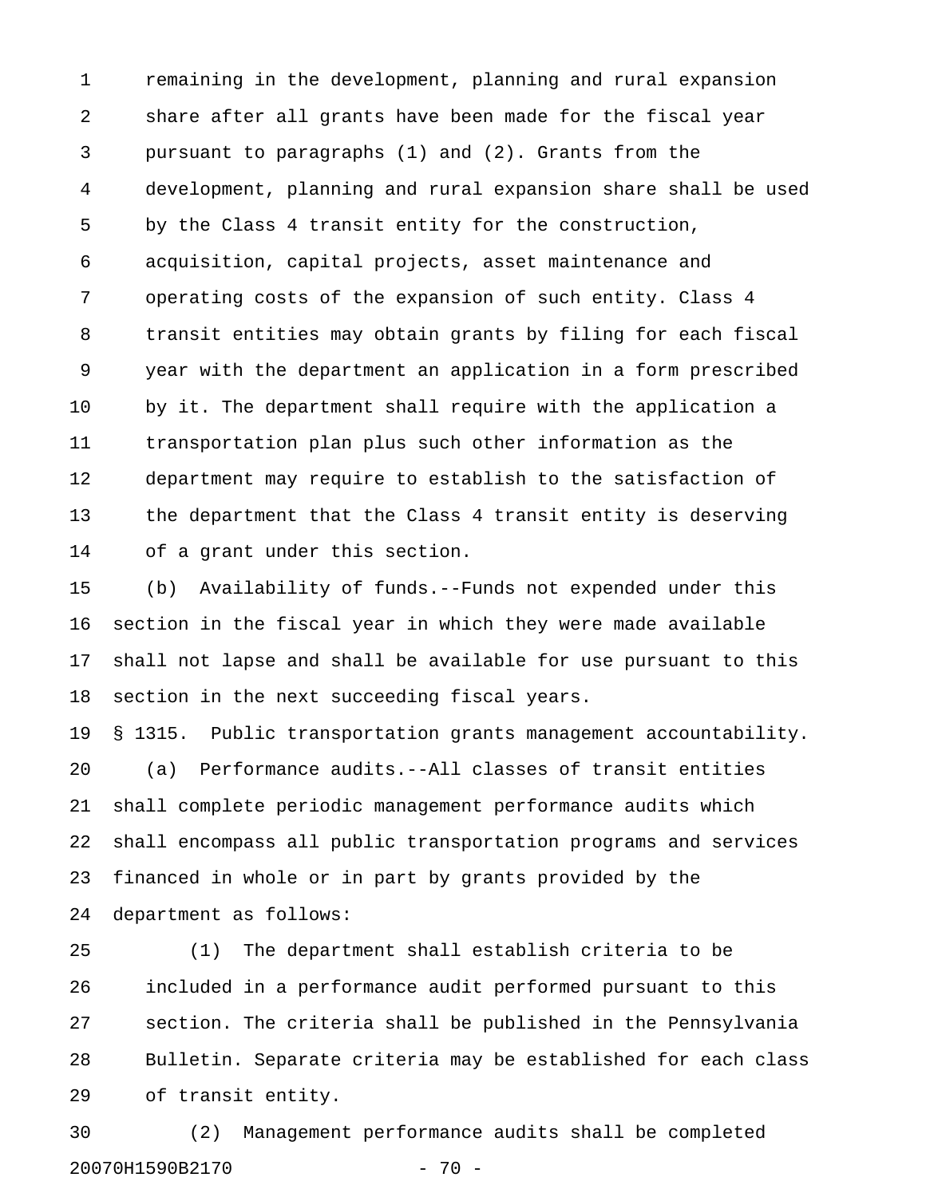remaining in the development, planning and rural expansion share after all grants have been made for the fiscal year pursuant to paragraphs (1) and (2). Grants from the development, planning and rural expansion share shall be used by the Class 4 transit entity for the construction, acquisition, capital projects, asset maintenance and operating costs of the expansion of such entity. Class 4 transit entities may obtain grants by filing for each fiscal year with the department an application in a form prescribed by it. The department shall require with the application a transportation plan plus such other information as the department may require to establish to the satisfaction of the department that the Class 4 transit entity is deserving of a grant under this section.

(b) Availability of funds.--Funds not expended under this section in the fiscal year in which they were made available shall not lapse and shall be available for use pursuant to this section in the next succeeding fiscal years.

§ 1315. Public transportation grants management accountability.

(a) Performance audits.--All classes of transit entities shall complete periodic management performance audits which shall encompass all public transportation programs and services financed in whole or in part by grants provided by the department as follows:

(1) The department shall establish criteria to be included in a performance audit performed pursuant to this section. The criteria shall be published in the Pennsylvania Bulletin. Separate criteria may be established for each class of transit entity.

(2) Management performance audits shall be completed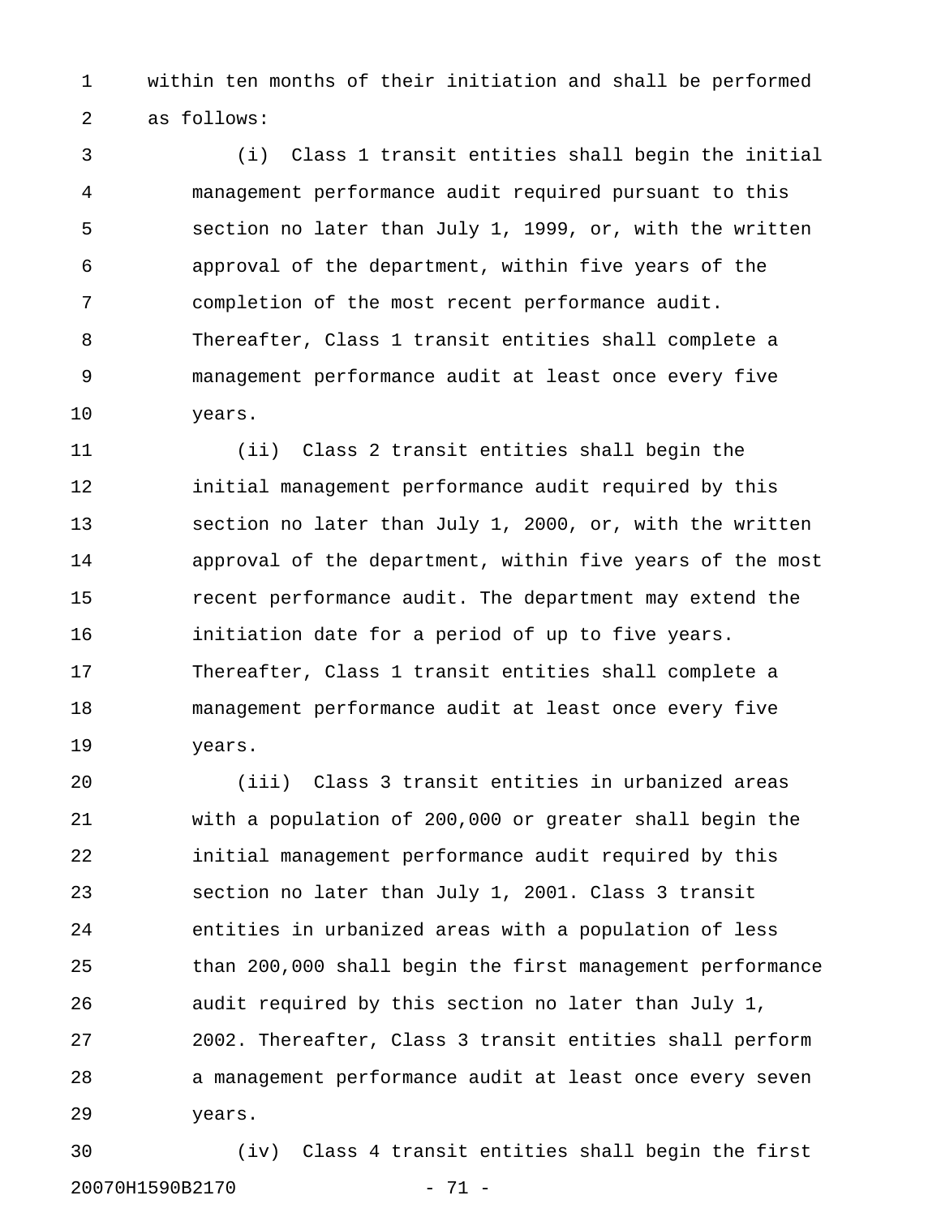within ten months of their initiation and shall be performed as follows:

(i) Class 1 transit entities shall begin the initial management performance audit required pursuant to this section no later than July 1, 1999, or, with the written approval of the department, within five years of the completion of the most recent performance audit. Thereafter, Class 1 transit entities shall complete a management performance audit at least once every five years.

(ii) Class 2 transit entities shall begin the initial management performance audit required by this section no later than July 1, 2000, or, with the written approval of the department, within five years of the most recent performance audit. The department may extend the initiation date for a period of up to five years. Thereafter, Class 1 transit entities shall complete a management performance audit at least once every five years.

(iii) Class 3 transit entities in urbanized areas with a population of 200,000 or greater shall begin the initial management performance audit required by this section no later than July 1, 2001. Class 3 transit entities in urbanized areas with a population of less than 200,000 shall begin the first management performance audit required by this section no later than July 1, 2002. Thereafter, Class 3 transit entities shall perform a management performance audit at least once every seven years.

(iv) Class 4 transit entities shall begin the first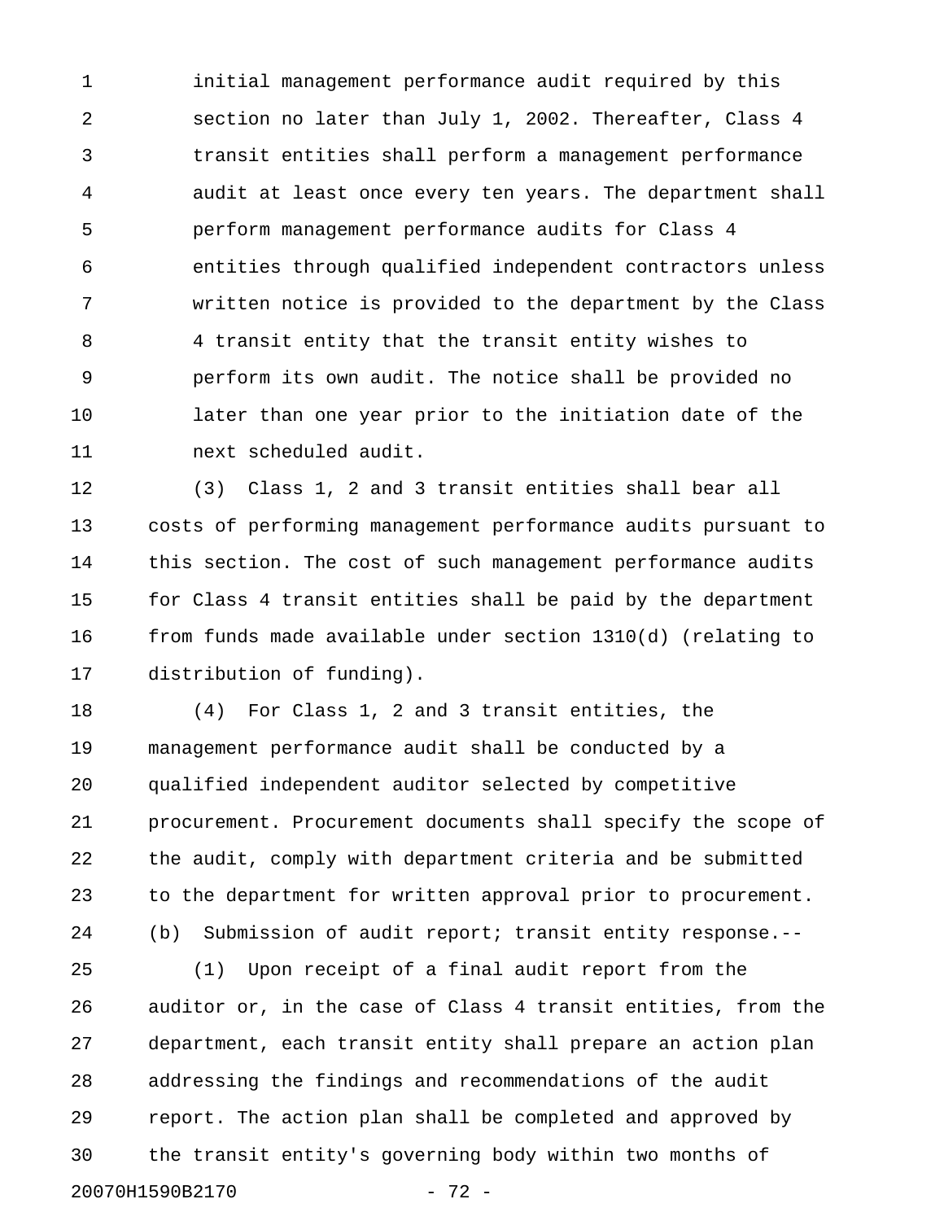initial management performance audit required by this section no later than July 1, 2002. Thereafter, Class 4 transit entities shall perform a management performance audit at least once every ten years. The department shall perform management performance audits for Class 4 entities through qualified independent contractors unless written notice is provided to the department by the Class 4 transit entity that the transit entity wishes to perform its own audit. The notice shall be provided no later than one year prior to the initiation date of the next scheduled audit.

(3) Class 1, 2 and 3 transit entities shall bear all costs of performing management performance audits pursuant to this section. The cost of such management performance audits for Class 4 transit entities shall be paid by the department from funds made available under section 1310(d) (relating to distribution of funding).

(4) For Class 1, 2 and 3 transit entities, the management performance audit shall be conducted by a qualified independent auditor selected by competitive procurement. Procurement documents shall specify the scope of the audit, comply with department criteria and be submitted to the department for written approval prior to procurement.

(b) Submission of audit report; transit entity response.--

(1) Upon receipt of a final audit report from the auditor or, in the case of Class 4 transit entities, from the department, each transit entity shall prepare an action plan addressing the findings and recommendations of the audit report. The action plan shall be completed and approved by the transit entity's governing body within two months of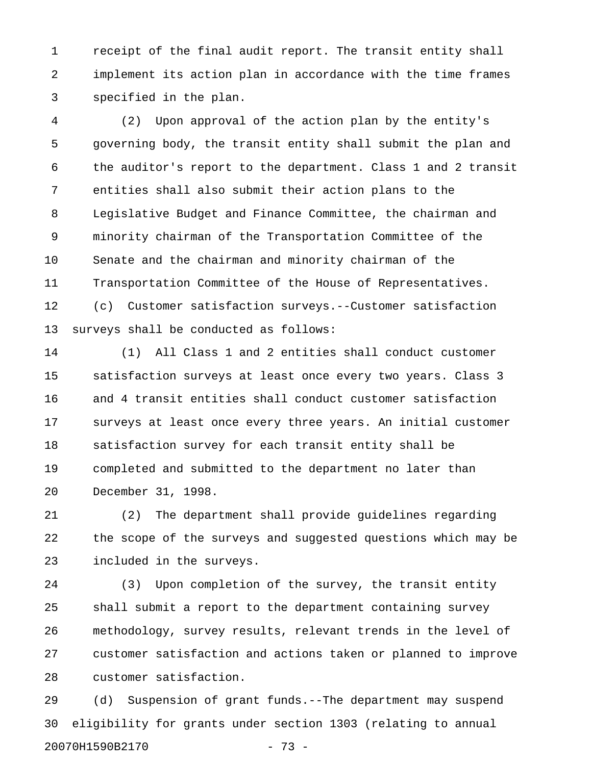receipt of the final audit report. The transit entity shall implement its action plan in accordance with the time frames specified in the plan.

(2) Upon approval of the action plan by the entity's governing body, the transit entity shall submit the plan and the auditor's report to the department. Class 1 and 2 transit entities shall also submit their action plans to the Legislative Budget and Finance Committee, the chairman and minority chairman of the Transportation Committee of the Senate and the chairman and minority chairman of the Transportation Committee of the House of Representatives.

(c) Customer satisfaction surveys.--Customer satisfaction surveys shall be conducted as follows:

(1) All Class 1 and 2 entities shall conduct customer satisfaction surveys at least once every two years. Class 3 and 4 transit entities shall conduct customer satisfaction surveys at least once every three years. An initial customer satisfaction survey for each transit entity shall be completed and submitted to the department no later than December 31, 1998.

(2) The department shall provide guidelines regarding the scope of the surveys and suggested questions which may be included in the surveys.

(3) Upon completion of the survey, the transit entity shall submit a report to the department containing survey methodology, survey results, relevant trends in the level of customer satisfaction and actions taken or planned to improve customer satisfaction.

(d) Suspension of grant funds.--The department may suspend eligibility for grants under section 1303 (relating to annual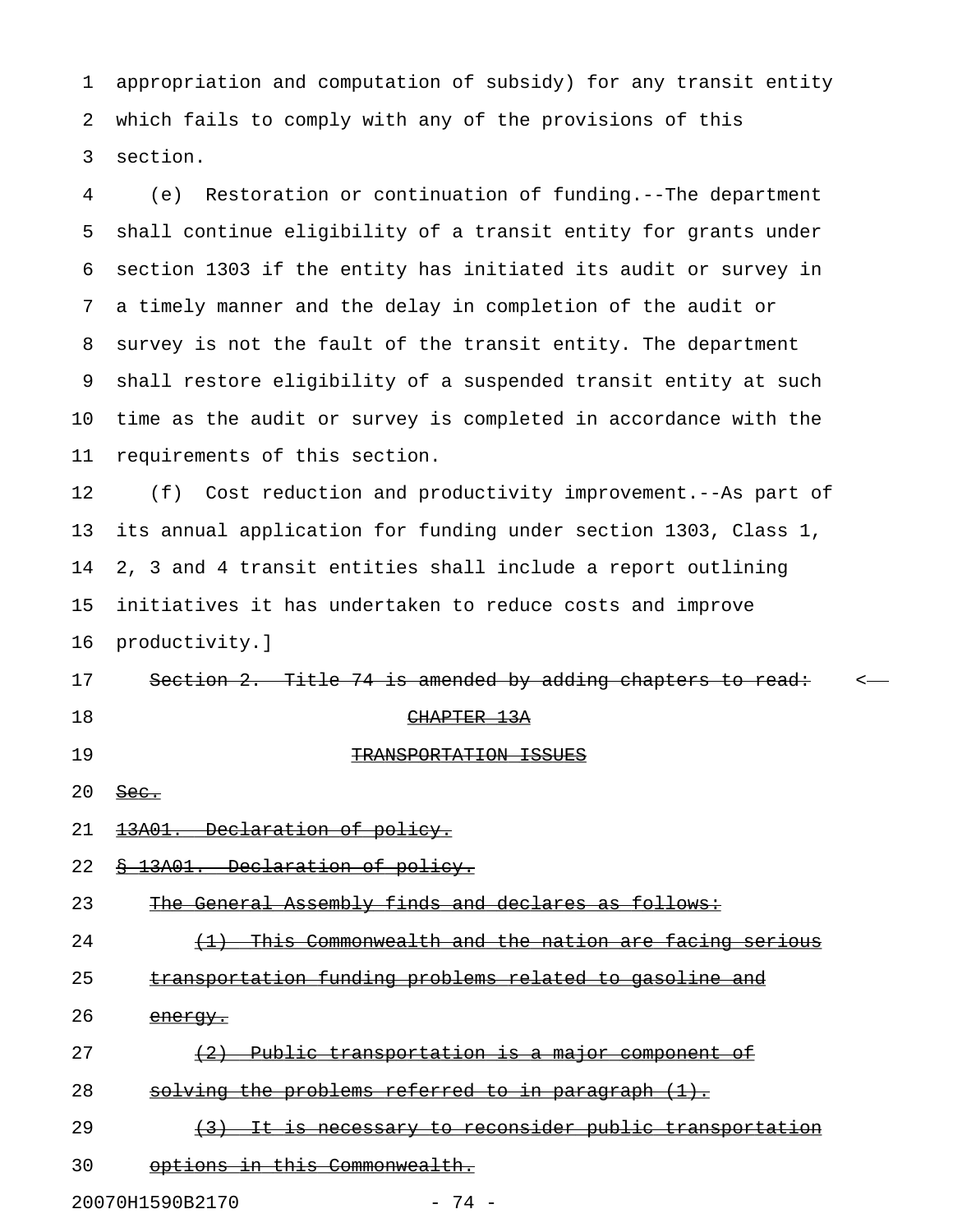appropriation and computation of subsidy) for any transit entity which fails to comply with any of the provisions of this section.

(e) Restoration or continuation of funding.--The department shall continue eligibility of a transit entity for grants under section 1303 if the entity has initiated its audit or survey in a timely manner and the delay in completion of the audit or survey is not the fault of the transit entity. The department shall restore eligibility of a suspended transit entity at such time as the audit or survey is completed in accordance with the requirements of this section.

(f) Cost reduction and productivity improvement.--As part of its annual application for funding under section 1303, Class 1, 2, 3 and 4 transit entities shall include a report outlining initiatives it has undertaken to reduce costs and improve productivity.]

~~Section 2. Title 74 is amended by adding chapters to read:~~ <

~~CHAPTER 13A~~

~~TRANSPORTATION ISSUES~~

~~Sec.~~

~~13A01. Declaration of policy.~~

~~§ 13A01. Declaration of policy.~~

~~The General Assembly finds and declares as follows:~~

~~(1) This Commonwealth and the nation are facing serious transportation funding problems related to gasoline and energy.~~

~~(2) Public transportation is a major component of solving the problems referred to in paragraph (1).~~

~~(3) It is necessary to reconsider public transportation options in this Commonwealth.~~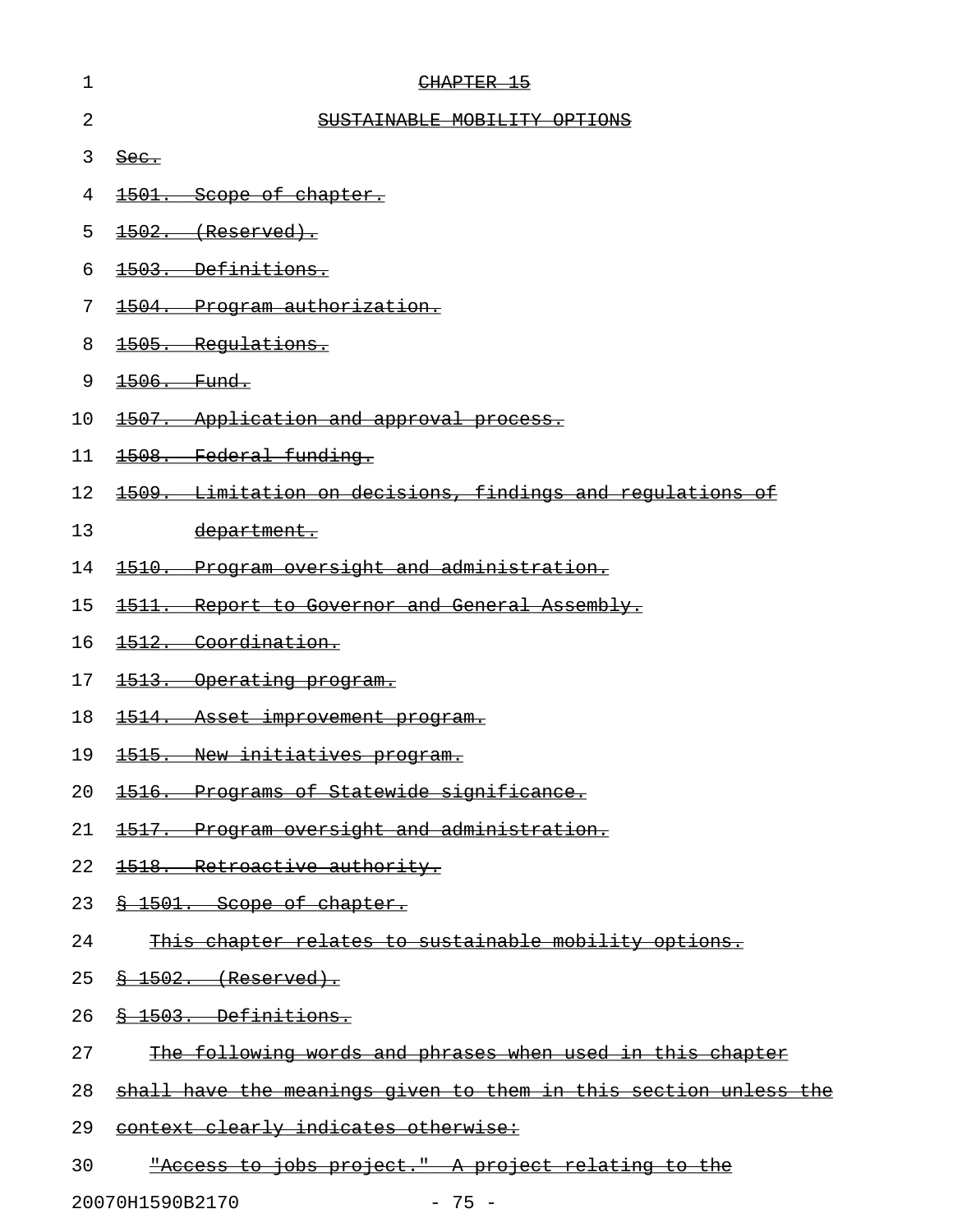CHAPTER 15

SUSTAINABLE MOBILITY OPTIONS

Sec.

1501. Scope of chapter.

1502. (Reserved).

1503. Definitions.

1504. Program authorization.

1505. Regulations.

1506. Fund.

1507. Application and approval process.

1508. Federal funding.

1509. Limitation on decisions, findings and regulations of department.

1510. Program oversight and administration.

1511. Report to Governor and General Assembly.

1512. Coordination.

1513. Operating program.

1514. Asset improvement program.

1515. New initiatives program.

1516. Programs of Statewide significance.

1517. Program oversight and administration.

1518. Retroactive authority.

§ 1501. Scope of chapter.

This chapter relates to sustainable mobility options.

§ 1502. (Reserved).

§ 1503. Definitions.

The following words and phrases when used in this chapter shall have the meanings given to them in this section unless the context clearly indicates otherwise:

"Access to jobs project." A project relating to the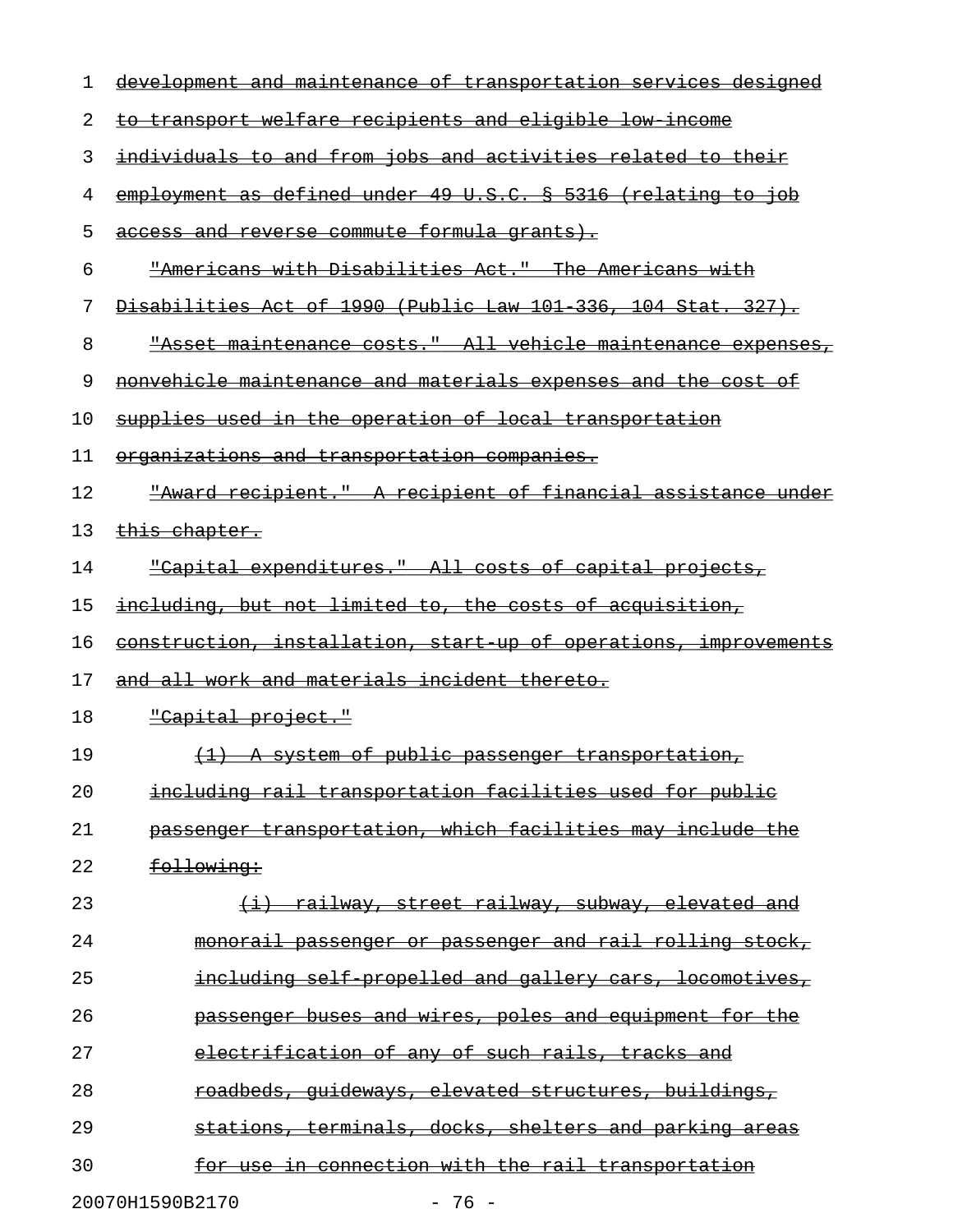development and maintenance of transportation services designed to transport welfare recipients and eligible low-income individuals to and from jobs and activities related to their employment as defined under 49 U.S.C. § 5316 (relating to job access and reverse commute formula grants).

"Americans with Disabilities Act." The Americans with Disabilities Act of 1990 (Public Law 101-336, 104 Stat. 327).

"Asset maintenance costs." All vehicle maintenance expenses, nonvehicle maintenance and materials expenses and the cost of supplies used in the operation of local transportation organizations and transportation companies.

"Award recipient." A recipient of financial assistance under this chapter.

"Capital expenditures." All costs of capital projects, including, but not limited to, the costs of acquisition, construction, installation, start-up of operations, improvements and all work and materials incident thereto.

"Capital project."

(1) A system of public passenger transportation, including rail transportation facilities used for public passenger transportation, which facilities may include the following:

(i) railway, street railway, subway, elevated and monorail passenger or passenger and rail rolling stock, including self-propelled and gallery cars, locomotives, passenger buses and wires, poles and equipment for the electrification of any of such rails, tracks and roadbeds, guideways, elevated structures, buildings, stations, terminals, docks, shelters and parking areas for use in connection with the rail transportation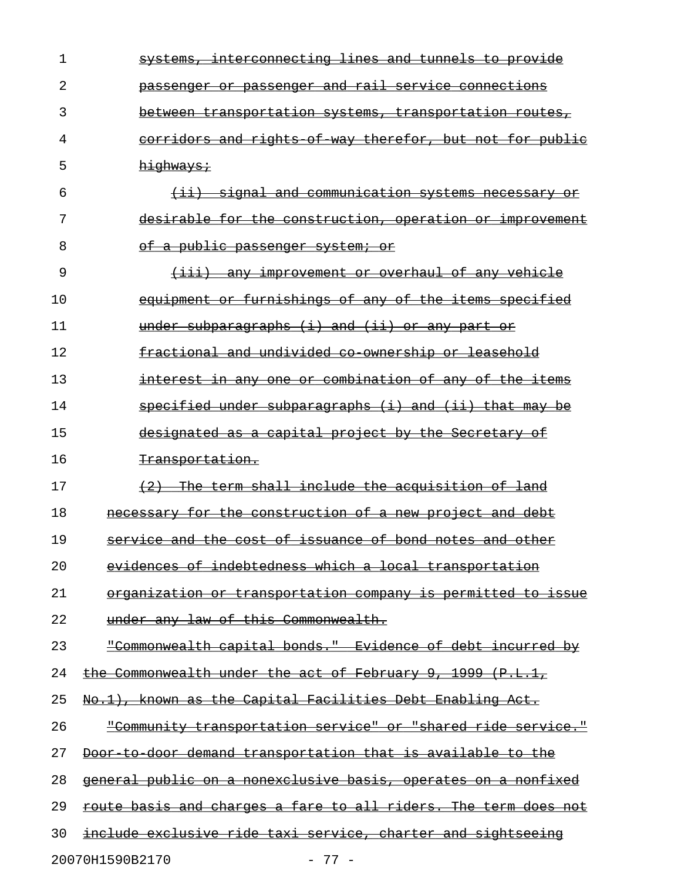~~systems, interconnecting lines and tunnels to provide passenger or passenger and rail service connections between transportation systems, transportation routes, corridors and rights-of-way therefor, but not for public highways;~~

~~(ii) signal and communication systems necessary or desirable for the construction, operation or improvement of a public passenger system; or~~

~~(iii) any improvement or overhaul of any vehicle equipment or furnishings of any of the items specified under subparagraphs (i) and (ii) or any part or fractional and undivided co-ownership or leasehold interest in any one or combination of any of the items specified under subparagraphs (i) and (ii) that may be designated as a capital project by the Secretary of Transportation.~~

~~(2) The term shall include the acquisition of land necessary for the construction of a new project and debt service and the cost of issuance of bond notes and other evidences of indebtedness which a local transportation organization or transportation company is permitted to issue under any law of this Commonwealth.~~

~~"Commonwealth capital bonds." Evidence of debt incurred by the Commonwealth under the act of February 9, 1999 (P.L.1, No.1), known as the Capital Facilities Debt Enabling Act.~~

~~"Community transportation service" or "shared-ride service." Door-to-door demand transportation that is available to the general public on a nonexclusive basis, operates on a nonfixed route basis and charges a fare to all riders. The term does not include exclusive ride taxi service, charter and sightseeing~~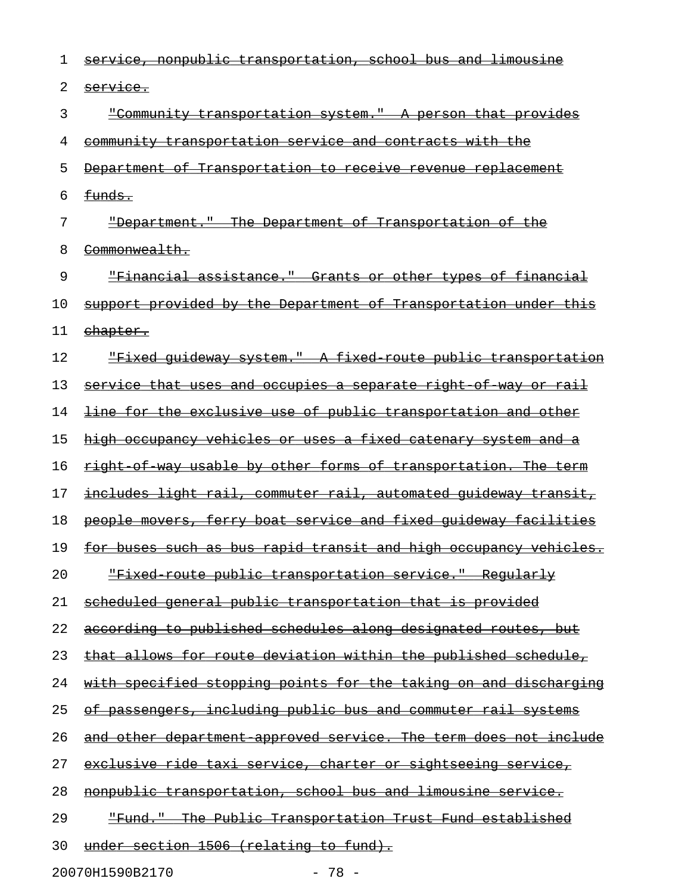service, nonpublic transportation, school bus and limousine service.

"Community transportation system." A person that provides community transportation service and contracts with the Department of Transportation to receive revenue replacement funds.

"Department." The Department of Transportation of the Commonwealth.

"Financial assistance." Grants or other types of financial support provided by the Department of Transportation under this chapter.

"Fixed guideway system." A fixed-route public transportation service that uses and occupies a separate right-of-way or rail line for the exclusive use of public transportation and other high occupancy vehicles or uses a fixed catenary system and a right-of-way usable by other forms of transportation. The term includes light rail, commuter rail, automated guideway transit, people movers, ferry boat service and fixed guideway facilities for buses such as bus rapid transit and high occupancy vehicles.

"Fixed-route public transportation service." Regularly scheduled general public transportation that is provided according to published schedules along designated routes, but that allows for route deviation within the published schedule, with specified stopping points for the taking on and discharging of passengers, including public bus and commuter rail systems and other department-approved service. The term does not include exclusive ride taxi service, charter or sightseeing service, nonpublic transportation, school bus and limousine service.

"Fund." The Public Transportation Trust Fund established under section 1506 (relating to fund).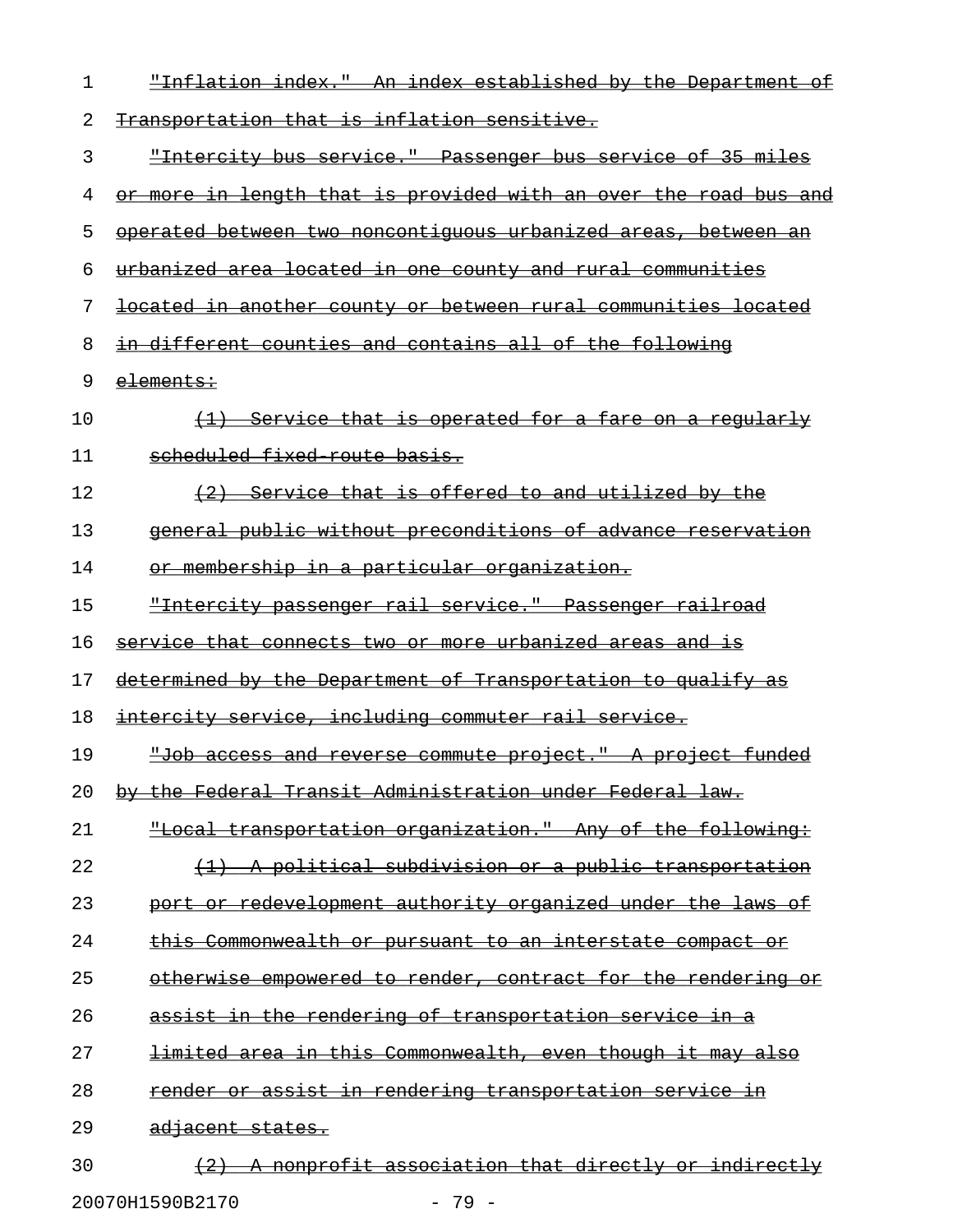"Inflation index." An index established by the Department of Transportation that is inflation sensitive.

"Intercity bus service." Passenger bus service of 35 miles or more in length that is provided with an over the road bus and operated between two noncontiguous urbanized areas, between an urbanized area located in one county and rural communities located in another county or between rural communities located in different counties and contains all of the following elements:

(1) Service that is operated for a fare on a regularly scheduled fixed-route basis.

(2) Service that is offered to and utilized by the general public without preconditions of advance reservation or membership in a particular organization.

"Intercity passenger rail service." Passenger railroad service that connects two or more urbanized areas and is determined by the Department of Transportation to qualify as intercity service, including commuter rail service.

"Job access and reverse commute project." A project funded by the Federal Transit Administration under Federal law.

"Local transportation organization." Any of the following:

(1) A political subdivision or a public transportation port or redevelopment authority organized under the laws of this Commonwealth or pursuant to an interstate compact or otherwise empowered to render, contract for the rendering or assist in the rendering of transportation service in a limited area in this Commonwealth, even though it may also render or assist in rendering transportation service in adjacent states.

(2) A nonprofit association that directly or indirectly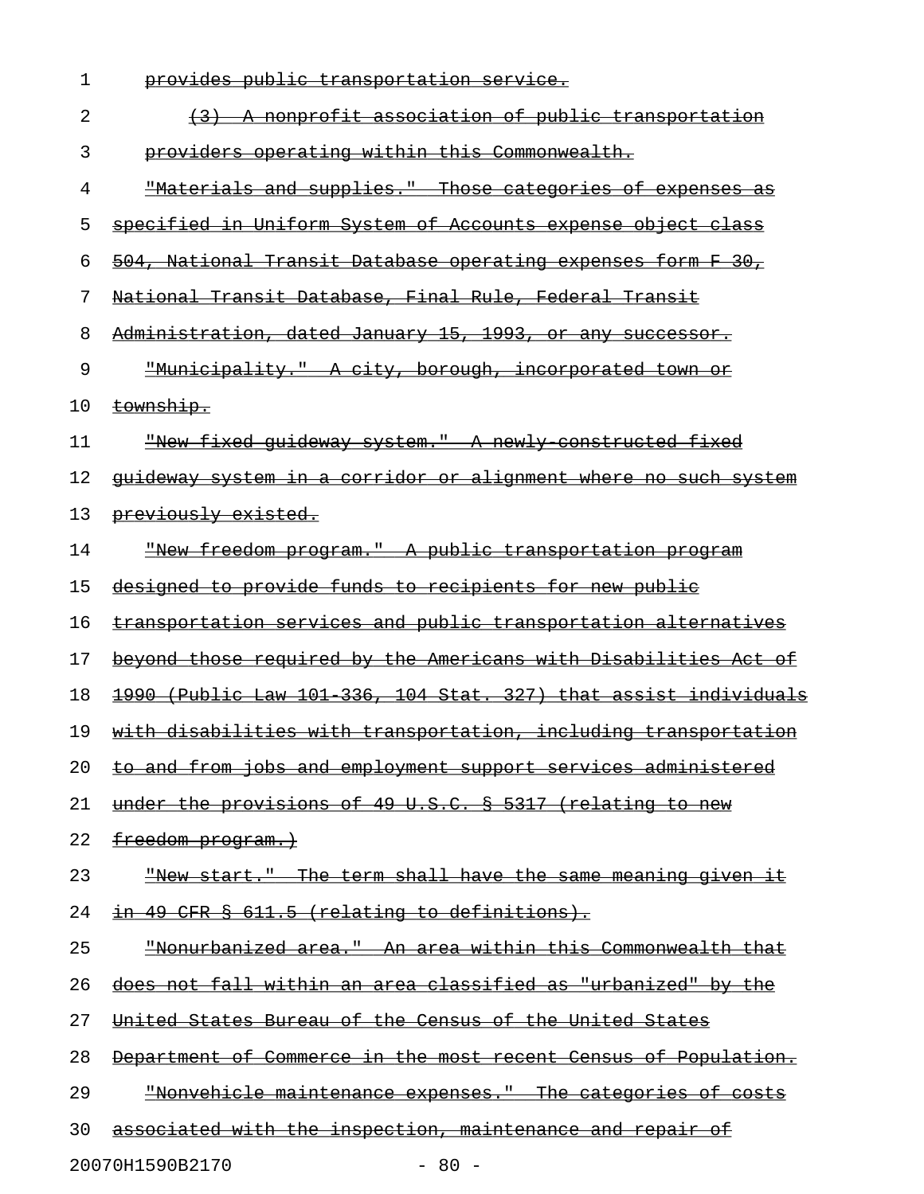provides public transportation service.

(3) A nonprofit association of public transportation providers operating within this Commonwealth.

"Materials and supplies." Those categories of expenses as specified in Uniform System of Accounts expense object class 504, National Transit Database operating expenses form F 30, National Transit Database, Final Rule, Federal Transit Administration, dated January 15, 1993, or any successor.

"Municipality." A city, borough, incorporated town or township.

"New fixed guideway system." A newly-constructed fixed guideway system in a corridor or alignment where no such system previously existed.

"New freedom program." A public transportation program designed to provide funds to recipients for new public transportation services and public transportation alternatives beyond those required by the Americans with Disabilities Act of 1990 (Public Law 101-336, 104 Stat. 327) that assist individuals with disabilities with transportation, including transportation to and from jobs and employment support services administered under the provisions of 49 U.S.C. § 5317 (relating to new freedom program.)

"New start." The term shall have the same meaning given it in 49 CFR § 611.5 (relating to definitions).

"Nonurbanized area." An area within this Commonwealth that does not fall within an area classified as "urbanized" by the United States Bureau of the Census of the United States Department of Commerce in the most recent Census of Population.

"Nonvehicle maintenance expenses." The categories of costs associated with the inspection, maintenance and repair of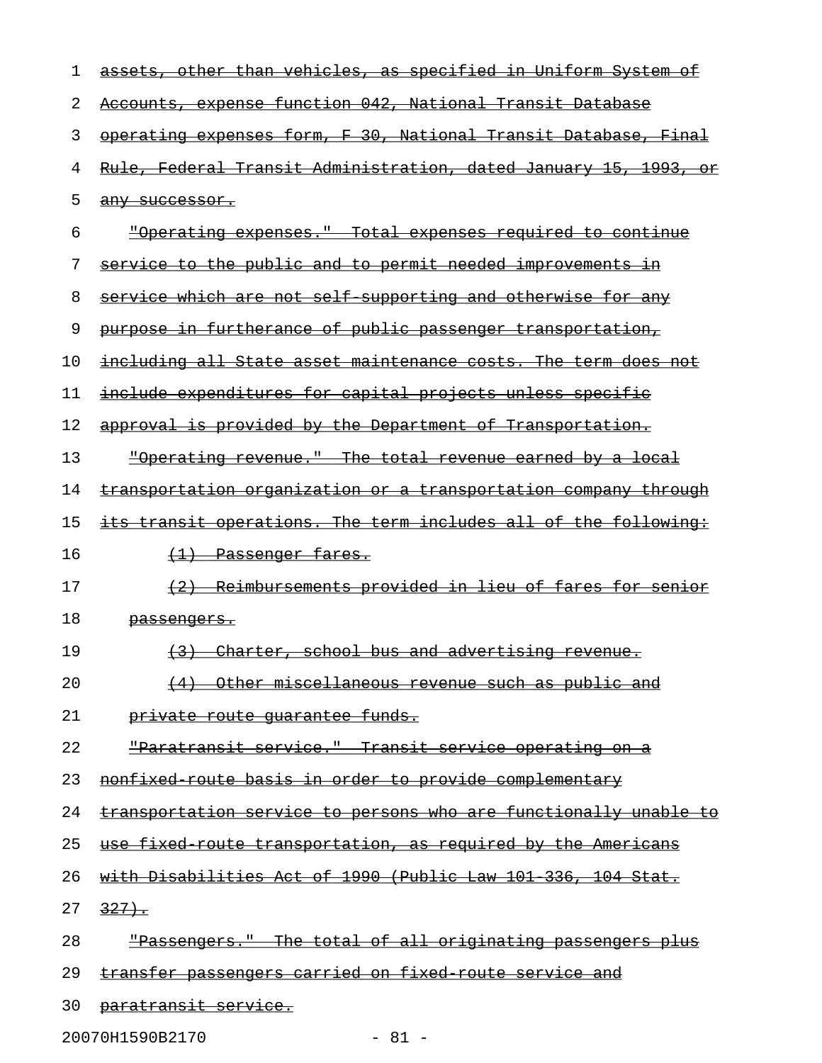~~assets, other than vehicles, as specified in Uniform System of Accounts, expense function 042, National Transit Database operating expenses form, F 30, National Transit Database, Final Rule, Federal Transit Administration, dated January 15, 1993, or any successor.~~

~~"Operating expenses." Total expenses required to continue service to the public and to permit needed improvements in service which are not self-supporting and otherwise for any purpose in furtherance of public passenger transportation, including all State asset maintenance costs. The term does not include expenditures for capital projects unless specific approval is provided by the Department of Transportation.~~

~~"Operating revenue." The total revenue earned by a local transportation organization or a transportation company through its transit operations. The term includes all of the following:~~

~~(1) Passenger fares.~~

~~(2) Reimbursements provided in lieu of fares for senior passengers.~~

~~(3) Charter, school bus and advertising revenue.~~

~~(4) Other miscellaneous revenue such as public and private route guarantee funds.~~

~~"Paratransit service." Transit service operating on a nonfixed-route basis in order to provide complementary transportation service to persons who are functionally unable to use fixed-route transportation, as required by the Americans with Disabilities Act of 1990 (Public Law 101-336, 104 Stat. 327).~~

~~"Passengers." The total of all originating passengers plus transfer passengers carried on fixed-route service and paratransit service.~~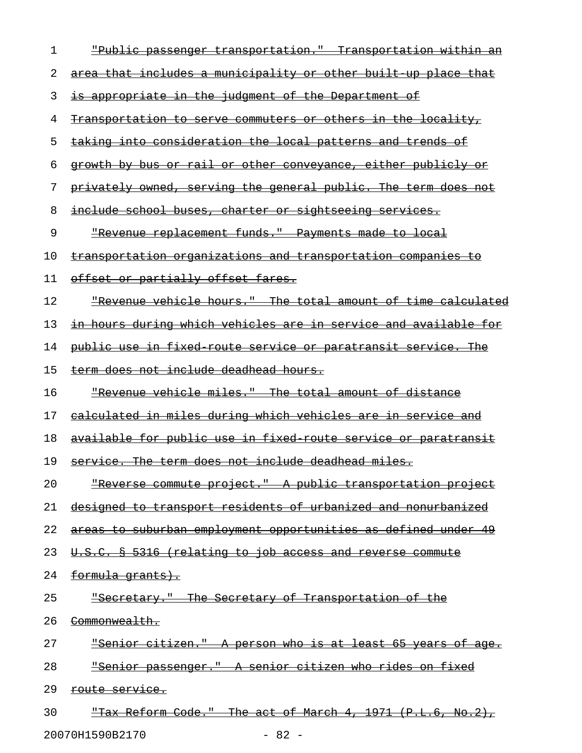"Public passenger transportation." Transportation within an area that includes a municipality or other built-up place that is appropriate in the judgment of the Department of Transportation to serve commuters or others in the locality, taking into consideration the local patterns and trends of growth by bus or rail or other conveyance, either publicly or privately owned, serving the general public. The term does not include school buses, charter or sightseeing services.

"Revenue replacement funds." Payments made to local transportation organizations and transportation companies to offset or partially offset fares.

"Revenue vehicle hours." The total amount of time calculated in hours during which vehicles are in service and available for public use in fixed-route service or paratransit service. The term does not include deadhead hours.

"Revenue vehicle miles." The total amount of distance calculated in miles during which vehicles are in service and available for public use in fixed-route service or paratransit service. The term does not include deadhead miles.

"Reverse commute project." A public transportation project designed to transport residents of urbanized and nonurbanized areas to suburban employment opportunities as defined under 49 U.S.C. § 5316 (relating to job access and reverse commute formula grants).

"Secretary." The Secretary of Transportation of the Commonwealth.

"Senior citizen." A person who is at least 65 years of age.

"Senior passenger." A senior citizen who rides on fixed route service.

"Tax Reform Code." The act of March 4, 1971 (P.L.6, No.2),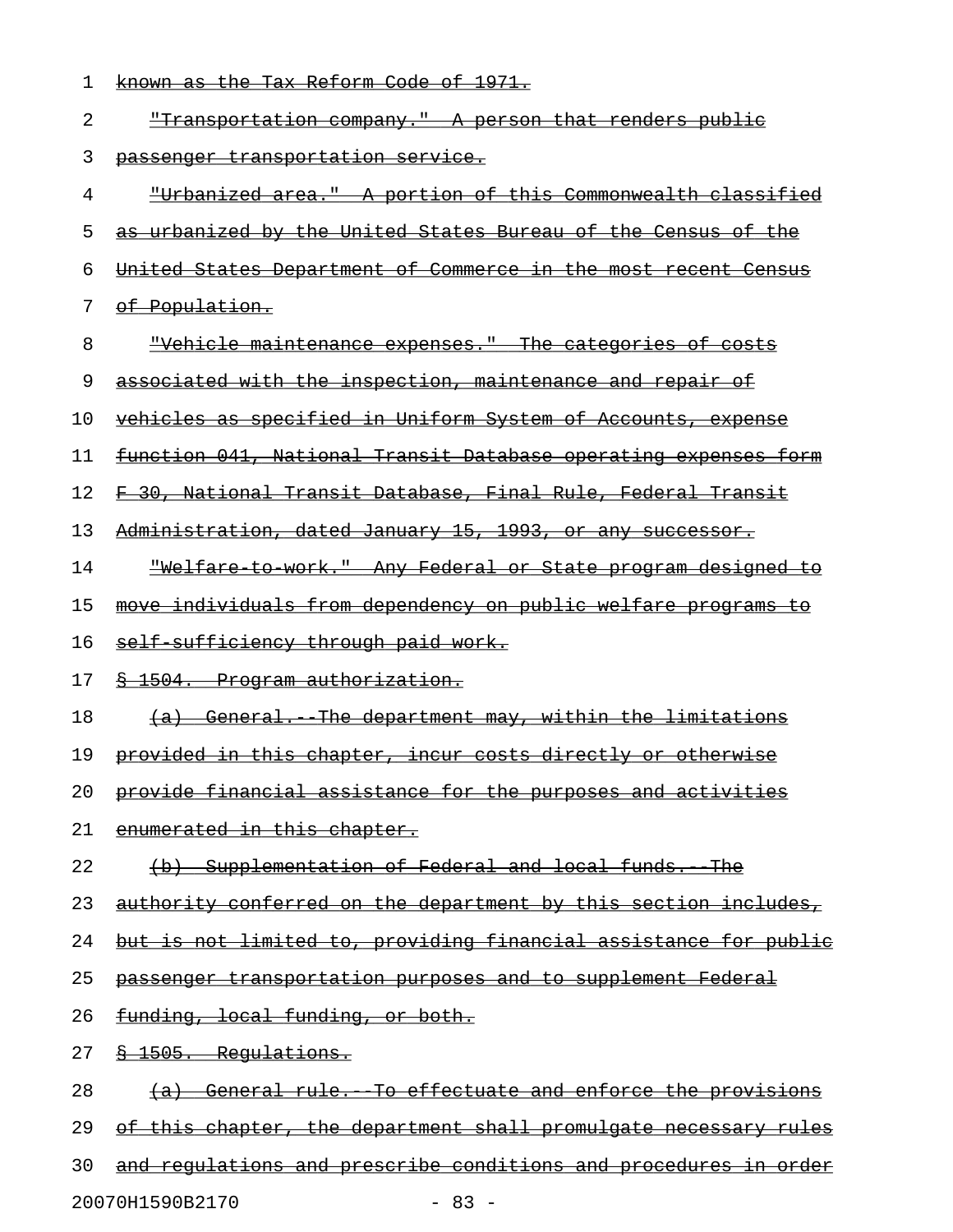~~known as the Tax Reform Code of 1971.~~

~~"Transportation company." A person that renders public passenger transportation service.~~

~~"Urbanized area." A portion of this Commonwealth classified as urbanized by the United States Bureau of the Census of the United States Department of Commerce in the most recent Census of Population.~~

~~"Vehicle maintenance expenses." The categories of costs associated with the inspection, maintenance and repair of vehicles as specified in Uniform System of Accounts, expense function 041, National Transit Database operating expenses form F-30, National Transit Database, Final Rule, Federal Transit Administration, dated January 15, 1993, or any successor.~~

~~"Welfare-to-work." Any Federal or State program designed to move individuals from dependency on public welfare programs to self-sufficiency through paid work.~~

~~§ 1504. Program authorization.~~

~~(a) General.--The department may, within the limitations provided in this chapter, incur costs directly or otherwise provide financial assistance for the purposes and activities enumerated in this chapter.~~

~~(b) Supplementation of Federal and local funds.--The authority conferred on the department by this section includes, but is not limited to, providing financial assistance for public passenger transportation purposes and to supplement Federal funding, local funding, or both.~~

~~§ 1505. Regulations.~~

~~(a) General rule.--To effectuate and enforce the provisions of this chapter, the department shall promulgate necessary rules and regulations and prescribe conditions and procedures in order~~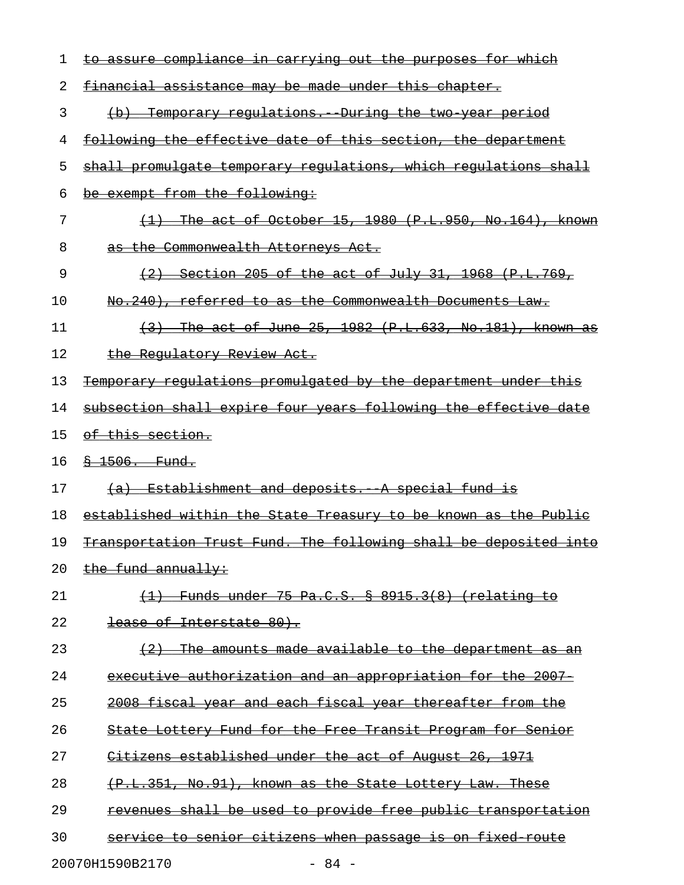to assure compliance in carrying out the purposes for which financial assistance may be made under this chapter.

(b) Temporary regulations.--During the two-year period following the effective date of this section, the department shall promulgate temporary regulations, which regulations shall be exempt from the following:

(1) The act of October 15, 1980 (P.L.950, No.164), known as the Commonwealth Attorneys Act.

(2) Section 205 of the act of July 31, 1968 (P.L.769, No.240), referred to as the Commonwealth Documents Law.

(3) The act of June 25, 1982 (P.L.633, No.181), known as the Regulatory Review Act.

Temporary regulations promulgated by the department under this subsection shall expire four years following the effective date of this section.

§ 1506. Fund.

(a) Establishment and deposits.--A special fund is established within the State Treasury to be known as the Public Transportation Trust Fund. The following shall be deposited into the fund annually:

(1) Funds under 75 Pa.C.S. § 8915.3(8) (relating to lease of Interstate 80).

(2) The amounts made available to the department as an executive authorization and an appropriation for the 2007-2008 fiscal year and each fiscal year thereafter from the State Lottery Fund for the Free Transit Program for Senior Citizens established under the act of August 26, 1971 (P.L.351, No.91), known as the State Lottery Law. These revenues shall be used to provide free public transportation service to senior citizens when passage is on fixed-route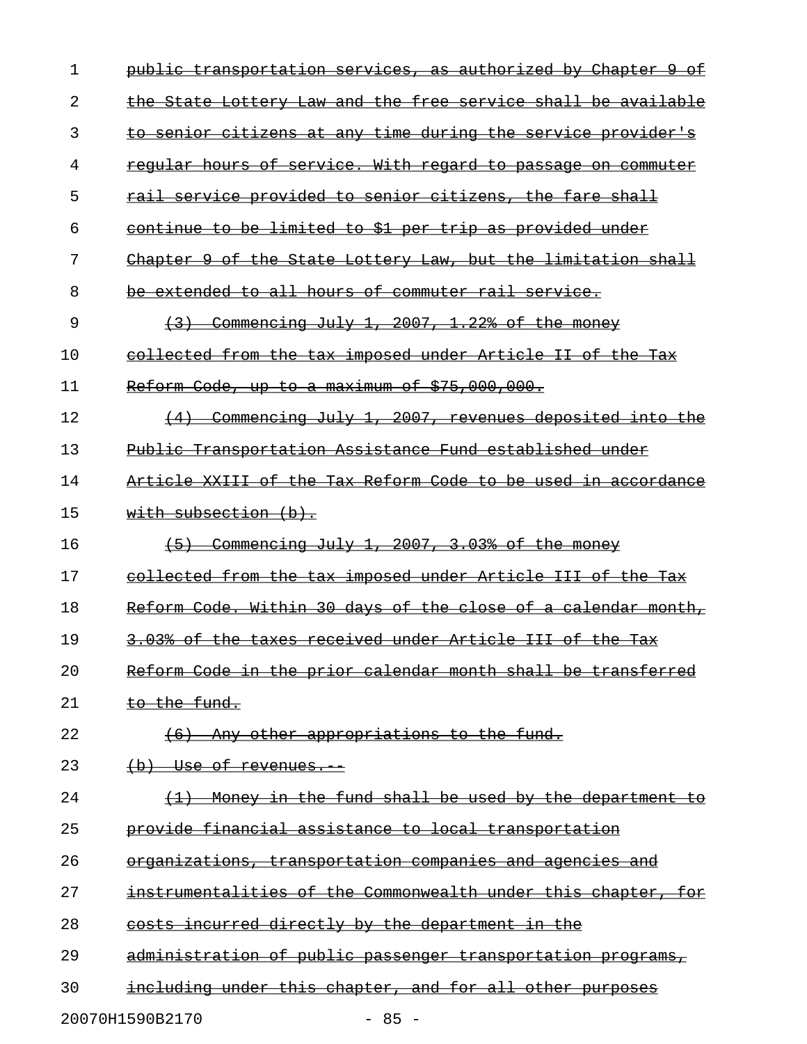~~public transportation services, as authorized by Chapter 9 of the State Lottery Law and the free service shall be available to senior citizens at any time during the service provider's regular hours of service. With regard to passage on commuter rail service provided to senior citizens, the fare shall continue to be limited to $1 per trip as provided under Chapter 9 of the State Lottery Law, but the limitation shall be extended to all hours of commuter rail service.~~

~~(3) Commencing July 1, 2007, 1.22% of the money collected from the tax imposed under Article II of the Tax Reform Code, up to a maximum of $75,000,000.~~

~~(4) Commencing July 1, 2007, revenues deposited into the Public Transportation Assistance Fund established under Article XXIII of the Tax Reform Code to be used in accordance with subsection (b).~~

~~(5) Commencing July 1, 2007, 3.03% of the money collected from the tax imposed under Article III of the Tax Reform Code. Within 30 days of the close of a calendar month, 3.03% of the taxes received under Article III of the Tax Reform Code in the prior calendar month shall be transferred to the fund.~~

~~(6) Any other appropriations to the fund.~~

~~(b) Use of revenues.--~~

~~(1) Money in the fund shall be used by the department to provide financial assistance to local transportation organizations, transportation companies and agencies and instrumentalities of the Commonwealth under this chapter, for costs incurred directly by the department in the administration of public passenger transportation programs, including under this chapter, and for all other purposes~~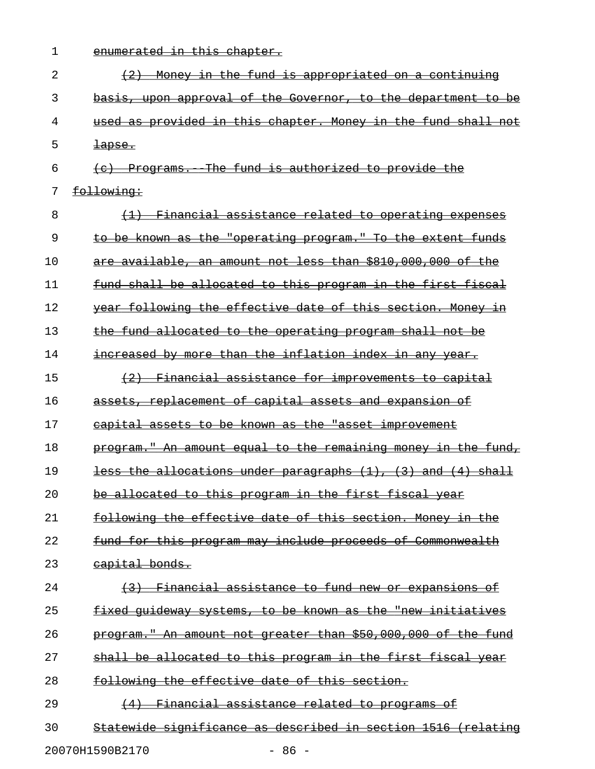enumerated in this chapter.

(2) Money in the fund is appropriated on a continuing basis, upon approval of the Governor, to the department to be used as provided in this chapter. Money in the fund shall not lapse.

(c) Programs.--The fund is authorized to provide the following:

(1) Financial assistance related to operating expenses to be known as the "operating program." To the extent funds are available, an amount not less than $810,000,000 of the fund shall be allocated to this program in the first fiscal year following the effective date of this section. Money in the fund allocated to the operating program shall not be increased by more than the inflation index in any year.

(2) Financial assistance for improvements to capital assets, replacement of capital assets and expansion of capital assets to be known as the "asset improvement program." An amount equal to the remaining money in the fund, less the allocations under paragraphs (1), (3) and (4) shall be allocated to this program in the first fiscal year following the effective date of this section. Money in the fund for this program may include proceeds of Commonwealth capital bonds.

(3) Financial assistance to fund new or expansions of fixed guideway systems, to be known as the "new initiatives program." An amount not greater than $50,000,000 of the fund shall be allocated to this program in the first fiscal year following the effective date of this section.

(4) Financial assistance related to programs of Statewide significance as described in section 1516 (relating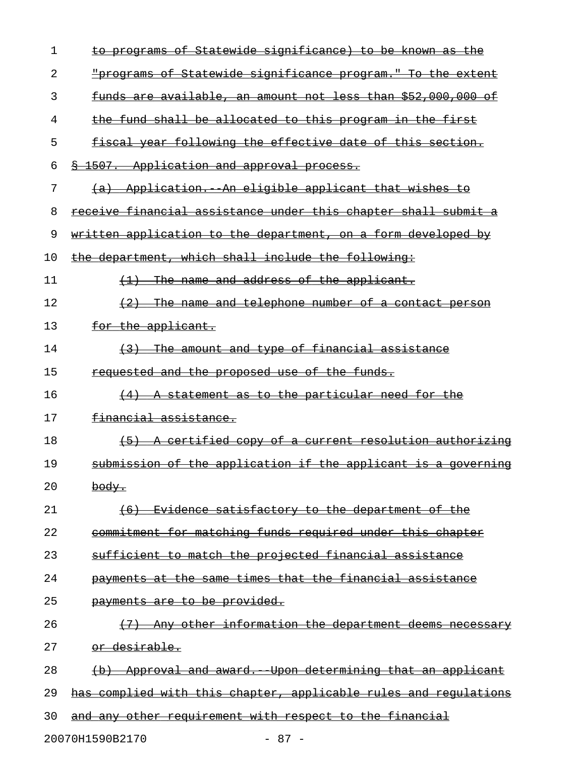to programs of Statewide significance) to be known as the "programs of Statewide significance program." To the extent funds are available, an amount not less than $52,000,000 of the fund shall be allocated to this program in the first fiscal year following the effective date of this section.

§ 1507. Application and approval process.

(a) Application.--An eligible applicant that wishes to receive financial assistance under this chapter shall submit a written application to the department, on a form developed by the department, which shall include the following:

(1) The name and address of the applicant.

(2) The name and telephone number of a contact person for the applicant.

(3) The amount and type of financial assistance requested and the proposed use of the funds.

(4) A statement as to the particular need for the financial assistance.

(5) A certified copy of a current resolution authorizing submission of the application if the applicant is a governing body.

(6) Evidence satisfactory to the department of the commitment for matching funds required under this chapter sufficient to match the projected financial assistance payments at the same times that the financial assistance payments are to be provided.

(7) Any other information the department deems necessary or desirable.

(b) Approval and award.--Upon determining that an applicant has complied with this chapter, applicable rules and regulations and any other requirement with respect to the financial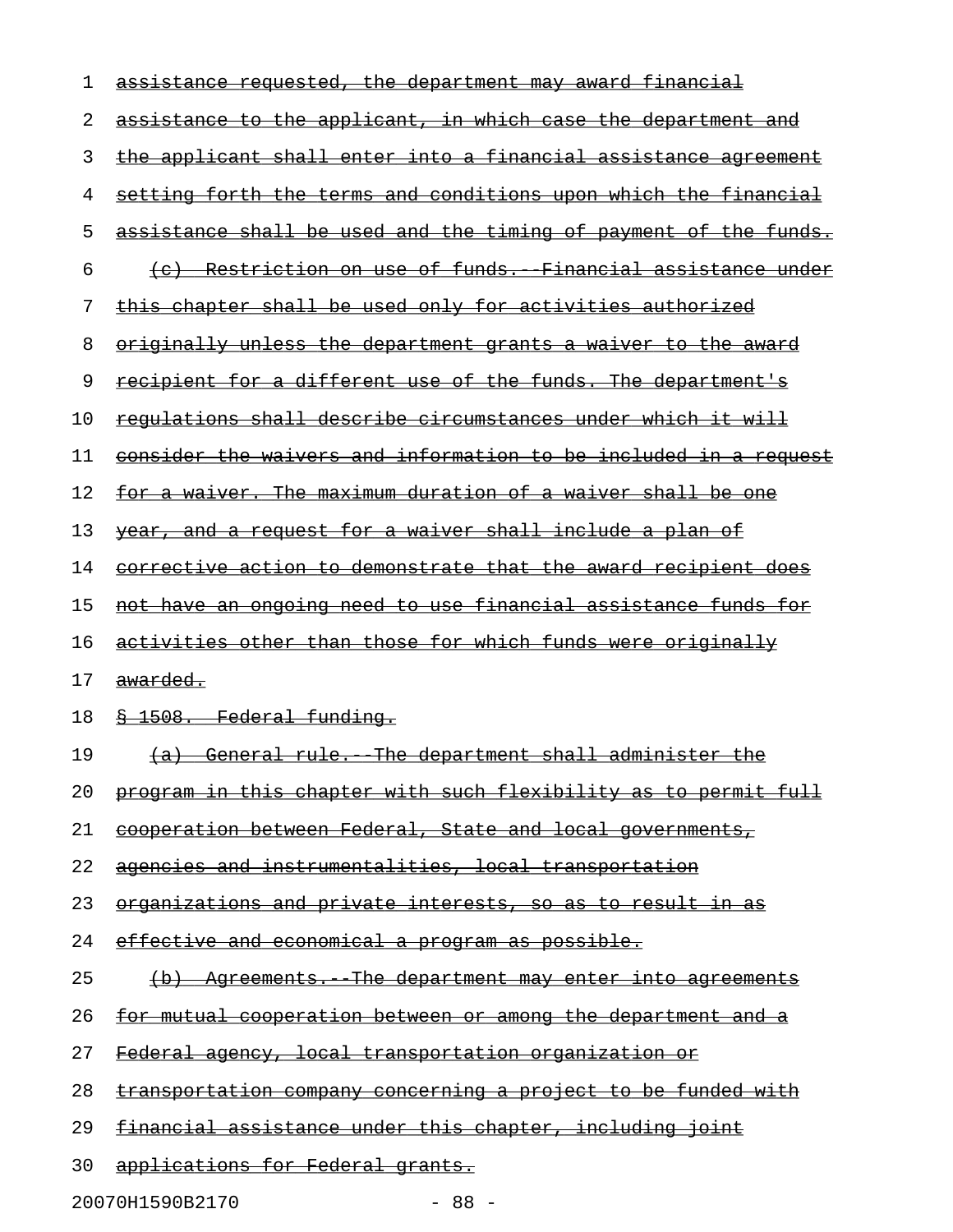assistance requested, the department may award financial assistance to the applicant, in which case the department and the applicant shall enter into a financial assistance agreement setting forth the terms and conditions upon which the financial assistance shall be used and the timing of payment of the funds.

(c) Restriction on use of funds.--Financial assistance under this chapter shall be used only for activities authorized originally unless the department grants a waiver to the award recipient for a different use of the funds. The department's regulations shall describe circumstances under which it will consider the waivers and information to be included in a request for a waiver. The maximum duration of a waiver shall be one year, and a request for a waiver shall include a plan of corrective action to demonstrate that the award recipient does not have an ongoing need to use financial assistance funds for activities other than those for which funds were originally awarded.

§ 1508. Federal funding.

(a) General rule.--The department shall administer the program in this chapter with such flexibility as to permit full cooperation between Federal, State and local governments, agencies and instrumentalities, local transportation organizations and private interests, so as to result in as effective and economical a program as possible.

(b) Agreements.--The department may enter into agreements for mutual cooperation between or among the department and a Federal agency, local transportation organization or transportation company concerning a project to be funded with financial assistance under this chapter, including joint applications for Federal grants.

20070H1590B2170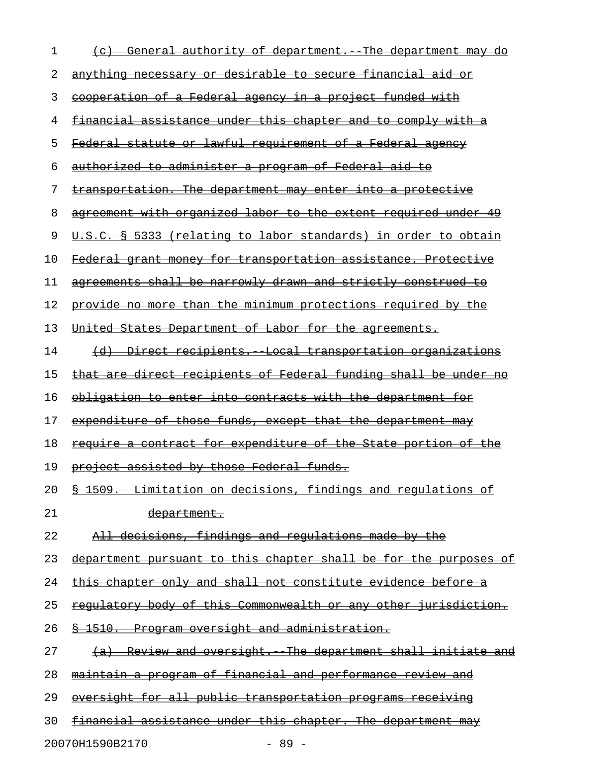~~(c) General authority of department.--The department may do anything necessary or desirable to secure financial aid or cooperation of a Federal agency in a project funded with financial assistance under this chapter and to comply with a Federal statute or lawful requirement of a Federal agency authorized to administer a program of Federal aid to transportation. The department may enter into a protective agreement with organized labor to the extent required under 49 U.S.C. § 5333 (relating to labor standards) in order to obtain Federal grant money for transportation assistance. Protective agreements shall be narrowly drawn and strictly construed to provide no more than the minimum protections required by the United States Department of Labor for the agreements.~~

~~(d) Direct recipients.--Local transportation organizations that are direct recipients of Federal funding shall be under no obligation to enter into contracts with the department for expenditure of those funds, except that the department may require a contract for expenditure of the State portion of the project assisted by those Federal funds.~~

~~§ 1509. Limitation on decisions, findings and regulations of department.~~

~~All decisions, findings and regulations made by the department pursuant to this chapter shall be for the purposes of this chapter only and shall not constitute evidence before a regulatory body of this Commonwealth or any other jurisdiction.~~

~~§ 1510. Program oversight and administration.~~

~~(a) Review and oversight.--The department shall initiate and maintain a program of financial and performance review and oversight for all public transportation programs receiving financial assistance under this chapter. The department may~~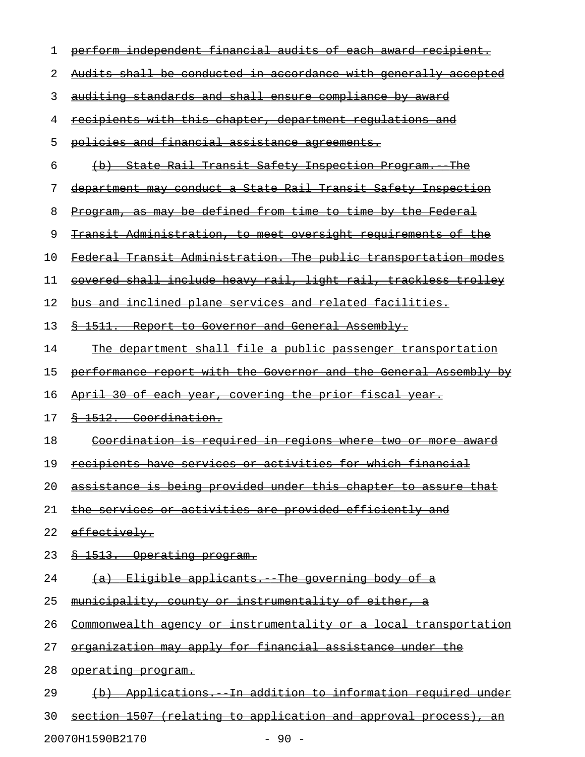~~perform independent financial audits of each award recipient. Audits shall be conducted in accordance with generally accepted auditing standards and shall ensure compliance by award recipients with this chapter, department regulations and policies and financial assistance agreements.~~

~~(b) State Rail Transit Safety Inspection Program.--The department may conduct a State Rail Transit Safety Inspection Program, as may be defined from time to time by the Federal Transit Administration, to meet oversight requirements of the Federal Transit Administration. The public transportation modes covered shall include heavy rail, light rail, trackless trolley bus and inclined plane services and related facilities.~~

~~§ 1511. Report to Governor and General Assembly.~~

~~The department shall file a public passenger transportation performance report with the Governor and the General Assembly by April 30 of each year, covering the prior fiscal year.~~

~~§ 1512. Coordination.~~

~~Coordination is required in regions where two or more award recipients have services or activities for which financial assistance is being provided under this chapter to assure that the services or activities are provided efficiently and effectively.~~

~~§ 1513. Operating program.~~

~~(a) Eligible applicants.--The governing body of a municipality, county or instrumentality of either, a Commonwealth agency or instrumentality or a local transportation organization may apply for financial assistance under the operating program.~~

~~(b) Applications.--In addition to information required under section 1507 (relating to application and approval process), an~~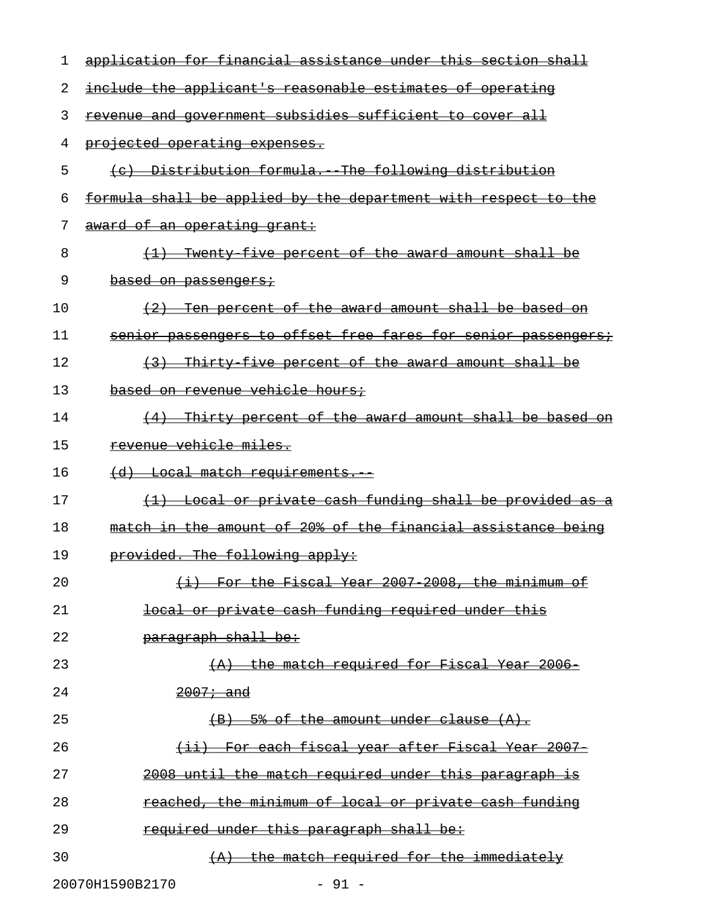~~application for financial assistance under this section shall include the applicant's reasonable estimates of operating revenue and government subsidies sufficient to cover all projected operating expenses.~~

~~(c) Distribution formula.--The following distribution formula shall be applied by the department with respect to the award of an operating grant:~~

~~(1) Twenty-five percent of the award amount shall be based on passengers;~~

~~(2) Ten percent of the award amount shall be based on senior passengers to offset free fares for senior passengers;~~

~~(3) Thirty-five percent of the award amount shall be based on revenue vehicle hours;~~

~~(4) Thirty percent of the award amount shall be based on revenue vehicle miles.~~

~~(d) Local match requirements.--~~

~~(1) Local or private cash funding shall be provided as a match in the amount of 20% of the financial assistance being provided. The following apply:~~

~~(i) For the Fiscal Year 2007-2008, the minimum of local or private cash funding required under this paragraph shall be:~~

~~(A) the match required for Fiscal Year 2006-2007; and~~

~~(B) 5% of the amount under clause (A).~~

~~(ii) For each fiscal year after Fiscal Year 2007-2008 until the match required under this paragraph is reached, the minimum of local or private cash funding required under this paragraph shall be:~~

~~(A) the match required for the immediately~~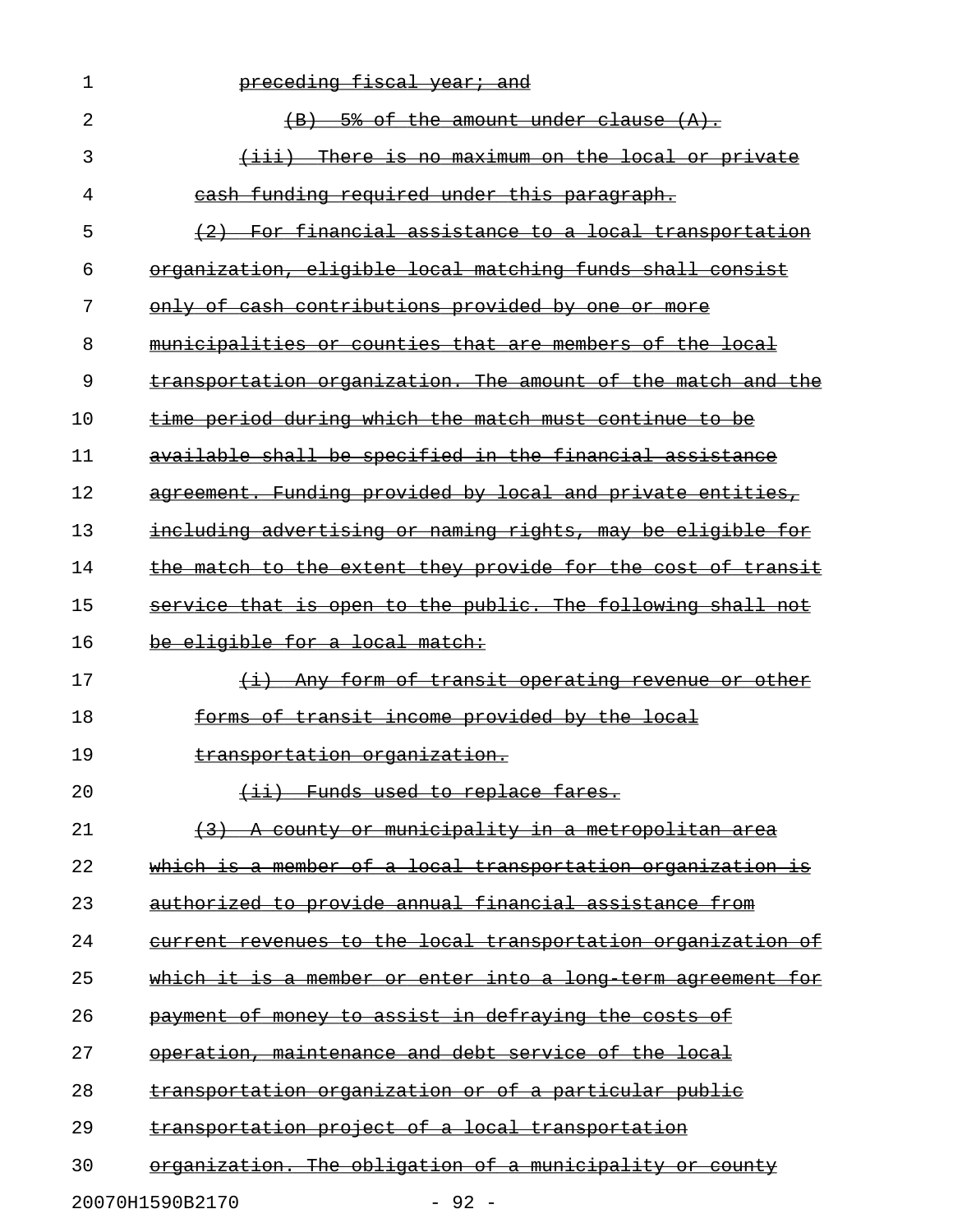preceding fiscal year; and

(B) 5% of the amount under clause (A).

(iii) There is no maximum on the local or private cash funding required under this paragraph.

(2) For financial assistance to a local transportation organization, eligible local matching funds shall consist only of cash contributions provided by one or more municipalities or counties that are members of the local transportation organization. The amount of the match and the time period during which the match must continue to be available shall be specified in the financial assistance agreement. Funding provided by local and private entities, including advertising or naming rights, may be eligible for the match to the extent they provide for the cost of transit service that is open to the public. The following shall not be eligible for a local match:

(i) Any form of transit operating revenue or other forms of transit income provided by the local transportation organization.

(ii) Funds used to replace fares.

(3) A county or municipality in a metropolitan area which is a member of a local transportation organization is authorized to provide annual financial assistance from current revenues to the local transportation organization of which it is a member or enter into a long-term agreement for payment of money to assist in defraying the costs of operation, maintenance and debt service of the local transportation organization or of a particular public transportation project of a local transportation organization. The obligation of a municipality or county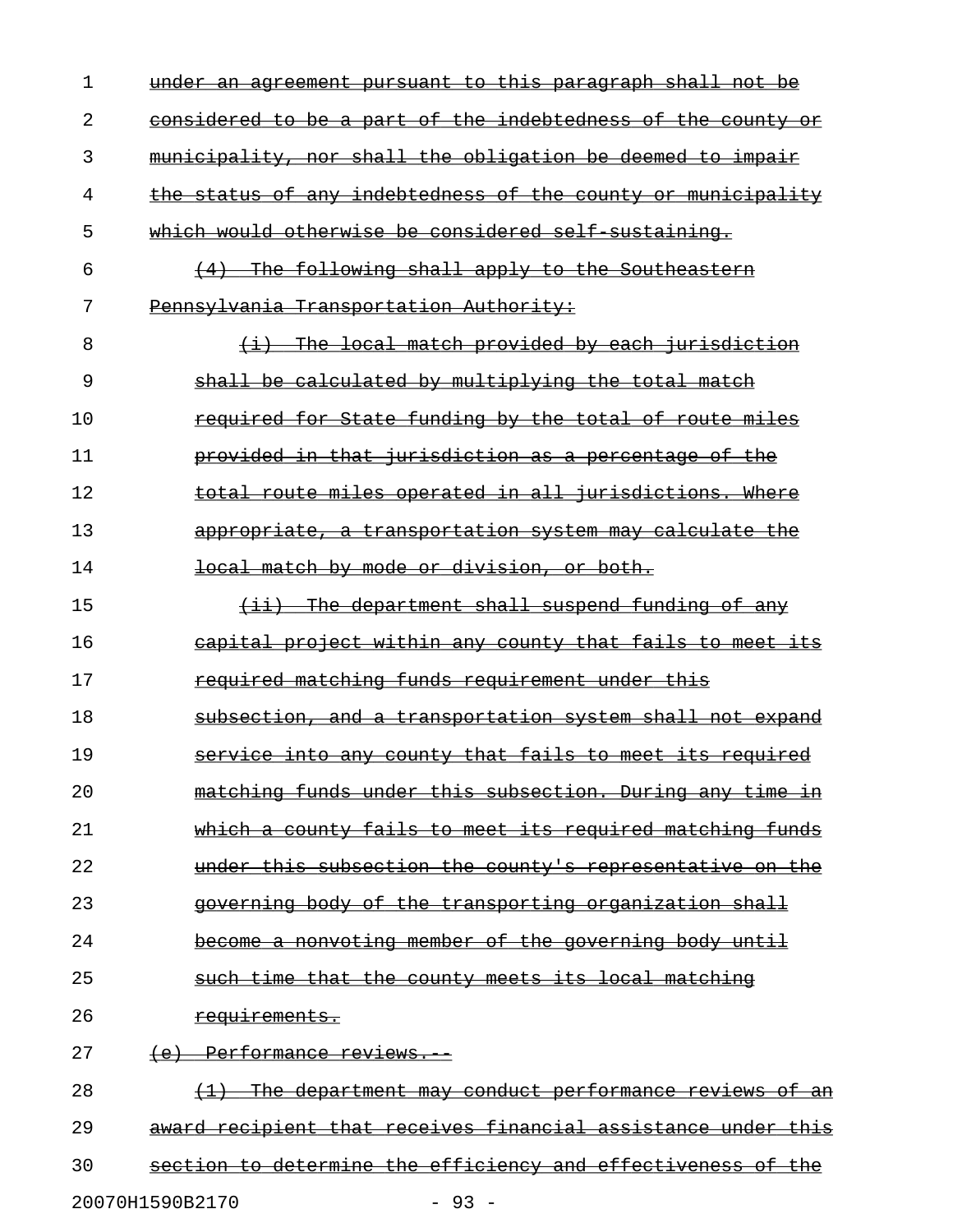~~under an agreement pursuant to this paragraph shall not be considered to be a part of the indebtedness of the county or municipality, nor shall the obligation be deemed to impair the status of any indebtedness of the county or municipality which would otherwise be considered self-sustaining.~~

~~(4) The following shall apply to the Southeastern Pennsylvania Transportation Authority:~~

~~(i) The local match provided by each jurisdiction shall be calculated by multiplying the total match required for State funding by the total of route miles provided in that jurisdiction as a percentage of the total route miles operated in all jurisdictions. Where appropriate, a transportation system may calculate the local match by mode or division, or both.~~

~~(ii) The department shall suspend funding of any capital project within any county that fails to meet its required matching funds requirement under this subsection, and a transportation system shall not expand service into any county that fails to meet its required matching funds under this subsection. During any time in which a county fails to meet its required matching funds under this subsection the county's representative on the governing body of the transporting organization shall become a nonvoting member of the governing body until such time that the county meets its local matching requirements.~~

~~(e) Performance reviews.--~~

~~(1) The department may conduct performance reviews of an award recipient that receives financial assistance under this section to determine the efficiency and effectiveness of the~~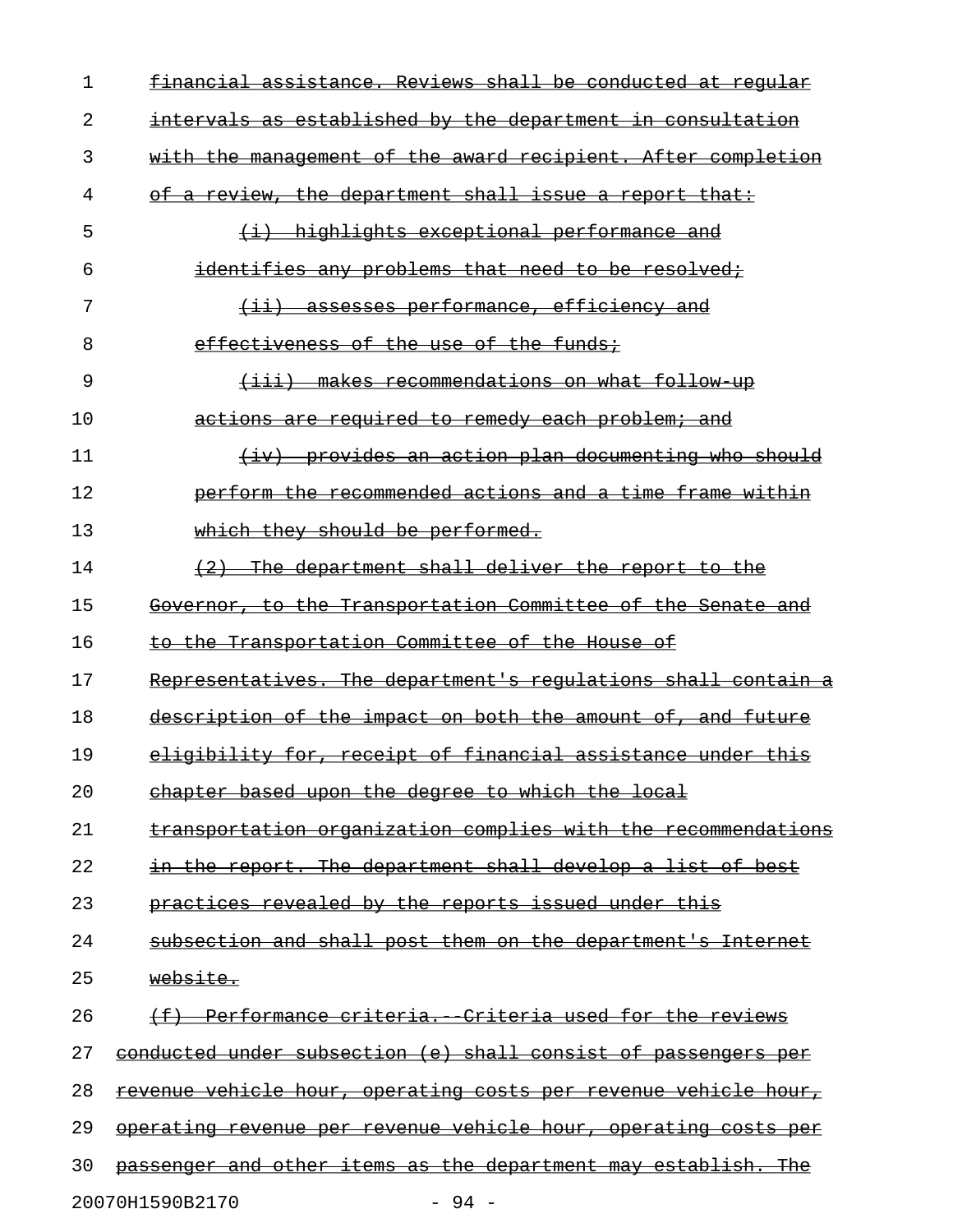~~financial assistance. Reviews shall be conducted at regular intervals as established by the department in consultation with the management of the award recipient. After completion of a review, the department shall issue a report that:~~

~~(i) highlights exceptional performance and identifies any problems that need to be resolved;~~

~~(ii) assesses performance, efficiency and effectiveness of the use of the funds;~~

~~(iii) makes recommendations on what follow-up actions are required to remedy each problem; and~~

~~(iv) provides an action plan documenting who should perform the recommended actions and a time frame within which they should be performed.~~

~~(2) The department shall deliver the report to the Governor, to the Transportation Committee of the Senate and to the Transportation Committee of the House of Representatives. The department's regulations shall contain a description of the impact on both the amount of, and future eligibility for, receipt of financial assistance under this chapter based upon the degree to which the local transportation organization complies with the recommendations in the report. The department shall develop a list of best practices revealed by the reports issued under this subsection and shall post them on the department's Internet website.~~

~~(f) Performance criteria.--Criteria used for the reviews conducted under subsection (e) shall consist of passengers per revenue vehicle hour, operating costs per revenue vehicle hour, operating revenue per revenue vehicle hour, operating costs per passenger and other items as the department may establish. The~~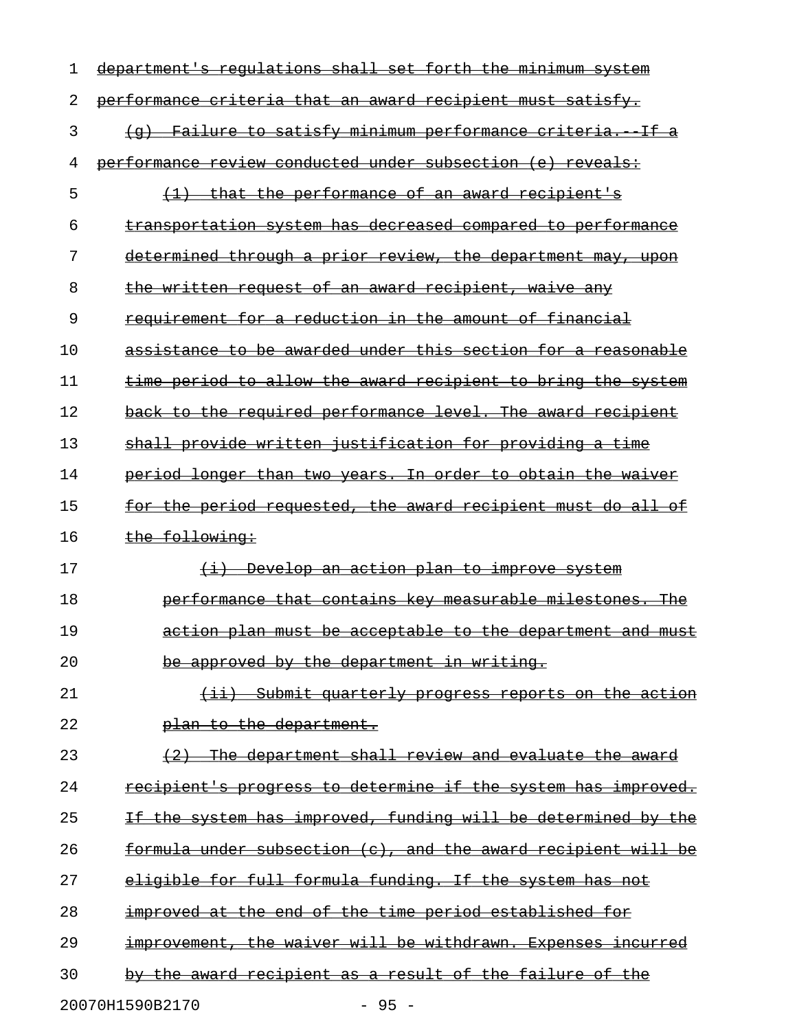~~department's regulations shall set forth the minimum system performance criteria that an award recipient must satisfy.~~

~~(g) Failure to satisfy minimum performance criteria.--If a performance review conducted under subsection (e) reveals:~~

~~(1) that the performance of an award recipient's transportation system has decreased compared to performance determined through a prior review, the department may, upon the written request of an award recipient, waive any requirement for a reduction in the amount of financial assistance to be awarded under this section for a reasonable time period to allow the award recipient to bring the system back to the required performance level. The award recipient shall provide written justification for providing a time period longer than two years. In order to obtain the waiver for the period requested, the award recipient must do all of the following:~~

~~(i) Develop an action plan to improve system performance that contains key measurable milestones. The action plan must be acceptable to the department and must be approved by the department in writing.~~

~~(ii) Submit quarterly progress reports on the action plan to the department.~~

~~(2) The department shall review and evaluate the award recipient's progress to determine if the system has improved. If the system has improved, funding will be determined by the formula under subsection (c), and the award recipient will be eligible for full formula funding. If the system has not improved at the end of the time period established for improvement, the waiver will be withdrawn. Expenses incurred by the award recipient as a result of the failure of the~~

20070H1590B2170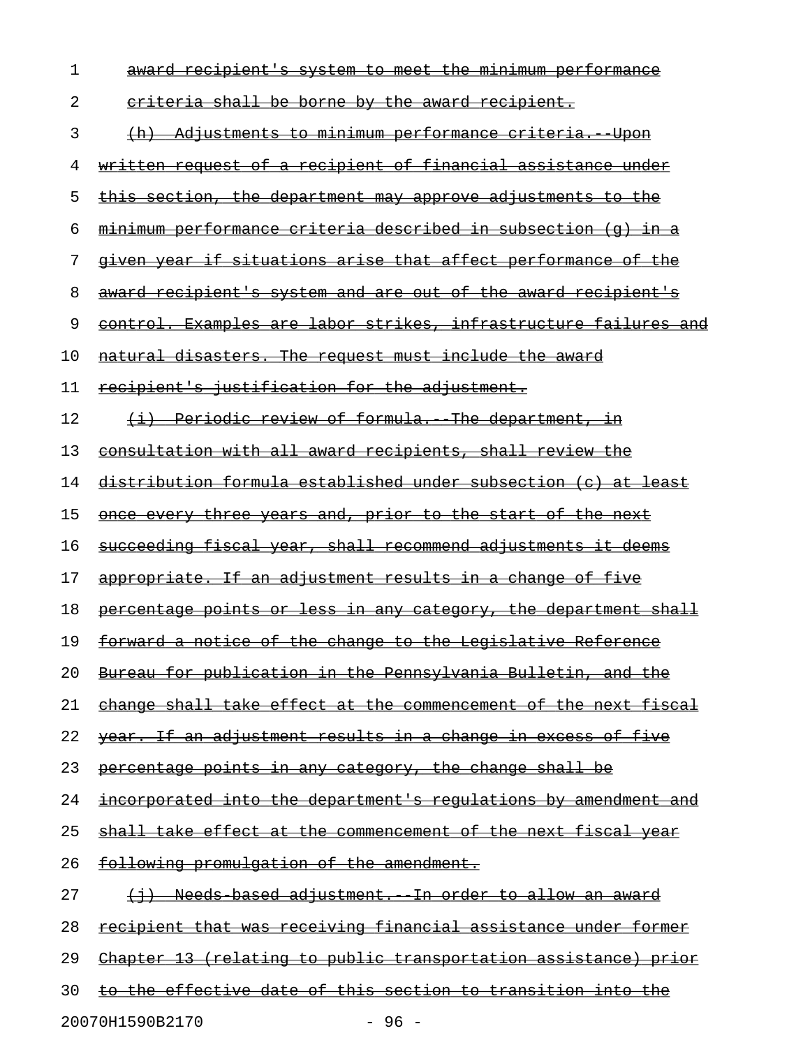award recipient's system to meet the minimum performance criteria shall be borne by the award recipient.

(h) Adjustments to minimum performance criteria.--Upon written request of a recipient of financial assistance under this section, the department may approve adjustments to the minimum performance criteria described in subsection (g) in a given year if situations arise that affect performance of the award recipient's system and are out of the award recipient's control. Examples are labor strikes, infrastructure failures and natural disasters. The request must include the award recipient's justification for the adjustment.

(i) Periodic review of formula.--The department, in consultation with all award recipients, shall review the distribution formula established under subsection (c) at least once every three years and, prior to the start of the next succeeding fiscal year, shall recommend adjustments it deems appropriate. If an adjustment results in a change of five percentage points or less in any category, the department shall forward a notice of the change to the Legislative Reference Bureau for publication in the Pennsylvania Bulletin, and the change shall take effect at the commencement of the next fiscal year. If an adjustment results in a change in excess of five percentage points in any category, the change shall be incorporated into the department's regulations by amendment and shall take effect at the commencement of the next fiscal year following promulgation of the amendment.

(j) Needs-based adjustment.--In order to allow an award recipient that was receiving financial assistance under former Chapter 13 (relating to public transportation assistance) prior to the effective date of this section to transition into the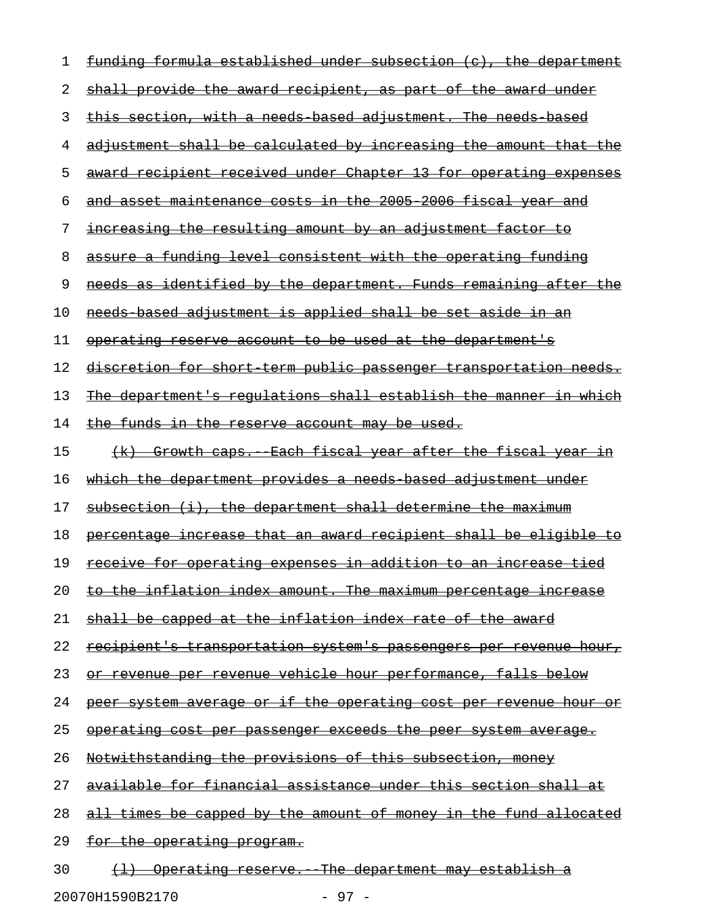funding formula established under subsection (c), the department shall provide the award recipient, as part of the award under this section, with a needs-based adjustment. The needs-based adjustment shall be calculated by increasing the amount that the award recipient received under Chapter 13 for operating expenses and asset maintenance costs in the 2005-2006 fiscal year and increasing the resulting amount by an adjustment factor to assure a funding level consistent with the operating funding needs as identified by the department. Funds remaining after the needs-based adjustment is applied shall be set aside in an operating reserve account to be used at the department's discretion for short-term public passenger transportation needs. The department's regulations shall establish the manner in which the funds in the reserve account may be used.

(k) Growth caps.--Each fiscal year after the fiscal year in which the department provides a needs-based adjustment under subsection (i), the department shall determine the maximum percentage increase that an award recipient shall be eligible to receive for operating expenses in addition to an increase tied to the inflation index amount. The maximum percentage increase shall be capped at the inflation index rate of the award recipient's transportation system's passengers per revenue hour, or revenue per revenue vehicle hour performance, falls below peer system average or if the operating cost per revenue hour or operating cost per passenger exceeds the peer system average. Notwithstanding the provisions of this subsection, money available for financial assistance under this section shall at all times be capped by the amount of money in the fund allocated for the operating program.

(l) Operating reserve.--The department may establish a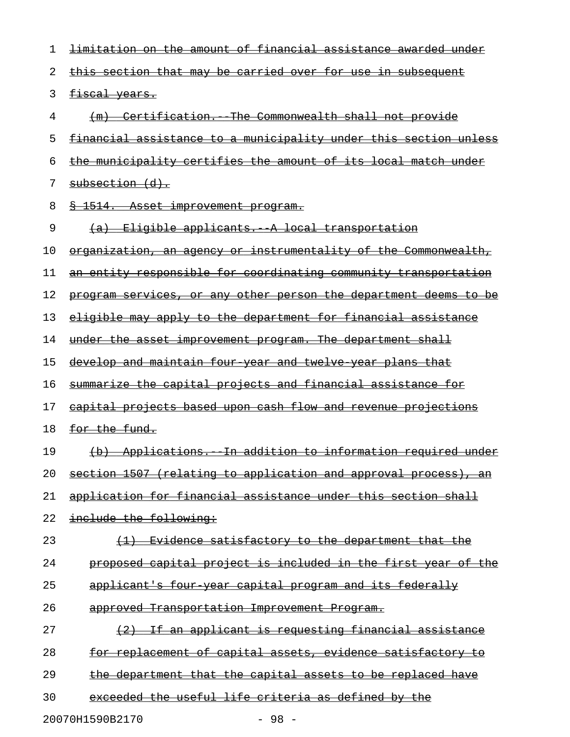~~limitation on the amount of financial assistance awarded under this section that may be carried over for use in subsequent fiscal years.~~

~~(m) Certification.--The Commonwealth shall not provide financial assistance to a municipality under this section unless the municipality certifies the amount of its local match under subsection (d).~~

~~§ 1514. Asset improvement program.~~

~~(a) Eligible applicants.--A local transportation organization, an agency or instrumentality of the Commonwealth, an entity responsible for coordinating community transportation program services, or any other person the department deems to be eligible may apply to the department for financial assistance under the asset improvement program. The department shall develop and maintain four-year and twelve-year plans that summarize the capital projects and financial assistance for capital projects based upon cash flow and revenue projections for the fund.~~

~~(b) Applications.--In addition to information required under section 1507 (relating to application and approval process), an application for financial assistance under this section shall include the following:~~

~~(1) Evidence satisfactory to the department that the proposed capital project is included in the first year of the applicant's four-year capital program and its federally approved Transportation Improvement Program.~~

~~(2) If an applicant is requesting financial assistance for replacement of capital assets, evidence satisfactory to the department that the capital assets to be replaced have exceeded the useful life criteria as defined by the~~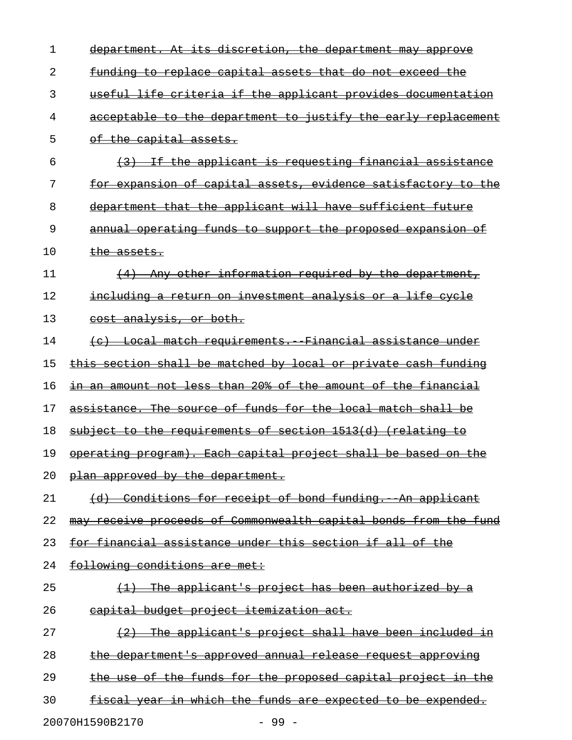department. At its discretion, the department may approve funding to replace capital assets that do not exceed the useful life criteria if the applicant provides documentation acceptable to the department to justify the early replacement of the capital assets.

(3) If the applicant is requesting financial assistance for expansion of capital assets, evidence satisfactory to the department that the applicant will have sufficient future annual operating funds to support the proposed expansion of the assets.

(4) Any other information required by the department, including a return on investment analysis or a life cycle cost analysis, or both.

(c) Local match requirements.--Financial assistance under this section shall be matched by local or private cash funding in an amount not less than 20% of the amount of the financial assistance. The source of funds for the local match shall be subject to the requirements of section 1513(d) (relating to operating program). Each capital project shall be based on the plan approved by the department.

(d) Conditions for receipt of bond funding.--An applicant may receive proceeds of Commonwealth capital bonds from the fund for financial assistance under this section if all of the following conditions are met:

(1) The applicant's project has been authorized by a capital budget project itemization act.

(2) The applicant's project shall have been included in the department's approved annual release request approving the use of the funds for the proposed capital project in the fiscal year in which the funds are expected to be expended.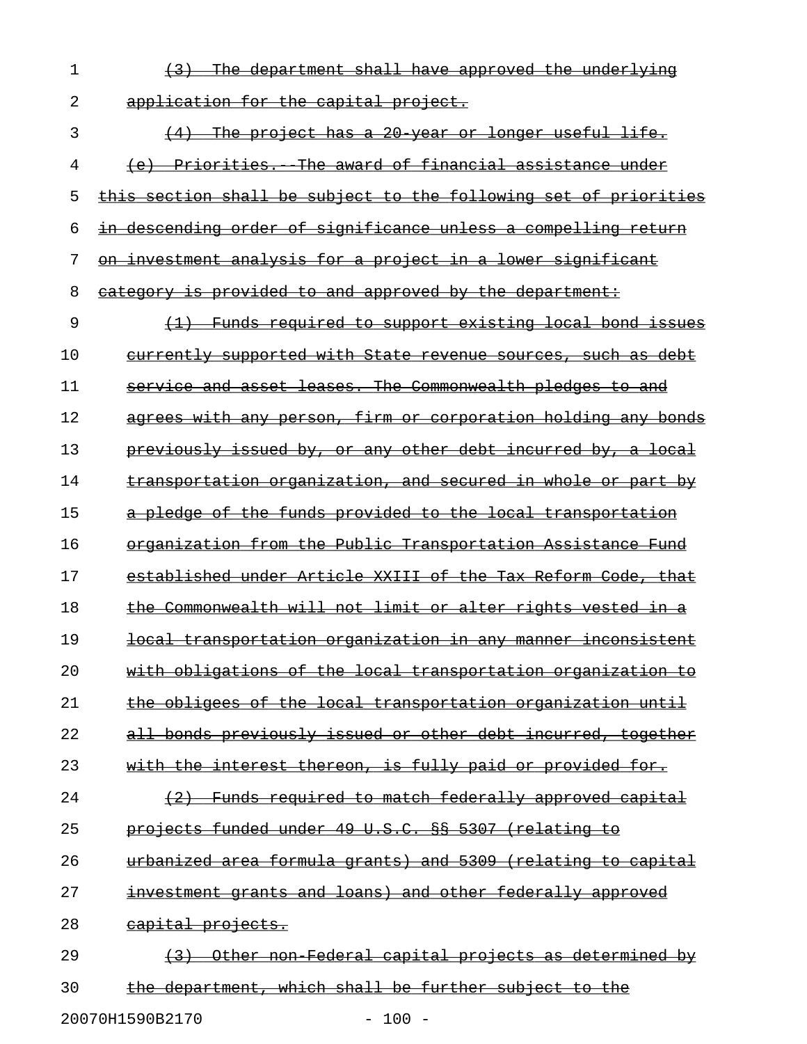~~(3) The department shall have approved the underlying application for the capital project.~~

~~(4) The project has a 20-year or longer useful life.~~

~~(e) Priorities.--The award of financial assistance under this section shall be subject to the following set of priorities in descending order of significance unless a compelling return on investment analysis for a project in a lower significant category is provided to and approved by the department:~~

~~(1) Funds required to support existing local bond issues currently supported with State revenue sources, such as debt service and asset leases. The Commonwealth pledges to and agrees with any person, firm or corporation holding any bonds previously issued by, or any other debt incurred by, a local transportation organization, and secured in whole or part by a pledge of the funds provided to the local transportation organization from the Public Transportation Assistance Fund established under Article XXIII of the Tax Reform Code, that the Commonwealth will not limit or alter rights vested in a local transportation organization in any manner inconsistent with obligations of the local transportation organization to the obligees of the local transportation organization until all bonds previously issued or other debt incurred, together with the interest thereon, is fully paid or provided for.~~

~~(2) Funds required to match federally approved capital projects funded under 49 U.S.C. §§ 5307 (relating to urbanized area formula grants) and 5309 (relating to capital investment grants and loans) and other federally approved capital projects.~~

~~(3) Other non-Federal capital projects as determined by the department, which shall be further subject to the~~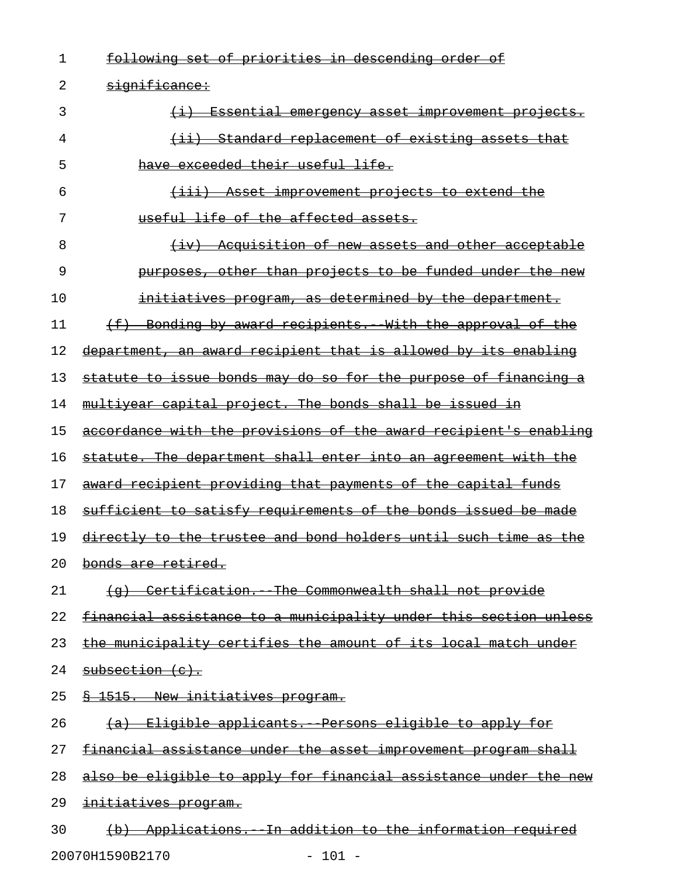following set of priorities in descending order of significance:

(i) Essential emergency asset improvement projects.

(ii) Standard replacement of existing assets that have exceeded their useful life.

(iii) Asset improvement projects to extend the useful life of the affected assets.

(iv) Acquisition of new assets and other acceptable purposes, other than projects to be funded under the new initiatives program, as determined by the department.

(f) Bonding by award recipients.--With the approval of the department, an award recipient that is allowed by its enabling statute to issue bonds may do so for the purpose of financing a multiyear capital project. The bonds shall be issued in accordance with the provisions of the award recipient's enabling statute. The department shall enter into an agreement with the award recipient providing that payments of the capital funds sufficient to satisfy requirements of the bonds issued be made directly to the trustee and bond holders until such time as the bonds are retired.

(g) Certification.--The Commonwealth shall not provide financial assistance to a municipality under this section unless the municipality certifies the amount of its local match under subsection (c).

§ 1515. New initiatives program.

(a) Eligible applicants.--Persons eligible to apply for financial assistance under the asset improvement program shall also be eligible to apply for financial assistance under the new initiatives program.

(b) Applications.--In addition to the information required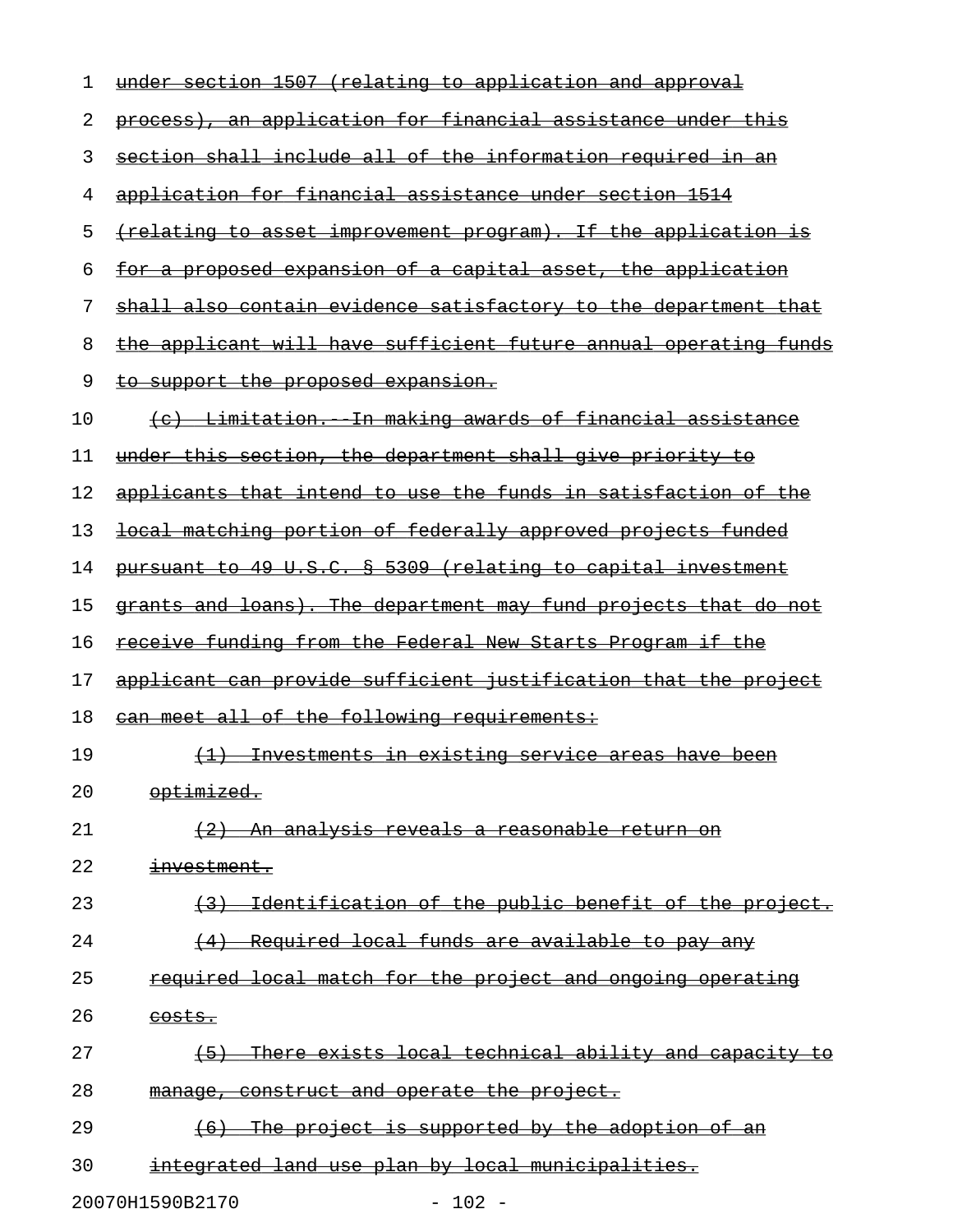~~under section 1507 (relating to application and approval process), an application for financial assistance under this section shall include all of the information required in an application for financial assistance under section 1514 (relating to asset improvement program). If the application is for a proposed expansion of a capital asset, the application shall also contain evidence satisfactory to the department that the applicant will have sufficient future annual operating funds to support the proposed expansion.~~

~~(c) Limitation.--In making awards of financial assistance under this section, the department shall give priority to applicants that intend to use the funds in satisfaction of the local matching portion of federally approved projects funded pursuant to 49 U.S.C. § 5309 (relating to capital investment grants and loans). The department may fund projects that do not receive funding from the Federal New Starts Program if the applicant can provide sufficient justification that the project can meet all of the following requirements:~~

~~(1) Investments in existing service areas have been optimized.~~

~~(2) An analysis reveals a reasonable return on investment.~~

~~(3) Identification of the public benefit of the project.~~

~~(4) Required local funds are available to pay any required local match for the project and ongoing operating costs.~~

~~(5) There exists local technical ability and capacity to manage, construct and operate the project.~~

~~(6) The project is supported by the adoption of an integrated land use plan by local municipalities.~~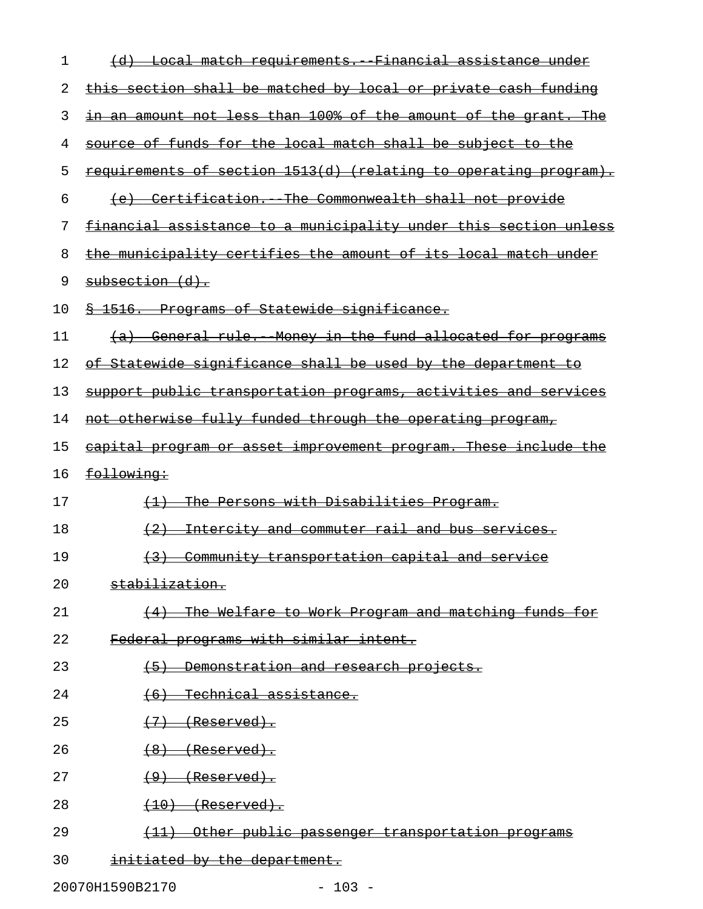(d) Local match requirements.--Financial assistance under this section shall be matched by local or private cash funding in an amount not less than 100% of the amount of the grant. The source of funds for the local match shall be subject to the requirements of section 1513(d) (relating to operating program).

(e) Certification.--The Commonwealth shall not provide financial assistance to a municipality under this section unless the municipality certifies the amount of its local match under subsection (d).

§ 1516. Programs of Statewide significance.

(a) General rule.--Money in the fund allocated for programs of Statewide significance shall be used by the department to support public transportation programs, activities and services not otherwise fully funded through the operating program, capital program or asset improvement program. These include the following:

(1) The Persons with Disabilities Program.

(2) Intercity and commuter rail and bus services.

(3) Community transportation capital and service stabilization.

(4) The Welfare to Work Program and matching funds for Federal programs with similar intent.

(5) Demonstration and research projects.

(6) Technical assistance.

(7) (Reserved).

(8) (Reserved).

(9) (Reserved).

(10) (Reserved).

(11) Other public passenger transportation programs initiated by the department.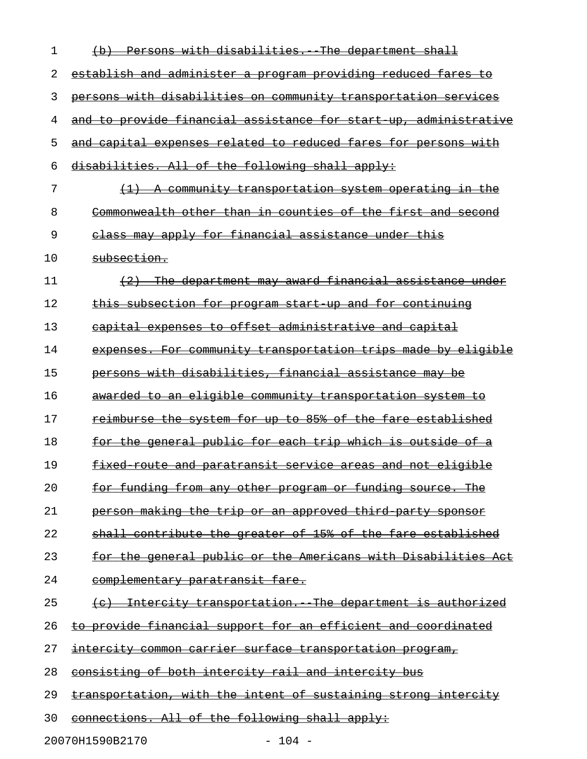~~(b) Persons with disabilities.--The department shall establish and administer a program providing reduced fares to persons with disabilities on community transportation services and to provide financial assistance for start-up, administrative and capital expenses related to reduced fares for persons with disabilities. All of the following shall apply:~~

~~(1) A community transportation system operating in the Commonwealth other than in counties of the first and second class may apply for financial assistance under this subsection.~~

~~(2) The department may award financial assistance under this subsection for program start-up and for continuing capital expenses to offset administrative and capital expenses. For community transportation trips made by eligible persons with disabilities, financial assistance may be awarded to an eligible community transportation system to reimburse the system for up to 85% of the fare established for the general public for each trip which is outside of a fixed-route and paratransit service areas and not eligible for funding from any other program or funding source. The person making the trip or an approved third-party sponsor shall contribute the greater of 15% of the fare established for the general public or the Americans with Disabilities Act complementary paratransit fare.~~

~~(c) Intercity transportation.--The department is authorized to provide financial support for an efficient and coordinated intercity common carrier surface transportation program, consisting of both intercity rail and intercity bus transportation, with the intent of sustaining strong intercity connections. All of the following shall apply:~~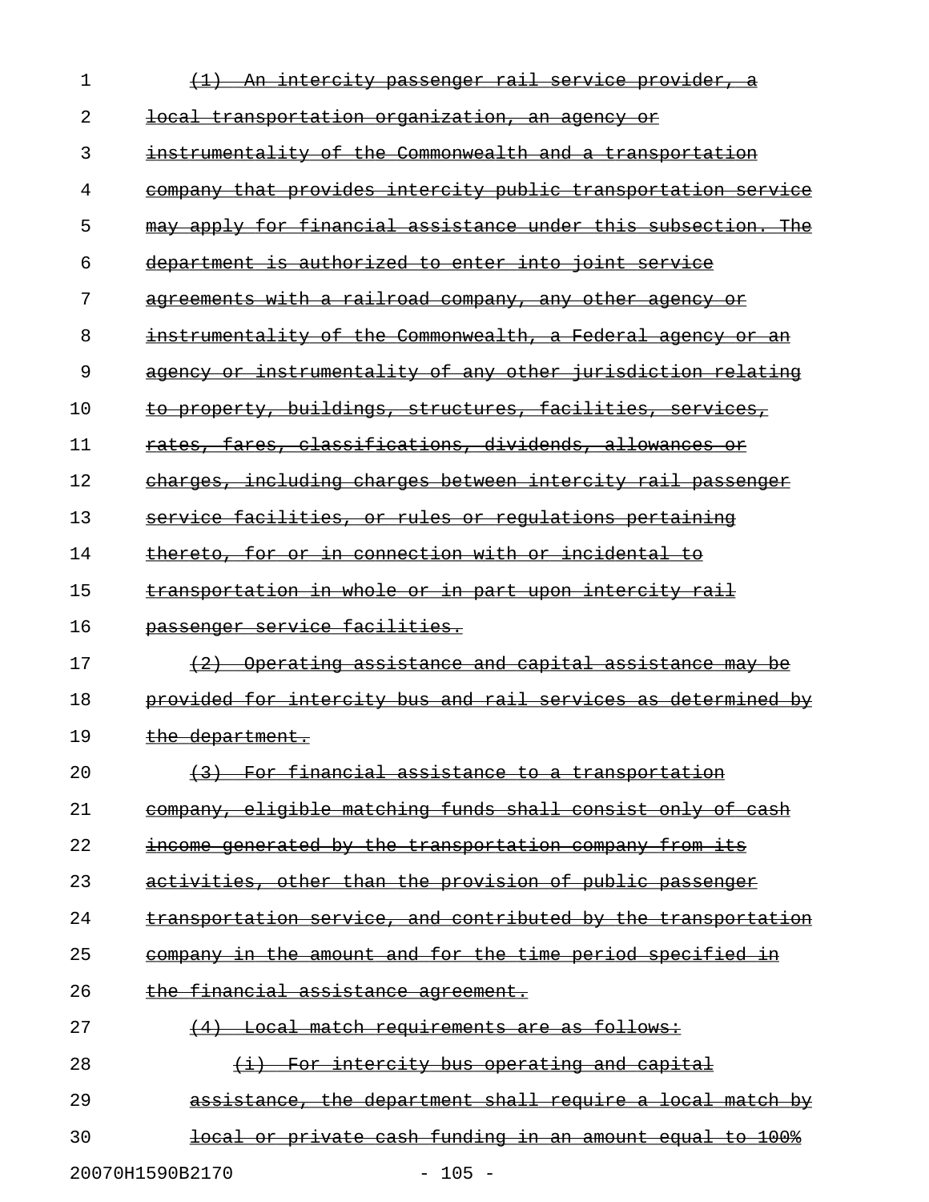~~(1) An intercity passenger rail service provider, a local transportation organization, an agency or instrumentality of the Commonwealth and a transportation company that provides intercity public transportation service may apply for financial assistance under this subsection. The department is authorized to enter into joint service agreements with a railroad company, any other agency or instrumentality of the Commonwealth, a Federal agency or an agency or instrumentality of any other jurisdiction relating to property, buildings, structures, facilities, services, rates, fares, classifications, dividends, allowances or charges, including charges between intercity rail passenger service facilities, or rules or regulations pertaining thereto, for or in connection with or incidental to transportation in whole or in part upon intercity rail passenger service facilities.~~

~~(2) Operating assistance and capital assistance may be provided for intercity bus and rail services as determined by the department.~~

~~(3) For financial assistance to a transportation company, eligible matching funds shall consist only of cash income generated by the transportation company from its activities, other than the provision of public passenger transportation service, and contributed by the transportation company in the amount and for the time period specified in the financial assistance agreement.~~

~~(4) Local match requirements are as follows:~~

~~(i) For intercity bus operating and capital assistance, the department shall require a local match by local or private cash funding in an amount equal to 100%~~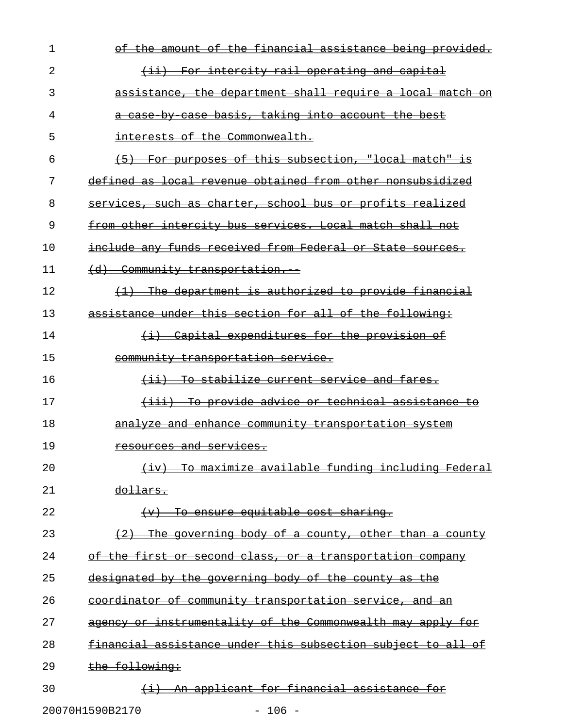of the amount of the financial assistance being provided.

(ii) For intercity rail operating and capital assistance, the department shall require a local match on a case-by-case basis, taking into account the best interests of the Commonwealth.

(5) For purposes of this subsection, "local match" is defined as local revenue obtained from other nonsubsidized services, such as charter, school bus or profits realized from other intercity bus services. Local match shall not include any funds received from Federal or State sources.

(d) Community transportation.--

(1) The department is authorized to provide financial assistance under this section for all of the following:

(i) Capital expenditures for the provision of community transportation service.

(ii) To stabilize current service and fares.

(iii) To provide advice or technical assistance to analyze and enhance community transportation system resources and services.

(iv) To maximize available funding including Federal dollars.

(v) To ensure equitable cost sharing.

(2) The governing body of a county, other than a county of the first or second class, or a transportation company designated by the governing body of the county as the coordinator of community transportation service, and an agency or instrumentality of the Commonwealth may apply for financial assistance under this subsection subject to all of the following:

(i) An applicant for financial assistance for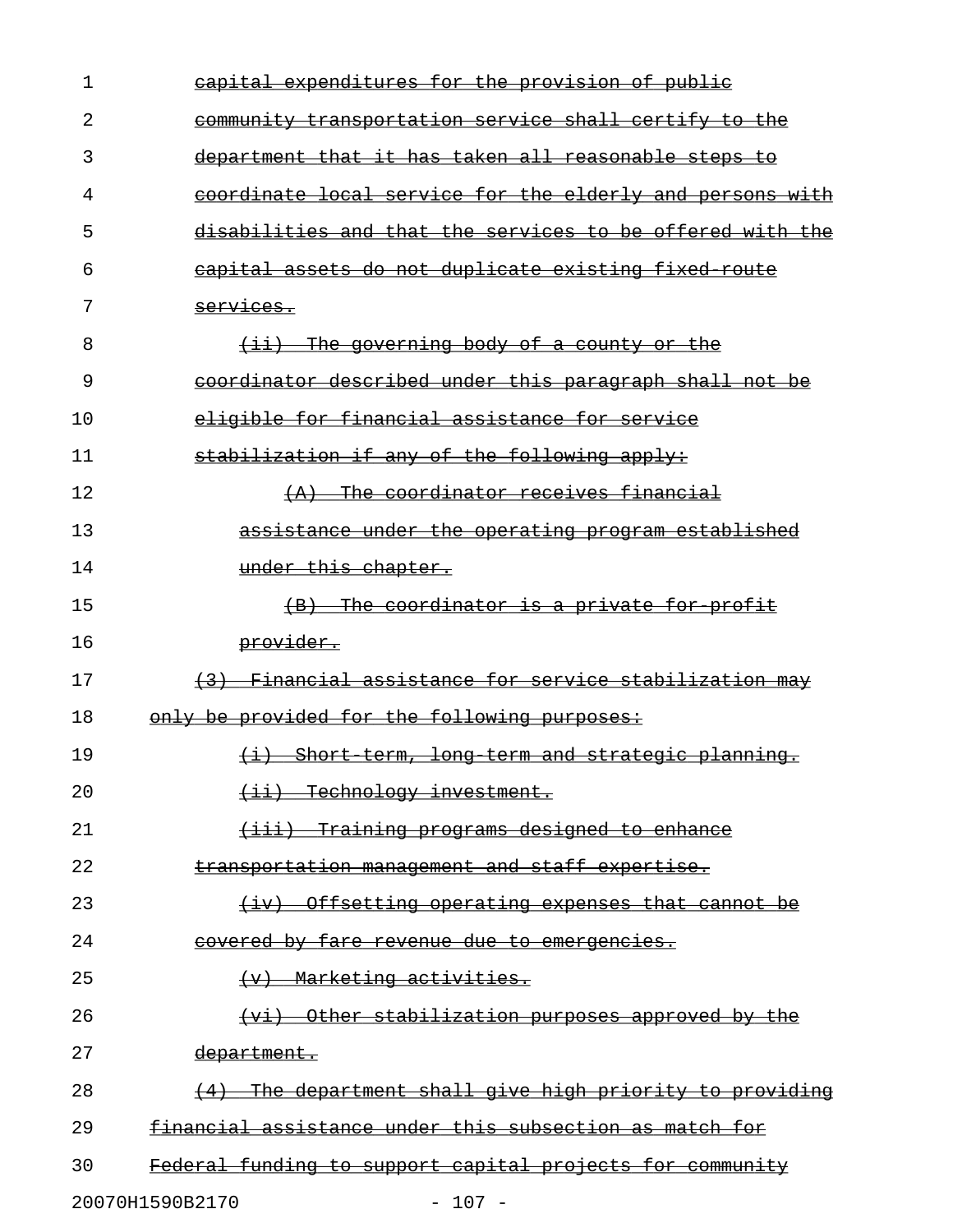~~capital expenditures for the provision of public community transportation service shall certify to the department that it has taken all reasonable steps to coordinate local service for the elderly and persons with disabilities and that the services to be offered with the capital assets do not duplicate existing fixed-route services.~~

~~(ii) The governing body of a county or the coordinator described under this paragraph shall not be eligible for financial assistance for service stabilization if any of the following apply:~~

~~(A) The coordinator receives financial assistance under the operating program established under this chapter.~~

~~(B) The coordinator is a private for-profit provider.~~

~~(3) Financial assistance for service stabilization may only be provided for the following purposes:~~

~~(i) Short-term, long-term and strategic planning.~~

~~(ii) Technology investment.~~

~~(iii) Training programs designed to enhance transportation management and staff expertise.~~

~~(iv) Offsetting operating expenses that cannot be covered by fare revenue due to emergencies.~~

~~(v) Marketing activities.~~

~~(vi) Other stabilization purposes approved by the department.~~

~~(4) The department shall give high priority to providing financial assistance under this subsection as match for Federal funding to support capital projects for community~~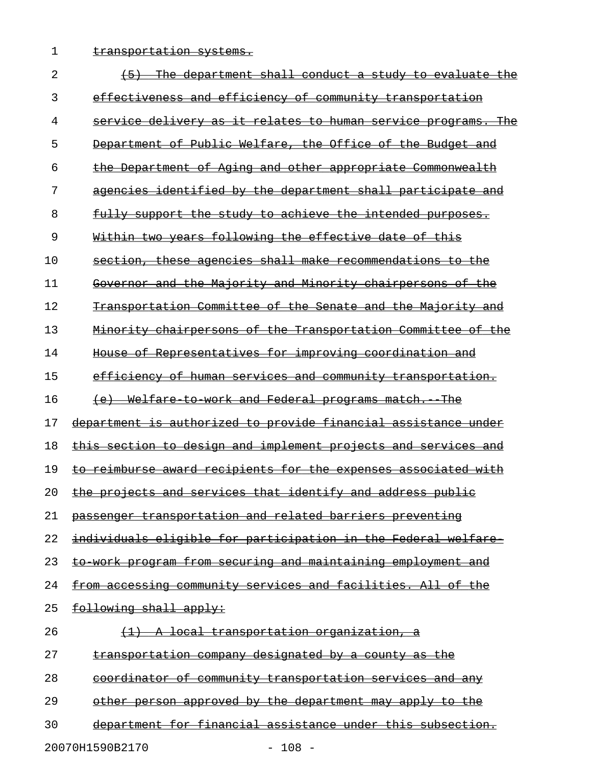transportation systems.

(5) The department shall conduct a study to evaluate the effectiveness and efficiency of community transportation service delivery as it relates to human service programs. The Department of Public Welfare, the Office of the Budget and the Department of Aging and other appropriate Commonwealth agencies identified by the department shall participate and fully support the study to achieve the intended purposes. Within two years following the effective date of this section, these agencies shall make recommendations to the Governor and the Majority and Minority chairpersons of the Transportation Committee of the Senate and the Majority and Minority chairpersons of the Transportation Committee of the House of Representatives for improving coordination and efficiency of human services and community transportation.

(e) Welfare-to-work and Federal programs match.--The department is authorized to provide financial assistance under this section to design and implement projects and services and to reimburse award recipients for the expenses associated with the projects and services that identify and address public passenger transportation and related barriers preventing individuals eligible for participation in the Federal welfare-to-work program from securing and maintaining employment and from accessing community services and facilities. All of the following shall apply:

(1) A local transportation organization, a transportation company designated by a county as the coordinator of community transportation services and any other person approved by the department may apply to the department for financial assistance under this subsection.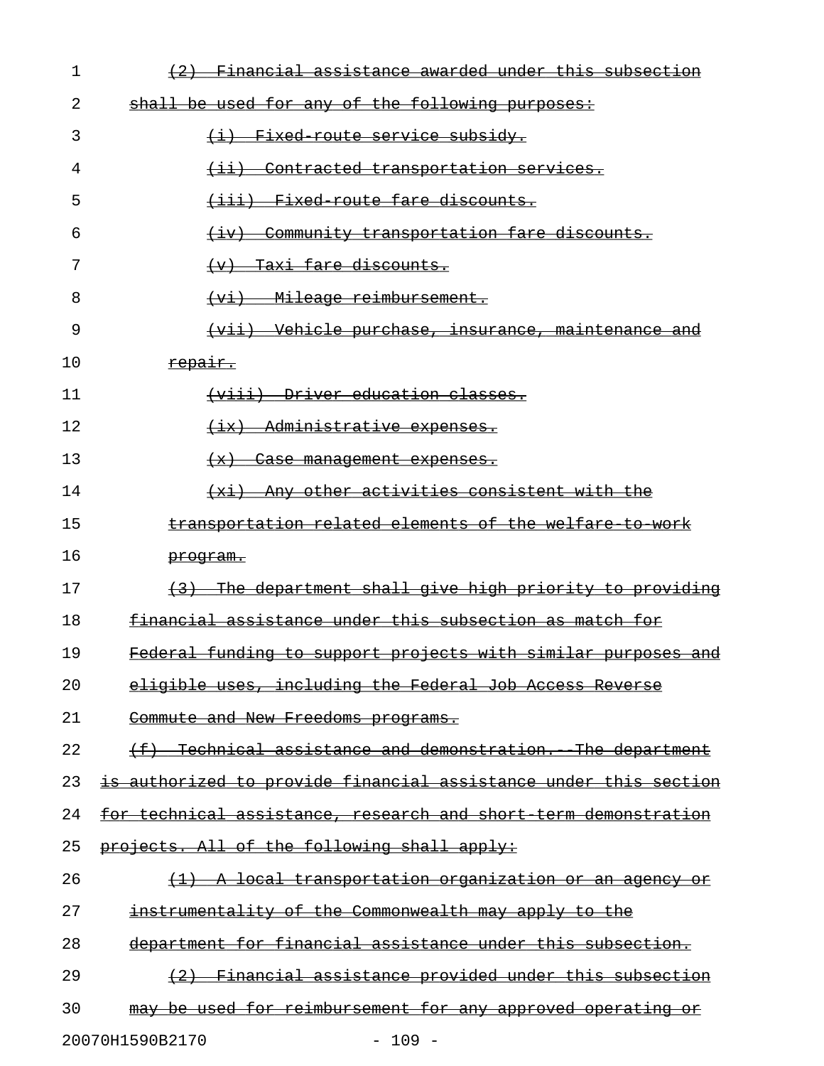(2) Financial assistance awarded under this subsection shall be used for any of the following purposes:

(i) Fixed-route service subsidy.

(ii) Contracted transportation services.

(iii) Fixed-route fare discounts.

(iv) Community transportation fare discounts.

(v) Taxi fare discounts.

(vi) Mileage reimbursement.

(vii) Vehicle purchase, insurance, maintenance and repair.

(viii) Driver education classes.

(ix) Administrative expenses.

(x) Case management expenses.

(xi) Any other activities consistent with the transportation related elements of the welfare-to-work program.

(3) The department shall give high priority to providing financial assistance under this subsection as match for Federal funding to support projects with similar purposes and eligible uses, including the Federal Job Access Reverse Commute and New Freedoms programs.

(f) Technical assistance and demonstration.--The department is authorized to provide financial assistance under this section for technical assistance, research and short-term demonstration projects. All of the following shall apply:

(1) A local transportation organization or an agency or instrumentality of the Commonwealth may apply to the department for financial assistance under this subsection.

(2) Financial assistance provided under this subsection may be used for reimbursement for any approved operating or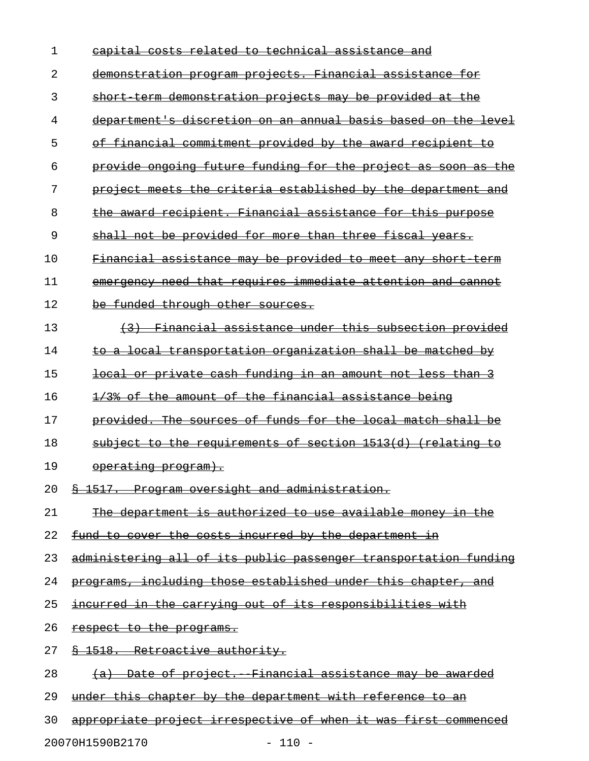~~capital costs related to technical assistance and demonstration program projects. Financial assistance for short-term demonstration projects may be provided at the department's discretion on an annual basis based on the level of financial commitment provided by the award recipient to provide ongoing future funding for the project as soon as the project meets the criteria established by the department and the award recipient. Financial assistance for this purpose shall not be provided for more than three fiscal years. Financial assistance may be provided to meet any short-term emergency need that requires immediate attention and cannot be funded through other sources.~~

~~(3) Financial assistance under this subsection provided to a local transportation organization shall be matched by local or private cash funding in an amount not less than 3 1/3% of the amount of the financial assistance being provided. The sources of funds for the local match shall be subject to the requirements of section 1513(d) (relating to operating program).~~

~~§ 1517. Program oversight and administration.~~

~~The department is authorized to use available money in the fund to cover the costs incurred by the department in administering all of its public passenger transportation funding programs, including those established under this chapter, and incurred in the carrying out of its responsibilities with respect to the programs.~~

~~§ 1518. Retroactive authority.~~

~~(a) Date of project.--Financial assistance may be awarded under this chapter by the department with reference to an appropriate project irrespective of when it was first commenced~~

20070H1590B2170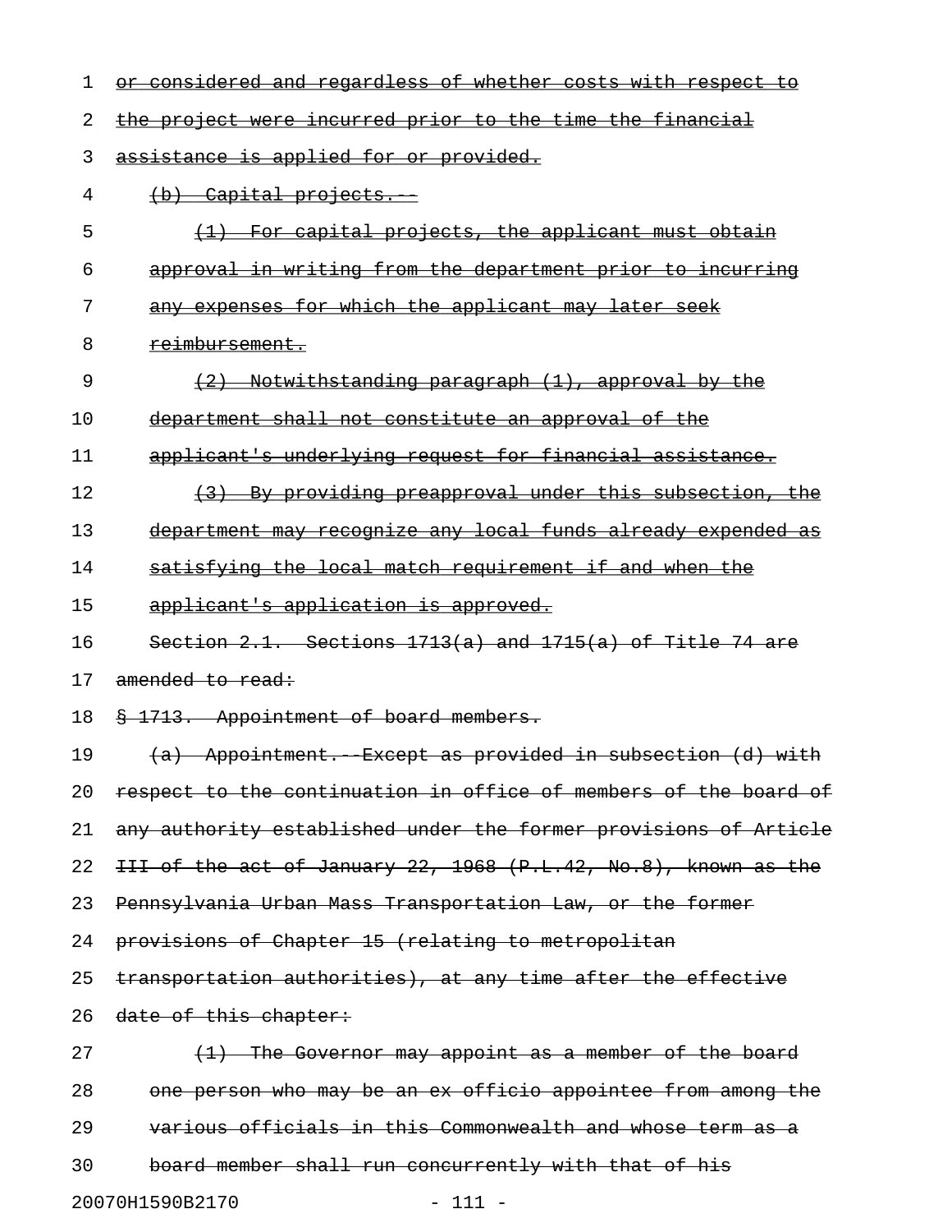~~or considered and regardless of whether costs with respect to the project were incurred prior to the time the financial assistance is applied for or provided.~~

~~(b) Capital projects.--~~

~~(1) For capital projects, the applicant must obtain approval in writing from the department prior to incurring any expenses for which the applicant may later seek reimbursement.~~

~~(2) Notwithstanding paragraph (1), approval by the department shall not constitute an approval of the applicant's underlying request for financial assistance.~~

~~(3) By providing preapproval under this subsection, the department may recognize any local funds already expended as satisfying the local match requirement if and when the applicant's application is approved.~~

~~Section 2.1. Sections 1713(a) and 1715(a) of Title 74 are amended to read:~~

~~§ 1713. Appointment of board members.~~

~~(a) Appointment.--Except as provided in subsection (d) with respect to the continuation in office of members of the board of any authority established under the former provisions of Article III of the act of January 22, 1968 (P.L.42, No.8), known as the Pennsylvania Urban Mass Transportation Law, or the former provisions of Chapter 15 (relating to metropolitan transportation authorities), at any time after the effective date of this chapter:~~

~~(1) The Governor may appoint as a member of the board one person who may be an ex officio appointee from among the various officials in this Commonwealth and whose term as a board member shall run concurrently with that of his~~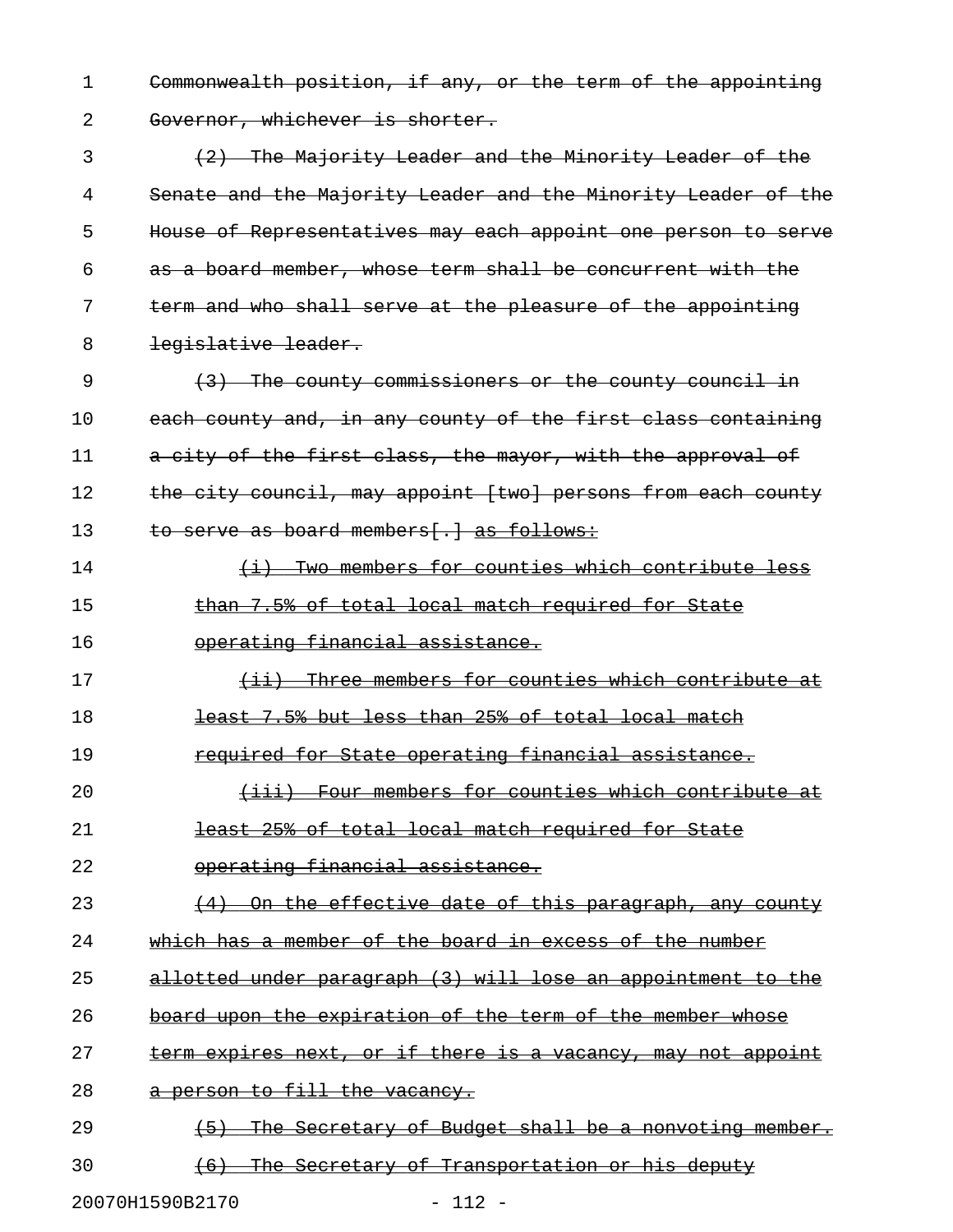Commonwealth position, if any, or the term of the appointing Governor, whichever is shorter.

(2) The Majority Leader and the Minority Leader of the Senate and the Majority Leader and the Minority Leader of the House of Representatives may each appoint one person to serve as a board member, whose term shall be concurrent with the term and who shall serve at the pleasure of the appointing legislative leader.

(3) The county commissioners or the county council in each county and, in any county of the first class containing a city of the first class, the mayor, with the approval of the city council, may appoint [two] persons from each county to serve as board members[.] as follows:

(i) Two members for counties which contribute less than 7.5% of total local match required for State operating financial assistance.

(ii) Three members for counties which contribute at least 7.5% but less than 25% of total local match required for State operating financial assistance.

(iii) Four members for counties which contribute at least 25% of total local match required for State operating financial assistance.

(4) On the effective date of this paragraph, any county which has a member of the board in excess of the number allotted under paragraph (3) will lose an appointment to the board upon the expiration of the term of the member whose term expires next, or if there is a vacancy, may not appoint a person to fill the vacancy.

(5) The Secretary of Budget shall be a nonvoting member.

(6) The Secretary of Transportation or his deputy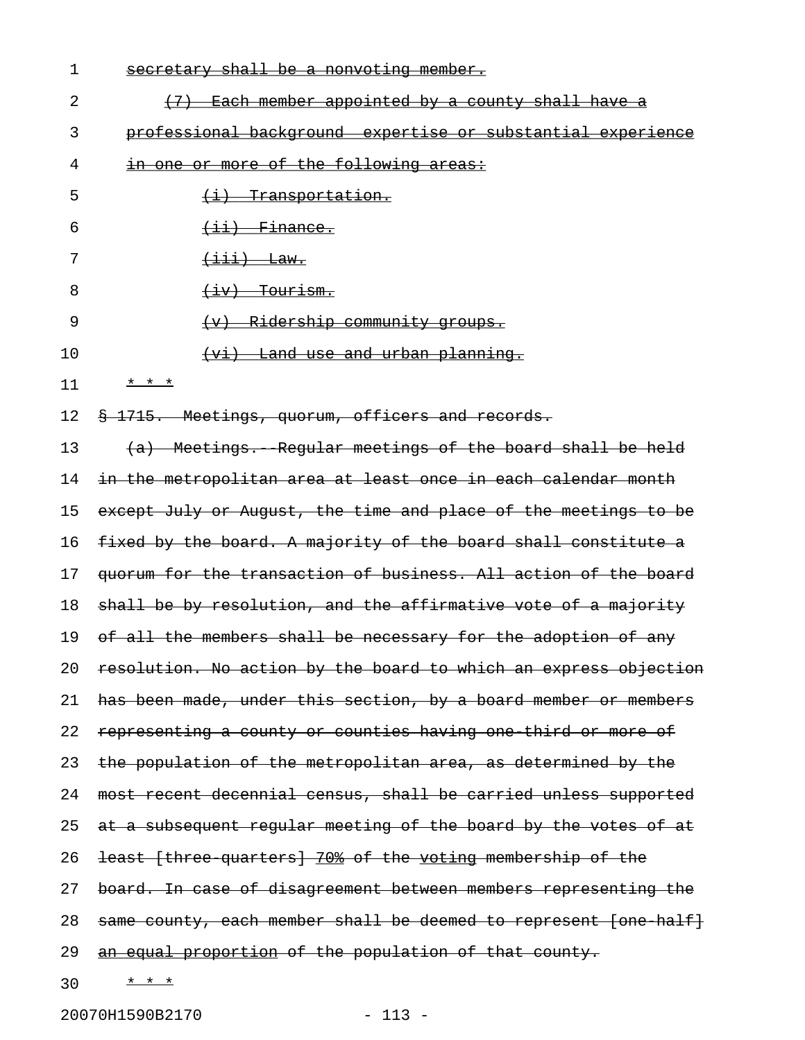secretary shall be a nonvoting member.

(7) Each member appointed by a county shall have a professional background, expertise or substantial experience in one or more of the following areas:

(i) Transportation.

(ii) Finance.

(iii) Law.

(iv) Tourism.

(v) Ridership community groups.

(vi) Land use and urban planning.

* * *

§ 1715. Meetings, quorum, officers and records.

(a) Meetings.--Regular meetings of the board shall be held in the metropolitan area at least once in each calendar month except July or August, the time and place of the meetings to be fixed by the board. A majority of the board shall constitute a quorum for the transaction of business. All action of the board shall be by resolution, and the affirmative vote of a majority of all the members shall be necessary for the adoption of any resolution. No action by the board to which an express objection has been made, under this section, by a board member or members representing a county or counties having one-third or more of the population of the metropolitan area, as determined by the most recent decennial census, shall be carried unless supported at a subsequent regular meeting of the board by the votes of at least [three-quarters] 70% of the voting membership of the board. In case of disagreement between members representing the same county, each member shall be deemed to represent [one-half] an equal proportion of the population of that county.

* * *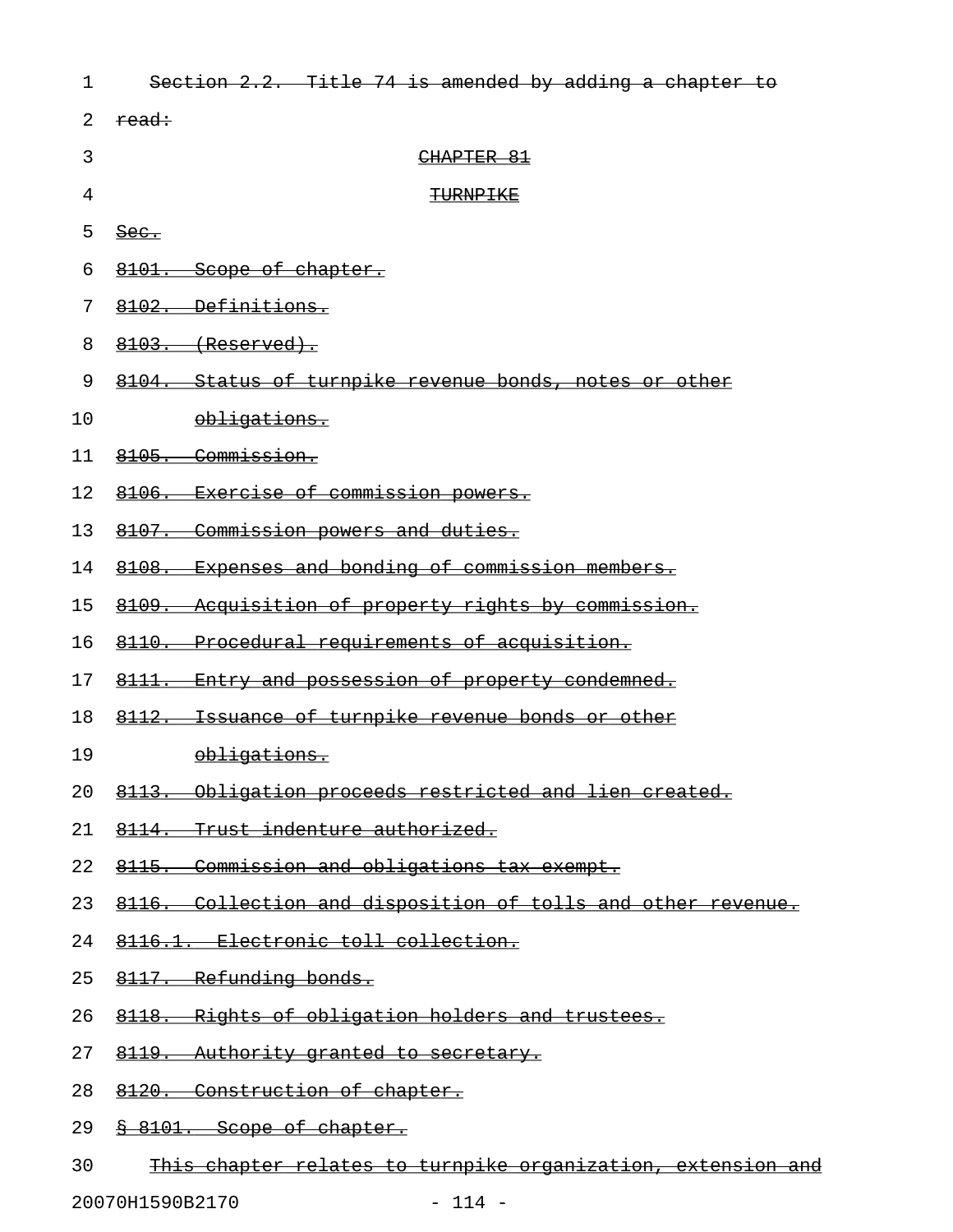Section 2.2. Title 74 is amended by adding a chapter to read:

CHAPTER 81

TURNPIKE

Sec.

8101. Scope of chapter.

8102. Definitions.

8103. (Reserved).

8104. Status of turnpike revenue bonds, notes or other obligations.

8105. Commission.

8106. Exercise of commission powers.

8107. Commission powers and duties.

8108. Expenses and bonding of commission members.

8109. Acquisition of property rights by commission.

8110. Procedural requirements of acquisition.

8111. Entry and possession of property condemned.

8112. Issuance of turnpike revenue bonds or other obligations.

8113. Obligation proceeds restricted and lien created.

8114. Trust indenture authorized.

8115. Commission and obligations tax exempt.

8116. Collection and disposition of tolls and other revenue.

8116.1. Electronic toll collection.

8117. Refunding bonds.

8118. Rights of obligation holders and trustees.

8119. Authority granted to secretary.

8120. Construction of chapter.

§ 8101. Scope of chapter.

This chapter relates to turnpike organization, extension and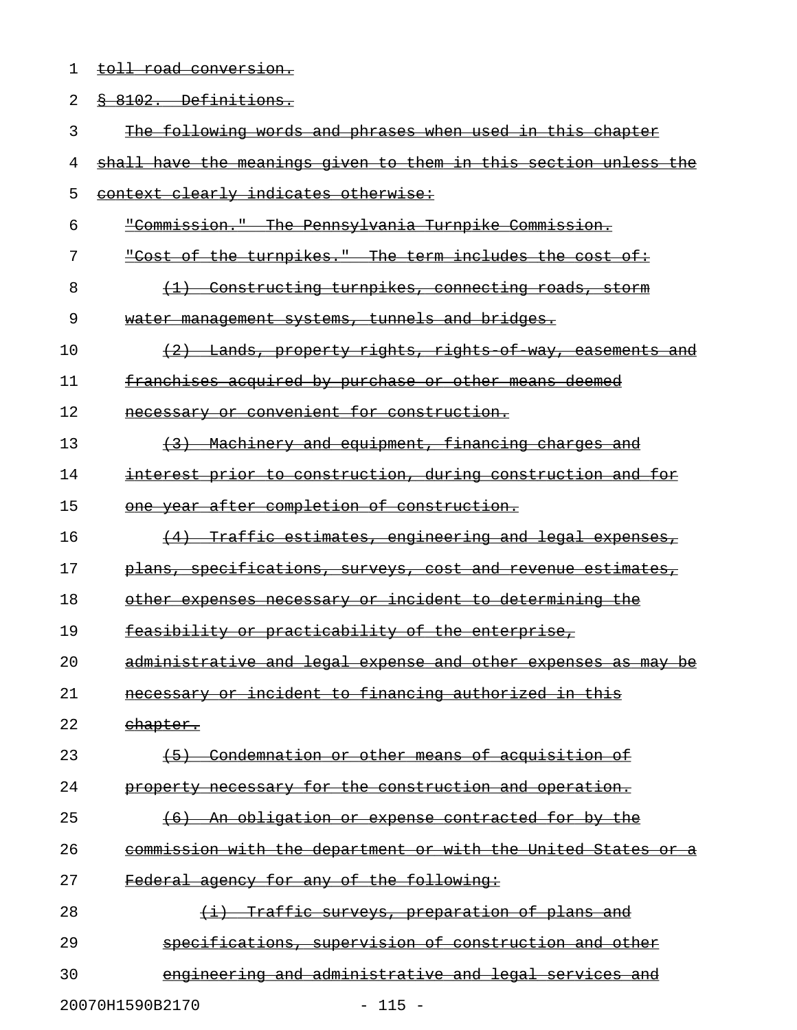toll road conversion.

§ 8102. Definitions.

The following words and phrases when used in this chapter shall have the meanings given to them in this section unless the context clearly indicates otherwise:

"Commission." The Pennsylvania Turnpike Commission.

"Cost of the turnpikes." The term includes the cost of:

(1) Constructing turnpikes, connecting roads, storm water management systems, tunnels and bridges.

(2) Lands, property rights, rights-of-way, easements and franchises acquired by purchase or other means deemed necessary or convenient for construction.

(3) Machinery and equipment, financing charges and interest prior to construction, during construction and for one year after completion of construction.

(4) Traffic estimates, engineering and legal expenses, plans, specifications, surveys, cost and revenue estimates, other expenses necessary or incident to determining the feasibility or practicability of the enterprise, administrative and legal expense and other expenses as may be necessary or incident to financing authorized in this chapter.

(5) Condemnation or other means of acquisition of property necessary for the construction and operation.

(6) An obligation or expense contracted for by the commission with the department or with the United States or a Federal agency for any of the following:

(i) Traffic surveys, preparation of plans and specifications, supervision of construction and other engineering and administrative and legal services and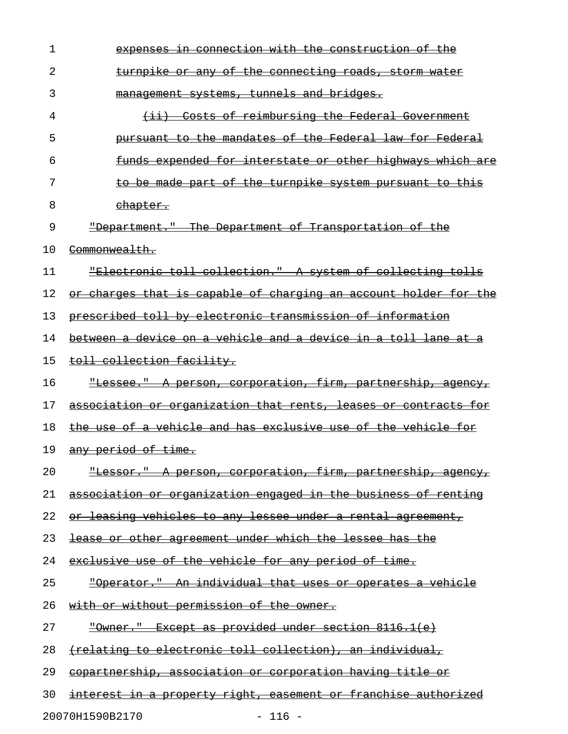expenses in connection with the construction of the turnpike or any of the connecting roads, storm water management systems, tunnels and bridges.

(ii) Costs of reimbursing the Federal Government pursuant to the mandates of the Federal law for Federal funds expended for interstate or other highways which are to be made part of the turnpike system pursuant to this chapter.

"Department." The Department of Transportation of the Commonwealth.

"Electronic toll collection." A system of collecting tolls or charges that is capable of charging an account holder for the prescribed toll by electronic transmission of information between a device on a vehicle and a device in a toll lane at a toll collection facility.

"Lessee." A person, corporation, firm, partnership, agency, association or organization that rents, leases or contracts for the use of a vehicle and has exclusive use of the vehicle for any period of time.

"Lessor." A person, corporation, firm, partnership, agency, association or organization engaged in the business of renting or leasing vehicles to any lessee under a rental agreement, lease or other agreement under which the lessee has the exclusive use of the vehicle for any period of time.

"Operator." An individual that uses or operates a vehicle with or without permission of the owner.

"Owner." Except as provided under section 8116.1(e) (relating to electronic toll collection), an individual, copartnership, association or corporation having title or interest in a property right, easement or franchise authorized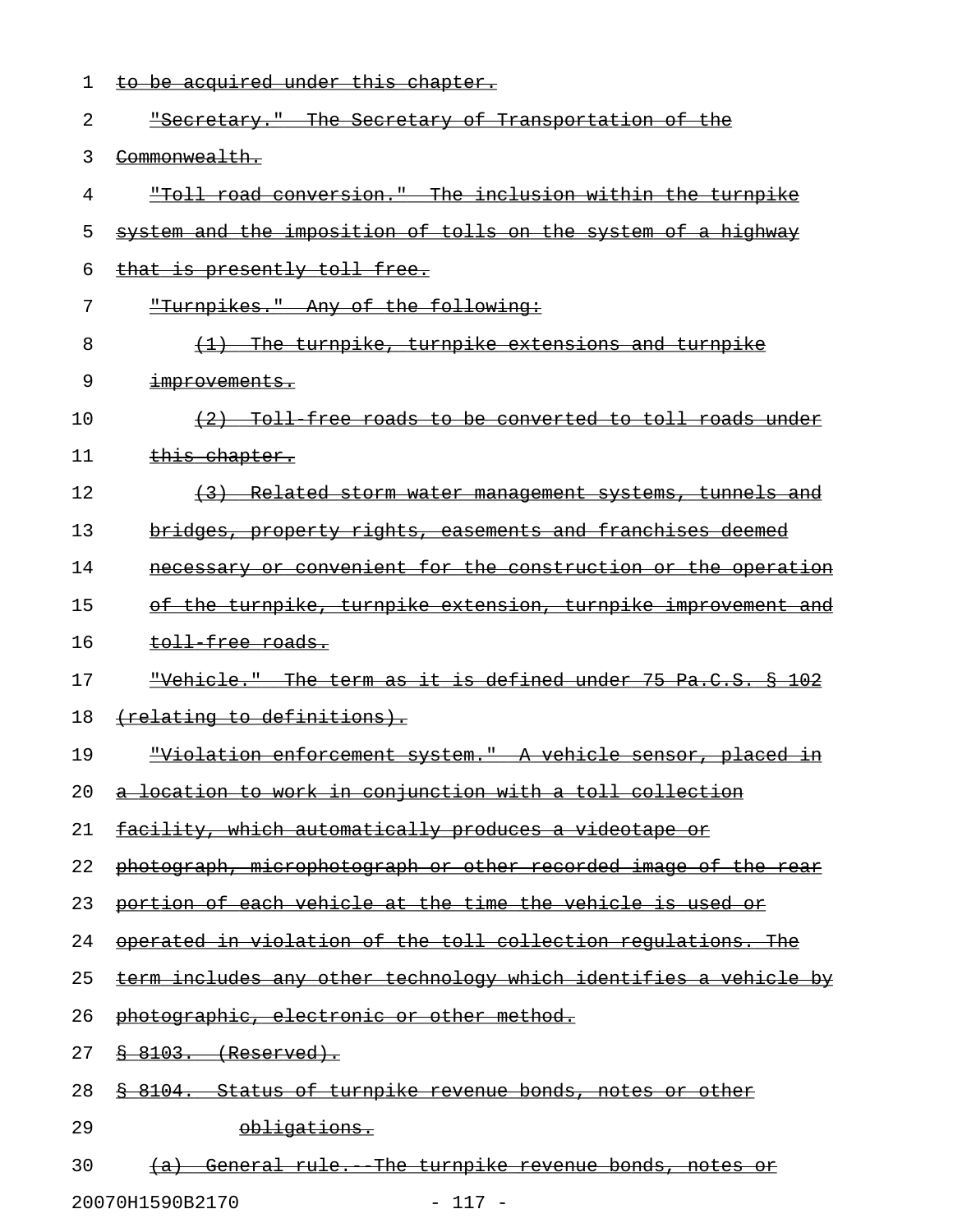~~to be acquired under this chapter.~~

~~"Secretary." The Secretary of Transportation of the Commonwealth.~~

~~"Toll road conversion." The inclusion within the turnpike system and the imposition of tolls on the system of a highway that is presently toll free.~~

~~"Turnpikes." Any of the following:~~

~~(1) The turnpike, turnpike extensions and turnpike improvements.~~

~~(2) Toll-free roads to be converted to toll roads under this chapter.~~

~~(3) Related storm water management systems, tunnels and bridges, property rights, easements and franchises deemed necessary or convenient for the construction or the operation of the turnpike, turnpike extension, turnpike improvement and toll-free roads.~~

~~"Vehicle." The term as it is defined under 75 Pa.C.S. § 102 (relating to definitions).~~

~~"Violation enforcement system." A vehicle sensor, placed in a location to work in conjunction with a toll collection facility, which automatically produces a videotape or photograph, microphotograph or other recorded image of the rear portion of each vehicle at the time the vehicle is used or operated in violation of the toll collection regulations. The term includes any other technology which identifies a vehicle by photographic, electronic or other method.~~

~~§ 8103. (Reserved).~~

~~§ 8104. Status of turnpike revenue bonds, notes or other obligations.~~

~~(a) General rule.--The turnpike revenue bonds, notes or~~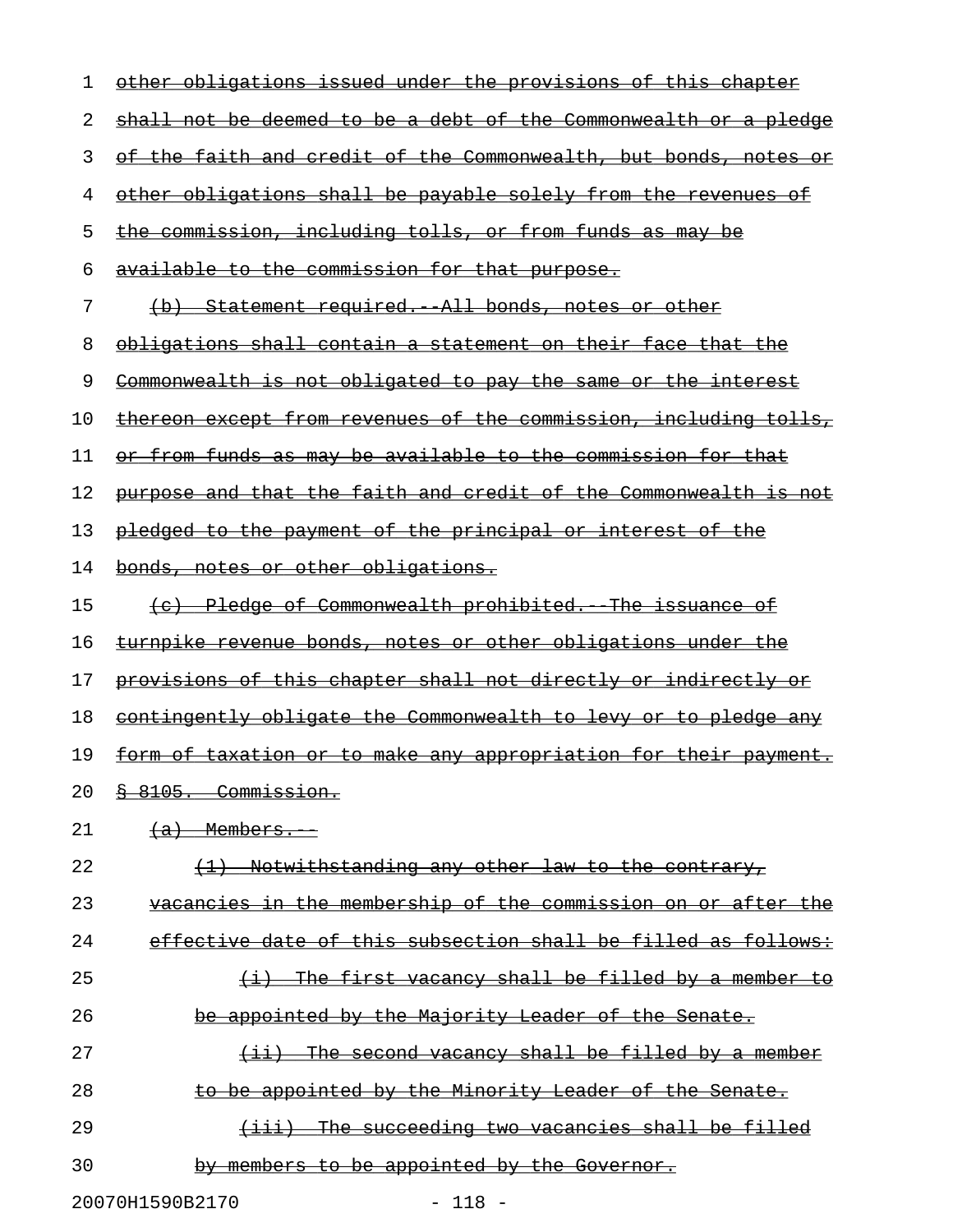~~other obligations issued under the provisions of this chapter shall not be deemed to be a debt of the Commonwealth or a pledge of the faith and credit of the Commonwealth, but bonds, notes or other obligations shall be payable solely from the revenues of the commission, including tolls, or from funds as may be available to the commission for that purpose.~~

~~(b) Statement required.--All bonds, notes or other obligations shall contain a statement on their face that the Commonwealth is not obligated to pay the same or the interest thereon except from revenues of the commission, including tolls, or from funds as may be available to the commission for that purpose and that the faith and credit of the Commonwealth is not pledged to the payment of the principal or interest of the bonds, notes or other obligations.~~

~~(c) Pledge of Commonwealth prohibited.--The issuance of turnpike revenue bonds, notes or other obligations under the provisions of this chapter shall not directly or indirectly or contingently obligate the Commonwealth to levy or to pledge any form of taxation or to make any appropriation for their payment.~~

~~§ 8105. Commission.~~

~~(a) Members.--~~

~~(1) Notwithstanding any other law to the contrary, vacancies in the membership of the commission on or after the effective date of this subsection shall be filled as follows:~~

~~(i) The first vacancy shall be filled by a member to be appointed by the Majority Leader of the Senate.~~

~~(ii) The second vacancy shall be filled by a member to be appointed by the Minority Leader of the Senate.~~

~~(iii) The succeeding two vacancies shall be filled by members to be appointed by the Governor.~~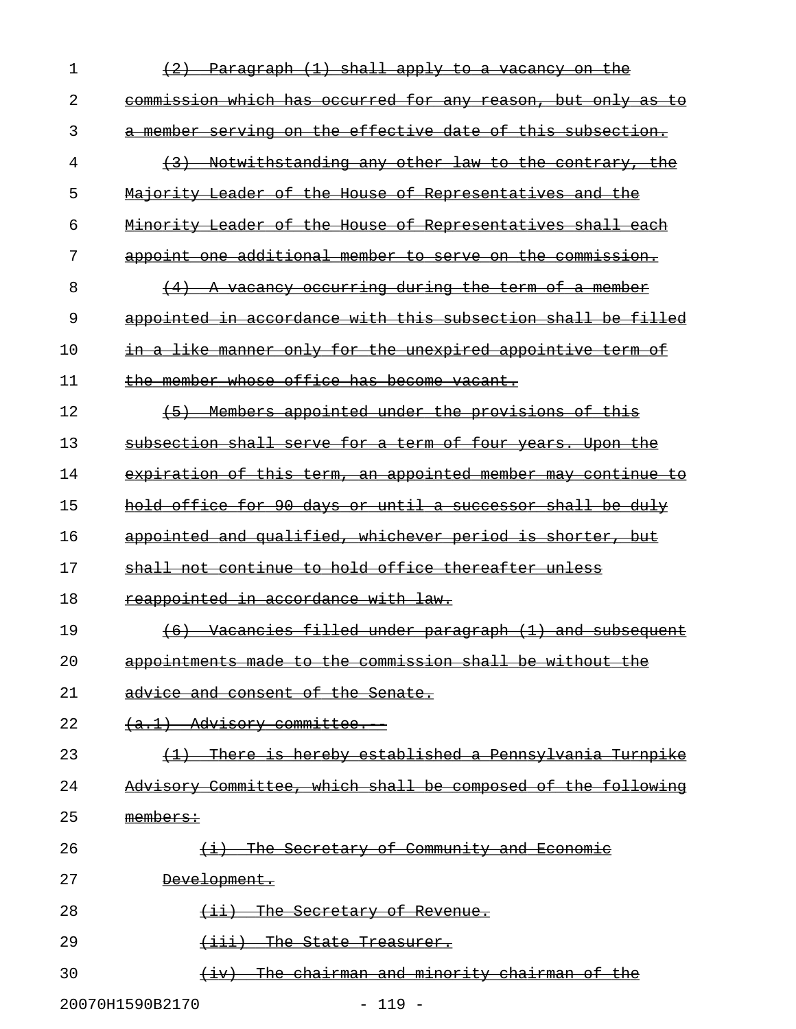~~(2) Paragraph (1) shall apply to a vacancy on the commission which has occurred for any reason, but only as to a member serving on the effective date of this subsection.~~

~~(3) Notwithstanding any other law to the contrary, the Majority Leader of the House of Representatives and the Minority Leader of the House of Representatives shall each appoint one additional member to serve on the commission.~~

~~(4) A vacancy occurring during the term of a member appointed in accordance with this subsection shall be filled in a like manner only for the unexpired appointive term of the member whose office has become vacant.~~

~~(5) Members appointed under the provisions of this subsection shall serve for a term of four years. Upon the expiration of this term, an appointed member may continue to hold office for 90 days or until a successor shall be duly appointed and qualified, whichever period is shorter, but shall not continue to hold office thereafter unless reappointed in accordance with law.~~

~~(6) Vacancies filled under paragraph (1) and subsequent appointments made to the commission shall be without the advice and consent of the Senate.~~

~~(a.1) Advisory committee.--~~

~~(1) There is hereby established a Pennsylvania Turnpike Advisory Committee, which shall be composed of the following members:~~

~~(i) The Secretary of Community and Economic Development.~~

~~(ii) The Secretary of Revenue.~~

~~(iii) The State Treasurer.~~

~~(iv) The chairman and minority chairman of the~~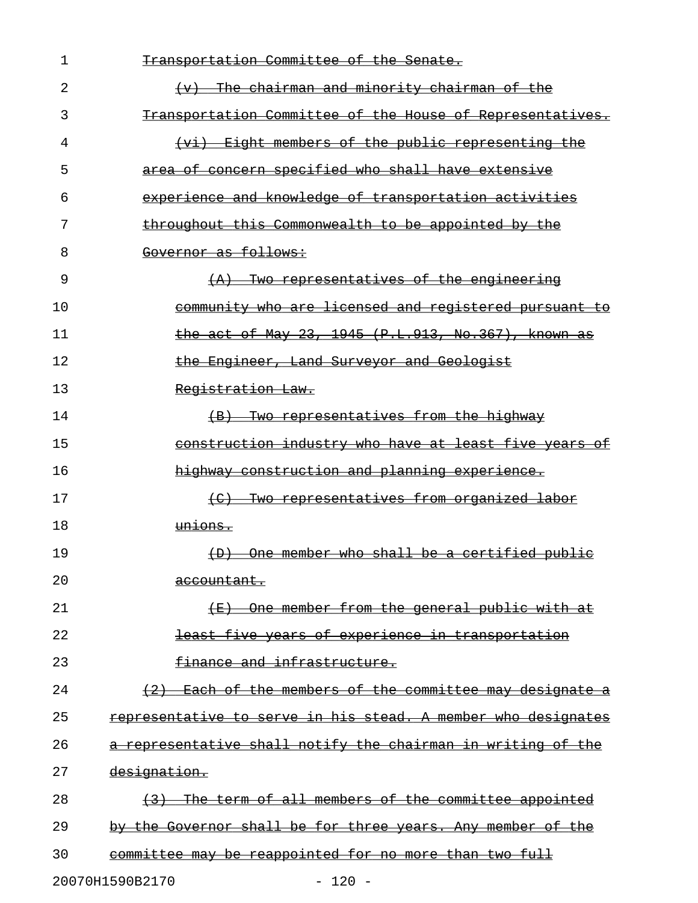~~Transportation Committee of the Senate.~~

~~(v) The chairman and minority chairman of the Transportation Committee of the House of Representatives.~~

~~(vi) Eight members of the public representing the area of concern specified who shall have extensive experience and knowledge of transportation activities throughout this Commonwealth to be appointed by the Governor as follows:~~

~~(A) Two representatives of the engineering community who are licensed and registered pursuant to the act of May 23, 1945 (P.L.913, No.367), known as the Engineer, Land Surveyor and Geologist Registration Law.~~

~~(B) Two representatives from the highway construction industry who have at least five years of highway construction and planning experience.~~

~~(C) Two representatives from organized labor unions.~~

~~(D) One member who shall be a certified public accountant.~~

~~(E) One member from the general public with at least five years of experience in transportation finance and infrastructure.~~

~~(2) Each of the members of the committee may designate a representative to serve in his stead. A member who designates a representative shall notify the chairman in writing of the designation.~~

~~(3) The term of all members of the committee appointed by the Governor shall be for three years. Any member of the committee may be reappointed for no more than two full~~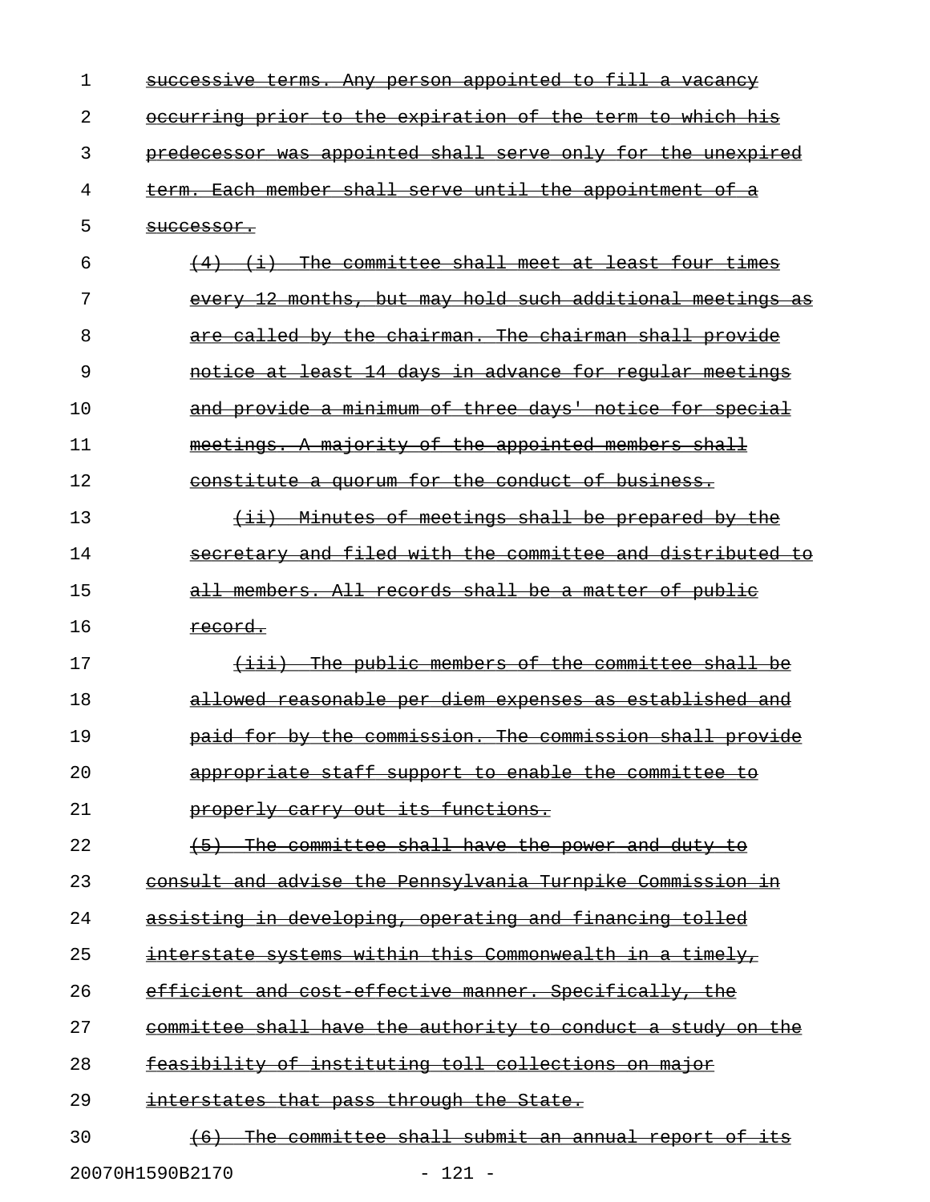~~successive terms. Any person appointed to fill a vacancy occurring prior to the expiration of the term to which his predecessor was appointed shall serve only for the unexpired term. Each member shall serve until the appointment of a successor.~~

~~(4) (i) The committee shall meet at least four times every 12 months, but may hold such additional meetings as are called by the chairman. The chairman shall provide notice at least 14 days in advance for regular meetings and provide a minimum of three days' notice for special meetings. A majority of the appointed members shall constitute a quorum for the conduct of business.~~

~~(ii) Minutes of meetings shall be prepared by the secretary and filed with the committee and distributed to all members. All records shall be a matter of public record.~~

~~(iii) The public members of the committee shall be allowed reasonable per diem expenses as established and paid for by the commission. The commission shall provide appropriate staff support to enable the committee to properly carry out its functions.~~

~~(5) The committee shall have the power and duty to consult and advise the Pennsylvania Turnpike Commission in assisting in developing, operating and financing tolled interstate systems within this Commonwealth in a timely, efficient and cost-effective manner. Specifically, the committee shall have the authority to conduct a study on the feasibility of instituting toll collections on major interstates that pass through the State.~~

~~(6) The committee shall submit an annual report of its~~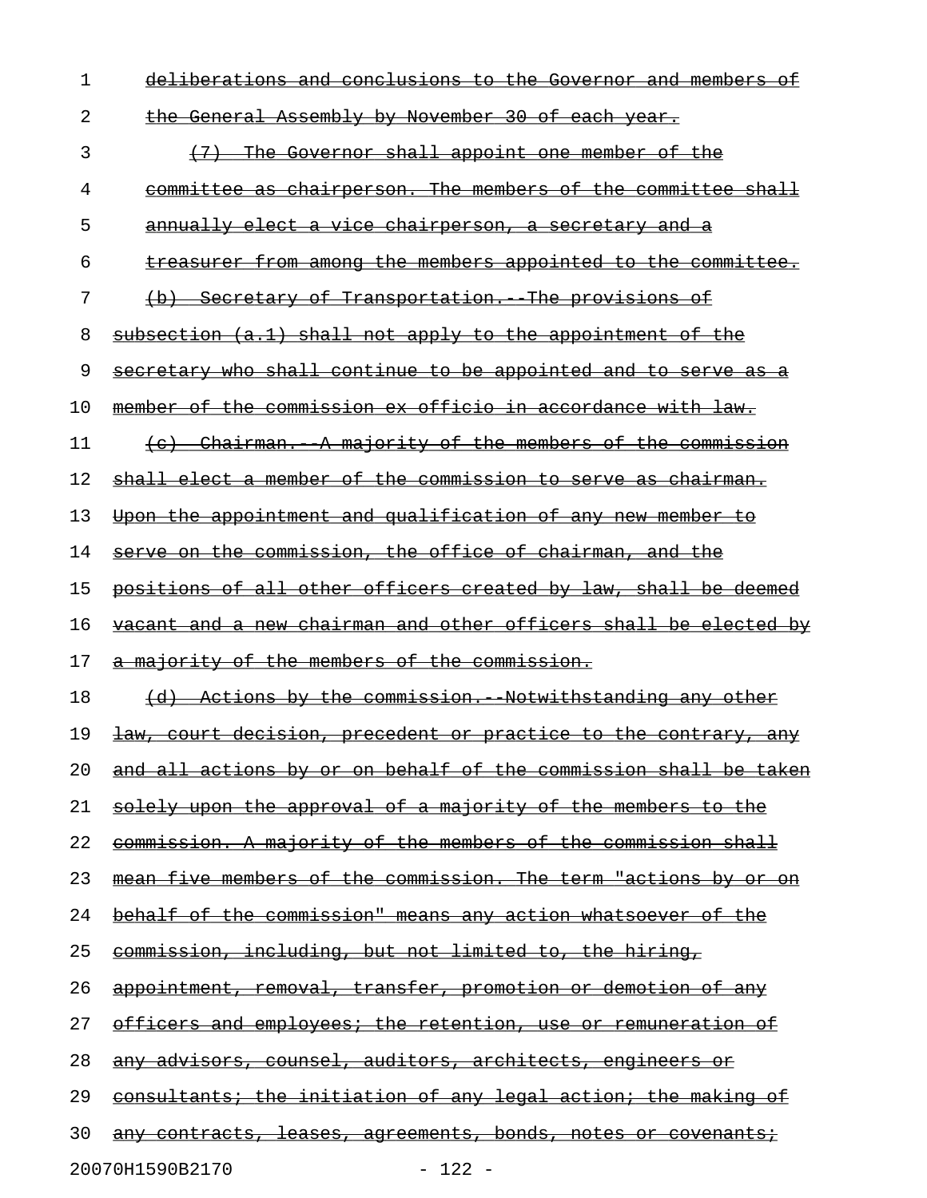~~deliberations and conclusions to the Governor and members of the General Assembly by November 30 of each year.~~

~~(7) The Governor shall appoint one member of the committee as chairperson. The members of the committee shall annually elect a vice chairperson, a secretary and a treasurer from among the members appointed to the committee.~~

~~(b) Secretary of Transportation.--The provisions of subsection (a.1) shall not apply to the appointment of the secretary who shall continue to be appointed and to serve as a member of the commission ex officio in accordance with law.~~

~~(c) Chairman.--A majority of the members of the commission shall elect a member of the commission to serve as chairman. Upon the appointment and qualification of any new member to serve on the commission, the office of chairman, and the positions of all other officers created by law, shall be deemed vacant and a new chairman and other officers shall be elected by a majority of the members of the commission.~~

~~(d) Actions by the commission.--Notwithstanding any other law, court decision, precedent or practice to the contrary, any and all actions by or on behalf of the commission shall be taken solely upon the approval of a majority of the members to the commission. A majority of the members of the commission shall mean five members of the commission. The term "actions by or on behalf of the commission" means any action whatsoever of the commission, including, but not limited to, the hiring, appointment, removal, transfer, promotion or demotion of any officers and employees; the retention, use or remuneration of any advisors, counsel, auditors, architects, engineers or consultants; the initiation of any legal action; the making of any contracts, leases, agreements, bonds, notes or covenants;~~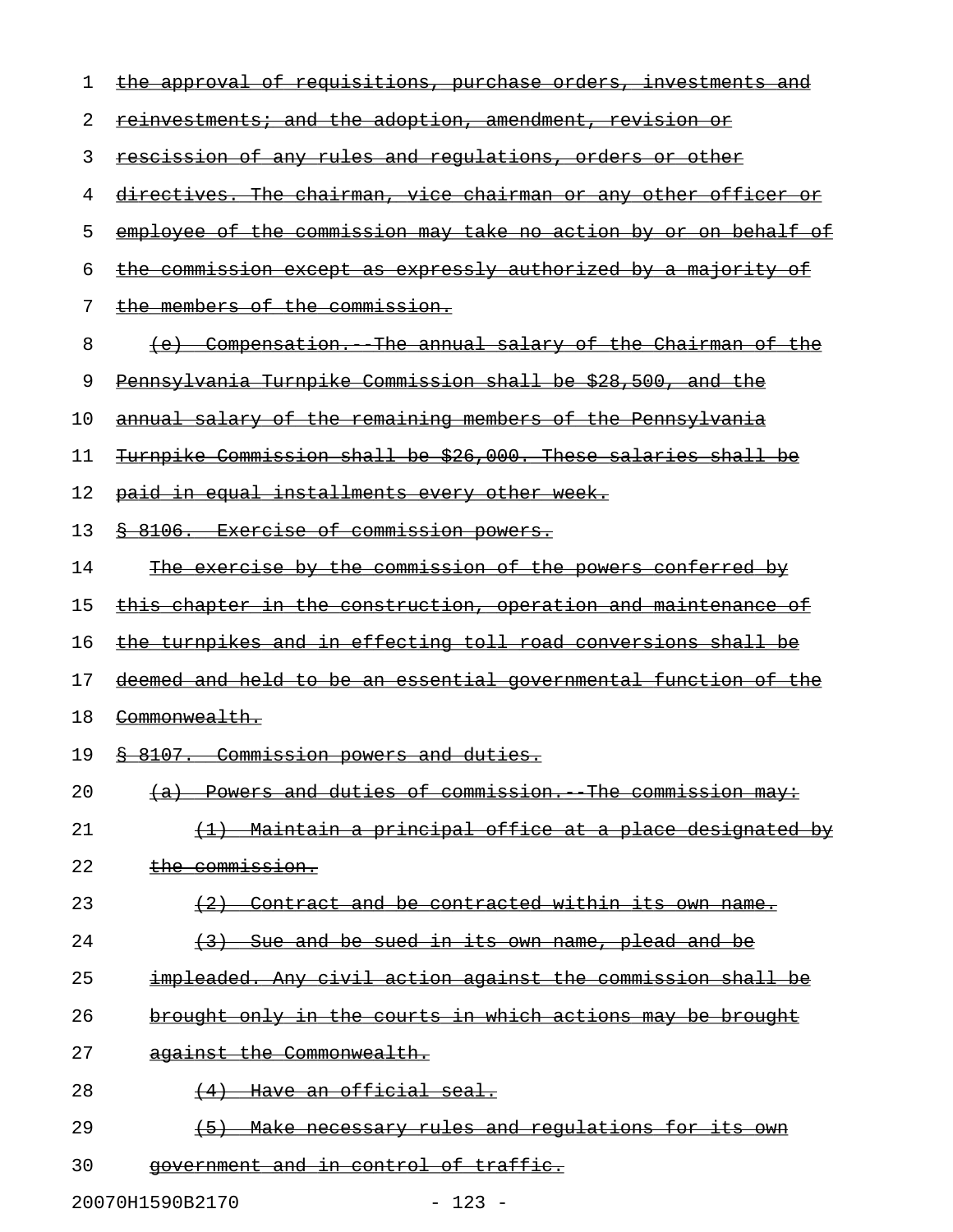~~the approval of requisitions, purchase orders, investments and reinvestments; and the adoption, amendment, revision or rescission of any rules and regulations, orders or other directives. The chairman, vice chairman or any other officer or employee of the commission may take no action by or on behalf of the commission except as expressly authorized by a majority of the members of the commission.~~

~~(e) Compensation.--The annual salary of the Chairman of the Pennsylvania Turnpike Commission shall be $28,500, and the annual salary of the remaining members of the Pennsylvania Turnpike Commission shall be $26,000. These salaries shall be paid in equal installments every other week.~~

~~§ 8106. Exercise of commission powers.~~

~~The exercise by the commission of the powers conferred by this chapter in the construction, operation and maintenance of the turnpikes and in effecting toll road conversions shall be deemed and held to be an essential governmental function of the Commonwealth.~~

~~§ 8107. Commission powers and duties.~~

~~(a) Powers and duties of commission.--The commission may:~~

~~(1) Maintain a principal office at a place designated by the commission.~~

~~(2) Contract and be contracted within its own name.~~

~~(3) Sue and be sued in its own name, plead and be impleaded. Any civil action against the commission shall be brought only in the courts in which actions may be brought against the Commonwealth.~~

~~(4) Have an official seal.~~

~~(5) Make necessary rules and regulations for its own government and in control of traffic.~~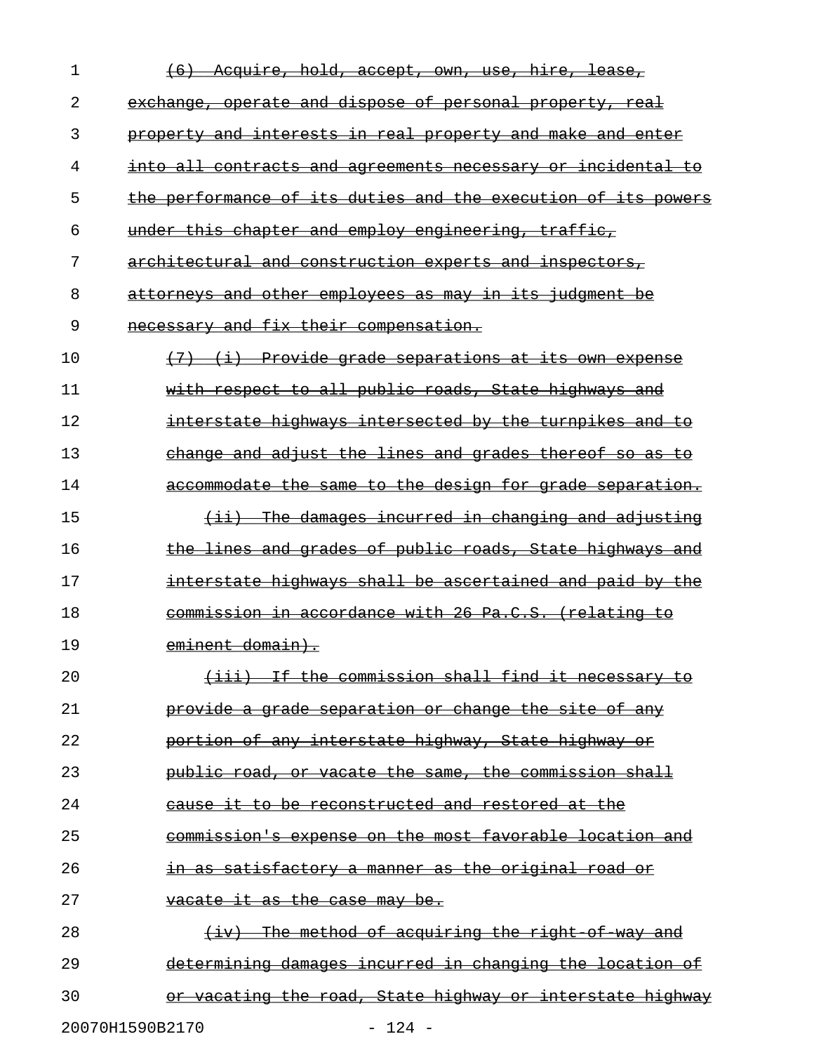~~(6) Acquire, hold, accept, own, use, hire, lease, exchange, operate and dispose of personal property, real property and interests in real property and make and enter into all contracts and agreements necessary or incidental to the performance of its duties and the execution of its powers under this chapter and employ engineering, traffic, architectural and construction experts and inspectors, attorneys and other employees as may in its judgment be necessary and fix their compensation.~~

~~(7) (i) Provide grade separations at its own expense with respect to all public roads, State highways and interstate highways intersected by the turnpikes and to change and adjust the lines and grades thereof so as to accommodate the same to the design for grade separation.~~

~~(ii) The damages incurred in changing and adjusting the lines and grades of public roads, State highways and interstate highways shall be ascertained and paid by the commission in accordance with 26 Pa.C.S. (relating to eminent domain).~~

~~(iii) If the commission shall find it necessary to provide a grade separation or change the site of any portion of any interstate highway, State highway or public road, or vacate the same, the commission shall cause it to be reconstructed and restored at the commission's expense on the most favorable location and in as satisfactory a manner as the original road or vacate it as the case may be.~~

~~(iv) The method of acquiring the right-of-way and determining damages incurred in changing the location of or vacating the road, State highway or interstate highway~~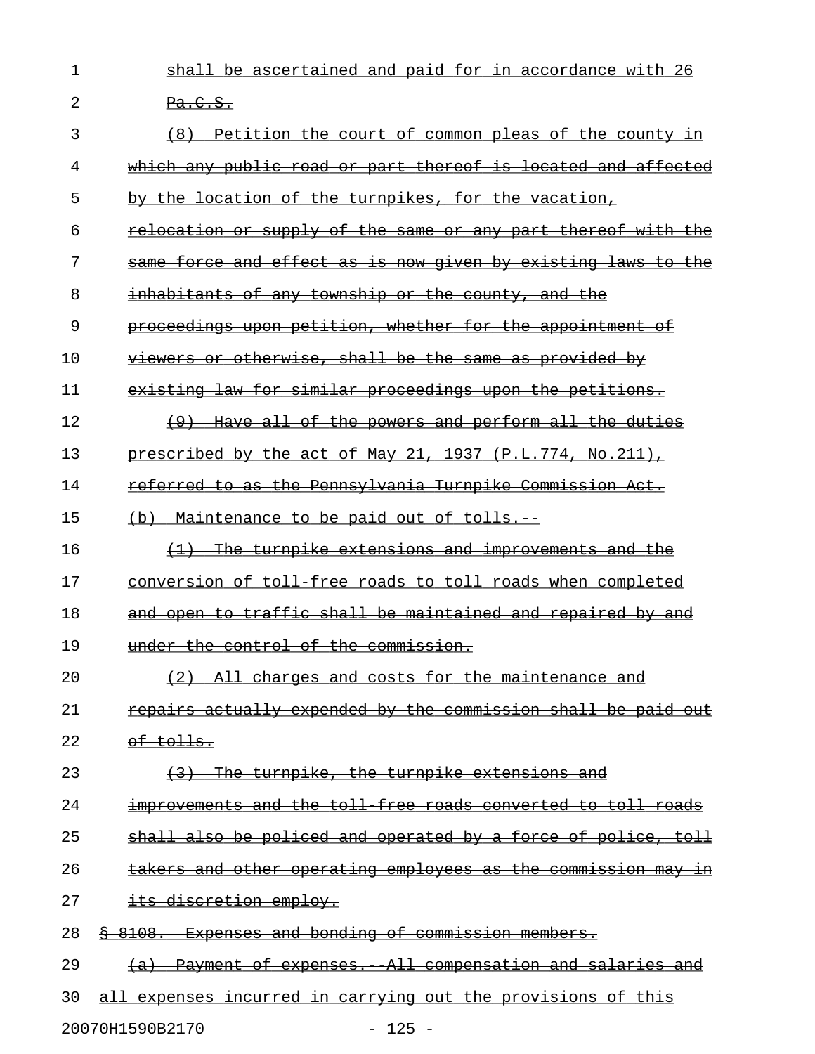shall be ascertained and paid for in accordance with 26 Pa.C.S.

(8) Petition the court of common pleas of the county in which any public road or part thereof is located and affected by the location of the turnpikes, for the vacation, relocation or supply of the same or any part thereof with the same force and effect as is now given by existing laws to the inhabitants of any township or the county, and the proceedings upon petition, whether for the appointment of viewers or otherwise, shall be the same as provided by existing law for similar proceedings upon the petitions.

(9) Have all of the powers and perform all the duties prescribed by the act of May 21, 1937 (P.L.774, No.211), referred to as the Pennsylvania Turnpike Commission Act.

(b) Maintenance to be paid out of tolls.--

(1) The turnpike extensions and improvements and the conversion of toll-free roads to toll roads when completed and open to traffic shall be maintained and repaired by and under the control of the commission.

(2) All charges and costs for the maintenance and repairs actually expended by the commission shall be paid out of tolls.

(3) The turnpike, the turnpike extensions and improvements and the toll-free roads converted to toll roads shall also be policed and operated by a force of police, toll takers and other operating employees as the commission may in its discretion employ.

§ 8108. Expenses and bonding of commission members.

(a) Payment of expenses.--All compensation and salaries and all expenses incurred in carrying out the provisions of this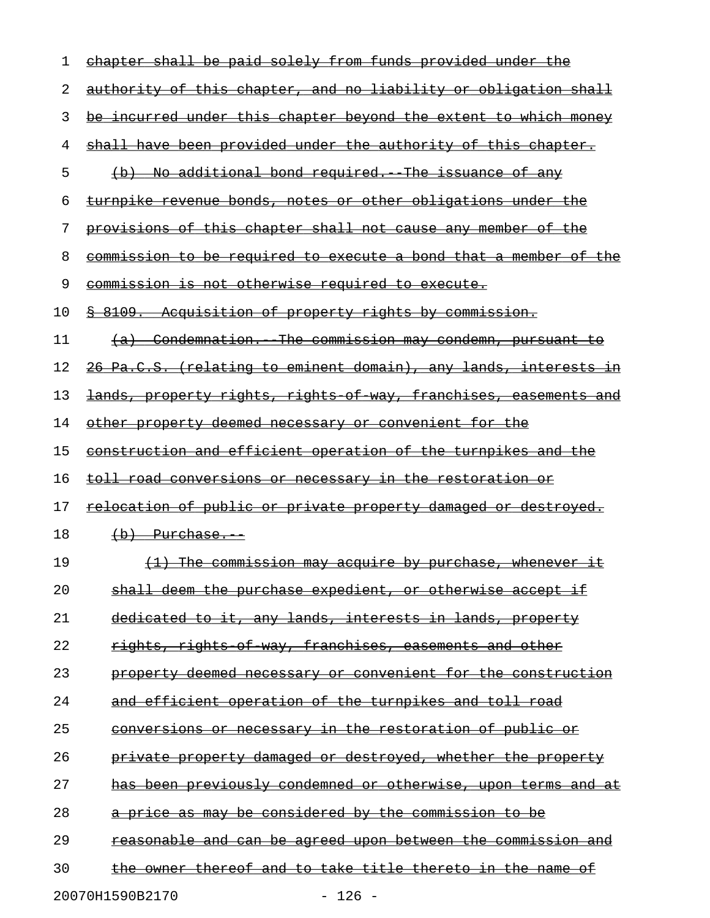~~chapter shall be paid solely from funds provided under the authority of this chapter, and no liability or obligation shall be incurred under this chapter beyond the extent to which money shall have been provided under the authority of this chapter.~~

~~(b) No additional bond required.--The issuance of any turnpike revenue bonds, notes or other obligations under the provisions of this chapter shall not cause any member of the commission to be required to execute a bond that a member of the commission is not otherwise required to execute.~~

~~§ 8109. Acquisition of property rights by commission.~~

~~(a) Condemnation.--The commission may condemn, pursuant to 26 Pa.C.S. (relating to eminent domain), any lands, interests in lands, property rights, rights-of-way, franchises, easements and other property deemed necessary or convenient for the construction and efficient operation of the turnpikes and the toll road conversions or necessary in the restoration or relocation of public or private property damaged or destroyed.~~

~~(b) Purchase.--~~

~~(1) The commission may acquire by purchase, whenever it shall deem the purchase expedient, or otherwise accept if dedicated to it, any lands, interests in lands, property rights, rights-of-way, franchises, easements and other property deemed necessary or convenient for the construction and efficient operation of the turnpikes and toll road conversions or necessary in the restoration of public or private property damaged or destroyed, whether the property has been previously condemned or otherwise, upon terms and at a price as may be considered by the commission to be reasonable and can be agreed upon between the commission and the owner thereof and to take title thereto in the name of~~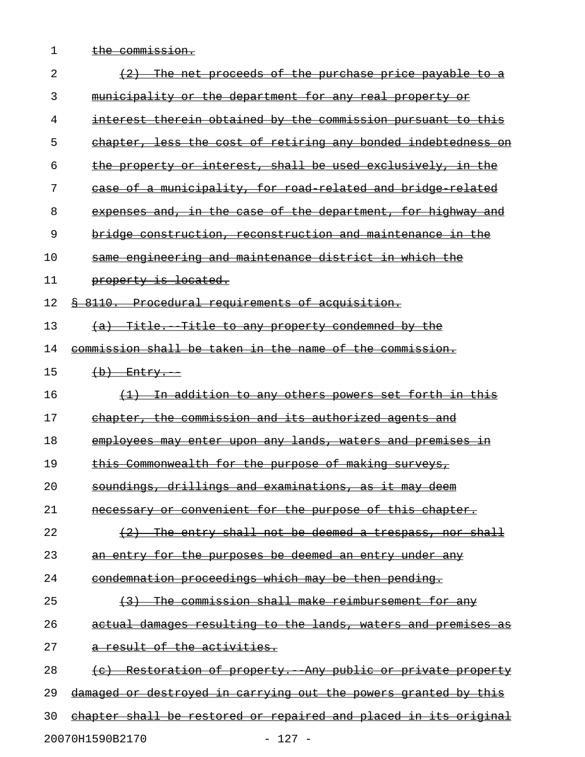the commission.

(2) The net proceeds of the purchase price payable to a municipality or the department for any real property or interest therein obtained by the commission pursuant to this chapter, less the cost of retiring any bonded indebtedness on the property or interest, shall be used exclusively, in the case of a municipality, for road-related and bridge-related expenses and, in the case of the department, for highway and bridge construction, reconstruction and maintenance in the same engineering and maintenance district in which the property is located.

§ 8110. Procedural requirements of acquisition.

(a) Title.--Title to any property condemned by the commission shall be taken in the name of the commission.

(b) Entry.--

(1) In addition to any others powers set forth in this chapter, the commission and its authorized agents and employees may enter upon any lands, waters and premises in this Commonwealth for the purpose of making surveys, soundings, drillings and examinations, as it may deem necessary or convenient for the purpose of this chapter.

(2) The entry shall not be deemed a trespass, nor shall an entry for the purposes be deemed an entry under any condemnation proceedings which may be then pending.

(3) The commission shall make reimbursement for any actual damages resulting to the lands, waters and premises as a result of the activities.

(c) Restoration of property.--Any public or private property damaged or destroyed in carrying out the powers granted by this chapter shall be restored or repaired and placed in its original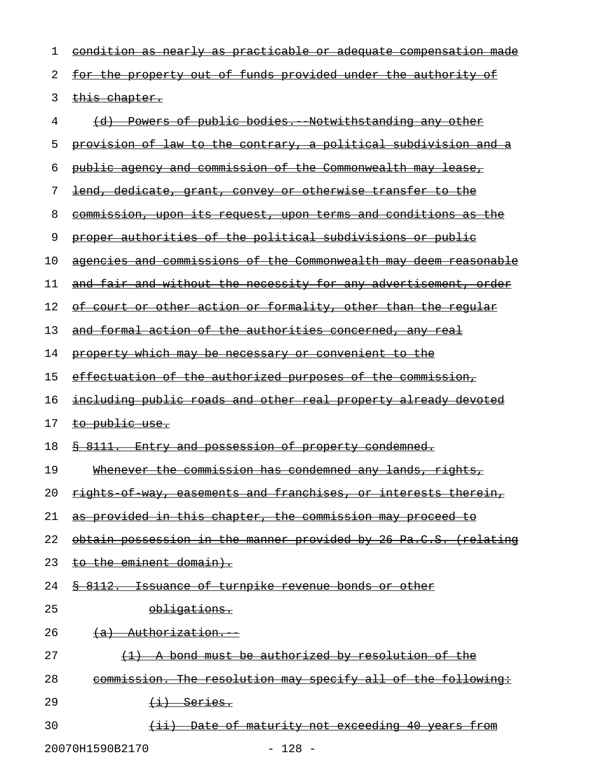~~condition as nearly as practicable or adequate compensation made for the property out of funds provided under the authority of this chapter.~~

~~(d) Powers of public bodies.--Notwithstanding any other provision of law to the contrary, a political subdivision and a public agency and commission of the Commonwealth may lease, lend, dedicate, grant, convey or otherwise transfer to the commission, upon its request, upon terms and conditions as the proper authorities of the political subdivisions or public agencies and commissions of the Commonwealth may deem reasonable and fair and without the necessity for any advertisement, order of court or other action or formality, other than the regular and formal action of the authorities concerned, any real property which may be necessary or convenient to the effectuation of the authorized purposes of the commission, including public roads and other real property already devoted to public use.~~

~~§ 8111. Entry and possession of property condemned.~~

~~Whenever the commission has condemned any lands, rights, rights-of-way, easements and franchises, or interests therein, as provided in this chapter, the commission may proceed to obtain possession in the manner provided by 26 Pa.C.S. (relating to the eminent domain).~~

~~§ 8112. Issuance of turnpike revenue bonds or other obligations.~~

~~(a) Authorization.--~~

~~(1) A bond must be authorized by resolution of the commission. The resolution may specify all of the following:~~

~~(i) Series.~~

~~(ii) Date of maturity not exceeding 40 years from~~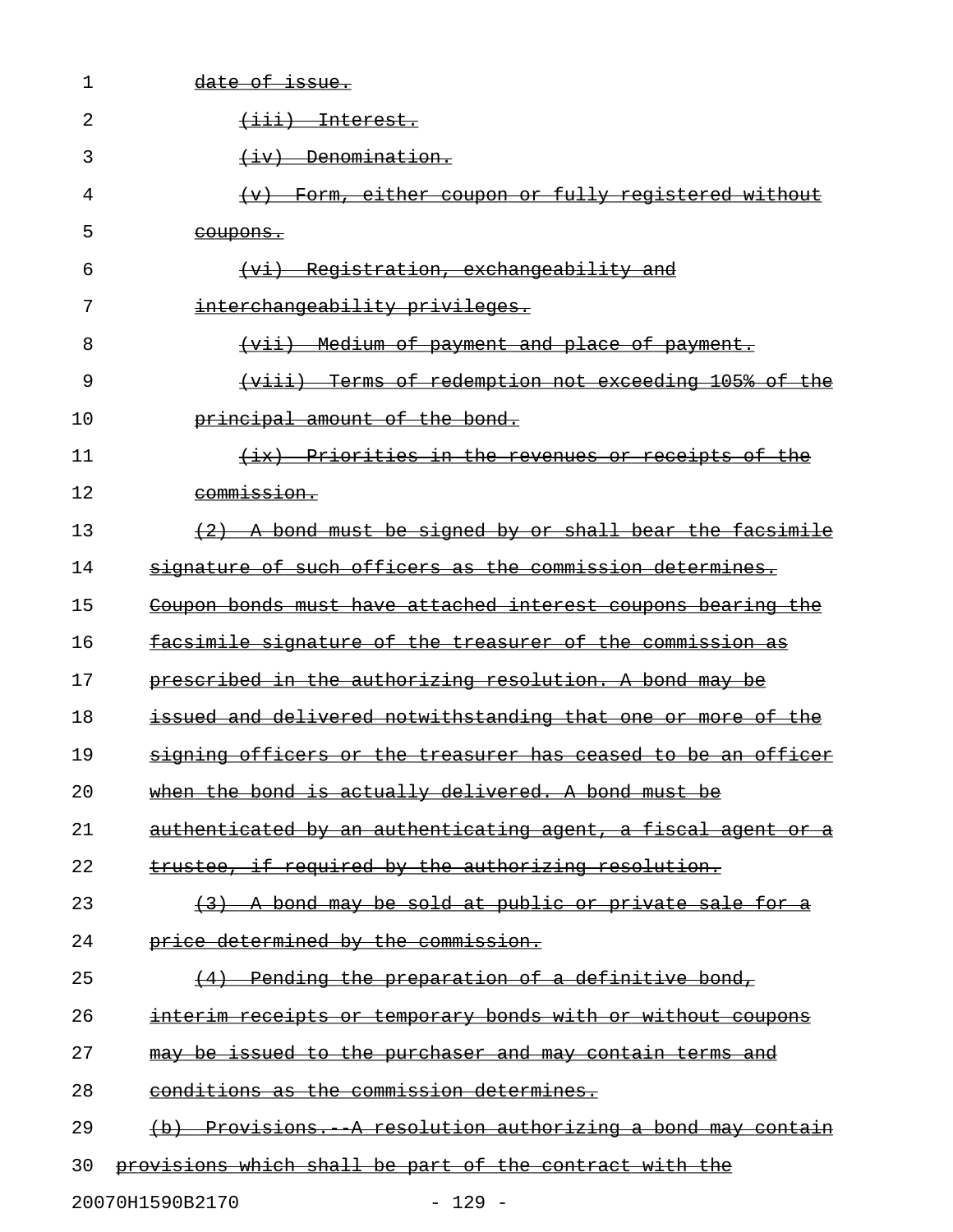date of issue.

(iii) Interest.

(iv) Denomination.

(v) Form, either coupon or fully registered without coupons.

(vi) Registration, exchangeability and interchangeability privileges.

(vii) Medium of payment and place of payment.

(viii) Terms of redemption not exceeding 105% of the principal amount of the bond.

(ix) Priorities in the revenues or receipts of the commission.

(2) A bond must be signed by or shall bear the facsimile signature of such officers as the commission determines. Coupon bonds must have attached interest coupons bearing the facsimile signature of the treasurer of the commission as prescribed in the authorizing resolution. A bond may be issued and delivered notwithstanding that one or more of the signing officers or the treasurer has ceased to be an officer when the bond is actually delivered. A bond must be authenticated by an authenticating agent, a fiscal agent or a trustee, if required by the authorizing resolution.

(3) A bond may be sold at public or private sale for a price determined by the commission.

(4) Pending the preparation of a definitive bond, interim receipts or temporary bonds with or without coupons may be issued to the purchaser and may contain terms and conditions as the commission determines.

(b) Provisions.--A resolution authorizing a bond may contain provisions which shall be part of the contract with the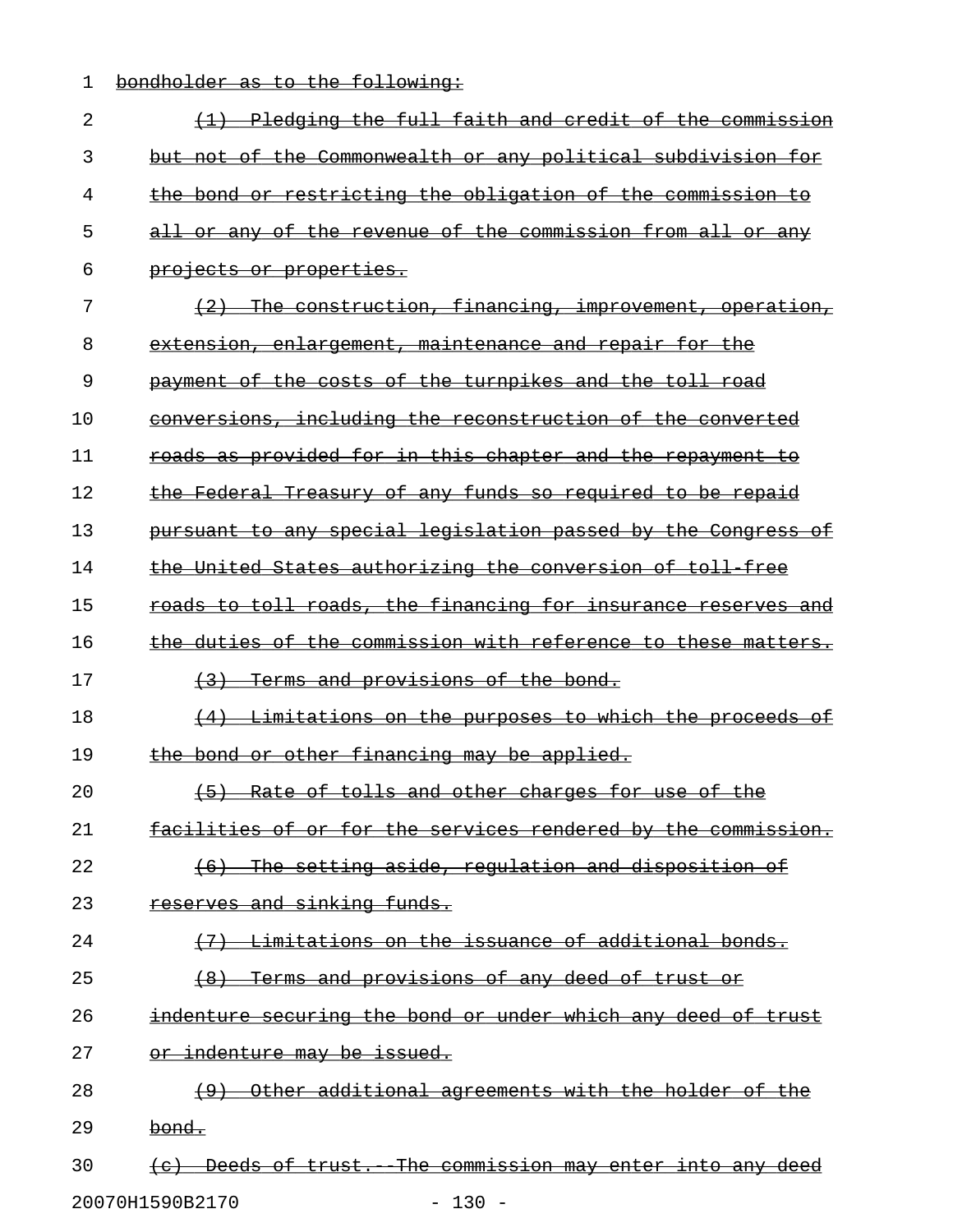~~bondholder as to the following:~~

~~(1) Pledging the full faith and credit of the commission but not of the Commonwealth or any political subdivision for the bond or restricting the obligation of the commission to all or any of the revenue of the commission from all or any projects or properties.~~

~~(2) The construction, financing, improvement, operation, extension, enlargement, maintenance and repair for the payment of the costs of the turnpikes and the toll road conversions, including the reconstruction of the converted roads as provided for in this chapter and the repayment to the Federal Treasury of any funds so required to be repaid pursuant to any special legislation passed by the Congress of the United States authorizing the conversion of toll-free roads to toll roads, the financing for insurance reserves and the duties of the commission with reference to these matters.~~

~~(3) Terms and provisions of the bond.~~

~~(4) Limitations on the purposes to which the proceeds of the bond or other financing may be applied.~~

~~(5) Rate of tolls and other charges for use of the facilities of or for the services rendered by the commission.~~

~~(6) The setting aside, regulation and disposition of reserves and sinking funds.~~

~~(7) Limitations on the issuance of additional bonds.~~

~~(8) Terms and provisions of any deed of trust or indenture securing the bond or under which any deed of trust or indenture may be issued.~~

~~(9) Other additional agreements with the holder of the bond.~~

~~(c) Deeds of trust.--The commission may enter into any deed~~

20070H1590B2170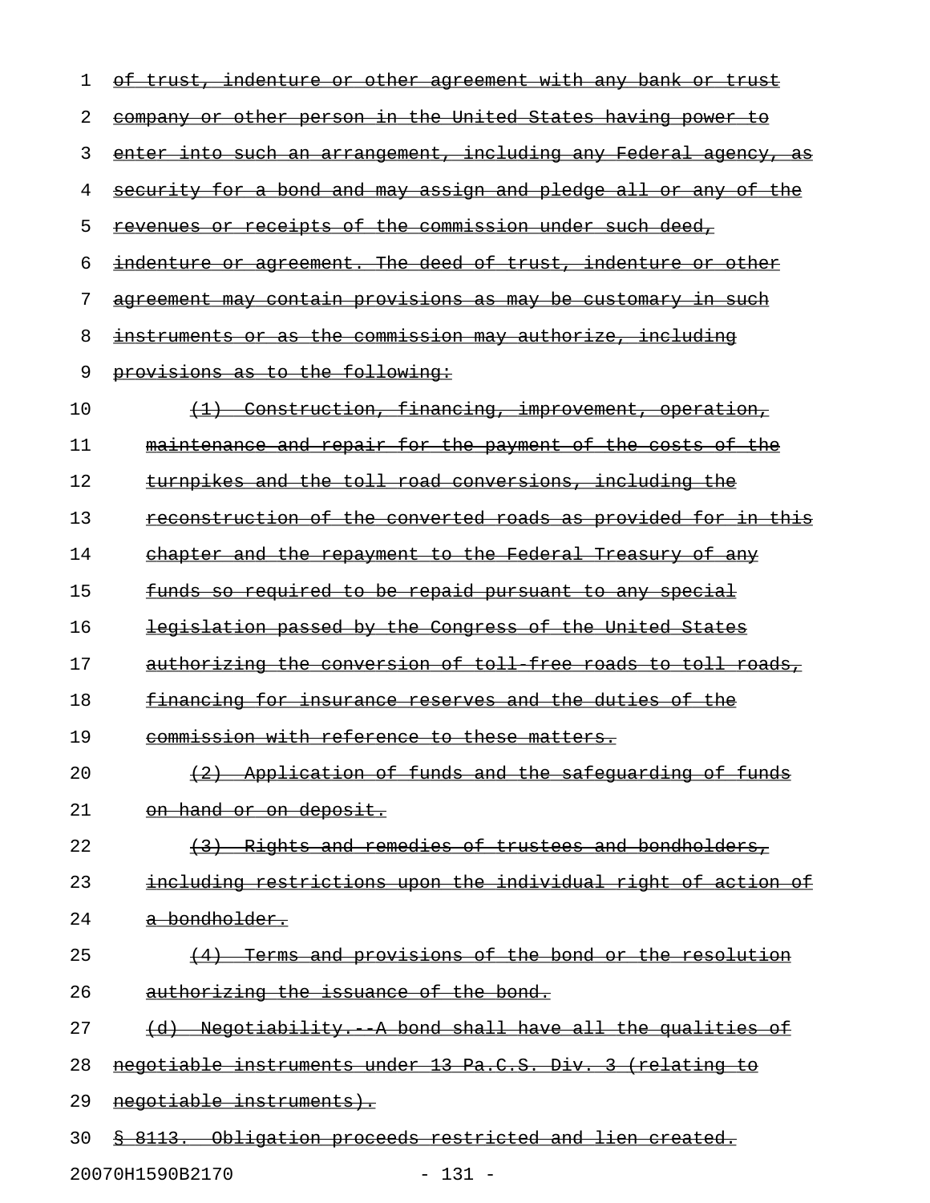of trust, indenture or other agreement with any bank or trust company or other person in the United States having power to enter into such an arrangement, including any Federal agency, as security for a bond and may assign and pledge all or any of the revenues or receipts of the commission under such deed, indenture or agreement. The deed of trust, indenture or other agreement may contain provisions as may be customary in such instruments or as the commission may authorize, including provisions as to the following:

(1) Construction, financing, improvement, operation, maintenance and repair for the payment of the costs of the turnpikes and the toll road conversions, including the reconstruction of the converted roads as provided for in this chapter and the repayment to the Federal Treasury of any funds so required to be repaid pursuant to any special legislation passed by the Congress of the United States authorizing the conversion of toll-free roads to toll roads, financing for insurance reserves and the duties of the commission with reference to these matters.

(2) Application of funds and the safeguarding of funds on hand or on deposit.

(3) Rights and remedies of trustees and bondholders, including restrictions upon the individual right of action of a bondholder.

(4) Terms and provisions of the bond or the resolution authorizing the issuance of the bond.

(d) Negotiability.--A bond shall have all the qualities of negotiable instruments under 13 Pa.C.S. Div. 3 (relating to negotiable instruments).

§ 8113. Obligation proceeds restricted and lien created.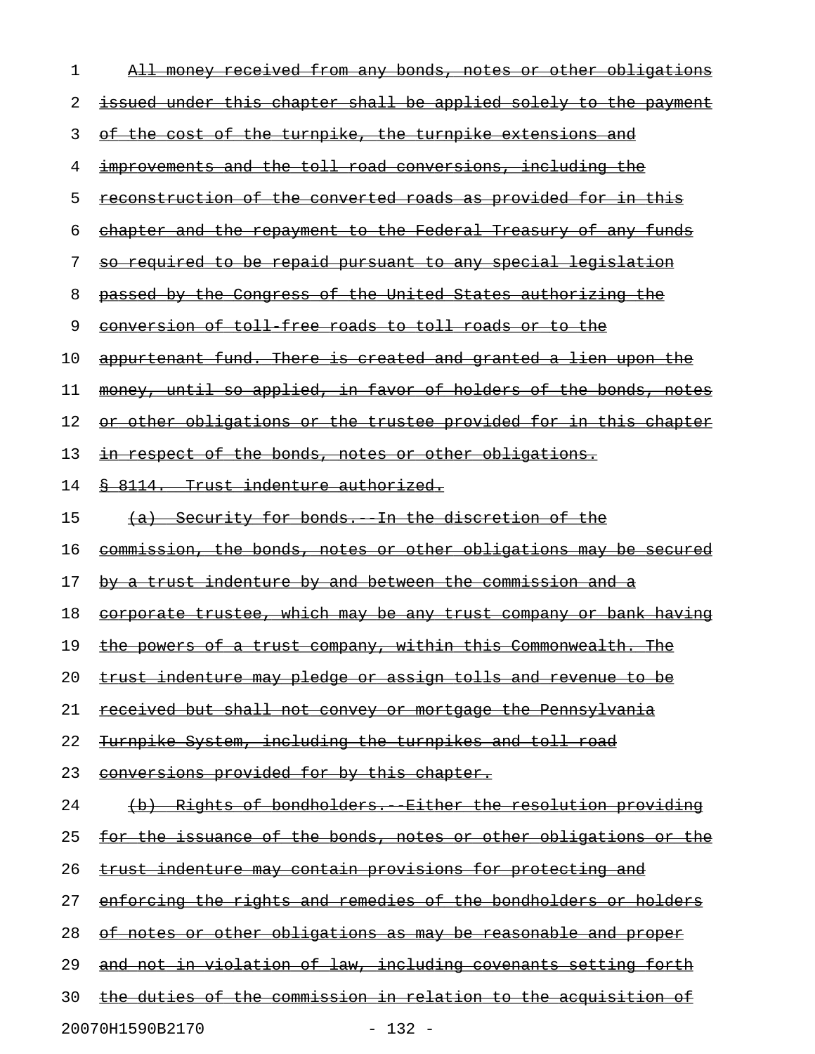All money received from any bonds, notes or other obligations issued under this chapter shall be applied solely to the payment of the cost of the turnpike, the turnpike extensions and improvements and the toll road conversions, including the reconstruction of the converted roads as provided for in this chapter and the repayment to the Federal Treasury of any funds so required to be repaid pursuant to any special legislation passed by the Congress of the United States authorizing the conversion of toll-free roads to toll roads or to the appurtenant fund. There is created and granted a lien upon the money, until so applied, in favor of holders of the bonds, notes or other obligations or the trustee provided for in this chapter in respect of the bonds, notes or other obligations.

§ 8114. Trust indenture authorized.

(a) Security for bonds.--In the discretion of the commission, the bonds, notes or other obligations may be secured by a trust indenture by and between the commission and a corporate trustee, which may be any trust company or bank having the powers of a trust company, within this Commonwealth. The trust indenture may pledge or assign tolls and revenue to be received but shall not convey or mortgage the Pennsylvania Turnpike System, including the turnpikes and toll road conversions provided for by this chapter.

(b) Rights of bondholders.--Either the resolution providing for the issuance of the bonds, notes or other obligations or the trust indenture may contain provisions for protecting and enforcing the rights and remedies of the bondholders or holders of notes or other obligations as may be reasonable and proper and not in violation of law, including covenants setting forth the duties of the commission in relation to the acquisition of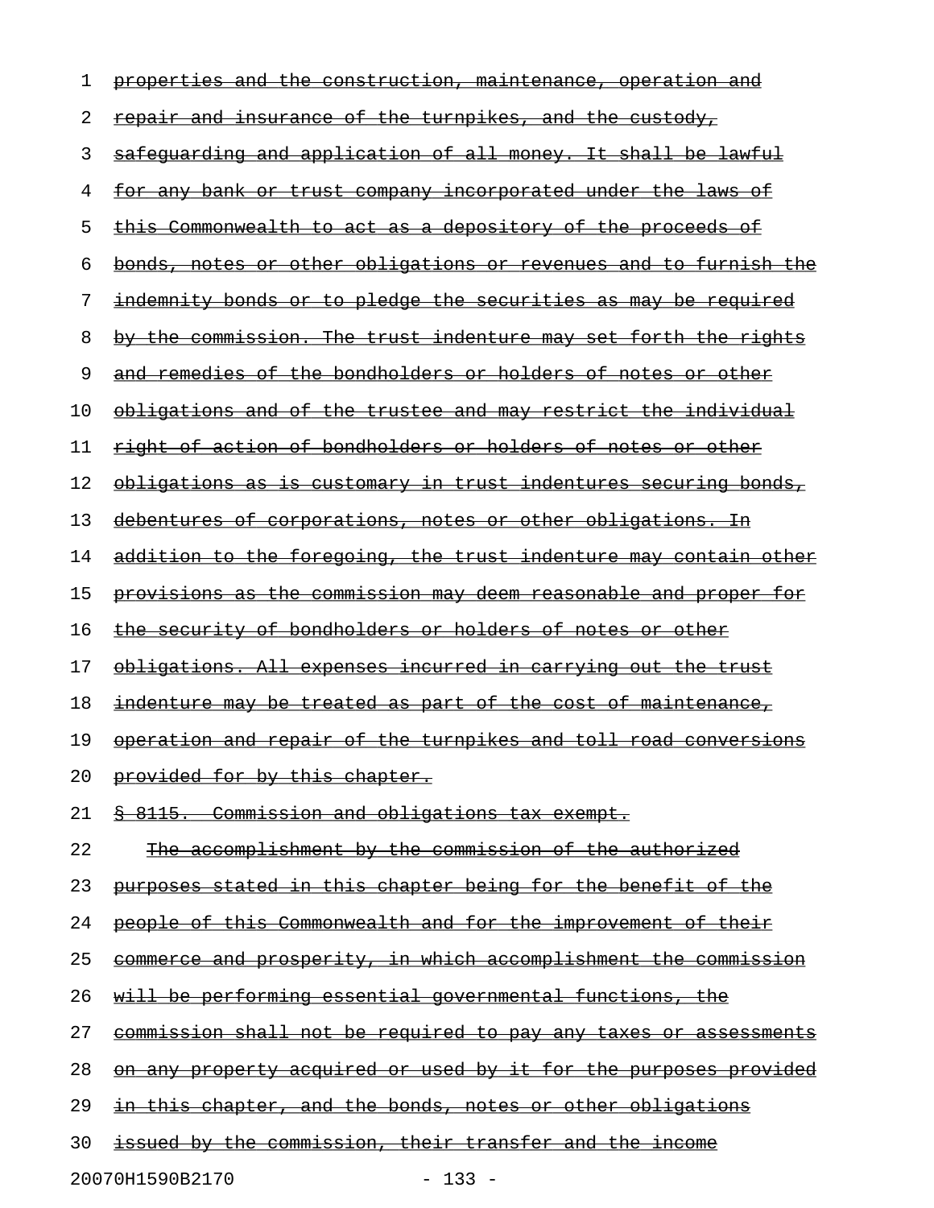~~properties and the construction, maintenance, operation and repair and insurance of the turnpikes, and the custody, safeguarding and application of all money. It shall be lawful for any bank or trust company incorporated under the laws of this Commonwealth to act as a depository of the proceeds of bonds, notes or other obligations or revenues and to furnish the indemnity bonds or to pledge the securities as may be required by the commission. The trust indenture may set forth the rights and remedies of the bondholders or holders of notes or other obligations and of the trustee and may restrict the individual right of action of bondholders or holders of notes or other obligations as is customary in trust indentures securing bonds, debentures of corporations, notes or other obligations. In addition to the foregoing, the trust indenture may contain other provisions as the commission may deem reasonable and proper for the security of bondholders or holders of notes or other obligations. All expenses incurred in carrying out the trust indenture may be treated as part of the cost of maintenance, operation and repair of the turnpikes and toll road conversions provided for by this chapter.~~

~~§ 8115. Commission and obligations tax exempt.~~

~~The accomplishment by the commission of the authorized purposes stated in this chapter being for the benefit of the people of this Commonwealth and for the improvement of their commerce and prosperity, in which accomplishment the commission will be performing essential governmental functions, the commission shall not be required to pay any taxes or assessments on any property acquired or used by it for the purposes provided in this chapter, and the bonds, notes or other obligations issued by the commission, their transfer and the income~~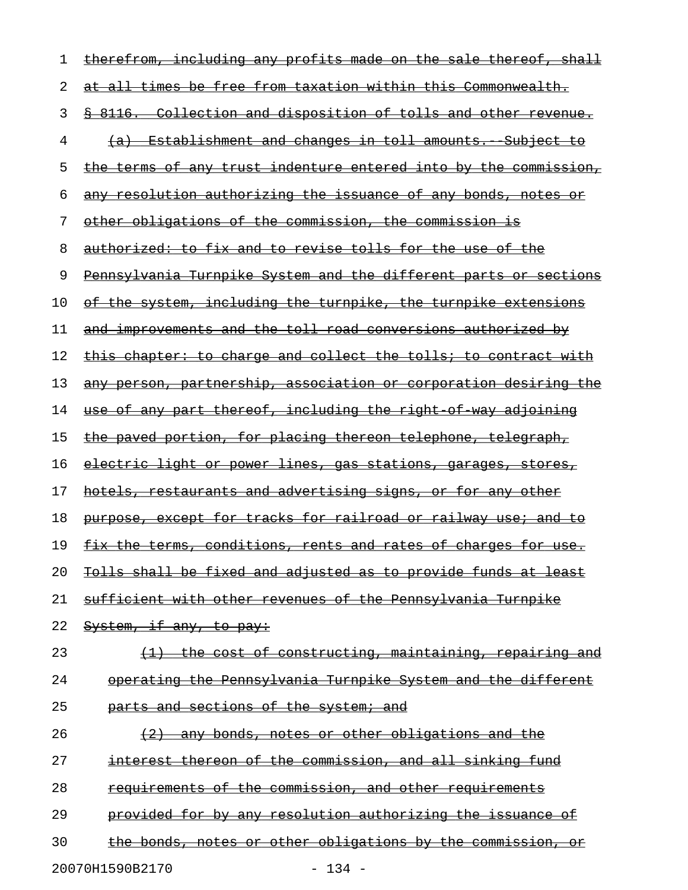therefrom, including any profits made on the sale thereof, shall at all times be free from taxation within this Commonwealth.

§ 8116. Collection and disposition of tolls and other revenue.

(a) Establishment and changes in toll amounts.--Subject to the terms of any trust indenture entered into by the commission, any resolution authorizing the issuance of any bonds, notes or other obligations of the commission, the commission is authorized: to fix and to revise tolls for the use of the Pennsylvania Turnpike System and the different parts or sections of the system, including the turnpike, the turnpike extensions and improvements and the toll road conversions authorized by this chapter: to charge and collect the tolls; to contract with any person, partnership, association or corporation desiring the use of any part thereof, including the right-of-way adjoining the paved portion, for placing thereon telephone, telegraph, electric light or power lines, gas stations, garages, stores, hotels, restaurants and advertising signs, or for any other purpose, except for tracks for railroad or railway use; and to fix the terms, conditions, rents and rates of charges for use. Tolls shall be fixed and adjusted as to provide funds at least sufficient with other revenues of the Pennsylvania Turnpike System, if any, to pay:

(1) the cost of constructing, maintaining, repairing and operating the Pennsylvania Turnpike System and the different parts and sections of the system; and

(2) any bonds, notes or other obligations and the interest thereon of the commission, and all sinking fund requirements of the commission, and other requirements provided for by any resolution authorizing the issuance of the bonds, notes or other obligations by the commission, or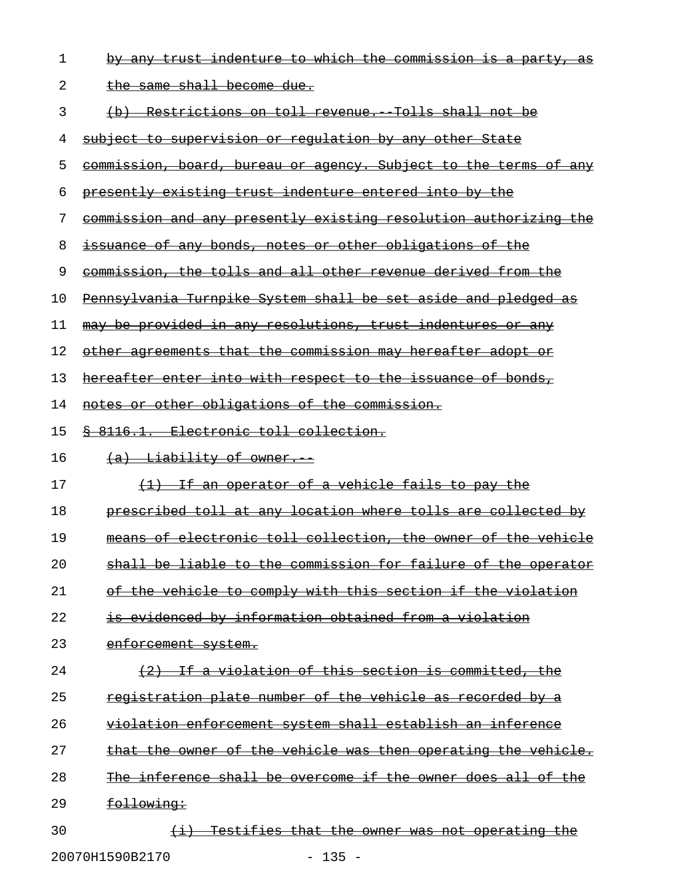by any trust indenture to which the commission is a party, as the same shall become due.

(b) Restrictions on toll revenue.--Tolls shall not be subject to supervision or regulation by any other State commission, board, bureau or agency. Subject to the terms of any presently existing trust indenture entered into by the commission and any presently existing resolution authorizing the issuance of any bonds, notes or other obligations of the commission, the tolls and all other revenue derived from the Pennsylvania Turnpike System shall be set aside and pledged as may be provided in any resolutions, trust indentures or any other agreements that the commission may hereafter adopt or hereafter enter into with respect to the issuance of bonds, notes or other obligations of the commission.

§ 8116.1. Electronic toll collection.

(a) Liability of owner.--

(1) If an operator of a vehicle fails to pay the prescribed toll at any location where tolls are collected by means of electronic toll collection, the owner of the vehicle shall be liable to the commission for failure of the operator of the vehicle to comply with this section if the violation is evidenced by information obtained from a violation enforcement system.

(2) If a violation of this section is committed, the registration plate number of the vehicle as recorded by a violation enforcement system shall establish an inference that the owner of the vehicle was then operating the vehicle. The inference shall be overcome if the owner does all of the following:

(i) Testifies that the owner was not operating the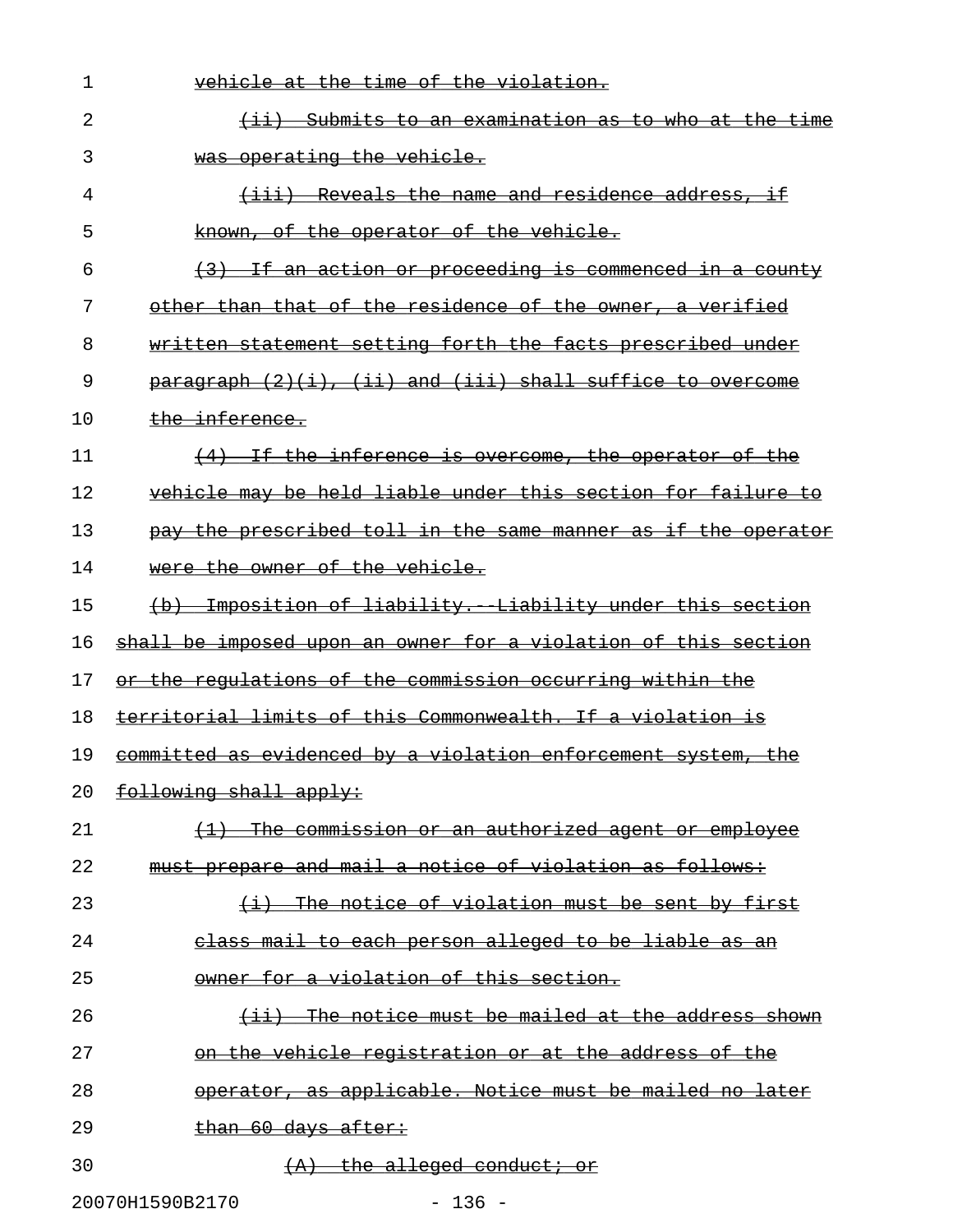vehicle at the time of the violation.

(ii) Submits to an examination as to who at the time was operating the vehicle.

(iii) Reveals the name and residence address, if known, of the operator of the vehicle.

(3) If an action or proceeding is commenced in a county other than that of the residence of the owner, a verified written statement setting forth the facts prescribed under paragraph (2)(i), (ii) and (iii) shall suffice to overcome the inference.

(4) If the inference is overcome, the operator of the vehicle may be held liable under this section for failure to pay the prescribed toll in the same manner as if the operator were the owner of the vehicle.

(b) Imposition of liability.--Liability under this section shall be imposed upon an owner for a violation of this section or the regulations of the commission occurring within the territorial limits of this Commonwealth. If a violation is committed as evidenced by a violation enforcement system, the following shall apply:

(1) The commission or an authorized agent or employee must prepare and mail a notice of violation as follows:

(i) The notice of violation must be sent by first class mail to each person alleged to be liable as an owner for a violation of this section.

(ii) The notice must be mailed at the address shown on the vehicle registration or at the address of the operator, as applicable. Notice must be mailed no later than 60 days after:

(A) the alleged conduct; or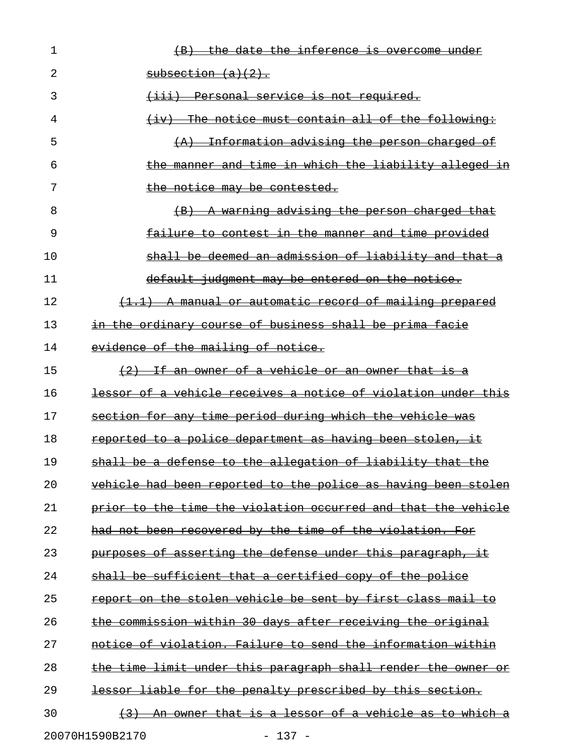~~(B) the date the inference is overcome under subsection (a)(2).~~

~~(iii) Personal service is not required.~~

~~(iv) The notice must contain all of the following:~~

~~(A) Information advising the person charged of the manner and time in which the liability alleged in the notice may be contested.~~

~~(B) A warning advising the person charged that failure to contest in the manner and time provided shall be deemed an admission of liability and that a default judgment may be entered on the notice.~~

~~(1.1) A manual or automatic record of mailing prepared in the ordinary course of business shall be prima facie evidence of the mailing of notice.~~

~~(2) If an owner of a vehicle or an owner that is a lessor of a vehicle receives a notice of violation under this section for any time period during which the vehicle was reported to a police department as having been stolen, it shall be a defense to the allegation of liability that the vehicle had been reported to the police as having been stolen prior to the time the violation occurred and that the vehicle had not been recovered by the time of the violation. For purposes of asserting the defense under this paragraph, it shall be sufficient that a certified copy of the police report on the stolen vehicle be sent by first class mail to the commission within 30 days after receiving the original notice of violation. Failure to send the information within the time limit under this paragraph shall render the owner or lessor liable for the penalty prescribed by this section.~~

~~(3) An owner that is a lessor of a vehicle as to which a~~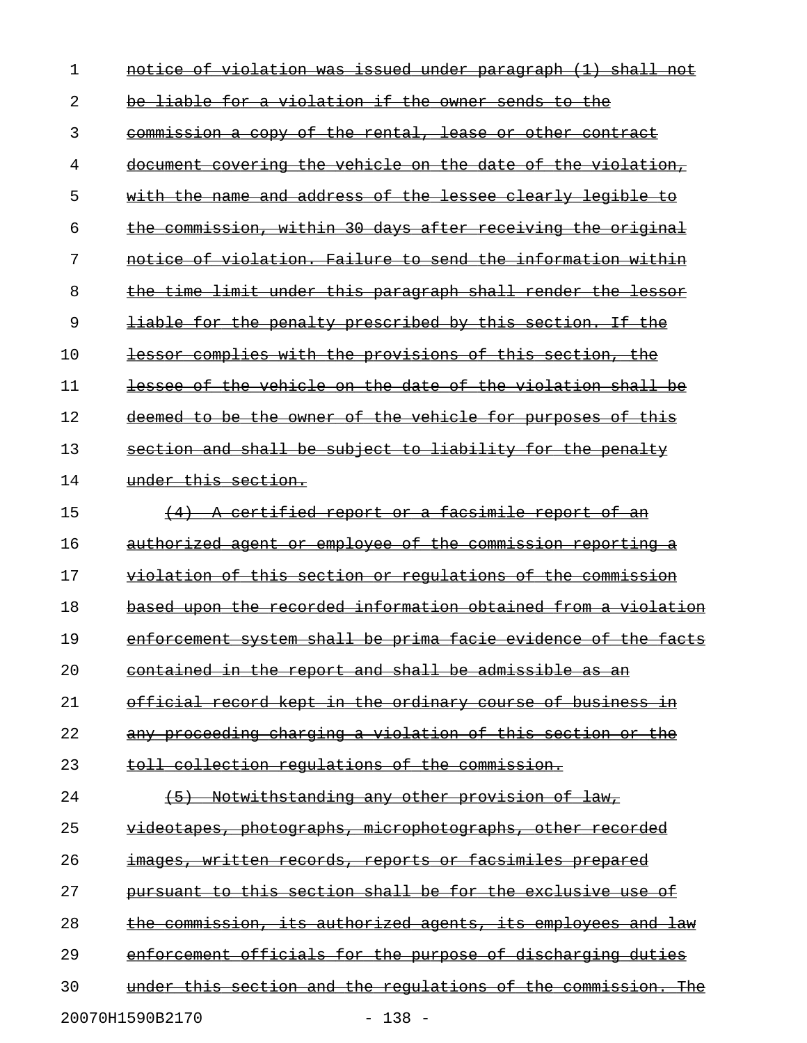~~notice of violation was issued under paragraph (1) shall not be liable for a violation if the owner sends to the commission a copy of the rental, lease or other contract document covering the vehicle on the date of the violation, with the name and address of the lessee clearly legible to the commission, within 30 days after receiving the original notice of violation. Failure to send the information within the time limit under this paragraph shall render the lessor liable for the penalty prescribed by this section. If the lessor complies with the provisions of this section, the lessee of the vehicle on the date of the violation shall be deemed to be the owner of the vehicle for purposes of this section and shall be subject to liability for the penalty under this section.~~

~~(4) A certified report or a facsimile report of an authorized agent or employee of the commission reporting a violation of this section or regulations of the commission based upon the recorded information obtained from a violation enforcement system shall be prima facie evidence of the facts contained in the report and shall be admissible as an official record kept in the ordinary course of business in any proceeding charging a violation of this section or the toll collection regulations of the commission.~~

~~(5) Notwithstanding any other provision of law, videotapes, photographs, microphotographs, other recorded images, written records, reports or facsimiles prepared pursuant to this section shall be for the exclusive use of the commission, its authorized agents, its employees and law enforcement officials for the purpose of discharging duties under this section and the regulations of the commission. The~~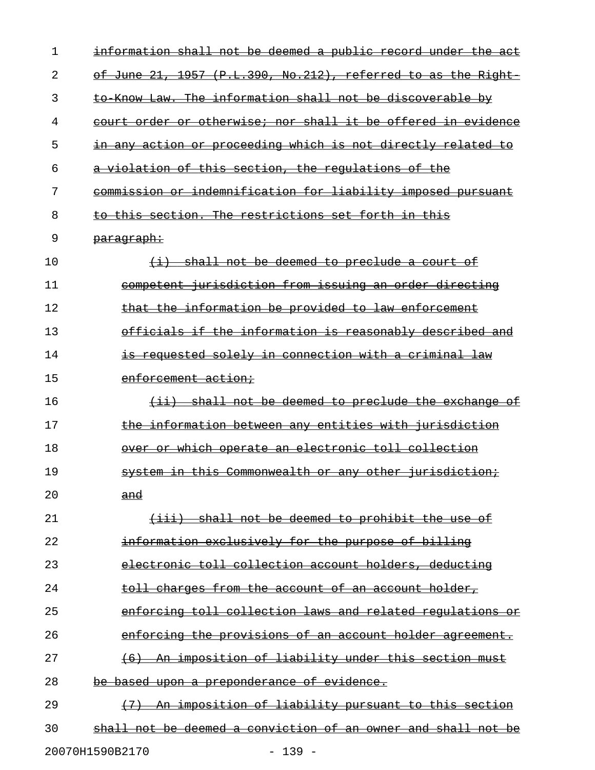~~information shall not be deemed a public record under the act of June 21, 1957 (P.L.390, No.212), referred to as the Right-to-Know Law. The information shall not be discoverable by court order or otherwise; nor shall it be offered in evidence in any action or proceeding which is not directly related to a violation of this section, the regulations of the commission or indemnification for liability imposed pursuant to this section. The restrictions set forth in this paragraph:~~

~~(i) shall not be deemed to preclude a court of competent jurisdiction from issuing an order directing that the information be provided to law enforcement officials if the information is reasonably described and is requested solely in connection with a criminal law enforcement action;~~

~~(ii) shall not be deemed to preclude the exchange of the information between any entities with jurisdiction over or which operate an electronic toll collection system in this Commonwealth or any other jurisdiction; and~~

~~(iii) shall not be deemed to prohibit the use of information exclusively for the purpose of billing electronic toll collection account holders, deducting toll charges from the account of an account holder, enforcing toll collection laws and related regulations or enforcing the provisions of an account holder agreement.~~

~~(6) An imposition of liability under this section must be based upon a preponderance of evidence.~~

~~(7) An imposition of liability pursuant to this section shall not be deemed a conviction of an owner and shall not be~~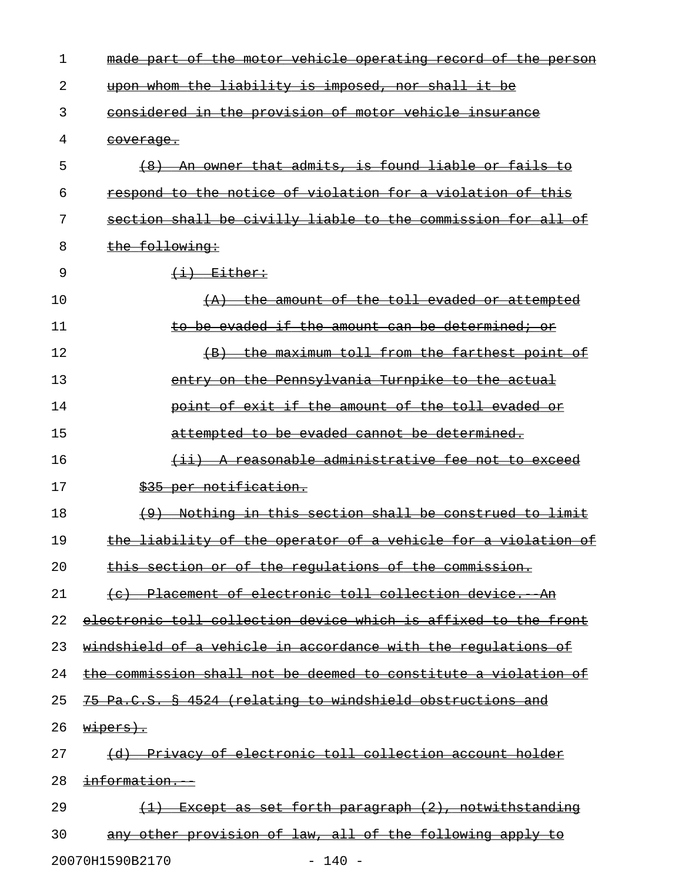made part of the motor vehicle operating record of the person upon whom the liability is imposed, nor shall it be considered in the provision of motor vehicle insurance coverage.

(8) An owner that admits, is found liable or fails to respond to the notice of violation for a violation of this section shall be civilly liable to the commission for all of the following:

(i) Either:

(A) the amount of the toll evaded or attempted to be evaded if the amount can be determined; or

(B) the maximum toll from the farthest point of entry on the Pennsylvania Turnpike to the actual point of exit if the amount of the toll evaded or attempted to be evaded cannot be determined.

(ii) A reasonable administrative fee not to exceed $35 per notification.

(9) Nothing in this section shall be construed to limit the liability of the operator of a vehicle for a violation of this section or of the regulations of the commission.

(c) Placement of electronic toll collection device.--An electronic toll collection device which is affixed to the front windshield of a vehicle in accordance with the regulations of the commission shall not be deemed to constitute a violation of 75 Pa.C.S. § 4524 (relating to windshield obstructions and wipers).

(d) Privacy of electronic toll collection account holder information.--

(1) Except as set forth paragraph (2), notwithstanding any other provision of law, all of the following apply to

20070H1590B2170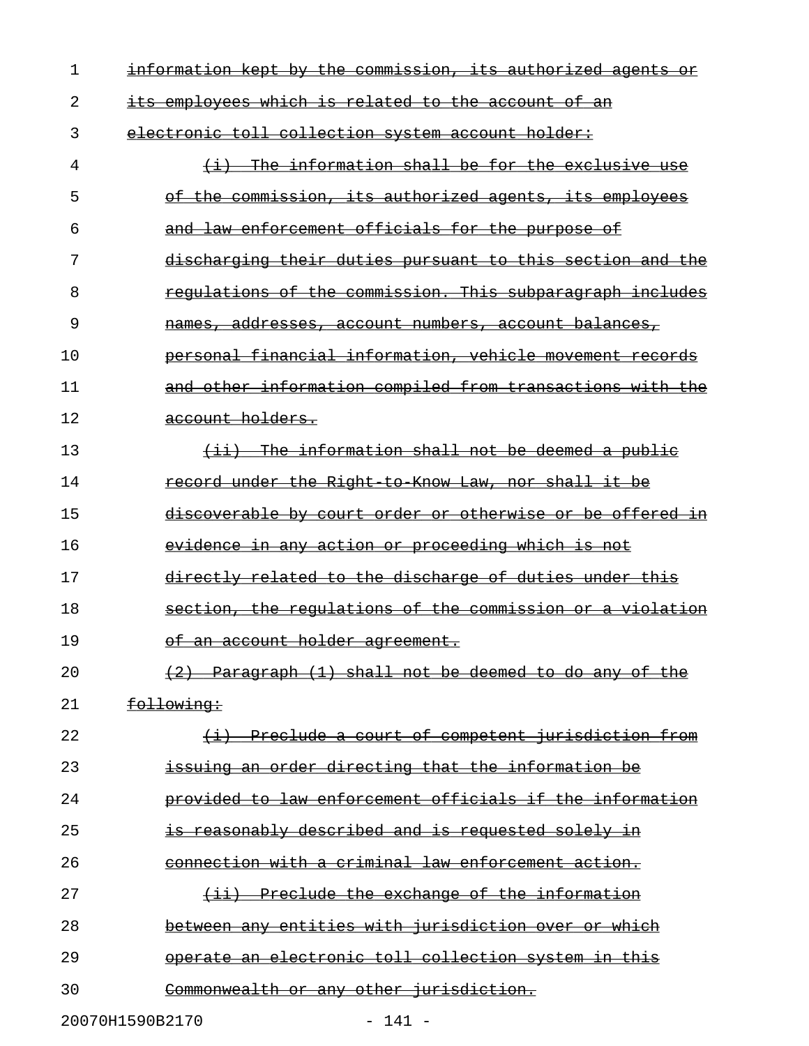~~information kept by the commission, its authorized agents or its employees which is related to the account of an electronic toll collection system account holder:~~

~~(i) The information shall be for the exclusive use of the commission, its authorized agents, its employees and law enforcement officials for the purpose of discharging their duties pursuant to this section and the regulations of the commission. This subparagraph includes names, addresses, account numbers, account balances, personal financial information, vehicle movement records and other information compiled from transactions with the account holders.~~

~~(ii) The information shall not be deemed a public record under the Right-to-Know Law, nor shall it be discoverable by court order or otherwise or be offered in evidence in any action or proceeding which is not directly related to the discharge of duties under this section, the regulations of the commission or a violation of an account holder agreement.~~

~~(2) Paragraph (1) shall not be deemed to do any of the following:~~

~~(i) Preclude a court of competent jurisdiction from issuing an order directing that the information be provided to law enforcement officials if the information is reasonably described and is requested solely in connection with a criminal law enforcement action.~~

~~(ii) Preclude the exchange of the information between any entities with jurisdiction over or which operate an electronic toll collection system in this Commonwealth or any other jurisdiction.~~

20070H1590B2170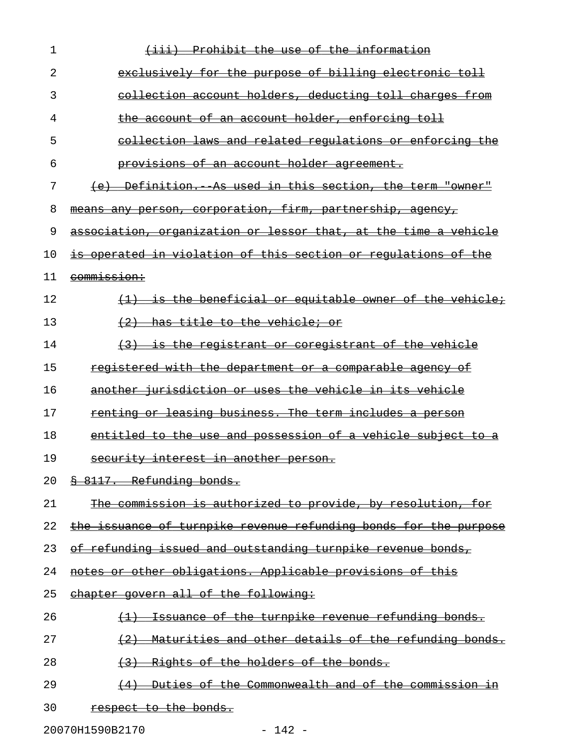(iii) Prohibit the use of the information exclusively for the purpose of billing electronic toll collection account holders, deducting toll charges from the account of an account holder, enforcing toll collection laws and related regulations or enforcing the provisions of an account holder agreement.

(e) Definition.--As used in this section, the term "owner" means any person, corporation, firm, partnership, agency, association, organization or lessor that, at the time a vehicle is operated in violation of this section or regulations of the commission:

(1) is the beneficial or equitable owner of the vehicle;

(2) has title to the vehicle; or

(3) is the registrant or coregistrant of the vehicle registered with the department or a comparable agency of another jurisdiction or uses the vehicle in its vehicle renting or leasing business. The term includes a person entitled to the use and possession of a vehicle subject to a security interest in another person.

§ 8117. Refunding bonds.

The commission is authorized to provide, by resolution, for the issuance of turnpike revenue refunding bonds for the purpose of refunding issued and outstanding turnpike revenue bonds, notes or other obligations. Applicable provisions of this chapter govern all of the following:

(1) Issuance of the turnpike revenue refunding bonds.

(2) Maturities and other details of the refunding bonds.

(3) Rights of the holders of the bonds.

(4) Duties of the Commonwealth and of the commission in respect to the bonds.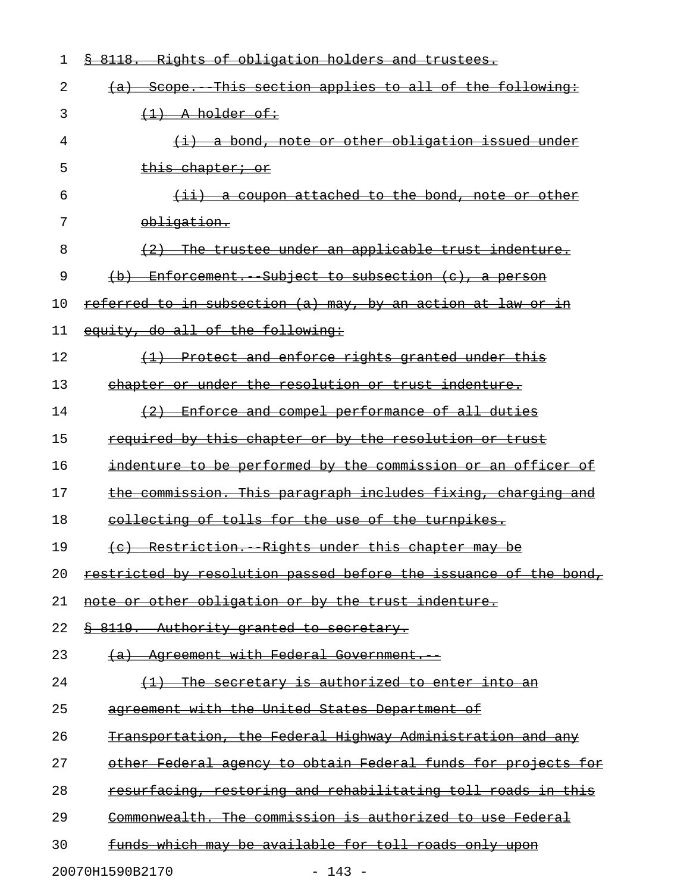~~§ 8118. Rights of obligation holders and trustees.~~

~~(a) Scope.--This section applies to all of the following:~~

~~(1) A holder of:~~

~~(i) a bond, note or other obligation issued under this chapter; or~~

~~(ii) a coupon attached to the bond, note or other obligation.~~

~~(2) The trustee under an applicable trust indenture.~~

~~(b) Enforcement.--Subject to subsection (c), a person referred to in subsection (a) may, by an action at law or in equity, do all of the following:~~

~~(1) Protect and enforce rights granted under this chapter or under the resolution or trust indenture.~~

~~(2) Enforce and compel performance of all duties required by this chapter or by the resolution or trust indenture to be performed by the commission or an officer of the commission. This paragraph includes fixing, charging and collecting of tolls for the use of the turnpikes.~~

~~(c) Restriction.--Rights under this chapter may be restricted by resolution passed before the issuance of the bond, note or other obligation or by the trust indenture.~~

~~§ 8119. Authority granted to secretary.~~

~~(a) Agreement with Federal Government.--~~

~~(1) The secretary is authorized to enter into an agreement with the United States Department of Transportation, the Federal Highway Administration and any other Federal agency to obtain Federal funds for projects for resurfacing, restoring and rehabilitating toll roads in this Commonwealth. The commission is authorized to use Federal funds which may be available for toll roads only upon~~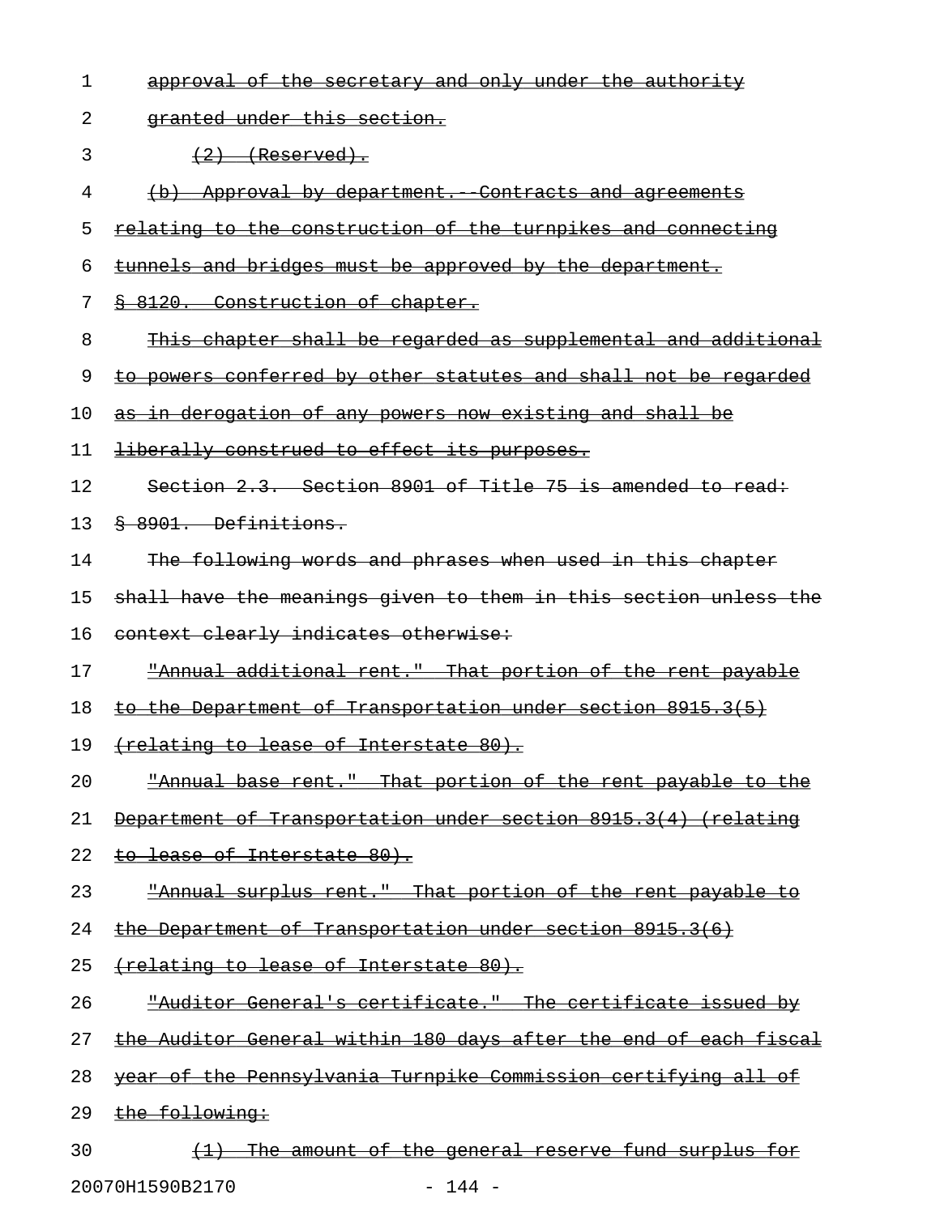approval of the secretary and only under the authority granted under this section.

(2) (Reserved).

(b) Approval by department.--Contracts and agreements relating to the construction of the turnpikes and connecting tunnels and bridges must be approved by the department.

§ 8120. Construction of chapter.

This chapter shall be regarded as supplemental and additional to powers conferred by other statutes and shall not be regarded as in derogation of any powers now existing and shall be liberally construed to effect its purposes.

Section 2.3. Section 8901 of Title 75 is amended to read:

§ 8901. Definitions.

The following words and phrases when used in this chapter shall have the meanings given to them in this section unless the context clearly indicates otherwise:

"Annual additional rent." That portion of the rent payable to the Department of Transportation under section 8915.3(5) (relating to lease of Interstate 80).

"Annual base rent." That portion of the rent payable to the Department of Transportation under section 8915.3(4) (relating to lease of Interstate 80).

"Annual surplus rent." That portion of the rent payable to the Department of Transportation under section 8915.3(6) (relating to lease of Interstate 80).

"Auditor General's certificate." The certificate issued by the Auditor General within 180 days after the end of each fiscal year of the Pennsylvania Turnpike Commission certifying all of the following:

(1) The amount of the general reserve fund surplus for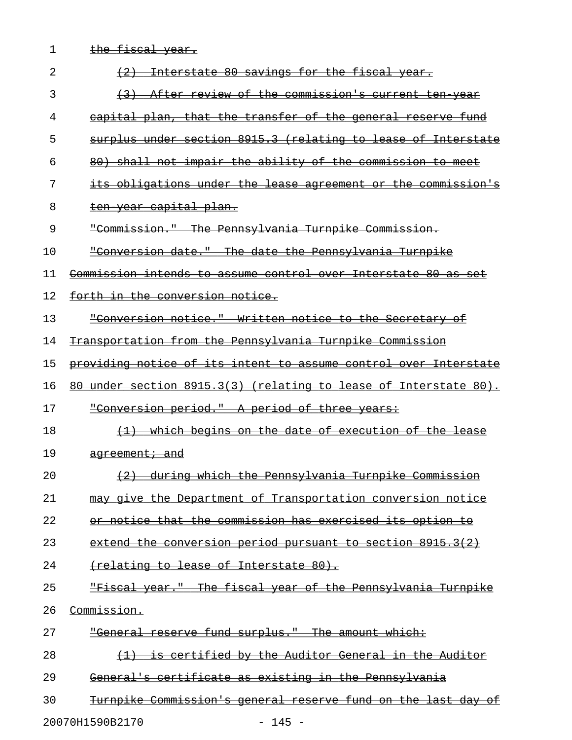the fiscal year.

(2) Interstate 80 savings for the fiscal year.

(3) After review of the commission's current ten-year capital plan, that the transfer of the general reserve fund surplus under section 8915.3 (relating to lease of Interstate 80) shall not impair the ability of the commission to meet its obligations under the lease agreement or the commission's ten-year capital plan.

"Commission." The Pennsylvania Turnpike Commission.

"Conversion date." The date the Pennsylvania Turnpike Commission intends to assume control over Interstate 80 as set forth in the conversion notice.

"Conversion notice." Written notice to the Secretary of Transportation from the Pennsylvania Turnpike Commission providing notice of its intent to assume control over Interstate 80 under section 8915.3(3) (relating to lease of Interstate 80).

"Conversion period." A period of three years:

(1) which begins on the date of execution of the lease agreement; and

(2) during which the Pennsylvania Turnpike Commission may give the Department of Transportation conversion notice or notice that the commission has exercised its option to extend the conversion period pursuant to section 8915.3(2) (relating to lease of Interstate 80).

"Fiscal year." The fiscal year of the Pennsylvania Turnpike Commission.

"General reserve fund surplus." The amount which:

(1) is certified by the Auditor General in the Auditor General's certificate as existing in the Pennsylvania Turnpike Commission's general reserve fund on the last day of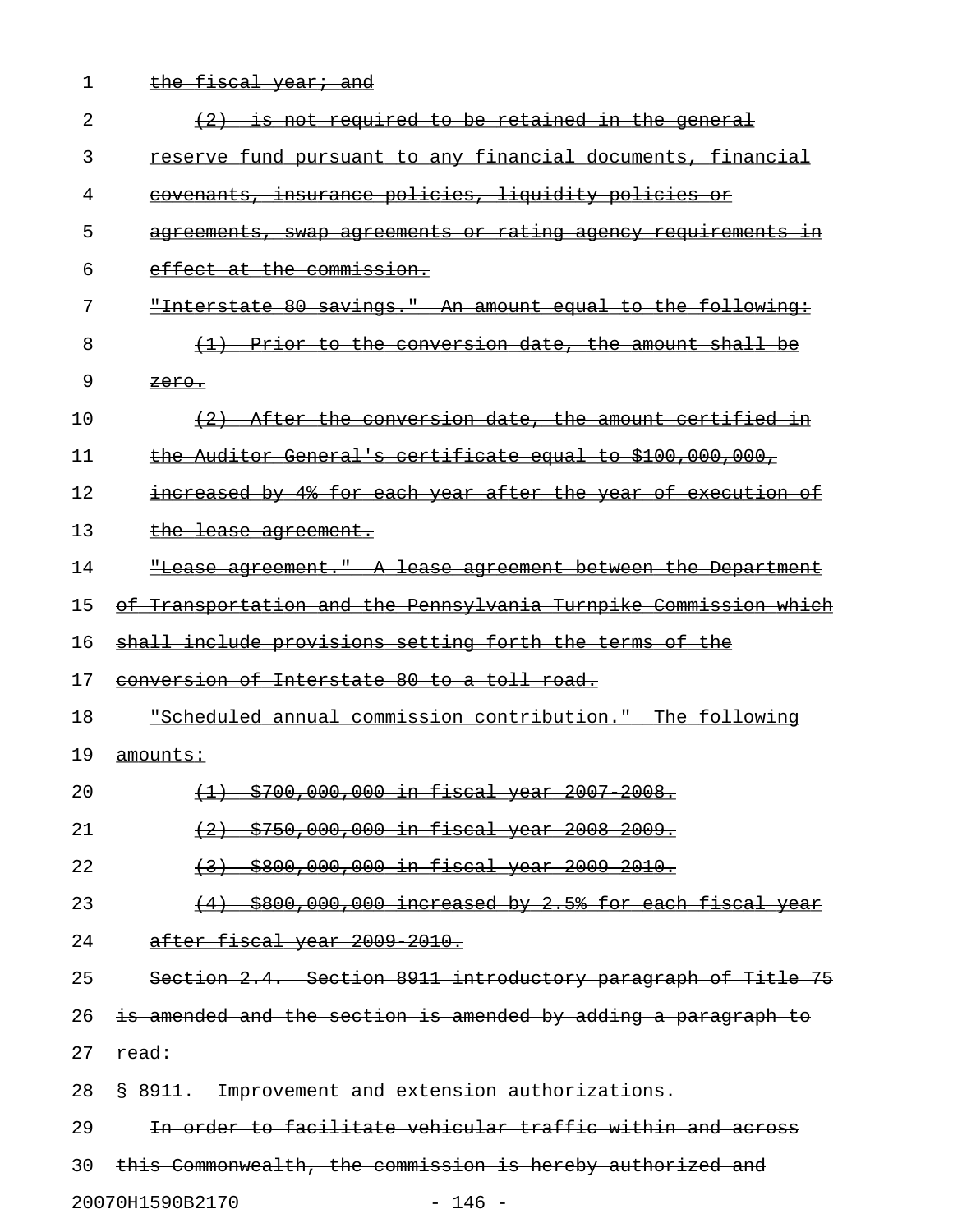the fiscal year; and

(2) is not required to be retained in the general reserve fund pursuant to any financial documents, financial covenants, insurance policies, liquidity policies or agreements, swap agreements or rating agency requirements in effect at the commission.

"Interstate 80 savings." An amount equal to the following:

(1) Prior to the conversion date, the amount shall be zero.

(2) After the conversion date, the amount certified in the Auditor General's certificate equal to $100,000,000, increased by 4% for each year after the year of execution of the lease agreement.

"Lease agreement." A lease agreement between the Department of Transportation and the Pennsylvania Turnpike Commission which shall include provisions setting forth the terms of the conversion of Interstate 80 to a toll road.

"Scheduled annual commission contribution." The following amounts:

(1) $700,000,000 in fiscal year 2007-2008.

(2) $750,000,000 in fiscal year 2008-2009.

(3) $800,000,000 in fiscal year 2009-2010.

(4) $800,000,000 increased by 2.5% for each fiscal year after fiscal year 2009-2010.

Section 2.4. Section 8911 introductory paragraph of Title 75 is amended and the section is amended by adding a paragraph to read:

§ 8911. Improvement and extension authorizations.

In order to facilitate vehicular traffic within and across this Commonwealth, the commission is hereby authorized and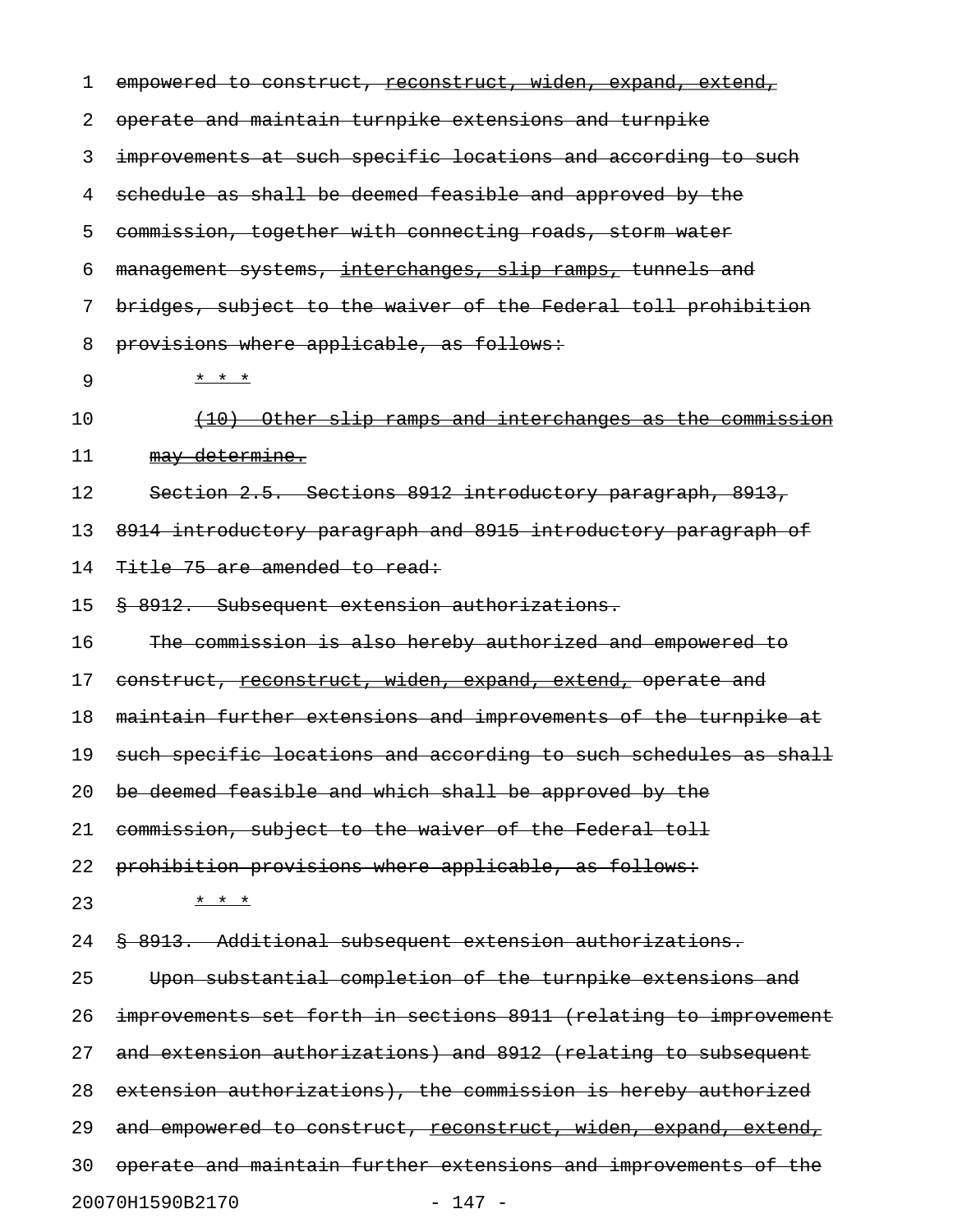empowered to construct, reconstruct, widen, expand, extend, operate and maintain turnpike extensions and turnpike improvements at such specific locations and according to such schedule as shall be deemed feasible and approved by the commission, together with connecting roads, storm water management systems, interchanges, slip ramps, tunnels and bridges, subject to the waiver of the Federal toll prohibition provisions where applicable, as follows:

\* \* \*

(10) Other slip ramps and interchanges as the commission may determine.

Section 2.5. Sections 8912 introductory paragraph, 8913, 8914 introductory paragraph and 8915 introductory paragraph of Title 75 are amended to read:

§ 8912. Subsequent extension authorizations.

The commission is also hereby authorized and empowered to construct, reconstruct, widen, expand, extend, operate and maintain further extensions and improvements of the turnpike at such specific locations and according to such schedules as shall be deemed feasible and which shall be approved by the commission, subject to the waiver of the Federal toll prohibition provisions where applicable, as follows:

\* \* \*

§ 8913. Additional subsequent extension authorizations.

Upon substantial completion of the turnpike extensions and improvements set forth in sections 8911 (relating to improvement and extension authorizations) and 8912 (relating to subsequent extension authorizations), the commission is hereby authorized and empowered to construct, reconstruct, widen, expand, extend, operate and maintain further extensions and improvements of the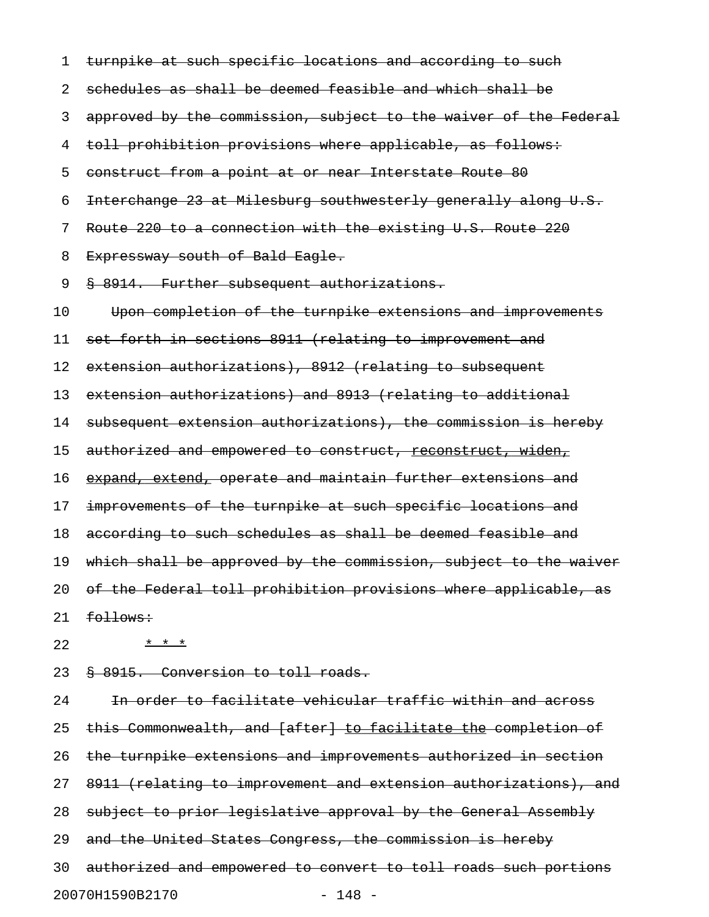turnpike at such specific locations and according to such schedules as shall be deemed feasible and which shall be approved by the commission, subject to the waiver of the Federal toll prohibition provisions where applicable, as follows: construct from a point at or near Interstate Route 80 Interchange 23 at Milesburg southwesterly generally along U.S. Route 220 to a connection with the existing U.S. Route 220 Expressway south of Bald Eagle.

§ 8914. Further subsequent authorizations.

Upon completion of the turnpike extensions and improvements set forth in sections 8911 (relating to improvement and extension authorizations), 8912 (relating to subsequent extension authorizations) and 8913 (relating to additional subsequent extension authorizations), the commission is hereby authorized and empowered to construct, reconstruct, widen, expand, extend, operate and maintain further extensions and improvements of the turnpike at such specific locations and according to such schedules as shall be deemed feasible and which shall be approved by the commission, subject to the waiver of the Federal toll prohibition provisions where applicable, as follows:

\* \* \*

§ 8915. Conversion to toll roads.

In order to facilitate vehicular traffic within and across this Commonwealth, and [after] to facilitate the completion of the turnpike extensions and improvements authorized in section 8911 (relating to improvement and extension authorizations), and subject to prior legislative approval by the General Assembly and the United States Congress, the commission is hereby authorized and empowered to convert to toll roads such portions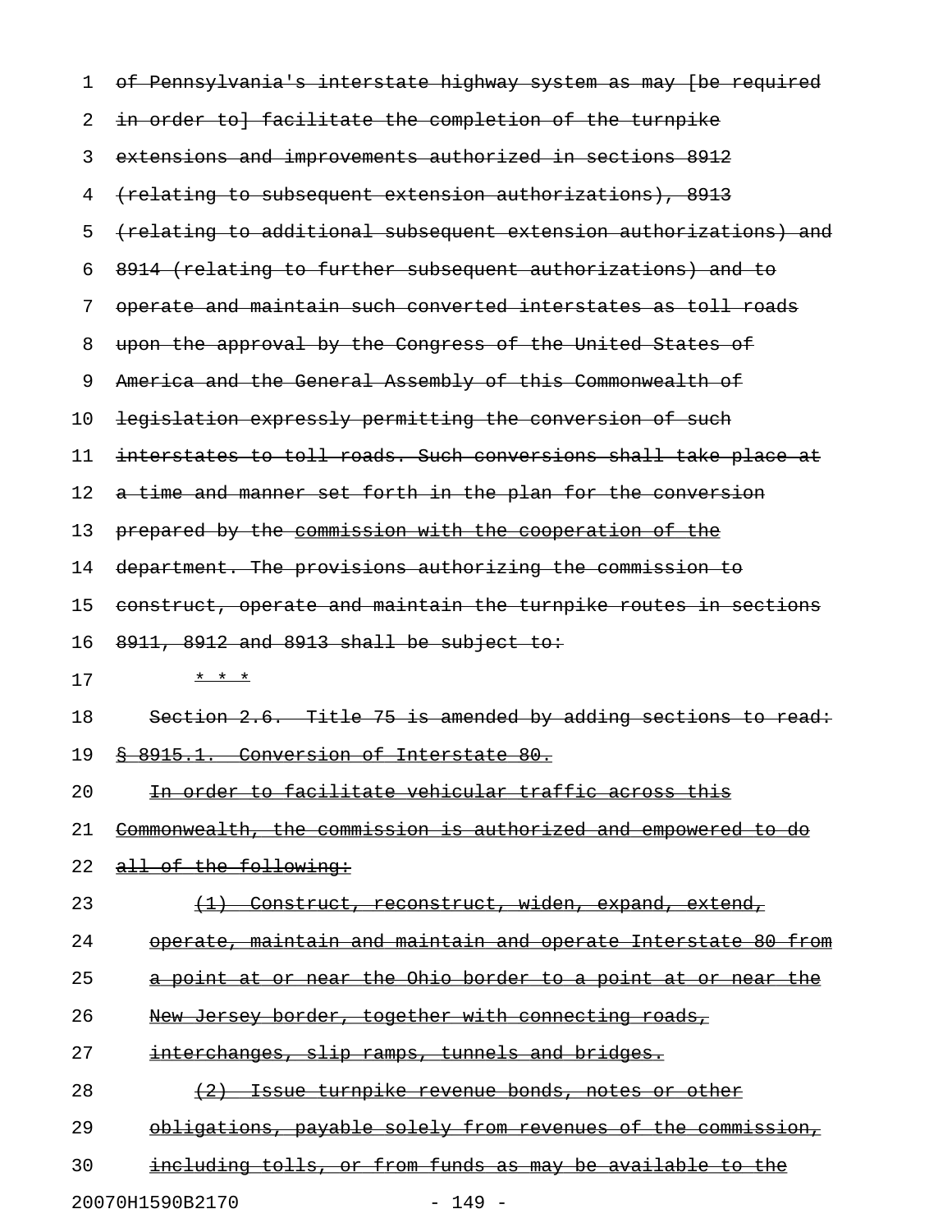of Pennsylvania's interstate highway system as may [be required in order to] facilitate the completion of the turnpike extensions and improvements authorized in sections 8912 (relating to subsequent extension authorizations), 8913 (relating to additional subsequent extension authorizations) and 8914 (relating to further subsequent authorizations) and to operate and maintain such converted interstates as toll roads upon the approval by the Congress of the United States of America and the General Assembly of this Commonwealth of legislation expressly permitting the conversion of such interstates to toll roads. Such conversions shall take place at a time and manner set forth in the plan for the conversion prepared by the commission with the cooperation of the department. The provisions authorizing the commission to construct, operate and maintain the turnpike routes in sections 8911, 8912 and 8913 shall be subject to:

\* \* \*

Section 2.6. Title 75 is amended by adding sections to read:

§ 8915.1. Conversion of Interstate 80.

In order to facilitate vehicular traffic across this Commonwealth, the commission is authorized and empowered to do all of the following:

(1) Construct, reconstruct, widen, expand, extend, operate, maintain and maintain and operate Interstate 80 from a point at or near the Ohio border to a point at or near the New Jersey border, together with connecting roads, interchanges, slip ramps, tunnels and bridges.

(2) Issue turnpike revenue bonds, notes or other obligations, payable solely from revenues of the commission, including tolls, or from funds as may be available to the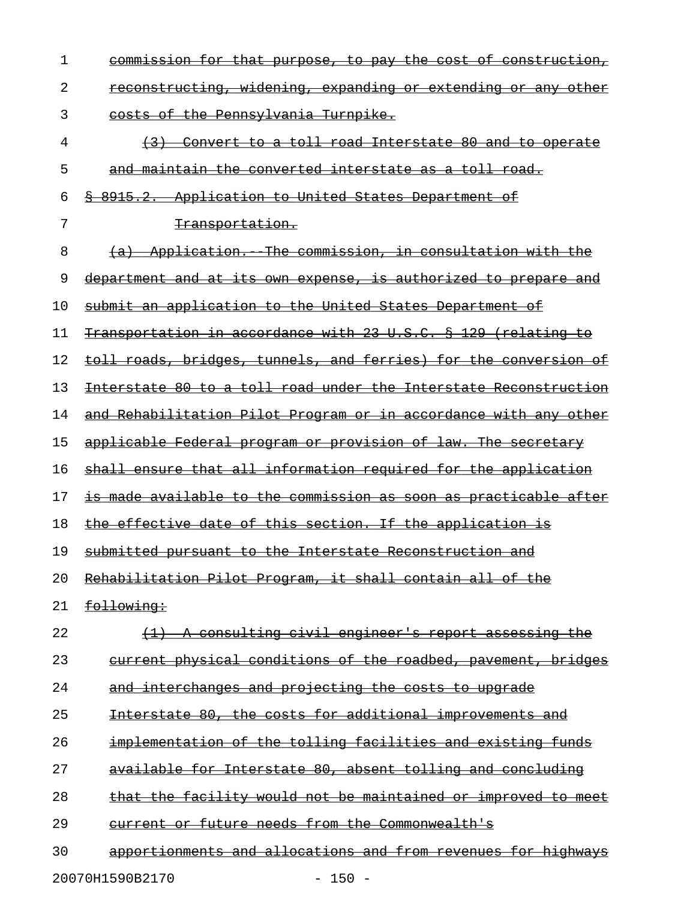commission for that purpose, to pay the cost of construction, reconstructing, widening, expanding or extending or any other costs of the Pennsylvania Turnpike.

(3) Convert to a toll road Interstate 80 and to operate and maintain the converted interstate as a toll road.

§ 8915.2. Application to United States Department of Transportation.

(a) Application.--The commission, in consultation with the department and at its own expense, is authorized to prepare and submit an application to the United States Department of Transportation in accordance with 23 U.S.C. § 129 (relating to toll roads, bridges, tunnels, and ferries) for the conversion of Interstate 80 to a toll road under the Interstate Reconstruction and Rehabilitation Pilot Program or in accordance with any other applicable Federal program or provision of law. The secretary shall ensure that all information required for the application is made available to the commission as soon as practicable after the effective date of this section. If the application is submitted pursuant to the Interstate Reconstruction and Rehabilitation Pilot Program, it shall contain all of the following:

(1) A consulting civil engineer's report assessing the current physical conditions of the roadbed, pavement, bridges and interchanges and projecting the costs to upgrade Interstate 80, the costs for additional improvements and implementation of the tolling facilities and existing funds available for Interstate 80, absent tolling and concluding that the facility would not be maintained or improved to meet current or future needs from the Commonwealth's apportionments and allocations and from revenues for highways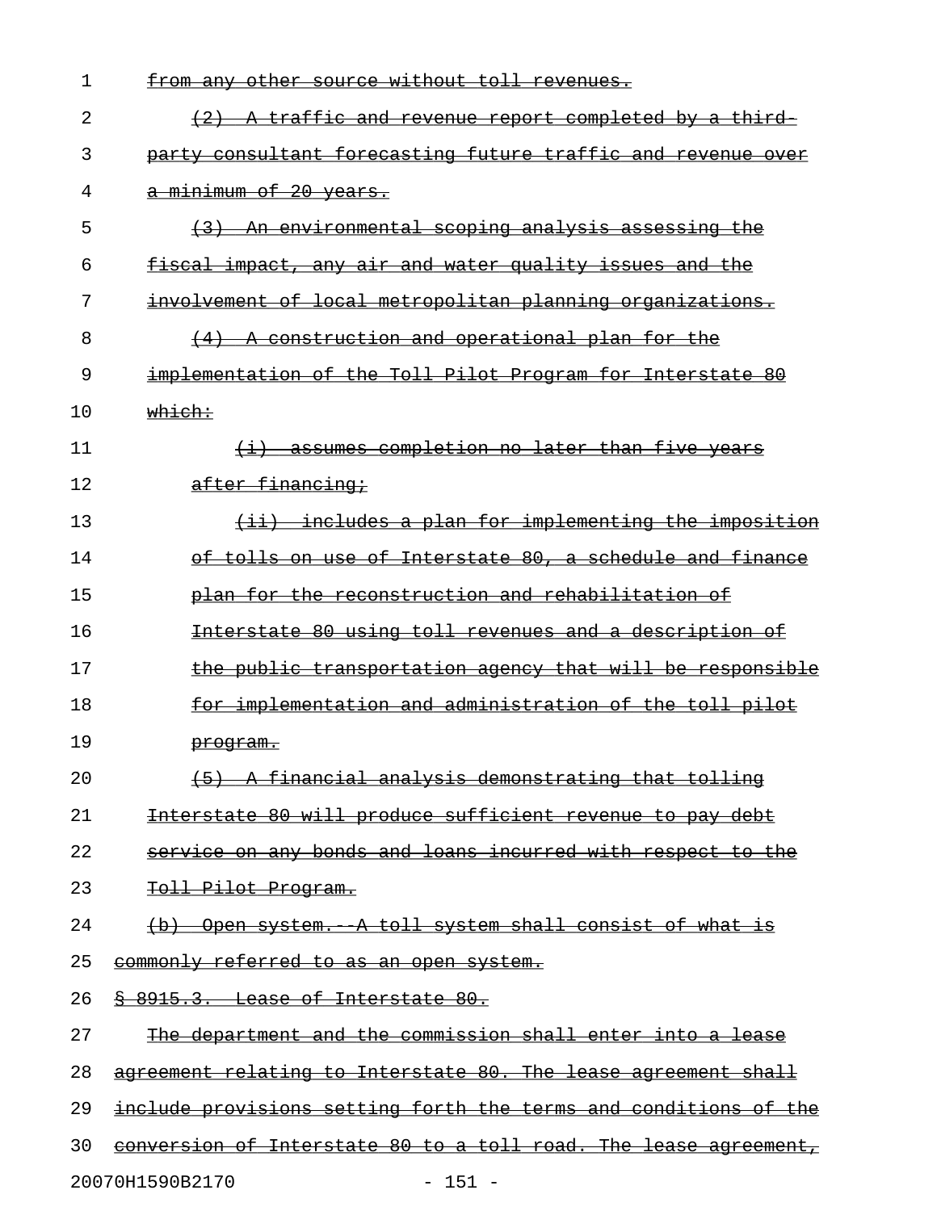from any other source without toll revenues.

(2) A traffic and revenue report completed by a third-party consultant forecasting future traffic and revenue over a minimum of 20 years.

(3) An environmental scoping analysis assessing the fiscal impact, any air and water quality issues and the involvement of local metropolitan planning organizations.

(4) A construction and operational plan for the implementation of the Toll Pilot Program for Interstate 80 which:

(i) assumes completion no later than five years after financing;

(ii) includes a plan for implementing the imposition of tolls on use of Interstate 80, a schedule and finance plan for the reconstruction and rehabilitation of Interstate 80 using toll revenues and a description of the public transportation agency that will be responsible for implementation and administration of the toll pilot program.

(5) A financial analysis demonstrating that tolling Interstate 80 will produce sufficient revenue to pay debt service on any bonds and loans incurred with respect to the Toll Pilot Program.

(b) Open system.--A toll system shall consist of what is commonly referred to as an open system.

§ 8915.3. Lease of Interstate 80.

The department and the commission shall enter into a lease agreement relating to Interstate 80. The lease agreement shall include provisions setting forth the terms and conditions of the conversion of Interstate 80 to a toll road. The lease agreement,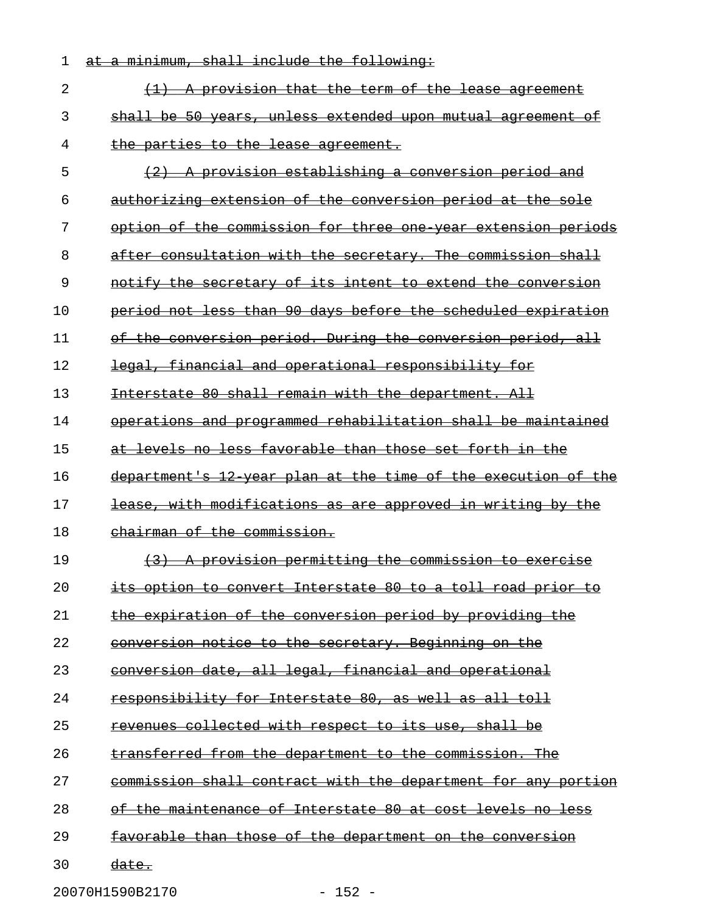~~at a minimum, shall include the following:~~

~~(1) A provision that the term of the lease agreement shall be 50 years, unless extended upon mutual agreement of the parties to the lease agreement.~~

~~(2) A provision establishing a conversion period and authorizing extension of the conversion period at the sole option of the commission for three one-year extension periods after consultation with the secretary. The commission shall notify the secretary of its intent to extend the conversion period not less than 90 days before the scheduled expiration of the conversion period. During the conversion period, all legal, financial and operational responsibility for Interstate 80 shall remain with the department. All operations and programmed rehabilitation shall be maintained at levels no less favorable than those set forth in the department's 12-year plan at the time of the execution of the lease, with modifications as are approved in writing by the chairman of the commission.~~

~~(3) A provision permitting the commission to exercise its option to convert Interstate 80 to a toll road prior to the expiration of the conversion period by providing the conversion notice to the secretary. Beginning on the conversion date, all legal, financial and operational responsibility for Interstate 80, as well as all toll revenues collected with respect to its use, shall be transferred from the department to the commission. The commission shall contract with the department for any portion of the maintenance of Interstate 80 at cost levels no less favorable than those of the department on the conversion date.~~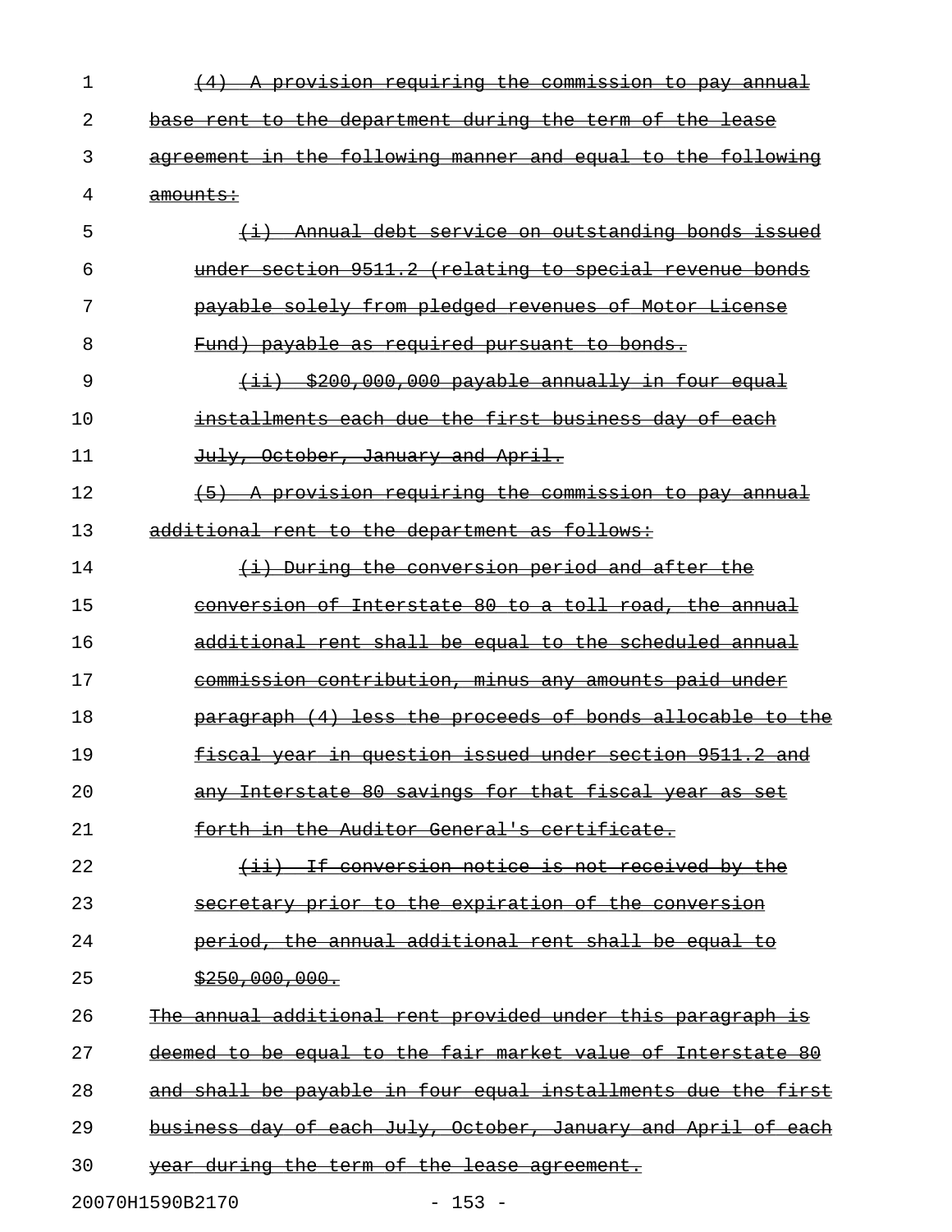~~(4) A provision requiring the commission to pay annual base rent to the department during the term of the lease agreement in the following manner and equal to the following amounts:~~

~~(i) Annual debt service on outstanding bonds issued under section 9511.2 (relating to special revenue bonds payable solely from pledged revenues of Motor License Fund) payable as required pursuant to bonds.~~

~~(ii) $200,000,000 payable annually in four equal installments each due the first business day of each July, October, January and April.~~

~~(5) A provision requiring the commission to pay annual additional rent to the department as follows:~~

~~(i) During the conversion period and after the conversion of Interstate 80 to a toll road, the annual additional rent shall be equal to the scheduled annual commission contribution, minus any amounts paid under paragraph (4) less the proceeds of bonds allocable to the fiscal year in question issued under section 9511.2 and any Interstate 80 savings for that fiscal year as set forth in the Auditor General's certificate.~~

~~(ii) If conversion notice is not received by the secretary prior to the expiration of the conversion period, the annual additional rent shall be equal to $250,000,000.~~

~~The annual additional rent provided under this paragraph is deemed to be equal to the fair market value of Interstate 80 and shall be payable in four equal installments due the first business day of each July, October, January and April of each year during the term of the lease agreement.~~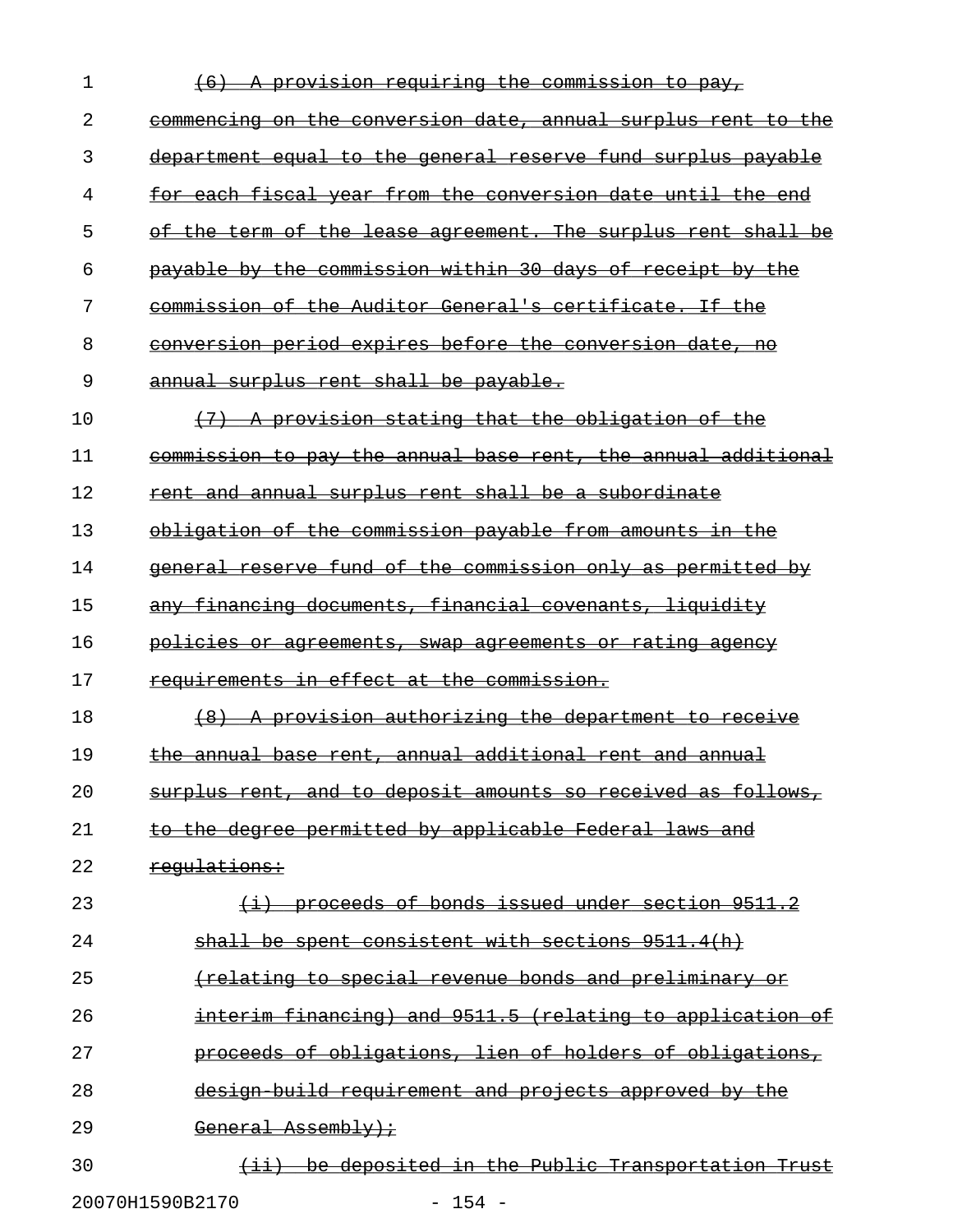~~(6) A provision requiring the commission to pay, commencing on the conversion date, annual surplus rent to the department equal to the general reserve fund surplus payable for each fiscal year from the conversion date until the end of the term of the lease agreement. The surplus rent shall be payable by the commission within 30 days of receipt by the commission of the Auditor General's certificate. If the conversion period expires before the conversion date, no annual surplus rent shall be payable.~~

~~(7) A provision stating that the obligation of the commission to pay the annual base rent, the annual additional rent and annual surplus rent shall be a subordinate obligation of the commission payable from amounts in the general reserve fund of the commission only as permitted by any financing documents, financial covenants, liquidity policies or agreements, swap agreements or rating agency requirements in effect at the commission.~~

~~(8) A provision authorizing the department to receive the annual base rent, annual additional rent and annual surplus rent, and to deposit amounts so received as follows, to the degree permitted by applicable Federal laws and regulations:~~

~~(i) proceeds of bonds issued under section 9511.2 shall be spent consistent with sections 9511.4(h) (relating to special revenue bonds and preliminary or interim financing) and 9511.5 (relating to application of proceeds of obligations, lien of holders of obligations, design-build requirement and projects approved by the General Assembly);~~

~~(ii) be deposited in the Public Transportation Trust~~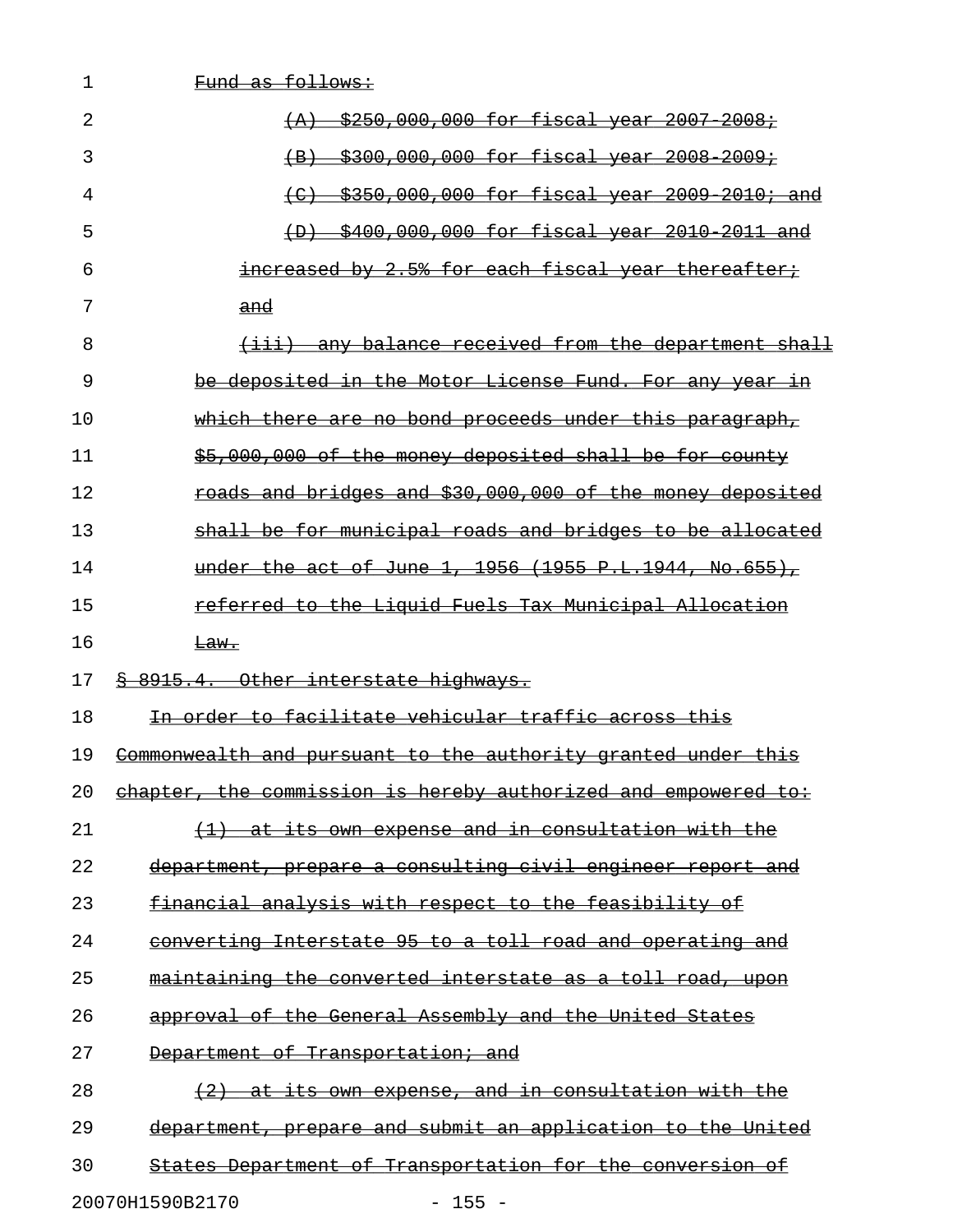Fund as follows:

(A) $250,000,000 for fiscal year 2007-2008;

(B) $300,000,000 for fiscal year 2008-2009;

(C) $350,000,000 for fiscal year 2009-2010; and

(D) $400,000,000 for fiscal year 2010-2011 and increased by 2.5% for each fiscal year thereafter; and

(iii) any balance received from the department shall be deposited in the Motor License Fund. For any year in which there are no bond proceeds under this paragraph, $5,000,000 of the money deposited shall be for county roads and bridges and $30,000,000 of the money deposited shall be for municipal roads and bridges to be allocated under the act of June 1, 1956 (1955 P.L.1944, No.655), referred to the Liquid Fuels Tax Municipal Allocation Law.

§ 8915.4. Other interstate highways.

In order to facilitate vehicular traffic across this Commonwealth and pursuant to the authority granted under this chapter, the commission is hereby authorized and empowered to:

(1) at its own expense and in consultation with the department, prepare a consulting civil engineer report and financial analysis with respect to the feasibility of converting Interstate 95 to a toll road and operating and maintaining the converted interstate as a toll road, upon approval of the General Assembly and the United States Department of Transportation; and

(2) at its own expense, and in consultation with the department, prepare and submit an application to the United States Department of Transportation for the conversion of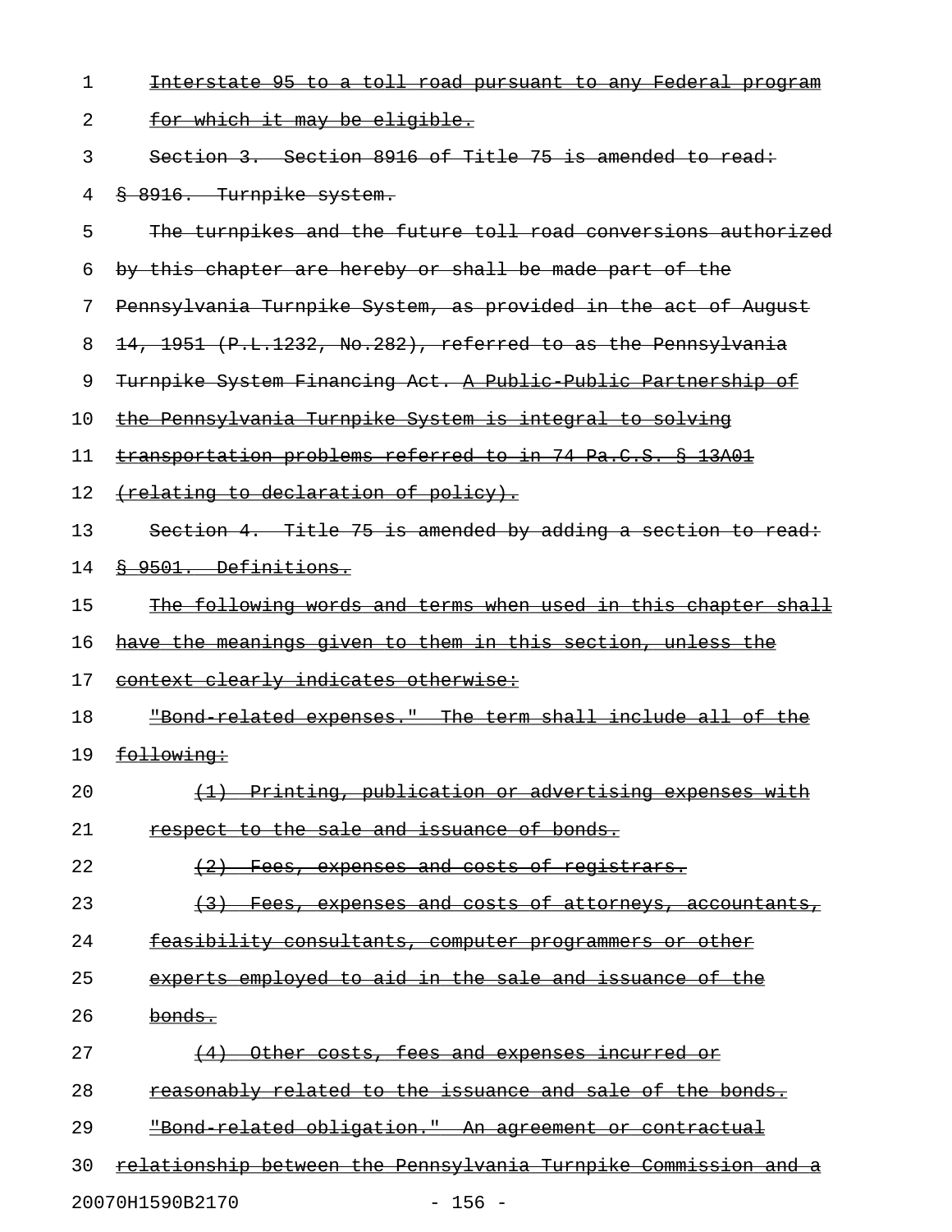Interstate 95 to a toll road pursuant to any Federal program for which it may be eligible.

Section 3. Section 8916 of Title 75 is amended to read:

§ 8916. Turnpike system.

The turnpikes and the future toll road conversions authorized by this chapter are hereby or shall be made part of the Pennsylvania Turnpike System, as provided in the act of August 14, 1951 (P.L.1232, No.282), referred to as the Pennsylvania Turnpike System Financing Act. A Public-Public Partnership of the Pennsylvania Turnpike System is integral to solving transportation problems referred to in 74 Pa.C.S. § 13A01 (relating to declaration of policy).

Section 4. Title 75 is amended by adding a section to read:

§ 9501. Definitions.

The following words and terms when used in this chapter shall have the meanings given to them in this section, unless the context clearly indicates otherwise:

"Bond-related expenses." The term shall include all of the following:

(1) Printing, publication or advertising expenses with respect to the sale and issuance of bonds.

(2) Fees, expenses and costs of registrars.

(3) Fees, expenses and costs of attorneys, accountants, feasibility consultants, computer programmers or other experts employed to aid in the sale and issuance of the bonds.

(4) Other costs, fees and expenses incurred or reasonably related to the issuance and sale of the bonds.

"Bond-related obligation." An agreement or contractual relationship between the Pennsylvania Turnpike Commission and a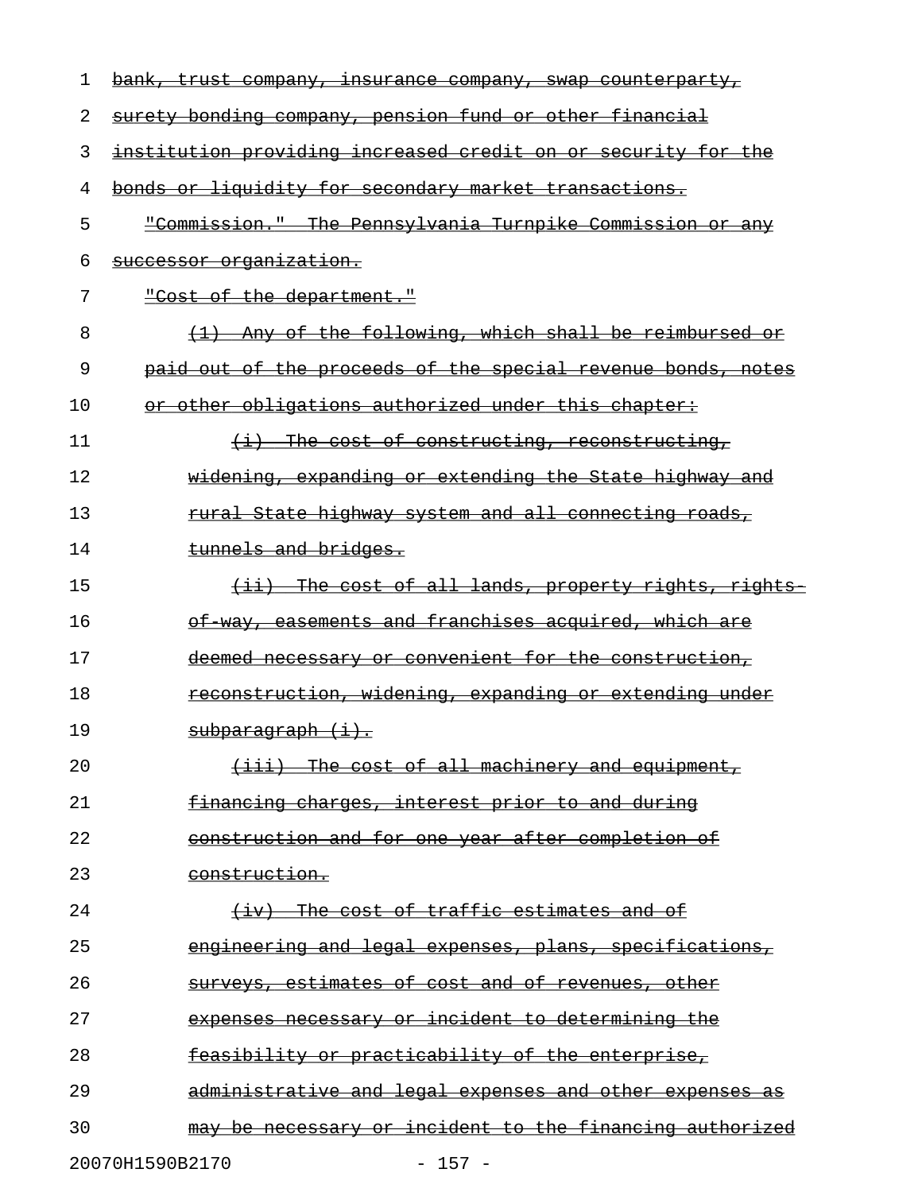~~bank, trust company, insurance company, swap counterparty, surety bonding company, pension fund or other financial institution providing increased credit on or security for the bonds or liquidity for secondary market transactions.~~

~~"Commission." The Pennsylvania Turnpike Commission or any successor organization.~~

~~"Cost of the department."~~

~~(1) Any of the following, which shall be reimbursed or paid out of the proceeds of the special revenue bonds, notes or other obligations authorized under this chapter:~~

~~(i) The cost of constructing, reconstructing, widening, expanding or extending the State highway and rural State highway system and all connecting roads, tunnels and bridges.~~

~~(ii) The cost of all lands, property rights, rights-of-way, easements and franchises acquired, which are deemed necessary or convenient for the construction, reconstruction, widening, expanding or extending under subparagraph (i).~~

~~(iii) The cost of all machinery and equipment, financing charges, interest prior to and during construction and for one year after completion of construction.~~

~~(iv) The cost of traffic estimates and of engineering and legal expenses, plans, specifications, surveys, estimates of cost and of revenues, other expenses necessary or incident to determining the feasibility or practicability of the enterprise, administrative and legal expenses and other expenses as may be necessary or incident to the financing authorized~~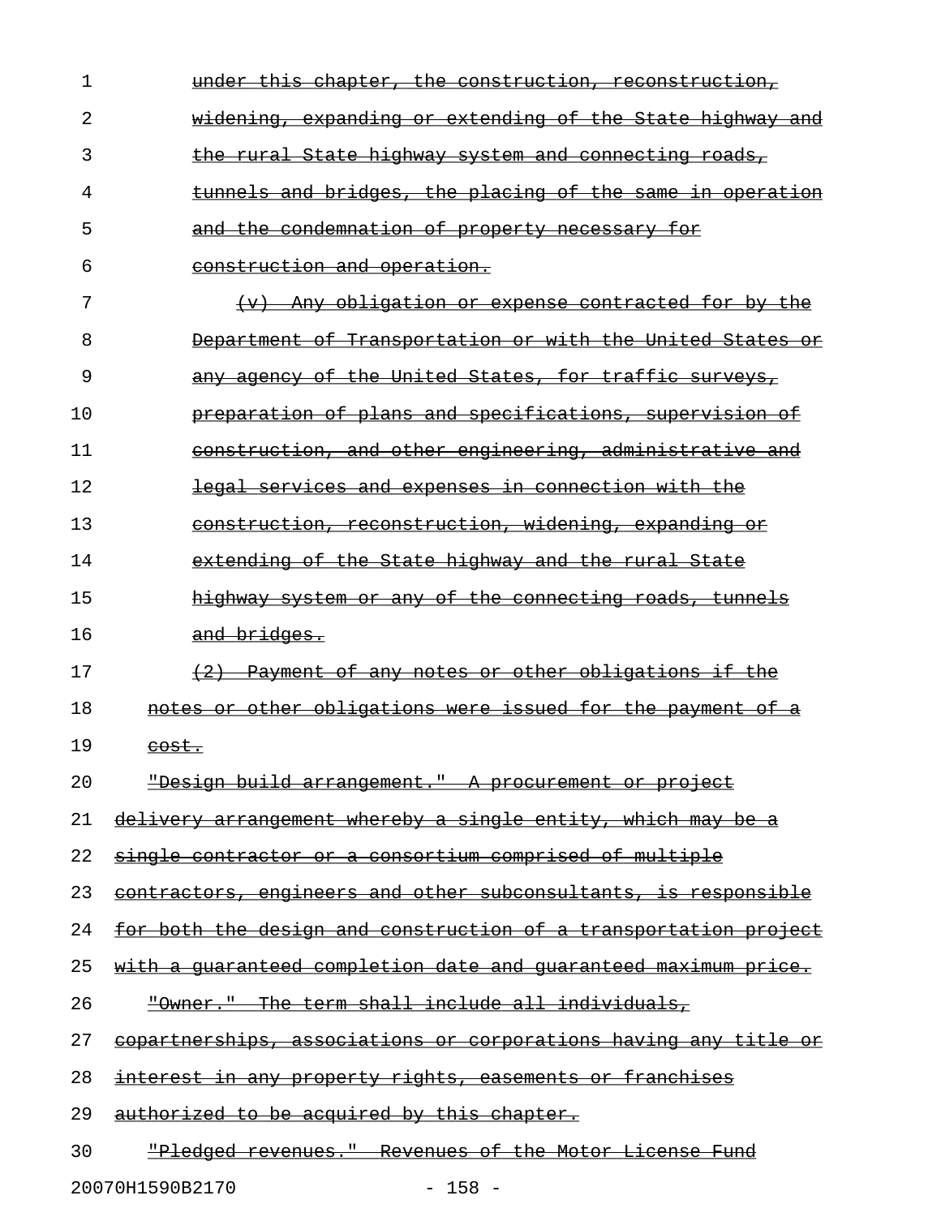under this chapter, the construction, reconstruction, widening, expanding or extending of the State highway and the rural State highway system and connecting roads, tunnels and bridges, the placing of the same in operation and the condemnation of property necessary for construction and operation.

(v) Any obligation or expense contracted for by the Department of Transportation or with the United States or any agency of the United States, for traffic surveys, preparation of plans and specifications, supervision of construction, and other engineering, administrative and legal services and expenses in connection with the construction, reconstruction, widening, expanding or extending of the State highway and the rural State highway system or any of the connecting roads, tunnels and bridges.

(2) Payment of any notes or other obligations if the notes or other obligations were issued for the payment of a cost.

"Design build arrangement." A procurement or project delivery arrangement whereby a single entity, which may be a single contractor or a consortium comprised of multiple contractors, engineers and other subconsultants, is responsible for both the design and construction of a transportation project with a guaranteed completion date and guaranteed maximum price.

"Owner." The term shall include all individuals, copartnerships, associations or corporations having any title or interest in any property rights, easements or franchises authorized to be acquired by this chapter.

"Pledged revenues." Revenues of the Motor License Fund

20070H1590B2170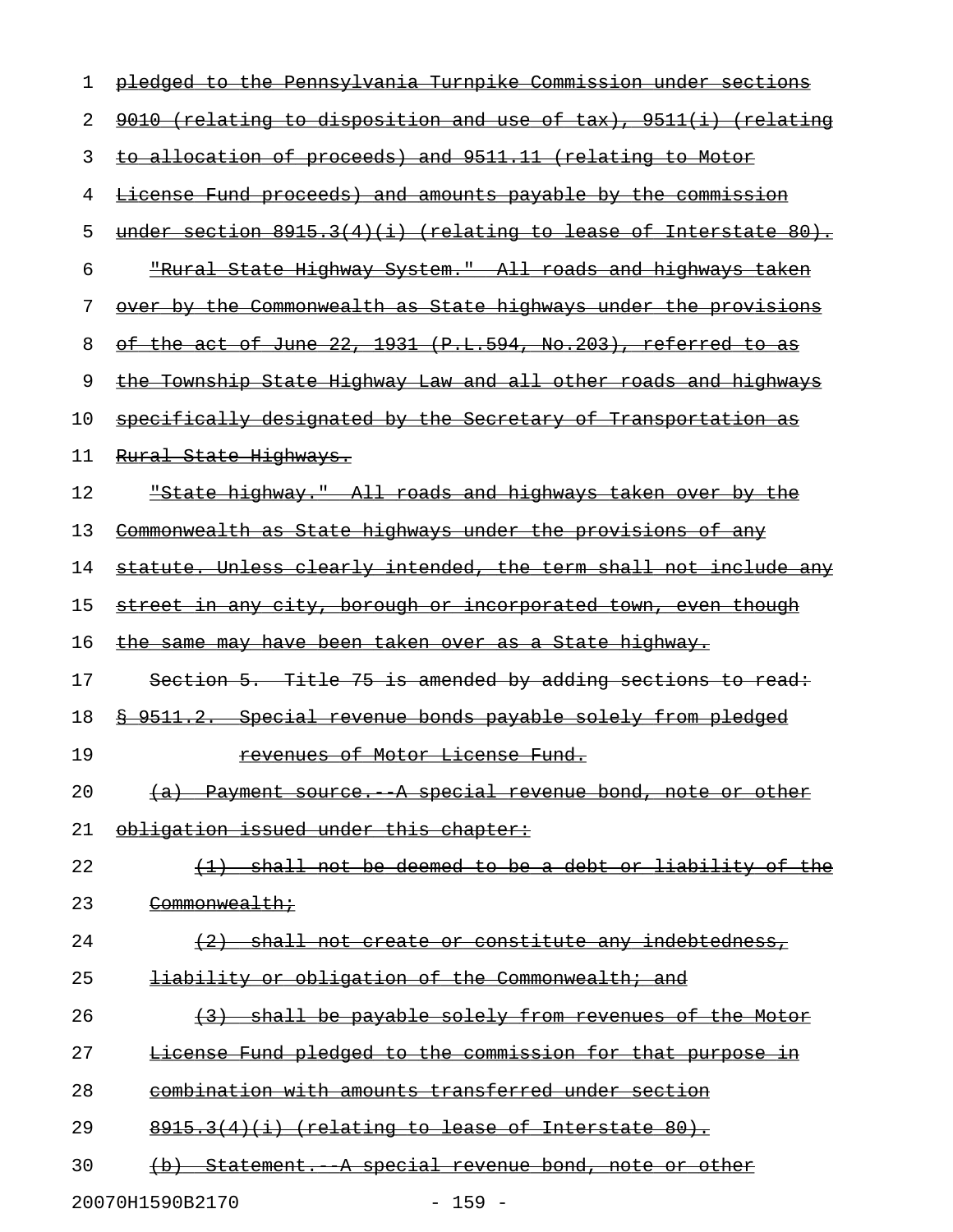pledged to the Pennsylvania Turnpike Commission under sections 9010 (relating to disposition and use of tax), 9511(i) (relating to allocation of proceeds) and 9511.11 (relating to Motor License Fund proceeds) and amounts payable by the commission under section 8915.3(4)(i) (relating to lease of Interstate 80).

"Rural State Highway System." All roads and highways taken over by the Commonwealth as State highways under the provisions of the act of June 22, 1931 (P.L.594, No.203), referred to as the Township State Highway Law and all other roads and highways specifically designated by the Secretary of Transportation as Rural State Highways.

"State highway." All roads and highways taken over by the Commonwealth as State highways under the provisions of any statute. Unless clearly intended, the term shall not include any street in any city, borough or incorporated town, even though the same may have been taken over as a State highway.

Section 5. Title 75 is amended by adding sections to read:

§ 9511.2. Special revenue bonds payable solely from pledged revenues of Motor License Fund.

(a) Payment source.--A special revenue bond, note or other obligation issued under this chapter:

(1) shall not be deemed to be a debt or liability of the Commonwealth;

(2) shall not create or constitute any indebtedness, liability or obligation of the Commonwealth; and

(3) shall be payable solely from revenues of the Motor License Fund pledged to the commission for that purpose in combination with amounts transferred under section 8915.3(4)(i) (relating to lease of Interstate 80).

(b) Statement.--A special revenue bond, note or other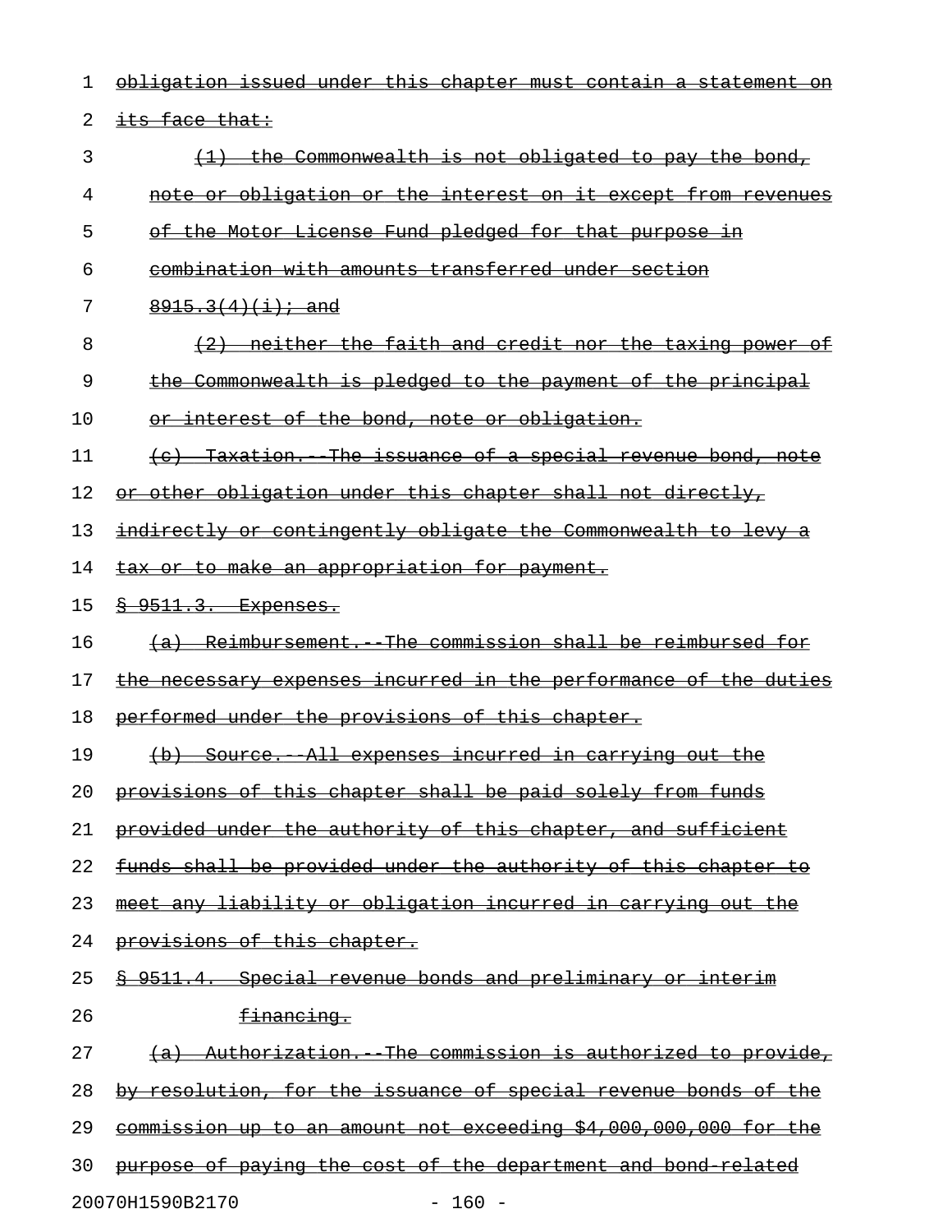obligation issued under this chapter must contain a statement on its face that:

(1) the Commonwealth is not obligated to pay the bond, note or obligation or the interest on it except from revenues of the Motor License Fund pledged for that purpose in combination with amounts transferred under section 8915.3(4)(i); and

(2) neither the faith and credit nor the taxing power of the Commonwealth is pledged to the payment of the principal or interest of the bond, note or obligation.

(c) Taxation.--The issuance of a special revenue bond, note or other obligation under this chapter shall not directly, indirectly or contingently obligate the Commonwealth to levy a tax or to make an appropriation for payment.

§ 9511.3. Expenses.

(a) Reimbursement.--The commission shall be reimbursed for the necessary expenses incurred in the performance of the duties performed under the provisions of this chapter.

(b) Source.--All expenses incurred in carrying out the provisions of this chapter shall be paid solely from funds provided under the authority of this chapter, and sufficient funds shall be provided under the authority of this chapter to meet any liability or obligation incurred in carrying out the provisions of this chapter.

§ 9511.4. Special revenue bonds and preliminary or interim financing.

(a) Authorization.--The commission is authorized to provide, by resolution, for the issuance of special revenue bonds of the commission up to an amount not exceeding $4,000,000,000 for the purpose of paying the cost of the department and bond-related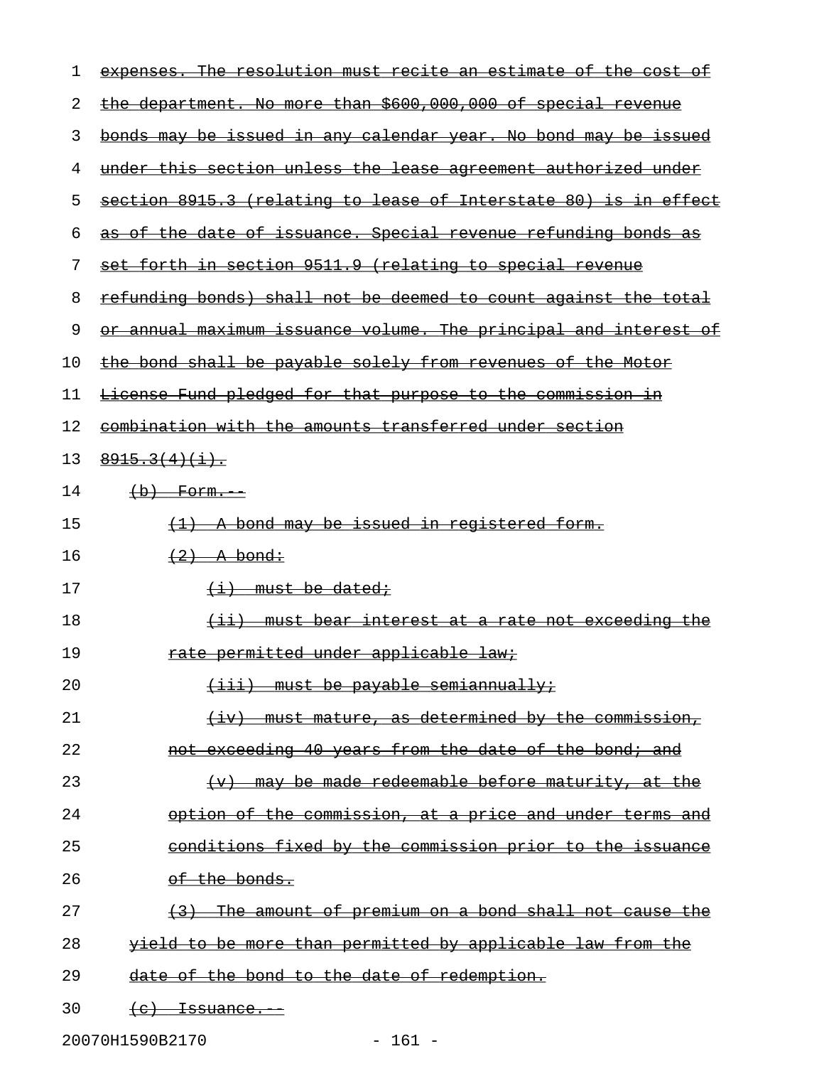~~expenses. The resolution must recite an estimate of the cost of the department. No more than $600,000,000 of special revenue bonds may be issued in any calendar year. No bond may be issued under this section unless the lease agreement authorized under section 8915.3 (relating to lease of Interstate 80) is in effect as of the date of issuance. Special revenue refunding bonds as set forth in section 9511.9 (relating to special revenue refunding bonds) shall not be deemed to count against the total or annual maximum issuance volume. The principal and interest of the bond shall be payable solely from revenues of the Motor License Fund pledged for that purpose to the commission in combination with the amounts transferred under section 8915.3(4)(i).~~

~~(b) Form.--~~

~~(1) A bond may be issued in registered form.~~

~~(2) A bond:~~

~~(i) must be dated;~~

~~(ii) must bear interest at a rate not exceeding the rate permitted under applicable law;~~

~~(iii) must be payable semiannually;~~

~~(iv) must mature, as determined by the commission, not exceeding 40 years from the date of the bond; and~~

~~(v) may be made redeemable before maturity, at the option of the commission, at a price and under terms and conditions fixed by the commission prior to the issuance of the bonds.~~

~~(3) The amount of premium on a bond shall not cause the yield to be more than permitted by applicable law from the date of the bond to the date of redemption.~~

~~(c) Issuance.--~~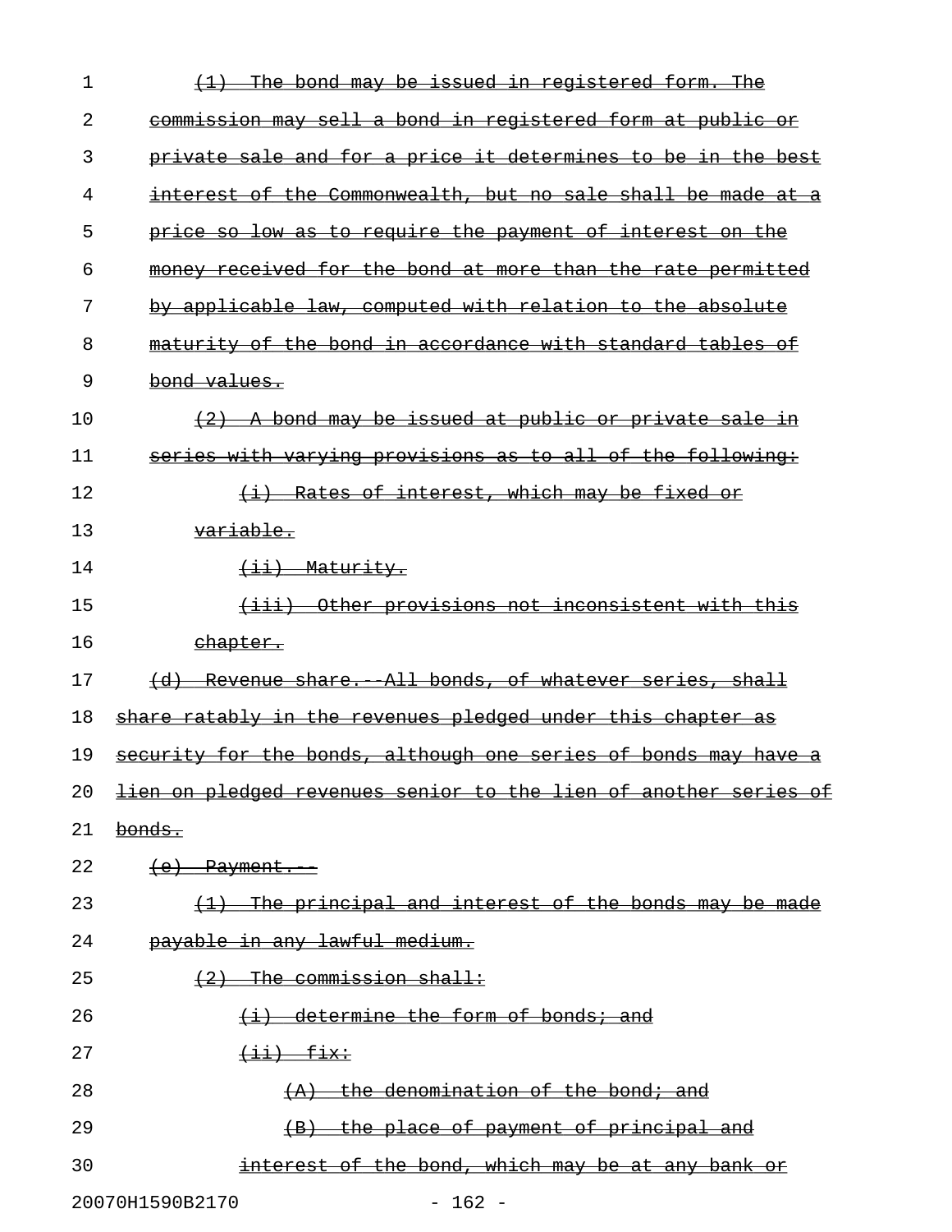~~(1) The bond may be issued in registered form. The commission may sell a bond in registered form at public or private sale and for a price it determines to be in the best interest of the Commonwealth, but no sale shall be made at a price so low as to require the payment of interest on the money received for the bond at more than the rate permitted by applicable law, computed with relation to the absolute maturity of the bond in accordance with standard tables of bond values.~~

~~(2) A bond may be issued at public or private sale in series with varying provisions as to all of the following:~~

~~(i) Rates of interest, which may be fixed or variable.~~

~~(ii) Maturity.~~

~~(iii) Other provisions not inconsistent with this chapter.~~

~~(d) Revenue share.--All bonds, of whatever series, shall share ratably in the revenues pledged under this chapter as security for the bonds, although one series of bonds may have a lien on pledged revenues senior to the lien of another series of bonds.~~

~~(e) Payment.--~~

~~(1) The principal and interest of the bonds may be made payable in any lawful medium.~~

~~(2) The commission shall:~~

~~(i) determine the form of bonds; and~~

~~(ii) fix:~~

~~(A) the denomination of the bond; and~~

~~(B) the place of payment of principal and interest of the bond, which may be at any bank or~~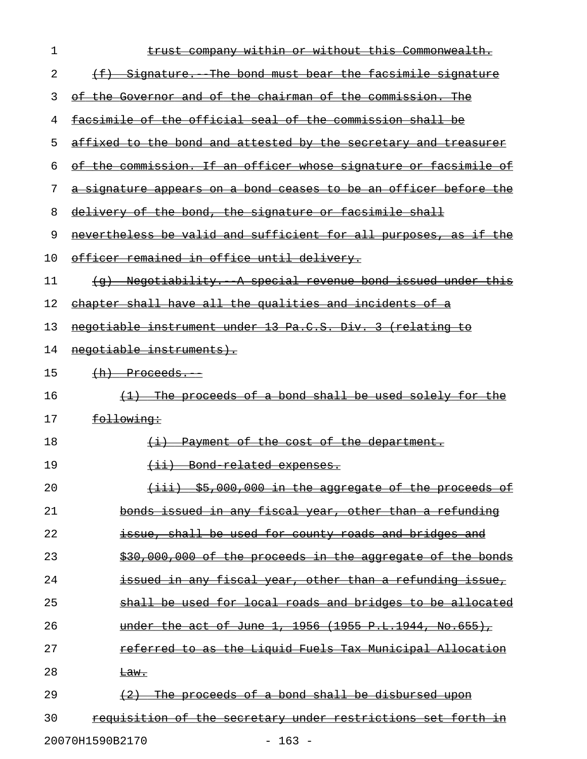trust company within or without this Commonwealth.

(f) Signature.--The bond must bear the facsimile signature of the Governor and of the chairman of the commission. The facsimile of the official seal of the commission shall be affixed to the bond and attested by the secretary and treasurer of the commission. If an officer whose signature or facsimile of a signature appears on a bond ceases to be an officer before the delivery of the bond, the signature or facsimile shall nevertheless be valid and sufficient for all purposes, as if the officer remained in office until delivery.

(g) Negotiability.--A special revenue bond issued under this chapter shall have all the qualities and incidents of a negotiable instrument under 13 Pa.C.S. Div. 3 (relating to negotiable instruments).

(h) Proceeds.--

(1) The proceeds of a bond shall be used solely for the following:

(i) Payment of the cost of the department.

(ii) Bond-related expenses.

(iii) $5,000,000 in the aggregate of the proceeds of bonds issued in any fiscal year, other than a refunding issue, shall be used for county roads and bridges and $30,000,000 of the proceeds in the aggregate of the bonds issued in any fiscal year, other than a refunding issue, shall be used for local roads and bridges to be allocated under the act of June 1, 1956 (1955 P.L.1944, No.655), referred to as the Liquid Fuels Tax Municipal Allocation Law.

(2) The proceeds of a bond shall be disbursed upon requisition of the secretary under restrictions set forth in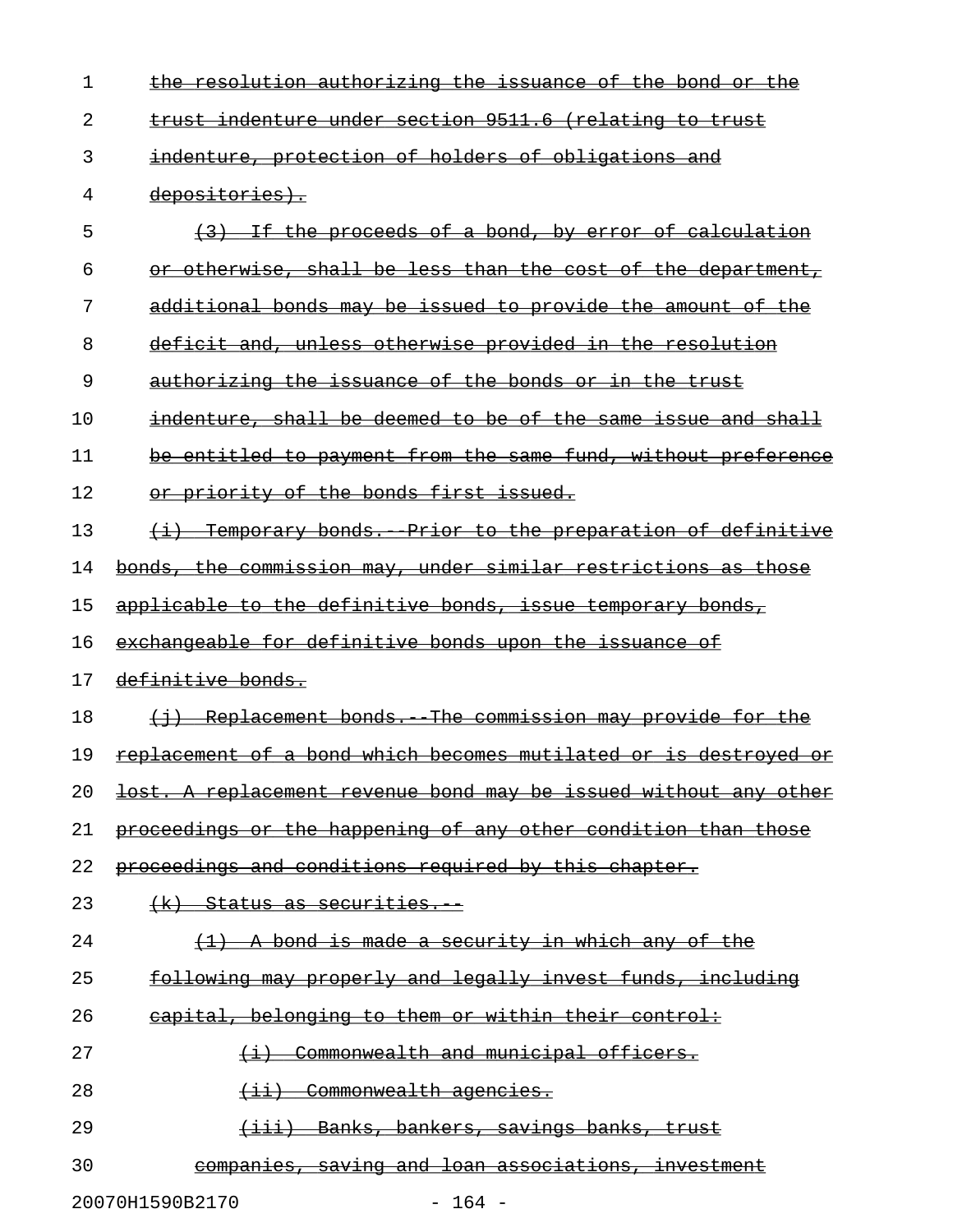the resolution authorizing the issuance of the bond or the trust indenture under section 9511.6 (relating to trust indenture, protection of holders of obligations and depositories).

(3) If the proceeds of a bond, by error of calculation or otherwise, shall be less than the cost of the department, additional bonds may be issued to provide the amount of the deficit and, unless otherwise provided in the resolution authorizing the issuance of the bonds or in the trust indenture, shall be deemed to be of the same issue and shall be entitled to payment from the same fund, without preference or priority of the bonds first issued.

(i) Temporary bonds.--Prior to the preparation of definitive bonds, the commission may, under similar restrictions as those applicable to the definitive bonds, issue temporary bonds, exchangeable for definitive bonds upon the issuance of definitive bonds.

(j) Replacement bonds.--The commission may provide for the replacement of a bond which becomes mutilated or is destroyed or lost. A replacement revenue bond may be issued without any other proceedings or the happening of any other condition than those proceedings and conditions required by this chapter.

(k) Status as securities.--

(1) A bond is made a security in which any of the following may properly and legally invest funds, including capital, belonging to them or within their control:

(i) Commonwealth and municipal officers.

(ii) Commonwealth agencies.

(iii) Banks, bankers, savings banks, trust companies, saving and loan associations, investment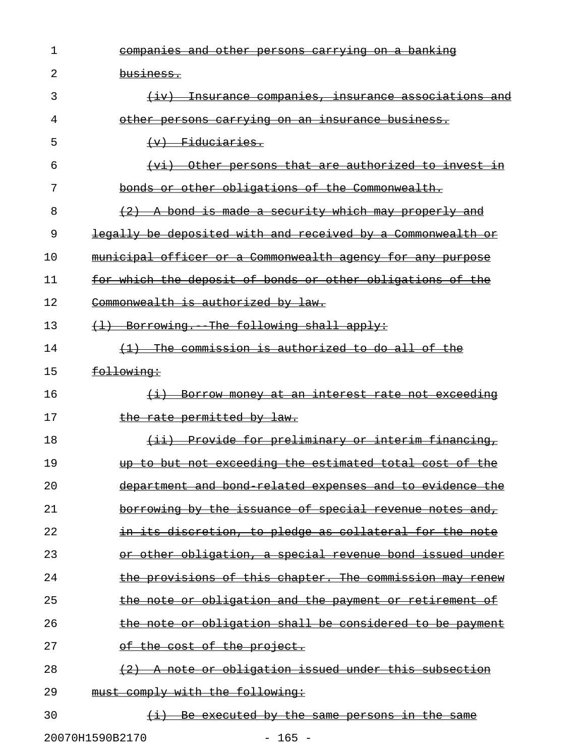~~companies and other persons carrying on a banking business.~~

~~(iv) Insurance companies, insurance associations and other persons carrying on an insurance business.~~

~~(v) Fiduciaries.~~

~~(vi) Other persons that are authorized to invest in bonds or other obligations of the Commonwealth.~~

~~(2) A bond is made a security which may properly and legally be deposited with and received by a Commonwealth or municipal officer or a Commonwealth agency for any purpose for which the deposit of bonds or other obligations of the Commonwealth is authorized by law.~~

~~(l) Borrowing.--The following shall apply:~~

~~(1) The commission is authorized to do all of the following:~~

~~(i) Borrow money at an interest rate not exceeding the rate permitted by law.~~

~~(ii) Provide for preliminary or interim financing, up to but not exceeding the estimated total cost of the department and bond-related expenses and to evidence the borrowing by the issuance of special revenue notes and, in its discretion, to pledge as collateral for the note or other obligation, a special revenue bond issued under the provisions of this chapter. The commission may renew the note or obligation and the payment or retirement of the note or obligation shall be considered to be payment of the cost of the project.~~

~~(2) A note or obligation issued under this subsection must comply with the following:~~

~~(i) Be executed by the same persons in the same~~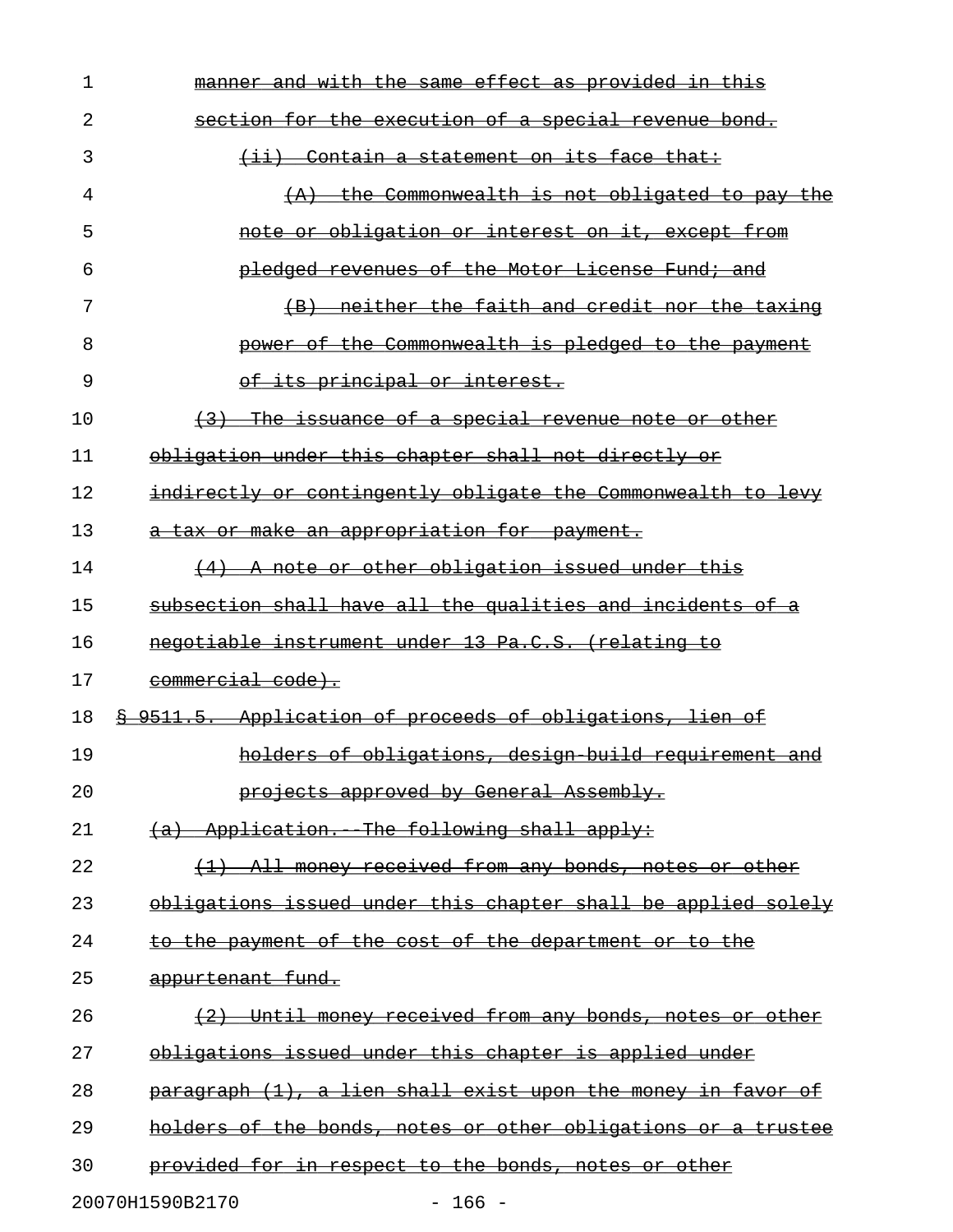manner and with the same effect as provided in this section for the execution of a special revenue bond.

(ii) Contain a statement on its face that:

(A) the Commonwealth is not obligated to pay the note or obligation or interest on it, except from pledged revenues of the Motor License Fund; and

(B) neither the faith and credit nor the taxing power of the Commonwealth is pledged to the payment of its principal or interest.

(3) The issuance of a special revenue note or other obligation under this chapter shall not directly or indirectly or contingently obligate the Commonwealth to levy a tax or make an appropriation for payment.

(4) A note or other obligation issued under this subsection shall have all the qualities and incidents of a negotiable instrument under 13 Pa.C.S. (relating to commercial code).

§ 9511.5. Application of proceeds of obligations, lien of holders of obligations, design-build requirement and projects approved by General Assembly.

(a) Application.--The following shall apply:

(1) All money received from any bonds, notes or other obligations issued under this chapter shall be applied solely to the payment of the cost of the department or to the appurtenant fund.

(2) Until money received from any bonds, notes or other obligations issued under this chapter is applied under paragraph (1), a lien shall exist upon the money in favor of holders of the bonds, notes or other obligations or a trustee provided for in respect to the bonds, notes or other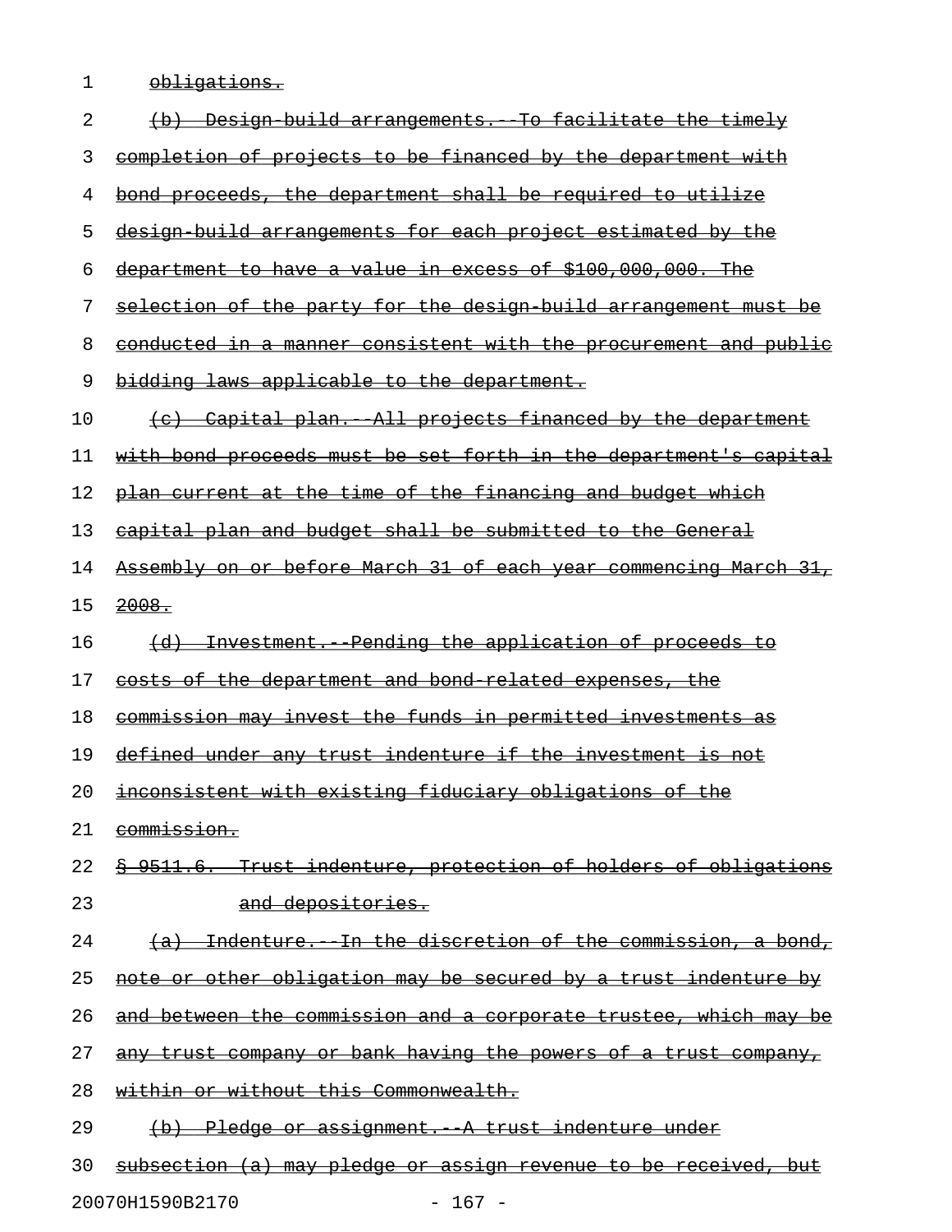obligations.

(b) Design-build arrangements.--To facilitate the timely completion of projects to be financed by the department with bond proceeds, the department shall be required to utilize design-build arrangements for each project estimated by the department to have a value in excess of $100,000,000. The selection of the party for the design-build arrangement must be conducted in a manner consistent with the procurement and public bidding laws applicable to the department.

(c) Capital plan.--All projects financed by the department with bond proceeds must be set forth in the department's capital plan current at the time of the financing and budget which capital plan and budget shall be submitted to the General Assembly on or before March 31 of each year commencing March 31, 2008.

(d) Investment.--Pending the application of proceeds to costs of the department and bond-related expenses, the commission may invest the funds in permitted investments as defined under any trust indenture if the investment is not inconsistent with existing fiduciary obligations of the commission.

§ 9511.6. Trust indenture, protection of holders of obligations and depositories.

(a) Indenture.--In the discretion of the commission, a bond, note or other obligation may be secured by a trust indenture by and between the commission and a corporate trustee, which may be any trust company or bank having the powers of a trust company, within or without this Commonwealth.

(b) Pledge or assignment.--A trust indenture under subsection (a) may pledge or assign revenue to be received, but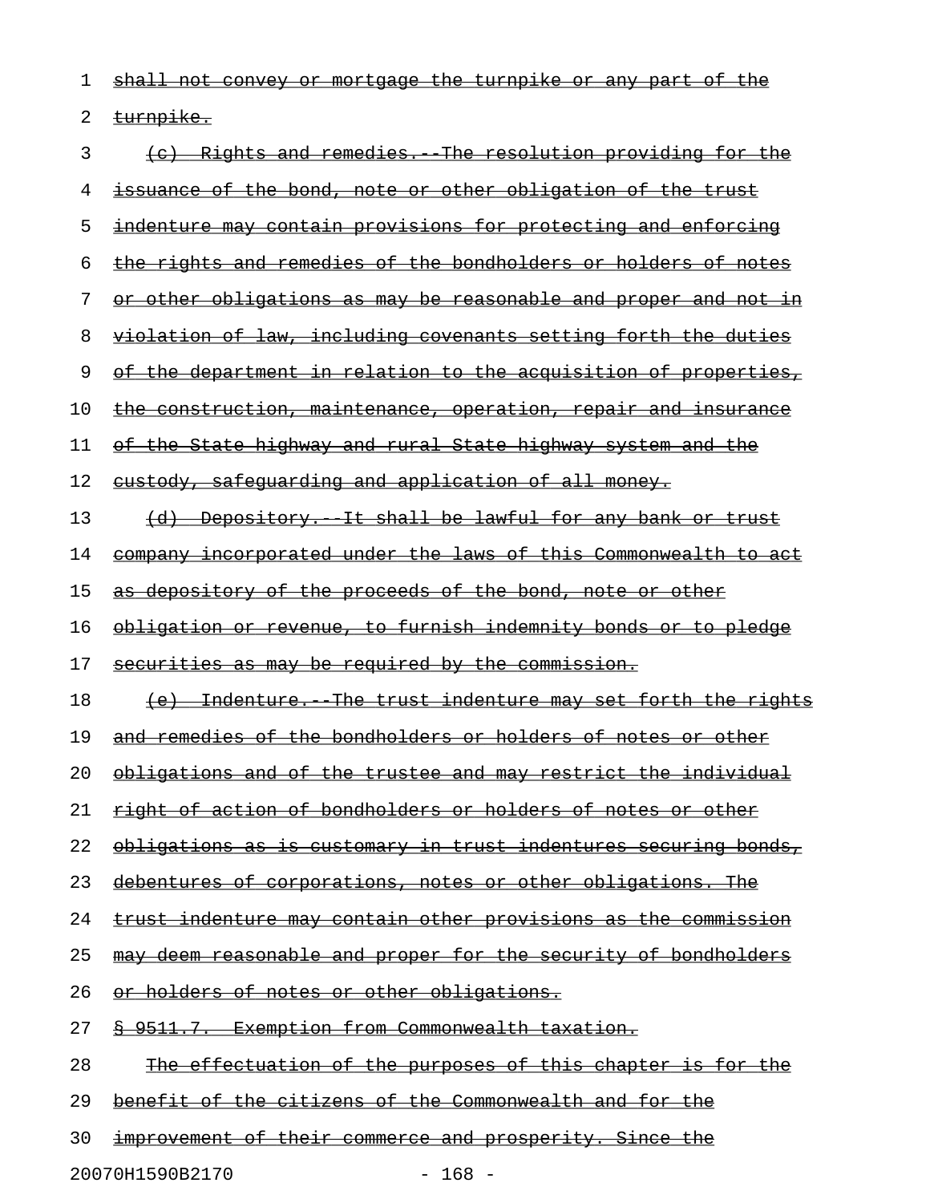shall not convey or mortgage the turnpike or any part of the turnpike.

(c) Rights and remedies.--The resolution providing for the issuance of the bond, note or other obligation of the trust indenture may contain provisions for protecting and enforcing the rights and remedies of the bondholders or holders of notes or other obligations as may be reasonable and proper and not in violation of law, including covenants setting forth the duties of the department in relation to the acquisition of properties, the construction, maintenance, operation, repair and insurance of the State highway and rural State highway system and the custody, safeguarding and application of all money.

(d) Depository.--It shall be lawful for any bank or trust company incorporated under the laws of this Commonwealth to act as depository of the proceeds of the bond, note or other obligation or revenue, to furnish indemnity bonds or to pledge securities as may be required by the commission.

(e) Indenture.--The trust indenture may set forth the rights and remedies of the bondholders or holders of notes or other obligations and of the trustee and may restrict the individual right of action of bondholders or holders of notes or other obligations as is customary in trust indentures securing bonds, debentures of corporations, notes or other obligations. The trust indenture may contain other provisions as the commission may deem reasonable and proper for the security of bondholders or holders of notes or other obligations.

§ 9511.7. Exemption from Commonwealth taxation.

The effectuation of the purposes of this chapter is for the benefit of the citizens of the Commonwealth and for the improvement of their commerce and prosperity. Since the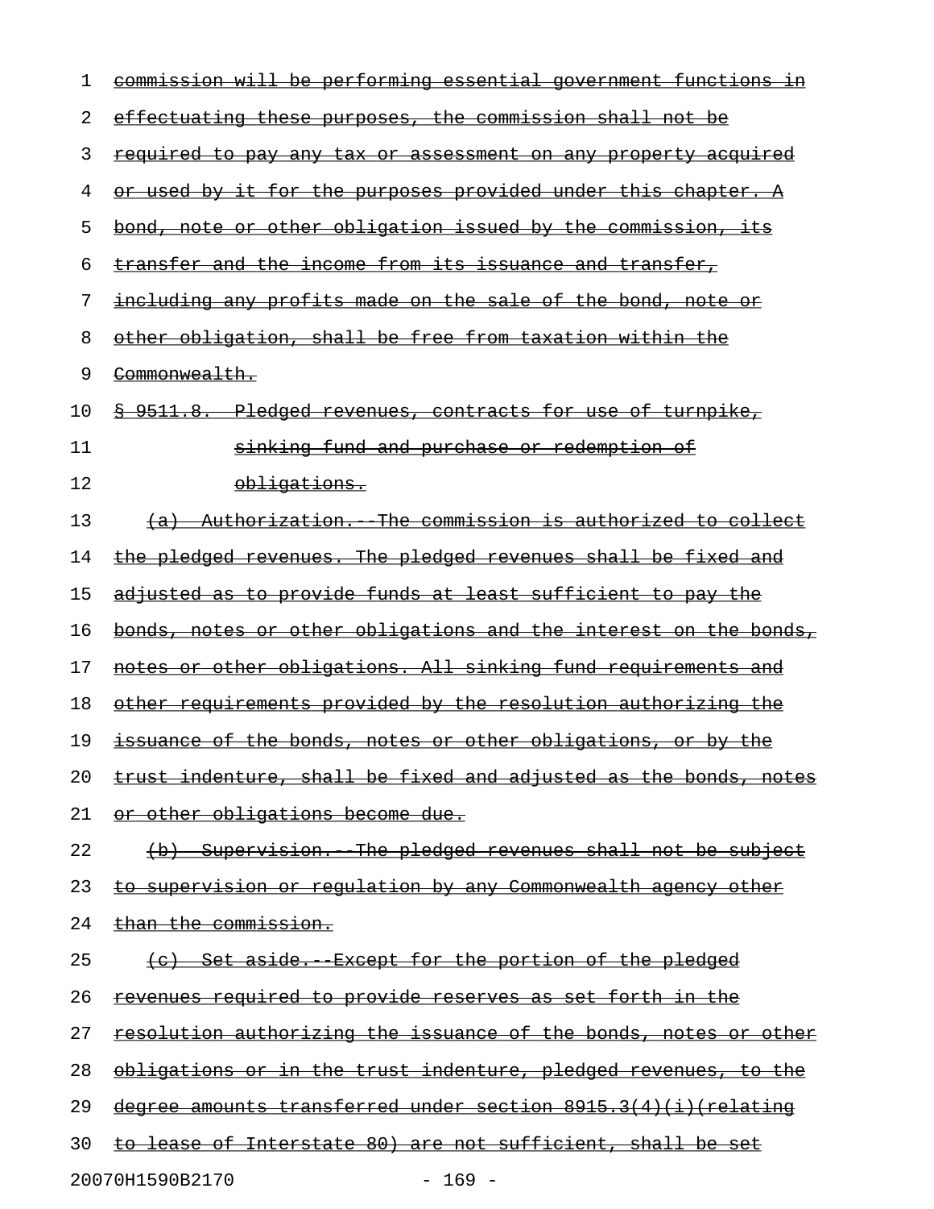commission will be performing essential government functions in effectuating these purposes, the commission shall not be required to pay any tax or assessment on any property acquired or used by it for the purposes provided under this chapter. A bond, note or other obligation issued by the commission, its transfer and the income from its issuance and transfer, including any profits made on the sale of the bond, note or other obligation, shall be free from taxation within the Commonwealth.

§ 9511.8. Pledged revenues, contracts for use of turnpike, sinking fund and purchase or redemption of obligations.

(a) Authorization.--The commission is authorized to collect the pledged revenues. The pledged revenues shall be fixed and adjusted as to provide funds at least sufficient to pay the bonds, notes or other obligations and the interest on the bonds, notes or other obligations. All sinking fund requirements and other requirements provided by the resolution authorizing the issuance of the bonds, notes or other obligations, or by the trust indenture, shall be fixed and adjusted as the bonds, notes or other obligations become due.

(b) Supervision.--The pledged revenues shall not be subject to supervision or regulation by any Commonwealth agency other than the commission.

(c) Set aside.--Except for the portion of the pledged revenues required to provide reserves as set forth in the resolution authorizing the issuance of the bonds, notes or other obligations or in the trust indenture, pledged revenues, to the degree amounts transferred under section 8915.3(4)(i)(relating to lease of Interstate 80) are not sufficient, shall be set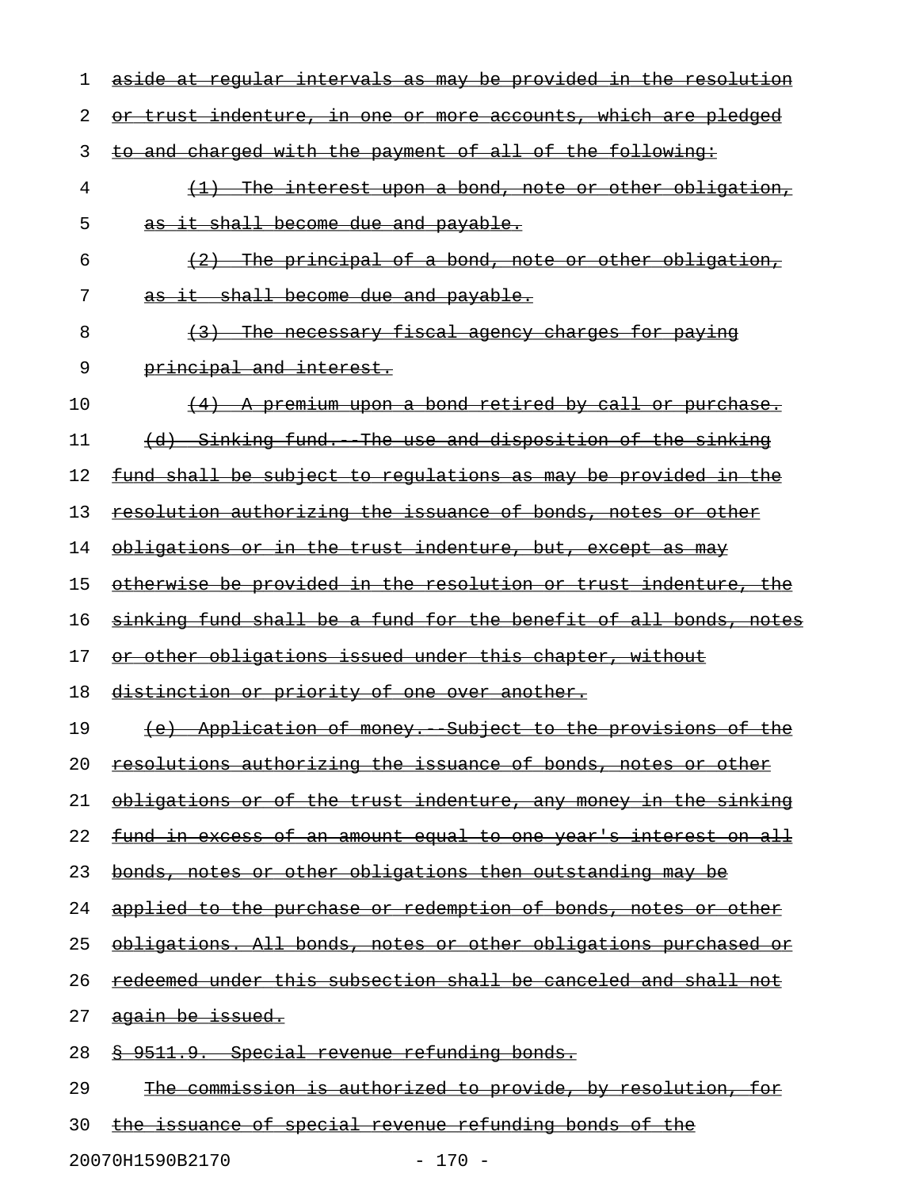~~aside at regular intervals as may be provided in the resolution or trust indenture, in one or more accounts, which are pledged to and charged with the payment of all of the following:~~

~~(1) The interest upon a bond, note or other obligation, as it shall become due and payable.~~

~~(2) The principal of a bond, note or other obligation, as it shall become due and payable.~~

~~(3) The necessary fiscal agency charges for paying principal and interest.~~

~~(4) A premium upon a bond retired by call or purchase.~~

~~(d) Sinking fund.--The use and disposition of the sinking fund shall be subject to regulations as may be provided in the resolution authorizing the issuance of bonds, notes or other obligations or in the trust indenture, but, except as may otherwise be provided in the resolution or trust indenture, the sinking fund shall be a fund for the benefit of all bonds, notes or other obligations issued under this chapter, without distinction or priority of one over another.~~

~~(e) Application of money.--Subject to the provisions of the resolutions authorizing the issuance of bonds, notes or other obligations or of the trust indenture, any money in the sinking fund in excess of an amount equal to one year's interest on all bonds, notes or other obligations then outstanding may be applied to the purchase or redemption of bonds, notes or other obligations. All bonds, notes or other obligations purchased or redeemed under this subsection shall be canceled and shall not again be issued.~~

~~§ 9511.9. Special revenue refunding bonds.~~

~~The commission is authorized to provide, by resolution, for the issuance of special revenue refunding bonds of the~~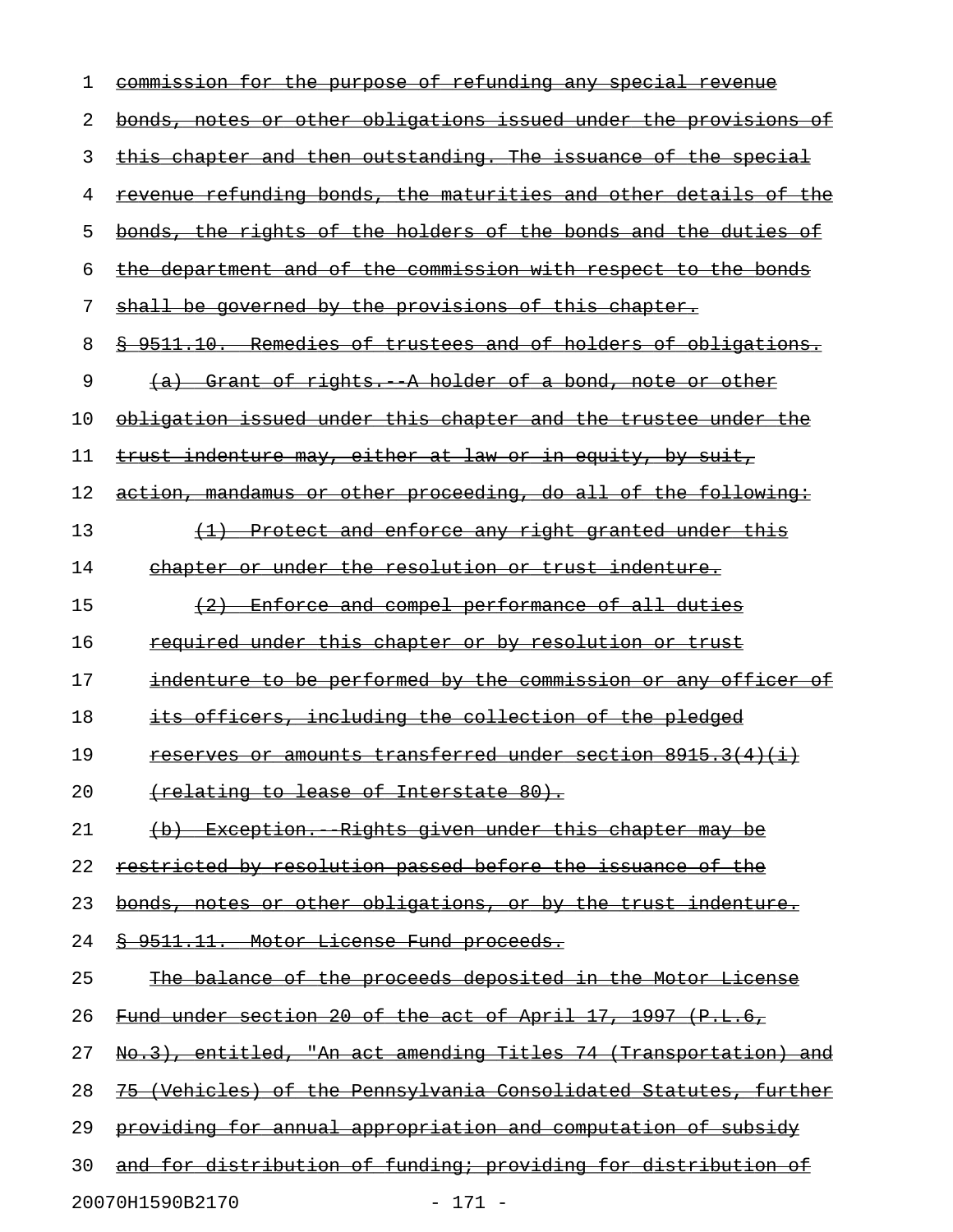~~commission for the purpose of refunding any special revenue bonds, notes or other obligations issued under the provisions of this chapter and then outstanding. The issuance of the special revenue refunding bonds, the maturities and other details of the bonds, the rights of the holders of the bonds and the duties of the department and of the commission with respect to the bonds shall be governed by the provisions of this chapter.~~

~~§ 9511.10. Remedies of trustees and of holders of obligations.~~

~~(a) Grant of rights.--A holder of a bond, note or other obligation issued under this chapter and the trustee under the trust indenture may, either at law or in equity, by suit, action, mandamus or other proceeding, do all of the following:~~

~~(1) Protect and enforce any right granted under this chapter or under the resolution or trust indenture.~~

~~(2) Enforce and compel performance of all duties required under this chapter or by resolution or trust indenture to be performed by the commission or any officer of its officers, including the collection of the pledged reserves or amounts transferred under section 8915.3(4)(i) (relating to lease of Interstate 80).~~

~~(b) Exception.--Rights given under this chapter may be restricted by resolution passed before the issuance of the bonds, notes or other obligations, or by the trust indenture.~~

~~§ 9511.11. Motor License Fund proceeds.~~

~~The balance of the proceeds deposited in the Motor License Fund under section 20 of the act of April 17, 1997 (P.L.6, No.3), entitled, "An act amending Titles 74 (Transportation) and 75 (Vehicles) of the Pennsylvania Consolidated Statutes, further providing for annual appropriation and computation of subsidy and for distribution of funding; providing for distribution of~~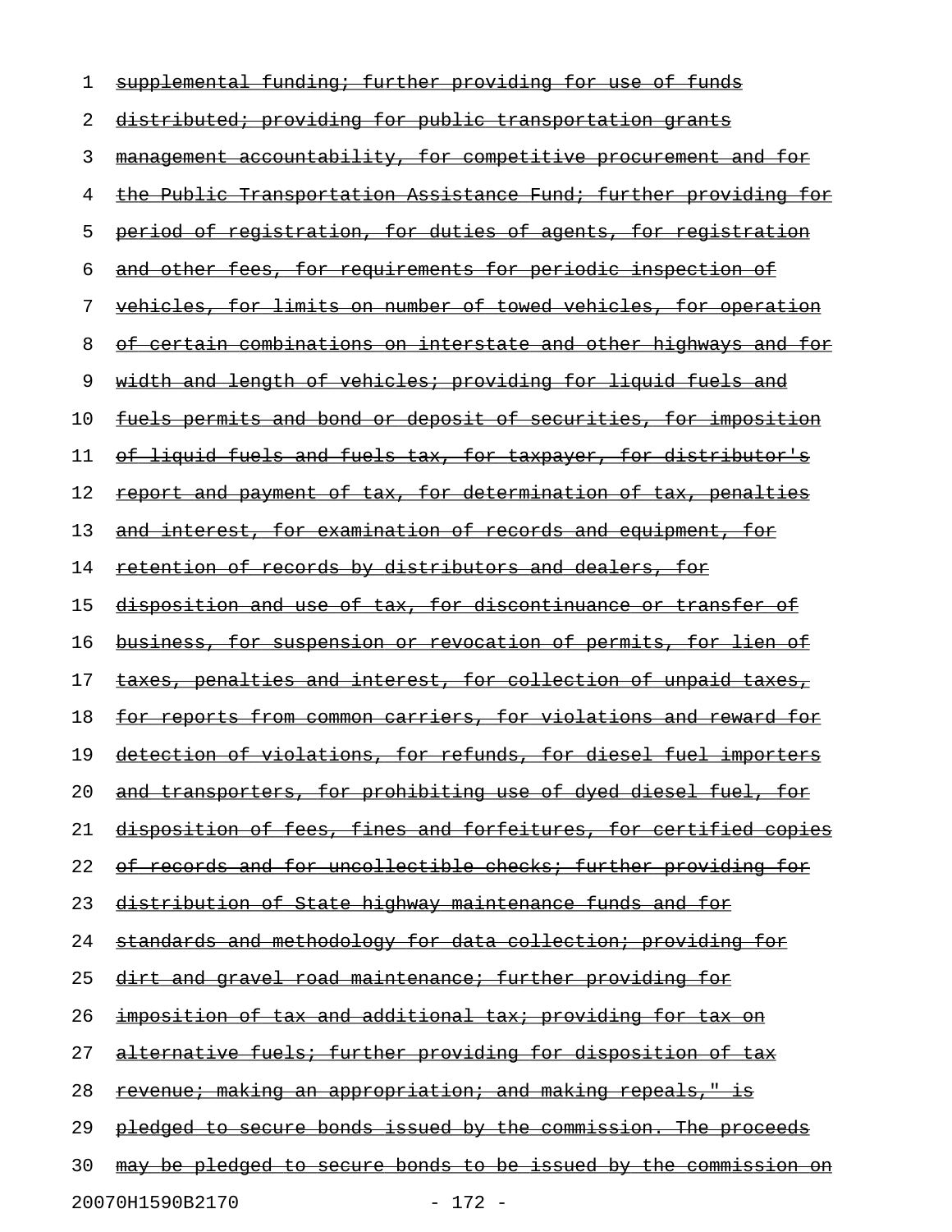1 ~~supplemental funding; further providing for use of funds~~
2 ~~distributed; providing for public transportation grants~~
3 ~~management accountability, for competitive procurement and for~~
4 ~~the Public Transportation Assistance Fund; further providing for~~
5 ~~period of registration, for duties of agents, for registration~~
6 ~~and other fees, for requirements for periodic inspection of~~
7 ~~vehicles, for limits on number of towed vehicles, for operation~~
8 ~~of certain combinations on interstate and other highways and for~~
9 ~~width and length of vehicles; providing for liquid fuels and~~
10 ~~fuels permits and bond or deposit of securities, for imposition~~
11 ~~of liquid fuels and fuels tax, for taxpayer, for distributor's~~
12 ~~report and payment of tax, for determination of tax, penalties~~
13 ~~and interest, for examination of records and equipment, for~~
14 ~~retention of records by distributors and dealers, for~~
15 ~~disposition and use of tax, for discontinuance or transfer of~~
16 ~~business, for suspension or revocation of permits, for lien of~~
17 ~~taxes, penalties and interest, for collection of unpaid taxes,~~
18 ~~for reports from common carriers, for violations and reward for~~
19 ~~detection of violations, for refunds, for diesel fuel importers~~
20 ~~and transporters, for prohibiting use of dyed diesel fuel, for~~
21 ~~disposition of fees, fines and forfeitures, for certified copies~~
22 ~~of records and for uncollectible checks; further providing for~~
23 ~~distribution of State highway maintenance funds and for~~
24 ~~standards and methodology for data collection; providing for~~
25 ~~dirt and gravel road maintenance; further providing for~~
26 ~~imposition of tax and additional tax; providing for tax on~~
27 ~~alternative fuels; further providing for disposition of tax~~
28 ~~revenue; making an appropriation; and making repeals," is~~
29 ~~pledged to secure bonds issued by the commission. The proceeds~~
30 ~~may be pledged to secure bonds to be issued by the commission on~~

20070H1590B2170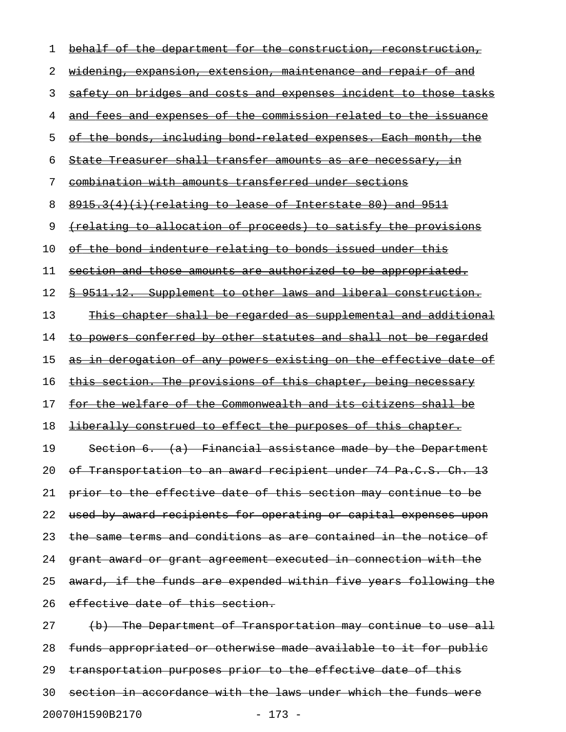behalf of the department for the construction, reconstruction, widening, expansion, extension, maintenance and repair of and safety on bridges and costs and expenses incident to those tasks and fees and expenses of the commission related to the issuance of the bonds, including bond-related expenses. Each month, the State Treasurer shall transfer amounts as are necessary, in combination with amounts transferred under sections 8915.3(4)(i)(relating to lease of Interstate 80) and 9511 (relating to allocation of proceeds) to satisfy the provisions of the bond indenture relating to bonds issued under this section and those amounts are authorized to be appropriated.

§ 9511.12. Supplement to other laws and liberal construction.

This chapter shall be regarded as supplemental and additional to powers conferred by other statutes and shall not be regarded as in derogation of any powers existing on the effective date of this section. The provisions of this chapter, being necessary for the welfare of the Commonwealth and its citizens shall be liberally construed to effect the purposes of this chapter.

Section 6. (a) Financial assistance made by the Department of Transportation to an award recipient under 74 Pa.C.S. Ch. 13 prior to the effective date of this section may continue to be used by award recipients for operating or capital expenses upon the same terms and conditions as are contained in the notice of grant award or grant agreement executed in connection with the award, if the funds are expended within five years following the effective date of this section.

(b) The Department of Transportation may continue to use all funds appropriated or otherwise made available to it for public transportation purposes prior to the effective date of this section in accordance with the laws under which the funds were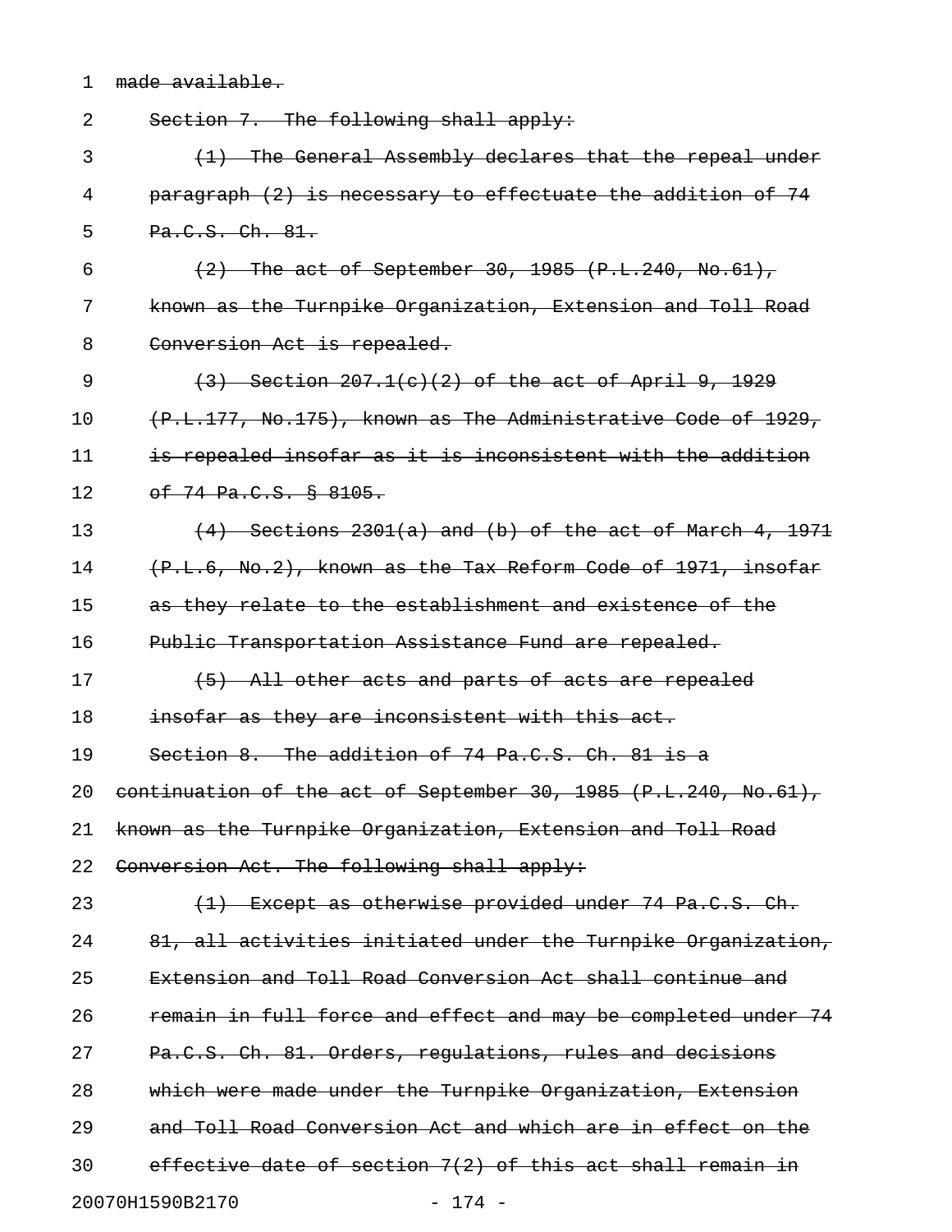~~made available.~~

~~Section 7. The following shall apply:~~

~~(1) The General Assembly declares that the repeal under paragraph (2) is necessary to effectuate the addition of 74 Pa.C.S. Ch. 81.~~

~~(2) The act of September 30, 1985 (P.L.240, No.61), known as the Turnpike Organization, Extension and Toll Road Conversion Act is repealed.~~

~~(3) Section 207.1(c)(2) of the act of April 9, 1929 (P.L.177, No.175), known as The Administrative Code of 1929, is repealed insofar as it is inconsistent with the addition of 74 Pa.C.S. § 8105.~~

~~(4) Sections 2301(a) and (b) of the act of March 4, 1971 (P.L.6, No.2), known as the Tax Reform Code of 1971, insofar as they relate to the establishment and existence of the Public Transportation Assistance Fund are repealed.~~

~~(5) All other acts and parts of acts are repealed insofar as they are inconsistent with this act.~~

~~Section 8. The addition of 74 Pa.C.S. Ch. 81 is a continuation of the act of September 30, 1985 (P.L.240, No.61), known as the Turnpike Organization, Extension and Toll Road Conversion Act. The following shall apply:~~

~~(1) Except as otherwise provided under 74 Pa.C.S. Ch. 81, all activities initiated under the Turnpike Organization, Extension and Toll Road Conversion Act shall continue and remain in full force and effect and may be completed under 74 Pa.C.S. Ch. 81. Orders, regulations, rules and decisions which were made under the Turnpike Organization, Extension and Toll Road Conversion Act and which are in effect on the effective date of section 7(2) of this act shall remain in~~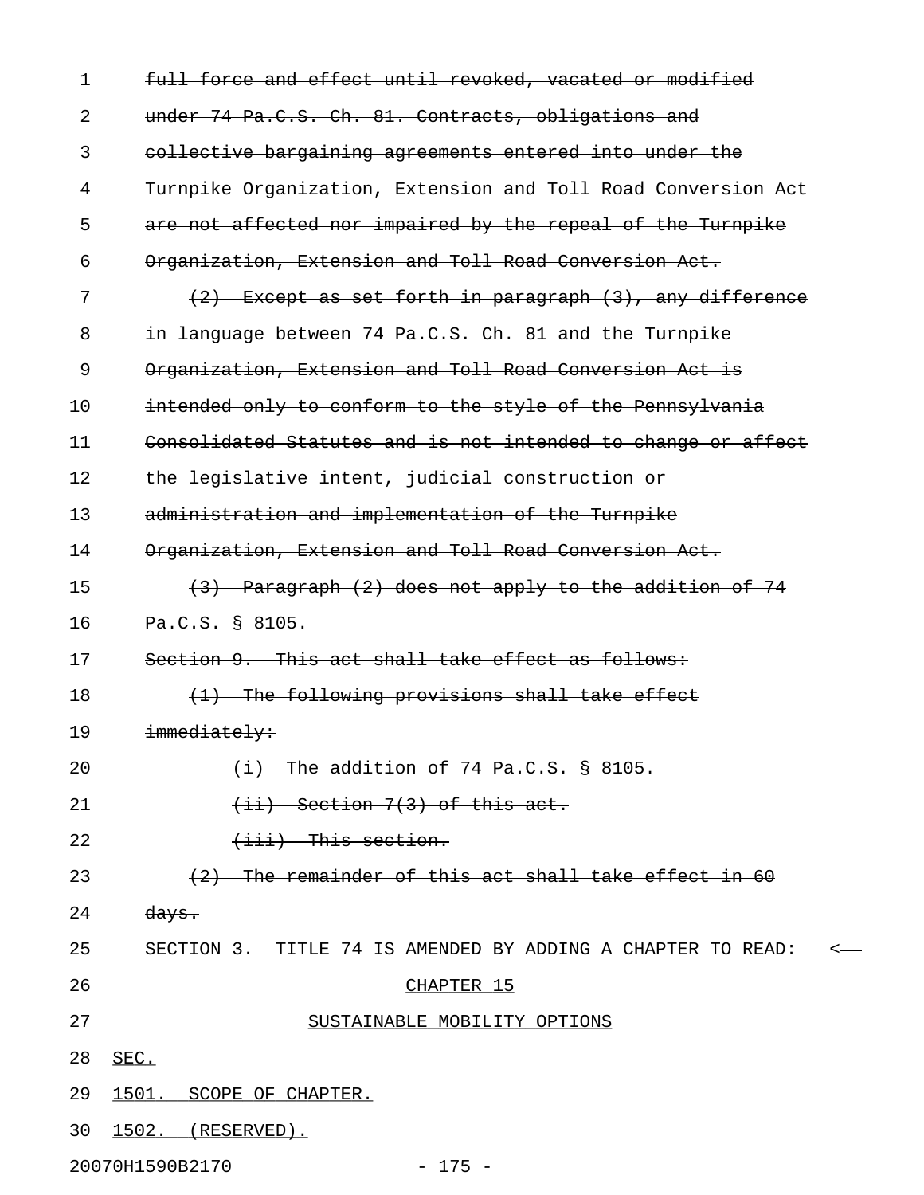~~full force and effect until revoked, vacated or modified under 74 Pa.C.S. Ch. 81. Contracts, obligations and collective bargaining agreements entered into under the Turnpike Organization, Extension and Toll Road Conversion Act are not affected nor impaired by the repeal of the Turnpike Organization, Extension and Toll Road Conversion Act.~~

~~(2) Except as set forth in paragraph (3), any difference in language between 74 Pa.C.S. Ch. 81 and the Turnpike Organization, Extension and Toll Road Conversion Act is intended only to conform to the style of the Pennsylvania Consolidated Statutes and is not intended to change or affect the legislative intent, judicial construction or administration and implementation of the Turnpike Organization, Extension and Toll Road Conversion Act.~~

~~(3) Paragraph (2) does not apply to the addition of 74 Pa.C.S. § 8105.~~

~~Section 9. This act shall take effect as follows:~~

~~(1) The following provisions shall take effect immediately:~~

~~(i) The addition of 74 Pa.C.S. § 8105.~~

~~(ii) Section 7(3) of this act.~~

~~(iii) This section.~~

~~(2) The remainder of this act shall take effect in 60 days.~~

SECTION 3. TITLE 74 IS AMENDED BY ADDING A CHAPTER TO READ:

<u>CHAPTER 15</u>

<u>SUSTAINABLE MOBILITY OPTIONS</u>

<u>SEC.</u>

<u>1501. SCOPE OF CHAPTER.</u>

<u>1502. (RESERVED).</u>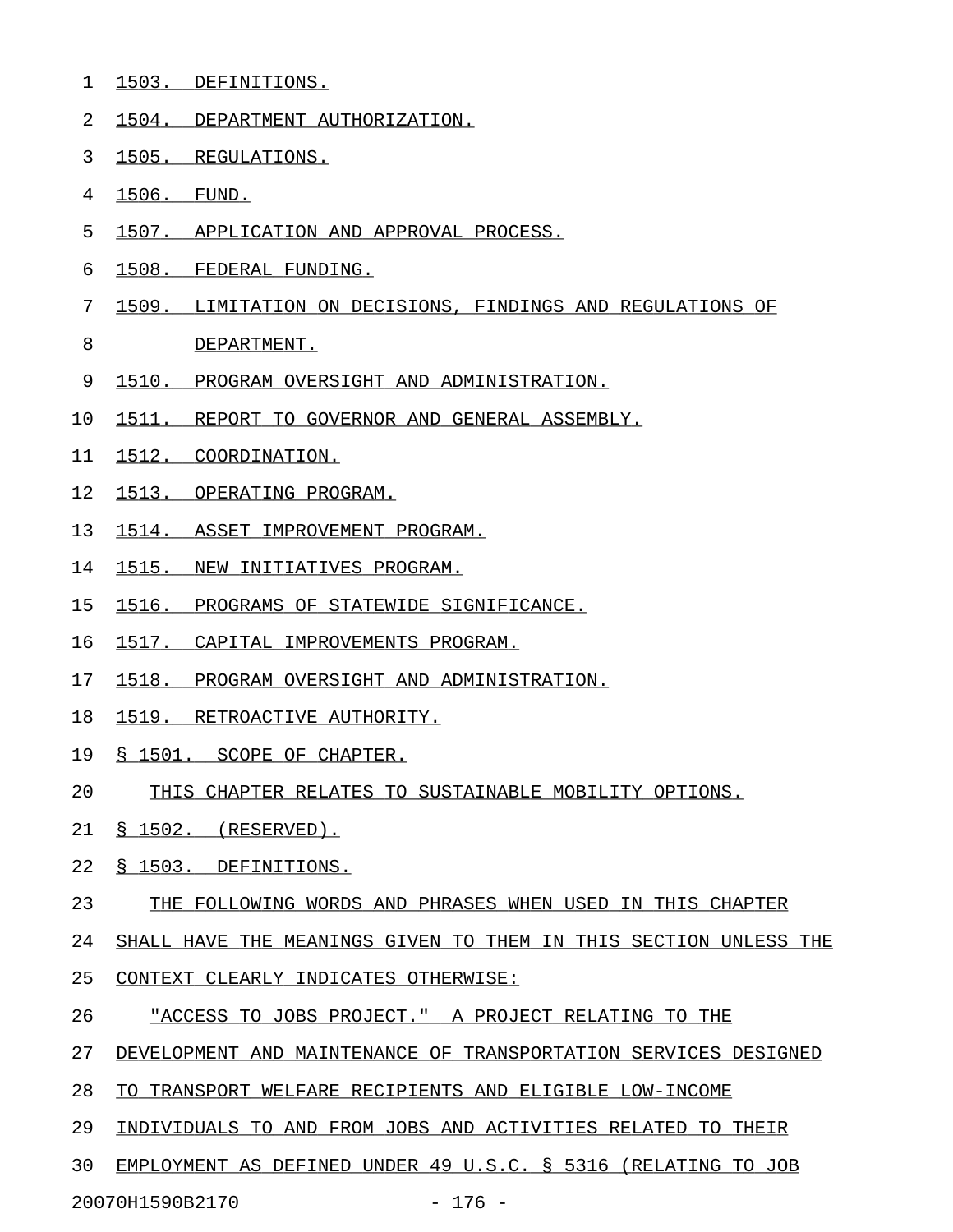1503. DEFINITIONS.

1504. DEPARTMENT AUTHORIZATION.

1505. REGULATIONS.

1506. FUND.

1507. APPLICATION AND APPROVAL PROCESS.

1508. FEDERAL FUNDING.

1509. LIMITATION ON DECISIONS, FINDINGS AND REGULATIONS OF DEPARTMENT.

1510. PROGRAM OVERSIGHT AND ADMINISTRATION.

1511. REPORT TO GOVERNOR AND GENERAL ASSEMBLY.

1512. COORDINATION.

1513. OPERATING PROGRAM.

1514. ASSET IMPROVEMENT PROGRAM.

1515. NEW INITIATIVES PROGRAM.

1516. PROGRAMS OF STATEWIDE SIGNIFICANCE.

1517. CAPITAL IMPROVEMENTS PROGRAM.

1518. PROGRAM OVERSIGHT AND ADMINISTRATION.

1519. RETROACTIVE AUTHORITY.

§ 1501. SCOPE OF CHAPTER.

THIS CHAPTER RELATES TO SUSTAINABLE MOBILITY OPTIONS.

§ 1502. (RESERVED).

§ 1503. DEFINITIONS.

THE FOLLOWING WORDS AND PHRASES WHEN USED IN THIS CHAPTER SHALL HAVE THE MEANINGS GIVEN TO THEM IN THIS SECTION UNLESS THE CONTEXT CLEARLY INDICATES OTHERWISE:

"ACCESS TO JOBS PROJECT." A PROJECT RELATING TO THE DEVELOPMENT AND MAINTENANCE OF TRANSPORTATION SERVICES DESIGNED TO TRANSPORT WELFARE RECIPIENTS AND ELIGIBLE LOW-INCOME INDIVIDUALS TO AND FROM JOBS AND ACTIVITIES RELATED TO THEIR EMPLOYMENT AS DEFINED UNDER 49 U.S.C. § 5316 (RELATING TO JOB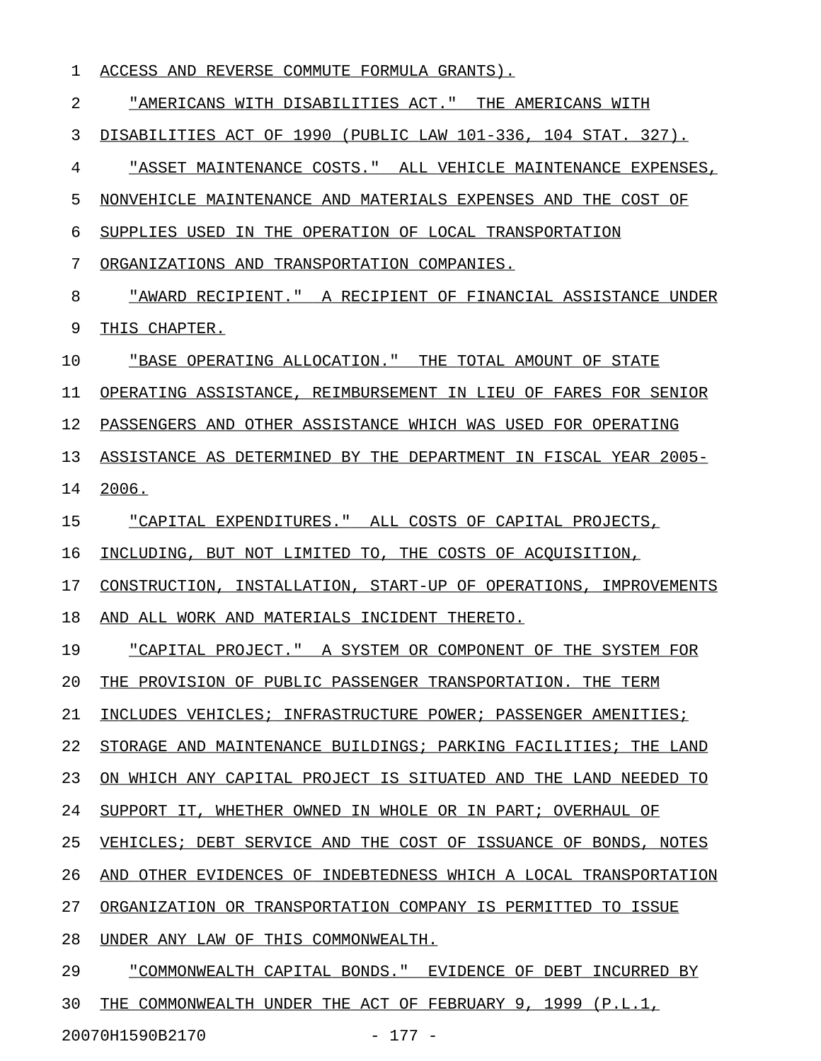ACCESS AND REVERSE COMMUTE FORMULA GRANTS).

"AMERICANS WITH DISABILITIES ACT." THE AMERICANS WITH DISABILITIES ACT OF 1990 (PUBLIC LAW 101-336, 104 STAT. 327).

"ASSET MAINTENANCE COSTS." ALL VEHICLE MAINTENANCE EXPENSES, NONVEHICLE MAINTENANCE AND MATERIALS EXPENSES AND THE COST OF SUPPLIES USED IN THE OPERATION OF LOCAL TRANSPORTATION ORGANIZATIONS AND TRANSPORTATION COMPANIES.

"AWARD RECIPIENT." A RECIPIENT OF FINANCIAL ASSISTANCE UNDER THIS CHAPTER.

"BASE OPERATING ALLOCATION." THE TOTAL AMOUNT OF STATE OPERATING ASSISTANCE, REIMBURSEMENT IN LIEU OF FARES FOR SENIOR PASSENGERS AND OTHER ASSISTANCE WHICH WAS USED FOR OPERATING ASSISTANCE AS DETERMINED BY THE DEPARTMENT IN FISCAL YEAR 2005-2006.

"CAPITAL EXPENDITURES." ALL COSTS OF CAPITAL PROJECTS, INCLUDING, BUT NOT LIMITED TO, THE COSTS OF ACQUISITION, CONSTRUCTION, INSTALLATION, START-UP OF OPERATIONS, IMPROVEMENTS AND ALL WORK AND MATERIALS INCIDENT THERETO.

"CAPITAL PROJECT." A SYSTEM OR COMPONENT OF THE SYSTEM FOR THE PROVISION OF PUBLIC PASSENGER TRANSPORTATION. THE TERM INCLUDES VEHICLES; INFRASTRUCTURE POWER; PASSENGER AMENITIES; STORAGE AND MAINTENANCE BUILDINGS; PARKING FACILITIES; THE LAND ON WHICH ANY CAPITAL PROJECT IS SITUATED AND THE LAND NEEDED TO SUPPORT IT, WHETHER OWNED IN WHOLE OR IN PART; OVERHAUL OF VEHICLES; DEBT SERVICE AND THE COST OF ISSUANCE OF BONDS, NOTES AND OTHER EVIDENCES OF INDEBTEDNESS WHICH A LOCAL TRANSPORTATION ORGANIZATION OR TRANSPORTATION COMPANY IS PERMITTED TO ISSUE UNDER ANY LAW OF THIS COMMONWEALTH.

"COMMONWEALTH CAPITAL BONDS." EVIDENCE OF DEBT INCURRED BY THE COMMONWEALTH UNDER THE ACT OF FEBRUARY 9, 1999 (P.L.1,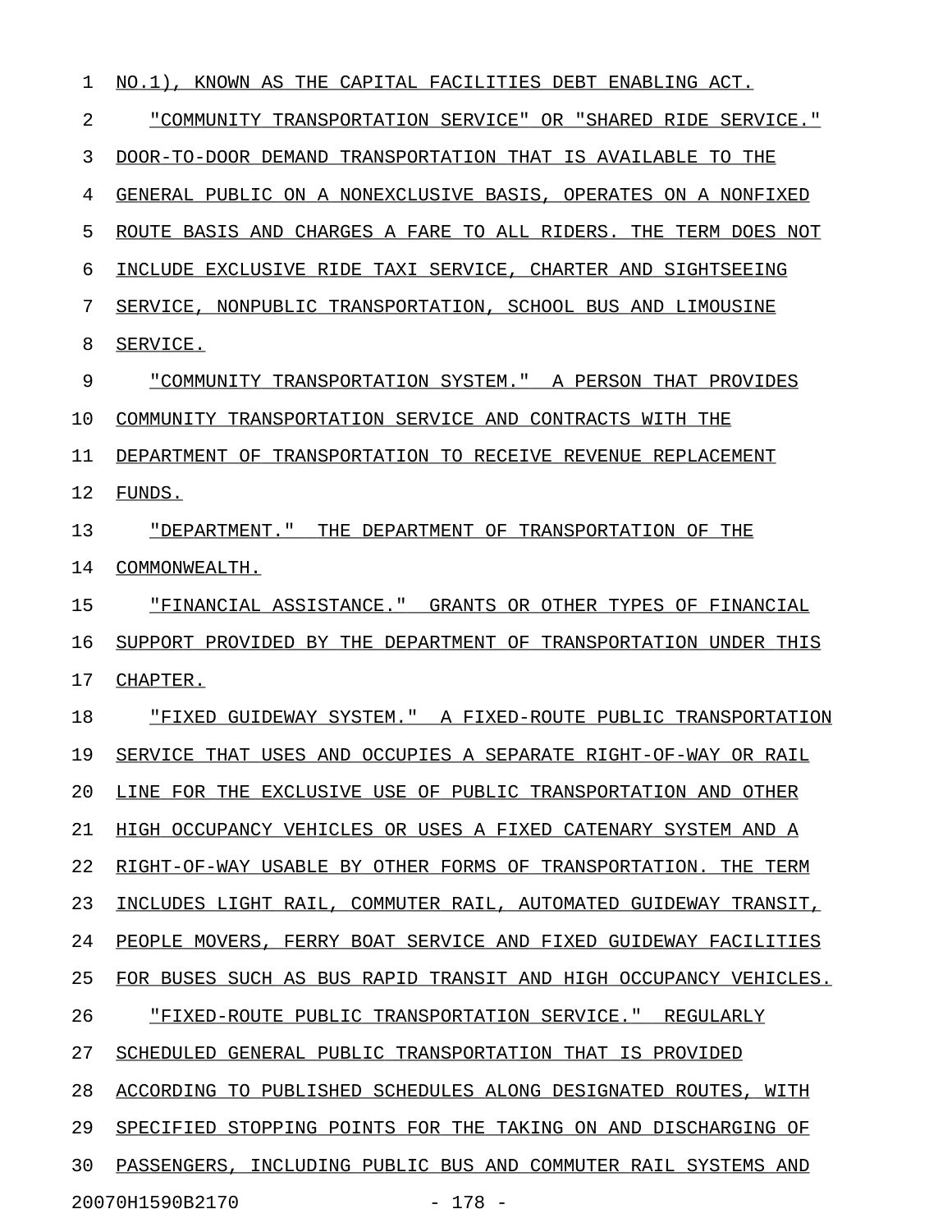NO.1), KNOWN AS THE CAPITAL FACILITIES DEBT ENABLING ACT.

"COMMUNITY TRANSPORTATION SERVICE" OR "SHARED RIDE SERVICE." DOOR-TO-DOOR DEMAND TRANSPORTATION THAT IS AVAILABLE TO THE GENERAL PUBLIC ON A NONEXCLUSIVE BASIS, OPERATES ON A NONFIXED ROUTE BASIS AND CHARGES A FARE TO ALL RIDERS. THE TERM DOES NOT INCLUDE EXCLUSIVE RIDE TAXI SERVICE, CHARTER AND SIGHTSEEING SERVICE, NONPUBLIC TRANSPORTATION, SCHOOL BUS AND LIMOUSINE SERVICE.

"COMMUNITY TRANSPORTATION SYSTEM." A PERSON THAT PROVIDES COMMUNITY TRANSPORTATION SERVICE AND CONTRACTS WITH THE DEPARTMENT OF TRANSPORTATION TO RECEIVE REVENUE REPLACEMENT FUNDS.

"DEPARTMENT." THE DEPARTMENT OF TRANSPORTATION OF THE COMMONWEALTH.

"FINANCIAL ASSISTANCE." GRANTS OR OTHER TYPES OF FINANCIAL SUPPORT PROVIDED BY THE DEPARTMENT OF TRANSPORTATION UNDER THIS CHAPTER.

"FIXED GUIDEWAY SYSTEM." A FIXED-ROUTE PUBLIC TRANSPORTATION SERVICE THAT USES AND OCCUPIES A SEPARATE RIGHT-OF-WAY OR RAIL LINE FOR THE EXCLUSIVE USE OF PUBLIC TRANSPORTATION AND OTHER HIGH OCCUPANCY VEHICLES OR USES A FIXED CATENARY SYSTEM AND A RIGHT-OF-WAY USABLE BY OTHER FORMS OF TRANSPORTATION. THE TERM INCLUDES LIGHT RAIL, COMMUTER RAIL, AUTOMATED GUIDEWAY TRANSIT, PEOPLE MOVERS, FERRY BOAT SERVICE AND FIXED GUIDEWAY FACILITIES FOR BUSES SUCH AS BUS RAPID TRANSIT AND HIGH OCCUPANCY VEHICLES.

"FIXED-ROUTE PUBLIC TRANSPORTATION SERVICE." REGULARLY SCHEDULED GENERAL PUBLIC TRANSPORTATION THAT IS PROVIDED ACCORDING TO PUBLISHED SCHEDULES ALONG DESIGNATED ROUTES, WITH SPECIFIED STOPPING POINTS FOR THE TAKING ON AND DISCHARGING OF PASSENGERS, INCLUDING PUBLIC BUS AND COMMUTER RAIL SYSTEMS AND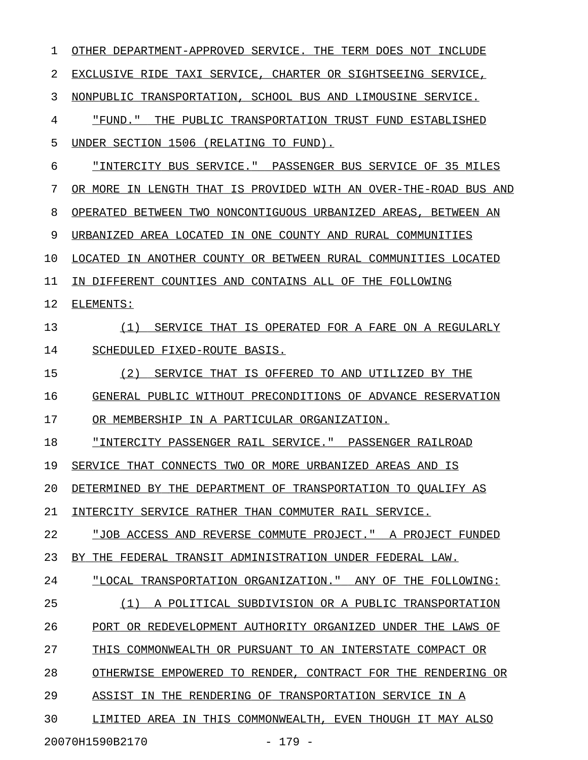OTHER DEPARTMENT-APPROVED SERVICE. THE TERM DOES NOT INCLUDE EXCLUSIVE RIDE TAXI SERVICE, CHARTER OR SIGHTSEEING SERVICE, NONPUBLIC TRANSPORTATION, SCHOOL BUS AND LIMOUSINE SERVICE.

"FUND." THE PUBLIC TRANSPORTATION TRUST FUND ESTABLISHED UNDER SECTION 1506 (RELATING TO FUND).

"INTERCITY BUS SERVICE." PASSENGER BUS SERVICE OF 35 MILES OR MORE IN LENGTH THAT IS PROVIDED WITH AN OVER-THE-ROAD BUS AND OPERATED BETWEEN TWO NONCONTIGUOUS URBANIZED AREAS, BETWEEN AN URBANIZED AREA LOCATED IN ONE COUNTY AND RURAL COMMUNITIES LOCATED IN ANOTHER COUNTY OR BETWEEN RURAL COMMUNITIES LOCATED IN DIFFERENT COUNTIES AND CONTAINS ALL OF THE FOLLOWING ELEMENTS:

(1) SERVICE THAT IS OPERATED FOR A FARE ON A REGULARLY SCHEDULED FIXED-ROUTE BASIS.

(2) SERVICE THAT IS OFFERED TO AND UTILIZED BY THE GENERAL PUBLIC WITHOUT PRECONDITIONS OF ADVANCE RESERVATION OR MEMBERSHIP IN A PARTICULAR ORGANIZATION.

"INTERCITY PASSENGER RAIL SERVICE." PASSENGER RAILROAD SERVICE THAT CONNECTS TWO OR MORE URBANIZED AREAS AND IS DETERMINED BY THE DEPARTMENT OF TRANSPORTATION TO QUALIFY AS INTERCITY SERVICE RATHER THAN COMMUTER RAIL SERVICE.

"JOB ACCESS AND REVERSE COMMUTE PROJECT." A PROJECT FUNDED BY THE FEDERAL TRANSIT ADMINISTRATION UNDER FEDERAL LAW.

"LOCAL TRANSPORTATION ORGANIZATION." ANY OF THE FOLLOWING:

(1) A POLITICAL SUBDIVISION OR A PUBLIC TRANSPORTATION PORT OR REDEVELOPMENT AUTHORITY ORGANIZED UNDER THE LAWS OF THIS COMMONWEALTH OR PURSUANT TO AN INTERSTATE COMPACT OR OTHERWISE EMPOWERED TO RENDER, CONTRACT FOR THE RENDERING OR ASSIST IN THE RENDERING OF TRANSPORTATION SERVICE IN A LIMITED AREA IN THIS COMMONWEALTH, EVEN THOUGH IT MAY ALSO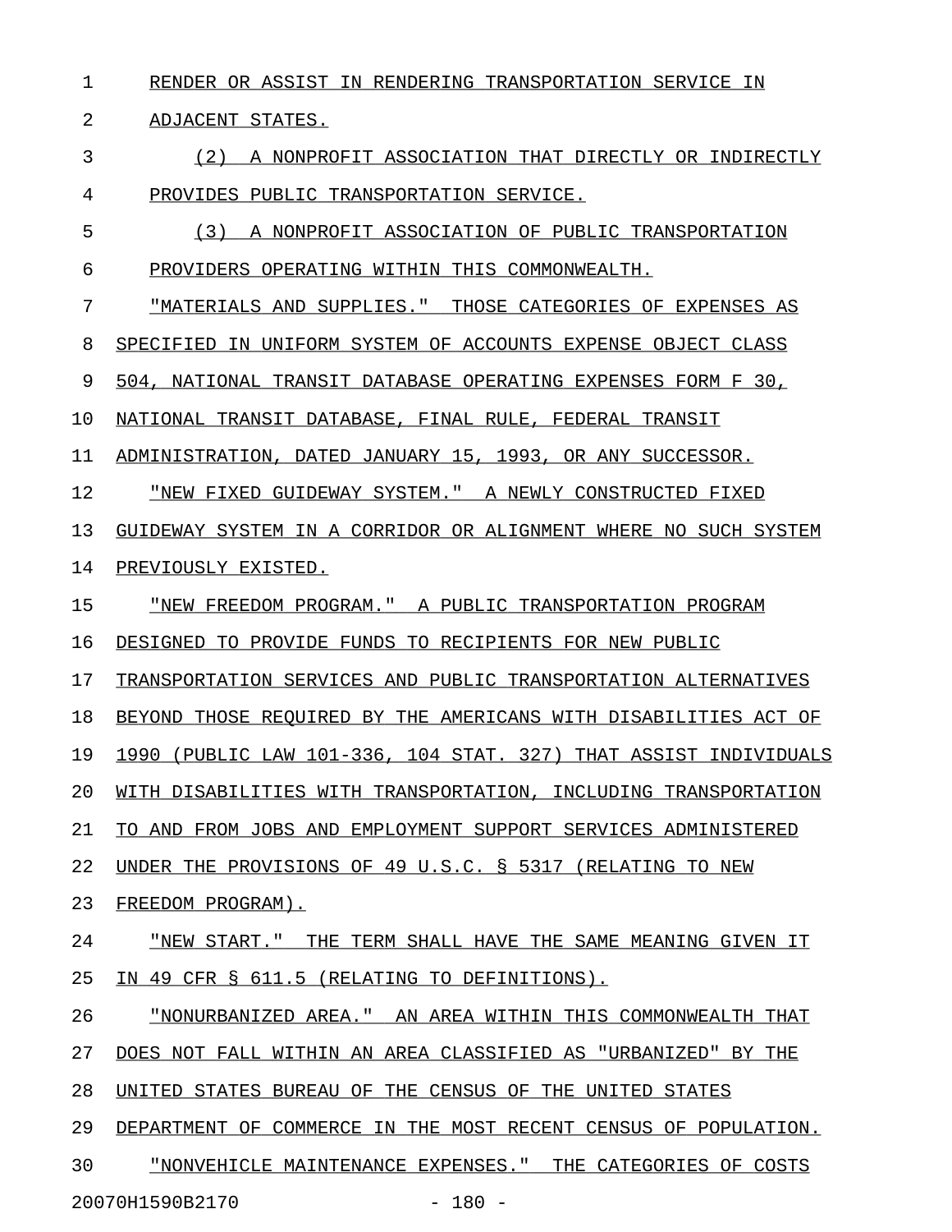RENDER OR ASSIST IN RENDERING TRANSPORTATION SERVICE IN ADJACENT STATES.

(2) A NONPROFIT ASSOCIATION THAT DIRECTLY OR INDIRECTLY PROVIDES PUBLIC TRANSPORTATION SERVICE.

(3) A NONPROFIT ASSOCIATION OF PUBLIC TRANSPORTATION PROVIDERS OPERATING WITHIN THIS COMMONWEALTH.

"MATERIALS AND SUPPLIES." THOSE CATEGORIES OF EXPENSES AS SPECIFIED IN UNIFORM SYSTEM OF ACCOUNTS EXPENSE OBJECT CLASS 504, NATIONAL TRANSIT DATABASE OPERATING EXPENSES FORM F 30, NATIONAL TRANSIT DATABASE, FINAL RULE, FEDERAL TRANSIT ADMINISTRATION, DATED JANUARY 15, 1993, OR ANY SUCCESSOR.

"NEW FIXED GUIDEWAY SYSTEM." A NEWLY CONSTRUCTED FIXED GUIDEWAY SYSTEM IN A CORRIDOR OR ALIGNMENT WHERE NO SUCH SYSTEM PREVIOUSLY EXISTED.

"NEW FREEDOM PROGRAM." A PUBLIC TRANSPORTATION PROGRAM DESIGNED TO PROVIDE FUNDS TO RECIPIENTS FOR NEW PUBLIC TRANSPORTATION SERVICES AND PUBLIC TRANSPORTATION ALTERNATIVES BEYOND THOSE REQUIRED BY THE AMERICANS WITH DISABILITIES ACT OF 1990 (PUBLIC LAW 101-336, 104 STAT. 327) THAT ASSIST INDIVIDUALS WITH DISABILITIES WITH TRANSPORTATION, INCLUDING TRANSPORTATION TO AND FROM JOBS AND EMPLOYMENT SUPPORT SERVICES ADMINISTERED UNDER THE PROVISIONS OF 49 U.S.C. § 5317 (RELATING TO NEW FREEDOM PROGRAM).

"NEW START." THE TERM SHALL HAVE THE SAME MEANING GIVEN IT IN 49 CFR § 611.5 (RELATING TO DEFINITIONS).

"NONURBANIZED AREA." AN AREA WITHIN THIS COMMONWEALTH THAT DOES NOT FALL WITHIN AN AREA CLASSIFIED AS "URBANIZED" BY THE UNITED STATES BUREAU OF THE CENSUS OF THE UNITED STATES DEPARTMENT OF COMMERCE IN THE MOST RECENT CENSUS OF POPULATION.

"NONVEHICLE MAINTENANCE EXPENSES." THE CATEGORIES OF COSTS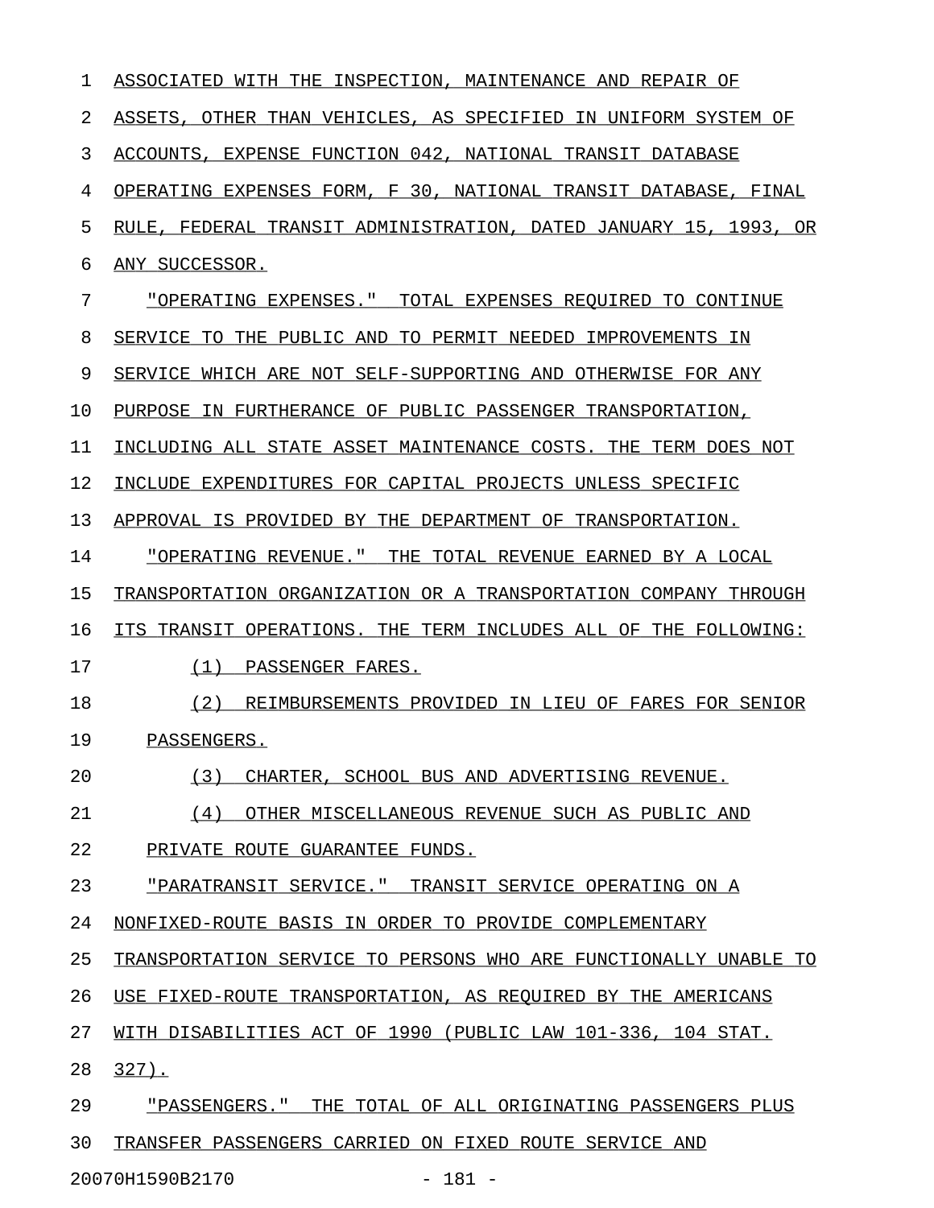ASSOCIATED WITH THE INSPECTION, MAINTENANCE AND REPAIR OF ASSETS, OTHER THAN VEHICLES, AS SPECIFIED IN UNIFORM SYSTEM OF ACCOUNTS, EXPENSE FUNCTION 042, NATIONAL TRANSIT DATABASE OPERATING EXPENSES FORM, F 30, NATIONAL TRANSIT DATABASE, FINAL RULE, FEDERAL TRANSIT ADMINISTRATION, DATED JANUARY 15, 1993, OR ANY SUCCESSOR.

"OPERATING EXPENSES." TOTAL EXPENSES REQUIRED TO CONTINUE SERVICE TO THE PUBLIC AND TO PERMIT NEEDED IMPROVEMENTS IN SERVICE WHICH ARE NOT SELF-SUPPORTING AND OTHERWISE FOR ANY PURPOSE IN FURTHERANCE OF PUBLIC PASSENGER TRANSPORTATION, INCLUDING ALL STATE ASSET MAINTENANCE COSTS. THE TERM DOES NOT INCLUDE EXPENDITURES FOR CAPITAL PROJECTS UNLESS SPECIFIC APPROVAL IS PROVIDED BY THE DEPARTMENT OF TRANSPORTATION.

"OPERATING REVENUE." THE TOTAL REVENUE EARNED BY A LOCAL TRANSPORTATION ORGANIZATION OR A TRANSPORTATION COMPANY THROUGH ITS TRANSIT OPERATIONS. THE TERM INCLUDES ALL OF THE FOLLOWING:

(1) PASSENGER FARES.

(2) REIMBURSEMENTS PROVIDED IN LIEU OF FARES FOR SENIOR PASSENGERS.

(3) CHARTER, SCHOOL BUS AND ADVERTISING REVENUE.

(4) OTHER MISCELLANEOUS REVENUE SUCH AS PUBLIC AND PRIVATE ROUTE GUARANTEE FUNDS.

"PARATRANSIT SERVICE." TRANSIT SERVICE OPERATING ON A NONFIXED-ROUTE BASIS IN ORDER TO PROVIDE COMPLEMENTARY TRANSPORTATION SERVICE TO PERSONS WHO ARE FUNCTIONALLY UNABLE TO USE FIXED-ROUTE TRANSPORTATION, AS REQUIRED BY THE AMERICANS WITH DISABILITIES ACT OF 1990 (PUBLIC LAW 101-336, 104 STAT. 327).

"PASSENGERS." THE TOTAL OF ALL ORIGINATING PASSENGERS PLUS TRANSFER PASSENGERS CARRIED ON FIXED ROUTE SERVICE AND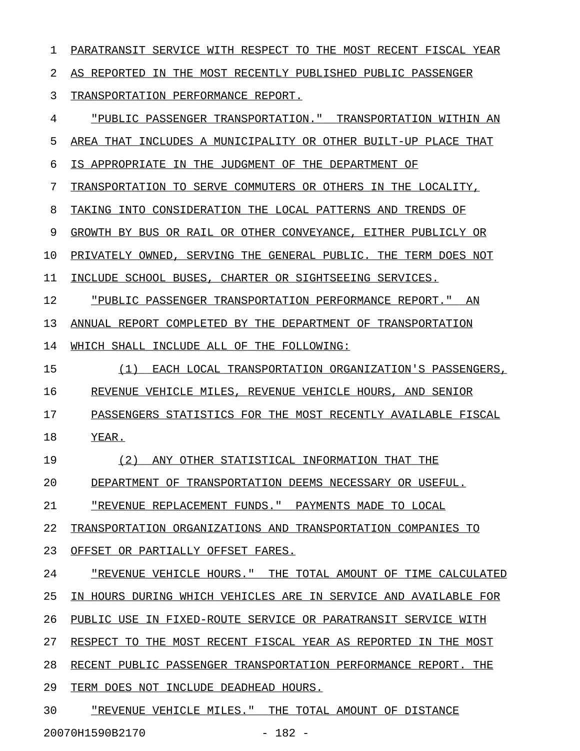PARATRANSIT SERVICE WITH RESPECT TO THE MOST RECENT FISCAL YEAR AS REPORTED IN THE MOST RECENTLY PUBLISHED PUBLIC PASSENGER TRANSPORTATION PERFORMANCE REPORT.

"PUBLIC PASSENGER TRANSPORTATION." TRANSPORTATION WITHIN AN AREA THAT INCLUDES A MUNICIPALITY OR OTHER BUILT-UP PLACE THAT IS APPROPRIATE IN THE JUDGMENT OF THE DEPARTMENT OF TRANSPORTATION TO SERVE COMMUTERS OR OTHERS IN THE LOCALITY, TAKING INTO CONSIDERATION THE LOCAL PATTERNS AND TRENDS OF GROWTH BY BUS OR RAIL OR OTHER CONVEYANCE, EITHER PUBLICLY OR PRIVATELY OWNED, SERVING THE GENERAL PUBLIC. THE TERM DOES NOT INCLUDE SCHOOL BUSES, CHARTER OR SIGHTSEEING SERVICES.

"PUBLIC PASSENGER TRANSPORTATION PERFORMANCE REPORT." AN ANNUAL REPORT COMPLETED BY THE DEPARTMENT OF TRANSPORTATION WHICH SHALL INCLUDE ALL OF THE FOLLOWING:

(1) EACH LOCAL TRANSPORTATION ORGANIZATION'S PASSENGERS, REVENUE VEHICLE MILES, REVENUE VEHICLE HOURS, AND SENIOR PASSENGERS STATISTICS FOR THE MOST RECENTLY AVAILABLE FISCAL YEAR.

(2) ANY OTHER STATISTICAL INFORMATION THAT THE DEPARTMENT OF TRANSPORTATION DEEMS NECESSARY OR USEFUL.

"REVENUE REPLACEMENT FUNDS." PAYMENTS MADE TO LOCAL TRANSPORTATION ORGANIZATIONS AND TRANSPORTATION COMPANIES TO OFFSET OR PARTIALLY OFFSET FARES.

"REVENUE VEHICLE HOURS." THE TOTAL AMOUNT OF TIME CALCULATED IN HOURS DURING WHICH VEHICLES ARE IN SERVICE AND AVAILABLE FOR PUBLIC USE IN FIXED-ROUTE SERVICE OR PARATRANSIT SERVICE WITH RESPECT TO THE MOST RECENT FISCAL YEAR AS REPORTED IN THE MOST RECENT PUBLIC PASSENGER TRANSPORTATION PERFORMANCE REPORT. THE TERM DOES NOT INCLUDE DEADHEAD HOURS.

"REVENUE VEHICLE MILES." THE TOTAL AMOUNT OF DISTANCE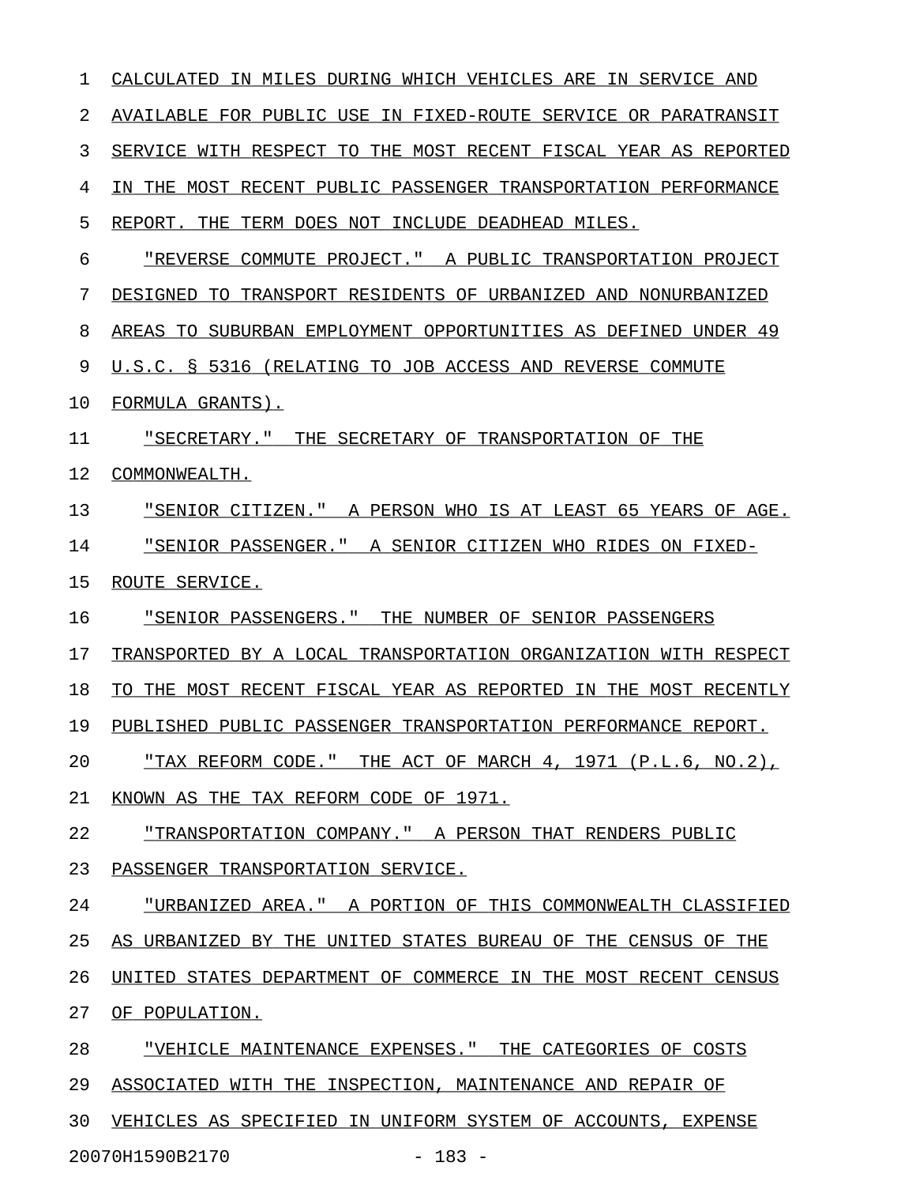CALCULATED IN MILES DURING WHICH VEHICLES ARE IN SERVICE AND AVAILABLE FOR PUBLIC USE IN FIXED-ROUTE SERVICE OR PARATRANSIT SERVICE WITH RESPECT TO THE MOST RECENT FISCAL YEAR AS REPORTED IN THE MOST RECENT PUBLIC PASSENGER TRANSPORTATION PERFORMANCE REPORT. THE TERM DOES NOT INCLUDE DEADHEAD MILES.

"REVERSE COMMUTE PROJECT." A PUBLIC TRANSPORTATION PROJECT DESIGNED TO TRANSPORT RESIDENTS OF URBANIZED AND NONURBANIZED AREAS TO SUBURBAN EMPLOYMENT OPPORTUNITIES AS DEFINED UNDER 49 U.S.C. § 5316 (RELATING TO JOB ACCESS AND REVERSE COMMUTE FORMULA GRANTS).

"SECRETARY." THE SECRETARY OF TRANSPORTATION OF THE COMMONWEALTH.

"SENIOR CITIZEN." A PERSON WHO IS AT LEAST 65 YEARS OF AGE.

"SENIOR PASSENGER." A SENIOR CITIZEN WHO RIDES ON FIXED-ROUTE SERVICE.

"SENIOR PASSENGERS." THE NUMBER OF SENIOR PASSENGERS TRANSPORTED BY A LOCAL TRANSPORTATION ORGANIZATION WITH RESPECT TO THE MOST RECENT FISCAL YEAR AS REPORTED IN THE MOST RECENTLY PUBLISHED PUBLIC PASSENGER TRANSPORTATION PERFORMANCE REPORT.

"TAX REFORM CODE." THE ACT OF MARCH 4, 1971 (P.L.6, NO.2), KNOWN AS THE TAX REFORM CODE OF 1971.

"TRANSPORTATION COMPANY." A PERSON THAT RENDERS PUBLIC PASSENGER TRANSPORTATION SERVICE.

"URBANIZED AREA." A PORTION OF THIS COMMONWEALTH CLASSIFIED AS URBANIZED BY THE UNITED STATES BUREAU OF THE CENSUS OF THE UNITED STATES DEPARTMENT OF COMMERCE IN THE MOST RECENT CENSUS OF POPULATION.

"VEHICLE MAINTENANCE EXPENSES." THE CATEGORIES OF COSTS ASSOCIATED WITH THE INSPECTION, MAINTENANCE AND REPAIR OF VEHICLES AS SPECIFIED IN UNIFORM SYSTEM OF ACCOUNTS, EXPENSE

20070H1590B2170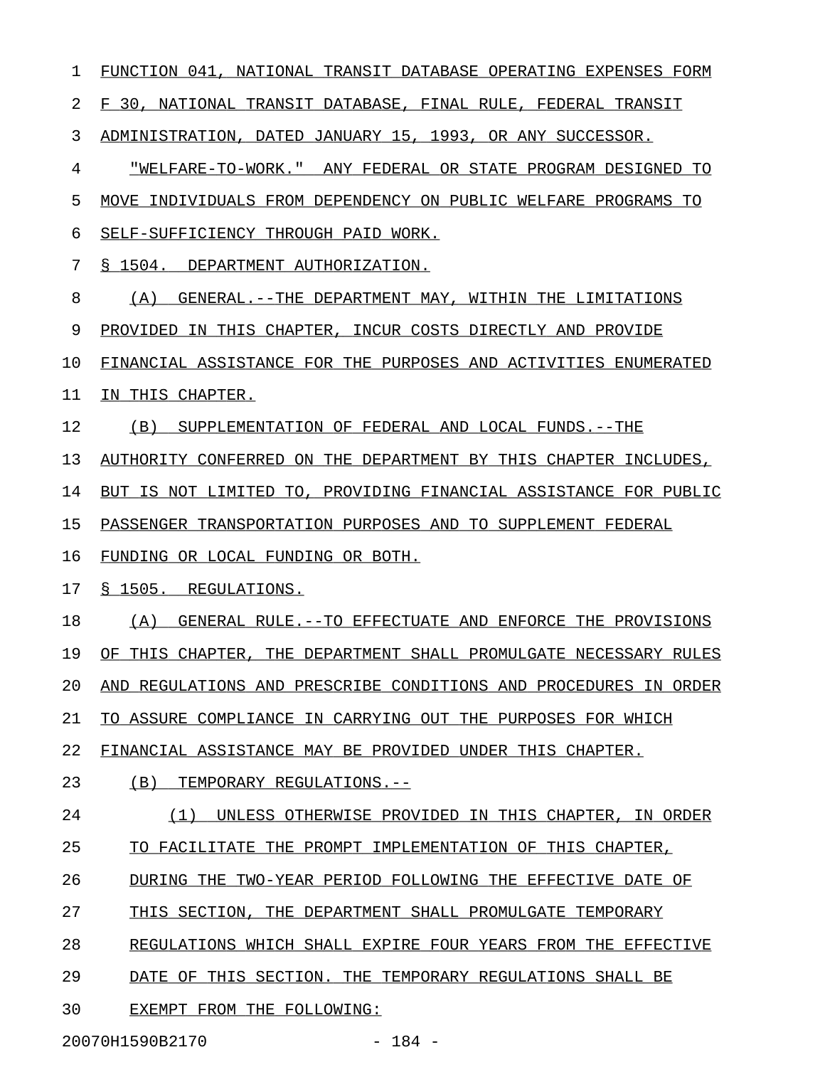FUNCTION 041, NATIONAL TRANSIT DATABASE OPERATING EXPENSES FORM F 30, NATIONAL TRANSIT DATABASE, FINAL RULE, FEDERAL TRANSIT ADMINISTRATION, DATED JANUARY 15, 1993, OR ANY SUCCESSOR.

"WELFARE-TO-WORK." ANY FEDERAL OR STATE PROGRAM DESIGNED TO MOVE INDIVIDUALS FROM DEPENDENCY ON PUBLIC WELFARE PROGRAMS TO SELF-SUFFICIENCY THROUGH PAID WORK.

§ 1504. DEPARTMENT AUTHORIZATION.

(A) GENERAL.--THE DEPARTMENT MAY, WITHIN THE LIMITATIONS PROVIDED IN THIS CHAPTER, INCUR COSTS DIRECTLY AND PROVIDE FINANCIAL ASSISTANCE FOR THE PURPOSES AND ACTIVITIES ENUMERATED IN THIS CHAPTER.

(B) SUPPLEMENTATION OF FEDERAL AND LOCAL FUNDS.--THE AUTHORITY CONFERRED ON THE DEPARTMENT BY THIS CHAPTER INCLUDES, BUT IS NOT LIMITED TO, PROVIDING FINANCIAL ASSISTANCE FOR PUBLIC PASSENGER TRANSPORTATION PURPOSES AND TO SUPPLEMENT FEDERAL FUNDING OR LOCAL FUNDING OR BOTH.

§ 1505. REGULATIONS.

(A) GENERAL RULE.--TO EFFECTUATE AND ENFORCE THE PROVISIONS OF THIS CHAPTER, THE DEPARTMENT SHALL PROMULGATE NECESSARY RULES AND REGULATIONS AND PRESCRIBE CONDITIONS AND PROCEDURES IN ORDER TO ASSURE COMPLIANCE IN CARRYING OUT THE PURPOSES FOR WHICH FINANCIAL ASSISTANCE MAY BE PROVIDED UNDER THIS CHAPTER.

(B) TEMPORARY REGULATIONS.--

(1) UNLESS OTHERWISE PROVIDED IN THIS CHAPTER, IN ORDER TO FACILITATE THE PROMPT IMPLEMENTATION OF THIS CHAPTER, DURING THE TWO-YEAR PERIOD FOLLOWING THE EFFECTIVE DATE OF THIS SECTION, THE DEPARTMENT SHALL PROMULGATE TEMPORARY REGULATIONS WHICH SHALL EXPIRE FOUR YEARS FROM THE EFFECTIVE DATE OF THIS SECTION. THE TEMPORARY REGULATIONS SHALL BE EXEMPT FROM THE FOLLOWING: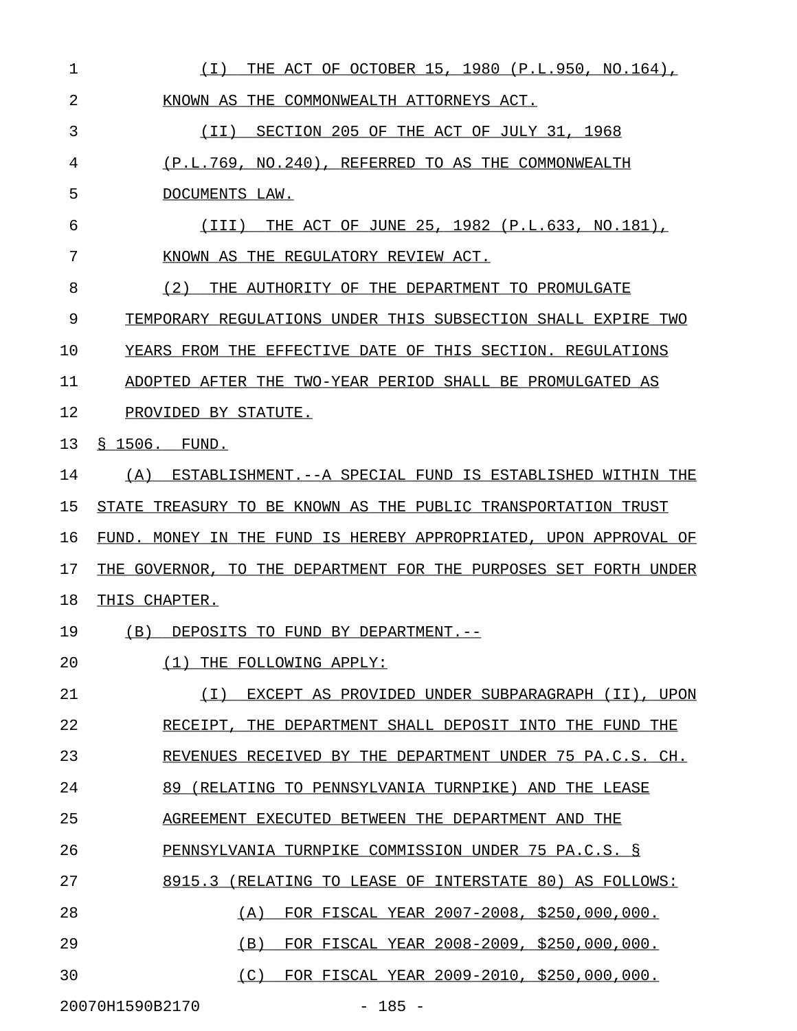(I) THE ACT OF OCTOBER 15, 1980 (P.L.950, NO.164), KNOWN AS THE COMMONWEALTH ATTORNEYS ACT.

(II) SECTION 205 OF THE ACT OF JULY 31, 1968 (P.L.769, NO.240), REFERRED TO AS THE COMMONWEALTH DOCUMENTS LAW.

(III) THE ACT OF JUNE 25, 1982 (P.L.633, NO.181), KNOWN AS THE REGULATORY REVIEW ACT.

(2) THE AUTHORITY OF THE DEPARTMENT TO PROMULGATE TEMPORARY REGULATIONS UNDER THIS SUBSECTION SHALL EXPIRE TWO YEARS FROM THE EFFECTIVE DATE OF THIS SECTION. REGULATIONS ADOPTED AFTER THE TWO-YEAR PERIOD SHALL BE PROMULGATED AS PROVIDED BY STATUTE.

§ 1506. FUND.

(A) ESTABLISHMENT.--A SPECIAL FUND IS ESTABLISHED WITHIN THE STATE TREASURY TO BE KNOWN AS THE PUBLIC TRANSPORTATION TRUST FUND. MONEY IN THE FUND IS HEREBY APPROPRIATED, UPON APPROVAL OF THE GOVERNOR, TO THE DEPARTMENT FOR THE PURPOSES SET FORTH UNDER THIS CHAPTER.

(B) DEPOSITS TO FUND BY DEPARTMENT.--

(1) THE FOLLOWING APPLY:

(I) EXCEPT AS PROVIDED UNDER SUBPARAGRAPH (II), UPON RECEIPT, THE DEPARTMENT SHALL DEPOSIT INTO THE FUND THE REVENUES RECEIVED BY THE DEPARTMENT UNDER 75 PA.C.S. CH. 89 (RELATING TO PENNSYLVANIA TURNPIKE) AND THE LEASE AGREEMENT EXECUTED BETWEEN THE DEPARTMENT AND THE PENNSYLVANIA TURNPIKE COMMISSION UNDER 75 PA.C.S. § 8915.3 (RELATING TO LEASE OF INTERSTATE 80) AS FOLLOWS:

(A) FOR FISCAL YEAR 2007-2008, $250,000,000.

(B) FOR FISCAL YEAR 2008-2009, $250,000,000.

(C) FOR FISCAL YEAR 2009-2010, $250,000,000.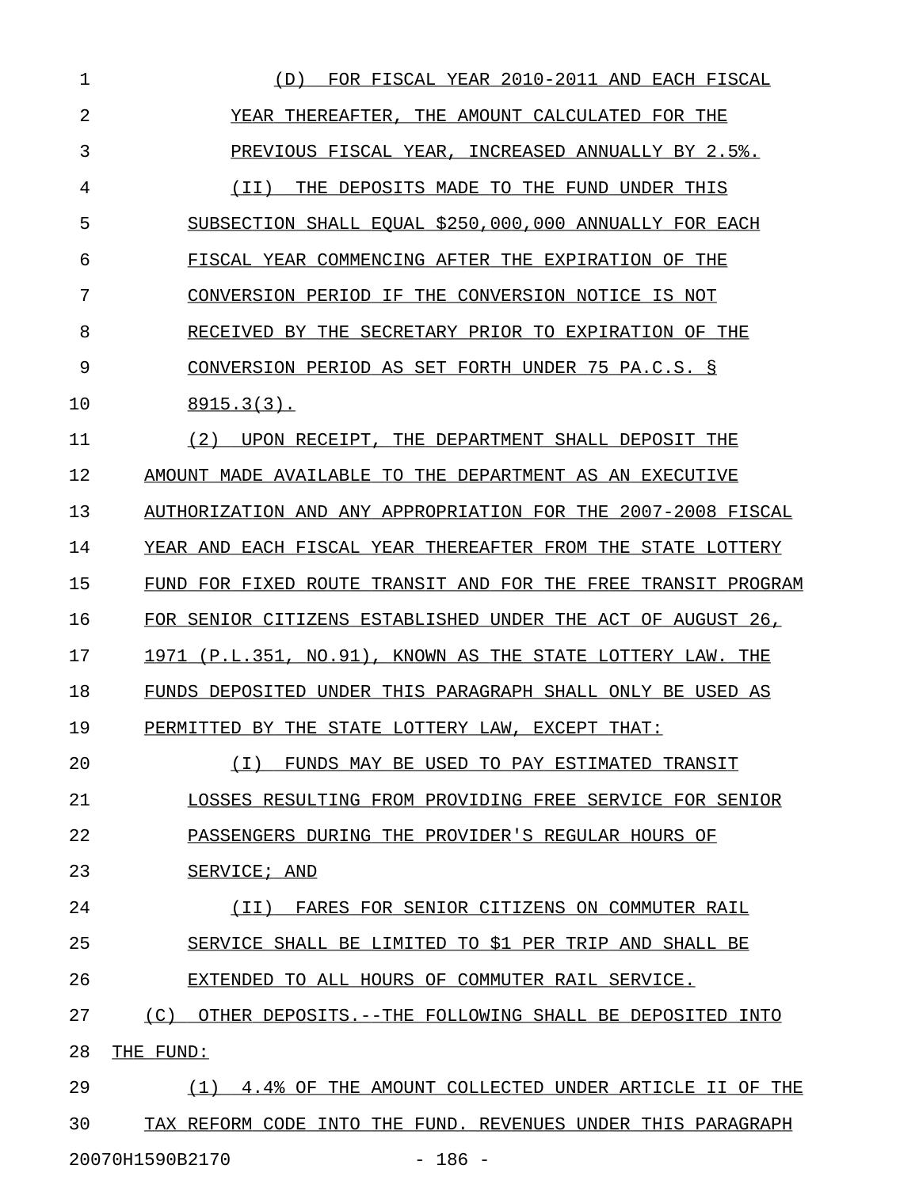(D) FOR FISCAL YEAR 2010-2011 AND EACH FISCAL YEAR THEREAFTER, THE AMOUNT CALCULATED FOR THE PREVIOUS FISCAL YEAR, INCREASED ANNUALLY BY 2.5%.

(II) THE DEPOSITS MADE TO THE FUND UNDER THIS SUBSECTION SHALL EQUAL $250,000,000 ANNUALLY FOR EACH FISCAL YEAR COMMENCING AFTER THE EXPIRATION OF THE CONVERSION PERIOD IF THE CONVERSION NOTICE IS NOT RECEIVED BY THE SECRETARY PRIOR TO EXPIRATION OF THE CONVERSION PERIOD AS SET FORTH UNDER 75 PA.C.S. § 8915.3(3).

(2) UPON RECEIPT, THE DEPARTMENT SHALL DEPOSIT THE AMOUNT MADE AVAILABLE TO THE DEPARTMENT AS AN EXECUTIVE AUTHORIZATION AND ANY APPROPRIATION FOR THE 2007-2008 FISCAL YEAR AND EACH FISCAL YEAR THEREAFTER FROM THE STATE LOTTERY FUND FOR FIXED ROUTE TRANSIT AND FOR THE FREE TRANSIT PROGRAM FOR SENIOR CITIZENS ESTABLISHED UNDER THE ACT OF AUGUST 26, 1971 (P.L.351, NO.91), KNOWN AS THE STATE LOTTERY LAW. THE FUNDS DEPOSITED UNDER THIS PARAGRAPH SHALL ONLY BE USED AS PERMITTED BY THE STATE LOTTERY LAW, EXCEPT THAT:

(I) FUNDS MAY BE USED TO PAY ESTIMATED TRANSIT LOSSES RESULTING FROM PROVIDING FREE SERVICE FOR SENIOR PASSENGERS DURING THE PROVIDER'S REGULAR HOURS OF SERVICE; AND

(II) FARES FOR SENIOR CITIZENS ON COMMUTER RAIL SERVICE SHALL BE LIMITED TO $1 PER TRIP AND SHALL BE EXTENDED TO ALL HOURS OF COMMUTER RAIL SERVICE.

(C) OTHER DEPOSITS.--THE FOLLOWING SHALL BE DEPOSITED INTO THE FUND:

(1) 4.4% OF THE AMOUNT COLLECTED UNDER ARTICLE II OF THE TAX REFORM CODE INTO THE FUND. REVENUES UNDER THIS PARAGRAPH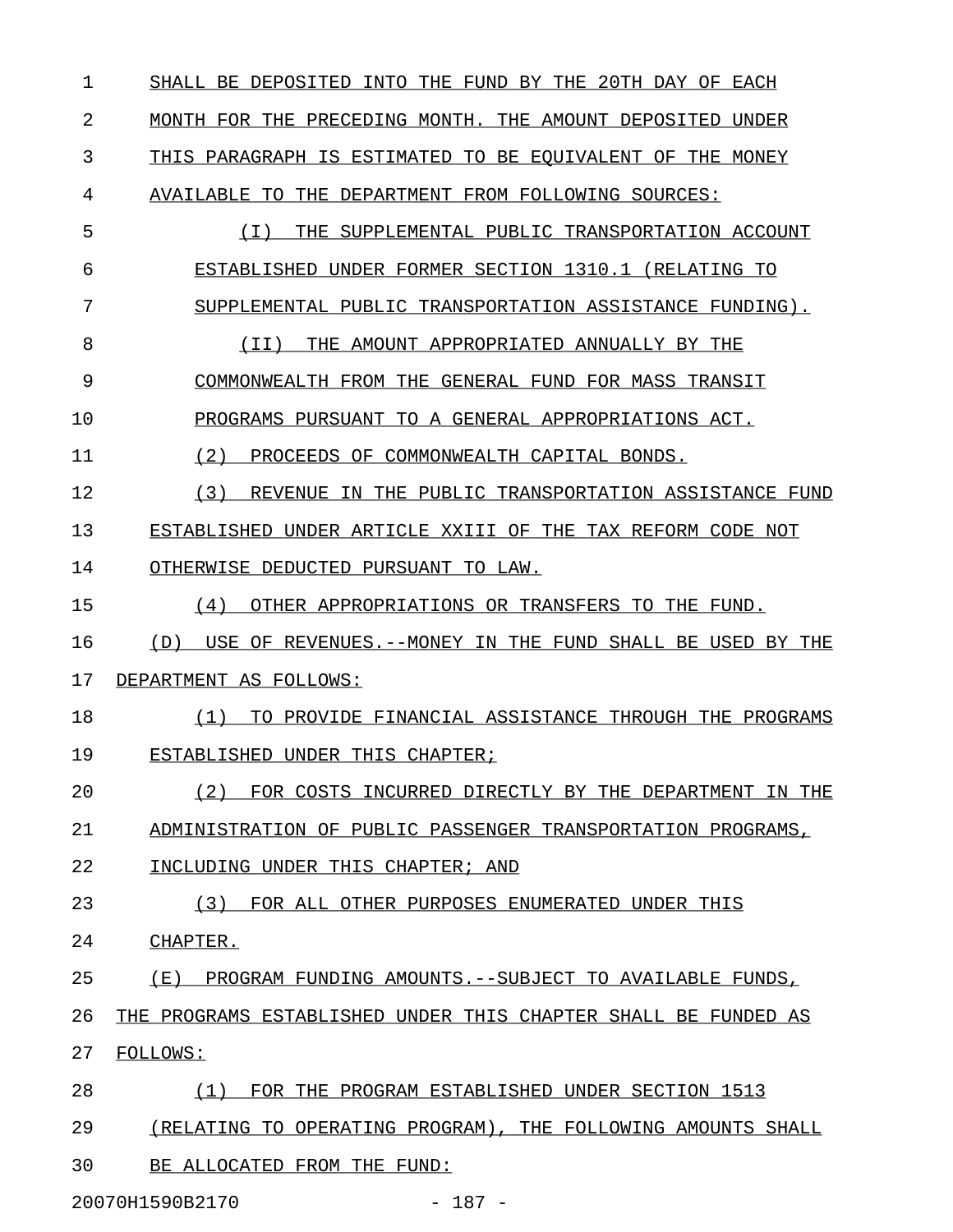SHALL BE DEPOSITED INTO THE FUND BY THE 20TH DAY OF EACH MONTH FOR THE PRECEDING MONTH. THE AMOUNT DEPOSITED UNDER THIS PARAGRAPH IS ESTIMATED TO BE EQUIVALENT OF THE MONEY AVAILABLE TO THE DEPARTMENT FROM FOLLOWING SOURCES:

(I) THE SUPPLEMENTAL PUBLIC TRANSPORTATION ACCOUNT ESTABLISHED UNDER FORMER SECTION 1310.1 (RELATING TO SUPPLEMENTAL PUBLIC TRANSPORTATION ASSISTANCE FUNDING).

(II) THE AMOUNT APPROPRIATED ANNUALLY BY THE COMMONWEALTH FROM THE GENERAL FUND FOR MASS TRANSIT PROGRAMS PURSUANT TO A GENERAL APPROPRIATIONS ACT.

(2) PROCEEDS OF COMMONWEALTH CAPITAL BONDS.

(3) REVENUE IN THE PUBLIC TRANSPORTATION ASSISTANCE FUND ESTABLISHED UNDER ARTICLE XXIII OF THE TAX REFORM CODE NOT OTHERWISE DEDUCTED PURSUANT TO LAW.

(4) OTHER APPROPRIATIONS OR TRANSFERS TO THE FUND.

(D) USE OF REVENUES.--MONEY IN THE FUND SHALL BE USED BY THE DEPARTMENT AS FOLLOWS:

(1) TO PROVIDE FINANCIAL ASSISTANCE THROUGH THE PROGRAMS ESTABLISHED UNDER THIS CHAPTER;

(2) FOR COSTS INCURRED DIRECTLY BY THE DEPARTMENT IN THE ADMINISTRATION OF PUBLIC PASSENGER TRANSPORTATION PROGRAMS, INCLUDING UNDER THIS CHAPTER; AND

(3) FOR ALL OTHER PURPOSES ENUMERATED UNDER THIS CHAPTER.

(E) PROGRAM FUNDING AMOUNTS.--SUBJECT TO AVAILABLE FUNDS, THE PROGRAMS ESTABLISHED UNDER THIS CHAPTER SHALL BE FUNDED AS FOLLOWS:

(1) FOR THE PROGRAM ESTABLISHED UNDER SECTION 1513 (RELATING TO OPERATING PROGRAM), THE FOLLOWING AMOUNTS SHALL BE ALLOCATED FROM THE FUND: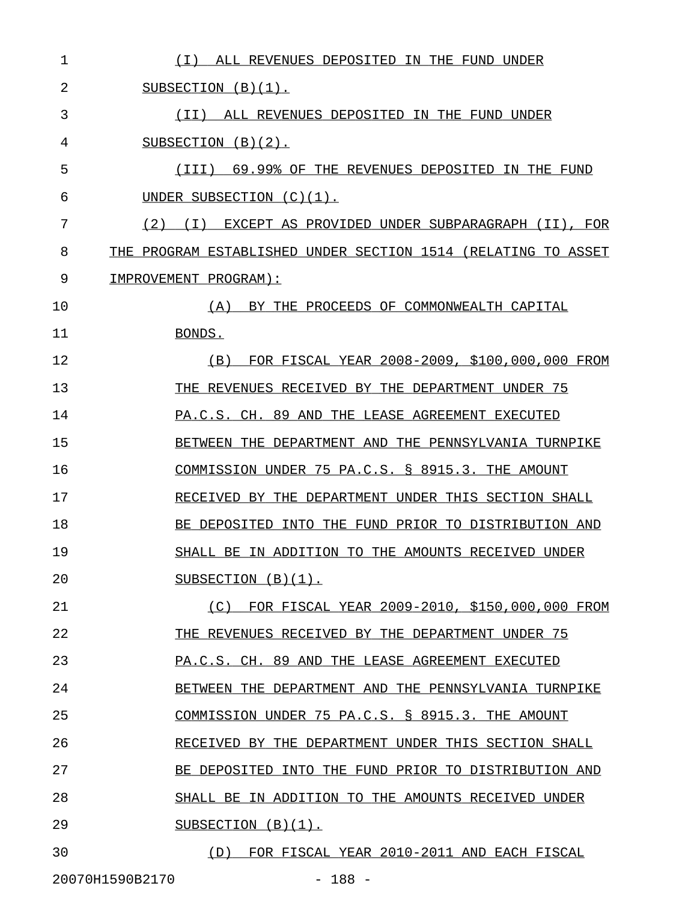(I) ALL REVENUES DEPOSITED IN THE FUND UNDER SUBSECTION (B)(1).

(II) ALL REVENUES DEPOSITED IN THE FUND UNDER SUBSECTION (B)(2).

(III) 69.99% OF THE REVENUES DEPOSITED IN THE FUND UNDER SUBSECTION (C)(1).

(2) (I) EXCEPT AS PROVIDED UNDER SUBPARAGRAPH (II), FOR THE PROGRAM ESTABLISHED UNDER SECTION 1514 (RELATING TO ASSET IMPROVEMENT PROGRAM):

(A) BY THE PROCEEDS OF COMMONWEALTH CAPITAL BONDS.

(B) FOR FISCAL YEAR 2008-2009, $100,000,000 FROM THE REVENUES RECEIVED BY THE DEPARTMENT UNDER 75 PA.C.S. CH. 89 AND THE LEASE AGREEMENT EXECUTED BETWEEN THE DEPARTMENT AND THE PENNSYLVANIA TURNPIKE COMMISSION UNDER 75 PA.C.S. § 8915.3. THE AMOUNT RECEIVED BY THE DEPARTMENT UNDER THIS SECTION SHALL BE DEPOSITED INTO THE FUND PRIOR TO DISTRIBUTION AND SHALL BE IN ADDITION TO THE AMOUNTS RECEIVED UNDER SUBSECTION (B)(1).

(C) FOR FISCAL YEAR 2009-2010, $150,000,000 FROM THE REVENUES RECEIVED BY THE DEPARTMENT UNDER 75 PA.C.S. CH. 89 AND THE LEASE AGREEMENT EXECUTED BETWEEN THE DEPARTMENT AND THE PENNSYLVANIA TURNPIKE COMMISSION UNDER 75 PA.C.S. § 8915.3. THE AMOUNT RECEIVED BY THE DEPARTMENT UNDER THIS SECTION SHALL BE DEPOSITED INTO THE FUND PRIOR TO DISTRIBUTION AND SHALL BE IN ADDITION TO THE AMOUNTS RECEIVED UNDER SUBSECTION (B)(1).

(D) FOR FISCAL YEAR 2010-2011 AND EACH FISCAL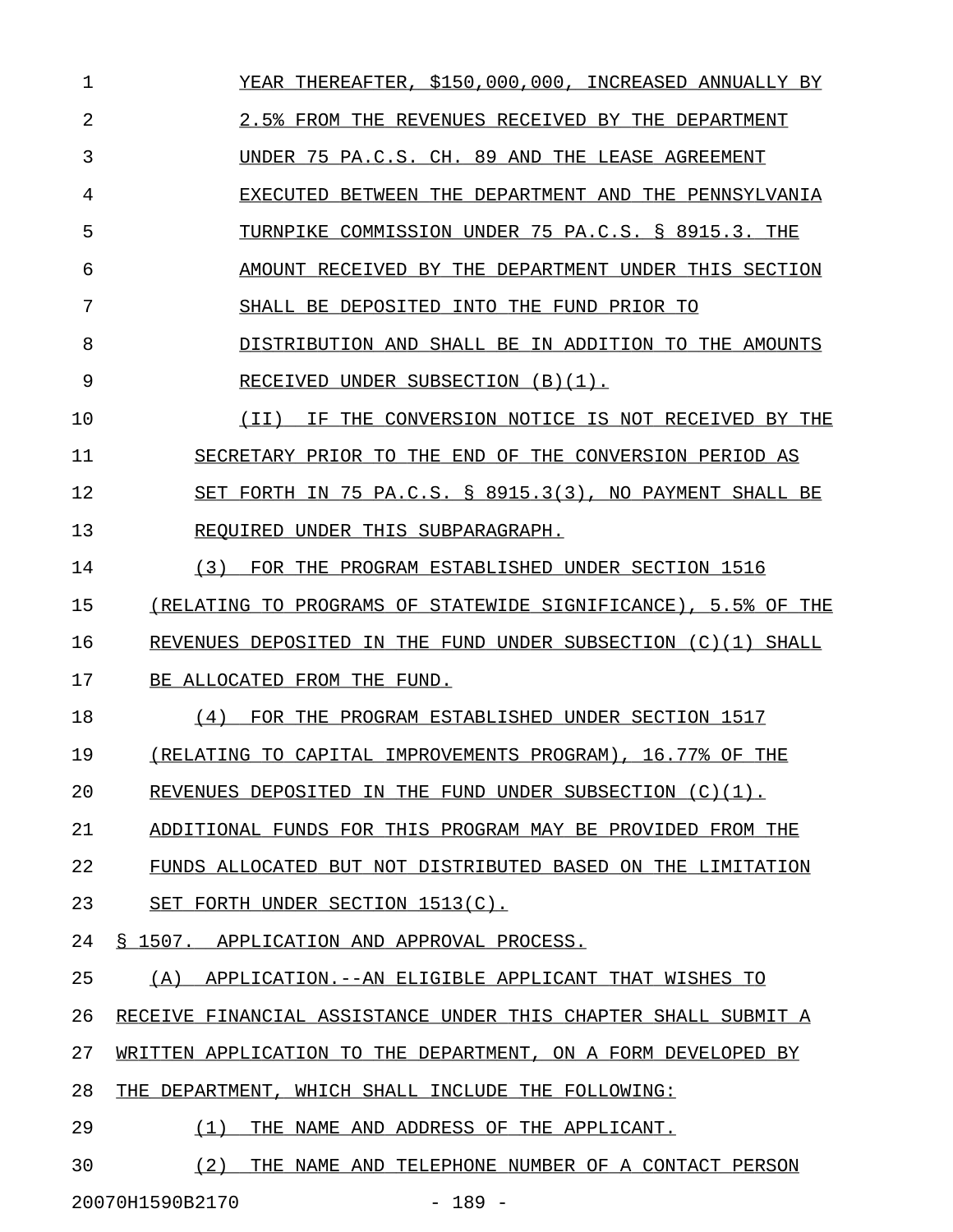YEAR THEREAFTER, $150,000,000, INCREASED ANNUALLY BY 2.5% FROM THE REVENUES RECEIVED BY THE DEPARTMENT UNDER 75 PA.C.S. CH. 89 AND THE LEASE AGREEMENT EXECUTED BETWEEN THE DEPARTMENT AND THE PENNSYLVANIA TURNPIKE COMMISSION UNDER 75 PA.C.S. § 8915.3. THE AMOUNT RECEIVED BY THE DEPARTMENT UNDER THIS SECTION SHALL BE DEPOSITED INTO THE FUND PRIOR TO DISTRIBUTION AND SHALL BE IN ADDITION TO THE AMOUNTS RECEIVED UNDER SUBSECTION (B)(1).

(II) IF THE CONVERSION NOTICE IS NOT RECEIVED BY THE SECRETARY PRIOR TO THE END OF THE CONVERSION PERIOD AS SET FORTH IN 75 PA.C.S. § 8915.3(3), NO PAYMENT SHALL BE REQUIRED UNDER THIS SUBPARAGRAPH.

(3) FOR THE PROGRAM ESTABLISHED UNDER SECTION 1516 (RELATING TO PROGRAMS OF STATEWIDE SIGNIFICANCE), 5.5% OF THE REVENUES DEPOSITED IN THE FUND UNDER SUBSECTION (C)(1) SHALL BE ALLOCATED FROM THE FUND.

(4) FOR THE PROGRAM ESTABLISHED UNDER SECTION 1517 (RELATING TO CAPITAL IMPROVEMENTS PROGRAM), 16.77% OF THE REVENUES DEPOSITED IN THE FUND UNDER SUBSECTION (C)(1). ADDITIONAL FUNDS FOR THIS PROGRAM MAY BE PROVIDED FROM THE FUNDS ALLOCATED BUT NOT DISTRIBUTED BASED ON THE LIMITATION SET FORTH UNDER SECTION 1513(C).

§ 1507. APPLICATION AND APPROVAL PROCESS.

(A) APPLICATION.--AN ELIGIBLE APPLICANT THAT WISHES TO RECEIVE FINANCIAL ASSISTANCE UNDER THIS CHAPTER SHALL SUBMIT A WRITTEN APPLICATION TO THE DEPARTMENT, ON A FORM DEVELOPED BY THE DEPARTMENT, WHICH SHALL INCLUDE THE FOLLOWING:

(1) THE NAME AND ADDRESS OF THE APPLICANT.

(2) THE NAME AND TELEPHONE NUMBER OF A CONTACT PERSON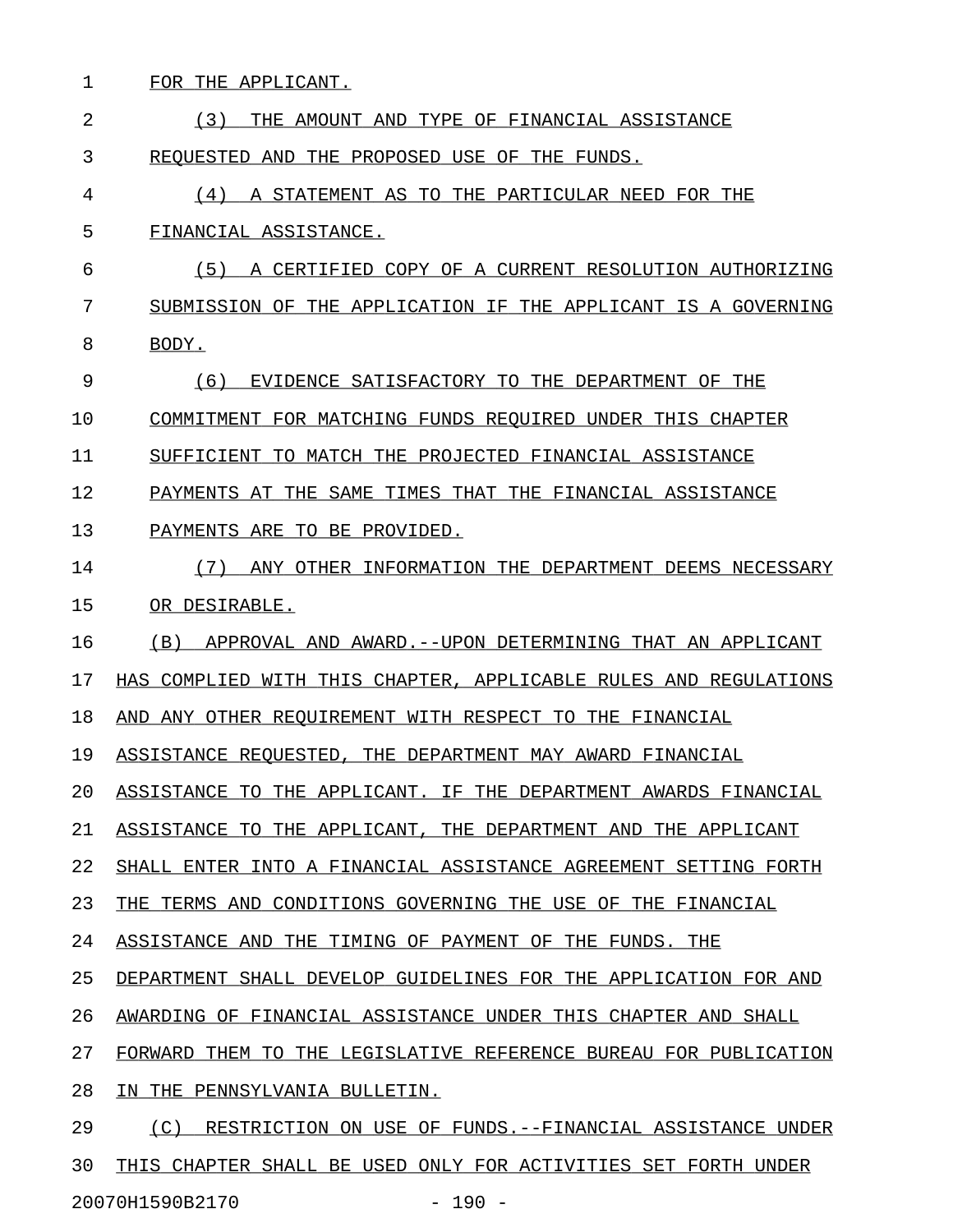FOR THE APPLICANT.

(3) THE AMOUNT AND TYPE OF FINANCIAL ASSISTANCE REQUESTED AND THE PROPOSED USE OF THE FUNDS.

(4) A STATEMENT AS TO THE PARTICULAR NEED FOR THE FINANCIAL ASSISTANCE.

(5) A CERTIFIED COPY OF A CURRENT RESOLUTION AUTHORIZING SUBMISSION OF THE APPLICATION IF THE APPLICANT IS A GOVERNING BODY.

(6) EVIDENCE SATISFACTORY TO THE DEPARTMENT OF THE COMMITMENT FOR MATCHING FUNDS REQUIRED UNDER THIS CHAPTER SUFFICIENT TO MATCH THE PROJECTED FINANCIAL ASSISTANCE PAYMENTS AT THE SAME TIMES THAT THE FINANCIAL ASSISTANCE PAYMENTS ARE TO BE PROVIDED.

(7) ANY OTHER INFORMATION THE DEPARTMENT DEEMS NECESSARY OR DESIRABLE.

(B) APPROVAL AND AWARD.--UPON DETERMINING THAT AN APPLICANT HAS COMPLIED WITH THIS CHAPTER, APPLICABLE RULES AND REGULATIONS AND ANY OTHER REQUIREMENT WITH RESPECT TO THE FINANCIAL ASSISTANCE REQUESTED, THE DEPARTMENT MAY AWARD FINANCIAL ASSISTANCE TO THE APPLICANT. IF THE DEPARTMENT AWARDS FINANCIAL ASSISTANCE TO THE APPLICANT, THE DEPARTMENT AND THE APPLICANT SHALL ENTER INTO A FINANCIAL ASSISTANCE AGREEMENT SETTING FORTH THE TERMS AND CONDITIONS GOVERNING THE USE OF THE FINANCIAL ASSISTANCE AND THE TIMING OF PAYMENT OF THE FUNDS. THE DEPARTMENT SHALL DEVELOP GUIDELINES FOR THE APPLICATION FOR AND AWARDING OF FINANCIAL ASSISTANCE UNDER THIS CHAPTER AND SHALL FORWARD THEM TO THE LEGISLATIVE REFERENCE BUREAU FOR PUBLICATION IN THE PENNSYLVANIA BULLETIN.

(C) RESTRICTION ON USE OF FUNDS.--FINANCIAL ASSISTANCE UNDER THIS CHAPTER SHALL BE USED ONLY FOR ACTIVITIES SET FORTH UNDER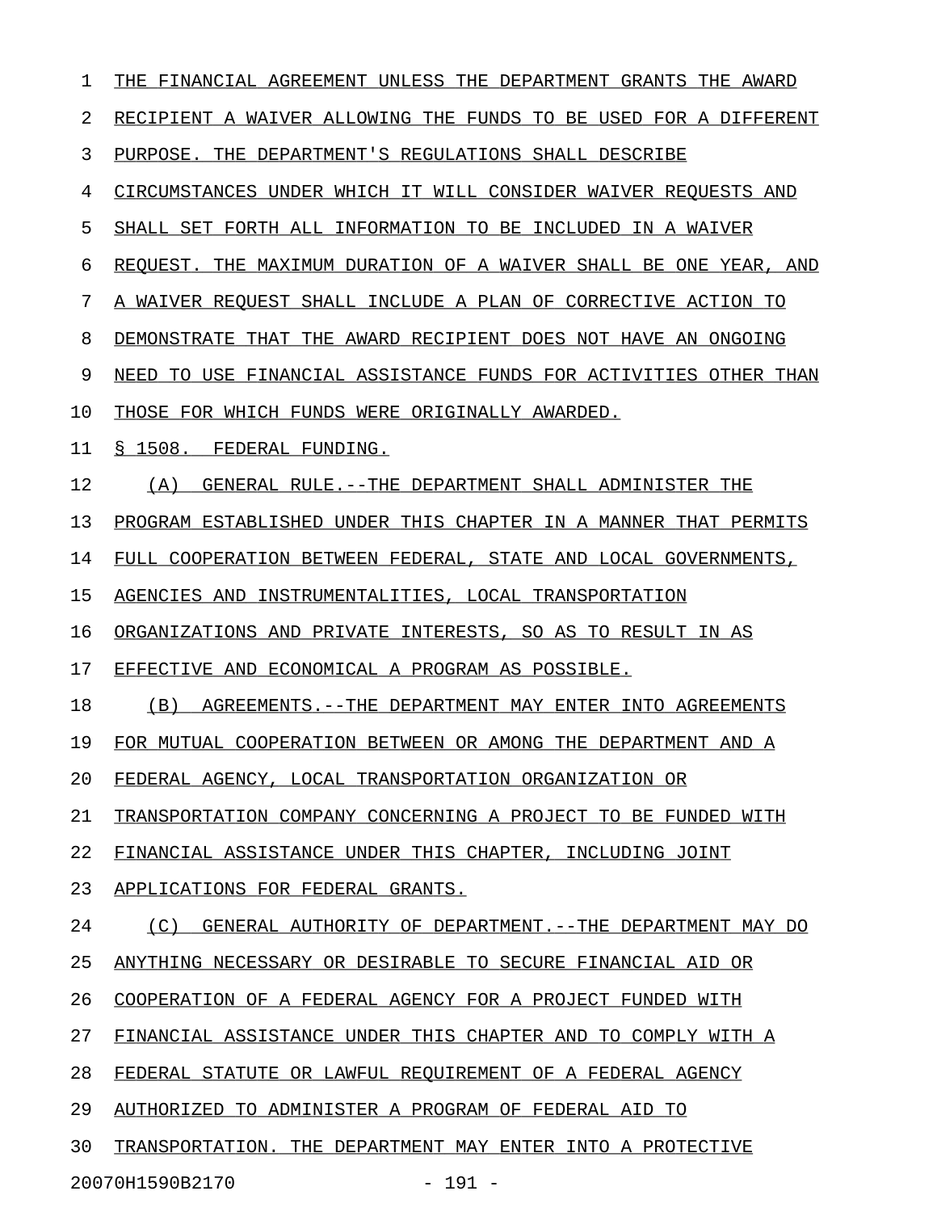THE FINANCIAL AGREEMENT UNLESS THE DEPARTMENT GRANTS THE AWARD RECIPIENT A WAIVER ALLOWING THE FUNDS TO BE USED FOR A DIFFERENT PURPOSE. THE DEPARTMENT'S REGULATIONS SHALL DESCRIBE CIRCUMSTANCES UNDER WHICH IT WILL CONSIDER WAIVER REQUESTS AND SHALL SET FORTH ALL INFORMATION TO BE INCLUDED IN A WAIVER REQUEST. THE MAXIMUM DURATION OF A WAIVER SHALL BE ONE YEAR, AND A WAIVER REQUEST SHALL INCLUDE A PLAN OF CORRECTIVE ACTION TO DEMONSTRATE THAT THE AWARD RECIPIENT DOES NOT HAVE AN ONGOING NEED TO USE FINANCIAL ASSISTANCE FUNDS FOR ACTIVITIES OTHER THAN THOSE FOR WHICH FUNDS WERE ORIGINALLY AWARDED.

§ 1508. FEDERAL FUNDING.

(A) GENERAL RULE.--THE DEPARTMENT SHALL ADMINISTER THE PROGRAM ESTABLISHED UNDER THIS CHAPTER IN A MANNER THAT PERMITS FULL COOPERATION BETWEEN FEDERAL, STATE AND LOCAL GOVERNMENTS, AGENCIES AND INSTRUMENTALITIES, LOCAL TRANSPORTATION ORGANIZATIONS AND PRIVATE INTERESTS, SO AS TO RESULT IN AS EFFECTIVE AND ECONOMICAL A PROGRAM AS POSSIBLE.

(B) AGREEMENTS.--THE DEPARTMENT MAY ENTER INTO AGREEMENTS FOR MUTUAL COOPERATION BETWEEN OR AMONG THE DEPARTMENT AND A FEDERAL AGENCY, LOCAL TRANSPORTATION ORGANIZATION OR TRANSPORTATION COMPANY CONCERNING A PROJECT TO BE FUNDED WITH FINANCIAL ASSISTANCE UNDER THIS CHAPTER, INCLUDING JOINT APPLICATIONS FOR FEDERAL GRANTS.

(C) GENERAL AUTHORITY OF DEPARTMENT.--THE DEPARTMENT MAY DO ANYTHING NECESSARY OR DESIRABLE TO SECURE FINANCIAL AID OR COOPERATION OF A FEDERAL AGENCY FOR A PROJECT FUNDED WITH FINANCIAL ASSISTANCE UNDER THIS CHAPTER AND TO COMPLY WITH A FEDERAL STATUTE OR LAWFUL REQUIREMENT OF A FEDERAL AGENCY AUTHORIZED TO ADMINISTER A PROGRAM OF FEDERAL AID TO TRANSPORTATION. THE DEPARTMENT MAY ENTER INTO A PROTECTIVE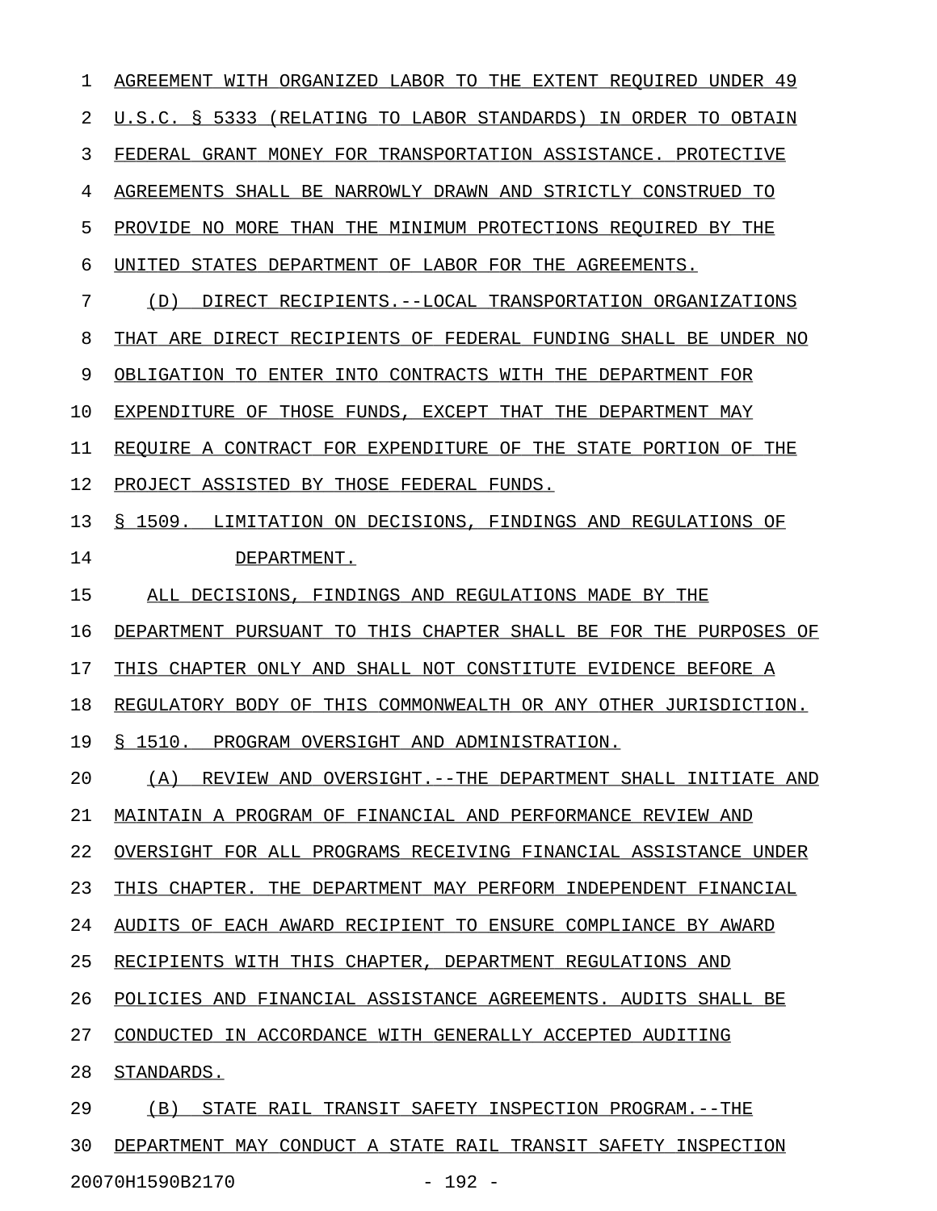AGREEMENT WITH ORGANIZED LABOR TO THE EXTENT REQUIRED UNDER 49 U.S.C. § 5333 (RELATING TO LABOR STANDARDS) IN ORDER TO OBTAIN FEDERAL GRANT MONEY FOR TRANSPORTATION ASSISTANCE. PROTECTIVE AGREEMENTS SHALL BE NARROWLY DRAWN AND STRICTLY CONSTRUED TO PROVIDE NO MORE THAN THE MINIMUM PROTECTIONS REQUIRED BY THE UNITED STATES DEPARTMENT OF LABOR FOR THE AGREEMENTS.

(D) DIRECT RECIPIENTS.--LOCAL TRANSPORTATION ORGANIZATIONS THAT ARE DIRECT RECIPIENTS OF FEDERAL FUNDING SHALL BE UNDER NO OBLIGATION TO ENTER INTO CONTRACTS WITH THE DEPARTMENT FOR EXPENDITURE OF THOSE FUNDS, EXCEPT THAT THE DEPARTMENT MAY REQUIRE A CONTRACT FOR EXPENDITURE OF THE STATE PORTION OF THE PROJECT ASSISTED BY THOSE FEDERAL FUNDS.

§ 1509. LIMITATION ON DECISIONS, FINDINGS AND REGULATIONS OF DEPARTMENT.

ALL DECISIONS, FINDINGS AND REGULATIONS MADE BY THE DEPARTMENT PURSUANT TO THIS CHAPTER SHALL BE FOR THE PURPOSES OF THIS CHAPTER ONLY AND SHALL NOT CONSTITUTE EVIDENCE BEFORE A REGULATORY BODY OF THIS COMMONWEALTH OR ANY OTHER JURISDICTION.

§ 1510. PROGRAM OVERSIGHT AND ADMINISTRATION.

(A) REVIEW AND OVERSIGHT.--THE DEPARTMENT SHALL INITIATE AND MAINTAIN A PROGRAM OF FINANCIAL AND PERFORMANCE REVIEW AND OVERSIGHT FOR ALL PROGRAMS RECEIVING FINANCIAL ASSISTANCE UNDER THIS CHAPTER. THE DEPARTMENT MAY PERFORM INDEPENDENT FINANCIAL AUDITS OF EACH AWARD RECIPIENT TO ENSURE COMPLIANCE BY AWARD RECIPIENTS WITH THIS CHAPTER, DEPARTMENT REGULATIONS AND POLICIES AND FINANCIAL ASSISTANCE AGREEMENTS. AUDITS SHALL BE CONDUCTED IN ACCORDANCE WITH GENERALLY ACCEPTED AUDITING STANDARDS.

(B) STATE RAIL TRANSIT SAFETY INSPECTION PROGRAM.--THE DEPARTMENT MAY CONDUCT A STATE RAIL TRANSIT SAFETY INSPECTION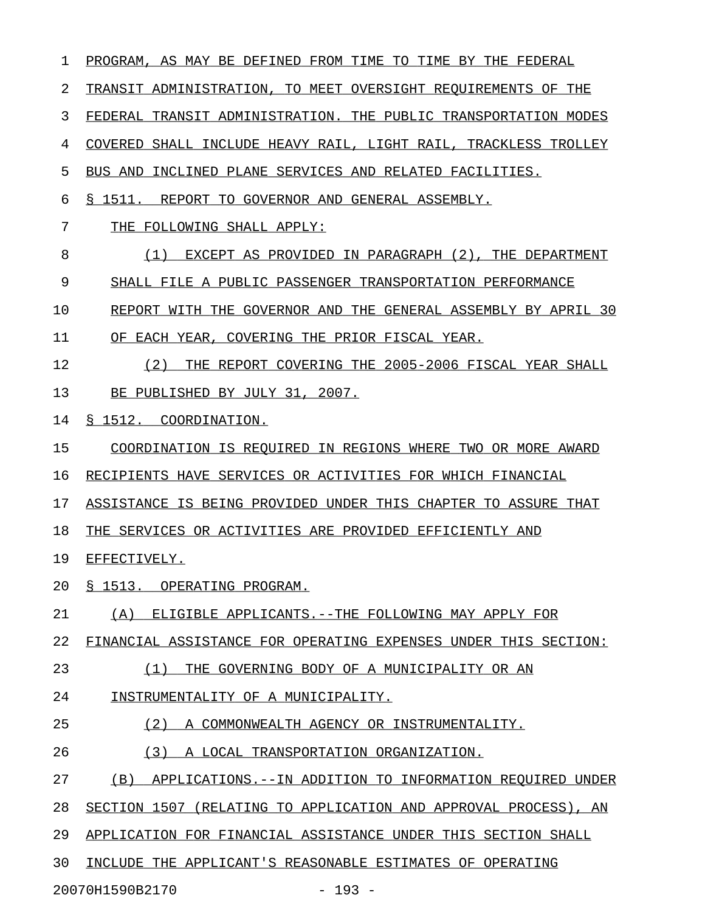PROGRAM, AS MAY BE DEFINED FROM TIME TO TIME BY THE FEDERAL TRANSIT ADMINISTRATION, TO MEET OVERSIGHT REQUIREMENTS OF THE FEDERAL TRANSIT ADMINISTRATION. THE PUBLIC TRANSPORTATION MODES COVERED SHALL INCLUDE HEAVY RAIL, LIGHT RAIL, TRACKLESS TROLLEY BUS AND INCLINED PLANE SERVICES AND RELATED FACILITIES.

§ 1511. REPORT TO GOVERNOR AND GENERAL ASSEMBLY.

THE FOLLOWING SHALL APPLY:

(1) EXCEPT AS PROVIDED IN PARAGRAPH (2), THE DEPARTMENT SHALL FILE A PUBLIC PASSENGER TRANSPORTATION PERFORMANCE REPORT WITH THE GOVERNOR AND THE GENERAL ASSEMBLY BY APRIL 30 OF EACH YEAR, COVERING THE PRIOR FISCAL YEAR.

(2) THE REPORT COVERING THE 2005-2006 FISCAL YEAR SHALL BE PUBLISHED BY JULY 31, 2007.

§ 1512. COORDINATION.

COORDINATION IS REQUIRED IN REGIONS WHERE TWO OR MORE AWARD RECIPIENTS HAVE SERVICES OR ACTIVITIES FOR WHICH FINANCIAL ASSISTANCE IS BEING PROVIDED UNDER THIS CHAPTER TO ASSURE THAT THE SERVICES OR ACTIVITIES ARE PROVIDED EFFICIENTLY AND EFFECTIVELY.

§ 1513. OPERATING PROGRAM.

(A) ELIGIBLE APPLICANTS.--THE FOLLOWING MAY APPLY FOR FINANCIAL ASSISTANCE FOR OPERATING EXPENSES UNDER THIS SECTION:

(1) THE GOVERNING BODY OF A MUNICIPALITY OR AN INSTRUMENTALITY OF A MUNICIPALITY.

(2) A COMMONWEALTH AGENCY OR INSTRUMENTALITY.

(3) A LOCAL TRANSPORTATION ORGANIZATION.

(B) APPLICATIONS.--IN ADDITION TO INFORMATION REQUIRED UNDER SECTION 1507 (RELATING TO APPLICATION AND APPROVAL PROCESS), AN APPLICATION FOR FINANCIAL ASSISTANCE UNDER THIS SECTION SHALL INCLUDE THE APPLICANT'S REASONABLE ESTIMATES OF OPERATING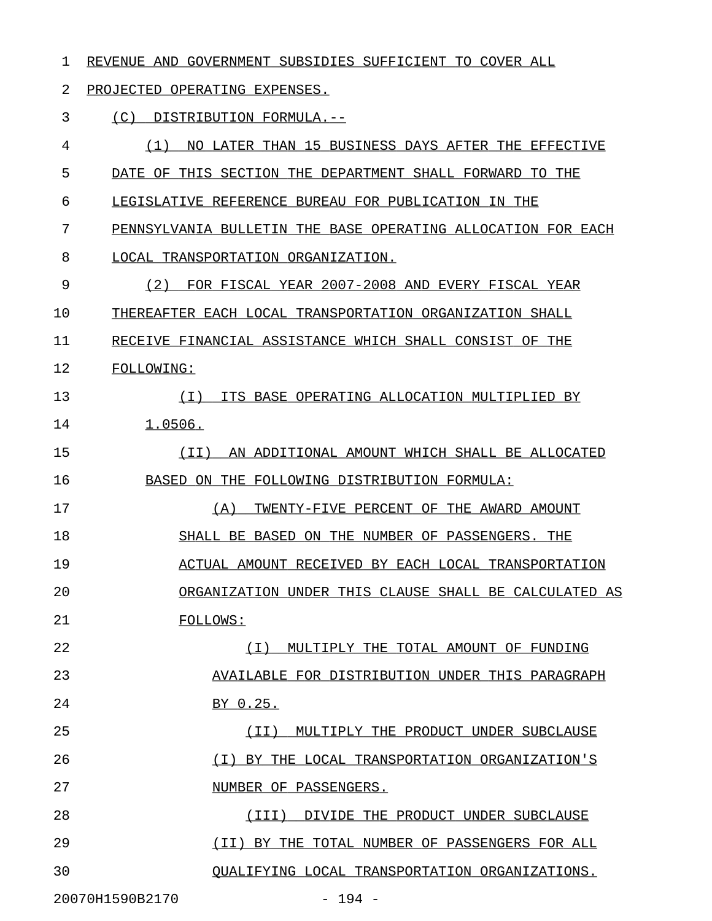REVENUE AND GOVERNMENT SUBSIDIES SUFFICIENT TO COVER ALL PROJECTED OPERATING EXPENSES.

(C) DISTRIBUTION FORMULA.--

(1) NO LATER THAN 15 BUSINESS DAYS AFTER THE EFFECTIVE DATE OF THIS SECTION THE DEPARTMENT SHALL FORWARD TO THE LEGISLATIVE REFERENCE BUREAU FOR PUBLICATION IN THE PENNSYLVANIA BULLETIN THE BASE OPERATING ALLOCATION FOR EACH LOCAL TRANSPORTATION ORGANIZATION.

(2) FOR FISCAL YEAR 2007-2008 AND EVERY FISCAL YEAR THEREAFTER EACH LOCAL TRANSPORTATION ORGANIZATION SHALL RECEIVE FINANCIAL ASSISTANCE WHICH SHALL CONSIST OF THE FOLLOWING:

(I) ITS BASE OPERATING ALLOCATION MULTIPLIED BY 1.0506.

(II) AN ADDITIONAL AMOUNT WHICH SHALL BE ALLOCATED BASED ON THE FOLLOWING DISTRIBUTION FORMULA:

(A) TWENTY-FIVE PERCENT OF THE AWARD AMOUNT SHALL BE BASED ON THE NUMBER OF PASSENGERS. THE ACTUAL AMOUNT RECEIVED BY EACH LOCAL TRANSPORTATION ORGANIZATION UNDER THIS CLAUSE SHALL BE CALCULATED AS FOLLOWS:

(I) MULTIPLY THE TOTAL AMOUNT OF FUNDING AVAILABLE FOR DISTRIBUTION UNDER THIS PARAGRAPH BY 0.25.

(II) MULTIPLY THE PRODUCT UNDER SUBCLAUSE (I) BY THE LOCAL TRANSPORTATION ORGANIZATION'S NUMBER OF PASSENGERS.

(III) DIVIDE THE PRODUCT UNDER SUBCLAUSE (II) BY THE TOTAL NUMBER OF PASSENGERS FOR ALL QUALIFYING LOCAL TRANSPORTATION ORGANIZATIONS.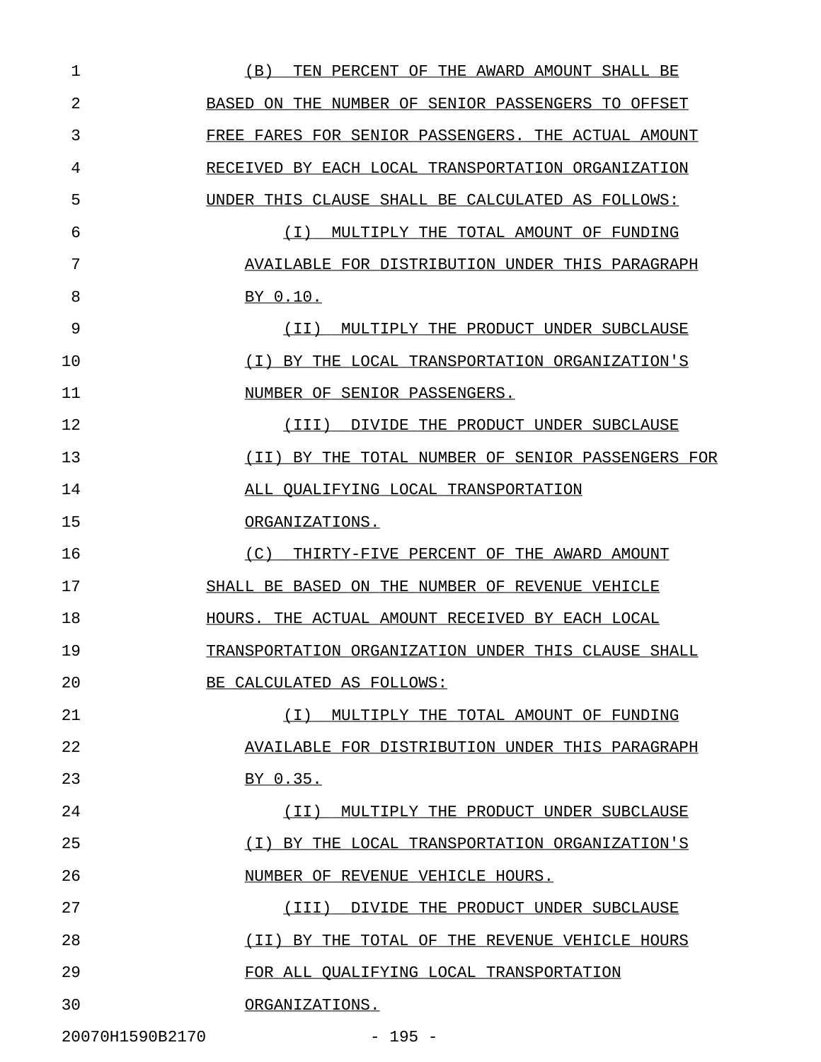(B) TEN PERCENT OF THE AWARD AMOUNT SHALL BE BASED ON THE NUMBER OF SENIOR PASSENGERS TO OFFSET FREE FARES FOR SENIOR PASSENGERS. THE ACTUAL AMOUNT RECEIVED BY EACH LOCAL TRANSPORTATION ORGANIZATION UNDER THIS CLAUSE SHALL BE CALCULATED AS FOLLOWS:

(I) MULTIPLY THE TOTAL AMOUNT OF FUNDING AVAILABLE FOR DISTRIBUTION UNDER THIS PARAGRAPH BY 0.10.

(II) MULTIPLY THE PRODUCT UNDER SUBCLAUSE (I) BY THE LOCAL TRANSPORTATION ORGANIZATION'S NUMBER OF SENIOR PASSENGERS.

(III) DIVIDE THE PRODUCT UNDER SUBCLAUSE (II) BY THE TOTAL NUMBER OF SENIOR PASSENGERS FOR ALL QUALIFYING LOCAL TRANSPORTATION ORGANIZATIONS.

(C) THIRTY-FIVE PERCENT OF THE AWARD AMOUNT SHALL BE BASED ON THE NUMBER OF REVENUE VEHICLE HOURS. THE ACTUAL AMOUNT RECEIVED BY EACH LOCAL TRANSPORTATION ORGANIZATION UNDER THIS CLAUSE SHALL BE CALCULATED AS FOLLOWS:

(I) MULTIPLY THE TOTAL AMOUNT OF FUNDING AVAILABLE FOR DISTRIBUTION UNDER THIS PARAGRAPH BY 0.35.

(II) MULTIPLY THE PRODUCT UNDER SUBCLAUSE (I) BY THE LOCAL TRANSPORTATION ORGANIZATION'S NUMBER OF REVENUE VEHICLE HOURS.

(III) DIVIDE THE PRODUCT UNDER SUBCLAUSE (II) BY THE TOTAL OF THE REVENUE VEHICLE HOURS FOR ALL QUALIFYING LOCAL TRANSPORTATION ORGANIZATIONS.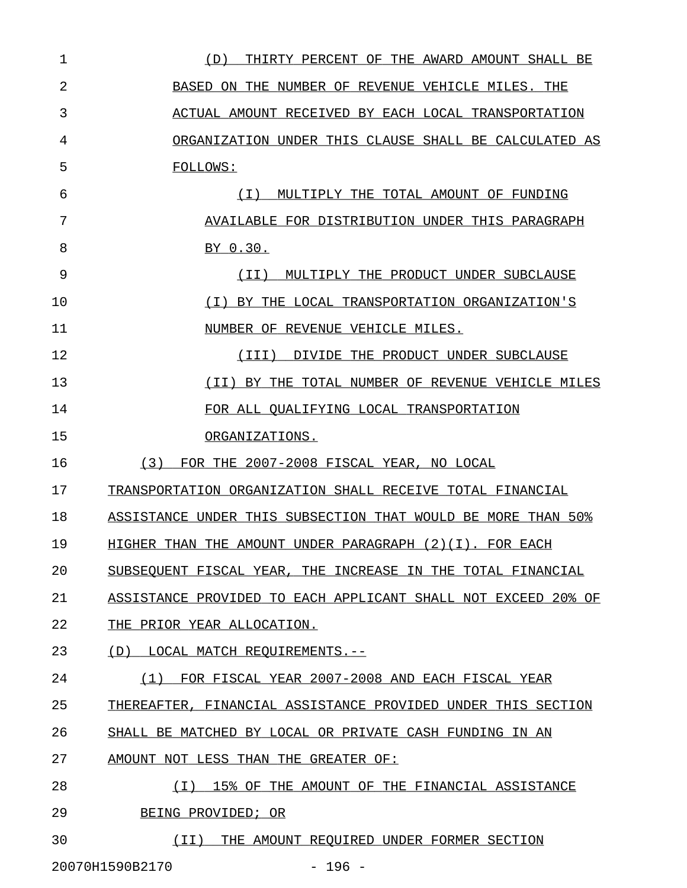(D) THIRTY PERCENT OF THE AWARD AMOUNT SHALL BE BASED ON THE NUMBER OF REVENUE VEHICLE MILES. THE ACTUAL AMOUNT RECEIVED BY EACH LOCAL TRANSPORTATION ORGANIZATION UNDER THIS CLAUSE SHALL BE CALCULATED AS FOLLOWS:

(I) MULTIPLY THE TOTAL AMOUNT OF FUNDING AVAILABLE FOR DISTRIBUTION UNDER THIS PARAGRAPH BY 0.30.

(II) MULTIPLY THE PRODUCT UNDER SUBCLAUSE (I) BY THE LOCAL TRANSPORTATION ORGANIZATION'S NUMBER OF REVENUE VEHICLE MILES.

(III) DIVIDE THE PRODUCT UNDER SUBCLAUSE (II) BY THE TOTAL NUMBER OF REVENUE VEHICLE MILES FOR ALL QUALIFYING LOCAL TRANSPORTATION ORGANIZATIONS.

(3) FOR THE 2007-2008 FISCAL YEAR, NO LOCAL TRANSPORTATION ORGANIZATION SHALL RECEIVE TOTAL FINANCIAL ASSISTANCE UNDER THIS SUBSECTION THAT WOULD BE MORE THAN 50% HIGHER THAN THE AMOUNT UNDER PARAGRAPH (2)(I). FOR EACH SUBSEQUENT FISCAL YEAR, THE INCREASE IN THE TOTAL FINANCIAL ASSISTANCE PROVIDED TO EACH APPLICANT SHALL NOT EXCEED 20% OF THE PRIOR YEAR ALLOCATION.

(D) LOCAL MATCH REQUIREMENTS.--

(1) FOR FISCAL YEAR 2007-2008 AND EACH FISCAL YEAR THEREAFTER, FINANCIAL ASSISTANCE PROVIDED UNDER THIS SECTION SHALL BE MATCHED BY LOCAL OR PRIVATE CASH FUNDING IN AN AMOUNT NOT LESS THAN THE GREATER OF:

(I) 15% OF THE AMOUNT OF THE FINANCIAL ASSISTANCE BEING PROVIDED; OR

(II) THE AMOUNT REQUIRED UNDER FORMER SECTION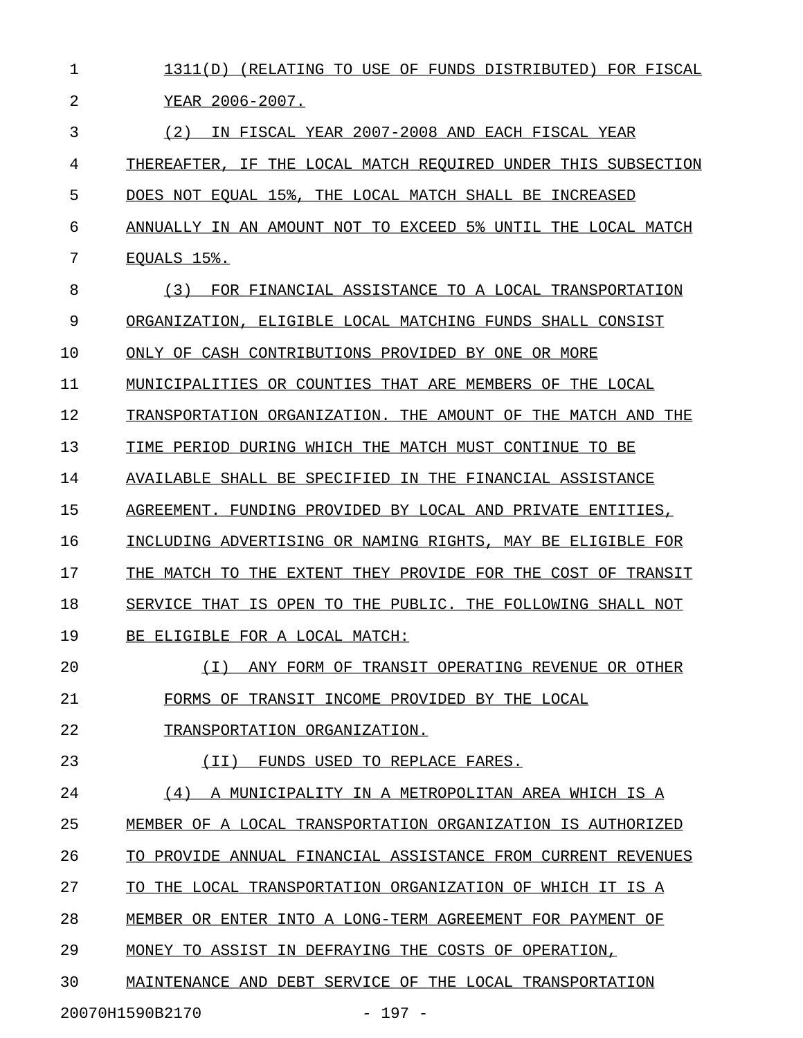1311(D) (RELATING TO USE OF FUNDS DISTRIBUTED) FOR FISCAL YEAR 2006-2007.

(2) IN FISCAL YEAR 2007-2008 AND EACH FISCAL YEAR THEREAFTER, IF THE LOCAL MATCH REQUIRED UNDER THIS SUBSECTION DOES NOT EQUAL 15%, THE LOCAL MATCH SHALL BE INCREASED ANNUALLY IN AN AMOUNT NOT TO EXCEED 5% UNTIL THE LOCAL MATCH EQUALS 15%.

(3) FOR FINANCIAL ASSISTANCE TO A LOCAL TRANSPORTATION ORGANIZATION, ELIGIBLE LOCAL MATCHING FUNDS SHALL CONSIST ONLY OF CASH CONTRIBUTIONS PROVIDED BY ONE OR MORE MUNICIPALITIES OR COUNTIES THAT ARE MEMBERS OF THE LOCAL TRANSPORTATION ORGANIZATION. THE AMOUNT OF THE MATCH AND THE TIME PERIOD DURING WHICH THE MATCH MUST CONTINUE TO BE AVAILABLE SHALL BE SPECIFIED IN THE FINANCIAL ASSISTANCE AGREEMENT. FUNDING PROVIDED BY LOCAL AND PRIVATE ENTITIES, INCLUDING ADVERTISING OR NAMING RIGHTS, MAY BE ELIGIBLE FOR THE MATCH TO THE EXTENT THEY PROVIDE FOR THE COST OF TRANSIT SERVICE THAT IS OPEN TO THE PUBLIC. THE FOLLOWING SHALL NOT BE ELIGIBLE FOR A LOCAL MATCH:

(I) ANY FORM OF TRANSIT OPERATING REVENUE OR OTHER FORMS OF TRANSIT INCOME PROVIDED BY THE LOCAL TRANSPORTATION ORGANIZATION.

(II) FUNDS USED TO REPLACE FARES.

(4) A MUNICIPALITY IN A METROPOLITAN AREA WHICH IS A MEMBER OF A LOCAL TRANSPORTATION ORGANIZATION IS AUTHORIZED TO PROVIDE ANNUAL FINANCIAL ASSISTANCE FROM CURRENT REVENUES TO THE LOCAL TRANSPORTATION ORGANIZATION OF WHICH IT IS A MEMBER OR ENTER INTO A LONG-TERM AGREEMENT FOR PAYMENT OF MONEY TO ASSIST IN DEFRAYING THE COSTS OF OPERATION, MAINTENANCE AND DEBT SERVICE OF THE LOCAL TRANSPORTATION

20070H1590B2170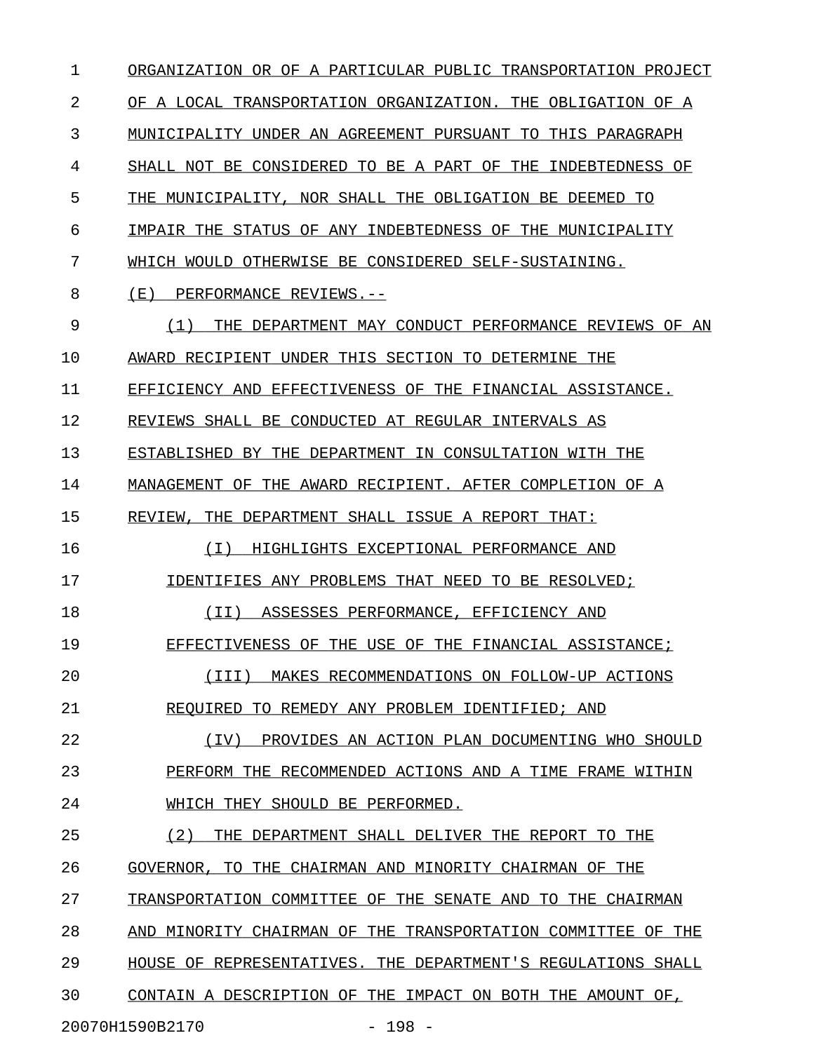ORGANIZATION OR OF A PARTICULAR PUBLIC TRANSPORTATION PROJECT OF A LOCAL TRANSPORTATION ORGANIZATION. THE OBLIGATION OF A MUNICIPALITY UNDER AN AGREEMENT PURSUANT TO THIS PARAGRAPH SHALL NOT BE CONSIDERED TO BE A PART OF THE INDEBTEDNESS OF THE MUNICIPALITY, NOR SHALL THE OBLIGATION BE DEEMED TO IMPAIR THE STATUS OF ANY INDEBTEDNESS OF THE MUNICIPALITY WHICH WOULD OTHERWISE BE CONSIDERED SELF-SUSTAINING.

(E) PERFORMANCE REVIEWS.--

(1) THE DEPARTMENT MAY CONDUCT PERFORMANCE REVIEWS OF AN AWARD RECIPIENT UNDER THIS SECTION TO DETERMINE THE EFFICIENCY AND EFFECTIVENESS OF THE FINANCIAL ASSISTANCE. REVIEWS SHALL BE CONDUCTED AT REGULAR INTERVALS AS ESTABLISHED BY THE DEPARTMENT IN CONSULTATION WITH THE MANAGEMENT OF THE AWARD RECIPIENT. AFTER COMPLETION OF A REVIEW, THE DEPARTMENT SHALL ISSUE A REPORT THAT:

(I) HIGHLIGHTS EXCEPTIONAL PERFORMANCE AND IDENTIFIES ANY PROBLEMS THAT NEED TO BE RESOLVED;

(II) ASSESSES PERFORMANCE, EFFICIENCY AND EFFECTIVENESS OF THE USE OF THE FINANCIAL ASSISTANCE;

(III) MAKES RECOMMENDATIONS ON FOLLOW-UP ACTIONS REQUIRED TO REMEDY ANY PROBLEM IDENTIFIED; AND

(IV) PROVIDES AN ACTION PLAN DOCUMENTING WHO SHOULD PERFORM THE RECOMMENDED ACTIONS AND A TIME FRAME WITHIN WHICH THEY SHOULD BE PERFORMED.

(2) THE DEPARTMENT SHALL DELIVER THE REPORT TO THE GOVERNOR, TO THE CHAIRMAN AND MINORITY CHAIRMAN OF THE TRANSPORTATION COMMITTEE OF THE SENATE AND TO THE CHAIRMAN AND MINORITY CHAIRMAN OF THE TRANSPORTATION COMMITTEE OF THE HOUSE OF REPRESENTATIVES. THE DEPARTMENT'S REGULATIONS SHALL CONTAIN A DESCRIPTION OF THE IMPACT ON BOTH THE AMOUNT OF,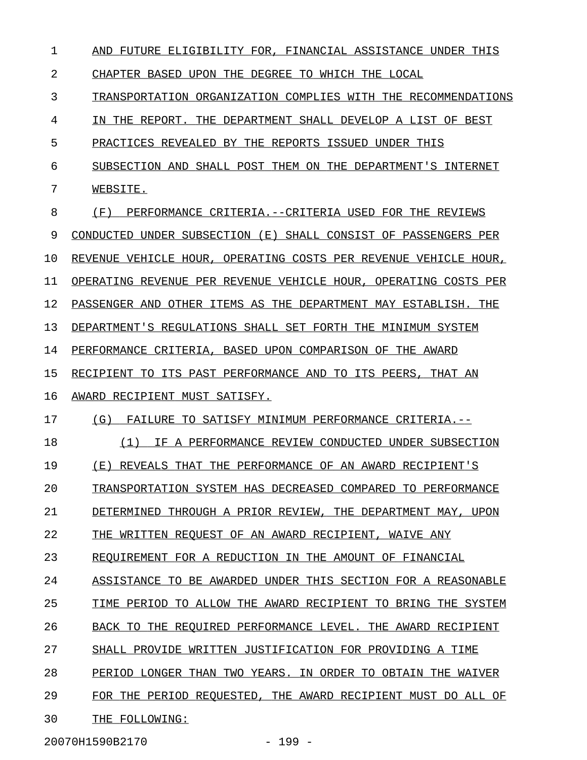AND FUTURE ELIGIBILITY FOR, FINANCIAL ASSISTANCE UNDER THIS CHAPTER BASED UPON THE DEGREE TO WHICH THE LOCAL TRANSPORTATION ORGANIZATION COMPLIES WITH THE RECOMMENDATIONS IN THE REPORT. THE DEPARTMENT SHALL DEVELOP A LIST OF BEST PRACTICES REVEALED BY THE REPORTS ISSUED UNDER THIS SUBSECTION AND SHALL POST THEM ON THE DEPARTMENT'S INTERNET WEBSITE.

(F) PERFORMANCE CRITERIA.--CRITERIA USED FOR THE REVIEWS CONDUCTED UNDER SUBSECTION (E) SHALL CONSIST OF PASSENGERS PER REVENUE VEHICLE HOUR, OPERATING COSTS PER REVENUE VEHICLE HOUR, OPERATING REVENUE PER REVENUE VEHICLE HOUR, OPERATING COSTS PER PASSENGER AND OTHER ITEMS AS THE DEPARTMENT MAY ESTABLISH. THE DEPARTMENT'S REGULATIONS SHALL SET FORTH THE MINIMUM SYSTEM PERFORMANCE CRITERIA, BASED UPON COMPARISON OF THE AWARD RECIPIENT TO ITS PAST PERFORMANCE AND TO ITS PEERS, THAT AN AWARD RECIPIENT MUST SATISFY.

(G) FAILURE TO SATISFY MINIMUM PERFORMANCE CRITERIA.--

(1) IF A PERFORMANCE REVIEW CONDUCTED UNDER SUBSECTION (E) REVEALS THAT THE PERFORMANCE OF AN AWARD RECIPIENT'S TRANSPORTATION SYSTEM HAS DECREASED COMPARED TO PERFORMANCE DETERMINED THROUGH A PRIOR REVIEW, THE DEPARTMENT MAY, UPON THE WRITTEN REQUEST OF AN AWARD RECIPIENT, WAIVE ANY REQUIREMENT FOR A REDUCTION IN THE AMOUNT OF FINANCIAL ASSISTANCE TO BE AWARDED UNDER THIS SECTION FOR A REASONABLE TIME PERIOD TO ALLOW THE AWARD RECIPIENT TO BRING THE SYSTEM BACK TO THE REQUIRED PERFORMANCE LEVEL. THE AWARD RECIPIENT SHALL PROVIDE WRITTEN JUSTIFICATION FOR PROVIDING A TIME PERIOD LONGER THAN TWO YEARS. IN ORDER TO OBTAIN THE WAIVER FOR THE PERIOD REQUESTED, THE AWARD RECIPIENT MUST DO ALL OF THE FOLLOWING:

20070H1590B2170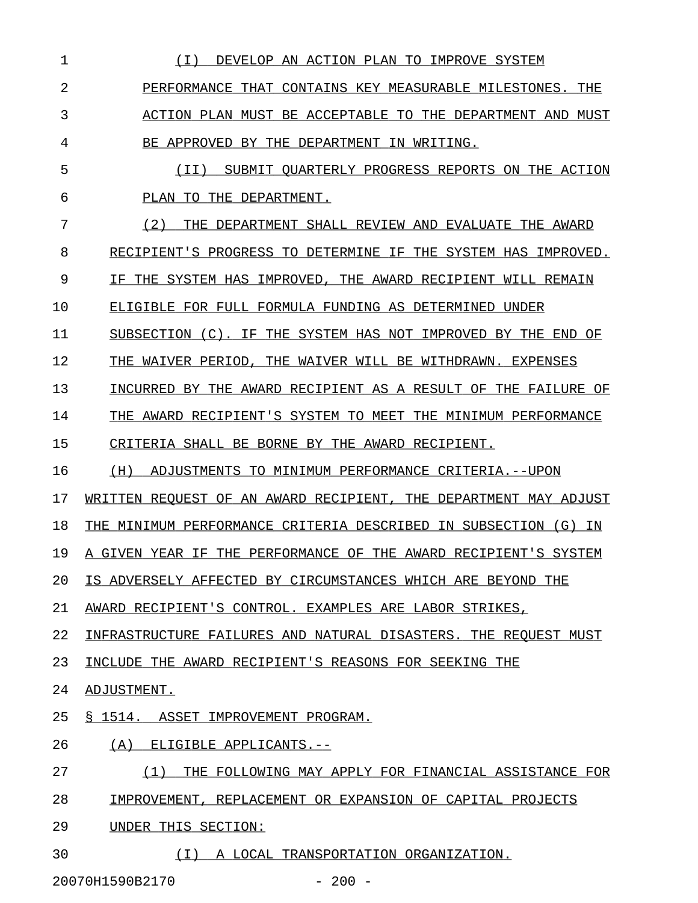(I) DEVELOP AN ACTION PLAN TO IMPROVE SYSTEM PERFORMANCE THAT CONTAINS KEY MEASURABLE MILESTONES. THE ACTION PLAN MUST BE ACCEPTABLE TO THE DEPARTMENT AND MUST BE APPROVED BY THE DEPARTMENT IN WRITING.

(II) SUBMIT QUARTERLY PROGRESS REPORTS ON THE ACTION PLAN TO THE DEPARTMENT.

(2) THE DEPARTMENT SHALL REVIEW AND EVALUATE THE AWARD RECIPIENT'S PROGRESS TO DETERMINE IF THE SYSTEM HAS IMPROVED. IF THE SYSTEM HAS IMPROVED, THE AWARD RECIPIENT WILL REMAIN ELIGIBLE FOR FULL FORMULA FUNDING AS DETERMINED UNDER SUBSECTION (C). IF THE SYSTEM HAS NOT IMPROVED BY THE END OF THE WAIVER PERIOD, THE WAIVER WILL BE WITHDRAWN. EXPENSES INCURRED BY THE AWARD RECIPIENT AS A RESULT OF THE FAILURE OF THE AWARD RECIPIENT'S SYSTEM TO MEET THE MINIMUM PERFORMANCE CRITERIA SHALL BE BORNE BY THE AWARD RECIPIENT.

(H) ADJUSTMENTS TO MINIMUM PERFORMANCE CRITERIA.--UPON WRITTEN REQUEST OF AN AWARD RECIPIENT, THE DEPARTMENT MAY ADJUST THE MINIMUM PERFORMANCE CRITERIA DESCRIBED IN SUBSECTION (G) IN A GIVEN YEAR IF THE PERFORMANCE OF THE AWARD RECIPIENT'S SYSTEM IS ADVERSELY AFFECTED BY CIRCUMSTANCES WHICH ARE BEYOND THE AWARD RECIPIENT'S CONTROL. EXAMPLES ARE LABOR STRIKES, INFRASTRUCTURE FAILURES AND NATURAL DISASTERS. THE REQUEST MUST INCLUDE THE AWARD RECIPIENT'S REASONS FOR SEEKING THE ADJUSTMENT.

§ 1514. ASSET IMPROVEMENT PROGRAM.

(A) ELIGIBLE APPLICANTS.--

(1) THE FOLLOWING MAY APPLY FOR FINANCIAL ASSISTANCE FOR IMPROVEMENT, REPLACEMENT OR EXPANSION OF CAPITAL PROJECTS UNDER THIS SECTION:

(I) A LOCAL TRANSPORTATION ORGANIZATION.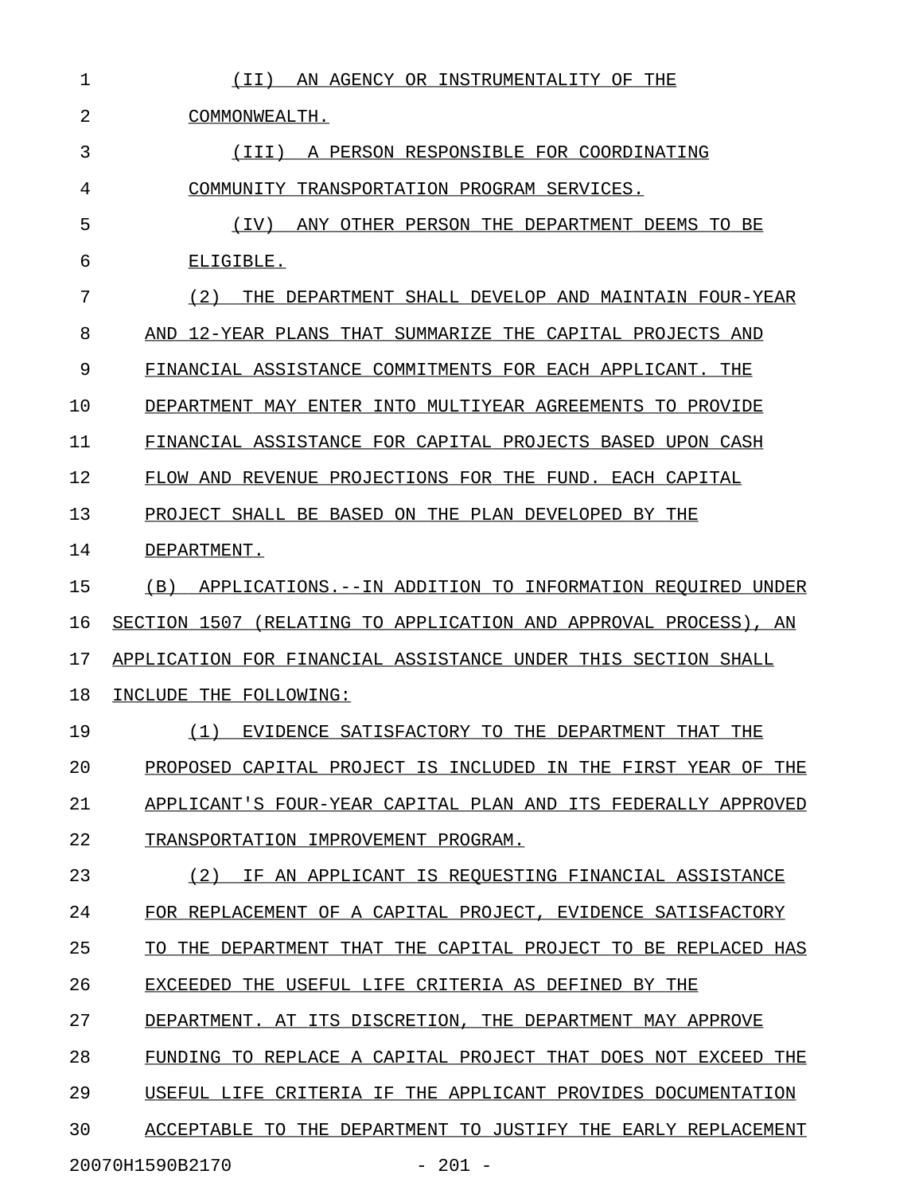(II) AN AGENCY OR INSTRUMENTALITY OF THE COMMONWEALTH.

(III) A PERSON RESPONSIBLE FOR COORDINATING COMMUNITY TRANSPORTATION PROGRAM SERVICES.

(IV) ANY OTHER PERSON THE DEPARTMENT DEEMS TO BE ELIGIBLE.

(2) THE DEPARTMENT SHALL DEVELOP AND MAINTAIN FOUR-YEAR AND 12-YEAR PLANS THAT SUMMARIZE THE CAPITAL PROJECTS AND FINANCIAL ASSISTANCE COMMITMENTS FOR EACH APPLICANT. THE DEPARTMENT MAY ENTER INTO MULTIYEAR AGREEMENTS TO PROVIDE FINANCIAL ASSISTANCE FOR CAPITAL PROJECTS BASED UPON CASH FLOW AND REVENUE PROJECTIONS FOR THE FUND. EACH CAPITAL PROJECT SHALL BE BASED ON THE PLAN DEVELOPED BY THE DEPARTMENT.

(B) APPLICATIONS.--IN ADDITION TO INFORMATION REQUIRED UNDER SECTION 1507 (RELATING TO APPLICATION AND APPROVAL PROCESS), AN APPLICATION FOR FINANCIAL ASSISTANCE UNDER THIS SECTION SHALL INCLUDE THE FOLLOWING:

(1) EVIDENCE SATISFACTORY TO THE DEPARTMENT THAT THE PROPOSED CAPITAL PROJECT IS INCLUDED IN THE FIRST YEAR OF THE APPLICANT'S FOUR-YEAR CAPITAL PLAN AND ITS FEDERALLY APPROVED TRANSPORTATION IMPROVEMENT PROGRAM.

(2) IF AN APPLICANT IS REQUESTING FINANCIAL ASSISTANCE FOR REPLACEMENT OF A CAPITAL PROJECT, EVIDENCE SATISFACTORY TO THE DEPARTMENT THAT THE CAPITAL PROJECT TO BE REPLACED HAS EXCEEDED THE USEFUL LIFE CRITERIA AS DEFINED BY THE DEPARTMENT. AT ITS DISCRETION, THE DEPARTMENT MAY APPROVE FUNDING TO REPLACE A CAPITAL PROJECT THAT DOES NOT EXCEED THE USEFUL LIFE CRITERIA IF THE APPLICANT PROVIDES DOCUMENTATION ACCEPTABLE TO THE DEPARTMENT TO JUSTIFY THE EARLY REPLACEMENT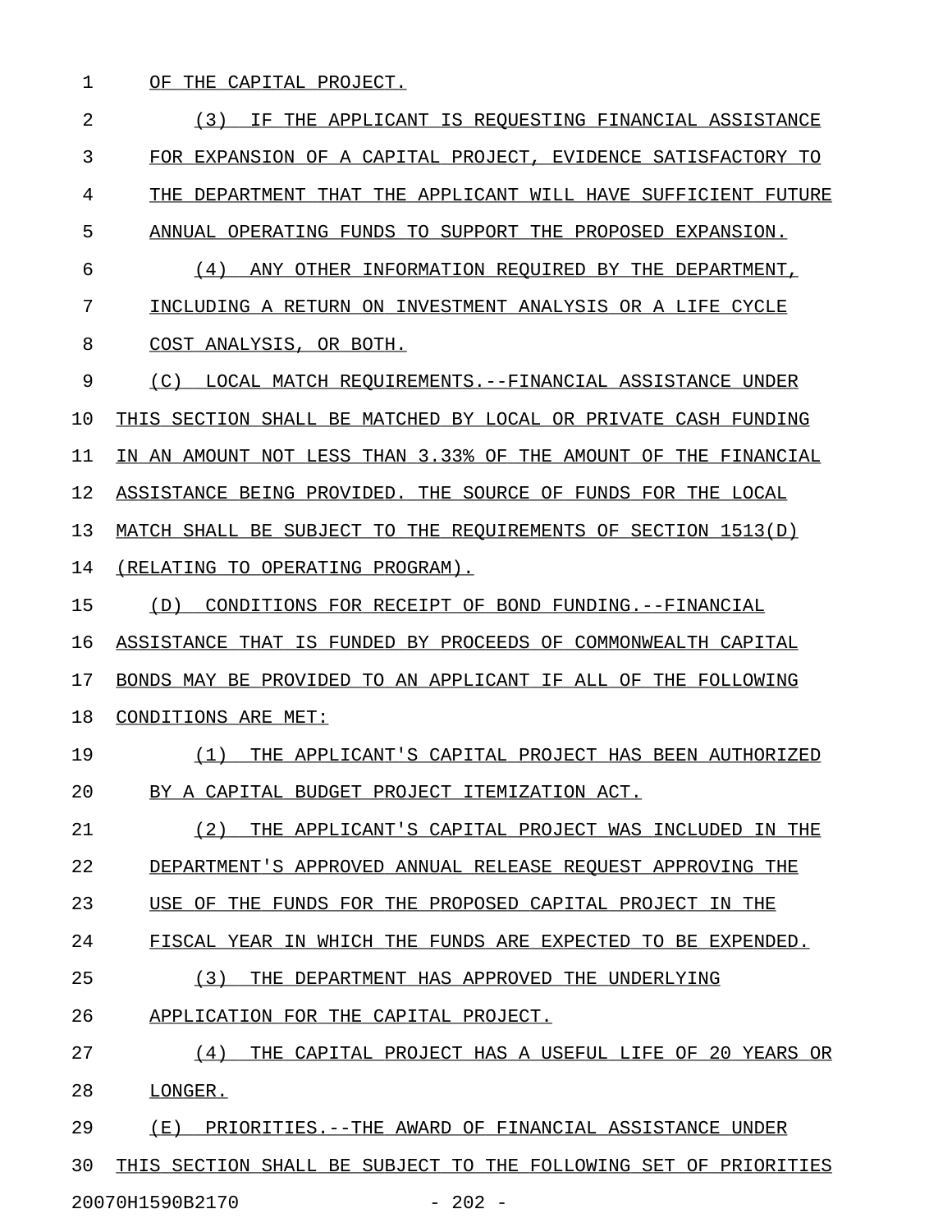OF THE CAPITAL PROJECT.

(3) IF THE APPLICANT IS REQUESTING FINANCIAL ASSISTANCE FOR EXPANSION OF A CAPITAL PROJECT, EVIDENCE SATISFACTORY TO THE DEPARTMENT THAT THE APPLICANT WILL HAVE SUFFICIENT FUTURE ANNUAL OPERATING FUNDS TO SUPPORT THE PROPOSED EXPANSION.

(4) ANY OTHER INFORMATION REQUIRED BY THE DEPARTMENT, INCLUDING A RETURN ON INVESTMENT ANALYSIS OR A LIFE CYCLE COST ANALYSIS, OR BOTH.

(C) LOCAL MATCH REQUIREMENTS.--FINANCIAL ASSISTANCE UNDER THIS SECTION SHALL BE MATCHED BY LOCAL OR PRIVATE CASH FUNDING IN AN AMOUNT NOT LESS THAN 3.33% OF THE AMOUNT OF THE FINANCIAL ASSISTANCE BEING PROVIDED. THE SOURCE OF FUNDS FOR THE LOCAL MATCH SHALL BE SUBJECT TO THE REQUIREMENTS OF SECTION 1513(D) (RELATING TO OPERATING PROGRAM).

(D) CONDITIONS FOR RECEIPT OF BOND FUNDING.--FINANCIAL ASSISTANCE THAT IS FUNDED BY PROCEEDS OF COMMONWEALTH CAPITAL BONDS MAY BE PROVIDED TO AN APPLICANT IF ALL OF THE FOLLOWING CONDITIONS ARE MET:

(1) THE APPLICANT'S CAPITAL PROJECT HAS BEEN AUTHORIZED BY A CAPITAL BUDGET PROJECT ITEMIZATION ACT.

(2) THE APPLICANT'S CAPITAL PROJECT WAS INCLUDED IN THE DEPARTMENT'S APPROVED ANNUAL RELEASE REQUEST APPROVING THE USE OF THE FUNDS FOR THE PROPOSED CAPITAL PROJECT IN THE FISCAL YEAR IN WHICH THE FUNDS ARE EXPECTED TO BE EXPENDED.

(3) THE DEPARTMENT HAS APPROVED THE UNDERLYING APPLICATION FOR THE CAPITAL PROJECT.

(4) THE CAPITAL PROJECT HAS A USEFUL LIFE OF 20 YEARS OR LONGER.

(E) PRIORITIES.--THE AWARD OF FINANCIAL ASSISTANCE UNDER THIS SECTION SHALL BE SUBJECT TO THE FOLLOWING SET OF PRIORITIES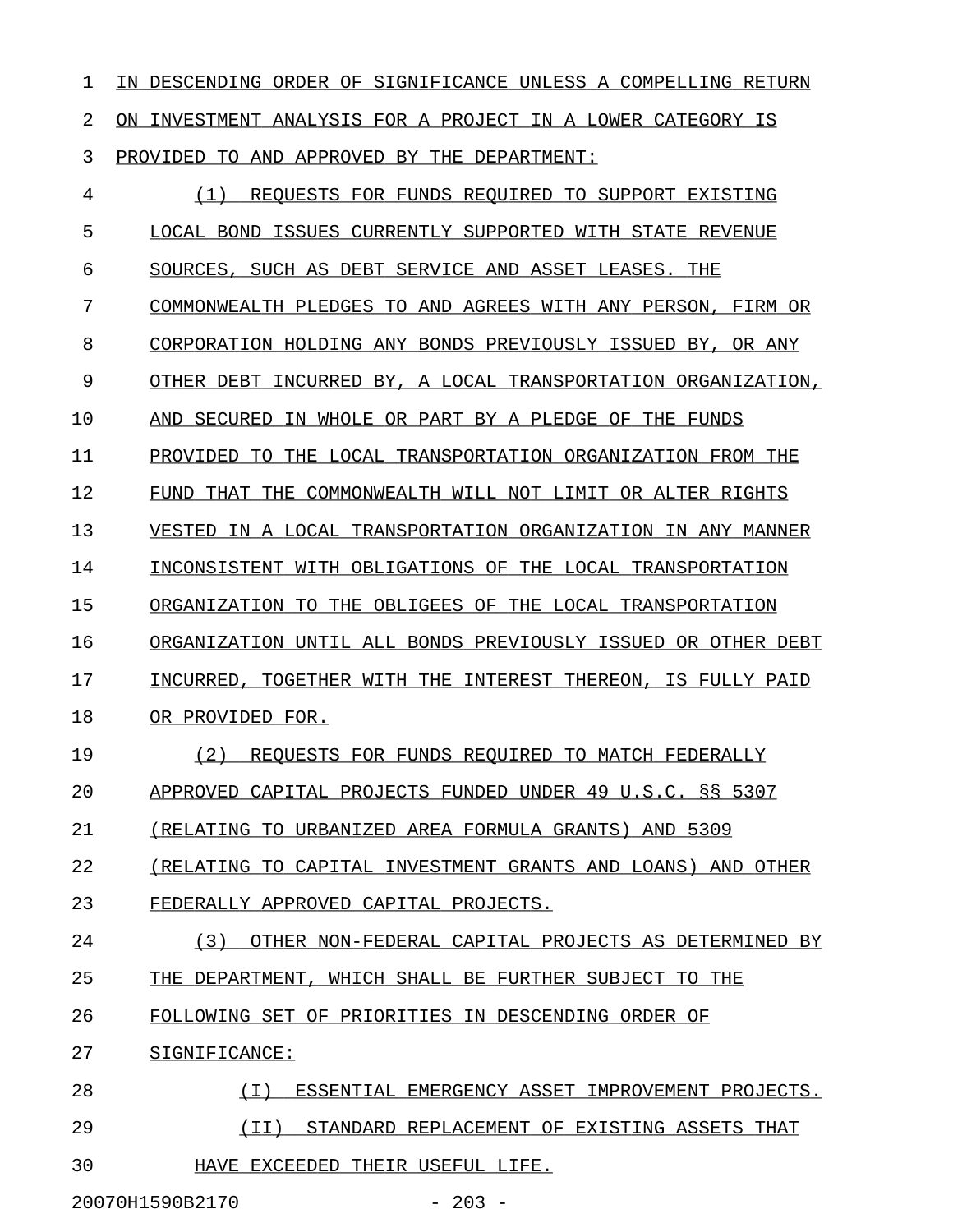IN DESCENDING ORDER OF SIGNIFICANCE UNLESS A COMPELLING RETURN ON INVESTMENT ANALYSIS FOR A PROJECT IN A LOWER CATEGORY IS PROVIDED TO AND APPROVED BY THE DEPARTMENT:

(1) REQUESTS FOR FUNDS REQUIRED TO SUPPORT EXISTING LOCAL BOND ISSUES CURRENTLY SUPPORTED WITH STATE REVENUE SOURCES, SUCH AS DEBT SERVICE AND ASSET LEASES. THE COMMONWEALTH PLEDGES TO AND AGREES WITH ANY PERSON, FIRM OR CORPORATION HOLDING ANY BONDS PREVIOUSLY ISSUED BY, OR ANY OTHER DEBT INCURRED BY, A LOCAL TRANSPORTATION ORGANIZATION, AND SECURED IN WHOLE OR PART BY A PLEDGE OF THE FUNDS PROVIDED TO THE LOCAL TRANSPORTATION ORGANIZATION FROM THE FUND THAT THE COMMONWEALTH WILL NOT LIMIT OR ALTER RIGHTS VESTED IN A LOCAL TRANSPORTATION ORGANIZATION IN ANY MANNER INCONSISTENT WITH OBLIGATIONS OF THE LOCAL TRANSPORTATION ORGANIZATION TO THE OBLIGEES OF THE LOCAL TRANSPORTATION ORGANIZATION UNTIL ALL BONDS PREVIOUSLY ISSUED OR OTHER DEBT INCURRED, TOGETHER WITH THE INTEREST THEREON, IS FULLY PAID OR PROVIDED FOR.

(2) REQUESTS FOR FUNDS REQUIRED TO MATCH FEDERALLY APPROVED CAPITAL PROJECTS FUNDED UNDER 49 U.S.C. §§ 5307 (RELATING TO URBANIZED AREA FORMULA GRANTS) AND 5309 (RELATING TO CAPITAL INVESTMENT GRANTS AND LOANS) AND OTHER FEDERALLY APPROVED CAPITAL PROJECTS.

(3) OTHER NON-FEDERAL CAPITAL PROJECTS AS DETERMINED BY THE DEPARTMENT, WHICH SHALL BE FURTHER SUBJECT TO THE FOLLOWING SET OF PRIORITIES IN DESCENDING ORDER OF SIGNIFICANCE:

(I) ESSENTIAL EMERGENCY ASSET IMPROVEMENT PROJECTS.

(II) STANDARD REPLACEMENT OF EXISTING ASSETS THAT HAVE EXCEEDED THEIR USEFUL LIFE.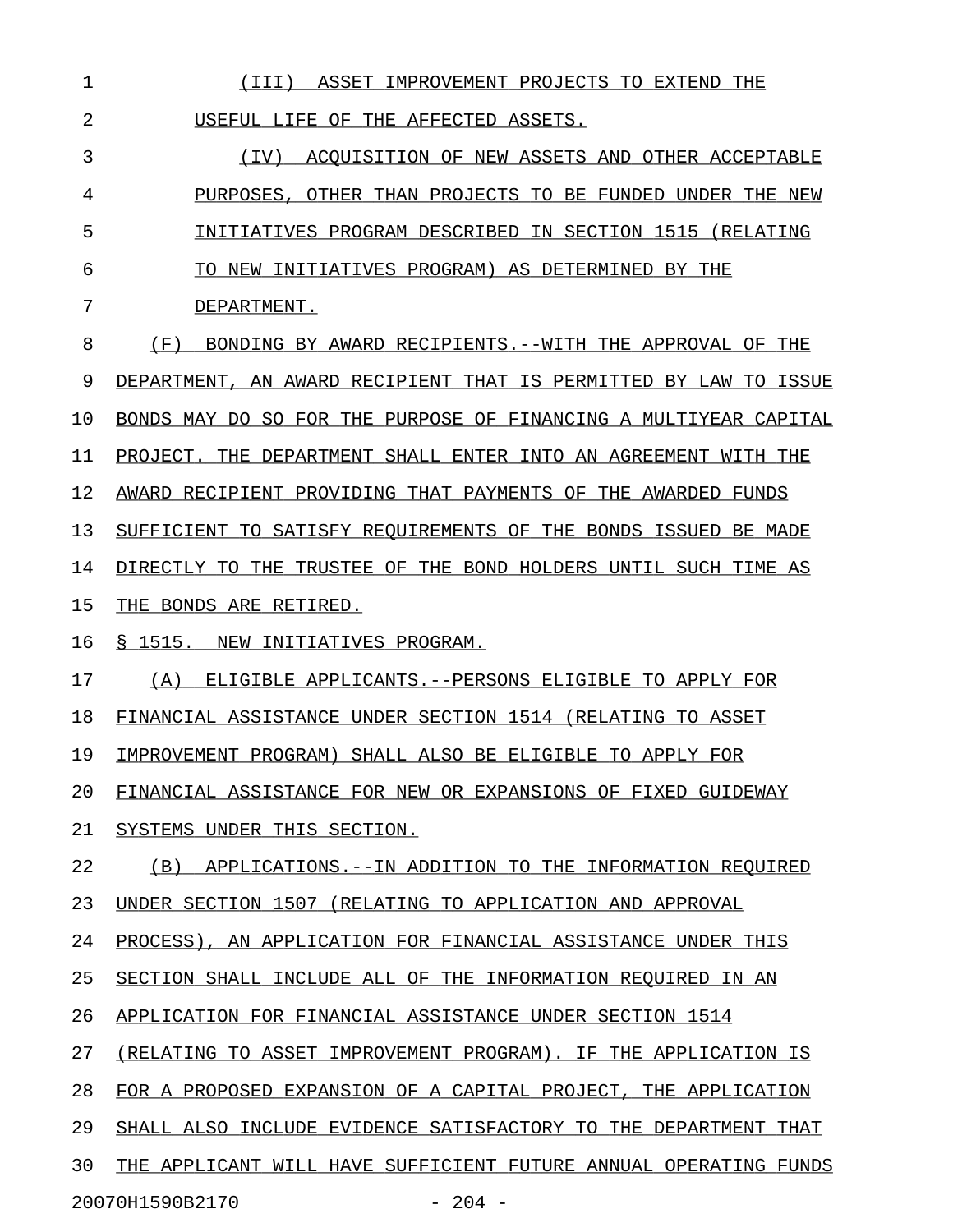(III) ASSET IMPROVEMENT PROJECTS TO EXTEND THE USEFUL LIFE OF THE AFFECTED ASSETS.

(IV) ACQUISITION OF NEW ASSETS AND OTHER ACCEPTABLE PURPOSES, OTHER THAN PROJECTS TO BE FUNDED UNDER THE NEW INITIATIVES PROGRAM DESCRIBED IN SECTION 1515 (RELATING TO NEW INITIATIVES PROGRAM) AS DETERMINED BY THE DEPARTMENT.

(F) BONDING BY AWARD RECIPIENTS.--WITH THE APPROVAL OF THE DEPARTMENT, AN AWARD RECIPIENT THAT IS PERMITTED BY LAW TO ISSUE BONDS MAY DO SO FOR THE PURPOSE OF FINANCING A MULTIYEAR CAPITAL PROJECT. THE DEPARTMENT SHALL ENTER INTO AN AGREEMENT WITH THE AWARD RECIPIENT PROVIDING THAT PAYMENTS OF THE AWARDED FUNDS SUFFICIENT TO SATISFY REQUIREMENTS OF THE BONDS ISSUED BE MADE DIRECTLY TO THE TRUSTEE OF THE BOND HOLDERS UNTIL SUCH TIME AS THE BONDS ARE RETIRED.

§ 1515. NEW INITIATIVES PROGRAM.

(A) ELIGIBLE APPLICANTS.--PERSONS ELIGIBLE TO APPLY FOR FINANCIAL ASSISTANCE UNDER SECTION 1514 (RELATING TO ASSET IMPROVEMENT PROGRAM) SHALL ALSO BE ELIGIBLE TO APPLY FOR FINANCIAL ASSISTANCE FOR NEW OR EXPANSIONS OF FIXED GUIDEWAY SYSTEMS UNDER THIS SECTION.

(B) APPLICATIONS.--IN ADDITION TO THE INFORMATION REQUIRED UNDER SECTION 1507 (RELATING TO APPLICATION AND APPROVAL PROCESS), AN APPLICATION FOR FINANCIAL ASSISTANCE UNDER THIS SECTION SHALL INCLUDE ALL OF THE INFORMATION REQUIRED IN AN APPLICATION FOR FINANCIAL ASSISTANCE UNDER SECTION 1514 (RELATING TO ASSET IMPROVEMENT PROGRAM). IF THE APPLICATION IS FOR A PROPOSED EXPANSION OF A CAPITAL PROJECT, THE APPLICATION SHALL ALSO INCLUDE EVIDENCE SATISFACTORY TO THE DEPARTMENT THAT THE APPLICANT WILL HAVE SUFFICIENT FUTURE ANNUAL OPERATING FUNDS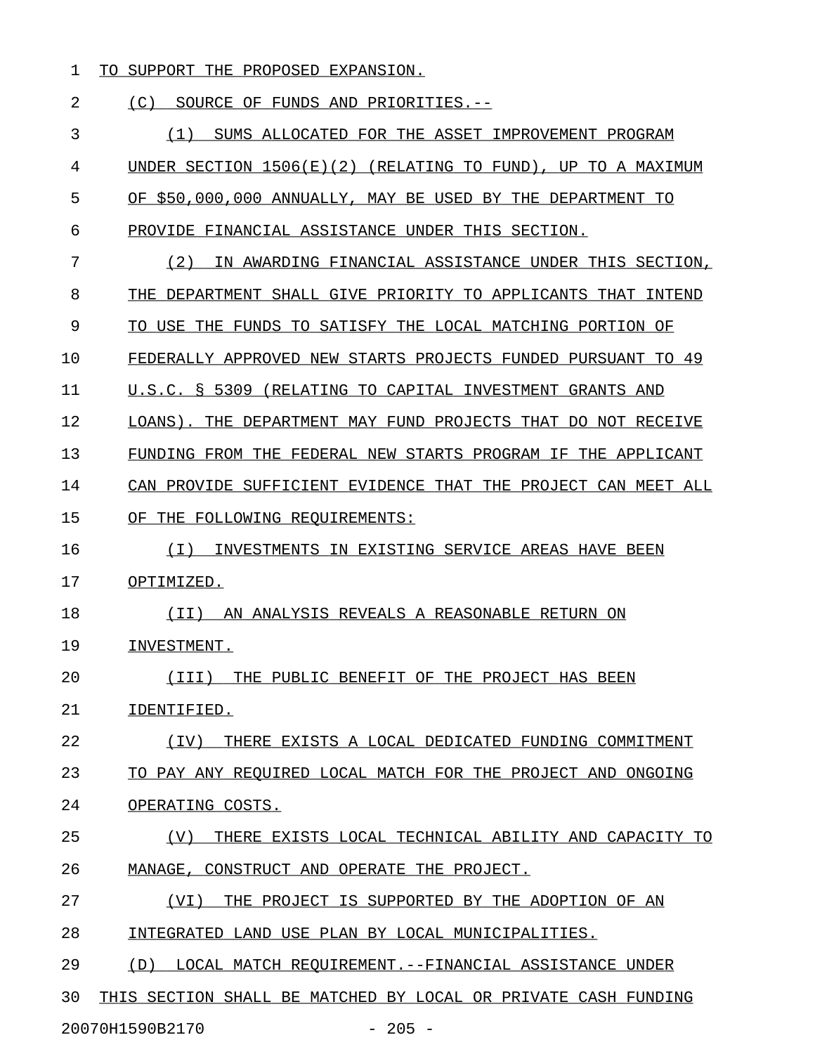TO SUPPORT THE PROPOSED EXPANSION.

(C) SOURCE OF FUNDS AND PRIORITIES.--

(1) SUMS ALLOCATED FOR THE ASSET IMPROVEMENT PROGRAM UNDER SECTION 1506(E)(2) (RELATING TO FUND), UP TO A MAXIMUM OF $50,000,000 ANNUALLY, MAY BE USED BY THE DEPARTMENT TO PROVIDE FINANCIAL ASSISTANCE UNDER THIS SECTION.

(2) IN AWARDING FINANCIAL ASSISTANCE UNDER THIS SECTION, THE DEPARTMENT SHALL GIVE PRIORITY TO APPLICANTS THAT INTEND TO USE THE FUNDS TO SATISFY THE LOCAL MATCHING PORTION OF FEDERALLY APPROVED NEW STARTS PROJECTS FUNDED PURSUANT TO 49 U.S.C. § 5309 (RELATING TO CAPITAL INVESTMENT GRANTS AND LOANS). THE DEPARTMENT MAY FUND PROJECTS THAT DO NOT RECEIVE FUNDING FROM THE FEDERAL NEW STARTS PROGRAM IF THE APPLICANT CAN PROVIDE SUFFICIENT EVIDENCE THAT THE PROJECT CAN MEET ALL OF THE FOLLOWING REQUIREMENTS:

(I) INVESTMENTS IN EXISTING SERVICE AREAS HAVE BEEN OPTIMIZED.

(II) AN ANALYSIS REVEALS A REASONABLE RETURN ON INVESTMENT.

(III) THE PUBLIC BENEFIT OF THE PROJECT HAS BEEN IDENTIFIED.

(IV) THERE EXISTS A LOCAL DEDICATED FUNDING COMMITMENT TO PAY ANY REQUIRED LOCAL MATCH FOR THE PROJECT AND ONGOING OPERATING COSTS.

(V) THERE EXISTS LOCAL TECHNICAL ABILITY AND CAPACITY TO MANAGE, CONSTRUCT AND OPERATE THE PROJECT.

(VI) THE PROJECT IS SUPPORTED BY THE ADOPTION OF AN INTEGRATED LAND USE PLAN BY LOCAL MUNICIPALITIES.

(D) LOCAL MATCH REQUIREMENT.--FINANCIAL ASSISTANCE UNDER THIS SECTION SHALL BE MATCHED BY LOCAL OR PRIVATE CASH FUNDING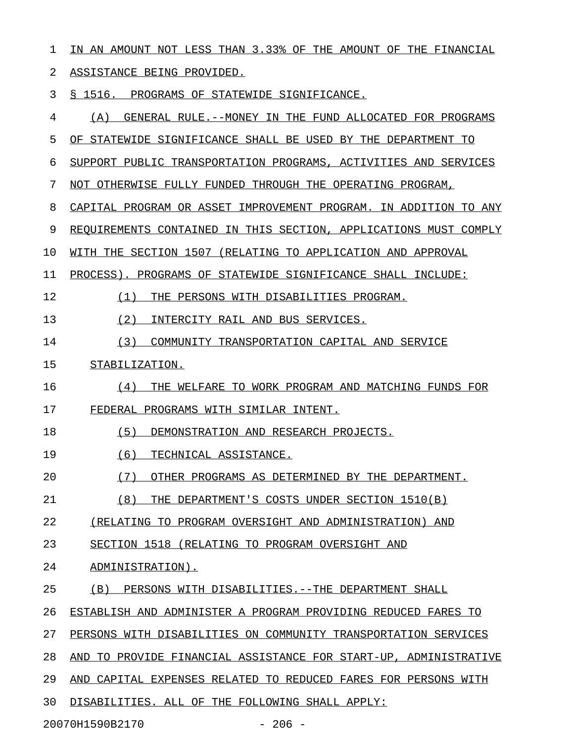IN AN AMOUNT NOT LESS THAN 3.33% OF THE AMOUNT OF THE FINANCIAL ASSISTANCE BEING PROVIDED.

§ 1516. PROGRAMS OF STATEWIDE SIGNIFICANCE.

(A) GENERAL RULE.--MONEY IN THE FUND ALLOCATED FOR PROGRAMS OF STATEWIDE SIGNIFICANCE SHALL BE USED BY THE DEPARTMENT TO SUPPORT PUBLIC TRANSPORTATION PROGRAMS, ACTIVITIES AND SERVICES NOT OTHERWISE FULLY FUNDED THROUGH THE OPERATING PROGRAM, CAPITAL PROGRAM OR ASSET IMPROVEMENT PROGRAM. IN ADDITION TO ANY REQUIREMENTS CONTAINED IN THIS SECTION, APPLICATIONS MUST COMPLY WITH THE SECTION 1507 (RELATING TO APPLICATION AND APPROVAL PROCESS). PROGRAMS OF STATEWIDE SIGNIFICANCE SHALL INCLUDE:

(1) THE PERSONS WITH DISABILITIES PROGRAM.

(2) INTERCITY RAIL AND BUS SERVICES.

(3) COMMUNITY TRANSPORTATION CAPITAL AND SERVICE STABILIZATION.

(4) THE WELFARE TO WORK PROGRAM AND MATCHING FUNDS FOR FEDERAL PROGRAMS WITH SIMILAR INTENT.

(5) DEMONSTRATION AND RESEARCH PROJECTS.

(6) TECHNICAL ASSISTANCE.

(7) OTHER PROGRAMS AS DETERMINED BY THE DEPARTMENT.

(8) THE DEPARTMENT'S COSTS UNDER SECTION 1510(B) (RELATING TO PROGRAM OVERSIGHT AND ADMINISTRATION) AND SECTION 1518 (RELATING TO PROGRAM OVERSIGHT AND ADMINISTRATION).

(B) PERSONS WITH DISABILITIES.--THE DEPARTMENT SHALL ESTABLISH AND ADMINISTER A PROGRAM PROVIDING REDUCED FARES TO PERSONS WITH DISABILITIES ON COMMUNITY TRANSPORTATION SERVICES AND TO PROVIDE FINANCIAL ASSISTANCE FOR START-UP, ADMINISTRATIVE AND CAPITAL EXPENSES RELATED TO REDUCED FARES FOR PERSONS WITH DISABILITIES. ALL OF THE FOLLOWING SHALL APPLY: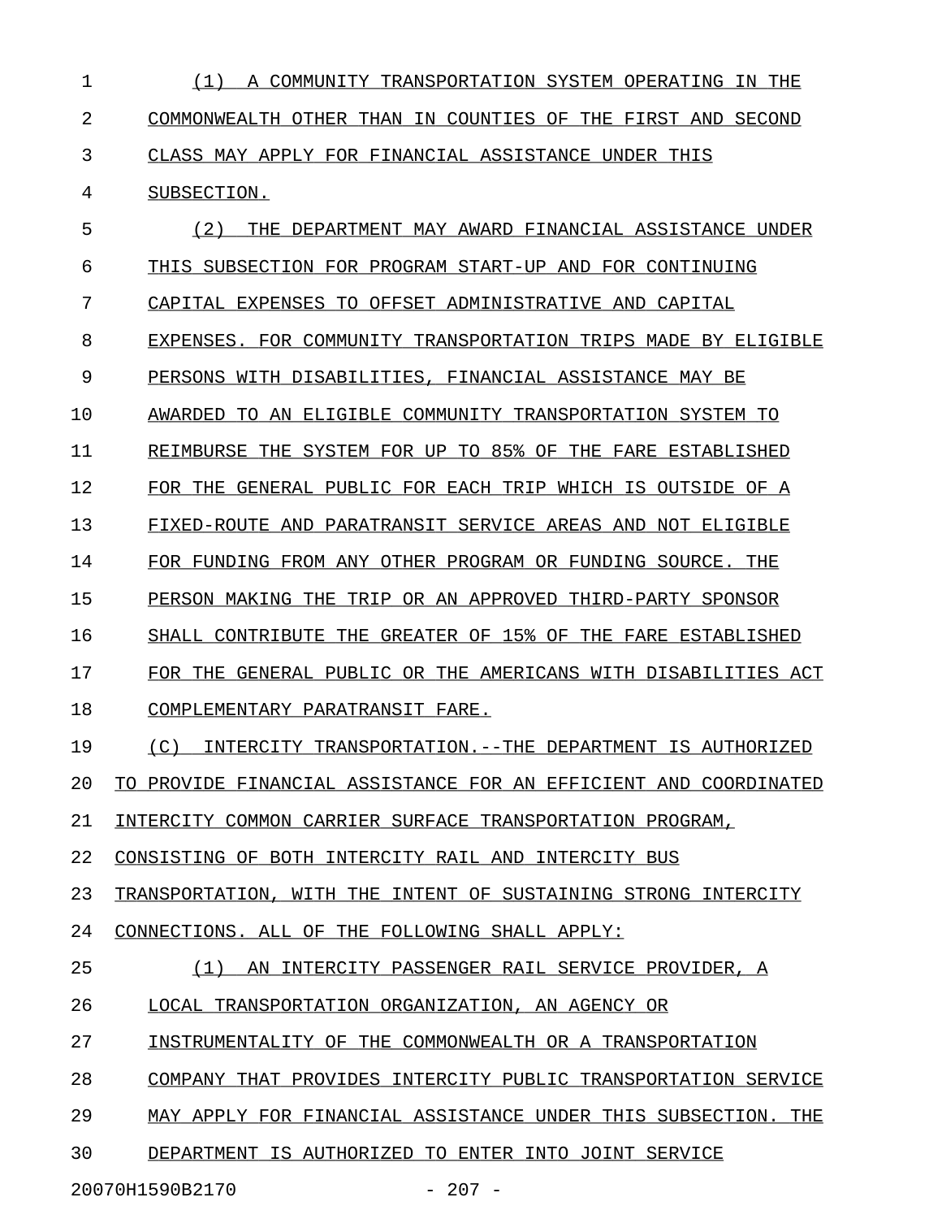(1) A COMMUNITY TRANSPORTATION SYSTEM OPERATING IN THE COMMONWEALTH OTHER THAN IN COUNTIES OF THE FIRST AND SECOND CLASS MAY APPLY FOR FINANCIAL ASSISTANCE UNDER THIS SUBSECTION.

(2) THE DEPARTMENT MAY AWARD FINANCIAL ASSISTANCE UNDER THIS SUBSECTION FOR PROGRAM START-UP AND FOR CONTINUING CAPITAL EXPENSES TO OFFSET ADMINISTRATIVE AND CAPITAL EXPENSES. FOR COMMUNITY TRANSPORTATION TRIPS MADE BY ELIGIBLE PERSONS WITH DISABILITIES, FINANCIAL ASSISTANCE MAY BE AWARDED TO AN ELIGIBLE COMMUNITY TRANSPORTATION SYSTEM TO REIMBURSE THE SYSTEM FOR UP TO 85% OF THE FARE ESTABLISHED FOR THE GENERAL PUBLIC FOR EACH TRIP WHICH IS OUTSIDE OF A FIXED-ROUTE AND PARATRANSIT SERVICE AREAS AND NOT ELIGIBLE FOR FUNDING FROM ANY OTHER PROGRAM OR FUNDING SOURCE. THE PERSON MAKING THE TRIP OR AN APPROVED THIRD-PARTY SPONSOR SHALL CONTRIBUTE THE GREATER OF 15% OF THE FARE ESTABLISHED FOR THE GENERAL PUBLIC OR THE AMERICANS WITH DISABILITIES ACT COMPLEMENTARY PARATRANSIT FARE.

(C) INTERCITY TRANSPORTATION.--THE DEPARTMENT IS AUTHORIZED TO PROVIDE FINANCIAL ASSISTANCE FOR AN EFFICIENT AND COORDINATED INTERCITY COMMON CARRIER SURFACE TRANSPORTATION PROGRAM, CONSISTING OF BOTH INTERCITY RAIL AND INTERCITY BUS TRANSPORTATION, WITH THE INTENT OF SUSTAINING STRONG INTERCITY CONNECTIONS. ALL OF THE FOLLOWING SHALL APPLY:

(1) AN INTERCITY PASSENGER RAIL SERVICE PROVIDER, A LOCAL TRANSPORTATION ORGANIZATION, AN AGENCY OR INSTRUMENTALITY OF THE COMMONWEALTH OR A TRANSPORTATION COMPANY THAT PROVIDES INTERCITY PUBLIC TRANSPORTATION SERVICE MAY APPLY FOR FINANCIAL ASSISTANCE UNDER THIS SUBSECTION. THE DEPARTMENT IS AUTHORIZED TO ENTER INTO JOINT SERVICE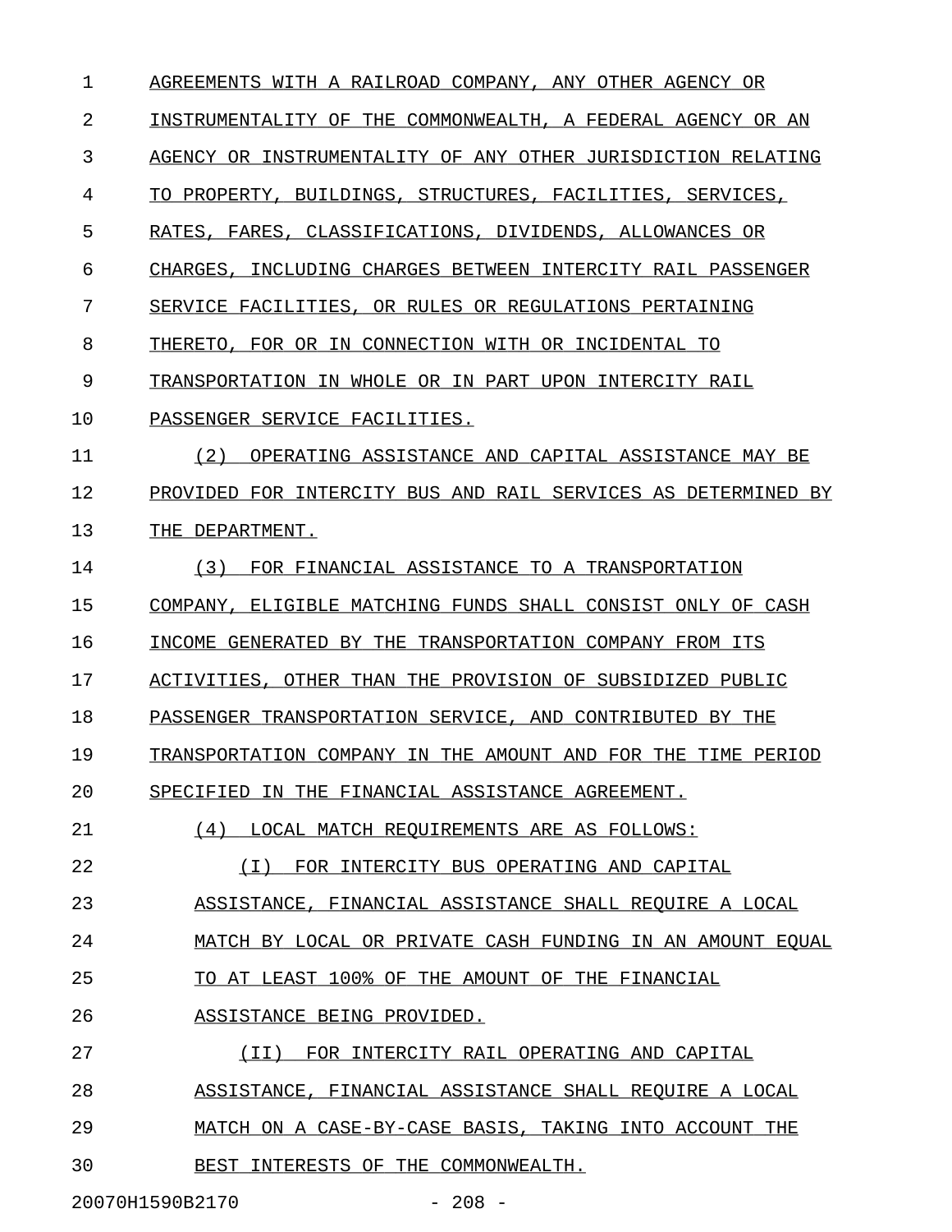AGREEMENTS WITH A RAILROAD COMPANY, ANY OTHER AGENCY OR INSTRUMENTALITY OF THE COMMONWEALTH, A FEDERAL AGENCY OR AN AGENCY OR INSTRUMENTALITY OF ANY OTHER JURISDICTION RELATING TO PROPERTY, BUILDINGS, STRUCTURES, FACILITIES, SERVICES, RATES, FARES, CLASSIFICATIONS, DIVIDENDS, ALLOWANCES OR CHARGES, INCLUDING CHARGES BETWEEN INTERCITY RAIL PASSENGER SERVICE FACILITIES, OR RULES OR REGULATIONS PERTAINING THERETO, FOR OR IN CONNECTION WITH OR INCIDENTAL TO TRANSPORTATION IN WHOLE OR IN PART UPON INTERCITY RAIL PASSENGER SERVICE FACILITIES.

(2) OPERATING ASSISTANCE AND CAPITAL ASSISTANCE MAY BE PROVIDED FOR INTERCITY BUS AND RAIL SERVICES AS DETERMINED BY THE DEPARTMENT.

(3) FOR FINANCIAL ASSISTANCE TO A TRANSPORTATION COMPANY, ELIGIBLE MATCHING FUNDS SHALL CONSIST ONLY OF CASH INCOME GENERATED BY THE TRANSPORTATION COMPANY FROM ITS ACTIVITIES, OTHER THAN THE PROVISION OF SUBSIDIZED PUBLIC PASSENGER TRANSPORTATION SERVICE, AND CONTRIBUTED BY THE TRANSPORTATION COMPANY IN THE AMOUNT AND FOR THE TIME PERIOD SPECIFIED IN THE FINANCIAL ASSISTANCE AGREEMENT.

(4) LOCAL MATCH REQUIREMENTS ARE AS FOLLOWS:

(I) FOR INTERCITY BUS OPERATING AND CAPITAL ASSISTANCE, FINANCIAL ASSISTANCE SHALL REQUIRE A LOCAL MATCH BY LOCAL OR PRIVATE CASH FUNDING IN AN AMOUNT EQUAL TO AT LEAST 100% OF THE AMOUNT OF THE FINANCIAL ASSISTANCE BEING PROVIDED.

(II) FOR INTERCITY RAIL OPERATING AND CAPITAL ASSISTANCE, FINANCIAL ASSISTANCE SHALL REQUIRE A LOCAL MATCH ON A CASE-BY-CASE BASIS, TAKING INTO ACCOUNT THE BEST INTERESTS OF THE COMMONWEALTH.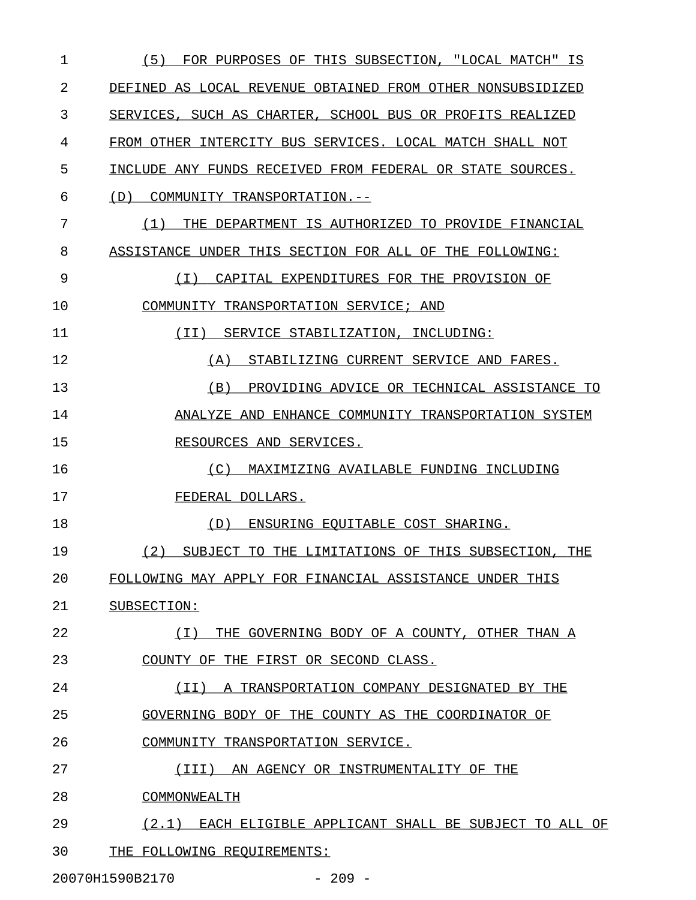(5) FOR PURPOSES OF THIS SUBSECTION, "LOCAL MATCH" IS DEFINED AS LOCAL REVENUE OBTAINED FROM OTHER NONSUBSIDIZED SERVICES, SUCH AS CHARTER, SCHOOL BUS OR PROFITS REALIZED FROM OTHER INTERCITY BUS SERVICES. LOCAL MATCH SHALL NOT INCLUDE ANY FUNDS RECEIVED FROM FEDERAL OR STATE SOURCES.

(D) COMMUNITY TRANSPORTATION.--

(1) THE DEPARTMENT IS AUTHORIZED TO PROVIDE FINANCIAL ASSISTANCE UNDER THIS SECTION FOR ALL OF THE FOLLOWING:

(I) CAPITAL EXPENDITURES FOR THE PROVISION OF COMMUNITY TRANSPORTATION SERVICE; AND

(II) SERVICE STABILIZATION, INCLUDING:

(A) STABILIZING CURRENT SERVICE AND FARES.

(B) PROVIDING ADVICE OR TECHNICAL ASSISTANCE TO ANALYZE AND ENHANCE COMMUNITY TRANSPORTATION SYSTEM RESOURCES AND SERVICES.

(C) MAXIMIZING AVAILABLE FUNDING INCLUDING FEDERAL DOLLARS.

(D) ENSURING EQUITABLE COST SHARING.

(2) SUBJECT TO THE LIMITATIONS OF THIS SUBSECTION, THE FOLLOWING MAY APPLY FOR FINANCIAL ASSISTANCE UNDER THIS SUBSECTION:

(I) THE GOVERNING BODY OF A COUNTY, OTHER THAN A COUNTY OF THE FIRST OR SECOND CLASS.

(II) A TRANSPORTATION COMPANY DESIGNATED BY THE GOVERNING BODY OF THE COUNTY AS THE COORDINATOR OF COMMUNITY TRANSPORTATION SERVICE.

(III) AN AGENCY OR INSTRUMENTALITY OF THE COMMONWEALTH

(2.1) EACH ELIGIBLE APPLICANT SHALL BE SUBJECT TO ALL OF THE FOLLOWING REQUIREMENTS: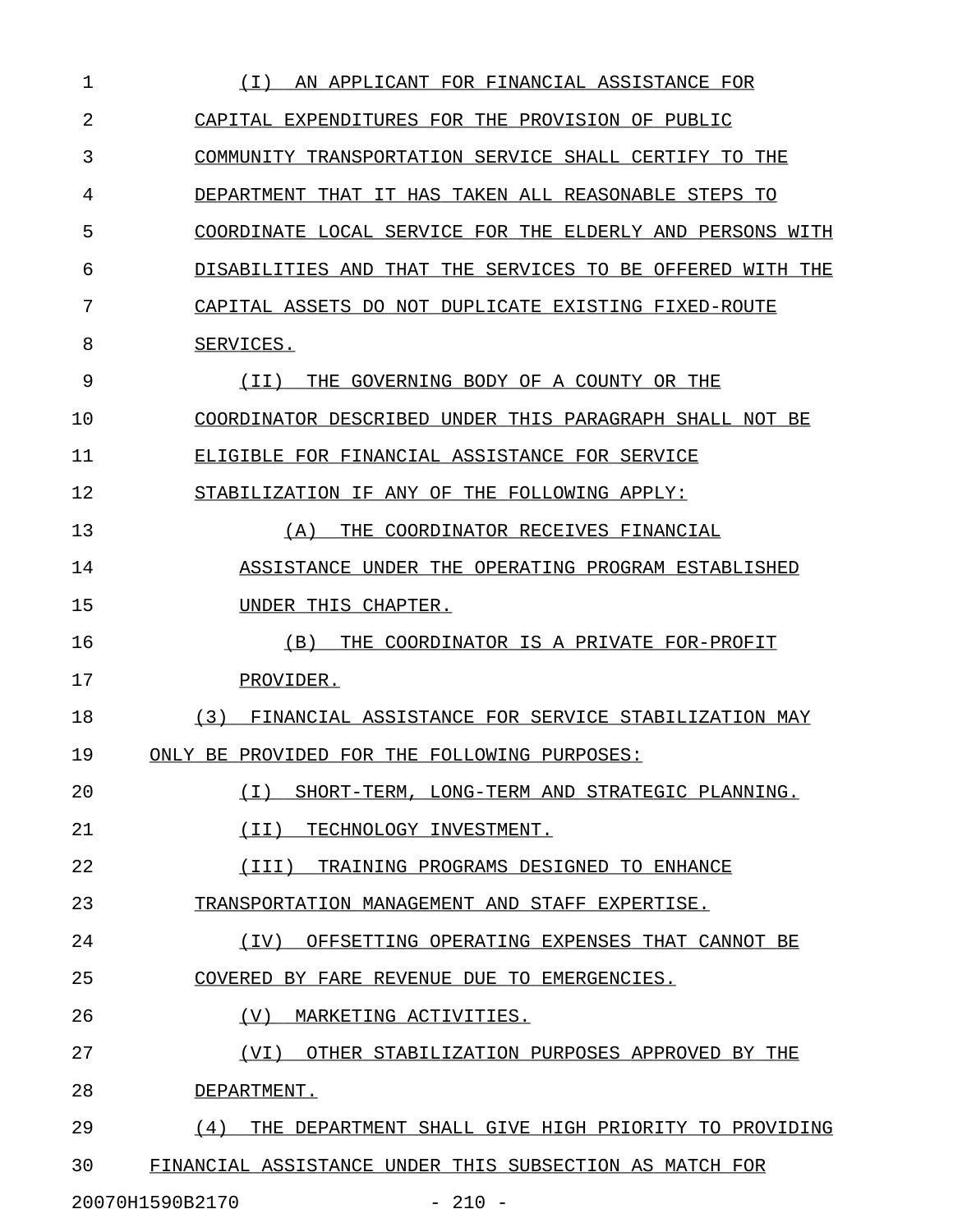(I) AN APPLICANT FOR FINANCIAL ASSISTANCE FOR CAPITAL EXPENDITURES FOR THE PROVISION OF PUBLIC COMMUNITY TRANSPORTATION SERVICE SHALL CERTIFY TO THE DEPARTMENT THAT IT HAS TAKEN ALL REASONABLE STEPS TO COORDINATE LOCAL SERVICE FOR THE ELDERLY AND PERSONS WITH DISABILITIES AND THAT THE SERVICES TO BE OFFERED WITH THE CAPITAL ASSETS DO NOT DUPLICATE EXISTING FIXED-ROUTE SERVICES.

(II) THE GOVERNING BODY OF A COUNTY OR THE COORDINATOR DESCRIBED UNDER THIS PARAGRAPH SHALL NOT BE ELIGIBLE FOR FINANCIAL ASSISTANCE FOR SERVICE STABILIZATION IF ANY OF THE FOLLOWING APPLY:

(A) THE COORDINATOR RECEIVES FINANCIAL ASSISTANCE UNDER THE OPERATING PROGRAM ESTABLISHED UNDER THIS CHAPTER.

(B) THE COORDINATOR IS A PRIVATE FOR-PROFIT PROVIDER.

(3) FINANCIAL ASSISTANCE FOR SERVICE STABILIZATION MAY ONLY BE PROVIDED FOR THE FOLLOWING PURPOSES:

(I) SHORT-TERM, LONG-TERM AND STRATEGIC PLANNING.

(II) TECHNOLOGY INVESTMENT.

(III) TRAINING PROGRAMS DESIGNED TO ENHANCE TRANSPORTATION MANAGEMENT AND STAFF EXPERTISE.

(IV) OFFSETTING OPERATING EXPENSES THAT CANNOT BE COVERED BY FARE REVENUE DUE TO EMERGENCIES.

(V) MARKETING ACTIVITIES.

(VI) OTHER STABILIZATION PURPOSES APPROVED BY THE DEPARTMENT.

(4) THE DEPARTMENT SHALL GIVE HIGH PRIORITY TO PROVIDING FINANCIAL ASSISTANCE UNDER THIS SUBSECTION AS MATCH FOR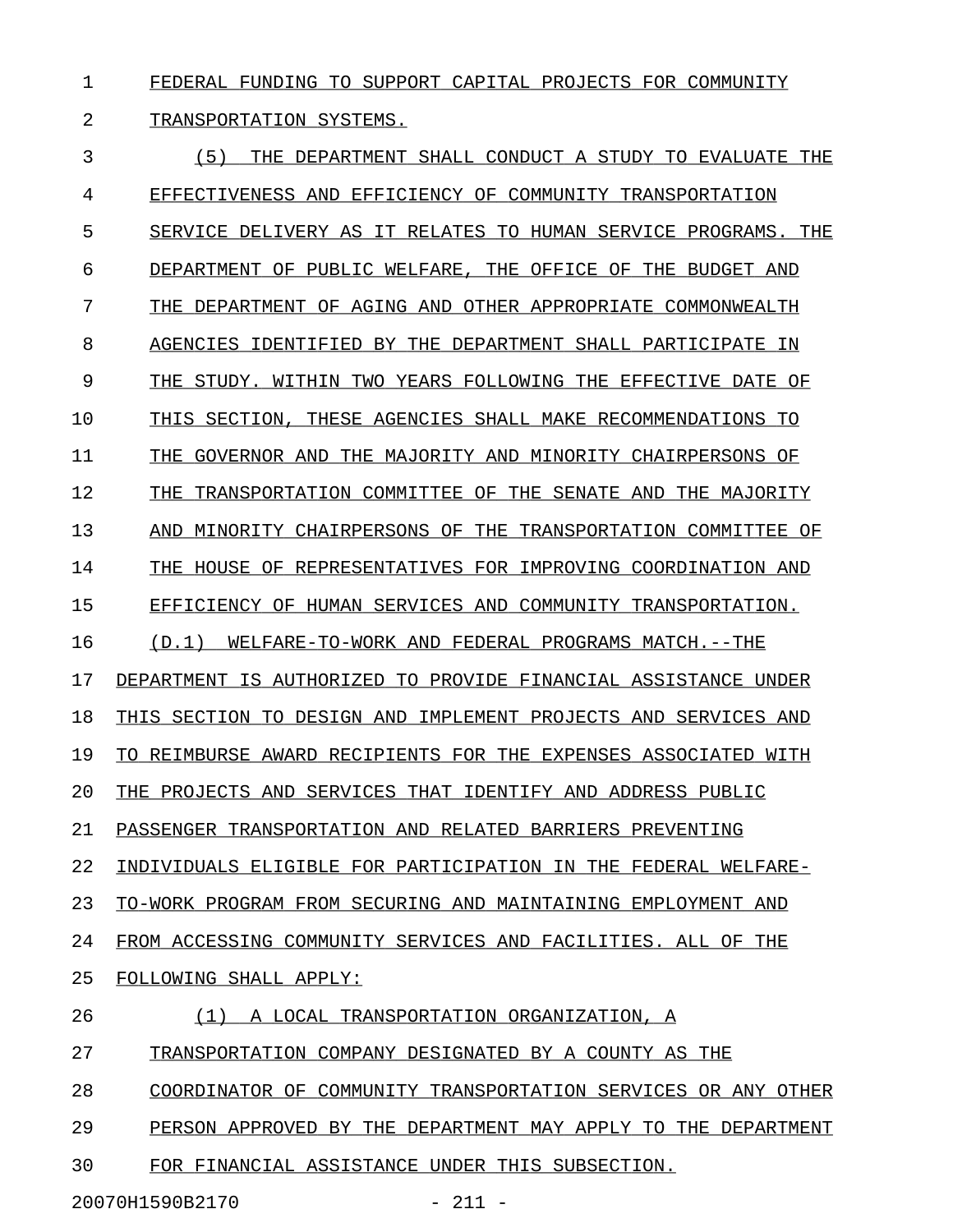FEDERAL FUNDING TO SUPPORT CAPITAL PROJECTS FOR COMMUNITY TRANSPORTATION SYSTEMS.

(5) THE DEPARTMENT SHALL CONDUCT A STUDY TO EVALUATE THE EFFECTIVENESS AND EFFICIENCY OF COMMUNITY TRANSPORTATION SERVICE DELIVERY AS IT RELATES TO HUMAN SERVICE PROGRAMS. THE DEPARTMENT OF PUBLIC WELFARE, THE OFFICE OF THE BUDGET AND THE DEPARTMENT OF AGING AND OTHER APPROPRIATE COMMONWEALTH AGENCIES IDENTIFIED BY THE DEPARTMENT SHALL PARTICIPATE IN THE STUDY. WITHIN TWO YEARS FOLLOWING THE EFFECTIVE DATE OF THIS SECTION, THESE AGENCIES SHALL MAKE RECOMMENDATIONS TO THE GOVERNOR AND THE MAJORITY AND MINORITY CHAIRPERSONS OF THE TRANSPORTATION COMMITTEE OF THE SENATE AND THE MAJORITY AND MINORITY CHAIRPERSONS OF THE TRANSPORTATION COMMITTEE OF THE HOUSE OF REPRESENTATIVES FOR IMPROVING COORDINATION AND EFFICIENCY OF HUMAN SERVICES AND COMMUNITY TRANSPORTATION.

(D.1) WELFARE-TO-WORK AND FEDERAL PROGRAMS MATCH.--THE DEPARTMENT IS AUTHORIZED TO PROVIDE FINANCIAL ASSISTANCE UNDER THIS SECTION TO DESIGN AND IMPLEMENT PROJECTS AND SERVICES AND TO REIMBURSE AWARD RECIPIENTS FOR THE EXPENSES ASSOCIATED WITH THE PROJECTS AND SERVICES THAT IDENTIFY AND ADDRESS PUBLIC PASSENGER TRANSPORTATION AND RELATED BARRIERS PREVENTING INDIVIDUALS ELIGIBLE FOR PARTICIPATION IN THE FEDERAL WELFARE-TO-WORK PROGRAM FROM SECURING AND MAINTAINING EMPLOYMENT AND FROM ACCESSING COMMUNITY SERVICES AND FACILITIES. ALL OF THE FOLLOWING SHALL APPLY:

(1) A LOCAL TRANSPORTATION ORGANIZATION, A TRANSPORTATION COMPANY DESIGNATED BY A COUNTY AS THE COORDINATOR OF COMMUNITY TRANSPORTATION SERVICES OR ANY OTHER PERSON APPROVED BY THE DEPARTMENT MAY APPLY TO THE DEPARTMENT FOR FINANCIAL ASSISTANCE UNDER THIS SUBSECTION.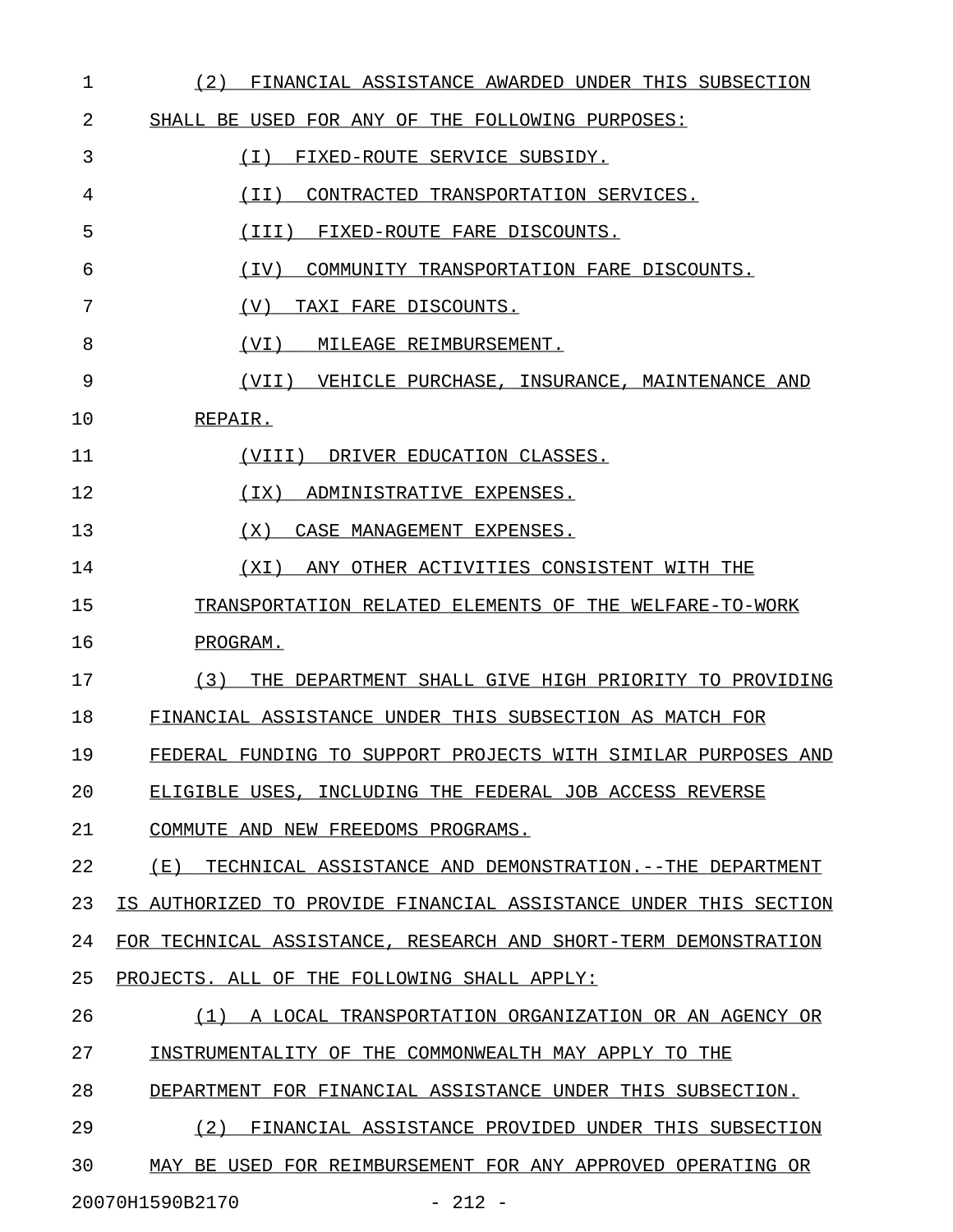(2) FINANCIAL ASSISTANCE AWARDED UNDER THIS SUBSECTION SHALL BE USED FOR ANY OF THE FOLLOWING PURPOSES:

(I) FIXED-ROUTE SERVICE SUBSIDY.

(II) CONTRACTED TRANSPORTATION SERVICES.

(III) FIXED-ROUTE FARE DISCOUNTS.

(IV) COMMUNITY TRANSPORTATION FARE DISCOUNTS.

(V) TAXI FARE DISCOUNTS.

(VI) MILEAGE REIMBURSEMENT.

(VII) VEHICLE PURCHASE, INSURANCE, MAINTENANCE AND REPAIR.

(VIII) DRIVER EDUCATION CLASSES.

(IX) ADMINISTRATIVE EXPENSES.

(X) CASE MANAGEMENT EXPENSES.

(XI) ANY OTHER ACTIVITIES CONSISTENT WITH THE TRANSPORTATION RELATED ELEMENTS OF THE WELFARE-TO-WORK PROGRAM.

(3) THE DEPARTMENT SHALL GIVE HIGH PRIORITY TO PROVIDING FINANCIAL ASSISTANCE UNDER THIS SUBSECTION AS MATCH FOR FEDERAL FUNDING TO SUPPORT PROJECTS WITH SIMILAR PURPOSES AND ELIGIBLE USES, INCLUDING THE FEDERAL JOB ACCESS REVERSE COMMUTE AND NEW FREEDOMS PROGRAMS.

(E) TECHNICAL ASSISTANCE AND DEMONSTRATION.--THE DEPARTMENT IS AUTHORIZED TO PROVIDE FINANCIAL ASSISTANCE UNDER THIS SECTION FOR TECHNICAL ASSISTANCE, RESEARCH AND SHORT-TERM DEMONSTRATION PROJECTS. ALL OF THE FOLLOWING SHALL APPLY:

(1) A LOCAL TRANSPORTATION ORGANIZATION OR AN AGENCY OR INSTRUMENTALITY OF THE COMMONWEALTH MAY APPLY TO THE DEPARTMENT FOR FINANCIAL ASSISTANCE UNDER THIS SUBSECTION.

(2) FINANCIAL ASSISTANCE PROVIDED UNDER THIS SUBSECTION MAY BE USED FOR REIMBURSEMENT FOR ANY APPROVED OPERATING OR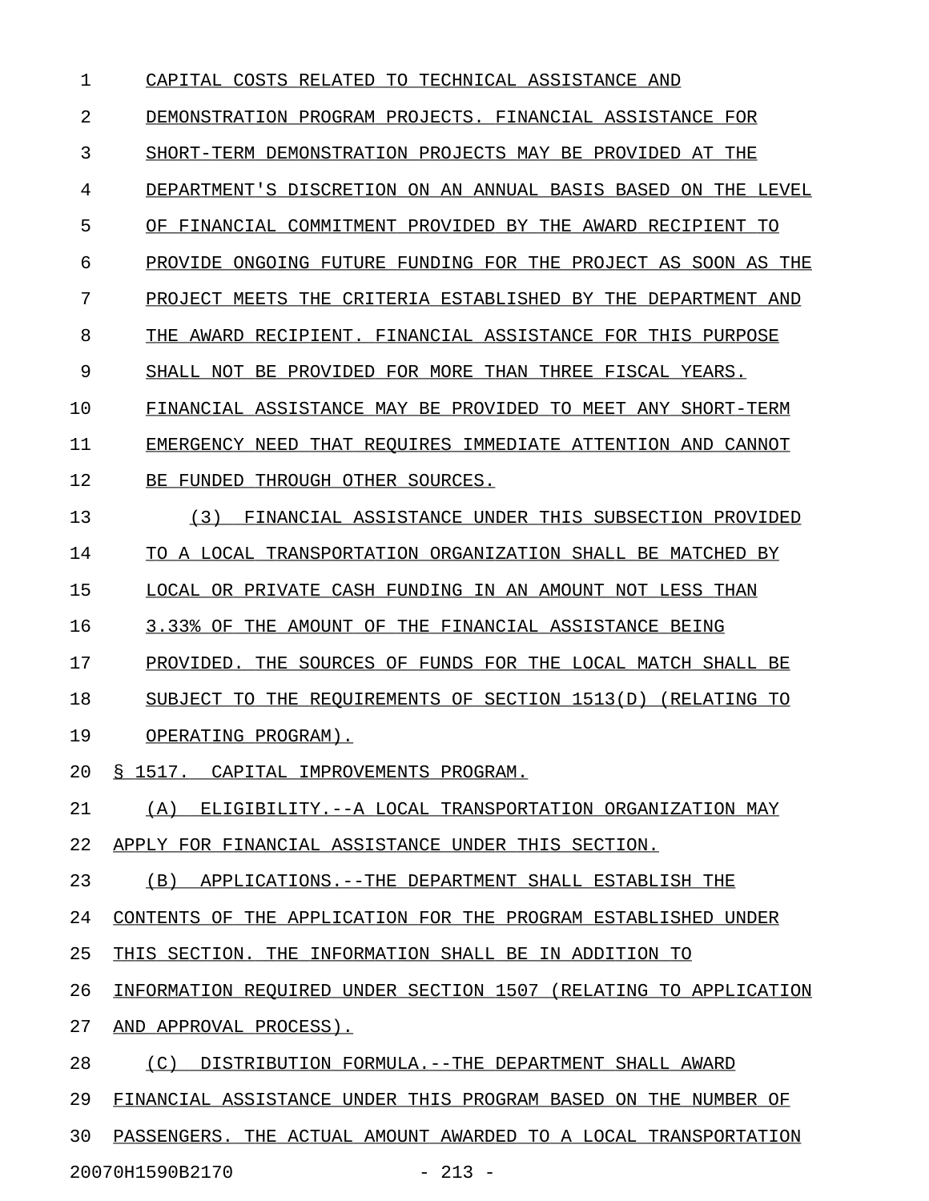CAPITAL COSTS RELATED TO TECHNICAL ASSISTANCE AND DEMONSTRATION PROGRAM PROJECTS. FINANCIAL ASSISTANCE FOR SHORT-TERM DEMONSTRATION PROJECTS MAY BE PROVIDED AT THE DEPARTMENT'S DISCRETION ON AN ANNUAL BASIS BASED ON THE LEVEL OF FINANCIAL COMMITMENT PROVIDED BY THE AWARD RECIPIENT TO PROVIDE ONGOING FUTURE FUNDING FOR THE PROJECT AS SOON AS THE PROJECT MEETS THE CRITERIA ESTABLISHED BY THE DEPARTMENT AND THE AWARD RECIPIENT. FINANCIAL ASSISTANCE FOR THIS PURPOSE SHALL NOT BE PROVIDED FOR MORE THAN THREE FISCAL YEARS. FINANCIAL ASSISTANCE MAY BE PROVIDED TO MEET ANY SHORT-TERM EMERGENCY NEED THAT REQUIRES IMMEDIATE ATTENTION AND CANNOT BE FUNDED THROUGH OTHER SOURCES.

(3) FINANCIAL ASSISTANCE UNDER THIS SUBSECTION PROVIDED TO A LOCAL TRANSPORTATION ORGANIZATION SHALL BE MATCHED BY LOCAL OR PRIVATE CASH FUNDING IN AN AMOUNT NOT LESS THAN 3.33% OF THE AMOUNT OF THE FINANCIAL ASSISTANCE BEING PROVIDED. THE SOURCES OF FUNDS FOR THE LOCAL MATCH SHALL BE SUBJECT TO THE REQUIREMENTS OF SECTION 1513(D) (RELATING TO OPERATING PROGRAM).

§ 1517. CAPITAL IMPROVEMENTS PROGRAM.

(A) ELIGIBILITY.--A LOCAL TRANSPORTATION ORGANIZATION MAY APPLY FOR FINANCIAL ASSISTANCE UNDER THIS SECTION.

(B) APPLICATIONS.--THE DEPARTMENT SHALL ESTABLISH THE CONTENTS OF THE APPLICATION FOR THE PROGRAM ESTABLISHED UNDER THIS SECTION. THE INFORMATION SHALL BE IN ADDITION TO INFORMATION REQUIRED UNDER SECTION 1507 (RELATING TO APPLICATION AND APPROVAL PROCESS).

(C) DISTRIBUTION FORMULA.--THE DEPARTMENT SHALL AWARD FINANCIAL ASSISTANCE UNDER THIS PROGRAM BASED ON THE NUMBER OF PASSENGERS. THE ACTUAL AMOUNT AWARDED TO A LOCAL TRANSPORTATION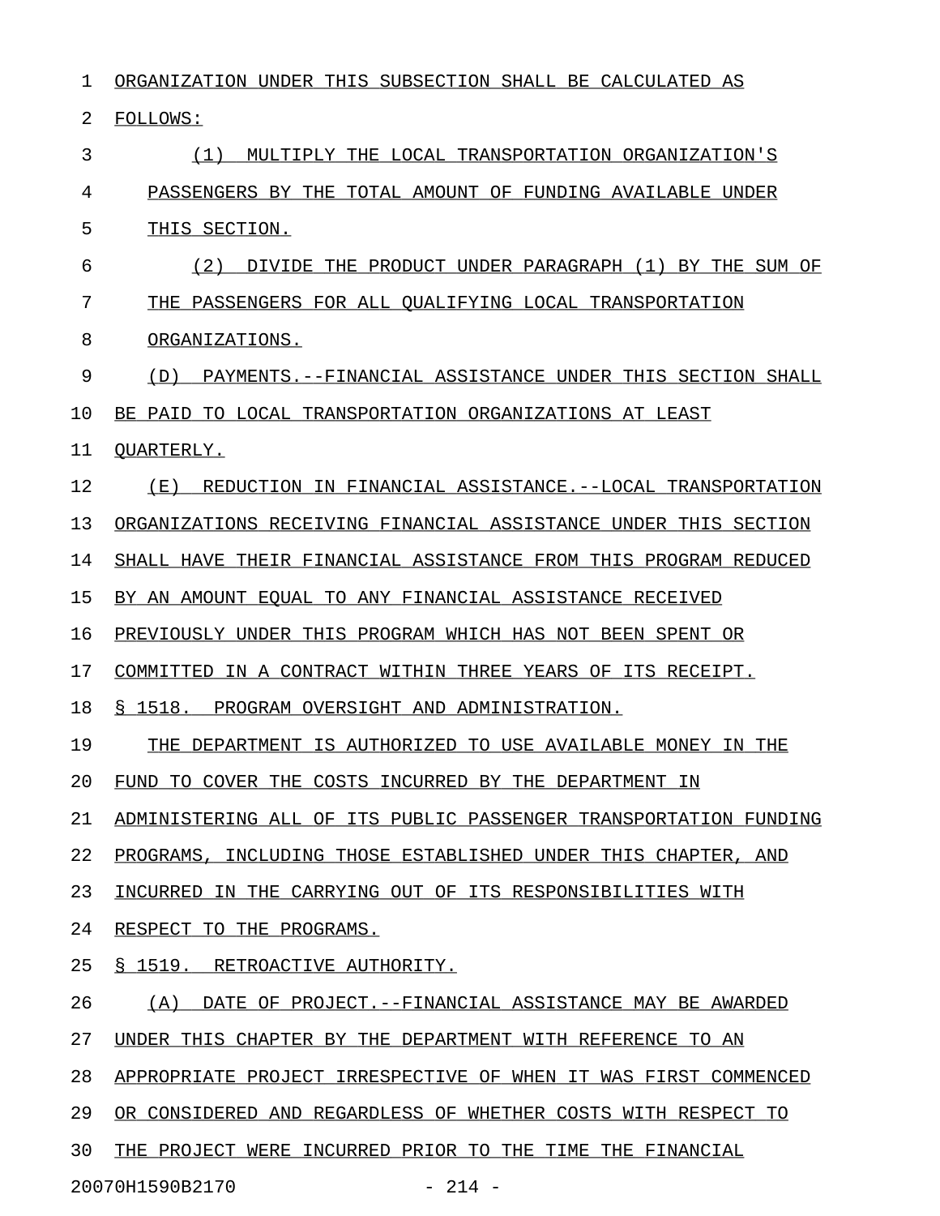ORGANIZATION UNDER THIS SUBSECTION SHALL BE CALCULATED AS FOLLOWS:

(1) MULTIPLY THE LOCAL TRANSPORTATION ORGANIZATION'S PASSENGERS BY THE TOTAL AMOUNT OF FUNDING AVAILABLE UNDER THIS SECTION.

(2) DIVIDE THE PRODUCT UNDER PARAGRAPH (1) BY THE SUM OF THE PASSENGERS FOR ALL QUALIFYING LOCAL TRANSPORTATION ORGANIZATIONS.

(D) PAYMENTS.--FINANCIAL ASSISTANCE UNDER THIS SECTION SHALL BE PAID TO LOCAL TRANSPORTATION ORGANIZATIONS AT LEAST QUARTERLY.

(E) REDUCTION IN FINANCIAL ASSISTANCE.--LOCAL TRANSPORTATION ORGANIZATIONS RECEIVING FINANCIAL ASSISTANCE UNDER THIS SECTION SHALL HAVE THEIR FINANCIAL ASSISTANCE FROM THIS PROGRAM REDUCED BY AN AMOUNT EQUAL TO ANY FINANCIAL ASSISTANCE RECEIVED PREVIOUSLY UNDER THIS PROGRAM WHICH HAS NOT BEEN SPENT OR COMMITTED IN A CONTRACT WITHIN THREE YEARS OF ITS RECEIPT.

§ 1518. PROGRAM OVERSIGHT AND ADMINISTRATION.

THE DEPARTMENT IS AUTHORIZED TO USE AVAILABLE MONEY IN THE FUND TO COVER THE COSTS INCURRED BY THE DEPARTMENT IN ADMINISTERING ALL OF ITS PUBLIC PASSENGER TRANSPORTATION FUNDING PROGRAMS, INCLUDING THOSE ESTABLISHED UNDER THIS CHAPTER, AND INCURRED IN THE CARRYING OUT OF ITS RESPONSIBILITIES WITH RESPECT TO THE PROGRAMS.

§ 1519. RETROACTIVE AUTHORITY.

(A) DATE OF PROJECT.--FINANCIAL ASSISTANCE MAY BE AWARDED UNDER THIS CHAPTER BY THE DEPARTMENT WITH REFERENCE TO AN APPROPRIATE PROJECT IRRESPECTIVE OF WHEN IT WAS FIRST COMMENCED OR CONSIDERED AND REGARDLESS OF WHETHER COSTS WITH RESPECT TO THE PROJECT WERE INCURRED PRIOR TO THE TIME THE FINANCIAL

20070H1590B2170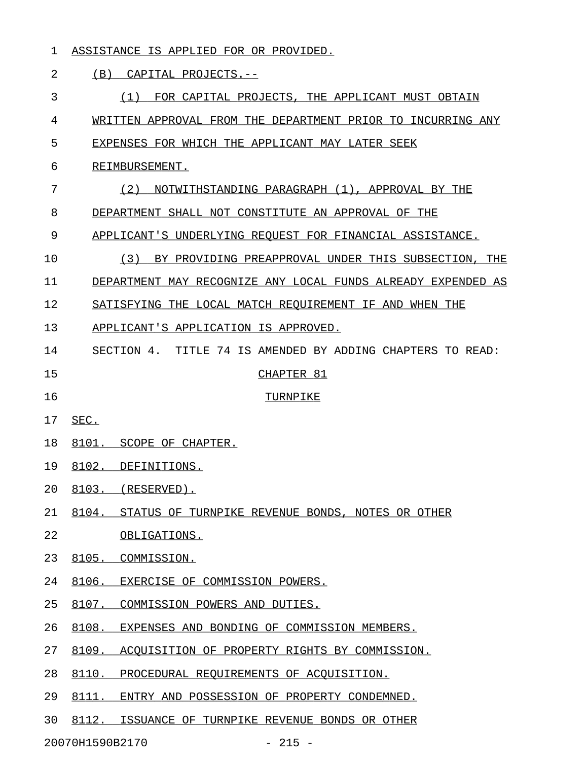ASSISTANCE IS APPLIED FOR OR PROVIDED.

(B) CAPITAL PROJECTS.--

(1) FOR CAPITAL PROJECTS, THE APPLICANT MUST OBTAIN WRITTEN APPROVAL FROM THE DEPARTMENT PRIOR TO INCURRING ANY EXPENSES FOR WHICH THE APPLICANT MAY LATER SEEK REIMBURSEMENT.

(2) NOTWITHSTANDING PARAGRAPH (1), APPROVAL BY THE DEPARTMENT SHALL NOT CONSTITUTE AN APPROVAL OF THE APPLICANT'S UNDERLYING REQUEST FOR FINANCIAL ASSISTANCE.

(3) BY PROVIDING PREAPPROVAL UNDER THIS SUBSECTION, THE DEPARTMENT MAY RECOGNIZE ANY LOCAL FUNDS ALREADY EXPENDED AS SATISFYING THE LOCAL MATCH REQUIREMENT IF AND WHEN THE APPLICANT'S APPLICATION IS APPROVED.

SECTION 4. TITLE 74 IS AMENDED BY ADDING CHAPTERS TO READ:

CHAPTER 81

TURNPIKE

SEC.

8101. SCOPE OF CHAPTER.

8102. DEFINITIONS.

8103. (RESERVED).

8104. STATUS OF TURNPIKE REVENUE BONDS, NOTES OR OTHER OBLIGATIONS.

8105. COMMISSION.

8106. EXERCISE OF COMMISSION POWERS.

8107. COMMISSION POWERS AND DUTIES.

8108. EXPENSES AND BONDING OF COMMISSION MEMBERS.

8109. ACQUISITION OF PROPERTY RIGHTS BY COMMISSION.

8110. PROCEDURAL REQUIREMENTS OF ACQUISITION.

8111. ENTRY AND POSSESSION OF PROPERTY CONDEMNED.

8112. ISSUANCE OF TURNPIKE REVENUE BONDS OR OTHER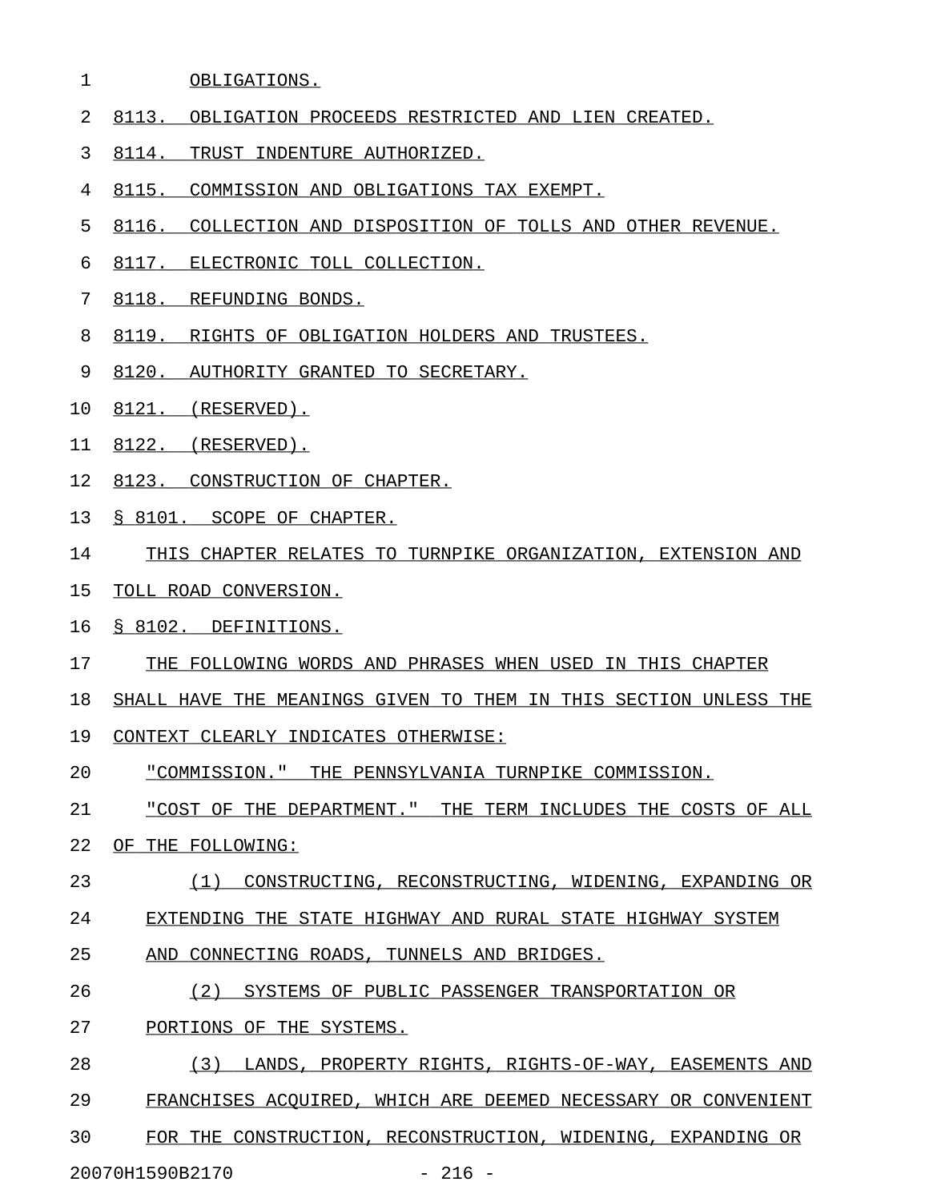OBLIGATIONS.

8113. OBLIGATION PROCEEDS RESTRICTED AND LIEN CREATED.

8114. TRUST INDENTURE AUTHORIZED.

8115. COMMISSION AND OBLIGATIONS TAX EXEMPT.

8116. COLLECTION AND DISPOSITION OF TOLLS AND OTHER REVENUE.

8117. ELECTRONIC TOLL COLLECTION.

8118. REFUNDING BONDS.

8119. RIGHTS OF OBLIGATION HOLDERS AND TRUSTEES.

8120. AUTHORITY GRANTED TO SECRETARY.

8121. (RESERVED).

8122. (RESERVED).

8123. CONSTRUCTION OF CHAPTER.

§ 8101. SCOPE OF CHAPTER.

THIS CHAPTER RELATES TO TURNPIKE ORGANIZATION, EXTENSION AND TOLL ROAD CONVERSION.

§ 8102. DEFINITIONS.

THE FOLLOWING WORDS AND PHRASES WHEN USED IN THIS CHAPTER SHALL HAVE THE MEANINGS GIVEN TO THEM IN THIS SECTION UNLESS THE CONTEXT CLEARLY INDICATES OTHERWISE:

"COMMISSION." THE PENNSYLVANIA TURNPIKE COMMISSION.

"COST OF THE DEPARTMENT." THE TERM INCLUDES THE COSTS OF ALL OF THE FOLLOWING:

(1) CONSTRUCTING, RECONSTRUCTING, WIDENING, EXPANDING OR EXTENDING THE STATE HIGHWAY AND RURAL STATE HIGHWAY SYSTEM AND CONNECTING ROADS, TUNNELS AND BRIDGES.

(2) SYSTEMS OF PUBLIC PASSENGER TRANSPORTATION OR PORTIONS OF THE SYSTEMS.

(3) LANDS, PROPERTY RIGHTS, RIGHTS-OF-WAY, EASEMENTS AND FRANCHISES ACQUIRED, WHICH ARE DEEMED NECESSARY OR CONVENIENT FOR THE CONSTRUCTION, RECONSTRUCTION, WIDENING, EXPANDING OR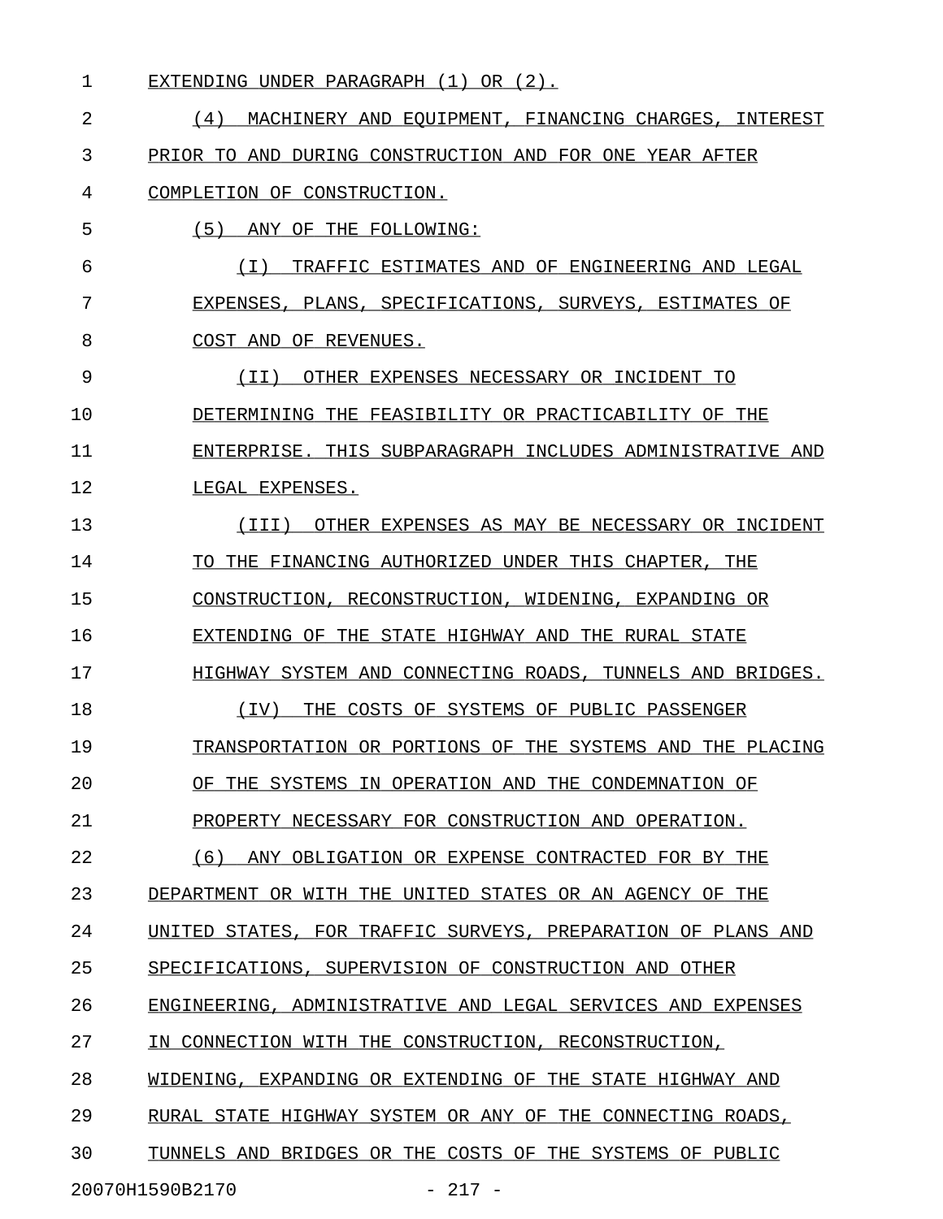EXTENDING UNDER PARAGRAPH (1) OR (2).

(4) MACHINERY AND EQUIPMENT, FINANCING CHARGES, INTEREST PRIOR TO AND DURING CONSTRUCTION AND FOR ONE YEAR AFTER COMPLETION OF CONSTRUCTION.

(5) ANY OF THE FOLLOWING:

(I) TRAFFIC ESTIMATES AND OF ENGINEERING AND LEGAL EXPENSES, PLANS, SPECIFICATIONS, SURVEYS, ESTIMATES OF COST AND OF REVENUES.

(II) OTHER EXPENSES NECESSARY OR INCIDENT TO DETERMINING THE FEASIBILITY OR PRACTICABILITY OF THE ENTERPRISE. THIS SUBPARAGRAPH INCLUDES ADMINISTRATIVE AND LEGAL EXPENSES.

(III) OTHER EXPENSES AS MAY BE NECESSARY OR INCIDENT TO THE FINANCING AUTHORIZED UNDER THIS CHAPTER, THE CONSTRUCTION, RECONSTRUCTION, WIDENING, EXPANDING OR EXTENDING OF THE STATE HIGHWAY AND THE RURAL STATE HIGHWAY SYSTEM AND CONNECTING ROADS, TUNNELS AND BRIDGES.

(IV) THE COSTS OF SYSTEMS OF PUBLIC PASSENGER TRANSPORTATION OR PORTIONS OF THE SYSTEMS AND THE PLACING OF THE SYSTEMS IN OPERATION AND THE CONDEMNATION OF PROPERTY NECESSARY FOR CONSTRUCTION AND OPERATION.

(6) ANY OBLIGATION OR EXPENSE CONTRACTED FOR BY THE DEPARTMENT OR WITH THE UNITED STATES OR AN AGENCY OF THE UNITED STATES, FOR TRAFFIC SURVEYS, PREPARATION OF PLANS AND SPECIFICATIONS, SUPERVISION OF CONSTRUCTION AND OTHER ENGINEERING, ADMINISTRATIVE AND LEGAL SERVICES AND EXPENSES IN CONNECTION WITH THE CONSTRUCTION, RECONSTRUCTION, WIDENING, EXPANDING OR EXTENDING OF THE STATE HIGHWAY AND RURAL STATE HIGHWAY SYSTEM OR ANY OF THE CONNECTING ROADS, TUNNELS AND BRIDGES OR THE COSTS OF THE SYSTEMS OF PUBLIC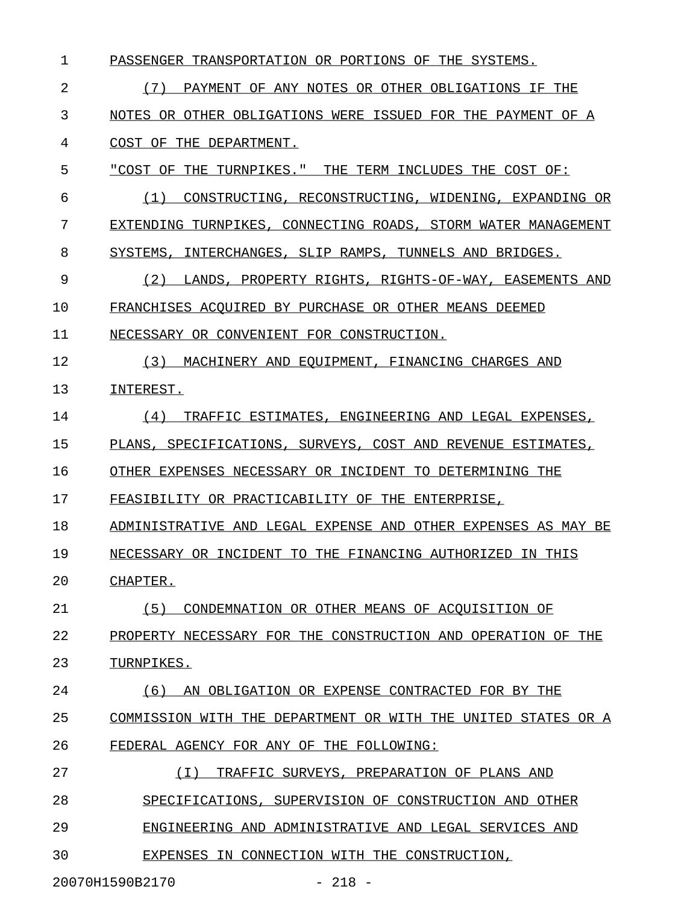PASSENGER TRANSPORTATION OR PORTIONS OF THE SYSTEMS.

(7) PAYMENT OF ANY NOTES OR OTHER OBLIGATIONS IF THE NOTES OR OTHER OBLIGATIONS WERE ISSUED FOR THE PAYMENT OF A COST OF THE DEPARTMENT.

"COST OF THE TURNPIKES." THE TERM INCLUDES THE COST OF:

(1) CONSTRUCTING, RECONSTRUCTING, WIDENING, EXPANDING OR EXTENDING TURNPIKES, CONNECTING ROADS, STORM WATER MANAGEMENT SYSTEMS, INTERCHANGES, SLIP RAMPS, TUNNELS AND BRIDGES.

(2) LANDS, PROPERTY RIGHTS, RIGHTS-OF-WAY, EASEMENTS AND FRANCHISES ACQUIRED BY PURCHASE OR OTHER MEANS DEEMED NECESSARY OR CONVENIENT FOR CONSTRUCTION.

(3) MACHINERY AND EQUIPMENT, FINANCING CHARGES AND INTEREST.

(4) TRAFFIC ESTIMATES, ENGINEERING AND LEGAL EXPENSES, PLANS, SPECIFICATIONS, SURVEYS, COST AND REVENUE ESTIMATES, OTHER EXPENSES NECESSARY OR INCIDENT TO DETERMINING THE FEASIBILITY OR PRACTICABILITY OF THE ENTERPRISE, ADMINISTRATIVE AND LEGAL EXPENSE AND OTHER EXPENSES AS MAY BE NECESSARY OR INCIDENT TO THE FINANCING AUTHORIZED IN THIS CHAPTER.

(5) CONDEMNATION OR OTHER MEANS OF ACQUISITION OF PROPERTY NECESSARY FOR THE CONSTRUCTION AND OPERATION OF THE TURNPIKES.

(6) AN OBLIGATION OR EXPENSE CONTRACTED FOR BY THE COMMISSION WITH THE DEPARTMENT OR WITH THE UNITED STATES OR A FEDERAL AGENCY FOR ANY OF THE FOLLOWING:

(I) TRAFFIC SURVEYS, PREPARATION OF PLANS AND SPECIFICATIONS, SUPERVISION OF CONSTRUCTION AND OTHER ENGINEERING AND ADMINISTRATIVE AND LEGAL SERVICES AND EXPENSES IN CONNECTION WITH THE CONSTRUCTION,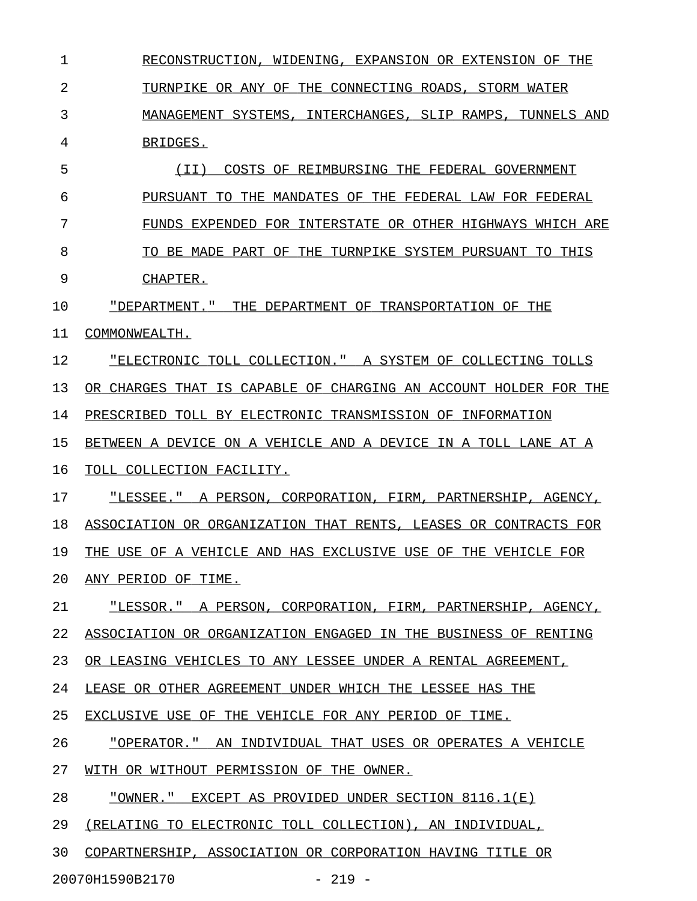RECONSTRUCTION, WIDENING, EXPANSION OR EXTENSION OF THE TURNPIKE OR ANY OF THE CONNECTING ROADS, STORM WATER MANAGEMENT SYSTEMS, INTERCHANGES, SLIP RAMPS, TUNNELS AND BRIDGES.

(II) COSTS OF REIMBURSING THE FEDERAL GOVERNMENT PURSUANT TO THE MANDATES OF THE FEDERAL LAW FOR FEDERAL FUNDS EXPENDED FOR INTERSTATE OR OTHER HIGHWAYS WHICH ARE TO BE MADE PART OF THE TURNPIKE SYSTEM PURSUANT TO THIS CHAPTER.

"DEPARTMENT." THE DEPARTMENT OF TRANSPORTATION OF THE COMMONWEALTH.

"ELECTRONIC TOLL COLLECTION." A SYSTEM OF COLLECTING TOLLS OR CHARGES THAT IS CAPABLE OF CHARGING AN ACCOUNT HOLDER FOR THE PRESCRIBED TOLL BY ELECTRONIC TRANSMISSION OF INFORMATION BETWEEN A DEVICE ON A VEHICLE AND A DEVICE IN A TOLL LANE AT A TOLL COLLECTION FACILITY.

"LESSEE." A PERSON, CORPORATION, FIRM, PARTNERSHIP, AGENCY, ASSOCIATION OR ORGANIZATION THAT RENTS, LEASES OR CONTRACTS FOR THE USE OF A VEHICLE AND HAS EXCLUSIVE USE OF THE VEHICLE FOR ANY PERIOD OF TIME.

"LESSOR." A PERSON, CORPORATION, FIRM, PARTNERSHIP, AGENCY, ASSOCIATION OR ORGANIZATION ENGAGED IN THE BUSINESS OF RENTING OR LEASING VEHICLES TO ANY LESSEE UNDER A RENTAL AGREEMENT, LEASE OR OTHER AGREEMENT UNDER WHICH THE LESSEE HAS THE EXCLUSIVE USE OF THE VEHICLE FOR ANY PERIOD OF TIME.

"OPERATOR." AN INDIVIDUAL THAT USES OR OPERATES A VEHICLE WITH OR WITHOUT PERMISSION OF THE OWNER.

"OWNER." EXCEPT AS PROVIDED UNDER SECTION 8116.1(E) (RELATING TO ELECTRONIC TOLL COLLECTION), AN INDIVIDUAL, COPARTNERSHIP, ASSOCIATION OR CORPORATION HAVING TITLE OR

20070H1590B2170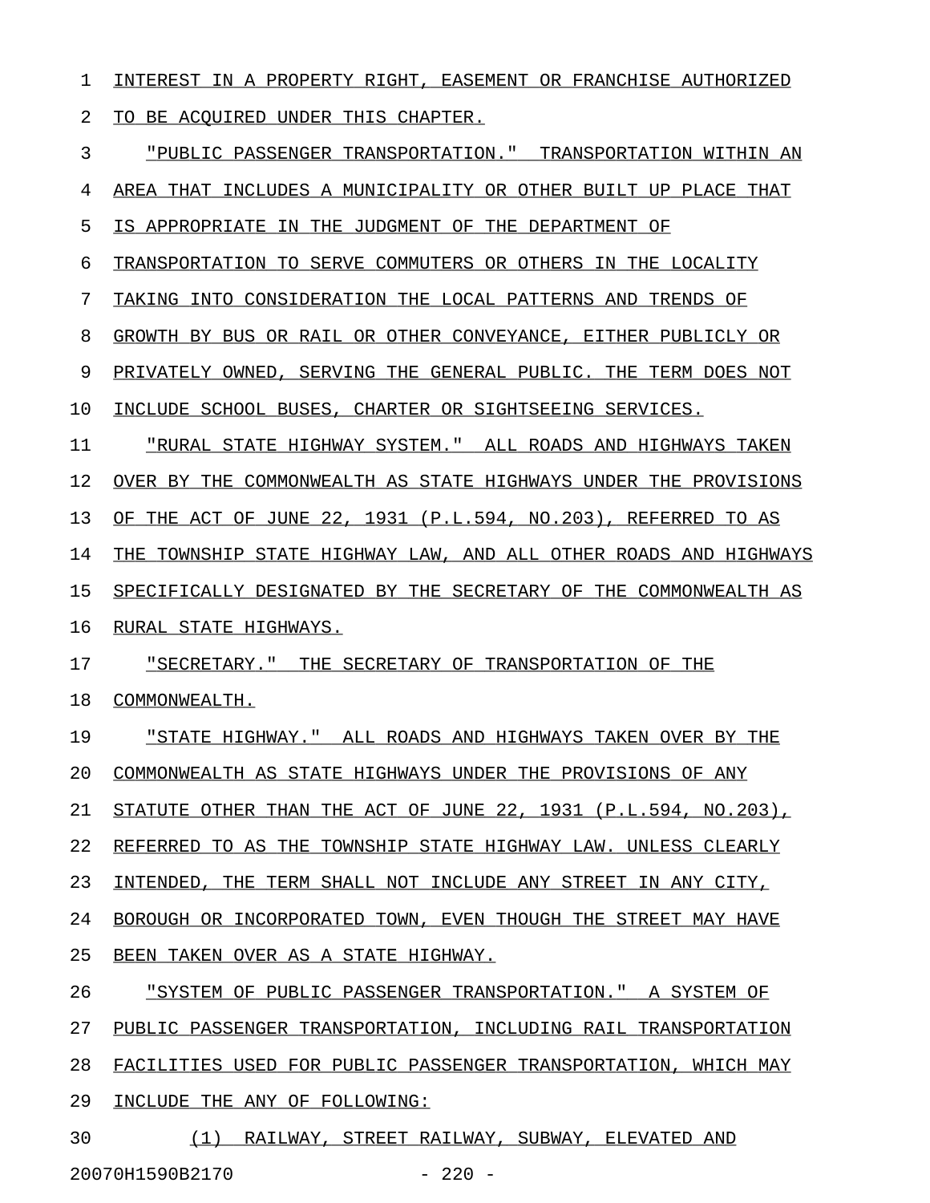INTEREST IN A PROPERTY RIGHT, EASEMENT OR FRANCHISE AUTHORIZED TO BE ACQUIRED UNDER THIS CHAPTER.

"PUBLIC PASSENGER TRANSPORTATION." TRANSPORTATION WITHIN AN AREA THAT INCLUDES A MUNICIPALITY OR OTHER BUILT UP PLACE THAT IS APPROPRIATE IN THE JUDGMENT OF THE DEPARTMENT OF TRANSPORTATION TO SERVE COMMUTERS OR OTHERS IN THE LOCALITY TAKING INTO CONSIDERATION THE LOCAL PATTERNS AND TRENDS OF GROWTH BY BUS OR RAIL OR OTHER CONVEYANCE, EITHER PUBLICLY OR PRIVATELY OWNED, SERVING THE GENERAL PUBLIC. THE TERM DOES NOT INCLUDE SCHOOL BUSES, CHARTER OR SIGHTSEEING SERVICES.

"RURAL STATE HIGHWAY SYSTEM." ALL ROADS AND HIGHWAYS TAKEN OVER BY THE COMMONWEALTH AS STATE HIGHWAYS UNDER THE PROVISIONS OF THE ACT OF JUNE 22, 1931 (P.L.594, NO.203), REFERRED TO AS THE TOWNSHIP STATE HIGHWAY LAW, AND ALL OTHER ROADS AND HIGHWAYS SPECIFICALLY DESIGNATED BY THE SECRETARY OF THE COMMONWEALTH AS RURAL STATE HIGHWAYS.

"SECRETARY." THE SECRETARY OF TRANSPORTATION OF THE COMMONWEALTH.

"STATE HIGHWAY." ALL ROADS AND HIGHWAYS TAKEN OVER BY THE COMMONWEALTH AS STATE HIGHWAYS UNDER THE PROVISIONS OF ANY STATUTE OTHER THAN THE ACT OF JUNE 22, 1931 (P.L.594, NO.203), REFERRED TO AS THE TOWNSHIP STATE HIGHWAY LAW. UNLESS CLEARLY INTENDED, THE TERM SHALL NOT INCLUDE ANY STREET IN ANY CITY, BOROUGH OR INCORPORATED TOWN, EVEN THOUGH THE STREET MAY HAVE BEEN TAKEN OVER AS A STATE HIGHWAY.

"SYSTEM OF PUBLIC PASSENGER TRANSPORTATION." A SYSTEM OF PUBLIC PASSENGER TRANSPORTATION, INCLUDING RAIL TRANSPORTATION FACILITIES USED FOR PUBLIC PASSENGER TRANSPORTATION, WHICH MAY INCLUDE THE ANY OF FOLLOWING:

(1) RAILWAY, STREET RAILWAY, SUBWAY, ELEVATED AND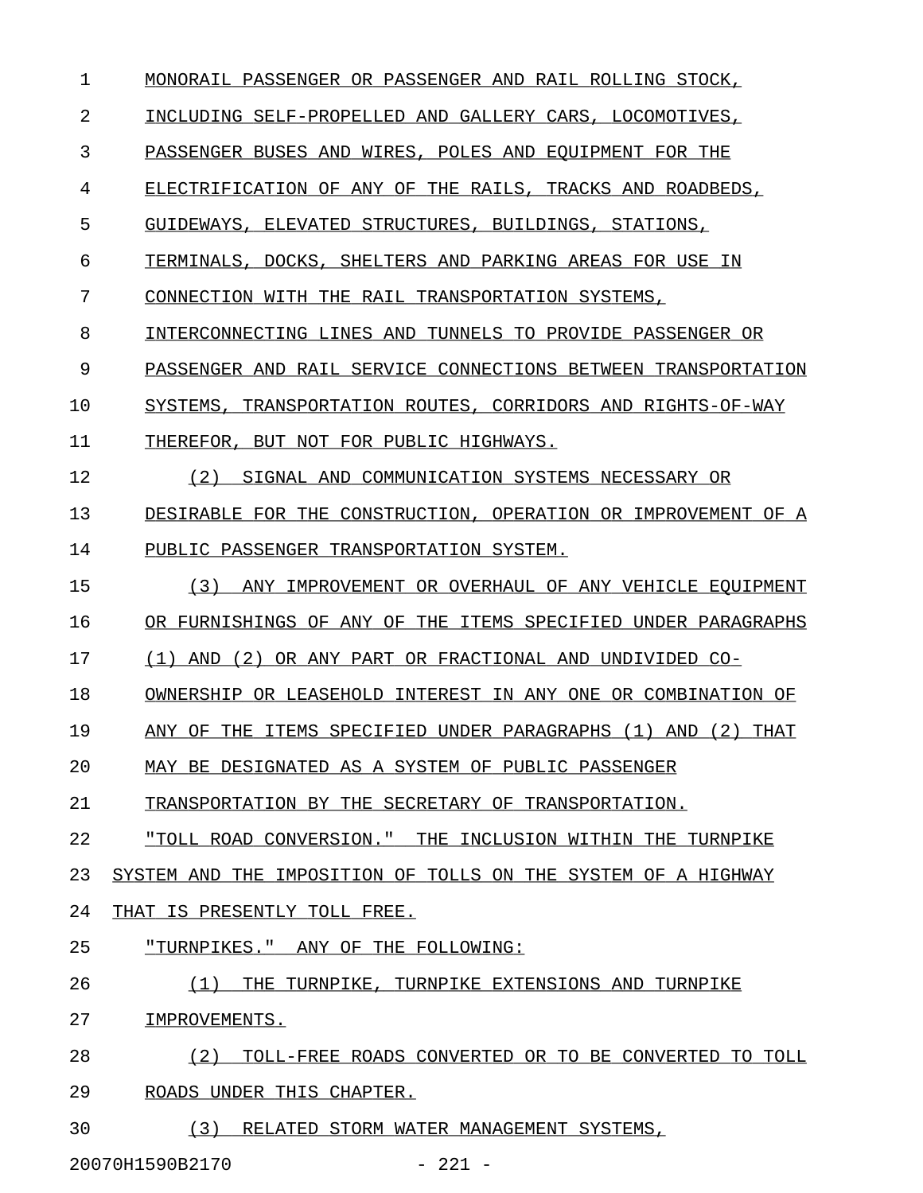MONORAIL PASSENGER OR PASSENGER AND RAIL ROLLING STOCK, INCLUDING SELF-PROPELLED AND GALLERY CARS, LOCOMOTIVES, PASSENGER BUSES AND WIRES, POLES AND EQUIPMENT FOR THE ELECTRIFICATION OF ANY OF THE RAILS, TRACKS AND ROADBEDS, GUIDEWAYS, ELEVATED STRUCTURES, BUILDINGS, STATIONS, TERMINALS, DOCKS, SHELTERS AND PARKING AREAS FOR USE IN CONNECTION WITH THE RAIL TRANSPORTATION SYSTEMS, INTERCONNECTING LINES AND TUNNELS TO PROVIDE PASSENGER OR PASSENGER AND RAIL SERVICE CONNECTIONS BETWEEN TRANSPORTATION SYSTEMS, TRANSPORTATION ROUTES, CORRIDORS AND RIGHTS-OF-WAY THEREFOR, BUT NOT FOR PUBLIC HIGHWAYS.

(2) SIGNAL AND COMMUNICATION SYSTEMS NECESSARY OR DESIRABLE FOR THE CONSTRUCTION, OPERATION OR IMPROVEMENT OF A PUBLIC PASSENGER TRANSPORTATION SYSTEM.

(3) ANY IMPROVEMENT OR OVERHAUL OF ANY VEHICLE EQUIPMENT OR FURNISHINGS OF ANY OF THE ITEMS SPECIFIED UNDER PARAGRAPHS (1) AND (2) OR ANY PART OR FRACTIONAL AND UNDIVIDED CO-OWNERSHIP OR LEASEHOLD INTEREST IN ANY ONE OR COMBINATION OF ANY OF THE ITEMS SPECIFIED UNDER PARAGRAPHS (1) AND (2) THAT MAY BE DESIGNATED AS A SYSTEM OF PUBLIC PASSENGER TRANSPORTATION BY THE SECRETARY OF TRANSPORTATION.

"TOLL ROAD CONVERSION." THE INCLUSION WITHIN THE TURNPIKE SYSTEM AND THE IMPOSITION OF TOLLS ON THE SYSTEM OF A HIGHWAY THAT IS PRESENTLY TOLL FREE.

"TURNPIKES." ANY OF THE FOLLOWING:

(1) THE TURNPIKE, TURNPIKE EXTENSIONS AND TURNPIKE IMPROVEMENTS.

(2) TOLL-FREE ROADS CONVERTED OR TO BE CONVERTED TO TOLL ROADS UNDER THIS CHAPTER.

(3) RELATED STORM WATER MANAGEMENT SYSTEMS,

20070H1590B2170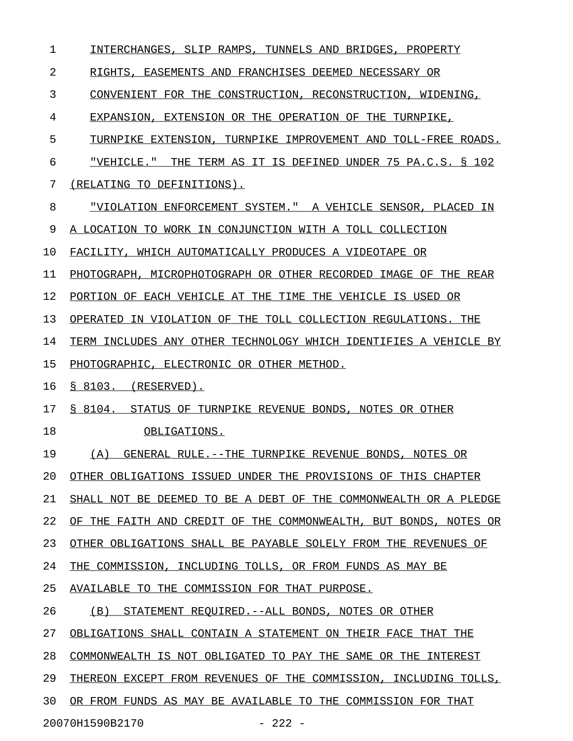INTERCHANGES, SLIP RAMPS, TUNNELS AND BRIDGES, PROPERTY RIGHTS, EASEMENTS AND FRANCHISES DEEMED NECESSARY OR CONVENIENT FOR THE CONSTRUCTION, RECONSTRUCTION, WIDENING, EXPANSION, EXTENSION OR THE OPERATION OF THE TURNPIKE, TURNPIKE EXTENSION, TURNPIKE IMPROVEMENT AND TOLL-FREE ROADS.

"VEHICLE." THE TERM AS IT IS DEFINED UNDER 75 PA.C.S. § 102 (RELATING TO DEFINITIONS).

"VIOLATION ENFORCEMENT SYSTEM." A VEHICLE SENSOR, PLACED IN A LOCATION TO WORK IN CONJUNCTION WITH A TOLL COLLECTION FACILITY, WHICH AUTOMATICALLY PRODUCES A VIDEOTAPE OR PHOTOGRAPH, MICROPHOTOGRAPH OR OTHER RECORDED IMAGE OF THE REAR PORTION OF EACH VEHICLE AT THE TIME THE VEHICLE IS USED OR OPERATED IN VIOLATION OF THE TOLL COLLECTION REGULATIONS. THE TERM INCLUDES ANY OTHER TECHNOLOGY WHICH IDENTIFIES A VEHICLE BY PHOTOGRAPHIC, ELECTRONIC OR OTHER METHOD.

§ 8103. (RESERVED).

§ 8104. STATUS OF TURNPIKE REVENUE BONDS, NOTES OR OTHER OBLIGATIONS.

(A) GENERAL RULE.--THE TURNPIKE REVENUE BONDS, NOTES OR OTHER OBLIGATIONS ISSUED UNDER THE PROVISIONS OF THIS CHAPTER SHALL NOT BE DEEMED TO BE A DEBT OF THE COMMONWEALTH OR A PLEDGE OF THE FAITH AND CREDIT OF THE COMMONWEALTH, BUT BONDS, NOTES OR OTHER OBLIGATIONS SHALL BE PAYABLE SOLELY FROM THE REVENUES OF THE COMMISSION, INCLUDING TOLLS, OR FROM FUNDS AS MAY BE AVAILABLE TO THE COMMISSION FOR THAT PURPOSE.

(B) STATEMENT REQUIRED.--ALL BONDS, NOTES OR OTHER OBLIGATIONS SHALL CONTAIN A STATEMENT ON THEIR FACE THAT THE COMMONWEALTH IS NOT OBLIGATED TO PAY THE SAME OR THE INTEREST THEREON EXCEPT FROM REVENUES OF THE COMMISSION, INCLUDING TOLLS, OR FROM FUNDS AS MAY BE AVAILABLE TO THE COMMISSION FOR THAT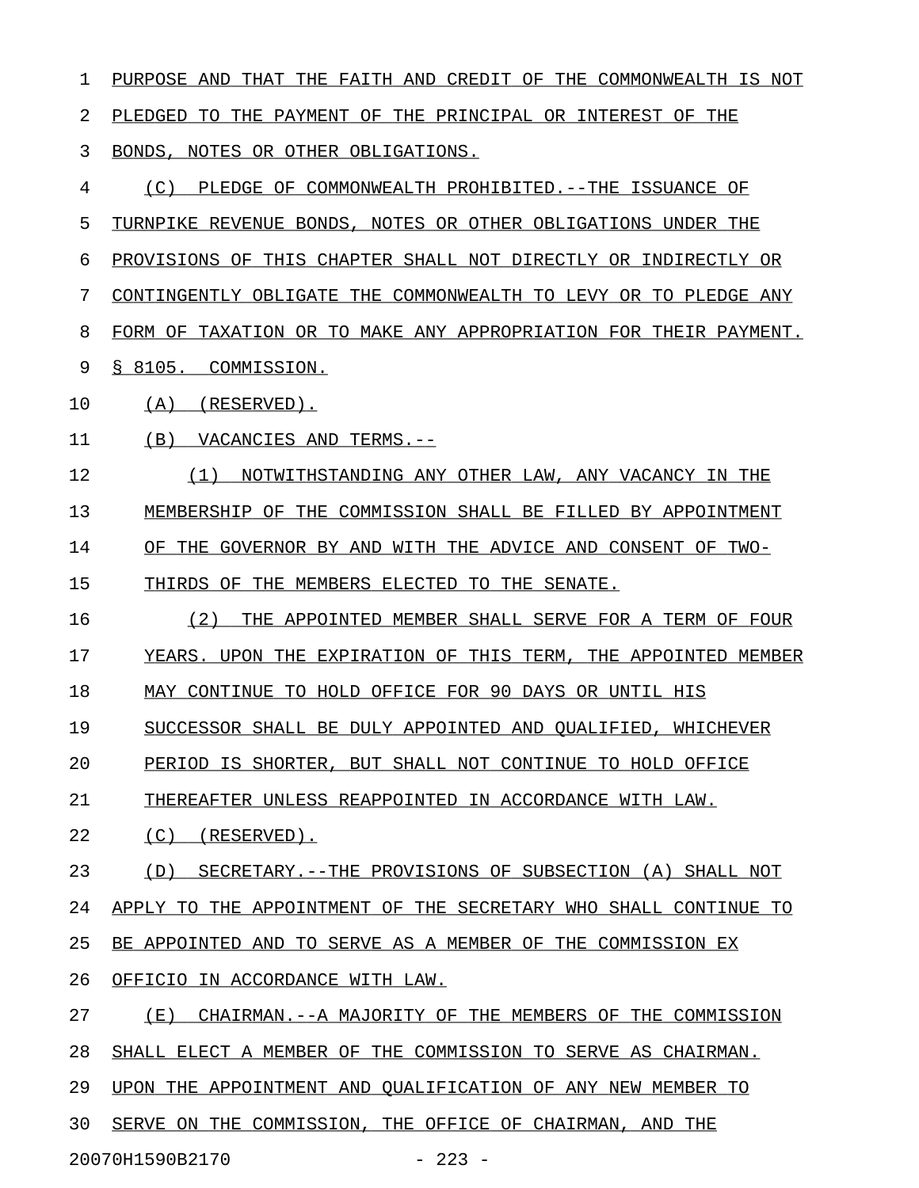PURPOSE AND THAT THE FAITH AND CREDIT OF THE COMMONWEALTH IS NOT PLEDGED TO THE PAYMENT OF THE PRINCIPAL OR INTEREST OF THE BONDS, NOTES OR OTHER OBLIGATIONS.

(C) PLEDGE OF COMMONWEALTH PROHIBITED.--THE ISSUANCE OF TURNPIKE REVENUE BONDS, NOTES OR OTHER OBLIGATIONS UNDER THE PROVISIONS OF THIS CHAPTER SHALL NOT DIRECTLY OR INDIRECTLY OR CONTINGENTLY OBLIGATE THE COMMONWEALTH TO LEVY OR TO PLEDGE ANY FORM OF TAXATION OR TO MAKE ANY APPROPRIATION FOR THEIR PAYMENT.

§ 8105. COMMISSION.

(A) (RESERVED).

(B) VACANCIES AND TERMS.--

(1) NOTWITHSTANDING ANY OTHER LAW, ANY VACANCY IN THE MEMBERSHIP OF THE COMMISSION SHALL BE FILLED BY APPOINTMENT OF THE GOVERNOR BY AND WITH THE ADVICE AND CONSENT OF TWO-THIRDS OF THE MEMBERS ELECTED TO THE SENATE.

(2) THE APPOINTED MEMBER SHALL SERVE FOR A TERM OF FOUR YEARS. UPON THE EXPIRATION OF THIS TERM, THE APPOINTED MEMBER MAY CONTINUE TO HOLD OFFICE FOR 90 DAYS OR UNTIL HIS SUCCESSOR SHALL BE DULY APPOINTED AND QUALIFIED, WHICHEVER PERIOD IS SHORTER, BUT SHALL NOT CONTINUE TO HOLD OFFICE THEREAFTER UNLESS REAPPOINTED IN ACCORDANCE WITH LAW.

(C) (RESERVED).

(D) SECRETARY.--THE PROVISIONS OF SUBSECTION (A) SHALL NOT APPLY TO THE APPOINTMENT OF THE SECRETARY WHO SHALL CONTINUE TO BE APPOINTED AND TO SERVE AS A MEMBER OF THE COMMISSION EX OFFICIO IN ACCORDANCE WITH LAW.

(E) CHAIRMAN.--A MAJORITY OF THE MEMBERS OF THE COMMISSION SHALL ELECT A MEMBER OF THE COMMISSION TO SERVE AS CHAIRMAN. UPON THE APPOINTMENT AND QUALIFICATION OF ANY NEW MEMBER TO SERVE ON THE COMMISSION, THE OFFICE OF CHAIRMAN, AND THE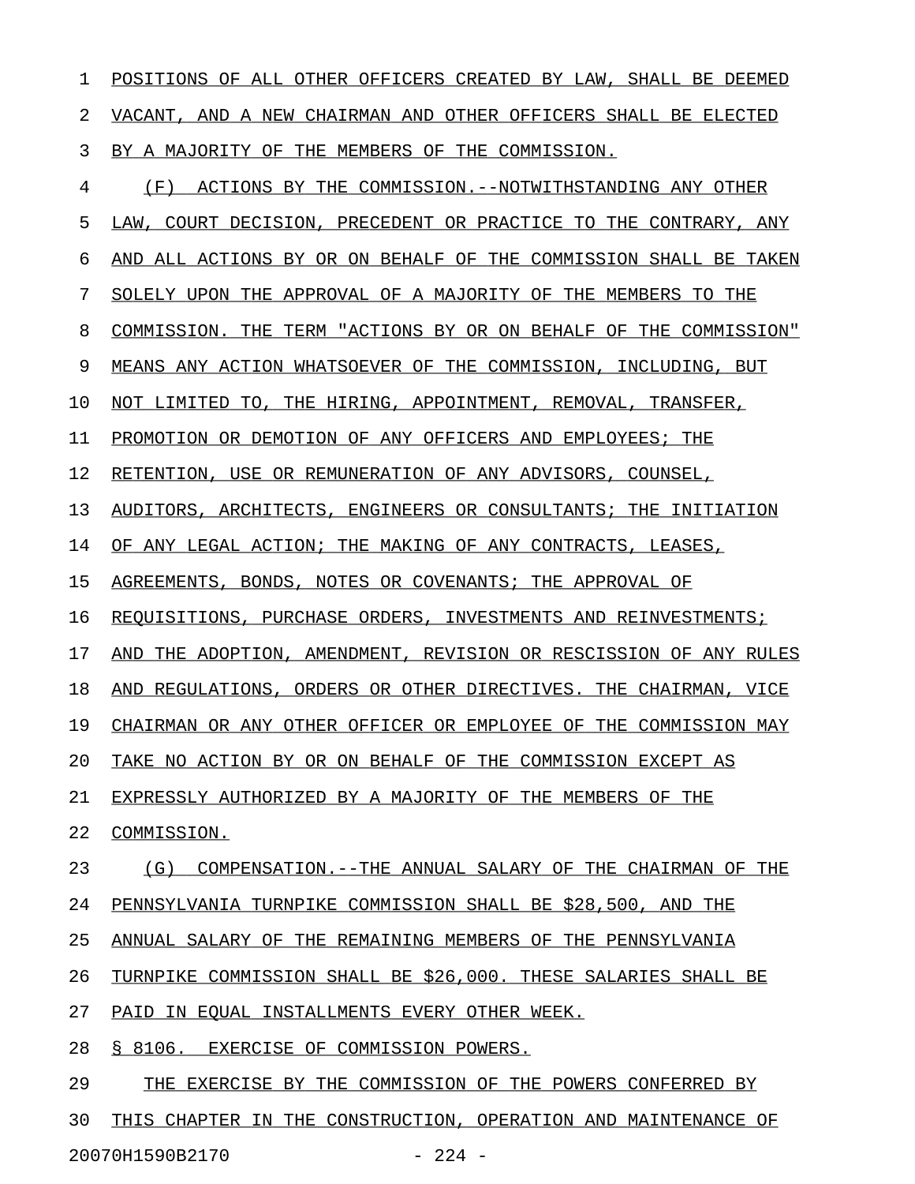POSITIONS OF ALL OTHER OFFICERS CREATED BY LAW, SHALL BE DEEMED VACANT, AND A NEW CHAIRMAN AND OTHER OFFICERS SHALL BE ELECTED BY A MAJORITY OF THE MEMBERS OF THE COMMISSION.

(F) ACTIONS BY THE COMMISSION.--NOTWITHSTANDING ANY OTHER LAW, COURT DECISION, PRECEDENT OR PRACTICE TO THE CONTRARY, ANY AND ALL ACTIONS BY OR ON BEHALF OF THE COMMISSION SHALL BE TAKEN SOLELY UPON THE APPROVAL OF A MAJORITY OF THE MEMBERS TO THE COMMISSION. THE TERM "ACTIONS BY OR ON BEHALF OF THE COMMISSION" MEANS ANY ACTION WHATSOEVER OF THE COMMISSION, INCLUDING, BUT NOT LIMITED TO, THE HIRING, APPOINTMENT, REMOVAL, TRANSFER, PROMOTION OR DEMOTION OF ANY OFFICERS AND EMPLOYEES; THE RETENTION, USE OR REMUNERATION OF ANY ADVISORS, COUNSEL, AUDITORS, ARCHITECTS, ENGINEERS OR CONSULTANTS; THE INITIATION OF ANY LEGAL ACTION; THE MAKING OF ANY CONTRACTS, LEASES, AGREEMENTS, BONDS, NOTES OR COVENANTS; THE APPROVAL OF REQUISITIONS, PURCHASE ORDERS, INVESTMENTS AND REINVESTMENTS; AND THE ADOPTION, AMENDMENT, REVISION OR RESCISSION OF ANY RULES AND REGULATIONS, ORDERS OR OTHER DIRECTIVES. THE CHAIRMAN, VICE CHAIRMAN OR ANY OTHER OFFICER OR EMPLOYEE OF THE COMMISSION MAY TAKE NO ACTION BY OR ON BEHALF OF THE COMMISSION EXCEPT AS EXPRESSLY AUTHORIZED BY A MAJORITY OF THE MEMBERS OF THE COMMISSION.

(G) COMPENSATION.--THE ANNUAL SALARY OF THE CHAIRMAN OF THE PENNSYLVANIA TURNPIKE COMMISSION SHALL BE $28,500, AND THE ANNUAL SALARY OF THE REMAINING MEMBERS OF THE PENNSYLVANIA TURNPIKE COMMISSION SHALL BE $26,000. THESE SALARIES SHALL BE PAID IN EQUAL INSTALLMENTS EVERY OTHER WEEK.

§ 8106. EXERCISE OF COMMISSION POWERS.

THE EXERCISE BY THE COMMISSION OF THE POWERS CONFERRED BY THIS CHAPTER IN THE CONSTRUCTION, OPERATION AND MAINTENANCE OF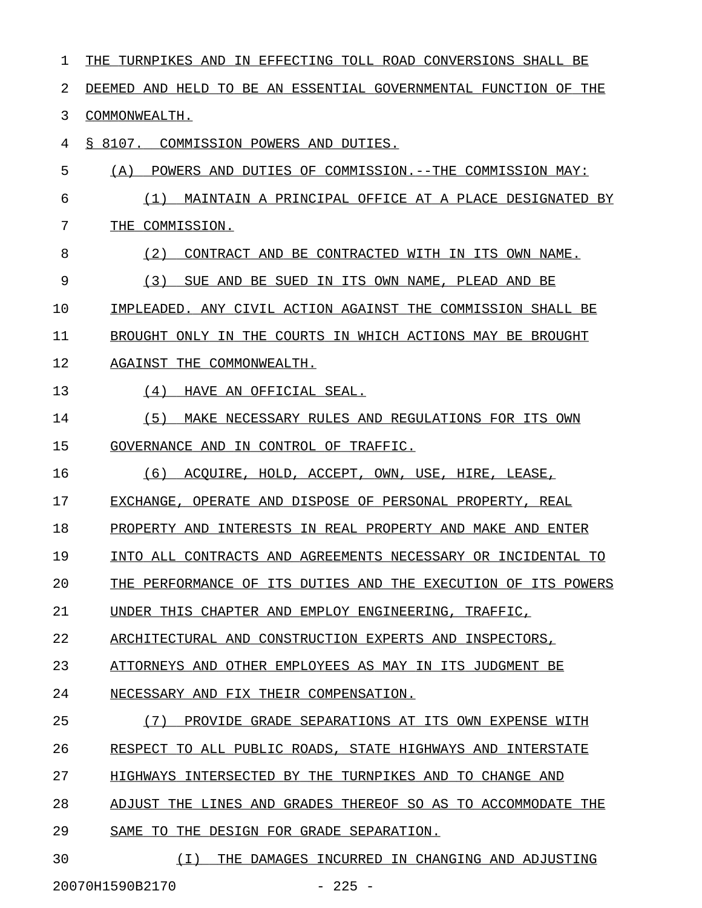THE TURNPIKES AND IN EFFECTING TOLL ROAD CONVERSIONS SHALL BE DEEMED AND HELD TO BE AN ESSENTIAL GOVERNMENTAL FUNCTION OF THE COMMONWEALTH.

§ 8107. COMMISSION POWERS AND DUTIES.

(A) POWERS AND DUTIES OF COMMISSION.--THE COMMISSION MAY:

(1) MAINTAIN A PRINCIPAL OFFICE AT A PLACE DESIGNATED BY THE COMMISSION.

(2) CONTRACT AND BE CONTRACTED WITH IN ITS OWN NAME.

(3) SUE AND BE SUED IN ITS OWN NAME, PLEAD AND BE IMPLEADED. ANY CIVIL ACTION AGAINST THE COMMISSION SHALL BE BROUGHT ONLY IN THE COURTS IN WHICH ACTIONS MAY BE BROUGHT AGAINST THE COMMONWEALTH.

(4) HAVE AN OFFICIAL SEAL.

(5) MAKE NECESSARY RULES AND REGULATIONS FOR ITS OWN GOVERNANCE AND IN CONTROL OF TRAFFIC.

(6) ACQUIRE, HOLD, ACCEPT, OWN, USE, HIRE, LEASE, EXCHANGE, OPERATE AND DISPOSE OF PERSONAL PROPERTY, REAL PROPERTY AND INTERESTS IN REAL PROPERTY AND MAKE AND ENTER INTO ALL CONTRACTS AND AGREEMENTS NECESSARY OR INCIDENTAL TO THE PERFORMANCE OF ITS DUTIES AND THE EXECUTION OF ITS POWERS UNDER THIS CHAPTER AND EMPLOY ENGINEERING, TRAFFIC, ARCHITECTURAL AND CONSTRUCTION EXPERTS AND INSPECTORS, ATTORNEYS AND OTHER EMPLOYEES AS MAY IN ITS JUDGMENT BE NECESSARY AND FIX THEIR COMPENSATION.

(7) PROVIDE GRADE SEPARATIONS AT ITS OWN EXPENSE WITH RESPECT TO ALL PUBLIC ROADS, STATE HIGHWAYS AND INTERSTATE HIGHWAYS INTERSECTED BY THE TURNPIKES AND TO CHANGE AND ADJUST THE LINES AND GRADES THEREOF SO AS TO ACCOMMODATE THE SAME TO THE DESIGN FOR GRADE SEPARATION.

(I) THE DAMAGES INCURRED IN CHANGING AND ADJUSTING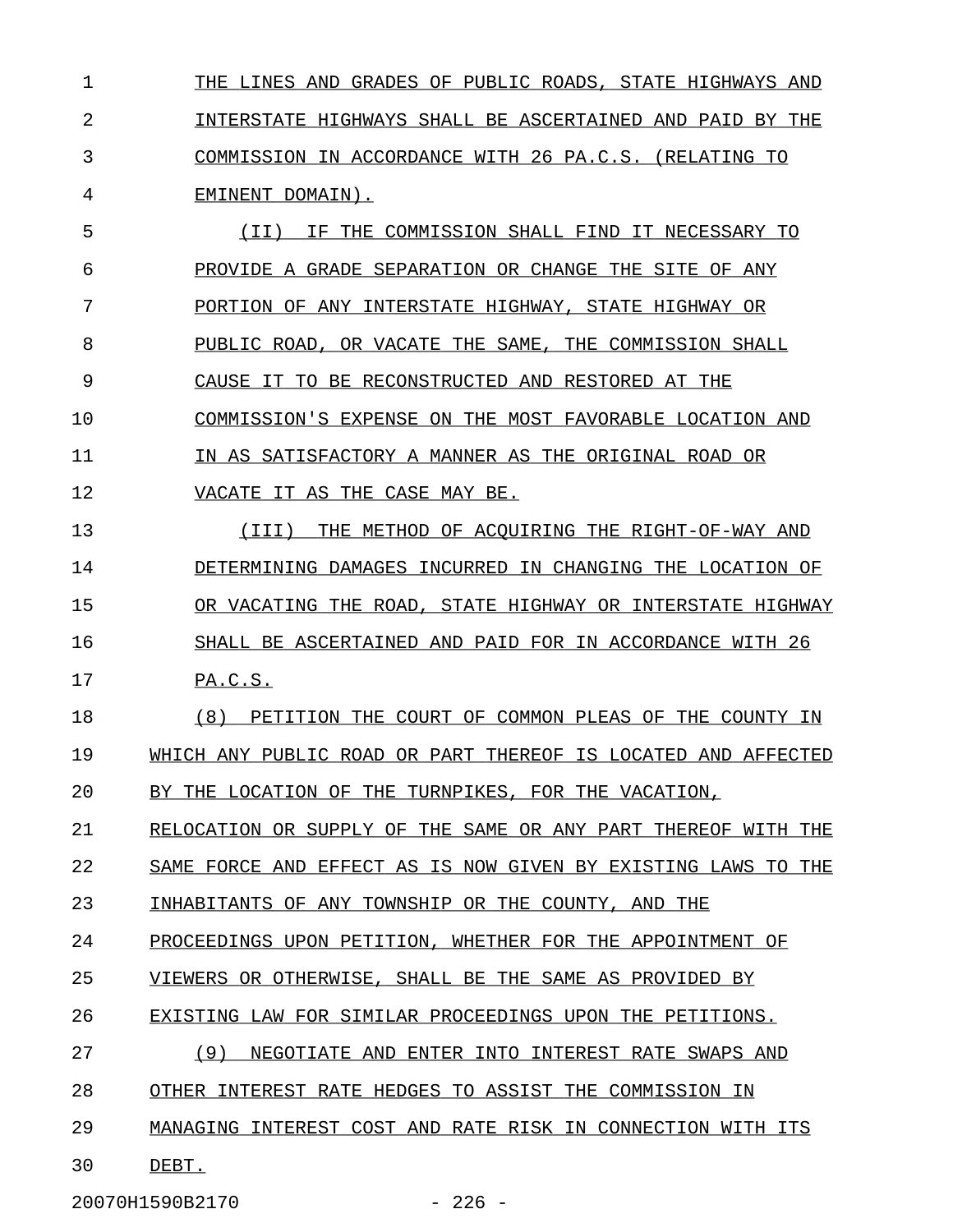THE LINES AND GRADES OF PUBLIC ROADS, STATE HIGHWAYS AND INTERSTATE HIGHWAYS SHALL BE ASCERTAINED AND PAID BY THE COMMISSION IN ACCORDANCE WITH 26 PA.C.S. (RELATING TO EMINENT DOMAIN).

(II) IF THE COMMISSION SHALL FIND IT NECESSARY TO PROVIDE A GRADE SEPARATION OR CHANGE THE SITE OF ANY PORTION OF ANY INTERSTATE HIGHWAY, STATE HIGHWAY OR PUBLIC ROAD, OR VACATE THE SAME, THE COMMISSION SHALL CAUSE IT TO BE RECONSTRUCTED AND RESTORED AT THE COMMISSION'S EXPENSE ON THE MOST FAVORABLE LOCATION AND IN AS SATISFACTORY A MANNER AS THE ORIGINAL ROAD OR VACATE IT AS THE CASE MAY BE.

(III) THE METHOD OF ACQUIRING THE RIGHT-OF-WAY AND DETERMINING DAMAGES INCURRED IN CHANGING THE LOCATION OF OR VACATING THE ROAD, STATE HIGHWAY OR INTERSTATE HIGHWAY SHALL BE ASCERTAINED AND PAID FOR IN ACCORDANCE WITH 26 PA.C.S.

(8) PETITION THE COURT OF COMMON PLEAS OF THE COUNTY IN WHICH ANY PUBLIC ROAD OR PART THEREOF IS LOCATED AND AFFECTED BY THE LOCATION OF THE TURNPIKES, FOR THE VACATION, RELOCATION OR SUPPLY OF THE SAME OR ANY PART THEREOF WITH THE SAME FORCE AND EFFECT AS IS NOW GIVEN BY EXISTING LAWS TO THE INHABITANTS OF ANY TOWNSHIP OR THE COUNTY, AND THE PROCEEDINGS UPON PETITION, WHETHER FOR THE APPOINTMENT OF VIEWERS OR OTHERWISE, SHALL BE THE SAME AS PROVIDED BY EXISTING LAW FOR SIMILAR PROCEEDINGS UPON THE PETITIONS.

(9) NEGOTIATE AND ENTER INTO INTEREST RATE SWAPS AND OTHER INTEREST RATE HEDGES TO ASSIST THE COMMISSION IN MANAGING INTEREST COST AND RATE RISK IN CONNECTION WITH ITS DEBT.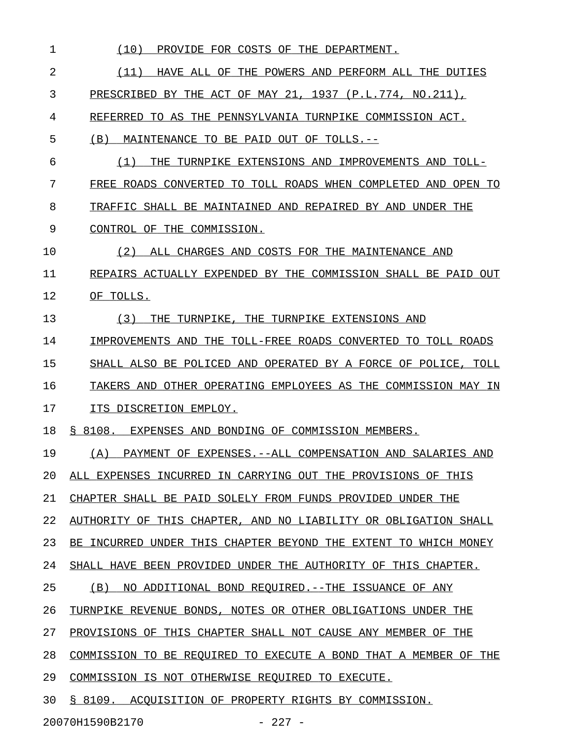(10) PROVIDE FOR COSTS OF THE DEPARTMENT.

(11) HAVE ALL OF THE POWERS AND PERFORM ALL THE DUTIES PRESCRIBED BY THE ACT OF MAY 21, 1937 (P.L.774, NO.211), REFERRED TO AS THE PENNSYLVANIA TURNPIKE COMMISSION ACT.

(B) MAINTENANCE TO BE PAID OUT OF TOLLS.--

(1) THE TURNPIKE EXTENSIONS AND IMPROVEMENTS AND TOLL-FREE ROADS CONVERTED TO TOLL ROADS WHEN COMPLETED AND OPEN TO TRAFFIC SHALL BE MAINTAINED AND REPAIRED BY AND UNDER THE CONTROL OF THE COMMISSION.

(2) ALL CHARGES AND COSTS FOR THE MAINTENANCE AND REPAIRS ACTUALLY EXPENDED BY THE COMMISSION SHALL BE PAID OUT OF TOLLS.

(3) THE TURNPIKE, THE TURNPIKE EXTENSIONS AND IMPROVEMENTS AND THE TOLL-FREE ROADS CONVERTED TO TOLL ROADS SHALL ALSO BE POLICED AND OPERATED BY A FORCE OF POLICE, TOLL TAKERS AND OTHER OPERATING EMPLOYEES AS THE COMMISSION MAY IN ITS DISCRETION EMPLOY.

§ 8108. EXPENSES AND BONDING OF COMMISSION MEMBERS.

(A) PAYMENT OF EXPENSES.--ALL COMPENSATION AND SALARIES AND ALL EXPENSES INCURRED IN CARRYING OUT THE PROVISIONS OF THIS CHAPTER SHALL BE PAID SOLELY FROM FUNDS PROVIDED UNDER THE AUTHORITY OF THIS CHAPTER, AND NO LIABILITY OR OBLIGATION SHALL BE INCURRED UNDER THIS CHAPTER BEYOND THE EXTENT TO WHICH MONEY SHALL HAVE BEEN PROVIDED UNDER THE AUTHORITY OF THIS CHAPTER.

(B) NO ADDITIONAL BOND REQUIRED.--THE ISSUANCE OF ANY TURNPIKE REVENUE BONDS, NOTES OR OTHER OBLIGATIONS UNDER THE PROVISIONS OF THIS CHAPTER SHALL NOT CAUSE ANY MEMBER OF THE COMMISSION TO BE REQUIRED TO EXECUTE A BOND THAT A MEMBER OF THE COMMISSION IS NOT OTHERWISE REQUIRED TO EXECUTE.

§ 8109. ACQUISITION OF PROPERTY RIGHTS BY COMMISSION.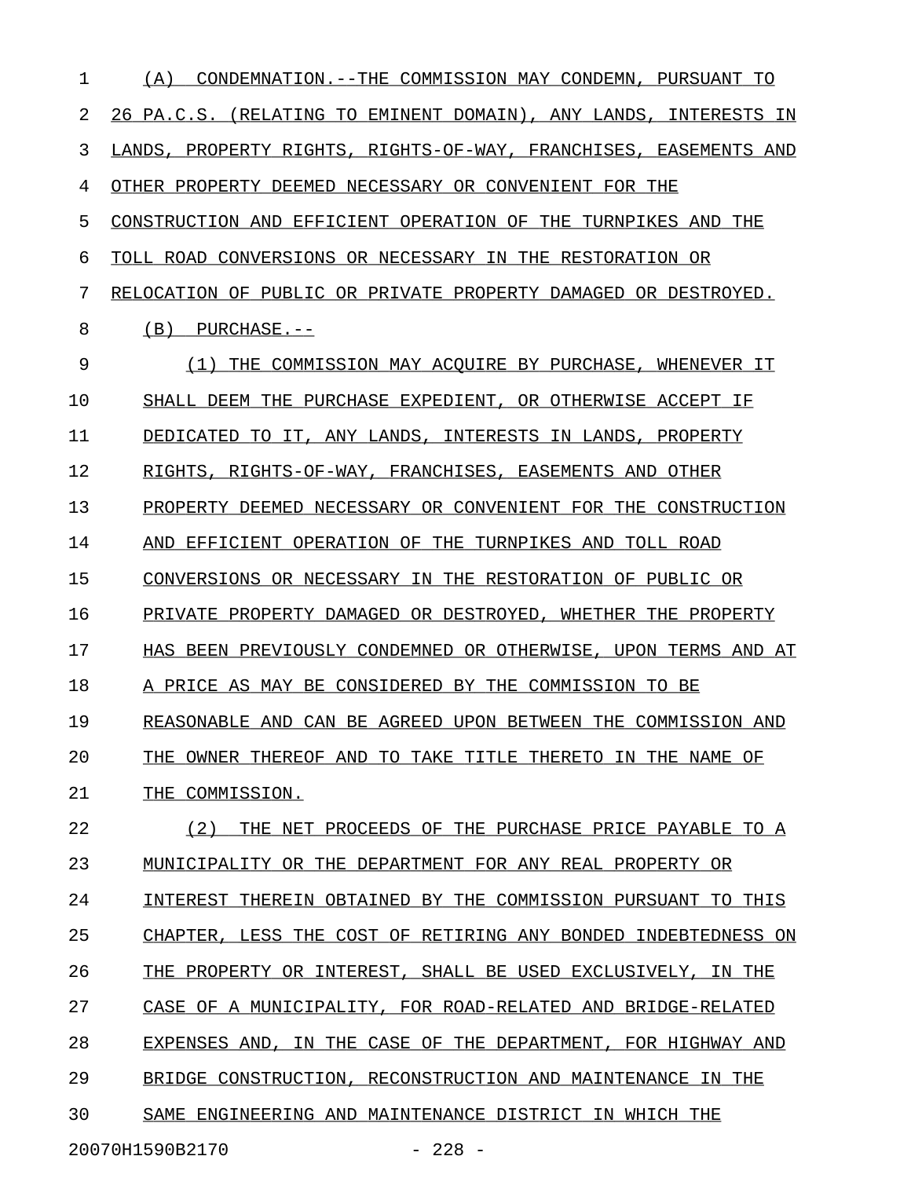(A) CONDEMNATION.--THE COMMISSION MAY CONDEMN, PURSUANT TO 26 PA.C.S. (RELATING TO EMINENT DOMAIN), ANY LANDS, INTERESTS IN LANDS, PROPERTY RIGHTS, RIGHTS-OF-WAY, FRANCHISES, EASEMENTS AND OTHER PROPERTY DEEMED NECESSARY OR CONVENIENT FOR THE CONSTRUCTION AND EFFICIENT OPERATION OF THE TURNPIKES AND THE TOLL ROAD CONVERSIONS OR NECESSARY IN THE RESTORATION OR RELOCATION OF PUBLIC OR PRIVATE PROPERTY DAMAGED OR DESTROYED.

(B) PURCHASE.--

(1) THE COMMISSION MAY ACQUIRE BY PURCHASE, WHENEVER IT SHALL DEEM THE PURCHASE EXPEDIENT, OR OTHERWISE ACCEPT IF DEDICATED TO IT, ANY LANDS, INTERESTS IN LANDS, PROPERTY RIGHTS, RIGHTS-OF-WAY, FRANCHISES, EASEMENTS AND OTHER PROPERTY DEEMED NECESSARY OR CONVENIENT FOR THE CONSTRUCTION AND EFFICIENT OPERATION OF THE TURNPIKES AND TOLL ROAD CONVERSIONS OR NECESSARY IN THE RESTORATION OF PUBLIC OR PRIVATE PROPERTY DAMAGED OR DESTROYED, WHETHER THE PROPERTY HAS BEEN PREVIOUSLY CONDEMNED OR OTHERWISE, UPON TERMS AND AT A PRICE AS MAY BE CONSIDERED BY THE COMMISSION TO BE REASONABLE AND CAN BE AGREED UPON BETWEEN THE COMMISSION AND THE OWNER THEREOF AND TO TAKE TITLE THERETO IN THE NAME OF THE COMMISSION.

(2) THE NET PROCEEDS OF THE PURCHASE PRICE PAYABLE TO A MUNICIPALITY OR THE DEPARTMENT FOR ANY REAL PROPERTY OR INTEREST THEREIN OBTAINED BY THE COMMISSION PURSUANT TO THIS CHAPTER, LESS THE COST OF RETIRING ANY BONDED INDEBTEDNESS ON THE PROPERTY OR INTEREST, SHALL BE USED EXCLUSIVELY, IN THE CASE OF A MUNICIPALITY, FOR ROAD-RELATED AND BRIDGE-RELATED EXPENSES AND, IN THE CASE OF THE DEPARTMENT, FOR HIGHWAY AND BRIDGE CONSTRUCTION, RECONSTRUCTION AND MAINTENANCE IN THE SAME ENGINEERING AND MAINTENANCE DISTRICT IN WHICH THE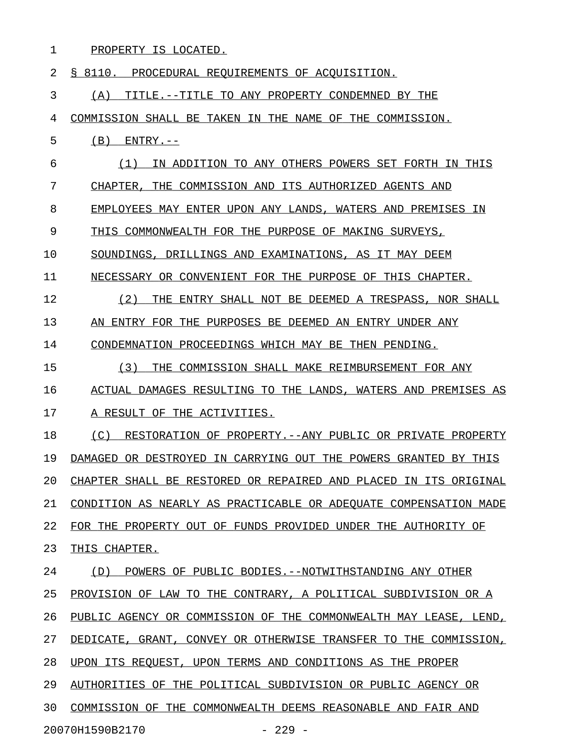PROPERTY IS LOCATED.

§ 8110. PROCEDURAL REQUIREMENTS OF ACQUISITION.

(A) TITLE.--TITLE TO ANY PROPERTY CONDEMNED BY THE COMMISSION SHALL BE TAKEN IN THE NAME OF THE COMMISSION.

(B) ENTRY.--

(1) IN ADDITION TO ANY OTHERS POWERS SET FORTH IN THIS CHAPTER, THE COMMISSION AND ITS AUTHORIZED AGENTS AND EMPLOYEES MAY ENTER UPON ANY LANDS, WATERS AND PREMISES IN THIS COMMONWEALTH FOR THE PURPOSE OF MAKING SURVEYS, SOUNDINGS, DRILLINGS AND EXAMINATIONS, AS IT MAY DEEM NECESSARY OR CONVENIENT FOR THE PURPOSE OF THIS CHAPTER.

(2) THE ENTRY SHALL NOT BE DEEMED A TRESPASS, NOR SHALL AN ENTRY FOR THE PURPOSES BE DEEMED AN ENTRY UNDER ANY CONDEMNATION PROCEEDINGS WHICH MAY BE THEN PENDING.

(3) THE COMMISSION SHALL MAKE REIMBURSEMENT FOR ANY ACTUAL DAMAGES RESULTING TO THE LANDS, WATERS AND PREMISES AS A RESULT OF THE ACTIVITIES.

(C) RESTORATION OF PROPERTY.--ANY PUBLIC OR PRIVATE PROPERTY DAMAGED OR DESTROYED IN CARRYING OUT THE POWERS GRANTED BY THIS CHAPTER SHALL BE RESTORED OR REPAIRED AND PLACED IN ITS ORIGINAL CONDITION AS NEARLY AS PRACTICABLE OR ADEQUATE COMPENSATION MADE FOR THE PROPERTY OUT OF FUNDS PROVIDED UNDER THE AUTHORITY OF THIS CHAPTER.

(D) POWERS OF PUBLIC BODIES.--NOTWITHSTANDING ANY OTHER PROVISION OF LAW TO THE CONTRARY, A POLITICAL SUBDIVISION OR A PUBLIC AGENCY OR COMMISSION OF THE COMMONWEALTH MAY LEASE, LEND, DEDICATE, GRANT, CONVEY OR OTHERWISE TRANSFER TO THE COMMISSION, UPON ITS REQUEST, UPON TERMS AND CONDITIONS AS THE PROPER AUTHORITIES OF THE POLITICAL SUBDIVISION OR PUBLIC AGENCY OR COMMISSION OF THE COMMONWEALTH DEEMS REASONABLE AND FAIR AND

20070H1590B2170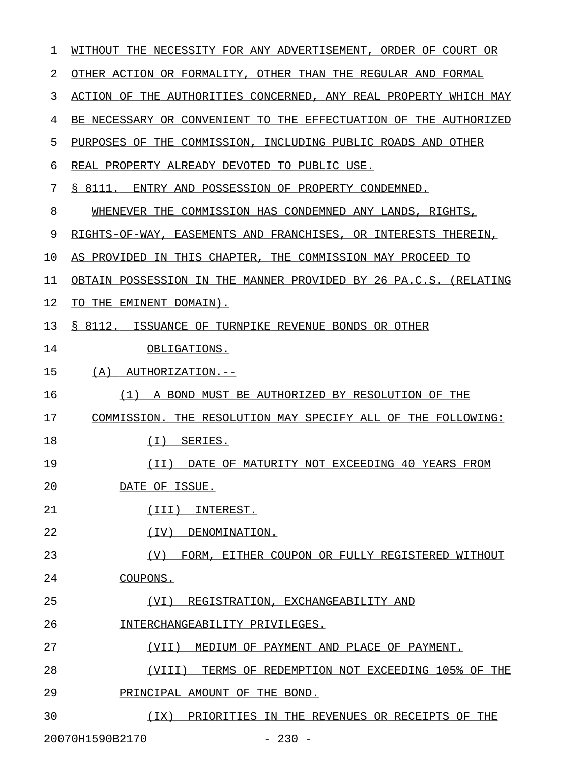WITHOUT THE NECESSITY FOR ANY ADVERTISEMENT, ORDER OF COURT OR OTHER ACTION OR FORMALITY, OTHER THAN THE REGULAR AND FORMAL ACTION OF THE AUTHORITIES CONCERNED, ANY REAL PROPERTY WHICH MAY BE NECESSARY OR CONVENIENT TO THE EFFECTUATION OF THE AUTHORIZED PURPOSES OF THE COMMISSION, INCLUDING PUBLIC ROADS AND OTHER REAL PROPERTY ALREADY DEVOTED TO PUBLIC USE.

§ 8111. ENTRY AND POSSESSION OF PROPERTY CONDEMNED.

WHENEVER THE COMMISSION HAS CONDEMNED ANY LANDS, RIGHTS, RIGHTS-OF-WAY, EASEMENTS AND FRANCHISES, OR INTERESTS THEREIN, AS PROVIDED IN THIS CHAPTER, THE COMMISSION MAY PROCEED TO OBTAIN POSSESSION IN THE MANNER PROVIDED BY 26 PA.C.S. (RELATING TO THE EMINENT DOMAIN).

§ 8112. ISSUANCE OF TURNPIKE REVENUE BONDS OR OTHER OBLIGATIONS.

(A) AUTHORIZATION.--

(1) A BOND MUST BE AUTHORIZED BY RESOLUTION OF THE COMMISSION. THE RESOLUTION MAY SPECIFY ALL OF THE FOLLOWING:

(I) SERIES.

(II) DATE OF MATURITY NOT EXCEEDING 40 YEARS FROM DATE OF ISSUE.

(III) INTEREST.

(IV) DENOMINATION.

(V) FORM, EITHER COUPON OR FULLY REGISTERED WITHOUT COUPONS.

(VI) REGISTRATION, EXCHANGEABILITY AND INTERCHANGEABILITY PRIVILEGES.

(VII) MEDIUM OF PAYMENT AND PLACE OF PAYMENT.

(VIII) TERMS OF REDEMPTION NOT EXCEEDING 105% OF THE PRINCIPAL AMOUNT OF THE BOND.

(IX) PRIORITIES IN THE REVENUES OR RECEIPTS OF THE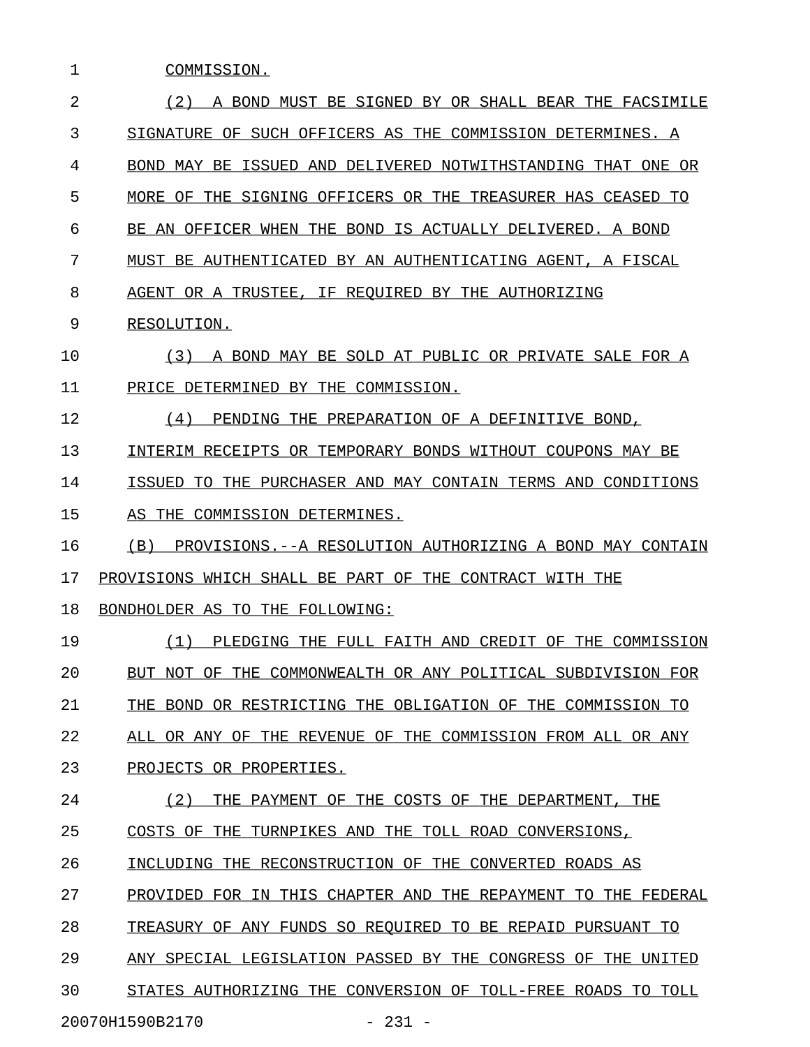COMMISSION.

(2) A BOND MUST BE SIGNED BY OR SHALL BEAR THE FACSIMILE SIGNATURE OF SUCH OFFICERS AS THE COMMISSION DETERMINES. A BOND MAY BE ISSUED AND DELIVERED NOTWITHSTANDING THAT ONE OR MORE OF THE SIGNING OFFICERS OR THE TREASURER HAS CEASED TO BE AN OFFICER WHEN THE BOND IS ACTUALLY DELIVERED. A BOND MUST BE AUTHENTICATED BY AN AUTHENTICATING AGENT, A FISCAL AGENT OR A TRUSTEE, IF REQUIRED BY THE AUTHORIZING RESOLUTION.

(3) A BOND MAY BE SOLD AT PUBLIC OR PRIVATE SALE FOR A PRICE DETERMINED BY THE COMMISSION.

(4) PENDING THE PREPARATION OF A DEFINITIVE BOND, INTERIM RECEIPTS OR TEMPORARY BONDS WITHOUT COUPONS MAY BE ISSUED TO THE PURCHASER AND MAY CONTAIN TERMS AND CONDITIONS AS THE COMMISSION DETERMINES.

(B) PROVISIONS.--A RESOLUTION AUTHORIZING A BOND MAY CONTAIN PROVISIONS WHICH SHALL BE PART OF THE CONTRACT WITH THE BONDHOLDER AS TO THE FOLLOWING:

(1) PLEDGING THE FULL FAITH AND CREDIT OF THE COMMISSION BUT NOT OF THE COMMONWEALTH OR ANY POLITICAL SUBDIVISION FOR THE BOND OR RESTRICTING THE OBLIGATION OF THE COMMISSION TO ALL OR ANY OF THE REVENUE OF THE COMMISSION FROM ALL OR ANY PROJECTS OR PROPERTIES.

(2) THE PAYMENT OF THE COSTS OF THE DEPARTMENT, THE COSTS OF THE TURNPIKES AND THE TOLL ROAD CONVERSIONS, INCLUDING THE RECONSTRUCTION OF THE CONVERTED ROADS AS PROVIDED FOR IN THIS CHAPTER AND THE REPAYMENT TO THE FEDERAL TREASURY OF ANY FUNDS SO REQUIRED TO BE REPAID PURSUANT TO ANY SPECIAL LEGISLATION PASSED BY THE CONGRESS OF THE UNITED STATES AUTHORIZING THE CONVERSION OF TOLL-FREE ROADS TO TOLL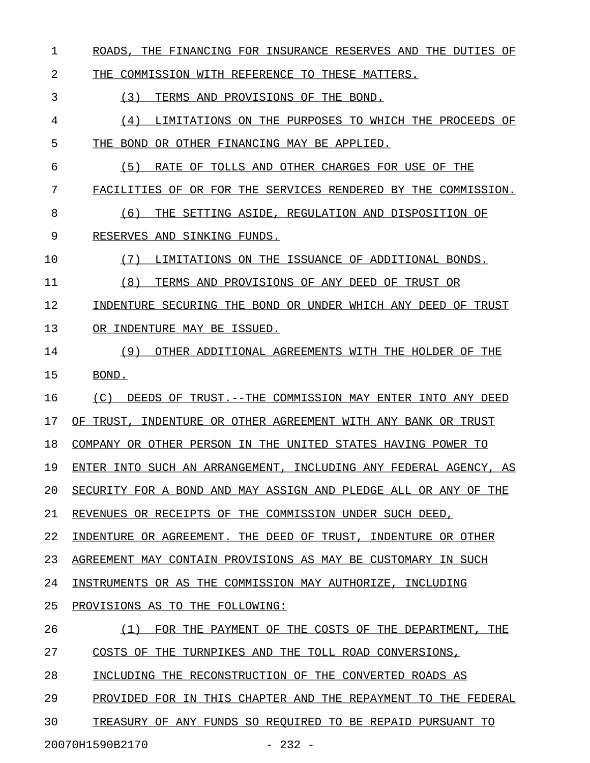ROADS, THE FINANCING FOR INSURANCE RESERVES AND THE DUTIES OF THE COMMISSION WITH REFERENCE TO THESE MATTERS.

(3) TERMS AND PROVISIONS OF THE BOND.

(4) LIMITATIONS ON THE PURPOSES TO WHICH THE PROCEEDS OF THE BOND OR OTHER FINANCING MAY BE APPLIED.

(5) RATE OF TOLLS AND OTHER CHARGES FOR USE OF THE FACILITIES OF OR FOR THE SERVICES RENDERED BY THE COMMISSION.

(6) THE SETTING ASIDE, REGULATION AND DISPOSITION OF RESERVES AND SINKING FUNDS.

(7) LIMITATIONS ON THE ISSUANCE OF ADDITIONAL BONDS.

(8) TERMS AND PROVISIONS OF ANY DEED OF TRUST OR INDENTURE SECURING THE BOND OR UNDER WHICH ANY DEED OF TRUST OR INDENTURE MAY BE ISSUED.

(9) OTHER ADDITIONAL AGREEMENTS WITH THE HOLDER OF THE BOND.

(C) DEEDS OF TRUST.--THE COMMISSION MAY ENTER INTO ANY DEED OF TRUST, INDENTURE OR OTHER AGREEMENT WITH ANY BANK OR TRUST COMPANY OR OTHER PERSON IN THE UNITED STATES HAVING POWER TO ENTER INTO SUCH AN ARRANGEMENT, INCLUDING ANY FEDERAL AGENCY, AS SECURITY FOR A BOND AND MAY ASSIGN AND PLEDGE ALL OR ANY OF THE REVENUES OR RECEIPTS OF THE COMMISSION UNDER SUCH DEED, INDENTURE OR AGREEMENT. THE DEED OF TRUST, INDENTURE OR OTHER AGREEMENT MAY CONTAIN PROVISIONS AS MAY BE CUSTOMARY IN SUCH INSTRUMENTS OR AS THE COMMISSION MAY AUTHORIZE, INCLUDING PROVISIONS AS TO THE FOLLOWING:

(1) FOR THE PAYMENT OF THE COSTS OF THE DEPARTMENT, THE COSTS OF THE TURNPIKES AND THE TOLL ROAD CONVERSIONS, INCLUDING THE RECONSTRUCTION OF THE CONVERTED ROADS AS PROVIDED FOR IN THIS CHAPTER AND THE REPAYMENT TO THE FEDERAL TREASURY OF ANY FUNDS SO REQUIRED TO BE REPAID PURSUANT TO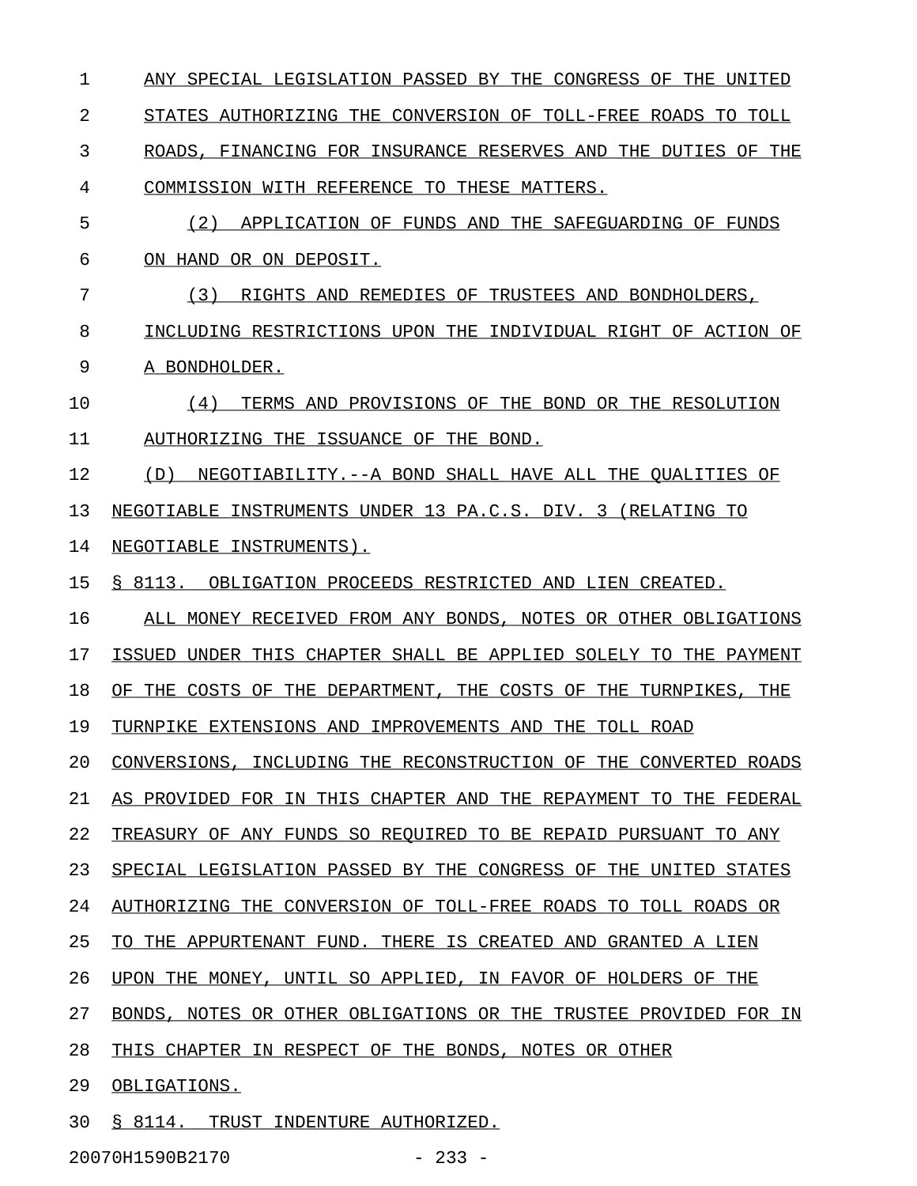ANY SPECIAL LEGISLATION PASSED BY THE CONGRESS OF THE UNITED STATES AUTHORIZING THE CONVERSION OF TOLL-FREE ROADS TO TOLL ROADS, FINANCING FOR INSURANCE RESERVES AND THE DUTIES OF THE COMMISSION WITH REFERENCE TO THESE MATTERS.

(2) APPLICATION OF FUNDS AND THE SAFEGUARDING OF FUNDS ON HAND OR ON DEPOSIT.

(3) RIGHTS AND REMEDIES OF TRUSTEES AND BONDHOLDERS, INCLUDING RESTRICTIONS UPON THE INDIVIDUAL RIGHT OF ACTION OF A BONDHOLDER.

(4) TERMS AND PROVISIONS OF THE BOND OR THE RESOLUTION AUTHORIZING THE ISSUANCE OF THE BOND.

(D) NEGOTIABILITY.--A BOND SHALL HAVE ALL THE QUALITIES OF NEGOTIABLE INSTRUMENTS UNDER 13 PA.C.S. DIV. 3 (RELATING TO NEGOTIABLE INSTRUMENTS).

§ 8113. OBLIGATION PROCEEDS RESTRICTED AND LIEN CREATED.

ALL MONEY RECEIVED FROM ANY BONDS, NOTES OR OTHER OBLIGATIONS ISSUED UNDER THIS CHAPTER SHALL BE APPLIED SOLELY TO THE PAYMENT OF THE COSTS OF THE DEPARTMENT, THE COSTS OF THE TURNPIKES, THE TURNPIKE EXTENSIONS AND IMPROVEMENTS AND THE TOLL ROAD CONVERSIONS, INCLUDING THE RECONSTRUCTION OF THE CONVERTED ROADS AS PROVIDED FOR IN THIS CHAPTER AND THE REPAYMENT TO THE FEDERAL TREASURY OF ANY FUNDS SO REQUIRED TO BE REPAID PURSUANT TO ANY SPECIAL LEGISLATION PASSED BY THE CONGRESS OF THE UNITED STATES AUTHORIZING THE CONVERSION OF TOLL-FREE ROADS TO TOLL ROADS OR TO THE APPURTENANT FUND. THERE IS CREATED AND GRANTED A LIEN UPON THE MONEY, UNTIL SO APPLIED, IN FAVOR OF HOLDERS OF THE BONDS, NOTES OR OTHER OBLIGATIONS OR THE TRUSTEE PROVIDED FOR IN THIS CHAPTER IN RESPECT OF THE BONDS, NOTES OR OTHER OBLIGATIONS.

§ 8114. TRUST INDENTURE AUTHORIZED.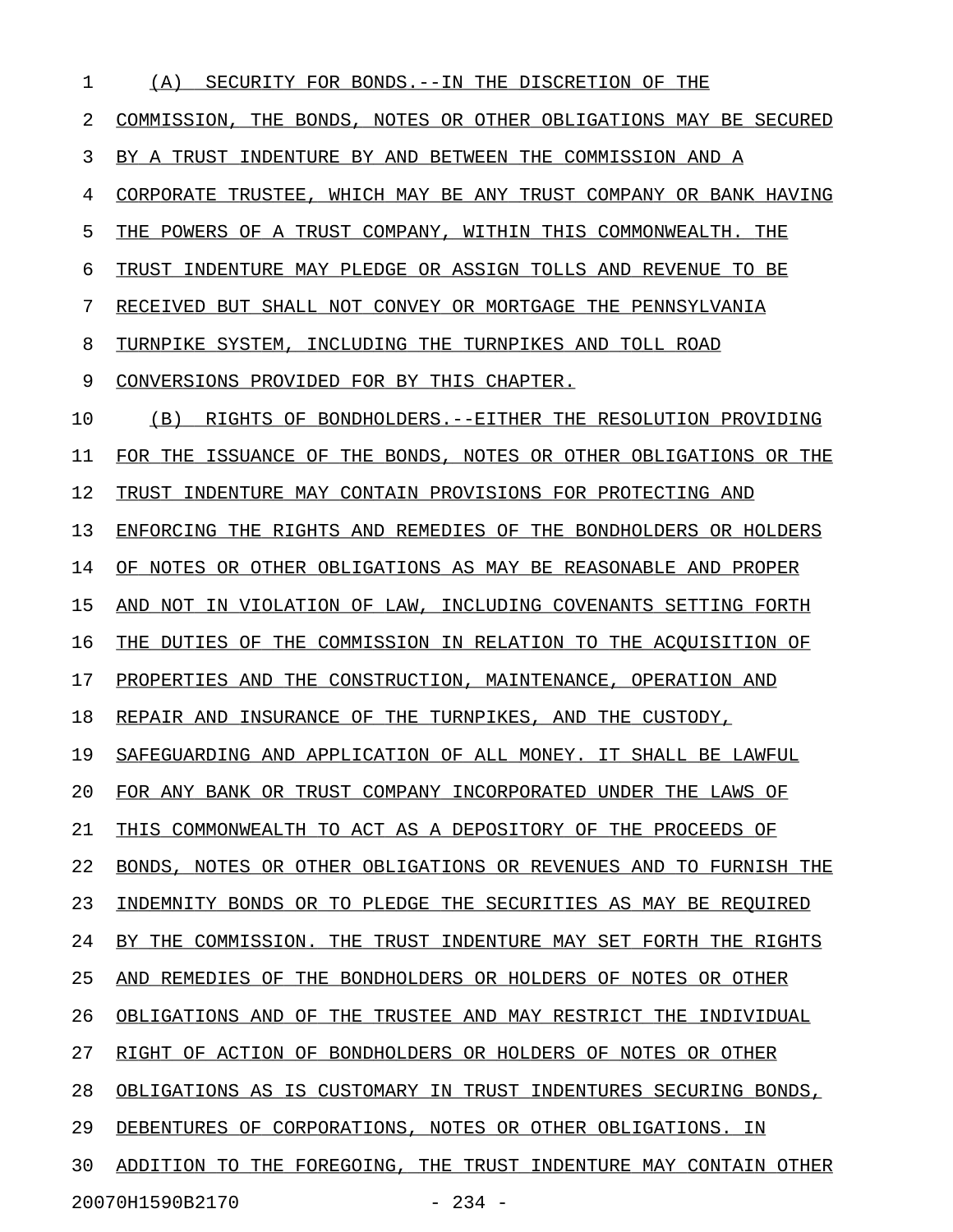(A) SECURITY FOR BONDS.--IN THE DISCRETION OF THE COMMISSION, THE BONDS, NOTES OR OTHER OBLIGATIONS MAY BE SECURED BY A TRUST INDENTURE BY AND BETWEEN THE COMMISSION AND A CORPORATE TRUSTEE, WHICH MAY BE ANY TRUST COMPANY OR BANK HAVING THE POWERS OF A TRUST COMPANY, WITHIN THIS COMMONWEALTH. THE TRUST INDENTURE MAY PLEDGE OR ASSIGN TOLLS AND REVENUE TO BE RECEIVED BUT SHALL NOT CONVEY OR MORTGAGE THE PENNSYLVANIA TURNPIKE SYSTEM, INCLUDING THE TURNPIKES AND TOLL ROAD CONVERSIONS PROVIDED FOR BY THIS CHAPTER.

(B) RIGHTS OF BONDHOLDERS.--EITHER THE RESOLUTION PROVIDING FOR THE ISSUANCE OF THE BONDS, NOTES OR OTHER OBLIGATIONS OR THE TRUST INDENTURE MAY CONTAIN PROVISIONS FOR PROTECTING AND ENFORCING THE RIGHTS AND REMEDIES OF THE BONDHOLDERS OR HOLDERS OF NOTES OR OTHER OBLIGATIONS AS MAY BE REASONABLE AND PROPER AND NOT IN VIOLATION OF LAW, INCLUDING COVENANTS SETTING FORTH THE DUTIES OF THE COMMISSION IN RELATION TO THE ACQUISITION OF PROPERTIES AND THE CONSTRUCTION, MAINTENANCE, OPERATION AND REPAIR AND INSURANCE OF THE TURNPIKES, AND THE CUSTODY, SAFEGUARDING AND APPLICATION OF ALL MONEY. IT SHALL BE LAWFUL FOR ANY BANK OR TRUST COMPANY INCORPORATED UNDER THE LAWS OF THIS COMMONWEALTH TO ACT AS A DEPOSITORY OF THE PROCEEDS OF BONDS, NOTES OR OTHER OBLIGATIONS OR REVENUES AND TO FURNISH THE INDEMNITY BONDS OR TO PLEDGE THE SECURITIES AS MAY BE REQUIRED BY THE COMMISSION. THE TRUST INDENTURE MAY SET FORTH THE RIGHTS AND REMEDIES OF THE BONDHOLDERS OR HOLDERS OF NOTES OR OTHER OBLIGATIONS AND OF THE TRUSTEE AND MAY RESTRICT THE INDIVIDUAL RIGHT OF ACTION OF BONDHOLDERS OR HOLDERS OF NOTES OR OTHER OBLIGATIONS AS IS CUSTOMARY IN TRUST INDENTURES SECURING BONDS, DEBENTURES OF CORPORATIONS, NOTES OR OTHER OBLIGATIONS. IN ADDITION TO THE FOREGOING, THE TRUST INDENTURE MAY CONTAIN OTHER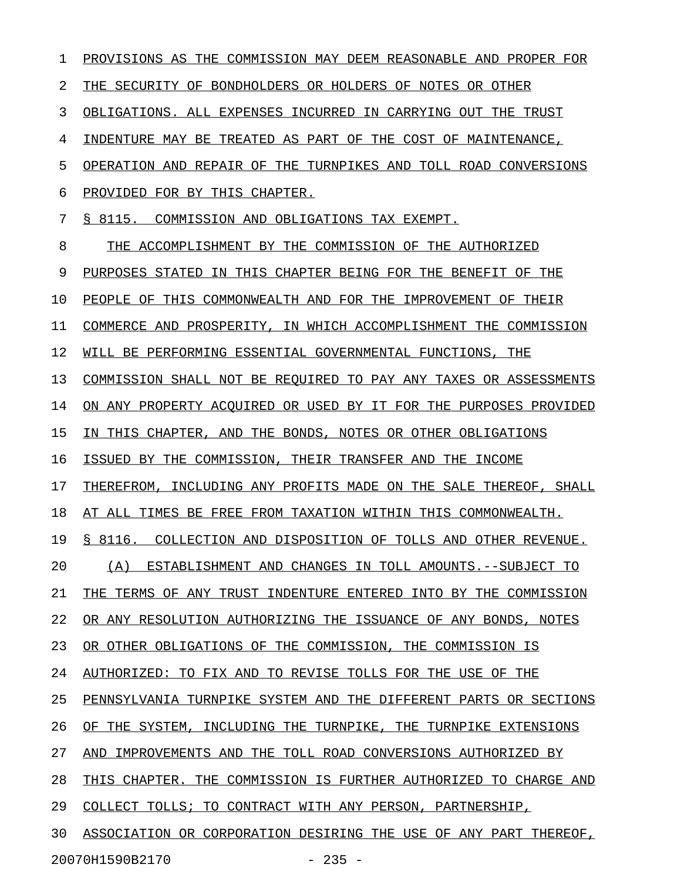PROVISIONS AS THE COMMISSION MAY DEEM REASONABLE AND PROPER FOR THE SECURITY OF BONDHOLDERS OR HOLDERS OF NOTES OR OTHER OBLIGATIONS. ALL EXPENSES INCURRED IN CARRYING OUT THE TRUST INDENTURE MAY BE TREATED AS PART OF THE COST OF MAINTENANCE, OPERATION AND REPAIR OF THE TURNPIKES AND TOLL ROAD CONVERSIONS PROVIDED FOR BY THIS CHAPTER.

§ 8115. COMMISSION AND OBLIGATIONS TAX EXEMPT.

THE ACCOMPLISHMENT BY THE COMMISSION OF THE AUTHORIZED PURPOSES STATED IN THIS CHAPTER BEING FOR THE BENEFIT OF THE PEOPLE OF THIS COMMONWEALTH AND FOR THE IMPROVEMENT OF THEIR COMMERCE AND PROSPERITY, IN WHICH ACCOMPLISHMENT THE COMMISSION WILL BE PERFORMING ESSENTIAL GOVERNMENTAL FUNCTIONS, THE COMMISSION SHALL NOT BE REQUIRED TO PAY ANY TAXES OR ASSESSMENTS ON ANY PROPERTY ACQUIRED OR USED BY IT FOR THE PURPOSES PROVIDED IN THIS CHAPTER, AND THE BONDS, NOTES OR OTHER OBLIGATIONS ISSUED BY THE COMMISSION, THEIR TRANSFER AND THE INCOME THEREFROM, INCLUDING ANY PROFITS MADE ON THE SALE THEREOF, SHALL AT ALL TIMES BE FREE FROM TAXATION WITHIN THIS COMMONWEALTH.

§ 8116. COLLECTION AND DISPOSITION OF TOLLS AND OTHER REVENUE.

(A) ESTABLISHMENT AND CHANGES IN TOLL AMOUNTS.--SUBJECT TO THE TERMS OF ANY TRUST INDENTURE ENTERED INTO BY THE COMMISSION OR ANY RESOLUTION AUTHORIZING THE ISSUANCE OF ANY BONDS, NOTES OR OTHER OBLIGATIONS OF THE COMMISSION, THE COMMISSION IS AUTHORIZED: TO FIX AND TO REVISE TOLLS FOR THE USE OF THE PENNSYLVANIA TURNPIKE SYSTEM AND THE DIFFERENT PARTS OR SECTIONS OF THE SYSTEM, INCLUDING THE TURNPIKE, THE TURNPIKE EXTENSIONS AND IMPROVEMENTS AND THE TOLL ROAD CONVERSIONS AUTHORIZED BY THIS CHAPTER. THE COMMISSION IS FURTHER AUTHORIZED TO CHARGE AND COLLECT TOLLS; TO CONTRACT WITH ANY PERSON, PARTNERSHIP, ASSOCIATION OR CORPORATION DESIRING THE USE OF ANY PART THEREOF,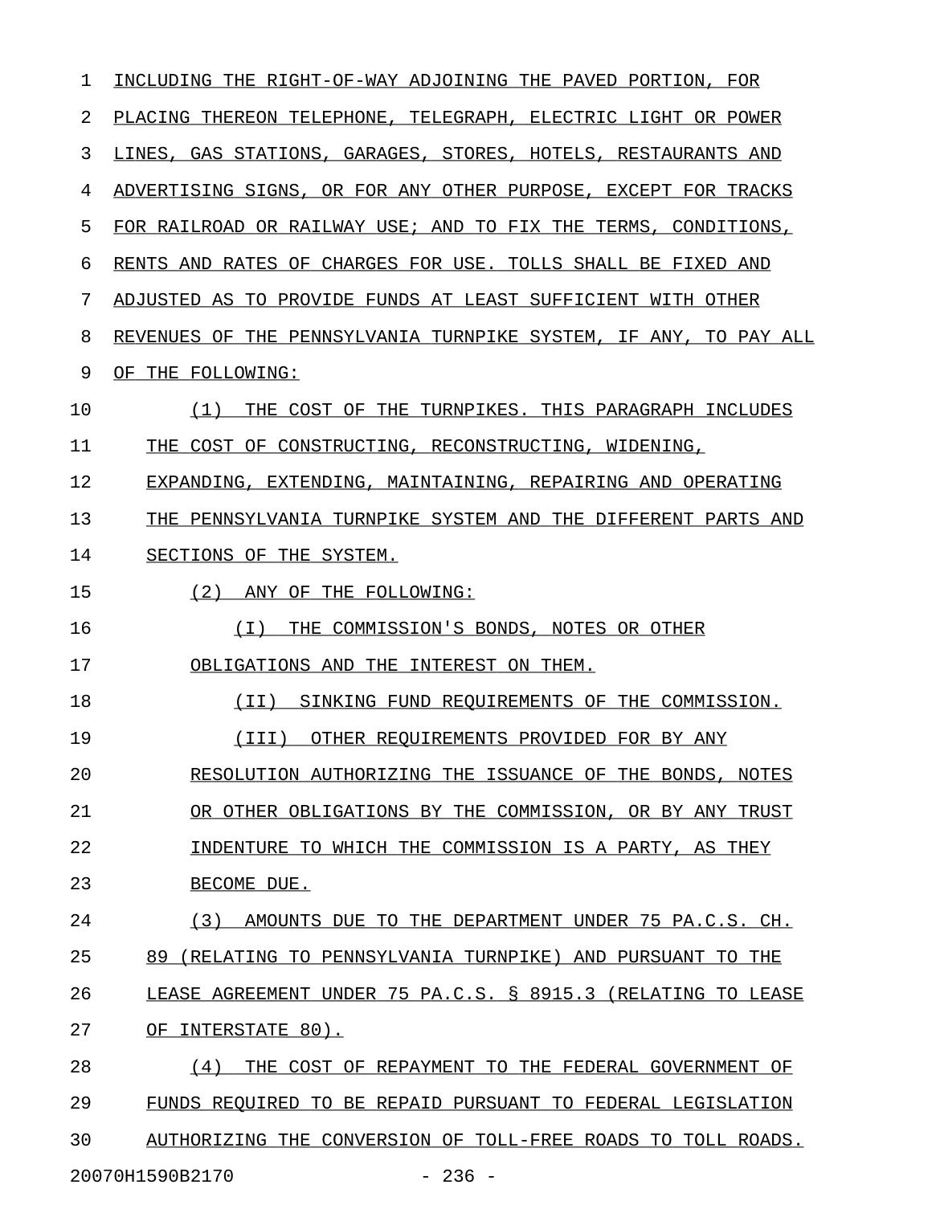INCLUDING THE RIGHT-OF-WAY ADJOINING THE PAVED PORTION, FOR PLACING THEREON TELEPHONE, TELEGRAPH, ELECTRIC LIGHT OR POWER LINES, GAS STATIONS, GARAGES, STORES, HOTELS, RESTAURANTS AND ADVERTISING SIGNS, OR FOR ANY OTHER PURPOSE, EXCEPT FOR TRACKS FOR RAILROAD OR RAILWAY USE; AND TO FIX THE TERMS, CONDITIONS, RENTS AND RATES OF CHARGES FOR USE. TOLLS SHALL BE FIXED AND ADJUSTED AS TO PROVIDE FUNDS AT LEAST SUFFICIENT WITH OTHER REVENUES OF THE PENNSYLVANIA TURNPIKE SYSTEM, IF ANY, TO PAY ALL OF THE FOLLOWING:

(1) THE COST OF THE TURNPIKES. THIS PARAGRAPH INCLUDES THE COST OF CONSTRUCTING, RECONSTRUCTING, WIDENING, EXPANDING, EXTENDING, MAINTAINING, REPAIRING AND OPERATING THE PENNSYLVANIA TURNPIKE SYSTEM AND THE DIFFERENT PARTS AND SECTIONS OF THE SYSTEM.

(2) ANY OF THE FOLLOWING:

(I) THE COMMISSION'S BONDS, NOTES OR OTHER OBLIGATIONS AND THE INTEREST ON THEM.

(II) SINKING FUND REQUIREMENTS OF THE COMMISSION.

(III) OTHER REQUIREMENTS PROVIDED FOR BY ANY RESOLUTION AUTHORIZING THE ISSUANCE OF THE BONDS, NOTES OR OTHER OBLIGATIONS BY THE COMMISSION, OR BY ANY TRUST INDENTURE TO WHICH THE COMMISSION IS A PARTY, AS THEY BECOME DUE.

(3) AMOUNTS DUE TO THE DEPARTMENT UNDER 75 PA.C.S. CH. 89 (RELATING TO PENNSYLVANIA TURNPIKE) AND PURSUANT TO THE LEASE AGREEMENT UNDER 75 PA.C.S. § 8915.3 (RELATING TO LEASE OF INTERSTATE 80).

(4) THE COST OF REPAYMENT TO THE FEDERAL GOVERNMENT OF FUNDS REQUIRED TO BE REPAID PURSUANT TO FEDERAL LEGISLATION AUTHORIZING THE CONVERSION OF TOLL-FREE ROADS TO TOLL ROADS.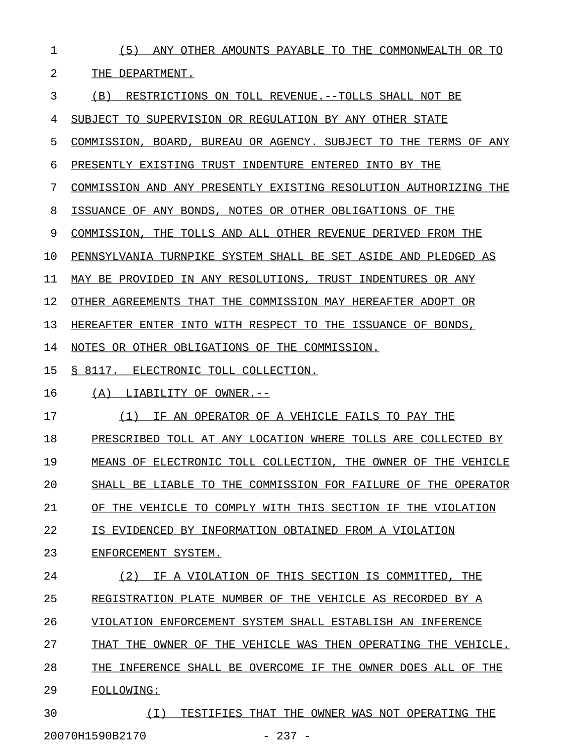(5) ANY OTHER AMOUNTS PAYABLE TO THE COMMONWEALTH OR TO THE DEPARTMENT.

(B) RESTRICTIONS ON TOLL REVENUE.--TOLLS SHALL NOT BE SUBJECT TO SUPERVISION OR REGULATION BY ANY OTHER STATE COMMISSION, BOARD, BUREAU OR AGENCY. SUBJECT TO THE TERMS OF ANY PRESENTLY EXISTING TRUST INDENTURE ENTERED INTO BY THE COMMISSION AND ANY PRESENTLY EXISTING RESOLUTION AUTHORIZING THE ISSUANCE OF ANY BONDS, NOTES OR OTHER OBLIGATIONS OF THE COMMISSION, THE TOLLS AND ALL OTHER REVENUE DERIVED FROM THE PENNSYLVANIA TURNPIKE SYSTEM SHALL BE SET ASIDE AND PLEDGED AS MAY BE PROVIDED IN ANY RESOLUTIONS, TRUST INDENTURES OR ANY OTHER AGREEMENTS THAT THE COMMISSION MAY HEREAFTER ADOPT OR HEREAFTER ENTER INTO WITH RESPECT TO THE ISSUANCE OF BONDS, NOTES OR OTHER OBLIGATIONS OF THE COMMISSION.

§ 8117. ELECTRONIC TOLL COLLECTION.

(A) LIABILITY OF OWNER.--

(1) IF AN OPERATOR OF A VEHICLE FAILS TO PAY THE PRESCRIBED TOLL AT ANY LOCATION WHERE TOLLS ARE COLLECTED BY MEANS OF ELECTRONIC TOLL COLLECTION, THE OWNER OF THE VEHICLE SHALL BE LIABLE TO THE COMMISSION FOR FAILURE OF THE OPERATOR OF THE VEHICLE TO COMPLY WITH THIS SECTION IF THE VIOLATION IS EVIDENCED BY INFORMATION OBTAINED FROM A VIOLATION ENFORCEMENT SYSTEM.

(2) IF A VIOLATION OF THIS SECTION IS COMMITTED, THE REGISTRATION PLATE NUMBER OF THE VEHICLE AS RECORDED BY A VIOLATION ENFORCEMENT SYSTEM SHALL ESTABLISH AN INFERENCE THAT THE OWNER OF THE VEHICLE WAS THEN OPERATING THE VEHICLE. THE INFERENCE SHALL BE OVERCOME IF THE OWNER DOES ALL OF THE FOLLOWING:

(I) TESTIFIES THAT THE OWNER WAS NOT OPERATING THE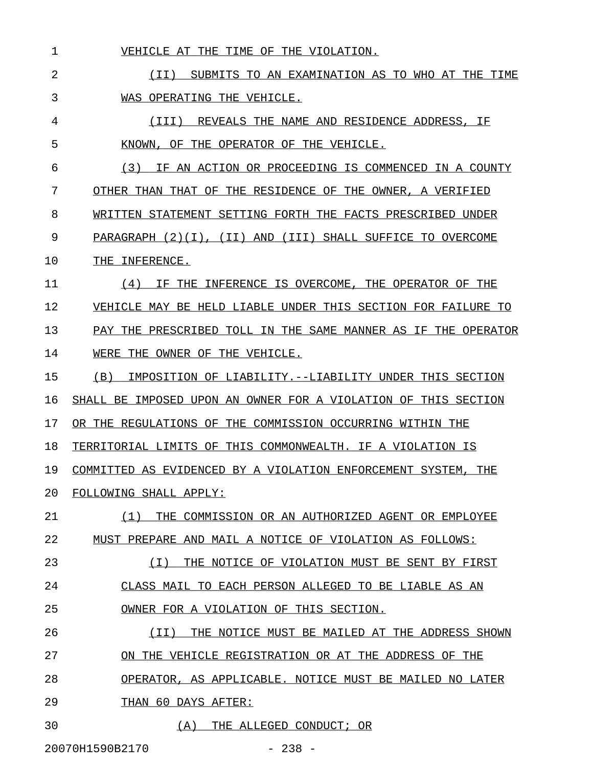VEHICLE AT THE TIME OF THE VIOLATION.

(II) SUBMITS TO AN EXAMINATION AS TO WHO AT THE TIME WAS OPERATING THE VEHICLE.

(III) REVEALS THE NAME AND RESIDENCE ADDRESS, IF KNOWN, OF THE OPERATOR OF THE VEHICLE.

(3) IF AN ACTION OR PROCEEDING IS COMMENCED IN A COUNTY OTHER THAN THAT OF THE RESIDENCE OF THE OWNER, A VERIFIED WRITTEN STATEMENT SETTING FORTH THE FACTS PRESCRIBED UNDER PARAGRAPH (2)(I), (II) AND (III) SHALL SUFFICE TO OVERCOME THE INFERENCE.

(4) IF THE INFERENCE IS OVERCOME, THE OPERATOR OF THE VEHICLE MAY BE HELD LIABLE UNDER THIS SECTION FOR FAILURE TO PAY THE PRESCRIBED TOLL IN THE SAME MANNER AS IF THE OPERATOR WERE THE OWNER OF THE VEHICLE.

(B) IMPOSITION OF LIABILITY.--LIABILITY UNDER THIS SECTION SHALL BE IMPOSED UPON AN OWNER FOR A VIOLATION OF THIS SECTION OR THE REGULATIONS OF THE COMMISSION OCCURRING WITHIN THE TERRITORIAL LIMITS OF THIS COMMONWEALTH. IF A VIOLATION IS COMMITTED AS EVIDENCED BY A VIOLATION ENFORCEMENT SYSTEM, THE FOLLOWING SHALL APPLY:

(1) THE COMMISSION OR AN AUTHORIZED AGENT OR EMPLOYEE MUST PREPARE AND MAIL A NOTICE OF VIOLATION AS FOLLOWS:

(I) THE NOTICE OF VIOLATION MUST BE SENT BY FIRST CLASS MAIL TO EACH PERSON ALLEGED TO BE LIABLE AS AN OWNER FOR A VIOLATION OF THIS SECTION.

(II) THE NOTICE MUST BE MAILED AT THE ADDRESS SHOWN ON THE VEHICLE REGISTRATION OR AT THE ADDRESS OF THE OPERATOR, AS APPLICABLE. NOTICE MUST BE MAILED NO LATER THAN 60 DAYS AFTER:

(A) THE ALLEGED CONDUCT; OR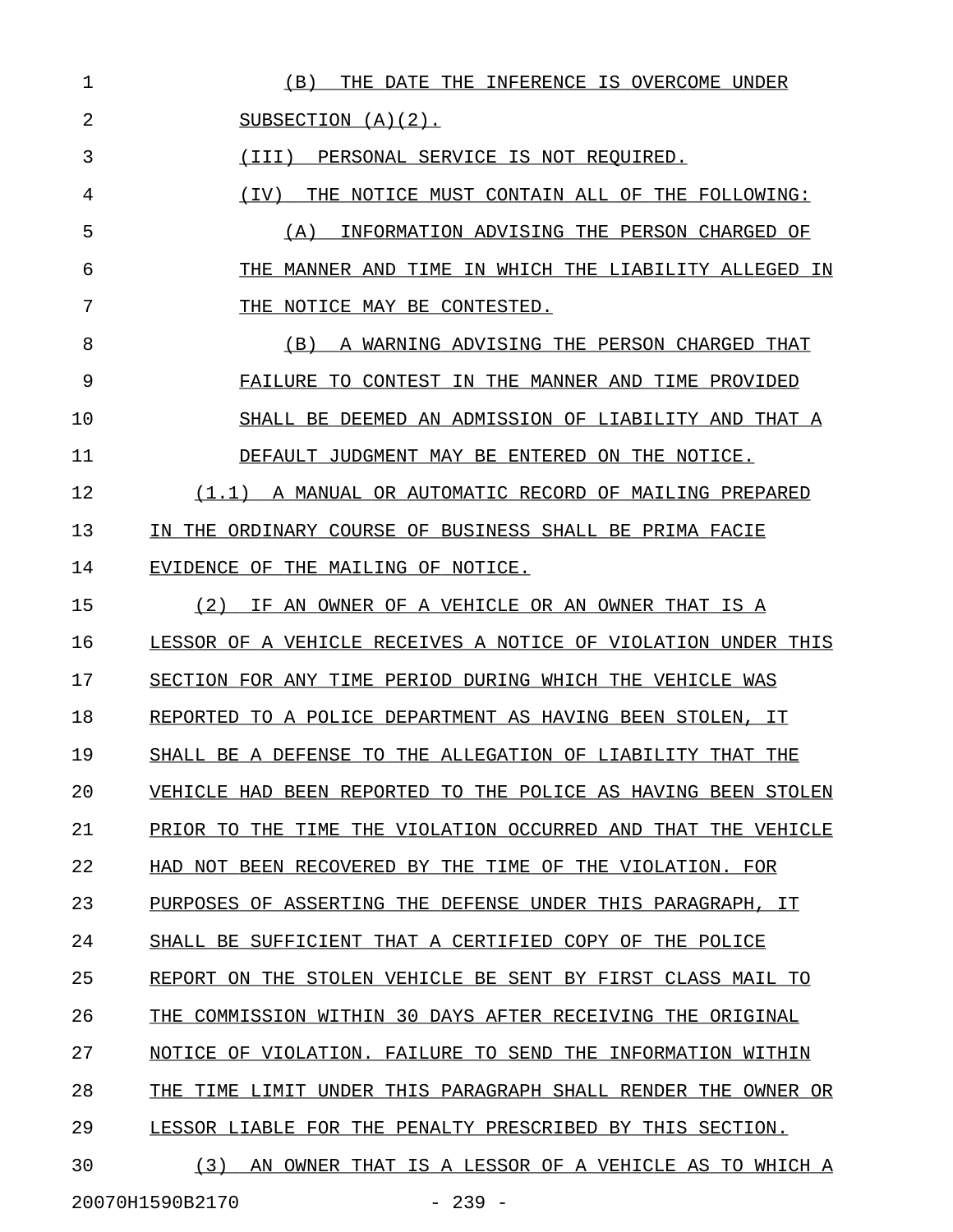(B) THE DATE THE INFERENCE IS OVERCOME UNDER SUBSECTION (A)(2).

(III) PERSONAL SERVICE IS NOT REQUIRED.

(IV) THE NOTICE MUST CONTAIN ALL OF THE FOLLOWING:

(A) INFORMATION ADVISING THE PERSON CHARGED OF THE MANNER AND TIME IN WHICH THE LIABILITY ALLEGED IN THE NOTICE MAY BE CONTESTED.

(B) A WARNING ADVISING THE PERSON CHARGED THAT FAILURE TO CONTEST IN THE MANNER AND TIME PROVIDED SHALL BE DEEMED AN ADMISSION OF LIABILITY AND THAT A DEFAULT JUDGMENT MAY BE ENTERED ON THE NOTICE.

(1.1) A MANUAL OR AUTOMATIC RECORD OF MAILING PREPARED IN THE ORDINARY COURSE OF BUSINESS SHALL BE PRIMA FACIE EVIDENCE OF THE MAILING OF NOTICE.

(2) IF AN OWNER OF A VEHICLE OR AN OWNER THAT IS A LESSOR OF A VEHICLE RECEIVES A NOTICE OF VIOLATION UNDER THIS SECTION FOR ANY TIME PERIOD DURING WHICH THE VEHICLE WAS REPORTED TO A POLICE DEPARTMENT AS HAVING BEEN STOLEN, IT SHALL BE A DEFENSE TO THE ALLEGATION OF LIABILITY THAT THE VEHICLE HAD BEEN REPORTED TO THE POLICE AS HAVING BEEN STOLEN PRIOR TO THE TIME THE VIOLATION OCCURRED AND THAT THE VEHICLE HAD NOT BEEN RECOVERED BY THE TIME OF THE VIOLATION. FOR PURPOSES OF ASSERTING THE DEFENSE UNDER THIS PARAGRAPH, IT SHALL BE SUFFICIENT THAT A CERTIFIED COPY OF THE POLICE REPORT ON THE STOLEN VEHICLE BE SENT BY FIRST CLASS MAIL TO THE COMMISSION WITHIN 30 DAYS AFTER RECEIVING THE ORIGINAL NOTICE OF VIOLATION. FAILURE TO SEND THE INFORMATION WITHIN THE TIME LIMIT UNDER THIS PARAGRAPH SHALL RENDER THE OWNER OR LESSOR LIABLE FOR THE PENALTY PRESCRIBED BY THIS SECTION.

(3) AN OWNER THAT IS A LESSOR OF A VEHICLE AS TO WHICH A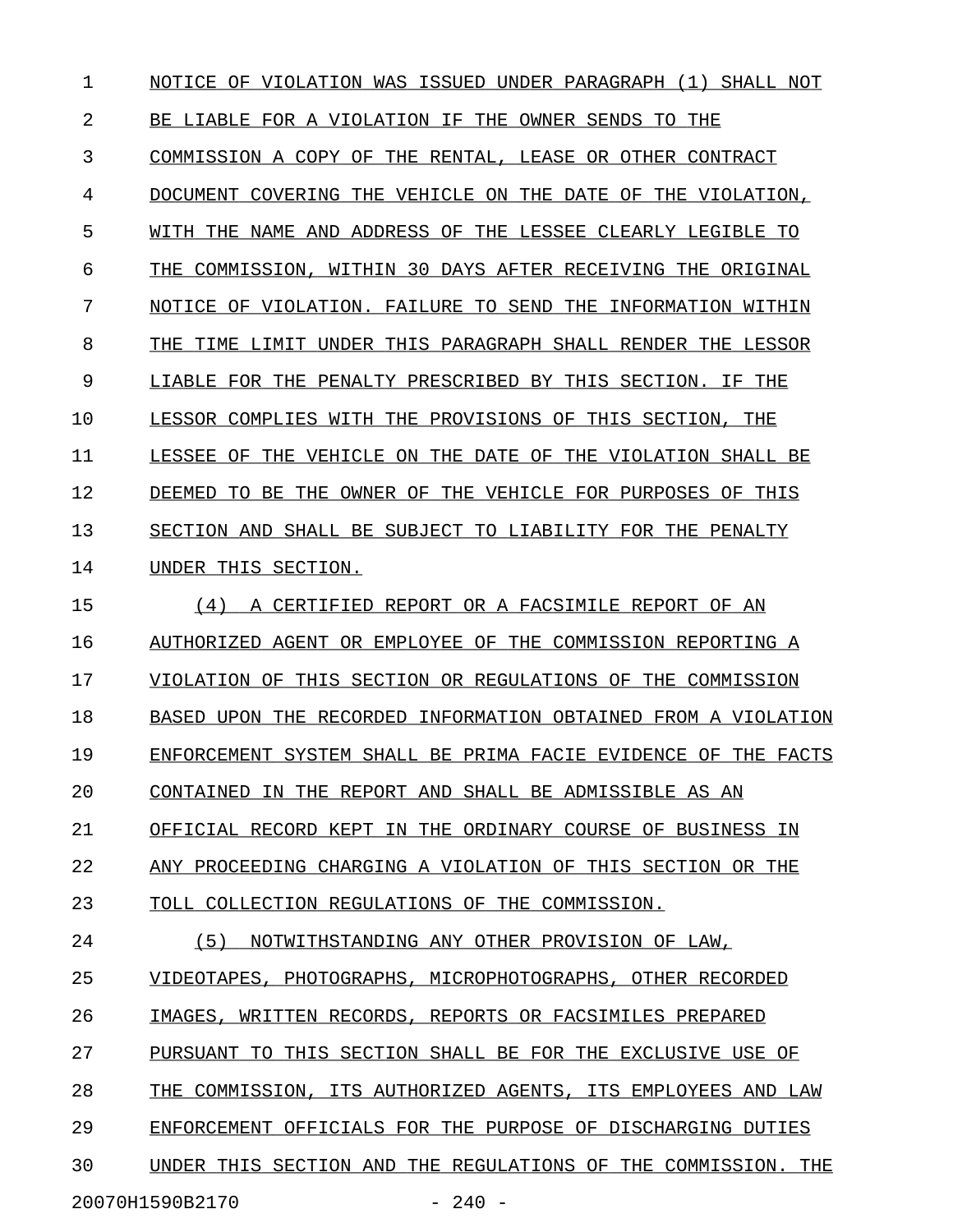NOTICE OF VIOLATION WAS ISSUED UNDER PARAGRAPH (1) SHALL NOT BE LIABLE FOR A VIOLATION IF THE OWNER SENDS TO THE COMMISSION A COPY OF THE RENTAL, LEASE OR OTHER CONTRACT DOCUMENT COVERING THE VEHICLE ON THE DATE OF THE VIOLATION, WITH THE NAME AND ADDRESS OF THE LESSEE CLEARLY LEGIBLE TO THE COMMISSION, WITHIN 30 DAYS AFTER RECEIVING THE ORIGINAL NOTICE OF VIOLATION. FAILURE TO SEND THE INFORMATION WITHIN THE TIME LIMIT UNDER THIS PARAGRAPH SHALL RENDER THE LESSOR LIABLE FOR THE PENALTY PRESCRIBED BY THIS SECTION. IF THE LESSOR COMPLIES WITH THE PROVISIONS OF THIS SECTION, THE LESSEE OF THE VEHICLE ON THE DATE OF THE VIOLATION SHALL BE DEEMED TO BE THE OWNER OF THE VEHICLE FOR PURPOSES OF THIS SECTION AND SHALL BE SUBJECT TO LIABILITY FOR THE PENALTY UNDER THIS SECTION.

(4) A CERTIFIED REPORT OR A FACSIMILE REPORT OF AN AUTHORIZED AGENT OR EMPLOYEE OF THE COMMISSION REPORTING A VIOLATION OF THIS SECTION OR REGULATIONS OF THE COMMISSION BASED UPON THE RECORDED INFORMATION OBTAINED FROM A VIOLATION ENFORCEMENT SYSTEM SHALL BE PRIMA FACIE EVIDENCE OF THE FACTS CONTAINED IN THE REPORT AND SHALL BE ADMISSIBLE AS AN OFFICIAL RECORD KEPT IN THE ORDINARY COURSE OF BUSINESS IN ANY PROCEEDING CHARGING A VIOLATION OF THIS SECTION OR THE TOLL COLLECTION REGULATIONS OF THE COMMISSION.

(5) NOTWITHSTANDING ANY OTHER PROVISION OF LAW, VIDEOTAPES, PHOTOGRAPHS, MICROPHOTOGRAPHS, OTHER RECORDED IMAGES, WRITTEN RECORDS, REPORTS OR FACSIMILES PREPARED PURSUANT TO THIS SECTION SHALL BE FOR THE EXCLUSIVE USE OF THE COMMISSION, ITS AUTHORIZED AGENTS, ITS EMPLOYEES AND LAW ENFORCEMENT OFFICIALS FOR THE PURPOSE OF DISCHARGING DUTIES UNDER THIS SECTION AND THE REGULATIONS OF THE COMMISSION. THE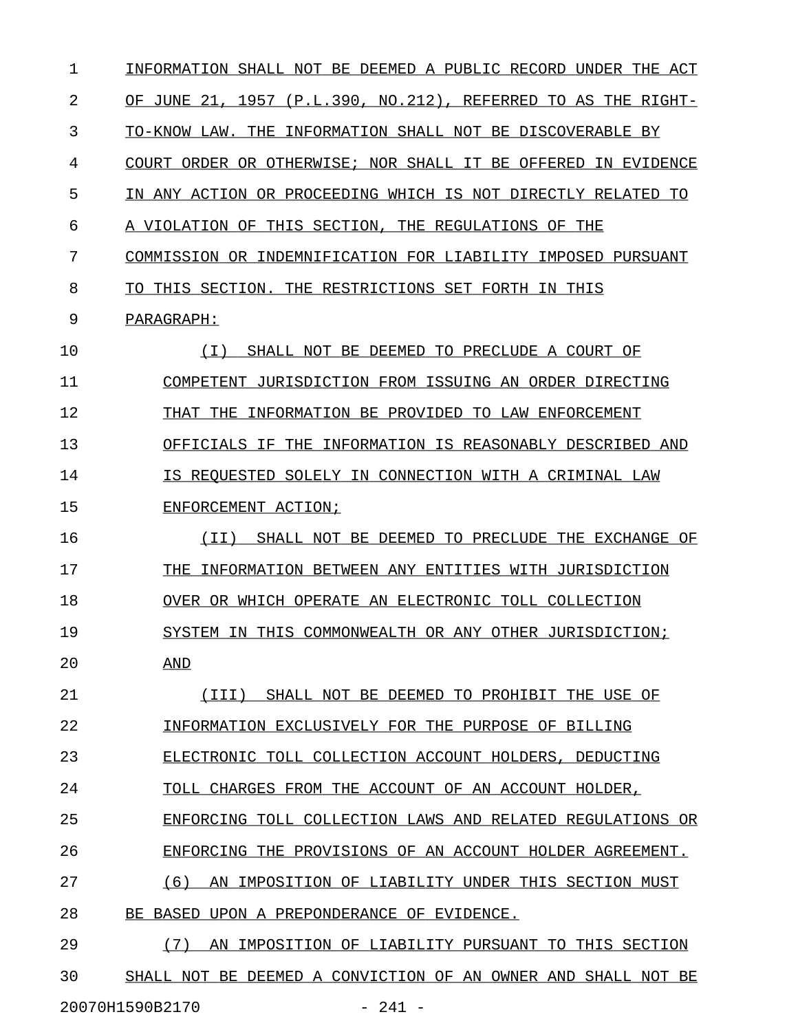INFORMATION SHALL NOT BE DEEMED A PUBLIC RECORD UNDER THE ACT OF JUNE 21, 1957 (P.L.390, NO.212), REFERRED TO AS THE RIGHT-TO-KNOW LAW. THE INFORMATION SHALL NOT BE DISCOVERABLE BY COURT ORDER OR OTHERWISE; NOR SHALL IT BE OFFERED IN EVIDENCE IN ANY ACTION OR PROCEEDING WHICH IS NOT DIRECTLY RELATED TO A VIOLATION OF THIS SECTION, THE REGULATIONS OF THE COMMISSION OR INDEMNIFICATION FOR LIABILITY IMPOSED PURSUANT TO THIS SECTION. THE RESTRICTIONS SET FORTH IN THIS PARAGRAPH:

(I) SHALL NOT BE DEEMED TO PRECLUDE A COURT OF COMPETENT JURISDICTION FROM ISSUING AN ORDER DIRECTING THAT THE INFORMATION BE PROVIDED TO LAW ENFORCEMENT OFFICIALS IF THE INFORMATION IS REASONABLY DESCRIBED AND IS REQUESTED SOLELY IN CONNECTION WITH A CRIMINAL LAW ENFORCEMENT ACTION;

(II) SHALL NOT BE DEEMED TO PRECLUDE THE EXCHANGE OF THE INFORMATION BETWEEN ANY ENTITIES WITH JURISDICTION OVER OR WHICH OPERATE AN ELECTRONIC TOLL COLLECTION SYSTEM IN THIS COMMONWEALTH OR ANY OTHER JURISDICTION; AND

(III) SHALL NOT BE DEEMED TO PROHIBIT THE USE OF INFORMATION EXCLUSIVELY FOR THE PURPOSE OF BILLING ELECTRONIC TOLL COLLECTION ACCOUNT HOLDERS, DEDUCTING TOLL CHARGES FROM THE ACCOUNT OF AN ACCOUNT HOLDER, ENFORCING TOLL COLLECTION LAWS AND RELATED REGULATIONS OR ENFORCING THE PROVISIONS OF AN ACCOUNT HOLDER AGREEMENT.

(6) AN IMPOSITION OF LIABILITY UNDER THIS SECTION MUST BE BASED UPON A PREPONDERANCE OF EVIDENCE.

(7) AN IMPOSITION OF LIABILITY PURSUANT TO THIS SECTION SHALL NOT BE DEEMED A CONVICTION OF AN OWNER AND SHALL NOT BE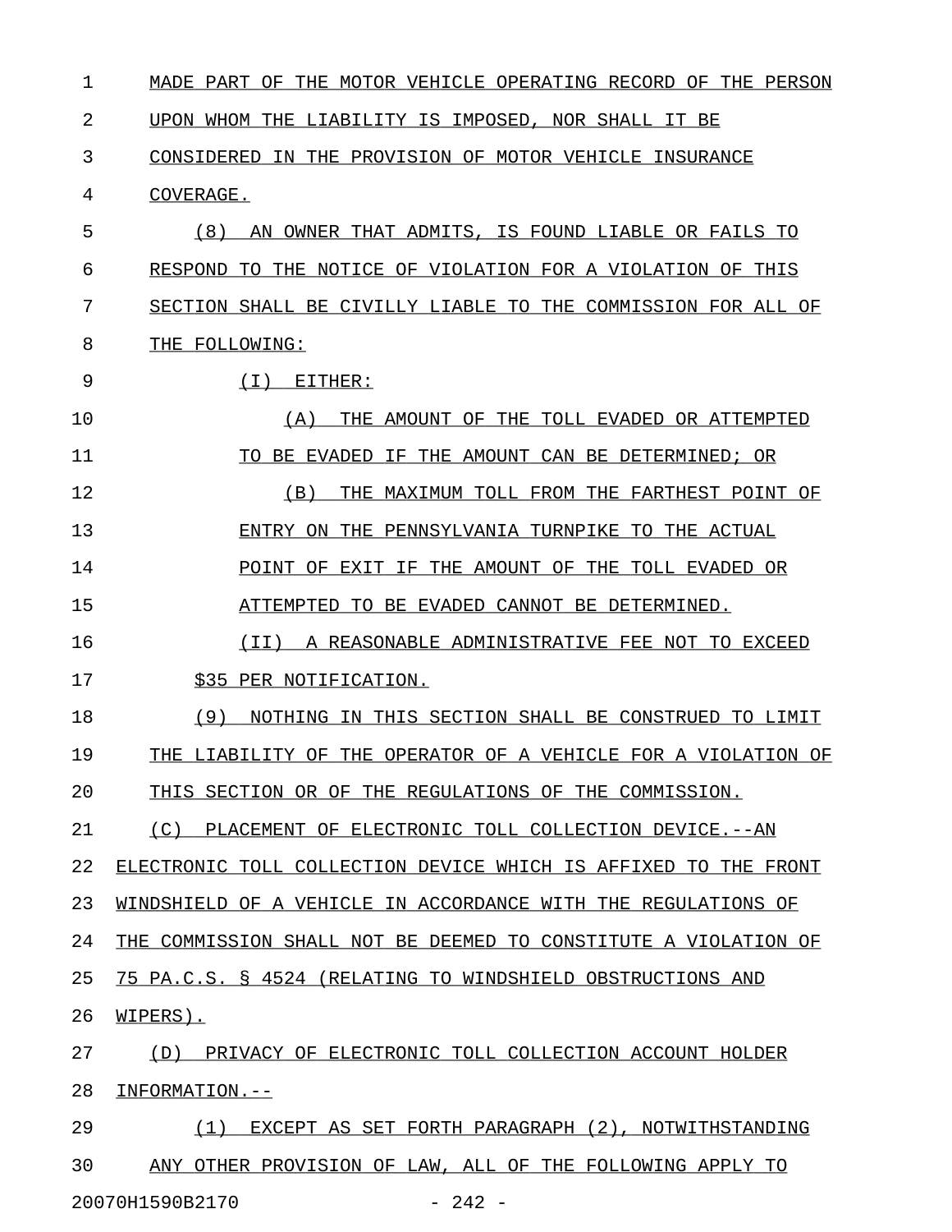MADE PART OF THE MOTOR VEHICLE OPERATING RECORD OF THE PERSON UPON WHOM THE LIABILITY IS IMPOSED, NOR SHALL IT BE CONSIDERED IN THE PROVISION OF MOTOR VEHICLE INSURANCE COVERAGE.

(8) AN OWNER THAT ADMITS, IS FOUND LIABLE OR FAILS TO RESPOND TO THE NOTICE OF VIOLATION FOR A VIOLATION OF THIS SECTION SHALL BE CIVILLY LIABLE TO THE COMMISSION FOR ALL OF THE FOLLOWING:

(I) EITHER:

(A) THE AMOUNT OF THE TOLL EVADED OR ATTEMPTED TO BE EVADED IF THE AMOUNT CAN BE DETERMINED; OR

(B) THE MAXIMUM TOLL FROM THE FARTHEST POINT OF ENTRY ON THE PENNSYLVANIA TURNPIKE TO THE ACTUAL POINT OF EXIT IF THE AMOUNT OF THE TOLL EVADED OR ATTEMPTED TO BE EVADED CANNOT BE DETERMINED.

(II) A REASONABLE ADMINISTRATIVE FEE NOT TO EXCEED $35 PER NOTIFICATION.

(9) NOTHING IN THIS SECTION SHALL BE CONSTRUED TO LIMIT THE LIABILITY OF THE OPERATOR OF A VEHICLE FOR A VIOLATION OF THIS SECTION OR OF THE REGULATIONS OF THE COMMISSION.

(C) PLACEMENT OF ELECTRONIC TOLL COLLECTION DEVICE.--AN ELECTRONIC TOLL COLLECTION DEVICE WHICH IS AFFIXED TO THE FRONT WINDSHIELD OF A VEHICLE IN ACCORDANCE WITH THE REGULATIONS OF THE COMMISSION SHALL NOT BE DEEMED TO CONSTITUTE A VIOLATION OF 75 PA.C.S. § 4524 (RELATING TO WINDSHIELD OBSTRUCTIONS AND WIPERS).

(D) PRIVACY OF ELECTRONIC TOLL COLLECTION ACCOUNT HOLDER INFORMATION.--

(1) EXCEPT AS SET FORTH PARAGRAPH (2), NOTWITHSTANDING ANY OTHER PROVISION OF LAW, ALL OF THE FOLLOWING APPLY TO

20070H1590B2170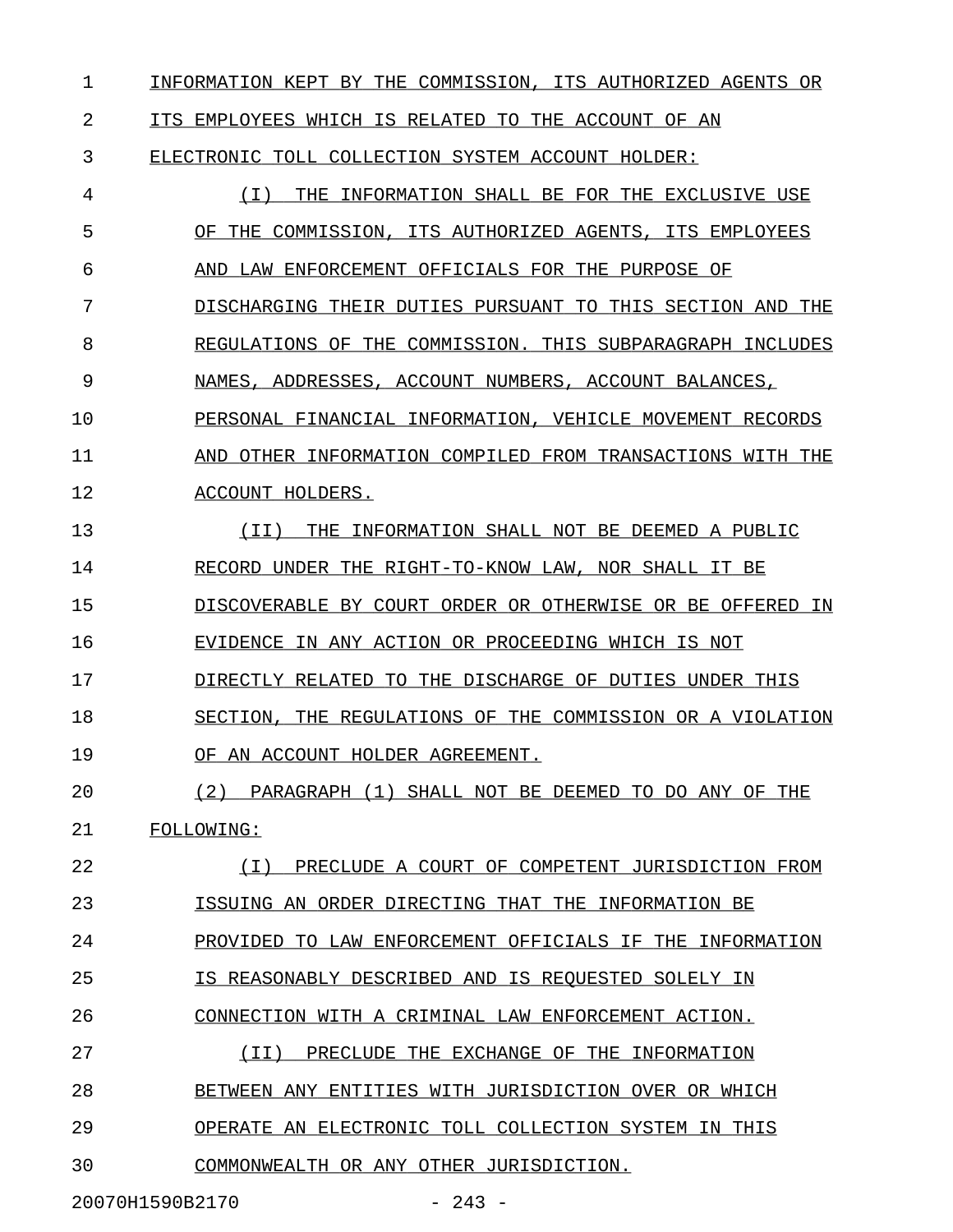INFORMATION KEPT BY THE COMMISSION, ITS AUTHORIZED AGENTS OR ITS EMPLOYEES WHICH IS RELATED TO THE ACCOUNT OF AN ELECTRONIC TOLL COLLECTION SYSTEM ACCOUNT HOLDER:

(I) THE INFORMATION SHALL BE FOR THE EXCLUSIVE USE OF THE COMMISSION, ITS AUTHORIZED AGENTS, ITS EMPLOYEES AND LAW ENFORCEMENT OFFICIALS FOR THE PURPOSE OF DISCHARGING THEIR DUTIES PURSUANT TO THIS SECTION AND THE REGULATIONS OF THE COMMISSION. THIS SUBPARAGRAPH INCLUDES NAMES, ADDRESSES, ACCOUNT NUMBERS, ACCOUNT BALANCES, PERSONAL FINANCIAL INFORMATION, VEHICLE MOVEMENT RECORDS AND OTHER INFORMATION COMPILED FROM TRANSACTIONS WITH THE ACCOUNT HOLDERS.

(II) THE INFORMATION SHALL NOT BE DEEMED A PUBLIC RECORD UNDER THE RIGHT-TO-KNOW LAW, NOR SHALL IT BE DISCOVERABLE BY COURT ORDER OR OTHERWISE OR BE OFFERED IN EVIDENCE IN ANY ACTION OR PROCEEDING WHICH IS NOT DIRECTLY RELATED TO THE DISCHARGE OF DUTIES UNDER THIS SECTION, THE REGULATIONS OF THE COMMISSION OR A VIOLATION OF AN ACCOUNT HOLDER AGREEMENT.

(2) PARAGRAPH (1) SHALL NOT BE DEEMED TO DO ANY OF THE FOLLOWING:

(I) PRECLUDE A COURT OF COMPETENT JURISDICTION FROM ISSUING AN ORDER DIRECTING THAT THE INFORMATION BE PROVIDED TO LAW ENFORCEMENT OFFICIALS IF THE INFORMATION IS REASONABLY DESCRIBED AND IS REQUESTED SOLELY IN CONNECTION WITH A CRIMINAL LAW ENFORCEMENT ACTION.

(II) PRECLUDE THE EXCHANGE OF THE INFORMATION BETWEEN ANY ENTITIES WITH JURISDICTION OVER OR WHICH OPERATE AN ELECTRONIC TOLL COLLECTION SYSTEM IN THIS COMMONWEALTH OR ANY OTHER JURISDICTION.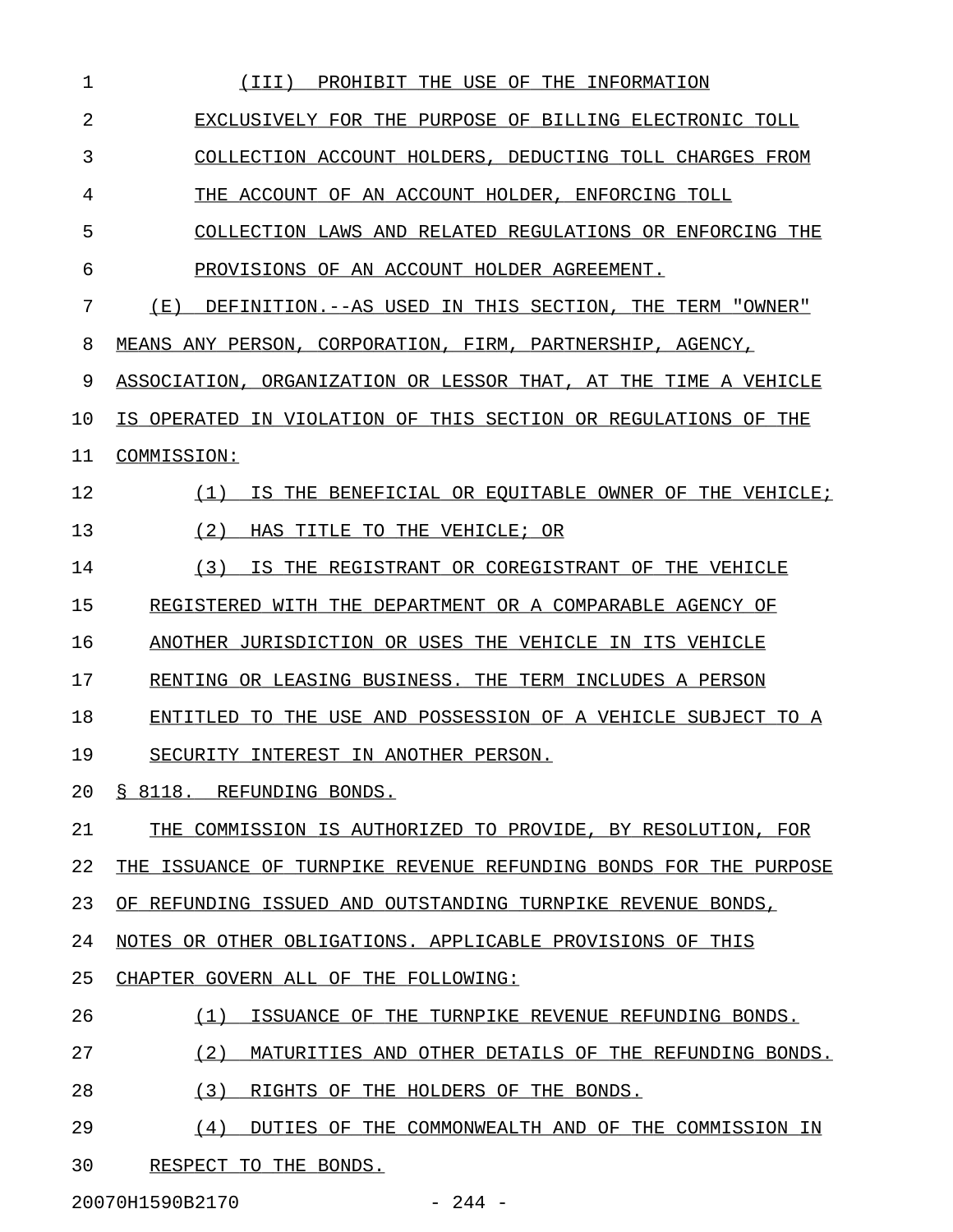(III) PROHIBIT THE USE OF THE INFORMATION EXCLUSIVELY FOR THE PURPOSE OF BILLING ELECTRONIC TOLL COLLECTION ACCOUNT HOLDERS, DEDUCTING TOLL CHARGES FROM THE ACCOUNT OF AN ACCOUNT HOLDER, ENFORCING TOLL COLLECTION LAWS AND RELATED REGULATIONS OR ENFORCING THE PROVISIONS OF AN ACCOUNT HOLDER AGREEMENT.

(E) DEFINITION.--AS USED IN THIS SECTION, THE TERM "OWNER" MEANS ANY PERSON, CORPORATION, FIRM, PARTNERSHIP, AGENCY, ASSOCIATION, ORGANIZATION OR LESSOR THAT, AT THE TIME A VEHICLE IS OPERATED IN VIOLATION OF THIS SECTION OR REGULATIONS OF THE COMMISSION:

(1) IS THE BENEFICIAL OR EQUITABLE OWNER OF THE VEHICLE;

(2) HAS TITLE TO THE VEHICLE; OR

(3) IS THE REGISTRANT OR COREGISTRANT OF THE VEHICLE REGISTERED WITH THE DEPARTMENT OR A COMPARABLE AGENCY OF ANOTHER JURISDICTION OR USES THE VEHICLE IN ITS VEHICLE RENTING OR LEASING BUSINESS. THE TERM INCLUDES A PERSON ENTITLED TO THE USE AND POSSESSION OF A VEHICLE SUBJECT TO A SECURITY INTEREST IN ANOTHER PERSON.

§ 8118. REFUNDING BONDS.

THE COMMISSION IS AUTHORIZED TO PROVIDE, BY RESOLUTION, FOR THE ISSUANCE OF TURNPIKE REVENUE REFUNDING BONDS FOR THE PURPOSE OF REFUNDING ISSUED AND OUTSTANDING TURNPIKE REVENUE BONDS, NOTES OR OTHER OBLIGATIONS. APPLICABLE PROVISIONS OF THIS CHAPTER GOVERN ALL OF THE FOLLOWING:

(1) ISSUANCE OF THE TURNPIKE REVENUE REFUNDING BONDS.

(2) MATURITIES AND OTHER DETAILS OF THE REFUNDING BONDS.

(3) RIGHTS OF THE HOLDERS OF THE BONDS.

(4) DUTIES OF THE COMMONWEALTH AND OF THE COMMISSION IN RESPECT TO THE BONDS.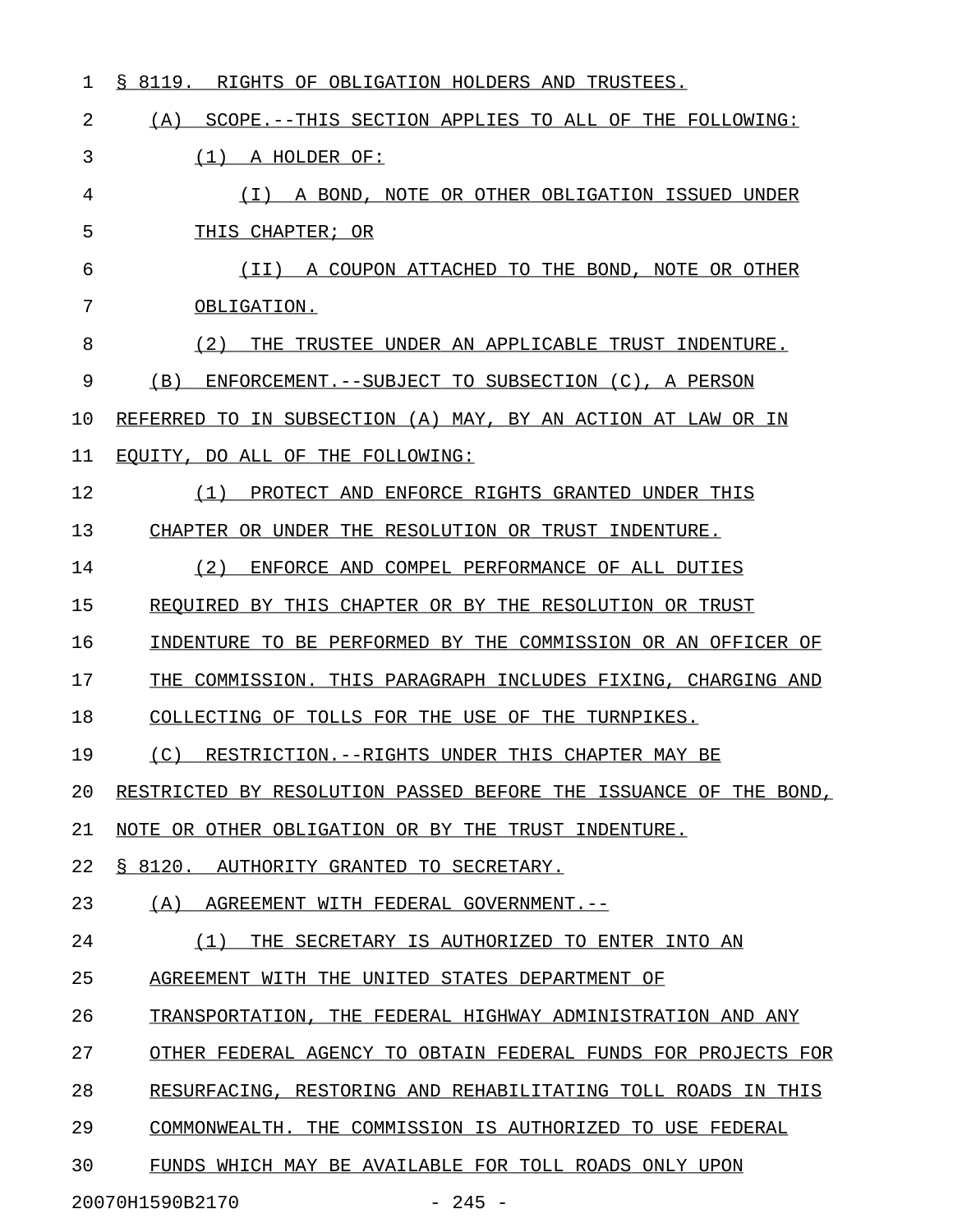§ 8119. RIGHTS OF OBLIGATION HOLDERS AND TRUSTEES.

(A) SCOPE.--THIS SECTION APPLIES TO ALL OF THE FOLLOWING:

(1) A HOLDER OF:

(I) A BOND, NOTE OR OTHER OBLIGATION ISSUED UNDER THIS CHAPTER; OR

(II) A COUPON ATTACHED TO THE BOND, NOTE OR OTHER OBLIGATION.

(2) THE TRUSTEE UNDER AN APPLICABLE TRUST INDENTURE.

(B) ENFORCEMENT.--SUBJECT TO SUBSECTION (C), A PERSON REFERRED TO IN SUBSECTION (A) MAY, BY AN ACTION AT LAW OR IN EQUITY, DO ALL OF THE FOLLOWING:

(1) PROTECT AND ENFORCE RIGHTS GRANTED UNDER THIS CHAPTER OR UNDER THE RESOLUTION OR TRUST INDENTURE.

(2) ENFORCE AND COMPEL PERFORMANCE OF ALL DUTIES REQUIRED BY THIS CHAPTER OR BY THE RESOLUTION OR TRUST INDENTURE TO BE PERFORMED BY THE COMMISSION OR AN OFFICER OF THE COMMISSION. THIS PARAGRAPH INCLUDES FIXING, CHARGING AND COLLECTING OF TOLLS FOR THE USE OF THE TURNPIKES.

(C) RESTRICTION.--RIGHTS UNDER THIS CHAPTER MAY BE RESTRICTED BY RESOLUTION PASSED BEFORE THE ISSUANCE OF THE BOND, NOTE OR OTHER OBLIGATION OR BY THE TRUST INDENTURE.

§ 8120. AUTHORITY GRANTED TO SECRETARY.

(A) AGREEMENT WITH FEDERAL GOVERNMENT.--

(1) THE SECRETARY IS AUTHORIZED TO ENTER INTO AN AGREEMENT WITH THE UNITED STATES DEPARTMENT OF TRANSPORTATION, THE FEDERAL HIGHWAY ADMINISTRATION AND ANY OTHER FEDERAL AGENCY TO OBTAIN FEDERAL FUNDS FOR PROJECTS FOR RESURFACING, RESTORING AND REHABILITATING TOLL ROADS IN THIS COMMONWEALTH. THE COMMISSION IS AUTHORIZED TO USE FEDERAL FUNDS WHICH MAY BE AVAILABLE FOR TOLL ROADS ONLY UPON

20070H1590B2170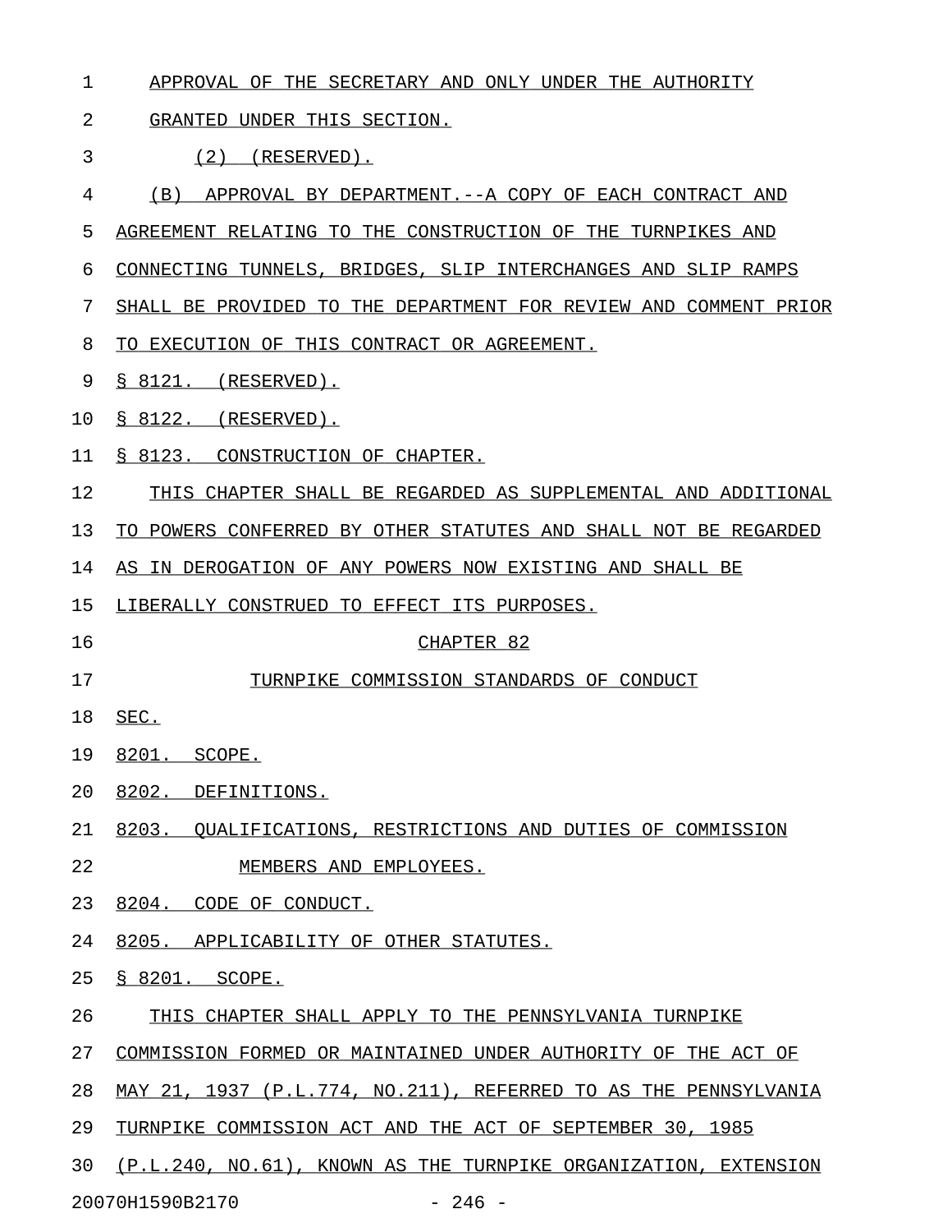APPROVAL OF THE SECRETARY AND ONLY UNDER THE AUTHORITY GRANTED UNDER THIS SECTION.

(2) (RESERVED).

(B) APPROVAL BY DEPARTMENT.--A COPY OF EACH CONTRACT AND AGREEMENT RELATING TO THE CONSTRUCTION OF THE TURNPIKES AND CONNECTING TUNNELS, BRIDGES, SLIP INTERCHANGES AND SLIP RAMPS SHALL BE PROVIDED TO THE DEPARTMENT FOR REVIEW AND COMMENT PRIOR TO EXECUTION OF THIS CONTRACT OR AGREEMENT.

§ 8121. (RESERVED).

§ 8122. (RESERVED).

§ 8123. CONSTRUCTION OF CHAPTER.

THIS CHAPTER SHALL BE REGARDED AS SUPPLEMENTAL AND ADDITIONAL TO POWERS CONFERRED BY OTHER STATUTES AND SHALL NOT BE REGARDED AS IN DEROGATION OF ANY POWERS NOW EXISTING AND SHALL BE LIBERALLY CONSTRUED TO EFFECT ITS PURPOSES.

## CHAPTER 82

## TURNPIKE COMMISSION STANDARDS OF CONDUCT

SEC.

8201. SCOPE.

8202. DEFINITIONS.

8203. QUALIFICATIONS, RESTRICTIONS AND DUTIES OF COMMISSION MEMBERS AND EMPLOYEES.

8204. CODE OF CONDUCT.

8205. APPLICABILITY OF OTHER STATUTES.

§ 8201. SCOPE.

THIS CHAPTER SHALL APPLY TO THE PENNSYLVANIA TURNPIKE COMMISSION FORMED OR MAINTAINED UNDER AUTHORITY OF THE ACT OF MAY 21, 1937 (P.L.774, NO.211), REFERRED TO AS THE PENNSYLVANIA TURNPIKE COMMISSION ACT AND THE ACT OF SEPTEMBER 30, 1985 (P.L.240, NO.61), KNOWN AS THE TURNPIKE ORGANIZATION, EXTENSION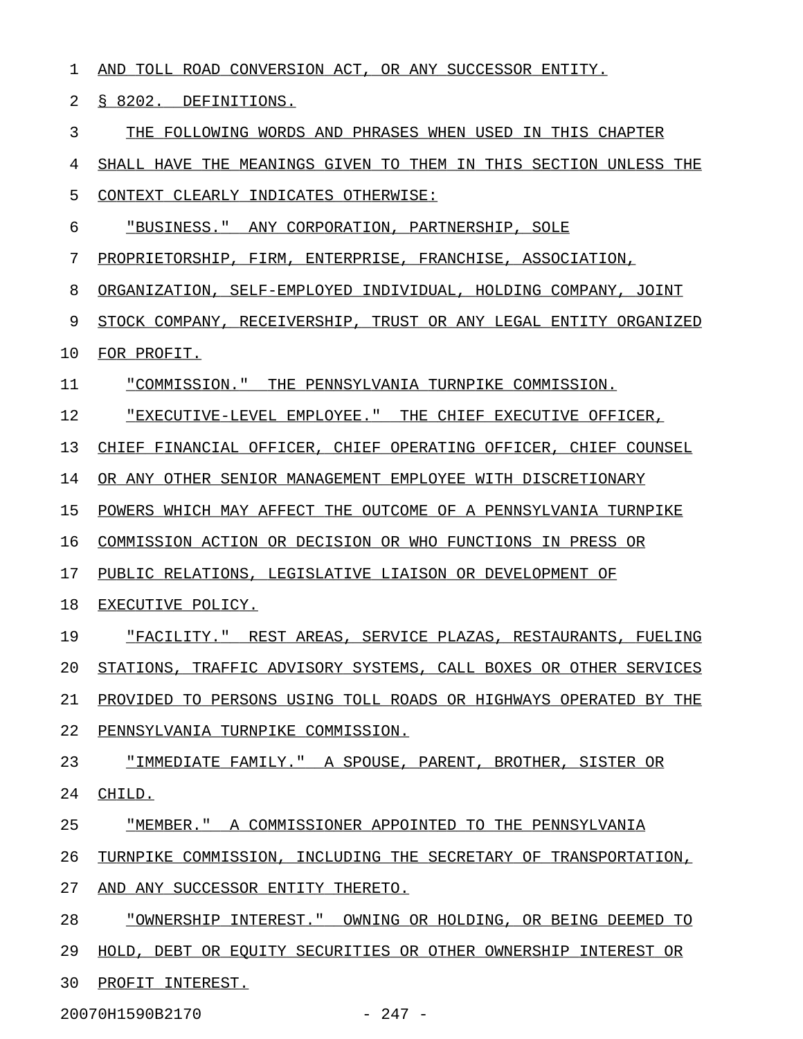AND TOLL ROAD CONVERSION ACT, OR ANY SUCCESSOR ENTITY.

§ 8202. DEFINITIONS.

THE FOLLOWING WORDS AND PHRASES WHEN USED IN THIS CHAPTER SHALL HAVE THE MEANINGS GIVEN TO THEM IN THIS SECTION UNLESS THE CONTEXT CLEARLY INDICATES OTHERWISE:

"BUSINESS." ANY CORPORATION, PARTNERSHIP, SOLE PROPRIETORSHIP, FIRM, ENTERPRISE, FRANCHISE, ASSOCIATION, ORGANIZATION, SELF-EMPLOYED INDIVIDUAL, HOLDING COMPANY, JOINT STOCK COMPANY, RECEIVERSHIP, TRUST OR ANY LEGAL ENTITY ORGANIZED FOR PROFIT.

"COMMISSION." THE PENNSYLVANIA TURNPIKE COMMISSION.

"EXECUTIVE-LEVEL EMPLOYEE." THE CHIEF EXECUTIVE OFFICER, CHIEF FINANCIAL OFFICER, CHIEF OPERATING OFFICER, CHIEF COUNSEL OR ANY OTHER SENIOR MANAGEMENT EMPLOYEE WITH DISCRETIONARY POWERS WHICH MAY AFFECT THE OUTCOME OF A PENNSYLVANIA TURNPIKE COMMISSION ACTION OR DECISION OR WHO FUNCTIONS IN PRESS OR PUBLIC RELATIONS, LEGISLATIVE LIAISON OR DEVELOPMENT OF EXECUTIVE POLICY.

"FACILITY." REST AREAS, SERVICE PLAZAS, RESTAURANTS, FUELING STATIONS, TRAFFIC ADVISORY SYSTEMS, CALL BOXES OR OTHER SERVICES PROVIDED TO PERSONS USING TOLL ROADS OR HIGHWAYS OPERATED BY THE PENNSYLVANIA TURNPIKE COMMISSION.

"IMMEDIATE FAMILY." A SPOUSE, PARENT, BROTHER, SISTER OR CHILD.

"MEMBER." A COMMISSIONER APPOINTED TO THE PENNSYLVANIA TURNPIKE COMMISSION, INCLUDING THE SECRETARY OF TRANSPORTATION, AND ANY SUCCESSOR ENTITY THERETO.

"OWNERSHIP INTEREST." OWNING OR HOLDING, OR BEING DEEMED TO HOLD, DEBT OR EQUITY SECURITIES OR OTHER OWNERSHIP INTEREST OR PROFIT INTEREST.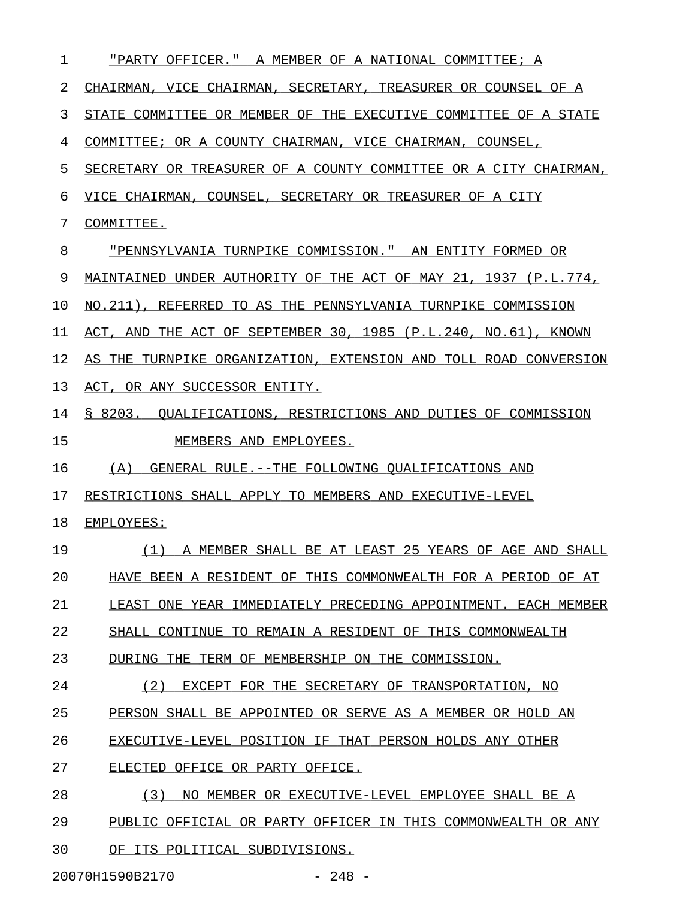"PARTY OFFICER." A MEMBER OF A NATIONAL COMMITTEE; A CHAIRMAN, VICE CHAIRMAN, SECRETARY, TREASURER OR COUNSEL OF A STATE COMMITTEE OR MEMBER OF THE EXECUTIVE COMMITTEE OF A STATE COMMITTEE; OR A COUNTY CHAIRMAN, VICE CHAIRMAN, COUNSEL, SECRETARY OR TREASURER OF A COUNTY COMMITTEE OR A CITY CHAIRMAN, VICE CHAIRMAN, COUNSEL, SECRETARY OR TREASURER OF A CITY COMMITTEE.

"PENNSYLVANIA TURNPIKE COMMISSION." AN ENTITY FORMED OR MAINTAINED UNDER AUTHORITY OF THE ACT OF MAY 21, 1937 (P.L.774, NO.211), REFERRED TO AS THE PENNSYLVANIA TURNPIKE COMMISSION ACT, AND THE ACT OF SEPTEMBER 30, 1985 (P.L.240, NO.61), KNOWN AS THE TURNPIKE ORGANIZATION, EXTENSION AND TOLL ROAD CONVERSION ACT, OR ANY SUCCESSOR ENTITY.

§ 8203. QUALIFICATIONS, RESTRICTIONS AND DUTIES OF COMMISSION MEMBERS AND EMPLOYEES.

(A) GENERAL RULE.--THE FOLLOWING QUALIFICATIONS AND RESTRICTIONS SHALL APPLY TO MEMBERS AND EXECUTIVE-LEVEL EMPLOYEES:

(1) A MEMBER SHALL BE AT LEAST 25 YEARS OF AGE AND SHALL HAVE BEEN A RESIDENT OF THIS COMMONWEALTH FOR A PERIOD OF AT LEAST ONE YEAR IMMEDIATELY PRECEDING APPOINTMENT. EACH MEMBER SHALL CONTINUE TO REMAIN A RESIDENT OF THIS COMMONWEALTH DURING THE TERM OF MEMBERSHIP ON THE COMMISSION.

(2) EXCEPT FOR THE SECRETARY OF TRANSPORTATION, NO PERSON SHALL BE APPOINTED OR SERVE AS A MEMBER OR HOLD AN EXECUTIVE-LEVEL POSITION IF THAT PERSON HOLDS ANY OTHER ELECTED OFFICE OR PARTY OFFICE.

(3) NO MEMBER OR EXECUTIVE-LEVEL EMPLOYEE SHALL BE A PUBLIC OFFICIAL OR PARTY OFFICER IN THIS COMMONWEALTH OR ANY OF ITS POLITICAL SUBDIVISIONS.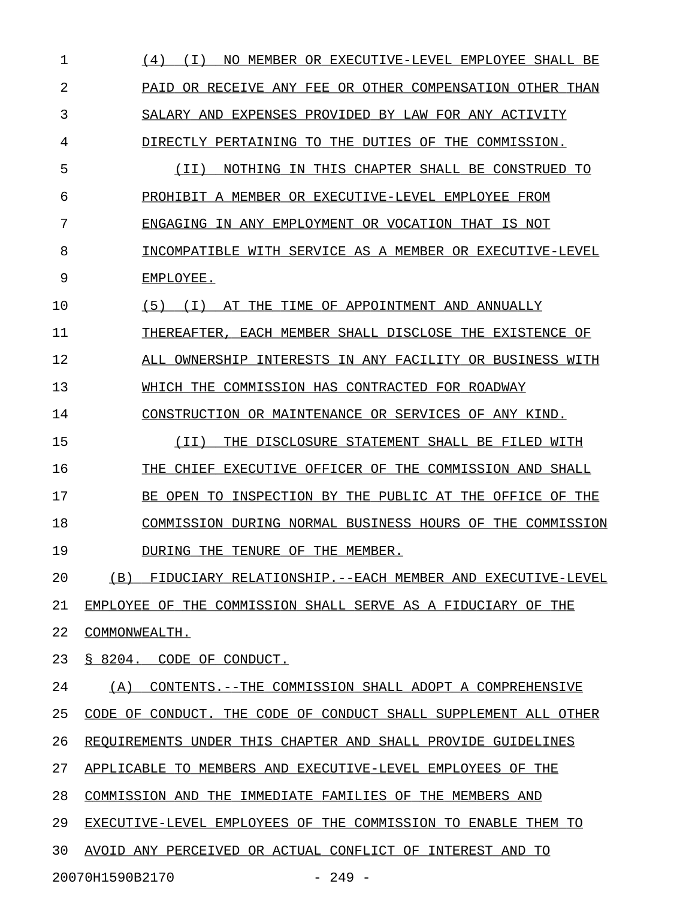(4) (I) NO MEMBER OR EXECUTIVE-LEVEL EMPLOYEE SHALL BE PAID OR RECEIVE ANY FEE OR OTHER COMPENSATION OTHER THAN SALARY AND EXPENSES PROVIDED BY LAW FOR ANY ACTIVITY DIRECTLY PERTAINING TO THE DUTIES OF THE COMMISSION.

(II) NOTHING IN THIS CHAPTER SHALL BE CONSTRUED TO PROHIBIT A MEMBER OR EXECUTIVE-LEVEL EMPLOYEE FROM ENGAGING IN ANY EMPLOYMENT OR VOCATION THAT IS NOT INCOMPATIBLE WITH SERVICE AS A MEMBER OR EXECUTIVE-LEVEL EMPLOYEE.

(5) (I) AT THE TIME OF APPOINTMENT AND ANNUALLY THEREAFTER, EACH MEMBER SHALL DISCLOSE THE EXISTENCE OF ALL OWNERSHIP INTERESTS IN ANY FACILITY OR BUSINESS WITH WHICH THE COMMISSION HAS CONTRACTED FOR ROADWAY CONSTRUCTION OR MAINTENANCE OR SERVICES OF ANY KIND.

(II) THE DISCLOSURE STATEMENT SHALL BE FILED WITH THE CHIEF EXECUTIVE OFFICER OF THE COMMISSION AND SHALL BE OPEN TO INSPECTION BY THE PUBLIC AT THE OFFICE OF THE COMMISSION DURING NORMAL BUSINESS HOURS OF THE COMMISSION DURING THE TENURE OF THE MEMBER.

(B) FIDUCIARY RELATIONSHIP.--EACH MEMBER AND EXECUTIVE-LEVEL EMPLOYEE OF THE COMMISSION SHALL SERVE AS A FIDUCIARY OF THE COMMONWEALTH.

§ 8204. CODE OF CONDUCT.

(A) CONTENTS.--THE COMMISSION SHALL ADOPT A COMPREHENSIVE CODE OF CONDUCT. THE CODE OF CONDUCT SHALL SUPPLEMENT ALL OTHER REQUIREMENTS UNDER THIS CHAPTER AND SHALL PROVIDE GUIDELINES APPLICABLE TO MEMBERS AND EXECUTIVE-LEVEL EMPLOYEES OF THE COMMISSION AND THE IMMEDIATE FAMILIES OF THE MEMBERS AND EXECUTIVE-LEVEL EMPLOYEES OF THE COMMISSION TO ENABLE THEM TO AVOID ANY PERCEIVED OR ACTUAL CONFLICT OF INTEREST AND TO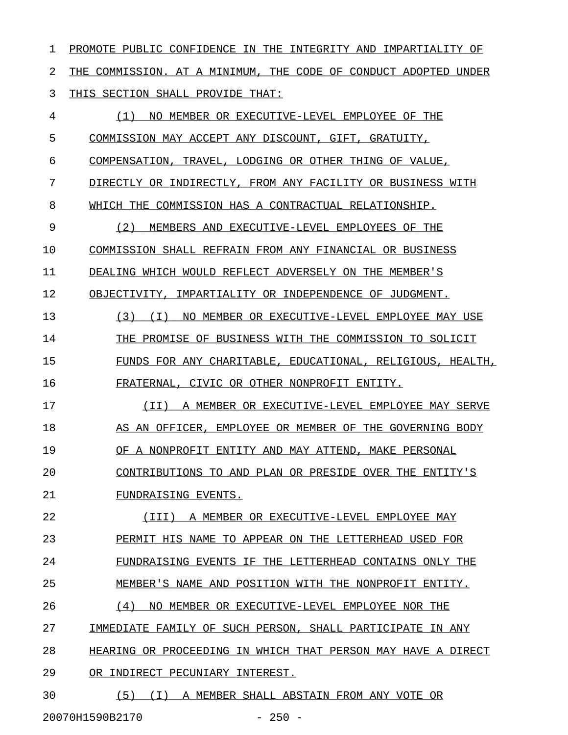PROMOTE PUBLIC CONFIDENCE IN THE INTEGRITY AND IMPARTIALITY OF THE COMMISSION. AT A MINIMUM, THE CODE OF CONDUCT ADOPTED UNDER THIS SECTION SHALL PROVIDE THAT:

(1) NO MEMBER OR EXECUTIVE-LEVEL EMPLOYEE OF THE COMMISSION MAY ACCEPT ANY DISCOUNT, GIFT, GRATUITY, COMPENSATION, TRAVEL, LODGING OR OTHER THING OF VALUE, DIRECTLY OR INDIRECTLY, FROM ANY FACILITY OR BUSINESS WITH WHICH THE COMMISSION HAS A CONTRACTUAL RELATIONSHIP.

(2) MEMBERS AND EXECUTIVE-LEVEL EMPLOYEES OF THE COMMISSION SHALL REFRAIN FROM ANY FINANCIAL OR BUSINESS DEALING WHICH WOULD REFLECT ADVERSELY ON THE MEMBER'S OBJECTIVITY, IMPARTIALITY OR INDEPENDENCE OF JUDGMENT.

(3) (I) NO MEMBER OR EXECUTIVE-LEVEL EMPLOYEE MAY USE THE PROMISE OF BUSINESS WITH THE COMMISSION TO SOLICIT FUNDS FOR ANY CHARITABLE, EDUCATIONAL, RELIGIOUS, HEALTH, FRATERNAL, CIVIC OR OTHER NONPROFIT ENTITY.

(II) A MEMBER OR EXECUTIVE-LEVEL EMPLOYEE MAY SERVE AS AN OFFICER, EMPLOYEE OR MEMBER OF THE GOVERNING BODY OF A NONPROFIT ENTITY AND MAY ATTEND, MAKE PERSONAL CONTRIBUTIONS TO AND PLAN OR PRESIDE OVER THE ENTITY'S FUNDRAISING EVENTS.

(III) A MEMBER OR EXECUTIVE-LEVEL EMPLOYEE MAY PERMIT HIS NAME TO APPEAR ON THE LETTERHEAD USED FOR FUNDRAISING EVENTS IF THE LETTERHEAD CONTAINS ONLY THE MEMBER'S NAME AND POSITION WITH THE NONPROFIT ENTITY.

(4) NO MEMBER OR EXECUTIVE-LEVEL EMPLOYEE NOR THE IMMEDIATE FAMILY OF SUCH PERSON, SHALL PARTICIPATE IN ANY HEARING OR PROCEEDING IN WHICH THAT PERSON MAY HAVE A DIRECT OR INDIRECT PECUNIARY INTEREST.

(5) (I) A MEMBER SHALL ABSTAIN FROM ANY VOTE OR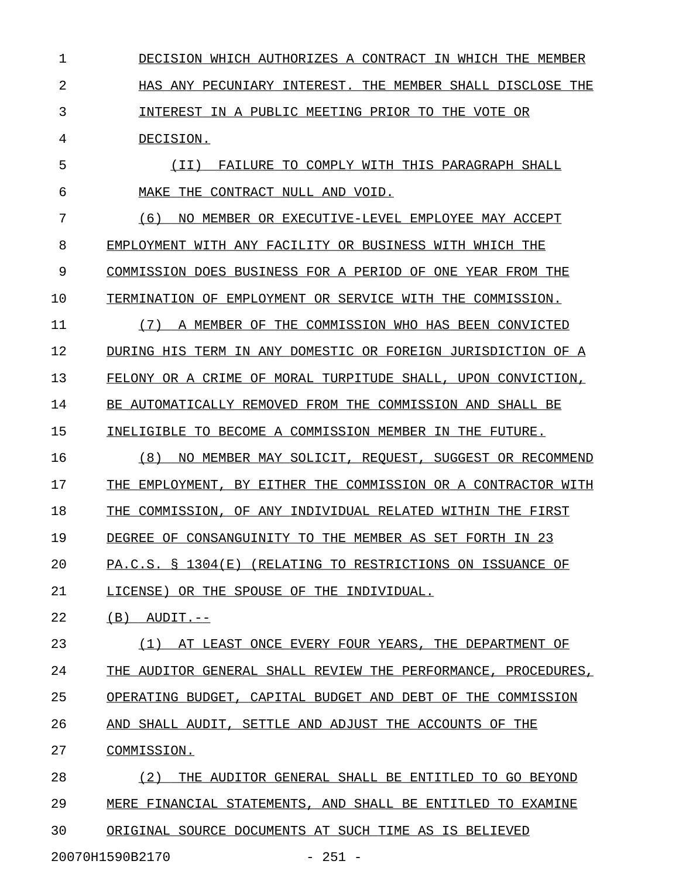DECISION WHICH AUTHORIZES A CONTRACT IN WHICH THE MEMBER HAS ANY PECUNIARY INTEREST. THE MEMBER SHALL DISCLOSE THE INTEREST IN A PUBLIC MEETING PRIOR TO THE VOTE OR DECISION.

(II) FAILURE TO COMPLY WITH THIS PARAGRAPH SHALL MAKE THE CONTRACT NULL AND VOID.

(6) NO MEMBER OR EXECUTIVE-LEVEL EMPLOYEE MAY ACCEPT EMPLOYMENT WITH ANY FACILITY OR BUSINESS WITH WHICH THE COMMISSION DOES BUSINESS FOR A PERIOD OF ONE YEAR FROM THE TERMINATION OF EMPLOYMENT OR SERVICE WITH THE COMMISSION.

(7) A MEMBER OF THE COMMISSION WHO HAS BEEN CONVICTED DURING HIS TERM IN ANY DOMESTIC OR FOREIGN JURISDICTION OF A FELONY OR A CRIME OF MORAL TURPITUDE SHALL, UPON CONVICTION, BE AUTOMATICALLY REMOVED FROM THE COMMISSION AND SHALL BE INELIGIBLE TO BECOME A COMMISSION MEMBER IN THE FUTURE.

(8) NO MEMBER MAY SOLICIT, REQUEST, SUGGEST OR RECOMMEND THE EMPLOYMENT, BY EITHER THE COMMISSION OR A CONTRACTOR WITH THE COMMISSION, OF ANY INDIVIDUAL RELATED WITHIN THE FIRST DEGREE OF CONSANGUINITY TO THE MEMBER AS SET FORTH IN 23 PA.C.S. § 1304(E) (RELATING TO RESTRICTIONS ON ISSUANCE OF LICENSE) OR THE SPOUSE OF THE INDIVIDUAL.

(B) AUDIT.--

(1) AT LEAST ONCE EVERY FOUR YEARS, THE DEPARTMENT OF THE AUDITOR GENERAL SHALL REVIEW THE PERFORMANCE, PROCEDURES, OPERATING BUDGET, CAPITAL BUDGET AND DEBT OF THE COMMISSION AND SHALL AUDIT, SETTLE AND ADJUST THE ACCOUNTS OF THE COMMISSION.

(2) THE AUDITOR GENERAL SHALL BE ENTITLED TO GO BEYOND MERE FINANCIAL STATEMENTS, AND SHALL BE ENTITLED TO EXAMINE ORIGINAL SOURCE DOCUMENTS AT SUCH TIME AS IS BELIEVED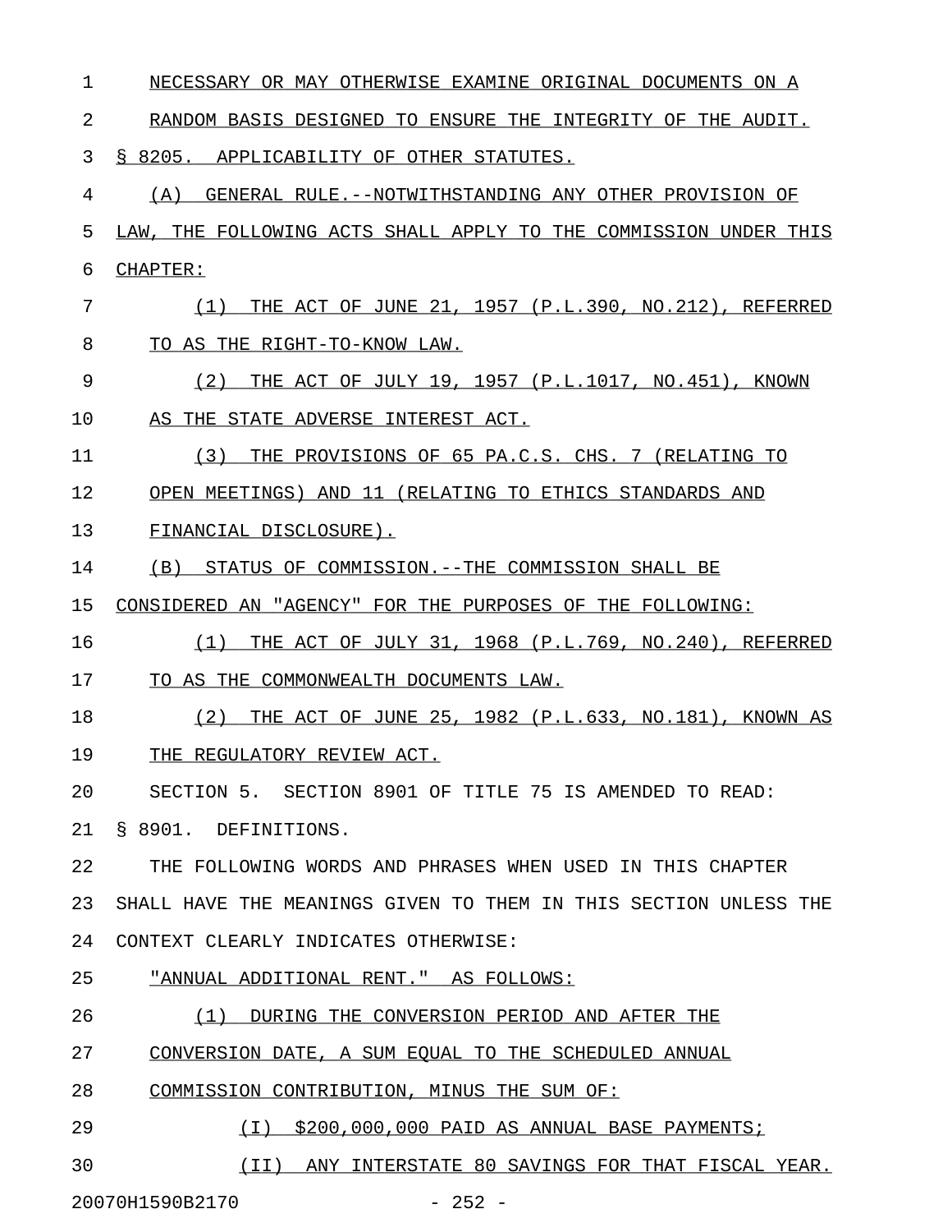NECESSARY OR MAY OTHERWISE EXAMINE ORIGINAL DOCUMENTS ON A RANDOM BASIS DESIGNED TO ENSURE THE INTEGRITY OF THE AUDIT.

§ 8205. APPLICABILITY OF OTHER STATUTES.

(A) GENERAL RULE.--NOTWITHSTANDING ANY OTHER PROVISION OF LAW, THE FOLLOWING ACTS SHALL APPLY TO THE COMMISSION UNDER THIS CHAPTER:

(1) THE ACT OF JUNE 21, 1957 (P.L.390, NO.212), REFERRED TO AS THE RIGHT-TO-KNOW LAW.

(2) THE ACT OF JULY 19, 1957 (P.L.1017, NO.451), KNOWN AS THE STATE ADVERSE INTEREST ACT.

(3) THE PROVISIONS OF 65 PA.C.S. CHS. 7 (RELATING TO OPEN MEETINGS) AND 11 (RELATING TO ETHICS STANDARDS AND FINANCIAL DISCLOSURE).

(B) STATUS OF COMMISSION.--THE COMMISSION SHALL BE CONSIDERED AN "AGENCY" FOR THE PURPOSES OF THE FOLLOWING:

(1) THE ACT OF JULY 31, 1968 (P.L.769, NO.240), REFERRED TO AS THE COMMONWEALTH DOCUMENTS LAW.

(2) THE ACT OF JUNE 25, 1982 (P.L.633, NO.181), KNOWN AS THE REGULATORY REVIEW ACT.

SECTION 5. SECTION 8901 OF TITLE 75 IS AMENDED TO READ:

§ 8901. DEFINITIONS.

THE FOLLOWING WORDS AND PHRASES WHEN USED IN THIS CHAPTER SHALL HAVE THE MEANINGS GIVEN TO THEM IN THIS SECTION UNLESS THE CONTEXT CLEARLY INDICATES OTHERWISE:

"ANNUAL ADDITIONAL RENT." AS FOLLOWS:

(1) DURING THE CONVERSION PERIOD AND AFTER THE CONVERSION DATE, A SUM EQUAL TO THE SCHEDULED ANNUAL COMMISSION CONTRIBUTION, MINUS THE SUM OF:

(I) $200,000,000 PAID AS ANNUAL BASE PAYMENTS;

(II) ANY INTERSTATE 80 SAVINGS FOR THAT FISCAL YEAR.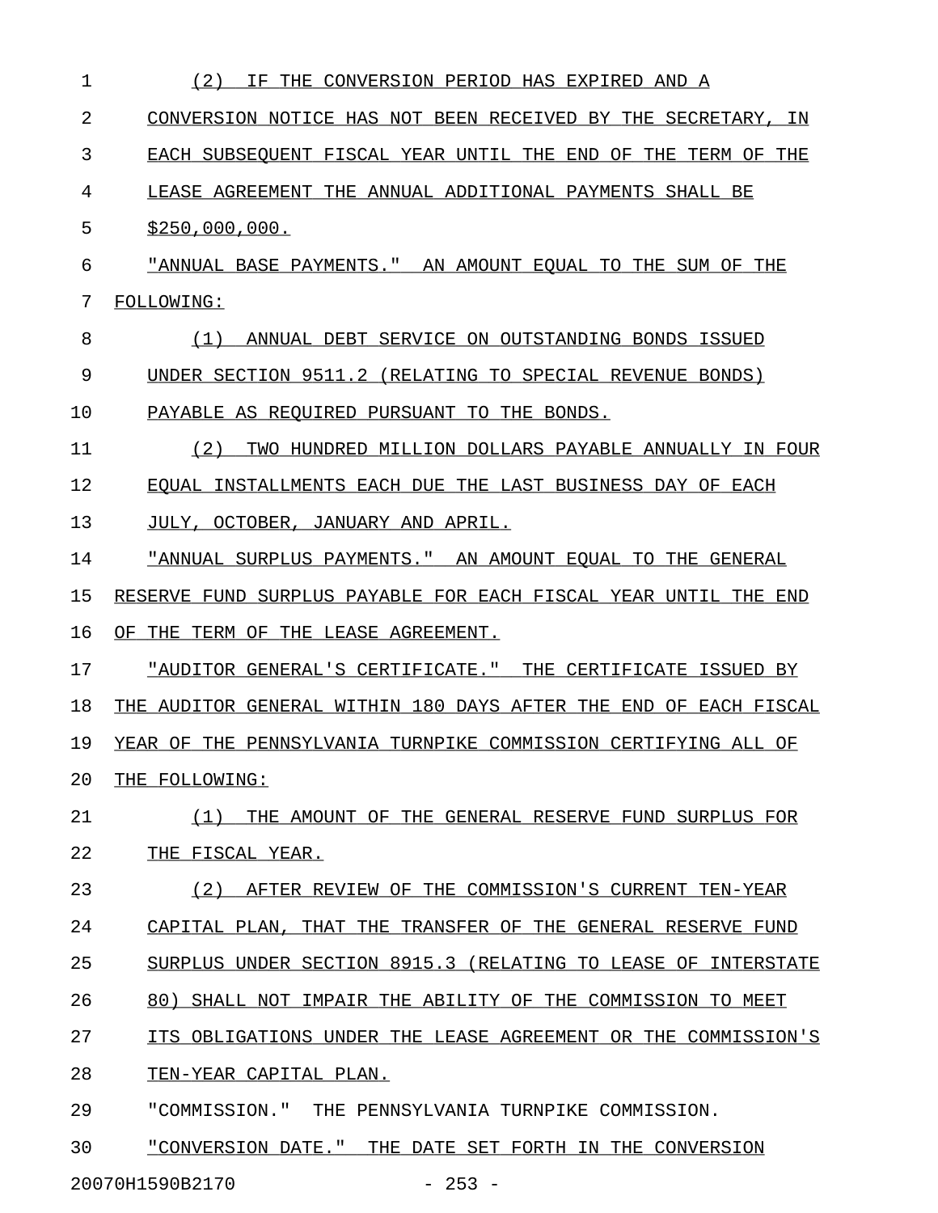(2) IF THE CONVERSION PERIOD HAS EXPIRED AND A CONVERSION NOTICE HAS NOT BEEN RECEIVED BY THE SECRETARY, IN EACH SUBSEQUENT FISCAL YEAR UNTIL THE END OF THE TERM OF THE LEASE AGREEMENT THE ANNUAL ADDITIONAL PAYMENTS SHALL BE $250,000,000.

"ANNUAL BASE PAYMENTS." AN AMOUNT EQUAL TO THE SUM OF THE FOLLOWING:

(1) ANNUAL DEBT SERVICE ON OUTSTANDING BONDS ISSUED UNDER SECTION 9511.2 (RELATING TO SPECIAL REVENUE BONDS) PAYABLE AS REQUIRED PURSUANT TO THE BONDS.

(2) TWO HUNDRED MILLION DOLLARS PAYABLE ANNUALLY IN FOUR EQUAL INSTALLMENTS EACH DUE THE LAST BUSINESS DAY OF EACH JULY, OCTOBER, JANUARY AND APRIL.

"ANNUAL SURPLUS PAYMENTS." AN AMOUNT EQUAL TO THE GENERAL RESERVE FUND SURPLUS PAYABLE FOR EACH FISCAL YEAR UNTIL THE END OF THE TERM OF THE LEASE AGREEMENT.

"AUDITOR GENERAL'S CERTIFICATE." THE CERTIFICATE ISSUED BY THE AUDITOR GENERAL WITHIN 180 DAYS AFTER THE END OF EACH FISCAL YEAR OF THE PENNSYLVANIA TURNPIKE COMMISSION CERTIFYING ALL OF THE FOLLOWING:

(1) THE AMOUNT OF THE GENERAL RESERVE FUND SURPLUS FOR THE FISCAL YEAR.

(2) AFTER REVIEW OF THE COMMISSION'S CURRENT TEN-YEAR CAPITAL PLAN, THAT THE TRANSFER OF THE GENERAL RESERVE FUND SURPLUS UNDER SECTION 8915.3 (RELATING TO LEASE OF INTERSTATE 80) SHALL NOT IMPAIR THE ABILITY OF THE COMMISSION TO MEET ITS OBLIGATIONS UNDER THE LEASE AGREEMENT OR THE COMMISSION'S TEN-YEAR CAPITAL PLAN.

"COMMISSION." THE PENNSYLVANIA TURNPIKE COMMISSION.

"CONVERSION DATE." THE DATE SET FORTH IN THE CONVERSION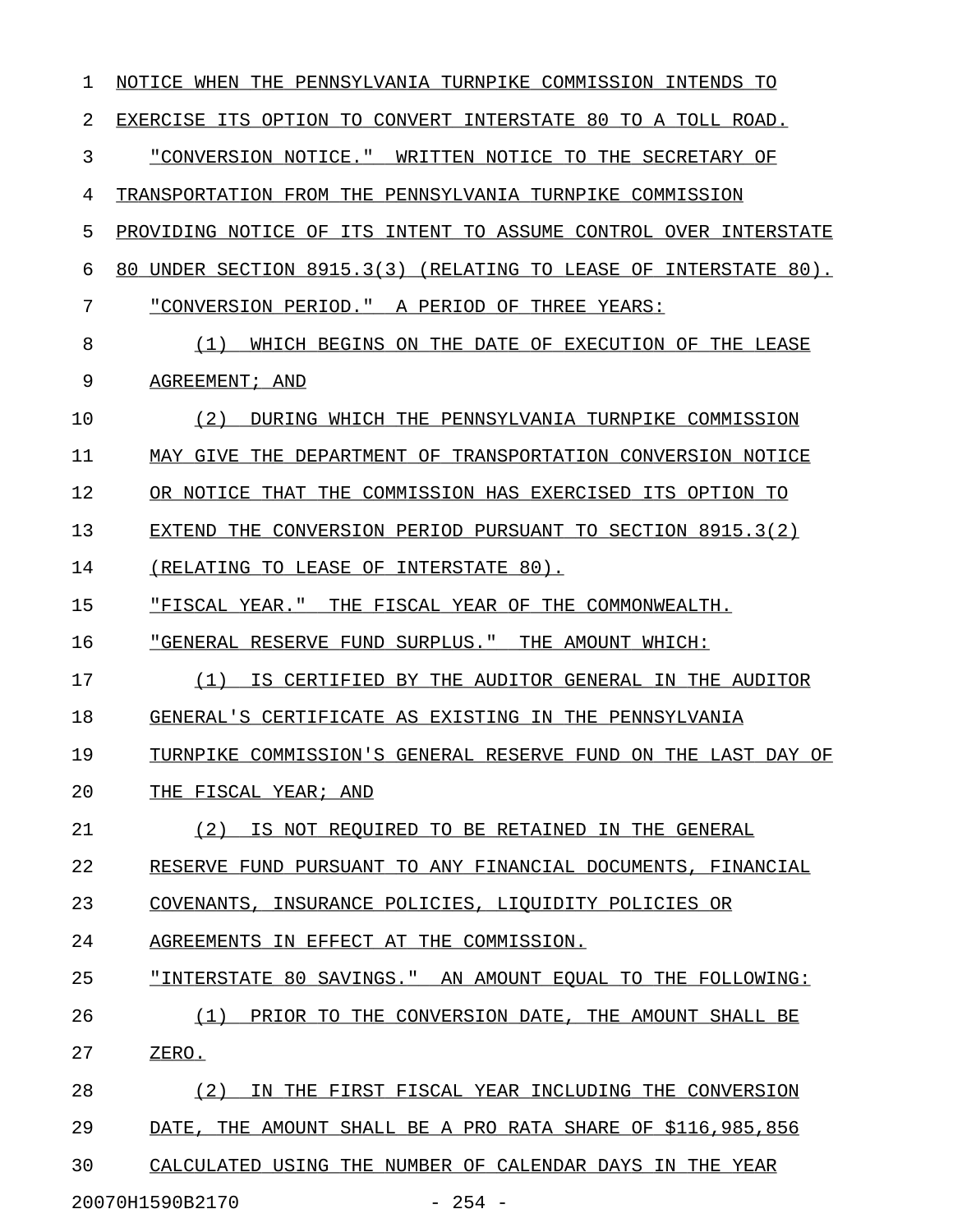NOTICE WHEN THE PENNSYLVANIA TURNPIKE COMMISSION INTENDS TO EXERCISE ITS OPTION TO CONVERT INTERSTATE 80 TO A TOLL ROAD.

"CONVERSION NOTICE." WRITTEN NOTICE TO THE SECRETARY OF TRANSPORTATION FROM THE PENNSYLVANIA TURNPIKE COMMISSION PROVIDING NOTICE OF ITS INTENT TO ASSUME CONTROL OVER INTERSTATE 80 UNDER SECTION 8915.3(3) (RELATING TO LEASE OF INTERSTATE 80).

"CONVERSION PERIOD." A PERIOD OF THREE YEARS:

(1) WHICH BEGINS ON THE DATE OF EXECUTION OF THE LEASE AGREEMENT; AND

(2) DURING WHICH THE PENNSYLVANIA TURNPIKE COMMISSION MAY GIVE THE DEPARTMENT OF TRANSPORTATION CONVERSION NOTICE OR NOTICE THAT THE COMMISSION HAS EXERCISED ITS OPTION TO EXTEND THE CONVERSION PERIOD PURSUANT TO SECTION 8915.3(2) (RELATING TO LEASE OF INTERSTATE 80).

"FISCAL YEAR." THE FISCAL YEAR OF THE COMMONWEALTH.

"GENERAL RESERVE FUND SURPLUS." THE AMOUNT WHICH:

(1) IS CERTIFIED BY THE AUDITOR GENERAL IN THE AUDITOR GENERAL'S CERTIFICATE AS EXISTING IN THE PENNSYLVANIA TURNPIKE COMMISSION'S GENERAL RESERVE FUND ON THE LAST DAY OF THE FISCAL YEAR; AND

(2) IS NOT REQUIRED TO BE RETAINED IN THE GENERAL RESERVE FUND PURSUANT TO ANY FINANCIAL DOCUMENTS, FINANCIAL COVENANTS, INSURANCE POLICIES, LIQUIDITY POLICIES OR AGREEMENTS IN EFFECT AT THE COMMISSION.

"INTERSTATE 80 SAVINGS." AN AMOUNT EQUAL TO THE FOLLOWING:

(1) PRIOR TO THE CONVERSION DATE, THE AMOUNT SHALL BE ZERO.

(2) IN THE FIRST FISCAL YEAR INCLUDING THE CONVERSION DATE, THE AMOUNT SHALL BE A PRO RATA SHARE OF $116,985,856 CALCULATED USING THE NUMBER OF CALENDAR DAYS IN THE YEAR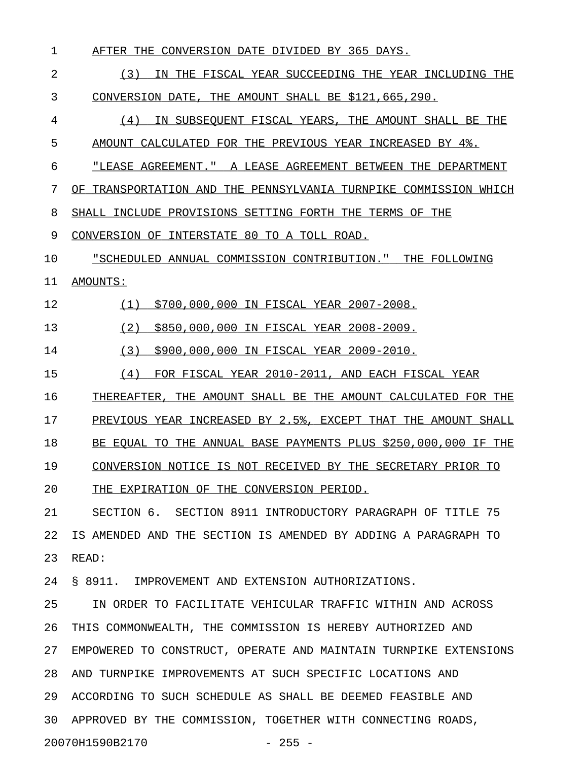AFTER THE CONVERSION DATE DIVIDED BY 365 DAYS.

(3) IN THE FISCAL YEAR SUCCEEDING THE YEAR INCLUDING THE CONVERSION DATE, THE AMOUNT SHALL BE $121,665,290.

(4) IN SUBSEQUENT FISCAL YEARS, THE AMOUNT SHALL BE THE AMOUNT CALCULATED FOR THE PREVIOUS YEAR INCREASED BY 4%.

"LEASE AGREEMENT." A LEASE AGREEMENT BETWEEN THE DEPARTMENT OF TRANSPORTATION AND THE PENNSYLVANIA TURNPIKE COMMISSION WHICH SHALL INCLUDE PROVISIONS SETTING FORTH THE TERMS OF THE CONVERSION OF INTERSTATE 80 TO A TOLL ROAD.

"SCHEDULED ANNUAL COMMISSION CONTRIBUTION." THE FOLLOWING AMOUNTS:

(1) $700,000,000 IN FISCAL YEAR 2007-2008.

(2) $850,000,000 IN FISCAL YEAR 2008-2009.

(3) $900,000,000 IN FISCAL YEAR 2009-2010.

(4) FOR FISCAL YEAR 2010-2011, AND EACH FISCAL YEAR THEREAFTER, THE AMOUNT SHALL BE THE AMOUNT CALCULATED FOR THE PREVIOUS YEAR INCREASED BY 2.5%, EXCEPT THAT THE AMOUNT SHALL BE EQUAL TO THE ANNUAL BASE PAYMENTS PLUS $250,000,000 IF THE CONVERSION NOTICE IS NOT RECEIVED BY THE SECRETARY PRIOR TO THE EXPIRATION OF THE CONVERSION PERIOD.

SECTION 6. SECTION 8911 INTRODUCTORY PARAGRAPH OF TITLE 75 IS AMENDED AND THE SECTION IS AMENDED BY ADDING A PARAGRAPH TO READ:

§ 8911. IMPROVEMENT AND EXTENSION AUTHORIZATIONS.

IN ORDER TO FACILITATE VEHICULAR TRAFFIC WITHIN AND ACROSS THIS COMMONWEALTH, THE COMMISSION IS HEREBY AUTHORIZED AND EMPOWERED TO CONSTRUCT, OPERATE AND MAINTAIN TURNPIKE EXTENSIONS AND TURNPIKE IMPROVEMENTS AT SUCH SPECIFIC LOCATIONS AND ACCORDING TO SUCH SCHEDULE AS SHALL BE DEEMED FEASIBLE AND APPROVED BY THE COMMISSION, TOGETHER WITH CONNECTING ROADS,

20070H1590B2170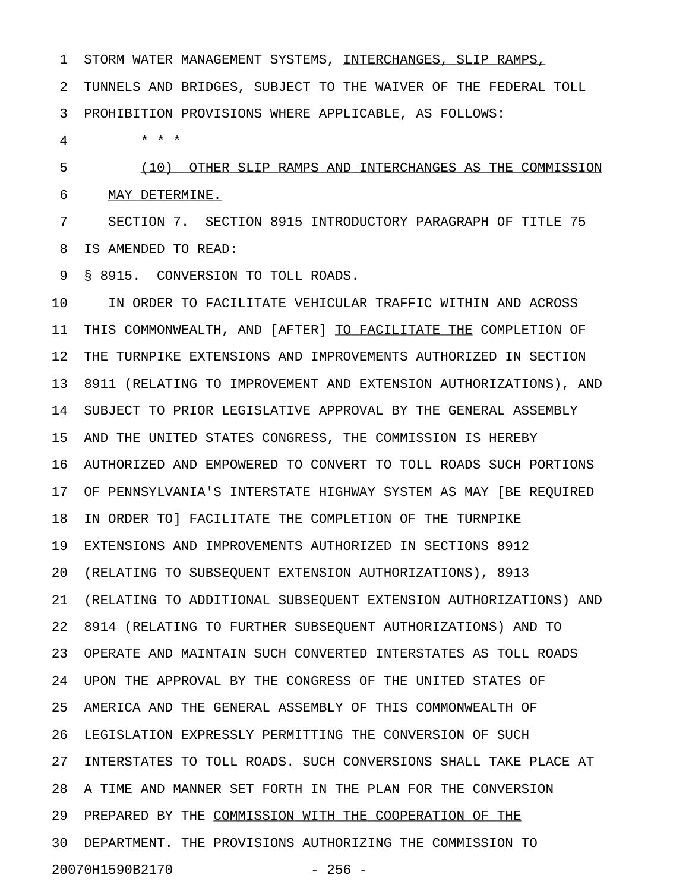STORM WATER MANAGEMENT SYSTEMS, INTERCHANGES, SLIP RAMPS, TUNNELS AND BRIDGES, SUBJECT TO THE WAIVER OF THE FEDERAL TOLL PROHIBITION PROVISIONS WHERE APPLICABLE, AS FOLLOWS:

* * *

(10) OTHER SLIP RAMPS AND INTERCHANGES AS THE COMMISSION MAY DETERMINE.

SECTION 7. SECTION 8915 INTRODUCTORY PARAGRAPH OF TITLE 75 IS AMENDED TO READ:

§ 8915. CONVERSION TO TOLL ROADS.

IN ORDER TO FACILITATE VEHICULAR TRAFFIC WITHIN AND ACROSS THIS COMMONWEALTH, AND [AFTER] TO FACILITATE THE COMPLETION OF THE TURNPIKE EXTENSIONS AND IMPROVEMENTS AUTHORIZED IN SECTION 8911 (RELATING TO IMPROVEMENT AND EXTENSION AUTHORIZATIONS), AND SUBJECT TO PRIOR LEGISLATIVE APPROVAL BY THE GENERAL ASSEMBLY AND THE UNITED STATES CONGRESS, THE COMMISSION IS HEREBY AUTHORIZED AND EMPOWERED TO CONVERT TO TOLL ROADS SUCH PORTIONS OF PENNSYLVANIA'S INTERSTATE HIGHWAY SYSTEM AS MAY [BE REQUIRED IN ORDER TO] FACILITATE THE COMPLETION OF THE TURNPIKE EXTENSIONS AND IMPROVEMENTS AUTHORIZED IN SECTIONS 8912 (RELATING TO SUBSEQUENT EXTENSION AUTHORIZATIONS), 8913 (RELATING TO ADDITIONAL SUBSEQUENT EXTENSION AUTHORIZATIONS) AND 8914 (RELATING TO FURTHER SUBSEQUENT AUTHORIZATIONS) AND TO OPERATE AND MAINTAIN SUCH CONVERTED INTERSTATES AS TOLL ROADS UPON THE APPROVAL BY THE CONGRESS OF THE UNITED STATES OF AMERICA AND THE GENERAL ASSEMBLY OF THIS COMMONWEALTH OF LEGISLATION EXPRESSLY PERMITTING THE CONVERSION OF SUCH INTERSTATES TO TOLL ROADS. SUCH CONVERSIONS SHALL TAKE PLACE AT A TIME AND MANNER SET FORTH IN THE PLAN FOR THE CONVERSION PREPARED BY THE COMMISSION WITH THE COOPERATION OF THE DEPARTMENT. THE PROVISIONS AUTHORIZING THE COMMISSION TO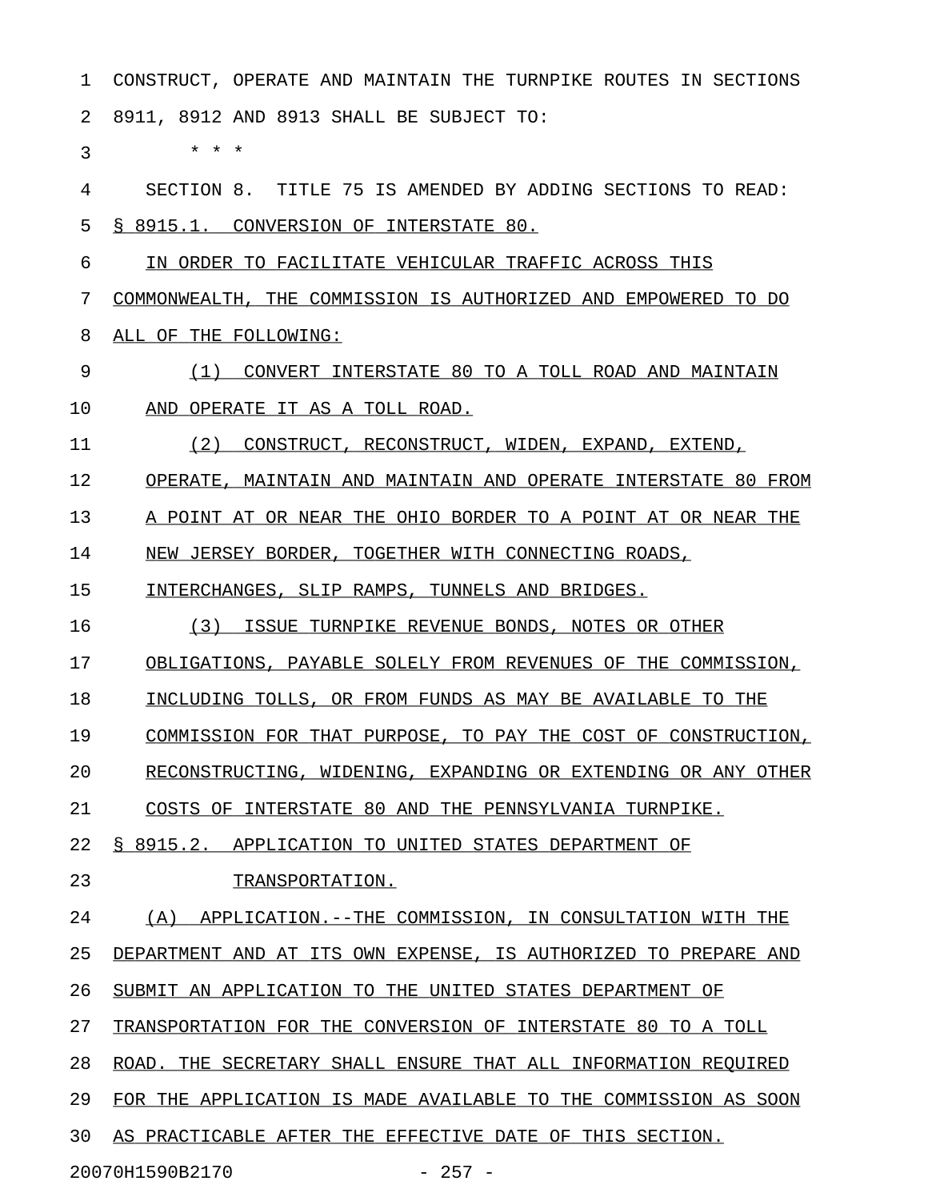CONSTRUCT, OPERATE AND MAINTAIN THE TURNPIKE ROUTES IN SECTIONS 8911, 8912 AND 8913 SHALL BE SUBJECT TO:

\* \* \*

SECTION 8. TITLE 75 IS AMENDED BY ADDING SECTIONS TO READ:

§ 8915.1. CONVERSION OF INTERSTATE 80.

IN ORDER TO FACILITATE VEHICULAR TRAFFIC ACROSS THIS COMMONWEALTH, THE COMMISSION IS AUTHORIZED AND EMPOWERED TO DO ALL OF THE FOLLOWING:

(1) CONVERT INTERSTATE 80 TO A TOLL ROAD AND MAINTAIN AND OPERATE IT AS A TOLL ROAD.

(2) CONSTRUCT, RECONSTRUCT, WIDEN, EXPAND, EXTEND, OPERATE, MAINTAIN AND MAINTAIN AND OPERATE INTERSTATE 80 FROM A POINT AT OR NEAR THE OHIO BORDER TO A POINT AT OR NEAR THE NEW JERSEY BORDER, TOGETHER WITH CONNECTING ROADS, INTERCHANGES, SLIP RAMPS, TUNNELS AND BRIDGES.

(3) ISSUE TURNPIKE REVENUE BONDS, NOTES OR OTHER OBLIGATIONS, PAYABLE SOLELY FROM REVENUES OF THE COMMISSION, INCLUDING TOLLS, OR FROM FUNDS AS MAY BE AVAILABLE TO THE COMMISSION FOR THAT PURPOSE, TO PAY THE COST OF CONSTRUCTION, RECONSTRUCTING, WIDENING, EXPANDING OR EXTENDING OR ANY OTHER COSTS OF INTERSTATE 80 AND THE PENNSYLVANIA TURNPIKE.

§ 8915.2. APPLICATION TO UNITED STATES DEPARTMENT OF TRANSPORTATION.

(A) APPLICATION.--THE COMMISSION, IN CONSULTATION WITH THE DEPARTMENT AND AT ITS OWN EXPENSE, IS AUTHORIZED TO PREPARE AND SUBMIT AN APPLICATION TO THE UNITED STATES DEPARTMENT OF TRANSPORTATION FOR THE CONVERSION OF INTERSTATE 80 TO A TOLL ROAD. THE SECRETARY SHALL ENSURE THAT ALL INFORMATION REQUIRED FOR THE APPLICATION IS MADE AVAILABLE TO THE COMMISSION AS SOON AS PRACTICABLE AFTER THE EFFECTIVE DATE OF THIS SECTION.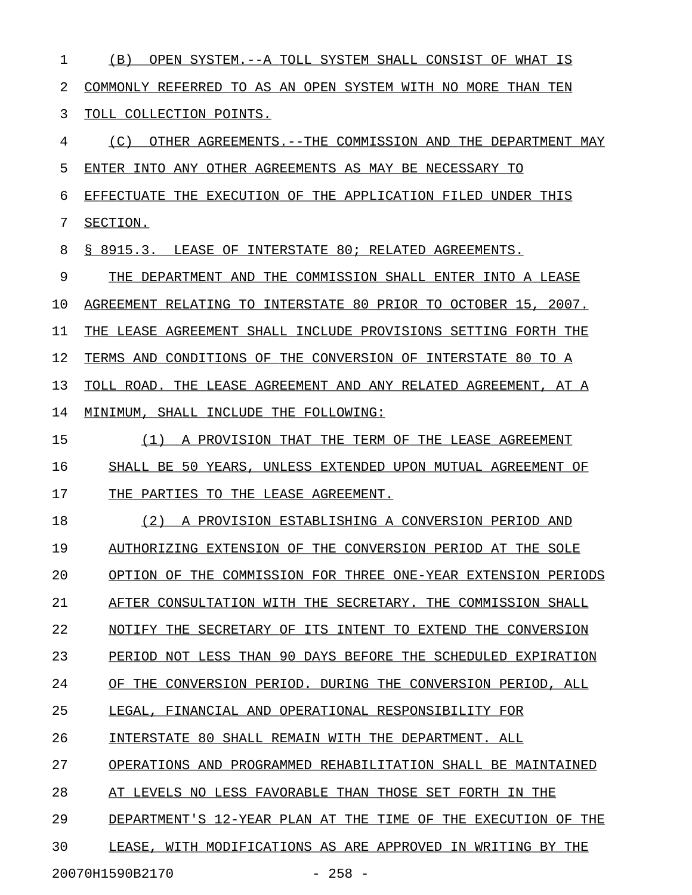(B) OPEN SYSTEM.--A TOLL SYSTEM SHALL CONSIST OF WHAT IS COMMONLY REFERRED TO AS AN OPEN SYSTEM WITH NO MORE THAN TEN TOLL COLLECTION POINTS.

(C) OTHER AGREEMENTS.--THE COMMISSION AND THE DEPARTMENT MAY ENTER INTO ANY OTHER AGREEMENTS AS MAY BE NECESSARY TO EFFECTUATE THE EXECUTION OF THE APPLICATION FILED UNDER THIS SECTION.

§ 8915.3. LEASE OF INTERSTATE 80; RELATED AGREEMENTS.

THE DEPARTMENT AND THE COMMISSION SHALL ENTER INTO A LEASE AGREEMENT RELATING TO INTERSTATE 80 PRIOR TO OCTOBER 15, 2007. THE LEASE AGREEMENT SHALL INCLUDE PROVISIONS SETTING FORTH THE TERMS AND CONDITIONS OF THE CONVERSION OF INTERSTATE 80 TO A TOLL ROAD. THE LEASE AGREEMENT AND ANY RELATED AGREEMENT, AT A MINIMUM, SHALL INCLUDE THE FOLLOWING:

(1) A PROVISION THAT THE TERM OF THE LEASE AGREEMENT SHALL BE 50 YEARS, UNLESS EXTENDED UPON MUTUAL AGREEMENT OF THE PARTIES TO THE LEASE AGREEMENT.

(2) A PROVISION ESTABLISHING A CONVERSION PERIOD AND AUTHORIZING EXTENSION OF THE CONVERSION PERIOD AT THE SOLE OPTION OF THE COMMISSION FOR THREE ONE-YEAR EXTENSION PERIODS AFTER CONSULTATION WITH THE SECRETARY. THE COMMISSION SHALL NOTIFY THE SECRETARY OF ITS INTENT TO EXTEND THE CONVERSION PERIOD NOT LESS THAN 90 DAYS BEFORE THE SCHEDULED EXPIRATION OF THE CONVERSION PERIOD. DURING THE CONVERSION PERIOD, ALL LEGAL, FINANCIAL AND OPERATIONAL RESPONSIBILITY FOR INTERSTATE 80 SHALL REMAIN WITH THE DEPARTMENT. ALL OPERATIONS AND PROGRAMMED REHABILITATION SHALL BE MAINTAINED AT LEVELS NO LESS FAVORABLE THAN THOSE SET FORTH IN THE DEPARTMENT'S 12-YEAR PLAN AT THE TIME OF THE EXECUTION OF THE LEASE, WITH MODIFICATIONS AS ARE APPROVED IN WRITING BY THE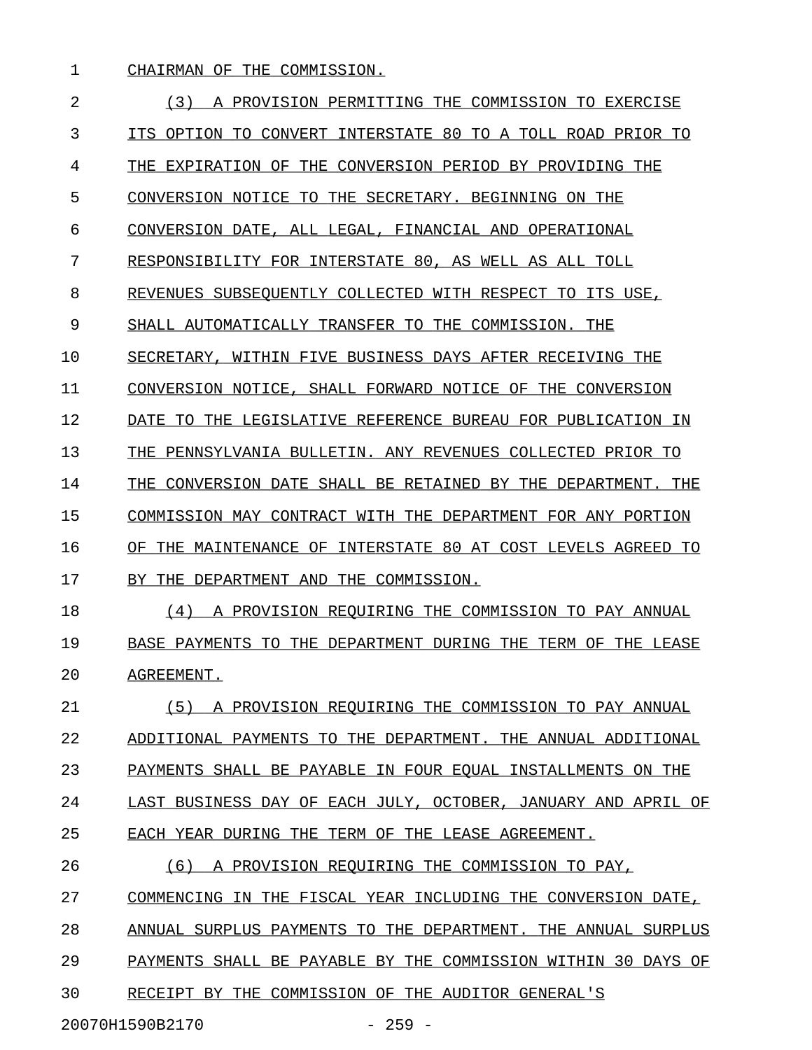CHAIRMAN OF THE COMMISSION.

(3) A PROVISION PERMITTING THE COMMISSION TO EXERCISE ITS OPTION TO CONVERT INTERSTATE 80 TO A TOLL ROAD PRIOR TO THE EXPIRATION OF THE CONVERSION PERIOD BY PROVIDING THE CONVERSION NOTICE TO THE SECRETARY. BEGINNING ON THE CONVERSION DATE, ALL LEGAL, FINANCIAL AND OPERATIONAL RESPONSIBILITY FOR INTERSTATE 80, AS WELL AS ALL TOLL REVENUES SUBSEQUENTLY COLLECTED WITH RESPECT TO ITS USE, SHALL AUTOMATICALLY TRANSFER TO THE COMMISSION. THE SECRETARY, WITHIN FIVE BUSINESS DAYS AFTER RECEIVING THE CONVERSION NOTICE, SHALL FORWARD NOTICE OF THE CONVERSION DATE TO THE LEGISLATIVE REFERENCE BUREAU FOR PUBLICATION IN THE PENNSYLVANIA BULLETIN. ANY REVENUES COLLECTED PRIOR TO THE CONVERSION DATE SHALL BE RETAINED BY THE DEPARTMENT. THE COMMISSION MAY CONTRACT WITH THE DEPARTMENT FOR ANY PORTION OF THE MAINTENANCE OF INTERSTATE 80 AT COST LEVELS AGREED TO BY THE DEPARTMENT AND THE COMMISSION.

(4) A PROVISION REQUIRING THE COMMISSION TO PAY ANNUAL BASE PAYMENTS TO THE DEPARTMENT DURING THE TERM OF THE LEASE AGREEMENT.

(5) A PROVISION REQUIRING THE COMMISSION TO PAY ANNUAL ADDITIONAL PAYMENTS TO THE DEPARTMENT. THE ANNUAL ADDITIONAL PAYMENTS SHALL BE PAYABLE IN FOUR EQUAL INSTALLMENTS ON THE LAST BUSINESS DAY OF EACH JULY, OCTOBER, JANUARY AND APRIL OF EACH YEAR DURING THE TERM OF THE LEASE AGREEMENT.

(6) A PROVISION REQUIRING THE COMMISSION TO PAY, COMMENCING IN THE FISCAL YEAR INCLUDING THE CONVERSION DATE, ANNUAL SURPLUS PAYMENTS TO THE DEPARTMENT. THE ANNUAL SURPLUS PAYMENTS SHALL BE PAYABLE BY THE COMMISSION WITHIN 30 DAYS OF RECEIPT BY THE COMMISSION OF THE AUDITOR GENERAL'S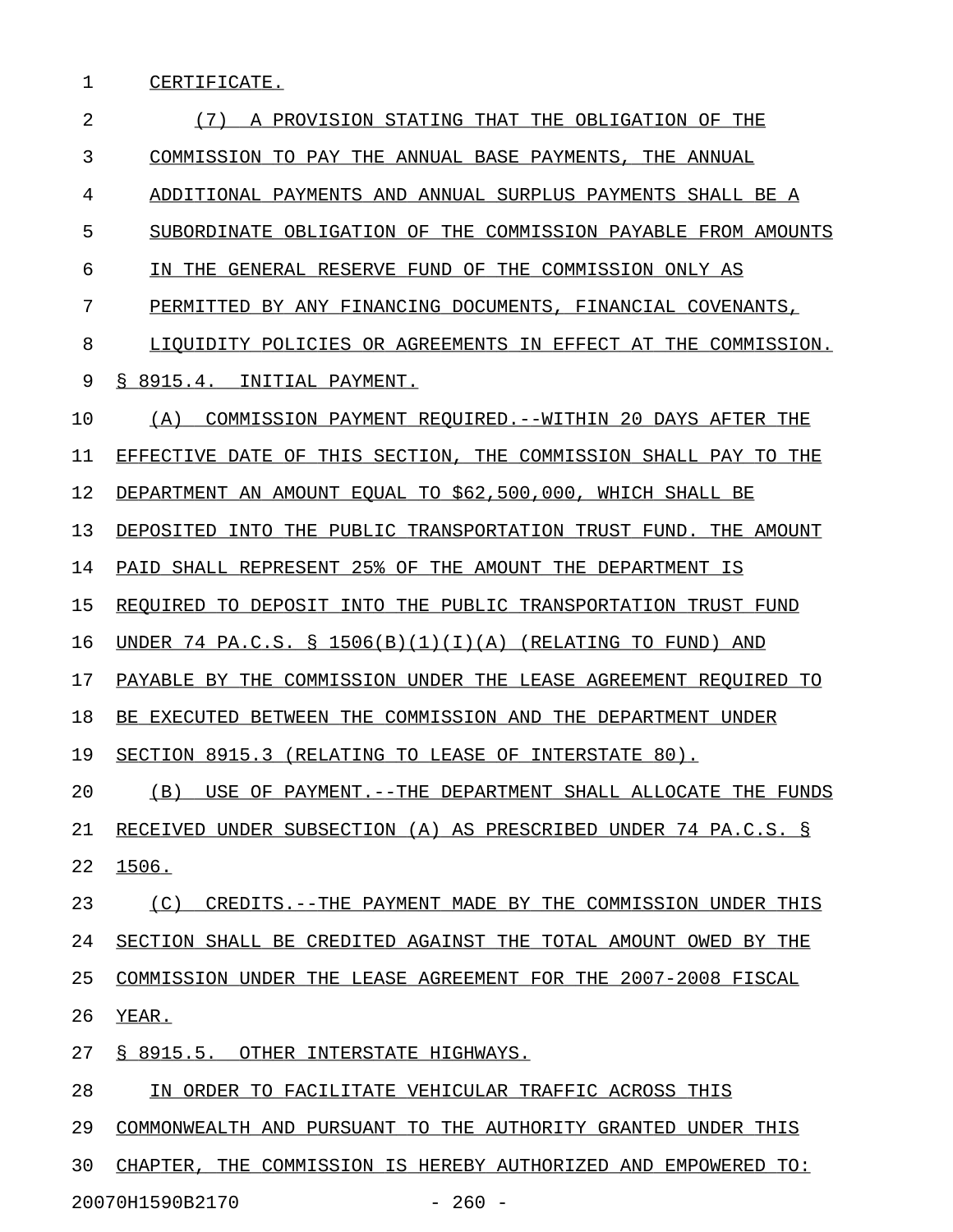CERTIFICATE.

(7) A PROVISION STATING THAT THE OBLIGATION OF THE COMMISSION TO PAY THE ANNUAL BASE PAYMENTS, THE ANNUAL ADDITIONAL PAYMENTS AND ANNUAL SURPLUS PAYMENTS SHALL BE A SUBORDINATE OBLIGATION OF THE COMMISSION PAYABLE FROM AMOUNTS IN THE GENERAL RESERVE FUND OF THE COMMISSION ONLY AS PERMITTED BY ANY FINANCING DOCUMENTS, FINANCIAL COVENANTS, LIQUIDITY POLICIES OR AGREEMENTS IN EFFECT AT THE COMMISSION.

§ 8915.4. INITIAL PAYMENT.

(A) COMMISSION PAYMENT REQUIRED.--WITHIN 20 DAYS AFTER THE EFFECTIVE DATE OF THIS SECTION, THE COMMISSION SHALL PAY TO THE DEPARTMENT AN AMOUNT EQUAL TO $62,500,000, WHICH SHALL BE DEPOSITED INTO THE PUBLIC TRANSPORTATION TRUST FUND. THE AMOUNT PAID SHALL REPRESENT 25% OF THE AMOUNT THE DEPARTMENT IS REQUIRED TO DEPOSIT INTO THE PUBLIC TRANSPORTATION TRUST FUND UNDER 74 PA.C.S. § 1506(B)(1)(I)(A) (RELATING TO FUND) AND PAYABLE BY THE COMMISSION UNDER THE LEASE AGREEMENT REQUIRED TO BE EXECUTED BETWEEN THE COMMISSION AND THE DEPARTMENT UNDER SECTION 8915.3 (RELATING TO LEASE OF INTERSTATE 80).

(B) USE OF PAYMENT.--THE DEPARTMENT SHALL ALLOCATE THE FUNDS RECEIVED UNDER SUBSECTION (A) AS PRESCRIBED UNDER 74 PA.C.S. § 1506.

(C) CREDITS.--THE PAYMENT MADE BY THE COMMISSION UNDER THIS SECTION SHALL BE CREDITED AGAINST THE TOTAL AMOUNT OWED BY THE COMMISSION UNDER THE LEASE AGREEMENT FOR THE 2007-2008 FISCAL YEAR.

§ 8915.5. OTHER INTERSTATE HIGHWAYS.

IN ORDER TO FACILITATE VEHICULAR TRAFFIC ACROSS THIS COMMONWEALTH AND PURSUANT TO THE AUTHORITY GRANTED UNDER THIS CHAPTER, THE COMMISSION IS HEREBY AUTHORIZED AND EMPOWERED TO: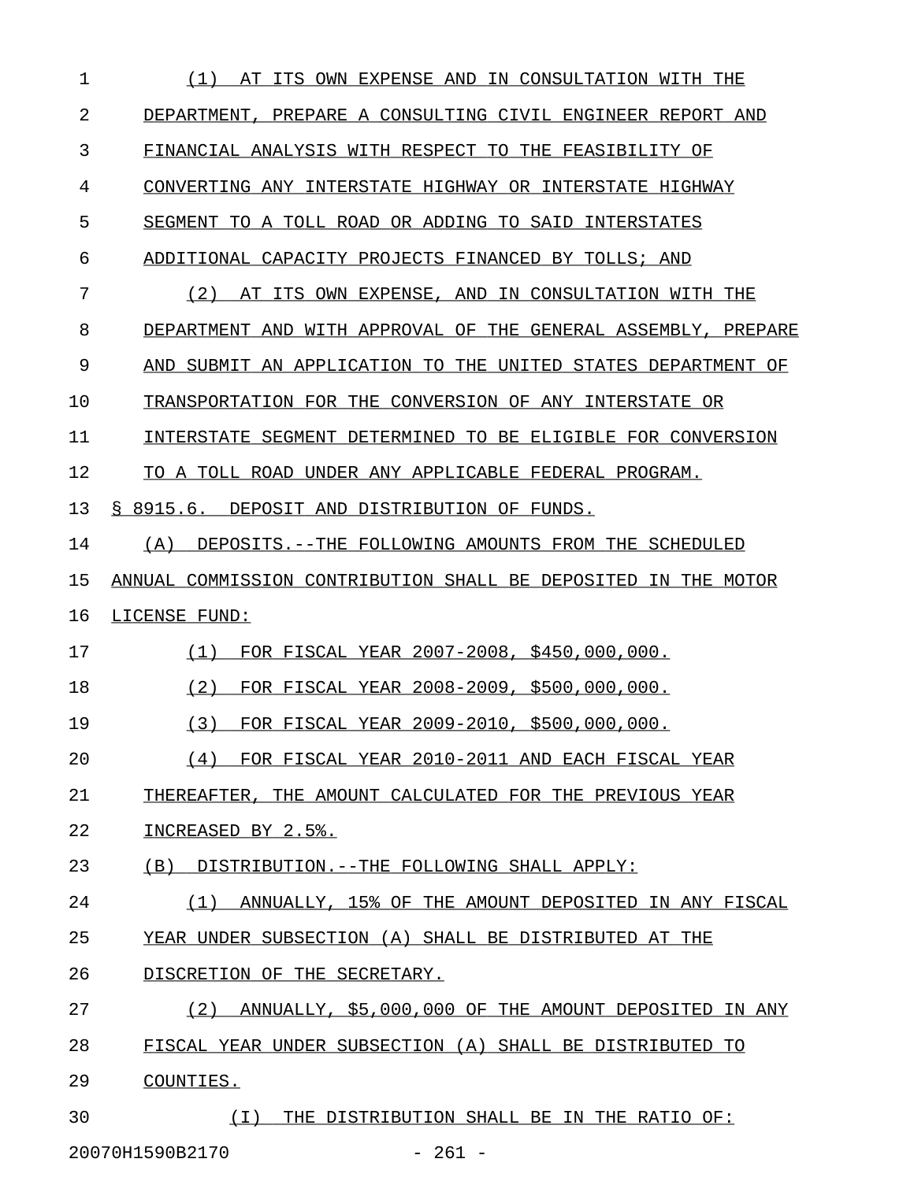(1) AT ITS OWN EXPENSE AND IN CONSULTATION WITH THE DEPARTMENT, PREPARE A CONSULTING CIVIL ENGINEER REPORT AND FINANCIAL ANALYSIS WITH RESPECT TO THE FEASIBILITY OF CONVERTING ANY INTERSTATE HIGHWAY OR INTERSTATE HIGHWAY SEGMENT TO A TOLL ROAD OR ADDING TO SAID INTERSTATES ADDITIONAL CAPACITY PROJECTS FINANCED BY TOLLS; AND

(2) AT ITS OWN EXPENSE, AND IN CONSULTATION WITH THE DEPARTMENT AND WITH APPROVAL OF THE GENERAL ASSEMBLY, PREPARE AND SUBMIT AN APPLICATION TO THE UNITED STATES DEPARTMENT OF TRANSPORTATION FOR THE CONVERSION OF ANY INTERSTATE OR INTERSTATE SEGMENT DETERMINED TO BE ELIGIBLE FOR CONVERSION TO A TOLL ROAD UNDER ANY APPLICABLE FEDERAL PROGRAM.

§ 8915.6. DEPOSIT AND DISTRIBUTION OF FUNDS.

(A) DEPOSITS.--THE FOLLOWING AMOUNTS FROM THE SCHEDULED ANNUAL COMMISSION CONTRIBUTION SHALL BE DEPOSITED IN THE MOTOR LICENSE FUND:

(1) FOR FISCAL YEAR 2007-2008, $450,000,000.

(2) FOR FISCAL YEAR 2008-2009, $500,000,000.

(3) FOR FISCAL YEAR 2009-2010, $500,000,000.

(4) FOR FISCAL YEAR 2010-2011 AND EACH FISCAL YEAR THEREAFTER, THE AMOUNT CALCULATED FOR THE PREVIOUS YEAR INCREASED BY 2.5%.

(B) DISTRIBUTION.--THE FOLLOWING SHALL APPLY:

(1) ANNUALLY, 15% OF THE AMOUNT DEPOSITED IN ANY FISCAL YEAR UNDER SUBSECTION (A) SHALL BE DISTRIBUTED AT THE DISCRETION OF THE SECRETARY.

(2) ANNUALLY, $5,000,000 OF THE AMOUNT DEPOSITED IN ANY FISCAL YEAR UNDER SUBSECTION (A) SHALL BE DISTRIBUTED TO COUNTIES.

(I) THE DISTRIBUTION SHALL BE IN THE RATIO OF: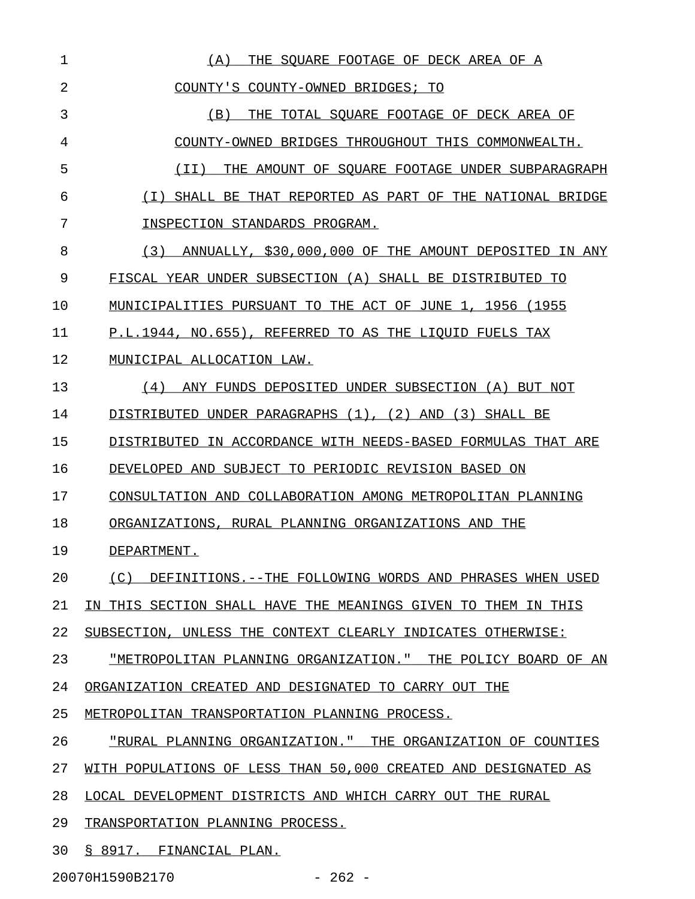(A) THE SQUARE FOOTAGE OF DECK AREA OF A COUNTY'S COUNTY-OWNED BRIDGES; TO

(B) THE TOTAL SQUARE FOOTAGE OF DECK AREA OF COUNTY-OWNED BRIDGES THROUGHOUT THIS COMMONWEALTH.

(II) THE AMOUNT OF SQUARE FOOTAGE UNDER SUBPARAGRAPH (I) SHALL BE THAT REPORTED AS PART OF THE NATIONAL BRIDGE INSPECTION STANDARDS PROGRAM.

(3) ANNUALLY, $30,000,000 OF THE AMOUNT DEPOSITED IN ANY FISCAL YEAR UNDER SUBSECTION (A) SHALL BE DISTRIBUTED TO MUNICIPALITIES PURSUANT TO THE ACT OF JUNE 1, 1956 (1955 P.L.1944, NO.655), REFERRED TO AS THE LIQUID FUELS TAX MUNICIPAL ALLOCATION LAW.

(4) ANY FUNDS DEPOSITED UNDER SUBSECTION (A) BUT NOT DISTRIBUTED UNDER PARAGRAPHS (1), (2) AND (3) SHALL BE DISTRIBUTED IN ACCORDANCE WITH NEEDS-BASED FORMULAS THAT ARE DEVELOPED AND SUBJECT TO PERIODIC REVISION BASED ON CONSULTATION AND COLLABORATION AMONG METROPOLITAN PLANNING ORGANIZATIONS, RURAL PLANNING ORGANIZATIONS AND THE DEPARTMENT.

(C) DEFINITIONS.--THE FOLLOWING WORDS AND PHRASES WHEN USED IN THIS SECTION SHALL HAVE THE MEANINGS GIVEN TO THEM IN THIS SUBSECTION, UNLESS THE CONTEXT CLEARLY INDICATES OTHERWISE:

"METROPOLITAN PLANNING ORGANIZATION." THE POLICY BOARD OF AN ORGANIZATION CREATED AND DESIGNATED TO CARRY OUT THE METROPOLITAN TRANSPORTATION PLANNING PROCESS.

"RURAL PLANNING ORGANIZATION." THE ORGANIZATION OF COUNTIES WITH POPULATIONS OF LESS THAN 50,000 CREATED AND DESIGNATED AS LOCAL DEVELOPMENT DISTRICTS AND WHICH CARRY OUT THE RURAL TRANSPORTATION PLANNING PROCESS.

§ 8917. FINANCIAL PLAN.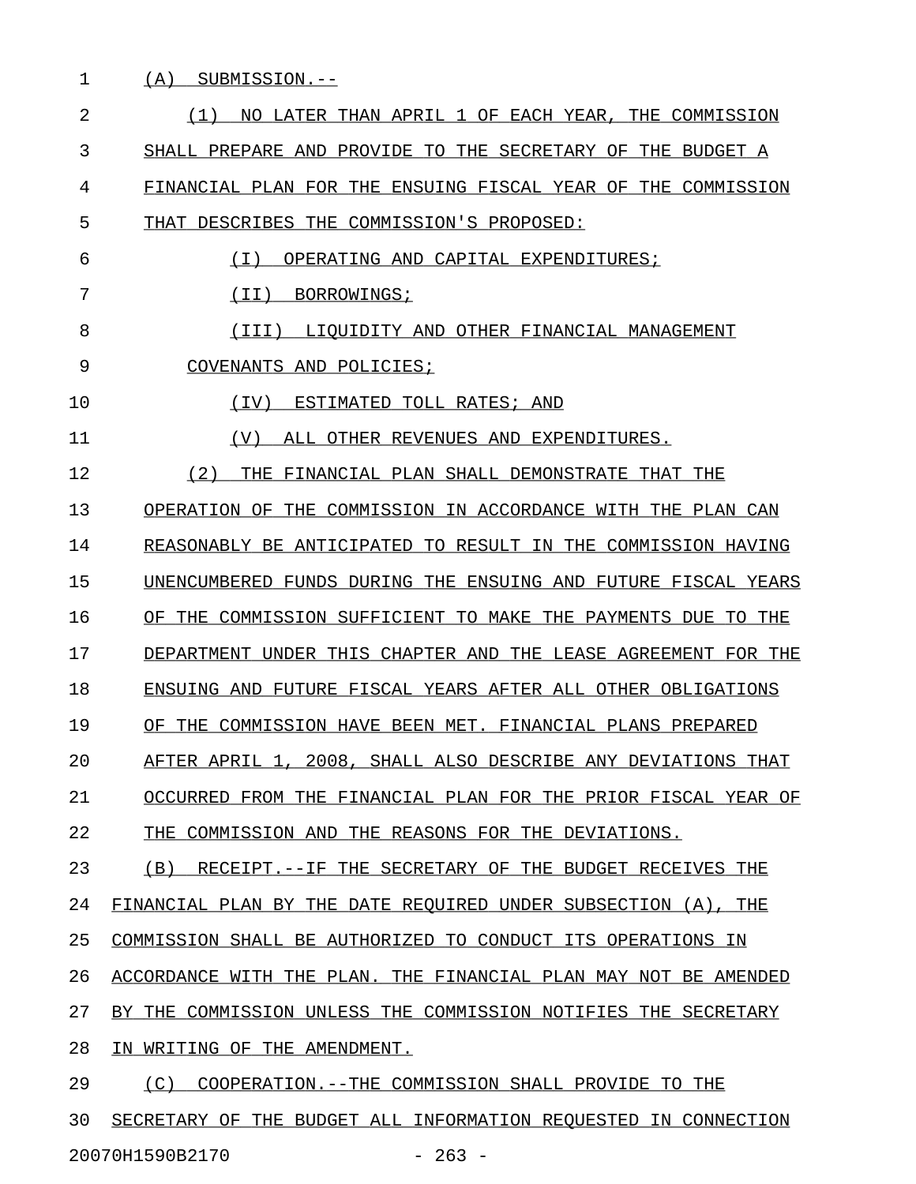(A) SUBMISSION.--

(1) NO LATER THAN APRIL 1 OF EACH YEAR, THE COMMISSION SHALL PREPARE AND PROVIDE TO THE SECRETARY OF THE BUDGET A FINANCIAL PLAN FOR THE ENSUING FISCAL YEAR OF THE COMMISSION THAT DESCRIBES THE COMMISSION'S PROPOSED:

(I) OPERATING AND CAPITAL EXPENDITURES;

(II) BORROWINGS;

(III) LIQUIDITY AND OTHER FINANCIAL MANAGEMENT COVENANTS AND POLICIES;

(IV) ESTIMATED TOLL RATES; AND

(V) ALL OTHER REVENUES AND EXPENDITURES.

(2) THE FINANCIAL PLAN SHALL DEMONSTRATE THAT THE OPERATION OF THE COMMISSION IN ACCORDANCE WITH THE PLAN CAN REASONABLY BE ANTICIPATED TO RESULT IN THE COMMISSION HAVING UNENCUMBERED FUNDS DURING THE ENSUING AND FUTURE FISCAL YEARS OF THE COMMISSION SUFFICIENT TO MAKE THE PAYMENTS DUE TO THE DEPARTMENT UNDER THIS CHAPTER AND THE LEASE AGREEMENT FOR THE ENSUING AND FUTURE FISCAL YEARS AFTER ALL OTHER OBLIGATIONS OF THE COMMISSION HAVE BEEN MET. FINANCIAL PLANS PREPARED AFTER APRIL 1, 2008, SHALL ALSO DESCRIBE ANY DEVIATIONS THAT OCCURRED FROM THE FINANCIAL PLAN FOR THE PRIOR FISCAL YEAR OF THE COMMISSION AND THE REASONS FOR THE DEVIATIONS.

(B) RECEIPT.--IF THE SECRETARY OF THE BUDGET RECEIVES THE FINANCIAL PLAN BY THE DATE REQUIRED UNDER SUBSECTION (A), THE COMMISSION SHALL BE AUTHORIZED TO CONDUCT ITS OPERATIONS IN ACCORDANCE WITH THE PLAN. THE FINANCIAL PLAN MAY NOT BE AMENDED BY THE COMMISSION UNLESS THE COMMISSION NOTIFIES THE SECRETARY IN WRITING OF THE AMENDMENT.

(C) COOPERATION.--THE COMMISSION SHALL PROVIDE TO THE SECRETARY OF THE BUDGET ALL INFORMATION REQUESTED IN CONNECTION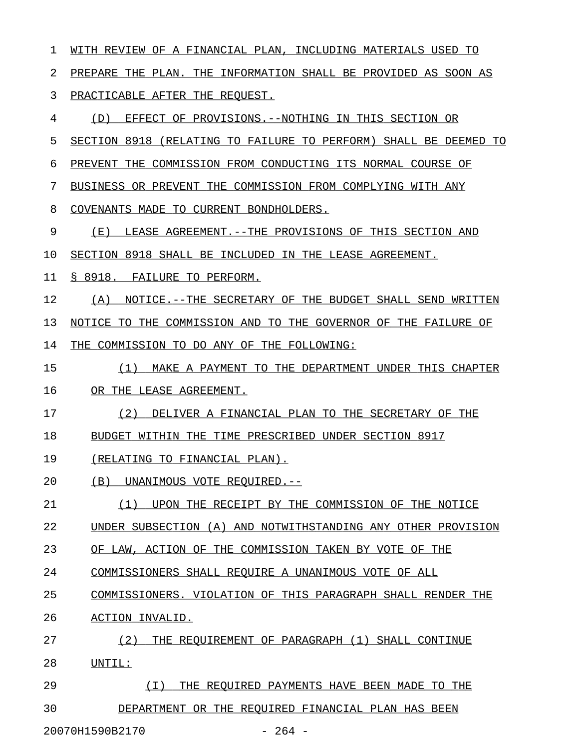WITH REVIEW OF A FINANCIAL PLAN, INCLUDING MATERIALS USED TO PREPARE THE PLAN. THE INFORMATION SHALL BE PROVIDED AS SOON AS PRACTICABLE AFTER THE REQUEST.

(D) EFFECT OF PROVISIONS.--NOTHING IN THIS SECTION OR SECTION 8918 (RELATING TO FAILURE TO PERFORM) SHALL BE DEEMED TO PREVENT THE COMMISSION FROM CONDUCTING ITS NORMAL COURSE OF BUSINESS OR PREVENT THE COMMISSION FROM COMPLYING WITH ANY COVENANTS MADE TO CURRENT BONDHOLDERS.

(E) LEASE AGREEMENT.--THE PROVISIONS OF THIS SECTION AND SECTION 8918 SHALL BE INCLUDED IN THE LEASE AGREEMENT.

§ 8918. FAILURE TO PERFORM.

(A) NOTICE.--THE SECRETARY OF THE BUDGET SHALL SEND WRITTEN NOTICE TO THE COMMISSION AND TO THE GOVERNOR OF THE FAILURE OF THE COMMISSION TO DO ANY OF THE FOLLOWING:

(1) MAKE A PAYMENT TO THE DEPARTMENT UNDER THIS CHAPTER OR THE LEASE AGREEMENT.

(2) DELIVER A FINANCIAL PLAN TO THE SECRETARY OF THE BUDGET WITHIN THE TIME PRESCRIBED UNDER SECTION 8917 (RELATING TO FINANCIAL PLAN).

(B) UNANIMOUS VOTE REQUIRED.--

(1) UPON THE RECEIPT BY THE COMMISSION OF THE NOTICE UNDER SUBSECTION (A) AND NOTWITHSTANDING ANY OTHER PROVISION OF LAW, ACTION OF THE COMMISSION TAKEN BY VOTE OF THE COMMISSIONERS SHALL REQUIRE A UNANIMOUS VOTE OF ALL COMMISSIONERS. VIOLATION OF THIS PARAGRAPH SHALL RENDER THE ACTION INVALID.

(2) THE REQUIREMENT OF PARAGRAPH (1) SHALL CONTINUE UNTIL:

(I) THE REQUIRED PAYMENTS HAVE BEEN MADE TO THE DEPARTMENT OR THE REQUIRED FINANCIAL PLAN HAS BEEN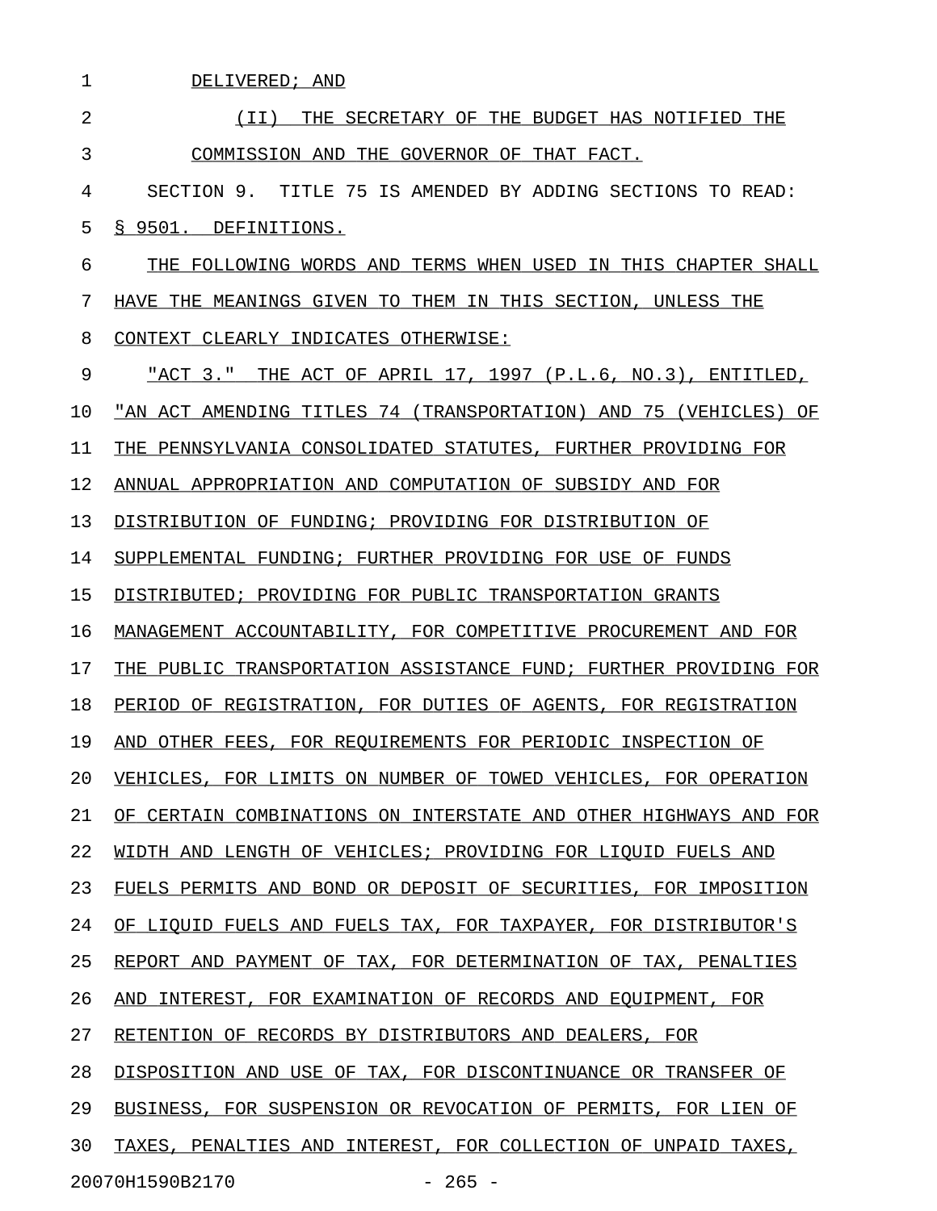DELIVERED; AND

(II) THE SECRETARY OF THE BUDGET HAS NOTIFIED THE COMMISSION AND THE GOVERNOR OF THAT FACT.

SECTION 9. TITLE 75 IS AMENDED BY ADDING SECTIONS TO READ:

§ 9501. DEFINITIONS.

THE FOLLOWING WORDS AND TERMS WHEN USED IN THIS CHAPTER SHALL HAVE THE MEANINGS GIVEN TO THEM IN THIS SECTION, UNLESS THE CONTEXT CLEARLY INDICATES OTHERWISE:

"ACT 3." THE ACT OF APRIL 17, 1997 (P.L.6, NO.3), ENTITLED, "AN ACT AMENDING TITLES 74 (TRANSPORTATION) AND 75 (VEHICLES) OF THE PENNSYLVANIA CONSOLIDATED STATUTES, FURTHER PROVIDING FOR ANNUAL APPROPRIATION AND COMPUTATION OF SUBSIDY AND FOR DISTRIBUTION OF FUNDING; PROVIDING FOR DISTRIBUTION OF SUPPLEMENTAL FUNDING; FURTHER PROVIDING FOR USE OF FUNDS DISTRIBUTED; PROVIDING FOR PUBLIC TRANSPORTATION GRANTS MANAGEMENT ACCOUNTABILITY, FOR COMPETITIVE PROCUREMENT AND FOR THE PUBLIC TRANSPORTATION ASSISTANCE FUND; FURTHER PROVIDING FOR PERIOD OF REGISTRATION, FOR DUTIES OF AGENTS, FOR REGISTRATION AND OTHER FEES, FOR REQUIREMENTS FOR PERIODIC INSPECTION OF VEHICLES, FOR LIMITS ON NUMBER OF TOWED VEHICLES, FOR OPERATION OF CERTAIN COMBINATIONS ON INTERSTATE AND OTHER HIGHWAYS AND FOR WIDTH AND LENGTH OF VEHICLES; PROVIDING FOR LIQUID FUELS AND FUELS PERMITS AND BOND OR DEPOSIT OF SECURITIES, FOR IMPOSITION OF LIQUID FUELS AND FUELS TAX, FOR TAXPAYER, FOR DISTRIBUTOR'S REPORT AND PAYMENT OF TAX, FOR DETERMINATION OF TAX, PENALTIES AND INTEREST, FOR EXAMINATION OF RECORDS AND EQUIPMENT, FOR RETENTION OF RECORDS BY DISTRIBUTORS AND DEALERS, FOR DISPOSITION AND USE OF TAX, FOR DISCONTINUANCE OR TRANSFER OF BUSINESS, FOR SUSPENSION OR REVOCATION OF PERMITS, FOR LIEN OF TAXES, PENALTIES AND INTEREST, FOR COLLECTION OF UNPAID TAXES,

20070H1590B2170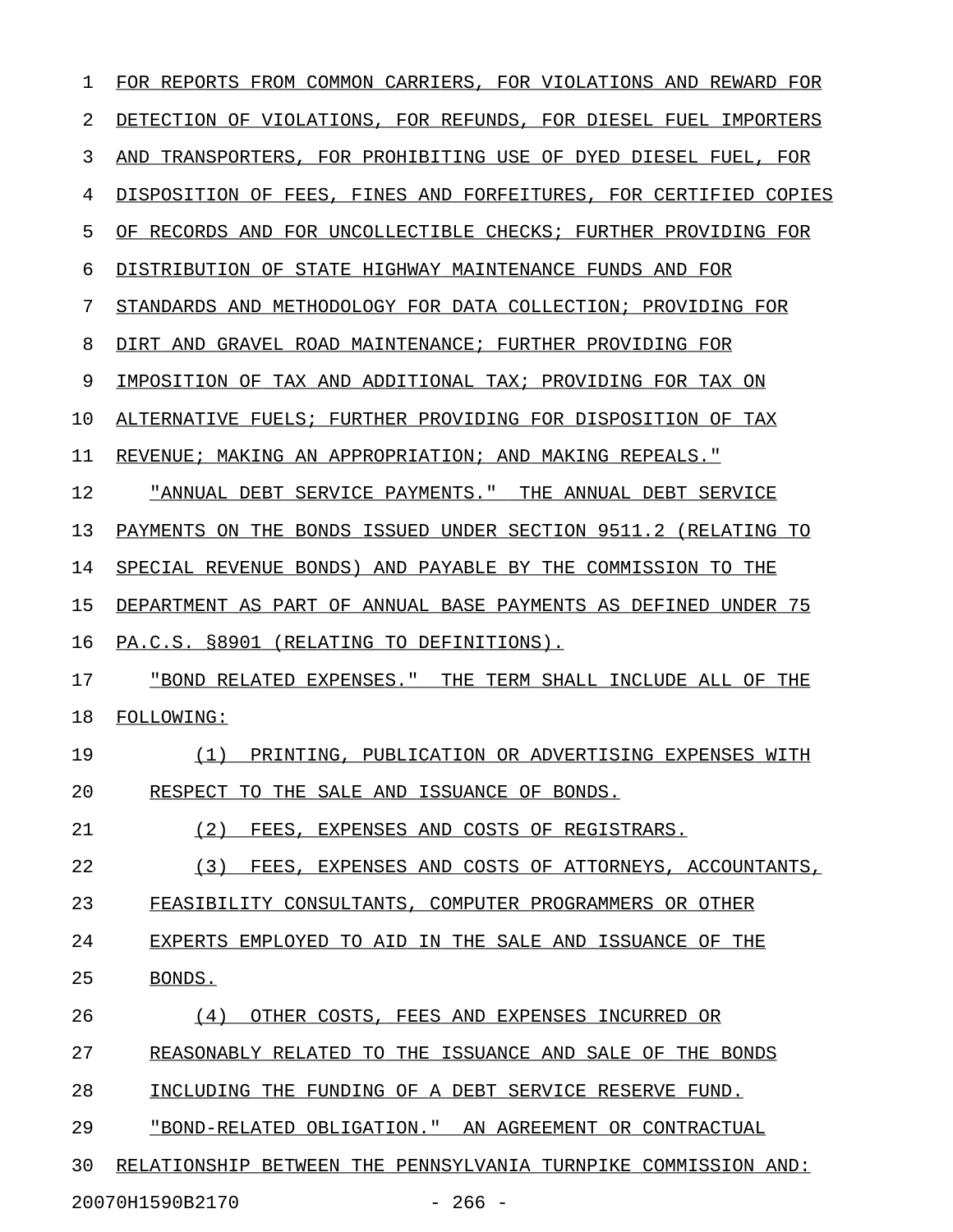FOR REPORTS FROM COMMON CARRIERS, FOR VIOLATIONS AND REWARD FOR DETECTION OF VIOLATIONS, FOR REFUNDS, FOR DIESEL FUEL IMPORTERS AND TRANSPORTERS, FOR PROHIBITING USE OF DYED DIESEL FUEL, FOR DISPOSITION OF FEES, FINES AND FORFEITURES, FOR CERTIFIED COPIES OF RECORDS AND FOR UNCOLLECTIBLE CHECKS; FURTHER PROVIDING FOR DISTRIBUTION OF STATE HIGHWAY MAINTENANCE FUNDS AND FOR STANDARDS AND METHODOLOGY FOR DATA COLLECTION; PROVIDING FOR DIRT AND GRAVEL ROAD MAINTENANCE; FURTHER PROVIDING FOR IMPOSITION OF TAX AND ADDITIONAL TAX; PROVIDING FOR TAX ON ALTERNATIVE FUELS; FURTHER PROVIDING FOR DISPOSITION OF TAX REVENUE; MAKING AN APPROPRIATION; AND MAKING REPEALS."

"ANNUAL DEBT SERVICE PAYMENTS." THE ANNUAL DEBT SERVICE PAYMENTS ON THE BONDS ISSUED UNDER SECTION 9511.2 (RELATING TO SPECIAL REVENUE BONDS) AND PAYABLE BY THE COMMISSION TO THE DEPARTMENT AS PART OF ANNUAL BASE PAYMENTS AS DEFINED UNDER 75 PA.C.S. §8901 (RELATING TO DEFINITIONS).

"BOND RELATED EXPENSES." THE TERM SHALL INCLUDE ALL OF THE FOLLOWING:

(1) PRINTING, PUBLICATION OR ADVERTISING EXPENSES WITH RESPECT TO THE SALE AND ISSUANCE OF BONDS.

(2) FEES, EXPENSES AND COSTS OF REGISTRARS.

(3) FEES, EXPENSES AND COSTS OF ATTORNEYS, ACCOUNTANTS, FEASIBILITY CONSULTANTS, COMPUTER PROGRAMMERS OR OTHER EXPERTS EMPLOYED TO AID IN THE SALE AND ISSUANCE OF THE BONDS.

(4) OTHER COSTS, FEES AND EXPENSES INCURRED OR REASONABLY RELATED TO THE ISSUANCE AND SALE OF THE BONDS INCLUDING THE FUNDING OF A DEBT SERVICE RESERVE FUND.

"BOND-RELATED OBLIGATION." AN AGREEMENT OR CONTRACTUAL RELATIONSHIP BETWEEN THE PENNSYLVANIA TURNPIKE COMMISSION AND: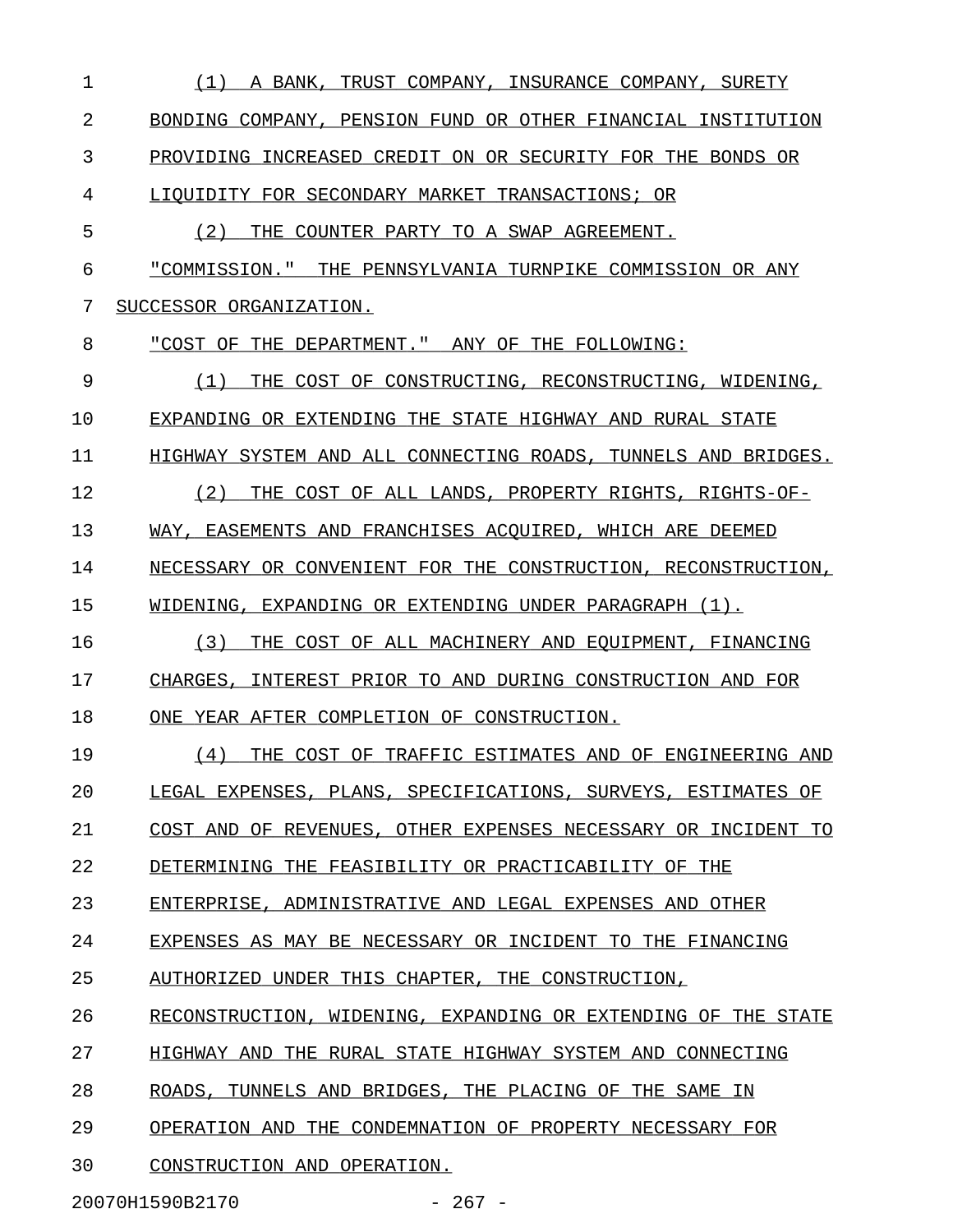(1) A BANK, TRUST COMPANY, INSURANCE COMPANY, SURETY BONDING COMPANY, PENSION FUND OR OTHER FINANCIAL INSTITUTION PROVIDING INCREASED CREDIT ON OR SECURITY FOR THE BONDS OR LIQUIDITY FOR SECONDARY MARKET TRANSACTIONS; OR

(2) THE COUNTER PARTY TO A SWAP AGREEMENT.

"COMMISSION." THE PENNSYLVANIA TURNPIKE COMMISSION OR ANY SUCCESSOR ORGANIZATION.

"COST OF THE DEPARTMENT." ANY OF THE FOLLOWING:

(1) THE COST OF CONSTRUCTING, RECONSTRUCTING, WIDENING, EXPANDING OR EXTENDING THE STATE HIGHWAY AND RURAL STATE HIGHWAY SYSTEM AND ALL CONNECTING ROADS, TUNNELS AND BRIDGES.

(2) THE COST OF ALL LANDS, PROPERTY RIGHTS, RIGHTS-OF-WAY, EASEMENTS AND FRANCHISES ACQUIRED, WHICH ARE DEEMED NECESSARY OR CONVENIENT FOR THE CONSTRUCTION, RECONSTRUCTION, WIDENING, EXPANDING OR EXTENDING UNDER PARAGRAPH (1).

(3) THE COST OF ALL MACHINERY AND EQUIPMENT, FINANCING CHARGES, INTEREST PRIOR TO AND DURING CONSTRUCTION AND FOR ONE YEAR AFTER COMPLETION OF CONSTRUCTION.

(4) THE COST OF TRAFFIC ESTIMATES AND OF ENGINEERING AND LEGAL EXPENSES, PLANS, SPECIFICATIONS, SURVEYS, ESTIMATES OF COST AND OF REVENUES, OTHER EXPENSES NECESSARY OR INCIDENT TO DETERMINING THE FEASIBILITY OR PRACTICABILITY OF THE ENTERPRISE, ADMINISTRATIVE AND LEGAL EXPENSES AND OTHER EXPENSES AS MAY BE NECESSARY OR INCIDENT TO THE FINANCING AUTHORIZED UNDER THIS CHAPTER, THE CONSTRUCTION, RECONSTRUCTION, WIDENING, EXPANDING OR EXTENDING OF THE STATE HIGHWAY AND THE RURAL STATE HIGHWAY SYSTEM AND CONNECTING ROADS, TUNNELS AND BRIDGES, THE PLACING OF THE SAME IN OPERATION AND THE CONDEMNATION OF PROPERTY NECESSARY FOR CONSTRUCTION AND OPERATION.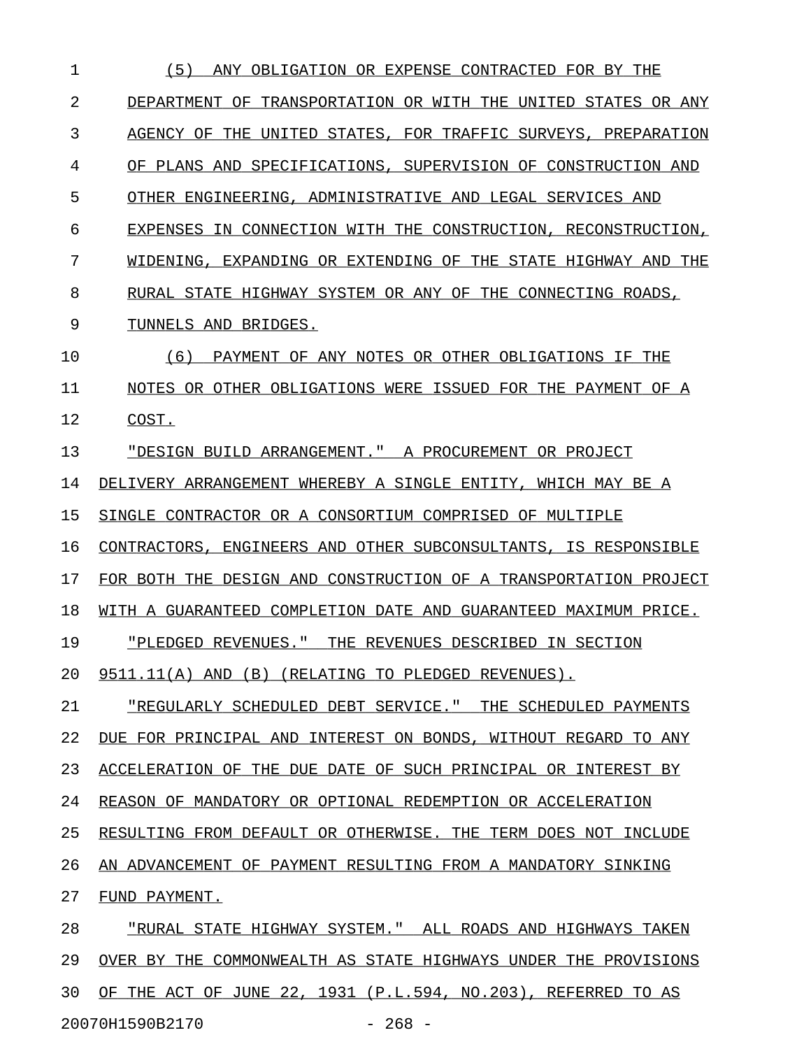(5) ANY OBLIGATION OR EXPENSE CONTRACTED FOR BY THE DEPARTMENT OF TRANSPORTATION OR WITH THE UNITED STATES OR ANY AGENCY OF THE UNITED STATES, FOR TRAFFIC SURVEYS, PREPARATION OF PLANS AND SPECIFICATIONS, SUPERVISION OF CONSTRUCTION AND OTHER ENGINEERING, ADMINISTRATIVE AND LEGAL SERVICES AND EXPENSES IN CONNECTION WITH THE CONSTRUCTION, RECONSTRUCTION, WIDENING, EXPANDING OR EXTENDING OF THE STATE HIGHWAY AND THE RURAL STATE HIGHWAY SYSTEM OR ANY OF THE CONNECTING ROADS, TUNNELS AND BRIDGES.

(6) PAYMENT OF ANY NOTES OR OTHER OBLIGATIONS IF THE NOTES OR OTHER OBLIGATIONS WERE ISSUED FOR THE PAYMENT OF A COST.

"DESIGN BUILD ARRANGEMENT." A PROCUREMENT OR PROJECT DELIVERY ARRANGEMENT WHEREBY A SINGLE ENTITY, WHICH MAY BE A SINGLE CONTRACTOR OR A CONSORTIUM COMPRISED OF MULTIPLE CONTRACTORS, ENGINEERS AND OTHER SUBCONSULTANTS, IS RESPONSIBLE FOR BOTH THE DESIGN AND CONSTRUCTION OF A TRANSPORTATION PROJECT WITH A GUARANTEED COMPLETION DATE AND GUARANTEED MAXIMUM PRICE.

"PLEDGED REVENUES." THE REVENUES DESCRIBED IN SECTION 9511.11(A) AND (B) (RELATING TO PLEDGED REVENUES).

"REGULARLY SCHEDULED DEBT SERVICE." THE SCHEDULED PAYMENTS DUE FOR PRINCIPAL AND INTEREST ON BONDS, WITHOUT REGARD TO ANY ACCELERATION OF THE DUE DATE OF SUCH PRINCIPAL OR INTEREST BY REASON OF MANDATORY OR OPTIONAL REDEMPTION OR ACCELERATION RESULTING FROM DEFAULT OR OTHERWISE. THE TERM DOES NOT INCLUDE AN ADVANCEMENT OF PAYMENT RESULTING FROM A MANDATORY SINKING FUND PAYMENT.

"RURAL STATE HIGHWAY SYSTEM." ALL ROADS AND HIGHWAYS TAKEN OVER BY THE COMMONWEALTH AS STATE HIGHWAYS UNDER THE PROVISIONS OF THE ACT OF JUNE 22, 1931 (P.L.594, NO.203), REFERRED TO AS

20070H1590B2170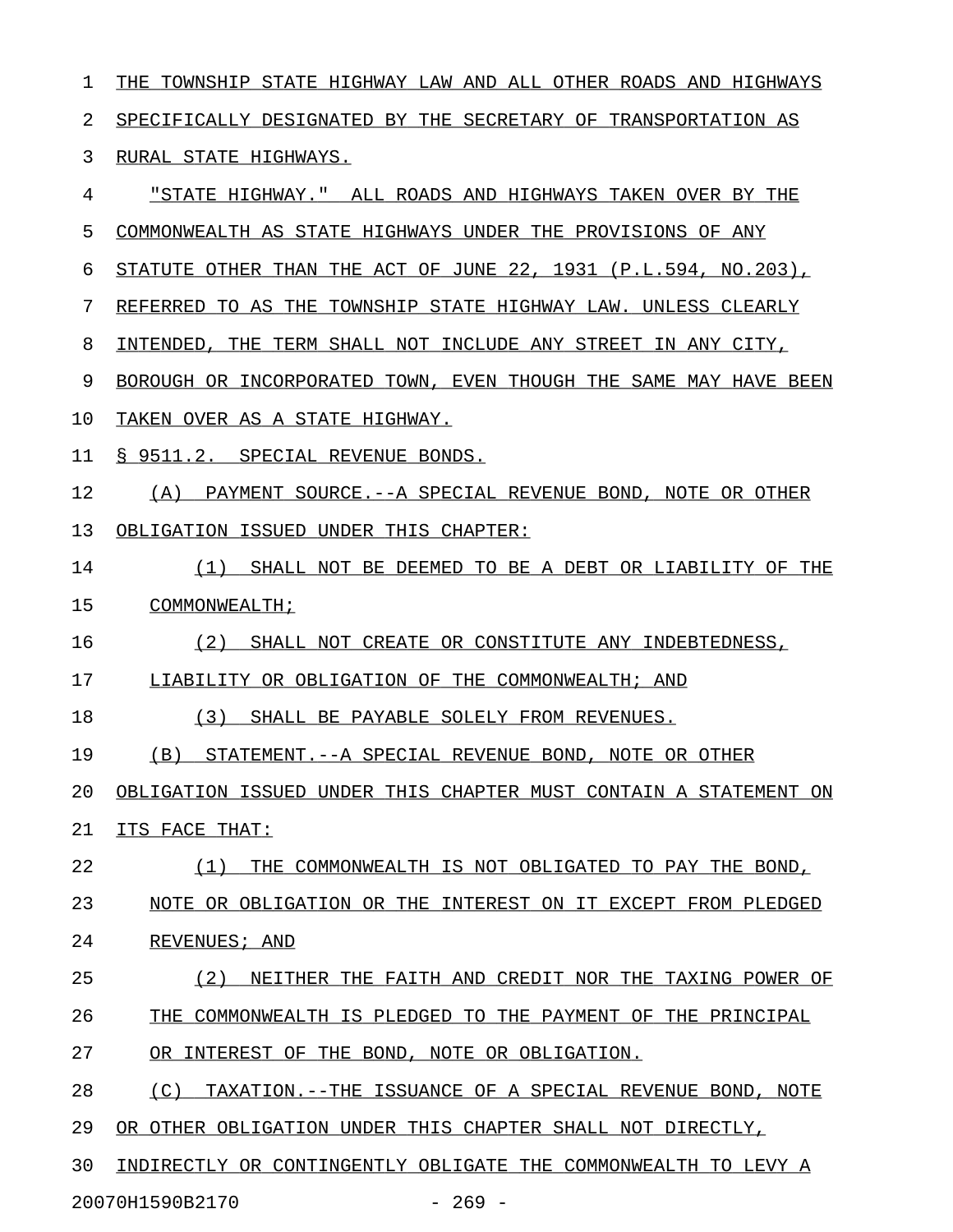THE TOWNSHIP STATE HIGHWAY LAW AND ALL OTHER ROADS AND HIGHWAYS SPECIFICALLY DESIGNATED BY THE SECRETARY OF TRANSPORTATION AS RURAL STATE HIGHWAYS.

"STATE HIGHWAY." ALL ROADS AND HIGHWAYS TAKEN OVER BY THE COMMONWEALTH AS STATE HIGHWAYS UNDER THE PROVISIONS OF ANY STATUTE OTHER THAN THE ACT OF JUNE 22, 1931 (P.L.594, NO.203), REFERRED TO AS THE TOWNSHIP STATE HIGHWAY LAW. UNLESS CLEARLY INTENDED, THE TERM SHALL NOT INCLUDE ANY STREET IN ANY CITY, BOROUGH OR INCORPORATED TOWN, EVEN THOUGH THE SAME MAY HAVE BEEN TAKEN OVER AS A STATE HIGHWAY.

§ 9511.2. SPECIAL REVENUE BONDS.

(A) PAYMENT SOURCE.--A SPECIAL REVENUE BOND, NOTE OR OTHER OBLIGATION ISSUED UNDER THIS CHAPTER:

(1) SHALL NOT BE DEEMED TO BE A DEBT OR LIABILITY OF THE COMMONWEALTH;

(2) SHALL NOT CREATE OR CONSTITUTE ANY INDEBTEDNESS, LIABILITY OR OBLIGATION OF THE COMMONWEALTH; AND

(3) SHALL BE PAYABLE SOLELY FROM REVENUES.

(B) STATEMENT.--A SPECIAL REVENUE BOND, NOTE OR OTHER OBLIGATION ISSUED UNDER THIS CHAPTER MUST CONTAIN A STATEMENT ON ITS FACE THAT:

(1) THE COMMONWEALTH IS NOT OBLIGATED TO PAY THE BOND, NOTE OR OBLIGATION OR THE INTEREST ON IT EXCEPT FROM PLEDGED REVENUES; AND

(2) NEITHER THE FAITH AND CREDIT NOR THE TAXING POWER OF THE COMMONWEALTH IS PLEDGED TO THE PAYMENT OF THE PRINCIPAL OR INTEREST OF THE BOND, NOTE OR OBLIGATION.

(C) TAXATION.--THE ISSUANCE OF A SPECIAL REVENUE BOND, NOTE OR OTHER OBLIGATION UNDER THIS CHAPTER SHALL NOT DIRECTLY, INDIRECTLY OR CONTINGENTLY OBLIGATE THE COMMONWEALTH TO LEVY A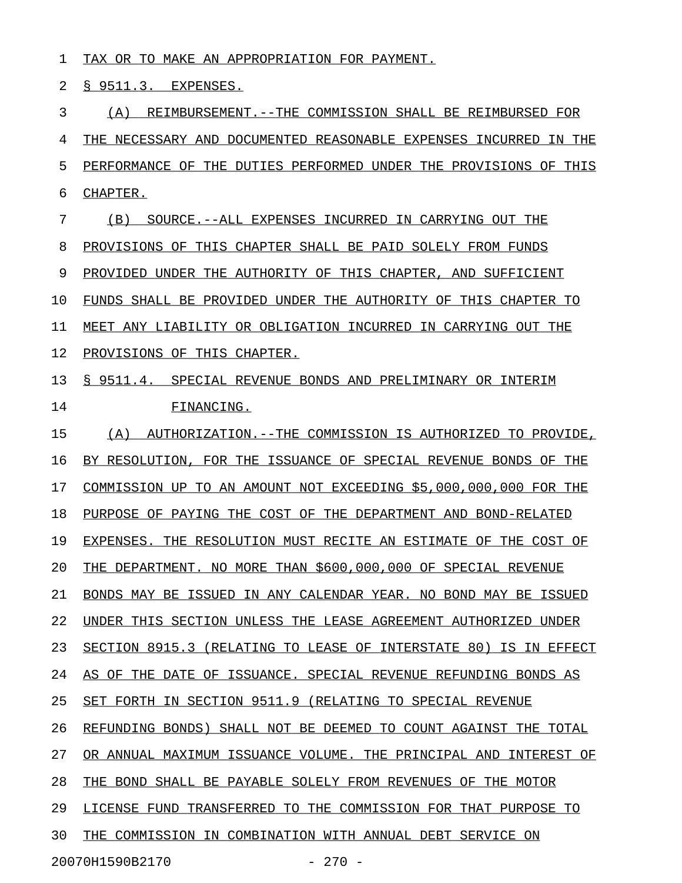TAX OR TO MAKE AN APPROPRIATION FOR PAYMENT.

§ 9511.3. EXPENSES.

(A) REIMBURSEMENT.--THE COMMISSION SHALL BE REIMBURSED FOR THE NECESSARY AND DOCUMENTED REASONABLE EXPENSES INCURRED IN THE PERFORMANCE OF THE DUTIES PERFORMED UNDER THE PROVISIONS OF THIS CHAPTER.

(B) SOURCE.--ALL EXPENSES INCURRED IN CARRYING OUT THE PROVISIONS OF THIS CHAPTER SHALL BE PAID SOLELY FROM FUNDS PROVIDED UNDER THE AUTHORITY OF THIS CHAPTER, AND SUFFICIENT FUNDS SHALL BE PROVIDED UNDER THE AUTHORITY OF THIS CHAPTER TO MEET ANY LIABILITY OR OBLIGATION INCURRED IN CARRYING OUT THE PROVISIONS OF THIS CHAPTER.

§ 9511.4. SPECIAL REVENUE BONDS AND PRELIMINARY OR INTERIM FINANCING.

(A) AUTHORIZATION.--THE COMMISSION IS AUTHORIZED TO PROVIDE, BY RESOLUTION, FOR THE ISSUANCE OF SPECIAL REVENUE BONDS OF THE COMMISSION UP TO AN AMOUNT NOT EXCEEDING $5,000,000,000 FOR THE PURPOSE OF PAYING THE COST OF THE DEPARTMENT AND BOND-RELATED EXPENSES. THE RESOLUTION MUST RECITE AN ESTIMATE OF THE COST OF THE DEPARTMENT. NO MORE THAN $600,000,000 OF SPECIAL REVENUE BONDS MAY BE ISSUED IN ANY CALENDAR YEAR. NO BOND MAY BE ISSUED UNDER THIS SECTION UNLESS THE LEASE AGREEMENT AUTHORIZED UNDER SECTION 8915.3 (RELATING TO LEASE OF INTERSTATE 80) IS IN EFFECT AS OF THE DATE OF ISSUANCE. SPECIAL REVENUE REFUNDING BONDS AS SET FORTH IN SECTION 9511.9 (RELATING TO SPECIAL REVENUE REFUNDING BONDS) SHALL NOT BE DEEMED TO COUNT AGAINST THE TOTAL OR ANNUAL MAXIMUM ISSUANCE VOLUME. THE PRINCIPAL AND INTEREST OF THE BOND SHALL BE PAYABLE SOLELY FROM REVENUES OF THE MOTOR LICENSE FUND TRANSFERRED TO THE COMMISSION FOR THAT PURPOSE TO THE COMMISSION IN COMBINATION WITH ANNUAL DEBT SERVICE ON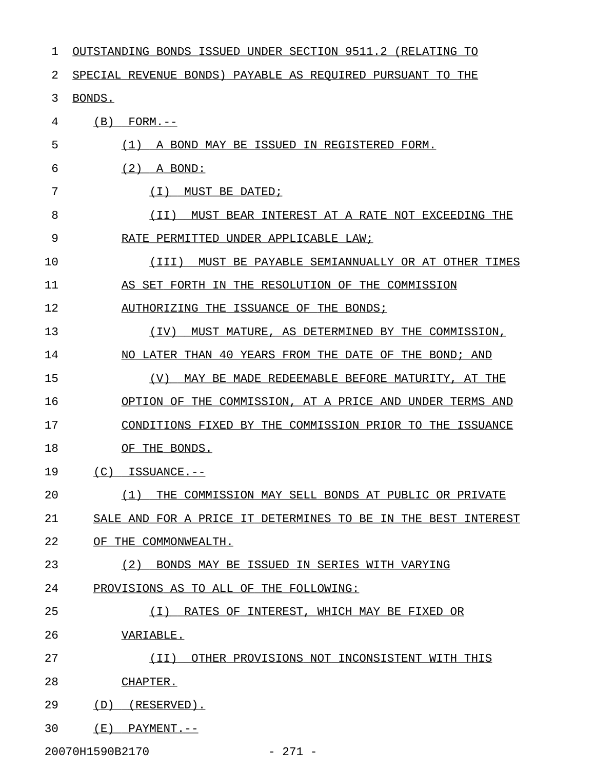OUTSTANDING BONDS ISSUED UNDER SECTION 9511.2 (RELATING TO SPECIAL REVENUE BONDS) PAYABLE AS REQUIRED PURSUANT TO THE BONDS.

(B) FORM.--

(1) A BOND MAY BE ISSUED IN REGISTERED FORM.

(2) A BOND:

(I) MUST BE DATED;

(II) MUST BEAR INTEREST AT A RATE NOT EXCEEDING THE RATE PERMITTED UNDER APPLICABLE LAW;

(III) MUST BE PAYABLE SEMIANNUALLY OR AT OTHER TIMES AS SET FORTH IN THE RESOLUTION OF THE COMMISSION AUTHORIZING THE ISSUANCE OF THE BONDS;

(IV) MUST MATURE, AS DETERMINED BY THE COMMISSION, NO LATER THAN 40 YEARS FROM THE DATE OF THE BOND; AND

(V) MAY BE MADE REDEEMABLE BEFORE MATURITY, AT THE OPTION OF THE COMMISSION, AT A PRICE AND UNDER TERMS AND CONDITIONS FIXED BY THE COMMISSION PRIOR TO THE ISSUANCE OF THE BONDS.

(C) ISSUANCE.--

(1) THE COMMISSION MAY SELL BONDS AT PUBLIC OR PRIVATE SALE AND FOR A PRICE IT DETERMINES TO BE IN THE BEST INTEREST OF THE COMMONWEALTH.

(2) BONDS MAY BE ISSUED IN SERIES WITH VARYING PROVISIONS AS TO ALL OF THE FOLLOWING:

(I) RATES OF INTEREST, WHICH MAY BE FIXED OR VARIABLE.

(II) OTHER PROVISIONS NOT INCONSISTENT WITH THIS CHAPTER.

(D) (RESERVED).

(E) PAYMENT.--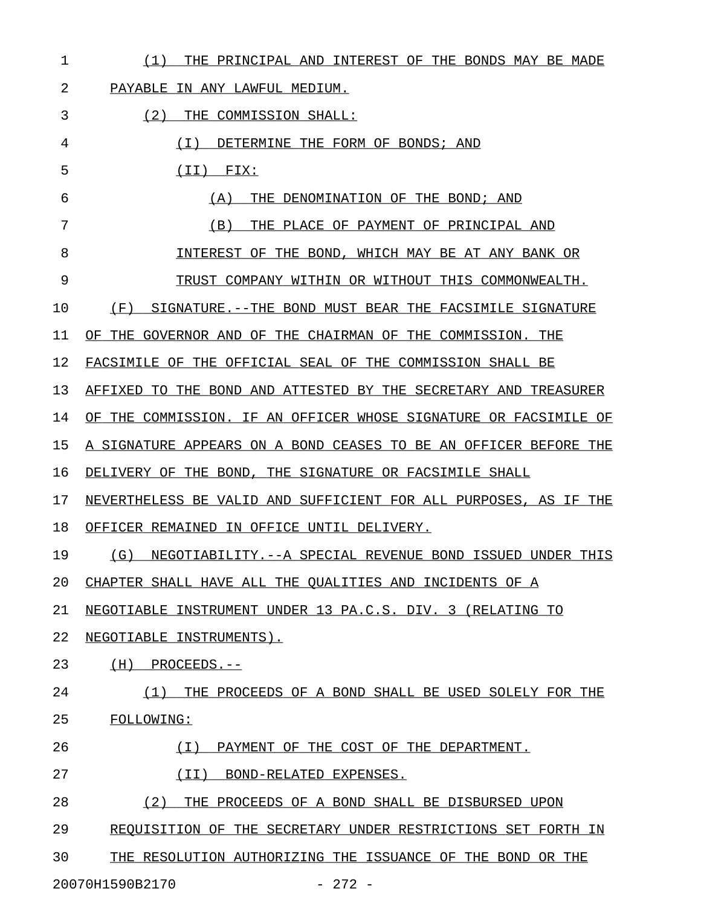(1) THE PRINCIPAL AND INTEREST OF THE BONDS MAY BE MADE PAYABLE IN ANY LAWFUL MEDIUM.

(2) THE COMMISSION SHALL:

(I) DETERMINE THE FORM OF BONDS; AND

(II) FIX:

(A) THE DENOMINATION OF THE BOND; AND

(B) THE PLACE OF PAYMENT OF PRINCIPAL AND INTEREST OF THE BOND, WHICH MAY BE AT ANY BANK OR TRUST COMPANY WITHIN OR WITHOUT THIS COMMONWEALTH.

(F) SIGNATURE.--THE BOND MUST BEAR THE FACSIMILE SIGNATURE OF THE GOVERNOR AND OF THE CHAIRMAN OF THE COMMISSION. THE FACSIMILE OF THE OFFICIAL SEAL OF THE COMMISSION SHALL BE AFFIXED TO THE BOND AND ATTESTED BY THE SECRETARY AND TREASURER OF THE COMMISSION. IF AN OFFICER WHOSE SIGNATURE OR FACSIMILE OF A SIGNATURE APPEARS ON A BOND CEASES TO BE AN OFFICER BEFORE THE DELIVERY OF THE BOND, THE SIGNATURE OR FACSIMILE SHALL NEVERTHELESS BE VALID AND SUFFICIENT FOR ALL PURPOSES, AS IF THE OFFICER REMAINED IN OFFICE UNTIL DELIVERY.

(G) NEGOTIABILITY.--A SPECIAL REVENUE BOND ISSUED UNDER THIS CHAPTER SHALL HAVE ALL THE QUALITIES AND INCIDENTS OF A NEGOTIABLE INSTRUMENT UNDER 13 PA.C.S. DIV. 3 (RELATING TO NEGOTIABLE INSTRUMENTS).

(H) PROCEEDS.--

(1) THE PROCEEDS OF A BOND SHALL BE USED SOLELY FOR THE FOLLOWING:

(I) PAYMENT OF THE COST OF THE DEPARTMENT.

(II) BOND-RELATED EXPENSES.

(2) THE PROCEEDS OF A BOND SHALL BE DISBURSED UPON REQUISITION OF THE SECRETARY UNDER RESTRICTIONS SET FORTH IN THE RESOLUTION AUTHORIZING THE ISSUANCE OF THE BOND OR THE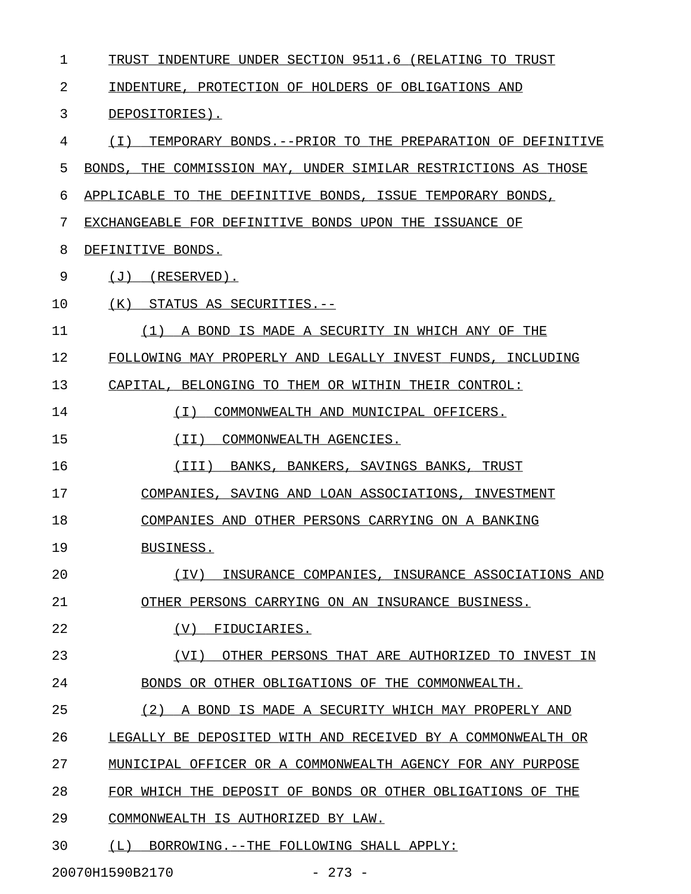TRUST INDENTURE UNDER SECTION 9511.6 (RELATING TO TRUST INDENTURE, PROTECTION OF HOLDERS OF OBLIGATIONS AND DEPOSITORIES).

(I) TEMPORARY BONDS.--PRIOR TO THE PREPARATION OF DEFINITIVE BONDS, THE COMMISSION MAY, UNDER SIMILAR RESTRICTIONS AS THOSE APPLICABLE TO THE DEFINITIVE BONDS, ISSUE TEMPORARY BONDS, EXCHANGEABLE FOR DEFINITIVE BONDS UPON THE ISSUANCE OF DEFINITIVE BONDS.

(J) (RESERVED).

(K) STATUS AS SECURITIES.--

(1) A BOND IS MADE A SECURITY IN WHICH ANY OF THE FOLLOWING MAY PROPERLY AND LEGALLY INVEST FUNDS, INCLUDING CAPITAL, BELONGING TO THEM OR WITHIN THEIR CONTROL:

(I) COMMONWEALTH AND MUNICIPAL OFFICERS.

(II) COMMONWEALTH AGENCIES.

(III) BANKS, BANKERS, SAVINGS BANKS, TRUST COMPANIES, SAVING AND LOAN ASSOCIATIONS, INVESTMENT COMPANIES AND OTHER PERSONS CARRYING ON A BANKING BUSINESS.

(IV) INSURANCE COMPANIES, INSURANCE ASSOCIATIONS AND OTHER PERSONS CARRYING ON AN INSURANCE BUSINESS.

(V) FIDUCIARIES.

(VI) OTHER PERSONS THAT ARE AUTHORIZED TO INVEST IN BONDS OR OTHER OBLIGATIONS OF THE COMMONWEALTH.

(2) A BOND IS MADE A SECURITY WHICH MAY PROPERLY AND LEGALLY BE DEPOSITED WITH AND RECEIVED BY A COMMONWEALTH OR MUNICIPAL OFFICER OR A COMMONWEALTH AGENCY FOR ANY PURPOSE FOR WHICH THE DEPOSIT OF BONDS OR OTHER OBLIGATIONS OF THE COMMONWEALTH IS AUTHORIZED BY LAW.

(L) BORROWING.--THE FOLLOWING SHALL APPLY: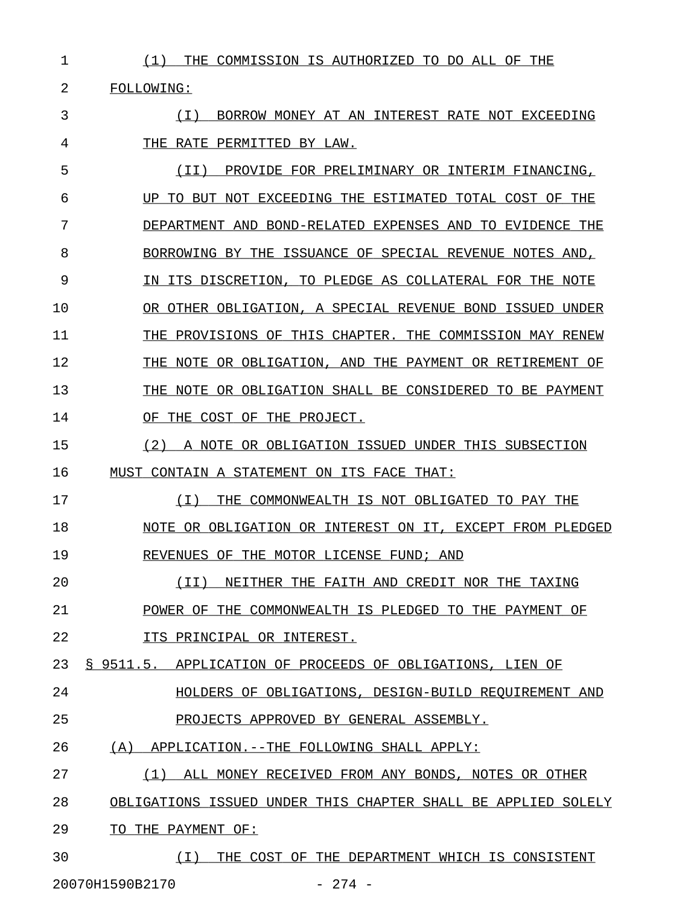(1) THE COMMISSION IS AUTHORIZED TO DO ALL OF THE FOLLOWING:

(I) BORROW MONEY AT AN INTEREST RATE NOT EXCEEDING THE RATE PERMITTED BY LAW.

(II) PROVIDE FOR PRELIMINARY OR INTERIM FINANCING, UP TO BUT NOT EXCEEDING THE ESTIMATED TOTAL COST OF THE DEPARTMENT AND BOND-RELATED EXPENSES AND TO EVIDENCE THE BORROWING BY THE ISSUANCE OF SPECIAL REVENUE NOTES AND, IN ITS DISCRETION, TO PLEDGE AS COLLATERAL FOR THE NOTE OR OTHER OBLIGATION, A SPECIAL REVENUE BOND ISSUED UNDER THE PROVISIONS OF THIS CHAPTER. THE COMMISSION MAY RENEW THE NOTE OR OBLIGATION, AND THE PAYMENT OR RETIREMENT OF THE NOTE OR OBLIGATION SHALL BE CONSIDERED TO BE PAYMENT OF THE COST OF THE PROJECT.

(2) A NOTE OR OBLIGATION ISSUED UNDER THIS SUBSECTION MUST CONTAIN A STATEMENT ON ITS FACE THAT:

(I) THE COMMONWEALTH IS NOT OBLIGATED TO PAY THE NOTE OR OBLIGATION OR INTEREST ON IT, EXCEPT FROM PLEDGED REVENUES OF THE MOTOR LICENSE FUND; AND

(II) NEITHER THE FAITH AND CREDIT NOR THE TAXING POWER OF THE COMMONWEALTH IS PLEDGED TO THE PAYMENT OF ITS PRINCIPAL OR INTEREST.

§ 9511.5. APPLICATION OF PROCEEDS OF OBLIGATIONS, LIEN OF HOLDERS OF OBLIGATIONS, DESIGN-BUILD REQUIREMENT AND PROJECTS APPROVED BY GENERAL ASSEMBLY.

(A) APPLICATION.--THE FOLLOWING SHALL APPLY:

(1) ALL MONEY RECEIVED FROM ANY BONDS, NOTES OR OTHER OBLIGATIONS ISSUED UNDER THIS CHAPTER SHALL BE APPLIED SOLELY TO THE PAYMENT OF:

(I) THE COST OF THE DEPARTMENT WHICH IS CONSISTENT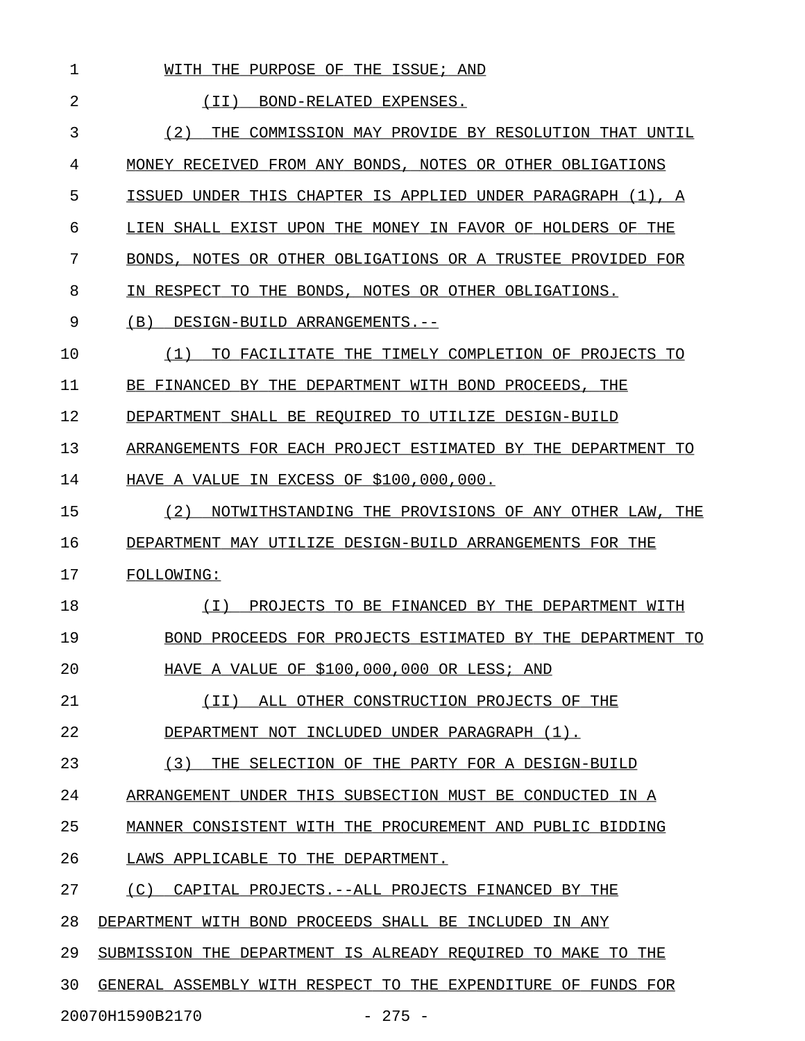WITH THE PURPOSE OF THE ISSUE; AND

(II) BOND-RELATED EXPENSES.

(2) THE COMMISSION MAY PROVIDE BY RESOLUTION THAT UNTIL MONEY RECEIVED FROM ANY BONDS, NOTES OR OTHER OBLIGATIONS ISSUED UNDER THIS CHAPTER IS APPLIED UNDER PARAGRAPH (1), A LIEN SHALL EXIST UPON THE MONEY IN FAVOR OF HOLDERS OF THE BONDS, NOTES OR OTHER OBLIGATIONS OR A TRUSTEE PROVIDED FOR IN RESPECT TO THE BONDS, NOTES OR OTHER OBLIGATIONS.

(B) DESIGN-BUILD ARRANGEMENTS.--

(1) TO FACILITATE THE TIMELY COMPLETION OF PROJECTS TO BE FINANCED BY THE DEPARTMENT WITH BOND PROCEEDS, THE DEPARTMENT SHALL BE REQUIRED TO UTILIZE DESIGN-BUILD ARRANGEMENTS FOR EACH PROJECT ESTIMATED BY THE DEPARTMENT TO HAVE A VALUE IN EXCESS OF $100,000,000.

(2) NOTWITHSTANDING THE PROVISIONS OF ANY OTHER LAW, THE DEPARTMENT MAY UTILIZE DESIGN-BUILD ARRANGEMENTS FOR THE FOLLOWING:

(I) PROJECTS TO BE FINANCED BY THE DEPARTMENT WITH BOND PROCEEDS FOR PROJECTS ESTIMATED BY THE DEPARTMENT TO HAVE A VALUE OF $100,000,000 OR LESS; AND

(II) ALL OTHER CONSTRUCTION PROJECTS OF THE DEPARTMENT NOT INCLUDED UNDER PARAGRAPH (1).

(3) THE SELECTION OF THE PARTY FOR A DESIGN-BUILD ARRANGEMENT UNDER THIS SUBSECTION MUST BE CONDUCTED IN A MANNER CONSISTENT WITH THE PROCUREMENT AND PUBLIC BIDDING LAWS APPLICABLE TO THE DEPARTMENT.

(C) CAPITAL PROJECTS.--ALL PROJECTS FINANCED BY THE DEPARTMENT WITH BOND PROCEEDS SHALL BE INCLUDED IN ANY SUBMISSION THE DEPARTMENT IS ALREADY REQUIRED TO MAKE TO THE GENERAL ASSEMBLY WITH RESPECT TO THE EXPENDITURE OF FUNDS FOR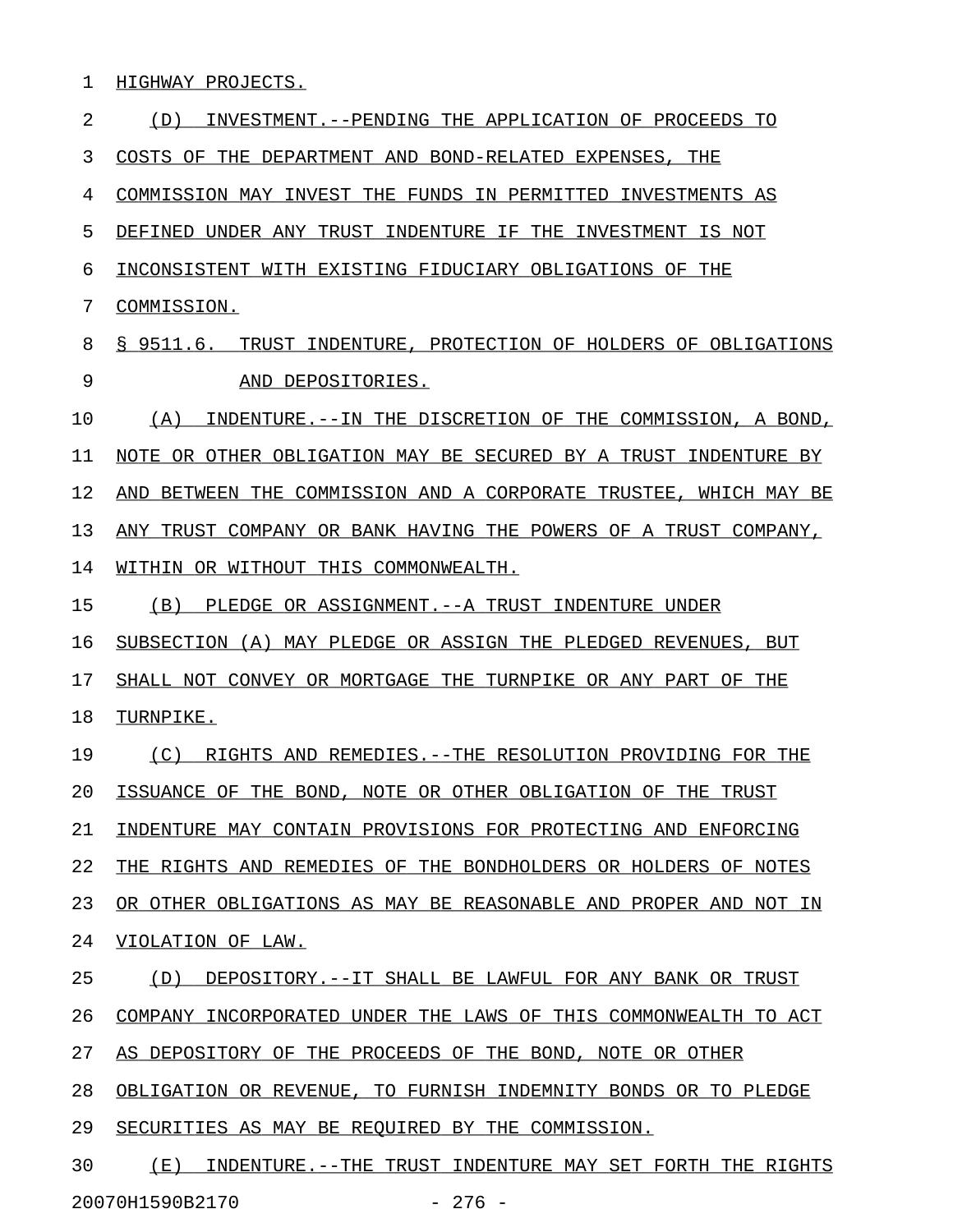HIGHWAY PROJECTS.

(D) INVESTMENT.--PENDING THE APPLICATION OF PROCEEDS TO COSTS OF THE DEPARTMENT AND BOND-RELATED EXPENSES, THE COMMISSION MAY INVEST THE FUNDS IN PERMITTED INVESTMENTS AS DEFINED UNDER ANY TRUST INDENTURE IF THE INVESTMENT IS NOT INCONSISTENT WITH EXISTING FIDUCIARY OBLIGATIONS OF THE COMMISSION.

§ 9511.6. TRUST INDENTURE, PROTECTION OF HOLDERS OF OBLIGATIONS AND DEPOSITORIES.

(A) INDENTURE.--IN THE DISCRETION OF THE COMMISSION, A BOND, NOTE OR OTHER OBLIGATION MAY BE SECURED BY A TRUST INDENTURE BY AND BETWEEN THE COMMISSION AND A CORPORATE TRUSTEE, WHICH MAY BE ANY TRUST COMPANY OR BANK HAVING THE POWERS OF A TRUST COMPANY, WITHIN OR WITHOUT THIS COMMONWEALTH.

(B) PLEDGE OR ASSIGNMENT.--A TRUST INDENTURE UNDER SUBSECTION (A) MAY PLEDGE OR ASSIGN THE PLEDGED REVENUES, BUT SHALL NOT CONVEY OR MORTGAGE THE TURNPIKE OR ANY PART OF THE TURNPIKE.

(C) RIGHTS AND REMEDIES.--THE RESOLUTION PROVIDING FOR THE ISSUANCE OF THE BOND, NOTE OR OTHER OBLIGATION OF THE TRUST INDENTURE MAY CONTAIN PROVISIONS FOR PROTECTING AND ENFORCING THE RIGHTS AND REMEDIES OF THE BONDHOLDERS OR HOLDERS OF NOTES OR OTHER OBLIGATIONS AS MAY BE REASONABLE AND PROPER AND NOT IN VIOLATION OF LAW.

(D) DEPOSITORY.--IT SHALL BE LAWFUL FOR ANY BANK OR TRUST COMPANY INCORPORATED UNDER THE LAWS OF THIS COMMONWEALTH TO ACT AS DEPOSITORY OF THE PROCEEDS OF THE BOND, NOTE OR OTHER OBLIGATION OR REVENUE, TO FURNISH INDEMNITY BONDS OR TO PLEDGE SECURITIES AS MAY BE REQUIRED BY THE COMMISSION.

(E) INDENTURE.--THE TRUST INDENTURE MAY SET FORTH THE RIGHTS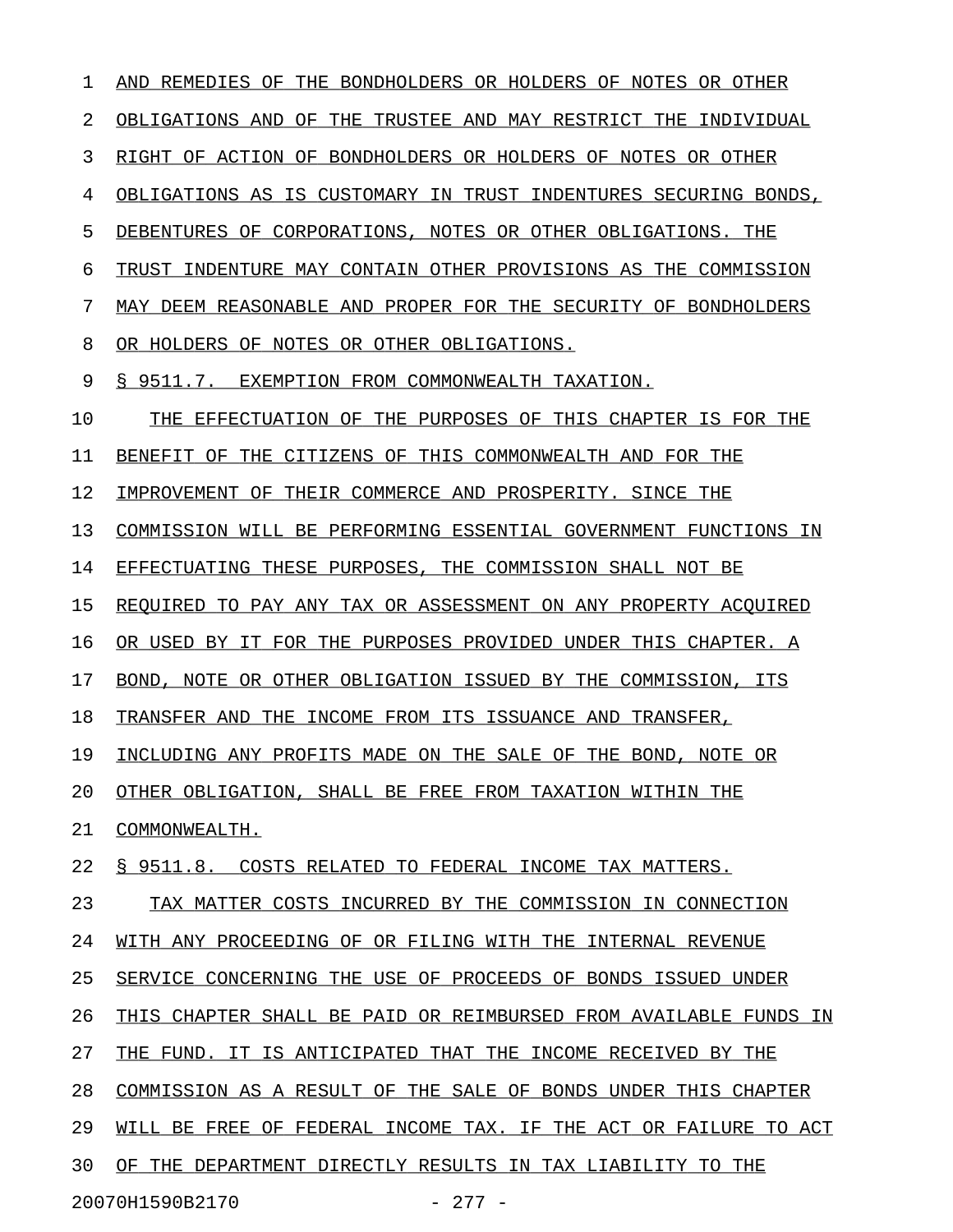AND REMEDIES OF THE BONDHOLDERS OR HOLDERS OF NOTES OR OTHER OBLIGATIONS AND OF THE TRUSTEE AND MAY RESTRICT THE INDIVIDUAL RIGHT OF ACTION OF BONDHOLDERS OR HOLDERS OF NOTES OR OTHER OBLIGATIONS AS IS CUSTOMARY IN TRUST INDENTURES SECURING BONDS, DEBENTURES OF CORPORATIONS, NOTES OR OTHER OBLIGATIONS. THE TRUST INDENTURE MAY CONTAIN OTHER PROVISIONS AS THE COMMISSION MAY DEEM REASONABLE AND PROPER FOR THE SECURITY OF BONDHOLDERS OR HOLDERS OF NOTES OR OTHER OBLIGATIONS.

§ 9511.7. EXEMPTION FROM COMMONWEALTH TAXATION.

THE EFFECTUATION OF THE PURPOSES OF THIS CHAPTER IS FOR THE BENEFIT OF THE CITIZENS OF THIS COMMONWEALTH AND FOR THE IMPROVEMENT OF THEIR COMMERCE AND PROSPERITY. SINCE THE COMMISSION WILL BE PERFORMING ESSENTIAL GOVERNMENT FUNCTIONS IN EFFECTUATING THESE PURPOSES, THE COMMISSION SHALL NOT BE REQUIRED TO PAY ANY TAX OR ASSESSMENT ON ANY PROPERTY ACQUIRED OR USED BY IT FOR THE PURPOSES PROVIDED UNDER THIS CHAPTER. A BOND, NOTE OR OTHER OBLIGATION ISSUED BY THE COMMISSION, ITS TRANSFER AND THE INCOME FROM ITS ISSUANCE AND TRANSFER, INCLUDING ANY PROFITS MADE ON THE SALE OF THE BOND, NOTE OR OTHER OBLIGATION, SHALL BE FREE FROM TAXATION WITHIN THE COMMONWEALTH.

§ 9511.8. COSTS RELATED TO FEDERAL INCOME TAX MATTERS.

TAX MATTER COSTS INCURRED BY THE COMMISSION IN CONNECTION WITH ANY PROCEEDING OF OR FILING WITH THE INTERNAL REVENUE SERVICE CONCERNING THE USE OF PROCEEDS OF BONDS ISSUED UNDER THIS CHAPTER SHALL BE PAID OR REIMBURSED FROM AVAILABLE FUNDS IN THE FUND. IT IS ANTICIPATED THAT THE INCOME RECEIVED BY THE COMMISSION AS A RESULT OF THE SALE OF BONDS UNDER THIS CHAPTER WILL BE FREE OF FEDERAL INCOME TAX. IF THE ACT OR FAILURE TO ACT OF THE DEPARTMENT DIRECTLY RESULTS IN TAX LIABILITY TO THE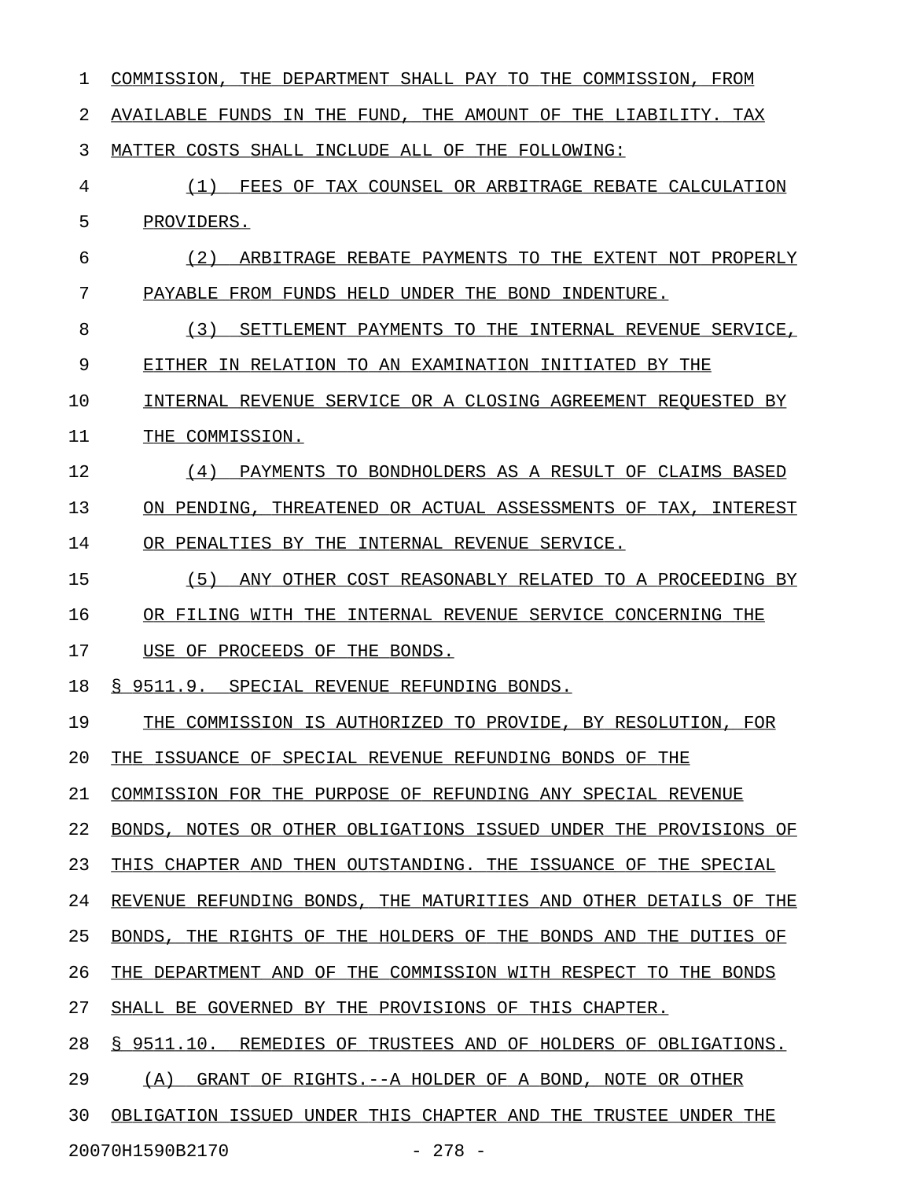COMMISSION, THE DEPARTMENT SHALL PAY TO THE COMMISSION, FROM AVAILABLE FUNDS IN THE FUND, THE AMOUNT OF THE LIABILITY. TAX MATTER COSTS SHALL INCLUDE ALL OF THE FOLLOWING:

(1) FEES OF TAX COUNSEL OR ARBITRAGE REBATE CALCULATION PROVIDERS.

(2) ARBITRAGE REBATE PAYMENTS TO THE EXTENT NOT PROPERLY PAYABLE FROM FUNDS HELD UNDER THE BOND INDENTURE.

(3) SETTLEMENT PAYMENTS TO THE INTERNAL REVENUE SERVICE, EITHER IN RELATION TO AN EXAMINATION INITIATED BY THE INTERNAL REVENUE SERVICE OR A CLOSING AGREEMENT REQUESTED BY THE COMMISSION.

(4) PAYMENTS TO BONDHOLDERS AS A RESULT OF CLAIMS BASED ON PENDING, THREATENED OR ACTUAL ASSESSMENTS OF TAX, INTEREST OR PENALTIES BY THE INTERNAL REVENUE SERVICE.

(5) ANY OTHER COST REASONABLY RELATED TO A PROCEEDING BY OR FILING WITH THE INTERNAL REVENUE SERVICE CONCERNING THE USE OF PROCEEDS OF THE BONDS.

§ 9511.9. SPECIAL REVENUE REFUNDING BONDS.

THE COMMISSION IS AUTHORIZED TO PROVIDE, BY RESOLUTION, FOR THE ISSUANCE OF SPECIAL REVENUE REFUNDING BONDS OF THE COMMISSION FOR THE PURPOSE OF REFUNDING ANY SPECIAL REVENUE BONDS, NOTES OR OTHER OBLIGATIONS ISSUED UNDER THE PROVISIONS OF THIS CHAPTER AND THEN OUTSTANDING. THE ISSUANCE OF THE SPECIAL REVENUE REFUNDING BONDS, THE MATURITIES AND OTHER DETAILS OF THE BONDS, THE RIGHTS OF THE HOLDERS OF THE BONDS AND THE DUTIES OF THE DEPARTMENT AND OF THE COMMISSION WITH RESPECT TO THE BONDS SHALL BE GOVERNED BY THE PROVISIONS OF THIS CHAPTER.

§ 9511.10. REMEDIES OF TRUSTEES AND OF HOLDERS OF OBLIGATIONS.

(A) GRANT OF RIGHTS.--A HOLDER OF A BOND, NOTE OR OTHER OBLIGATION ISSUED UNDER THIS CHAPTER AND THE TRUSTEE UNDER THE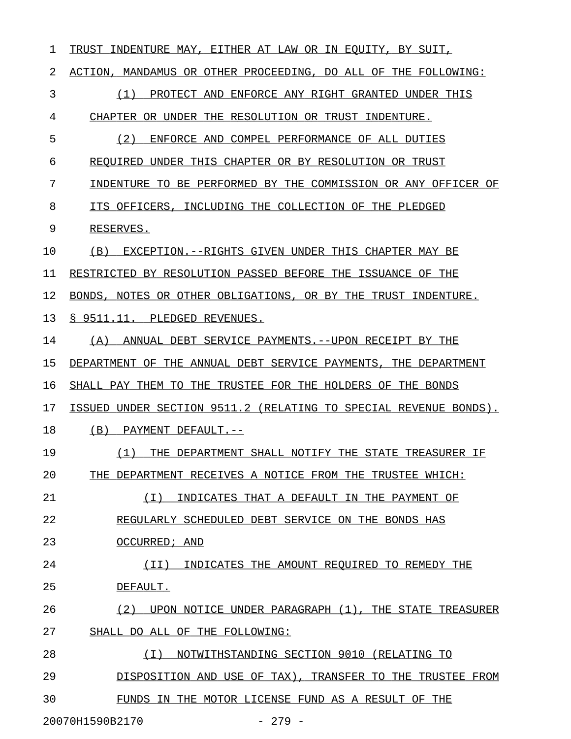TRUST INDENTURE MAY, EITHER AT LAW OR IN EQUITY, BY SUIT, ACTION, MANDAMUS OR OTHER PROCEEDING, DO ALL OF THE FOLLOWING:

(1) PROTECT AND ENFORCE ANY RIGHT GRANTED UNDER THIS CHAPTER OR UNDER THE RESOLUTION OR TRUST INDENTURE.

(2) ENFORCE AND COMPEL PERFORMANCE OF ALL DUTIES REQUIRED UNDER THIS CHAPTER OR BY RESOLUTION OR TRUST INDENTURE TO BE PERFORMED BY THE COMMISSION OR ANY OFFICER OF ITS OFFICERS, INCLUDING THE COLLECTION OF THE PLEDGED RESERVES.

(B) EXCEPTION.--RIGHTS GIVEN UNDER THIS CHAPTER MAY BE RESTRICTED BY RESOLUTION PASSED BEFORE THE ISSUANCE OF THE BONDS, NOTES OR OTHER OBLIGATIONS, OR BY THE TRUST INDENTURE.

§ 9511.11. PLEDGED REVENUES.

(A) ANNUAL DEBT SERVICE PAYMENTS.--UPON RECEIPT BY THE DEPARTMENT OF THE ANNUAL DEBT SERVICE PAYMENTS, THE DEPARTMENT SHALL PAY THEM TO THE TRUSTEE FOR THE HOLDERS OF THE BONDS ISSUED UNDER SECTION 9511.2 (RELATING TO SPECIAL REVENUE BONDS).

(B) PAYMENT DEFAULT.--

(1) THE DEPARTMENT SHALL NOTIFY THE STATE TREASURER IF THE DEPARTMENT RECEIVES A NOTICE FROM THE TRUSTEE WHICH:

(I) INDICATES THAT A DEFAULT IN THE PAYMENT OF REGULARLY SCHEDULED DEBT SERVICE ON THE BONDS HAS OCCURRED; AND

(II) INDICATES THE AMOUNT REQUIRED TO REMEDY THE DEFAULT.

(2) UPON NOTICE UNDER PARAGRAPH (1), THE STATE TREASURER SHALL DO ALL OF THE FOLLOWING:

(I) NOTWITHSTANDING SECTION 9010 (RELATING TO DISPOSITION AND USE OF TAX), TRANSFER TO THE TRUSTEE FROM FUNDS IN THE MOTOR LICENSE FUND AS A RESULT OF THE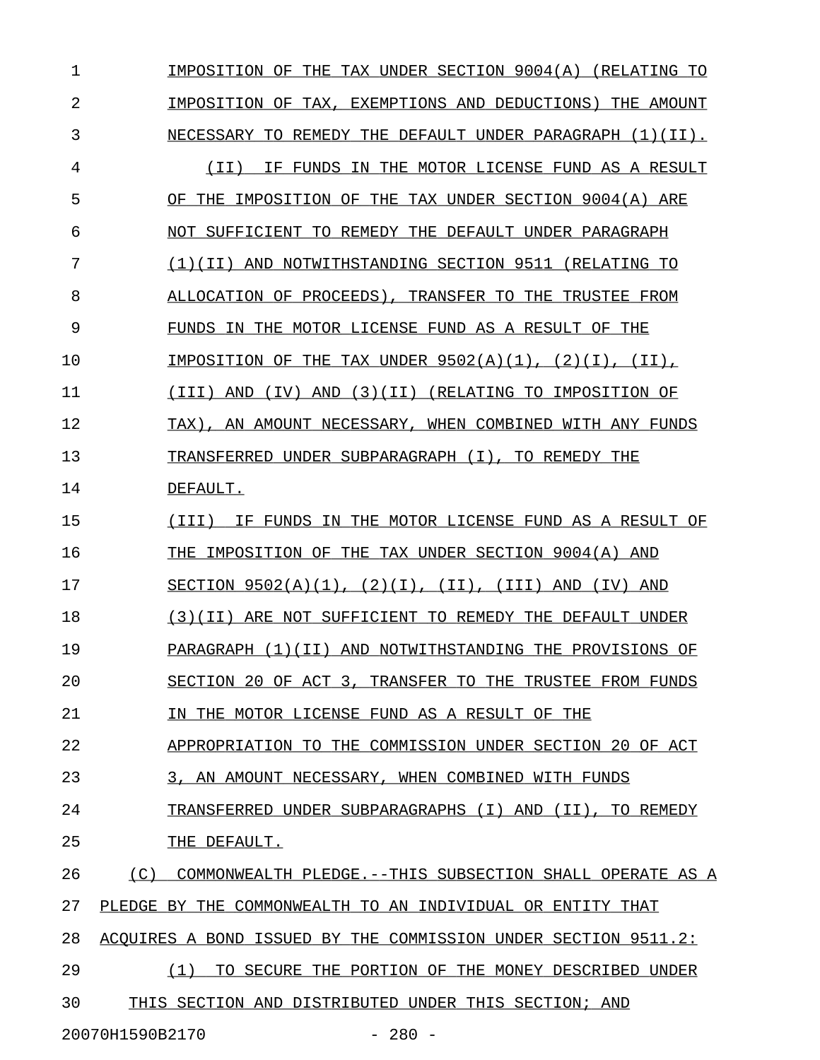IMPOSITION OF THE TAX UNDER SECTION 9004(A) (RELATING TO IMPOSITION OF TAX, EXEMPTIONS AND DEDUCTIONS) THE AMOUNT NECESSARY TO REMEDY THE DEFAULT UNDER PARAGRAPH (1)(II).

(II) IF FUNDS IN THE MOTOR LICENSE FUND AS A RESULT OF THE IMPOSITION OF THE TAX UNDER SECTION 9004(A) ARE NOT SUFFICIENT TO REMEDY THE DEFAULT UNDER PARAGRAPH (1)(II) AND NOTWITHSTANDING SECTION 9511 (RELATING TO ALLOCATION OF PROCEEDS), TRANSFER TO THE TRUSTEE FROM FUNDS IN THE MOTOR LICENSE FUND AS A RESULT OF THE IMPOSITION OF THE TAX UNDER 9502(A)(1), (2)(I), (II), (III) AND (IV) AND (3)(II) (RELATING TO IMPOSITION OF TAX), AN AMOUNT NECESSARY, WHEN COMBINED WITH ANY FUNDS TRANSFERRED UNDER SUBPARAGRAPH (I), TO REMEDY THE DEFAULT.

(III) IF FUNDS IN THE MOTOR LICENSE FUND AS A RESULT OF THE IMPOSITION OF THE TAX UNDER SECTION 9004(A) AND SECTION 9502(A)(1), (2)(I), (II), (III) AND (IV) AND (3)(II) ARE NOT SUFFICIENT TO REMEDY THE DEFAULT UNDER PARAGRAPH (1)(II) AND NOTWITHSTANDING THE PROVISIONS OF SECTION 20 OF ACT 3, TRANSFER TO THE TRUSTEE FROM FUNDS IN THE MOTOR LICENSE FUND AS A RESULT OF THE APPROPRIATION TO THE COMMISSION UNDER SECTION 20 OF ACT 3, AN AMOUNT NECESSARY, WHEN COMBINED WITH FUNDS TRANSFERRED UNDER SUBPARAGRAPHS (I) AND (II), TO REMEDY THE DEFAULT.

(C) COMMONWEALTH PLEDGE.--THIS SUBSECTION SHALL OPERATE AS A PLEDGE BY THE COMMONWEALTH TO AN INDIVIDUAL OR ENTITY THAT ACQUIRES A BOND ISSUED BY THE COMMISSION UNDER SECTION 9511.2:

(1) TO SECURE THE PORTION OF THE MONEY DESCRIBED UNDER THIS SECTION AND DISTRIBUTED UNDER THIS SECTION; AND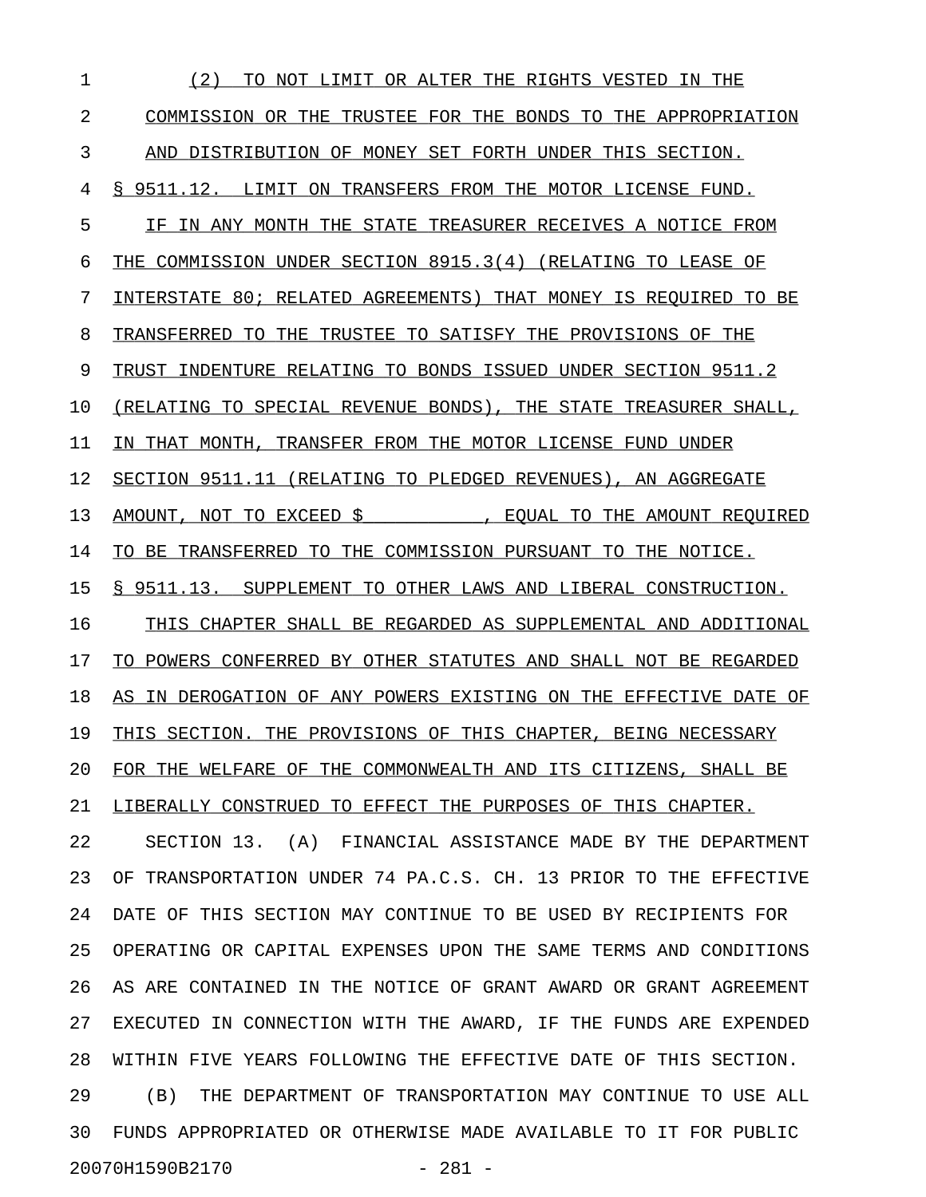(2) TO NOT LIMIT OR ALTER THE RIGHTS VESTED IN THE COMMISSION OR THE TRUSTEE FOR THE BONDS TO THE APPROPRIATION AND DISTRIBUTION OF MONEY SET FORTH UNDER THIS SECTION.

§ 9511.12. LIMIT ON TRANSFERS FROM THE MOTOR LICENSE FUND.

IF IN ANY MONTH THE STATE TREASURER RECEIVES A NOTICE FROM THE COMMISSION UNDER SECTION 8915.3(4) (RELATING TO LEASE OF INTERSTATE 80; RELATED AGREEMENTS) THAT MONEY IS REQUIRED TO BE TRANSFERRED TO THE TRUSTEE TO SATISFY THE PROVISIONS OF THE TRUST INDENTURE RELATING TO BONDS ISSUED UNDER SECTION 9511.2 (RELATING TO SPECIAL REVENUE BONDS), THE STATE TREASURER SHALL, IN THAT MONTH, TRANSFER FROM THE MOTOR LICENSE FUND UNDER SECTION 9511.11 (RELATING TO PLEDGED REVENUES), AN AGGREGATE AMOUNT, NOT TO EXCEED $__________, EQUAL TO THE AMOUNT REQUIRED TO BE TRANSFERRED TO THE COMMISSION PURSUANT TO THE NOTICE.

§ 9511.13. SUPPLEMENT TO OTHER LAWS AND LIBERAL CONSTRUCTION.

THIS CHAPTER SHALL BE REGARDED AS SUPPLEMENTAL AND ADDITIONAL TO POWERS CONFERRED BY OTHER STATUTES AND SHALL NOT BE REGARDED AS IN DEROGATION OF ANY POWERS EXISTING ON THE EFFECTIVE DATE OF THIS SECTION. THE PROVISIONS OF THIS CHAPTER, BEING NECESSARY FOR THE WELFARE OF THE COMMONWEALTH AND ITS CITIZENS, SHALL BE LIBERALLY CONSTRUED TO EFFECT THE PURPOSES OF THIS CHAPTER.

SECTION 13. (A) FINANCIAL ASSISTANCE MADE BY THE DEPARTMENT OF TRANSPORTATION UNDER 74 PA.C.S. CH. 13 PRIOR TO THE EFFECTIVE DATE OF THIS SECTION MAY CONTINUE TO BE USED BY RECIPIENTS FOR OPERATING OR CAPITAL EXPENSES UPON THE SAME TERMS AND CONDITIONS AS ARE CONTAINED IN THE NOTICE OF GRANT AWARD OR GRANT AGREEMENT EXECUTED IN CONNECTION WITH THE AWARD, IF THE FUNDS ARE EXPENDED WITHIN FIVE YEARS FOLLOWING THE EFFECTIVE DATE OF THIS SECTION.

(B) THE DEPARTMENT OF TRANSPORTATION MAY CONTINUE TO USE ALL FUNDS APPROPRIATED OR OTHERWISE MADE AVAILABLE TO IT FOR PUBLIC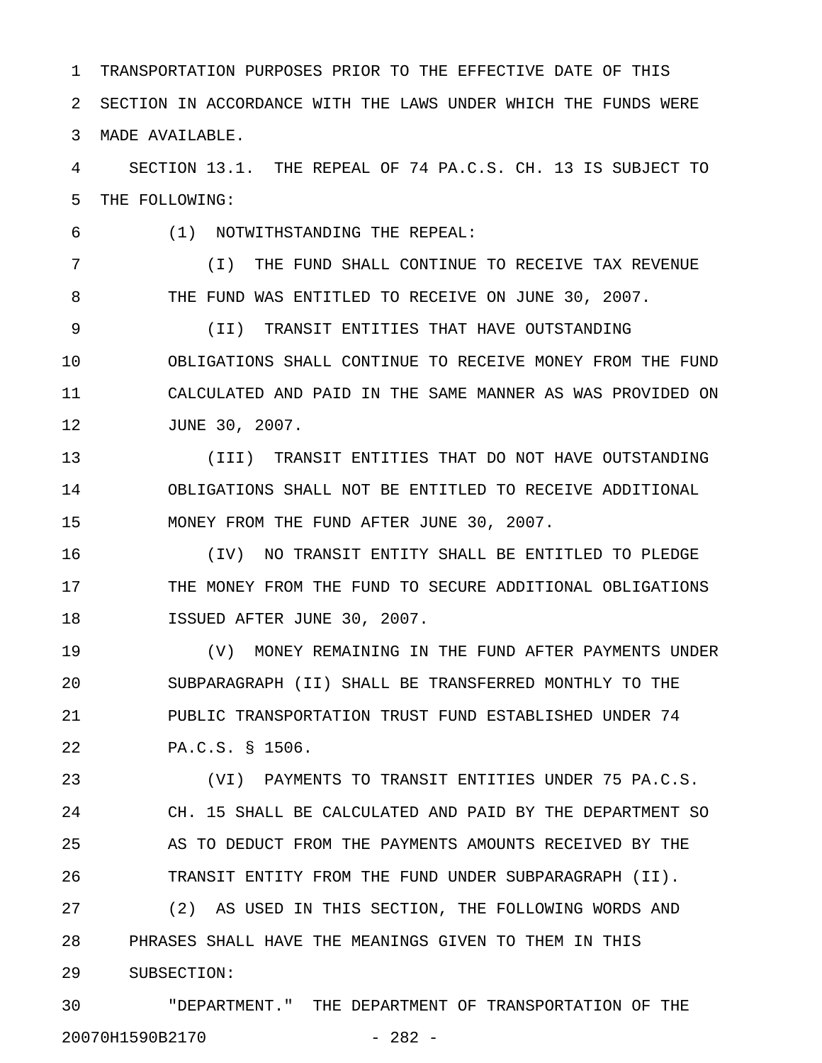TRANSPORTATION PURPOSES PRIOR TO THE EFFECTIVE DATE OF THIS SECTION IN ACCORDANCE WITH THE LAWS UNDER WHICH THE FUNDS WERE MADE AVAILABLE.

SECTION 13.1. THE REPEAL OF 74 PA.C.S. CH. 13 IS SUBJECT TO THE FOLLOWING:

(1) NOTWITHSTANDING THE REPEAL:

(I) THE FUND SHALL CONTINUE TO RECEIVE TAX REVENUE THE FUND WAS ENTITLED TO RECEIVE ON JUNE 30, 2007.

(II) TRANSIT ENTITIES THAT HAVE OUTSTANDING OBLIGATIONS SHALL CONTINUE TO RECEIVE MONEY FROM THE FUND CALCULATED AND PAID IN THE SAME MANNER AS WAS PROVIDED ON JUNE 30, 2007.

(III) TRANSIT ENTITIES THAT DO NOT HAVE OUTSTANDING OBLIGATIONS SHALL NOT BE ENTITLED TO RECEIVE ADDITIONAL MONEY FROM THE FUND AFTER JUNE 30, 2007.

(IV) NO TRANSIT ENTITY SHALL BE ENTITLED TO PLEDGE THE MONEY FROM THE FUND TO SECURE ADDITIONAL OBLIGATIONS ISSUED AFTER JUNE 30, 2007.

(V) MONEY REMAINING IN THE FUND AFTER PAYMENTS UNDER SUBPARAGRAPH (II) SHALL BE TRANSFERRED MONTHLY TO THE PUBLIC TRANSPORTATION TRUST FUND ESTABLISHED UNDER 74 PA.C.S. § 1506.

(VI) PAYMENTS TO TRANSIT ENTITIES UNDER 75 PA.C.S. CH. 15 SHALL BE CALCULATED AND PAID BY THE DEPARTMENT SO AS TO DEDUCT FROM THE PAYMENTS AMOUNTS RECEIVED BY THE TRANSIT ENTITY FROM THE FUND UNDER SUBPARAGRAPH (II).

(2) AS USED IN THIS SECTION, THE FOLLOWING WORDS AND PHRASES SHALL HAVE THE MEANINGS GIVEN TO THEM IN THIS SUBSECTION:

"DEPARTMENT." THE DEPARTMENT OF TRANSPORTATION OF THE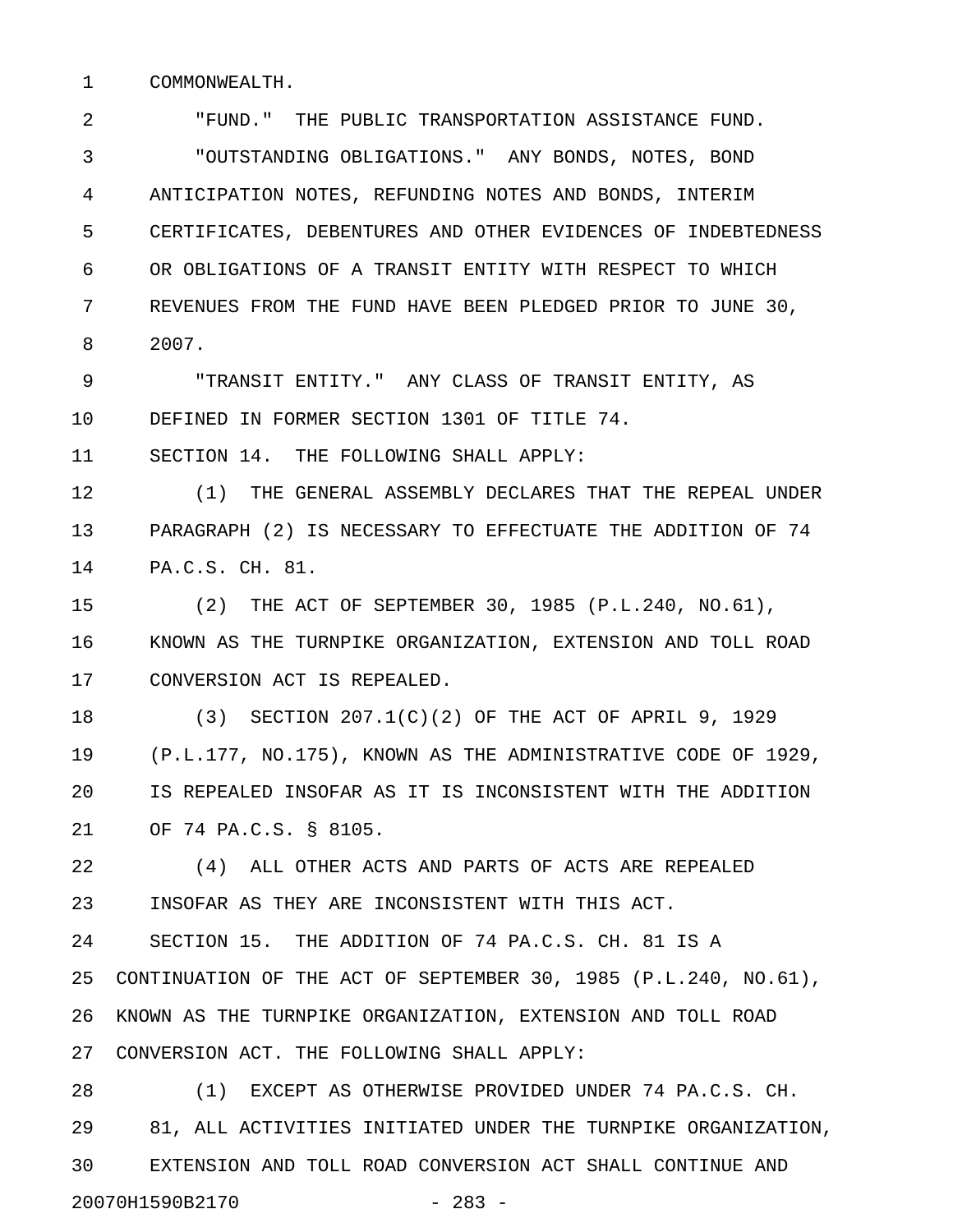COMMONWEALTH.

"FUND." THE PUBLIC TRANSPORTATION ASSISTANCE FUND.

"OUTSTANDING OBLIGATIONS." ANY BONDS, NOTES, BOND ANTICIPATION NOTES, REFUNDING NOTES AND BONDS, INTERIM CERTIFICATES, DEBENTURES AND OTHER EVIDENCES OF INDEBTEDNESS OR OBLIGATIONS OF A TRANSIT ENTITY WITH RESPECT TO WHICH REVENUES FROM THE FUND HAVE BEEN PLEDGED PRIOR TO JUNE 30, 2007.

"TRANSIT ENTITY." ANY CLASS OF TRANSIT ENTITY, AS DEFINED IN FORMER SECTION 1301 OF TITLE 74.

SECTION 14. THE FOLLOWING SHALL APPLY:

(1) THE GENERAL ASSEMBLY DECLARES THAT THE REPEAL UNDER PARAGRAPH (2) IS NECESSARY TO EFFECTUATE THE ADDITION OF 74 PA.C.S. CH. 81.

(2) THE ACT OF SEPTEMBER 30, 1985 (P.L.240, NO.61), KNOWN AS THE TURNPIKE ORGANIZATION, EXTENSION AND TOLL ROAD CONVERSION ACT IS REPEALED.

(3) SECTION 207.1(C)(2) OF THE ACT OF APRIL 9, 1929 (P.L.177, NO.175), KNOWN AS THE ADMINISTRATIVE CODE OF 1929, IS REPEALED INSOFAR AS IT IS INCONSISTENT WITH THE ADDITION OF 74 PA.C.S. § 8105.

(4) ALL OTHER ACTS AND PARTS OF ACTS ARE REPEALED INSOFAR AS THEY ARE INCONSISTENT WITH THIS ACT.

SECTION 15. THE ADDITION OF 74 PA.C.S. CH. 81 IS A CONTINUATION OF THE ACT OF SEPTEMBER 30, 1985 (P.L.240, NO.61), KNOWN AS THE TURNPIKE ORGANIZATION, EXTENSION AND TOLL ROAD CONVERSION ACT. THE FOLLOWING SHALL APPLY:

(1) EXCEPT AS OTHERWISE PROVIDED UNDER 74 PA.C.S. CH. 81, ALL ACTIVITIES INITIATED UNDER THE TURNPIKE ORGANIZATION, EXTENSION AND TOLL ROAD CONVERSION ACT SHALL CONTINUE AND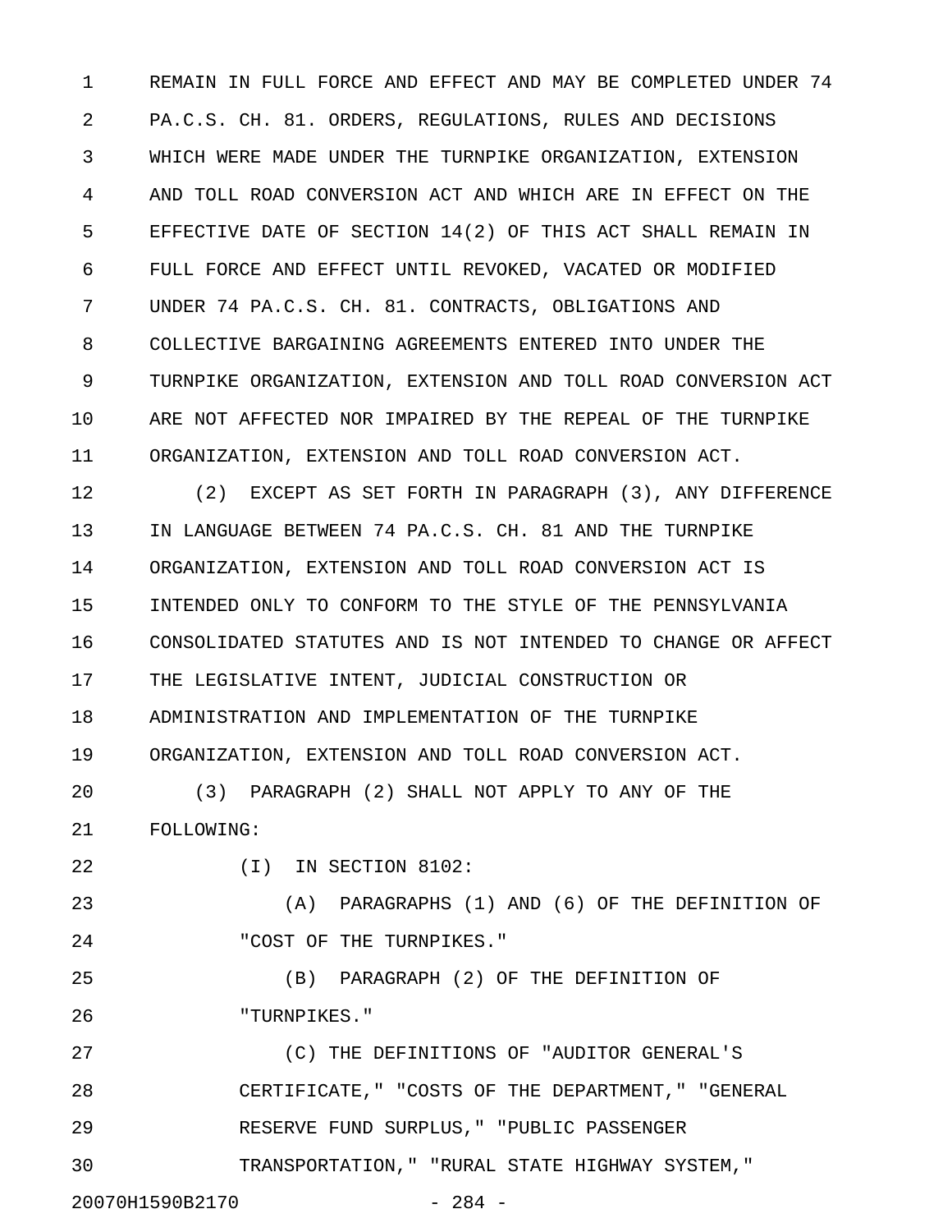REMAIN IN FULL FORCE AND EFFECT AND MAY BE COMPLETED UNDER 74 PA.C.S. CH. 81. ORDERS, REGULATIONS, RULES AND DECISIONS WHICH WERE MADE UNDER THE TURNPIKE ORGANIZATION, EXTENSION AND TOLL ROAD CONVERSION ACT AND WHICH ARE IN EFFECT ON THE EFFECTIVE DATE OF SECTION 14(2) OF THIS ACT SHALL REMAIN IN FULL FORCE AND EFFECT UNTIL REVOKED, VACATED OR MODIFIED UNDER 74 PA.C.S. CH. 81. CONTRACTS, OBLIGATIONS AND COLLECTIVE BARGAINING AGREEMENTS ENTERED INTO UNDER THE TURNPIKE ORGANIZATION, EXTENSION AND TOLL ROAD CONVERSION ACT ARE NOT AFFECTED NOR IMPAIRED BY THE REPEAL OF THE TURNPIKE ORGANIZATION, EXTENSION AND TOLL ROAD CONVERSION ACT.

(2) EXCEPT AS SET FORTH IN PARAGRAPH (3), ANY DIFFERENCE IN LANGUAGE BETWEEN 74 PA.C.S. CH. 81 AND THE TURNPIKE ORGANIZATION, EXTENSION AND TOLL ROAD CONVERSION ACT IS INTENDED ONLY TO CONFORM TO THE STYLE OF THE PENNSYLVANIA CONSOLIDATED STATUTES AND IS NOT INTENDED TO CHANGE OR AFFECT THE LEGISLATIVE INTENT, JUDICIAL CONSTRUCTION OR ADMINISTRATION AND IMPLEMENTATION OF THE TURNPIKE ORGANIZATION, EXTENSION AND TOLL ROAD CONVERSION ACT.

(3) PARAGRAPH (2) SHALL NOT APPLY TO ANY OF THE FOLLOWING:

(I) IN SECTION 8102:

(A) PARAGRAPHS (1) AND (6) OF THE DEFINITION OF "COST OF THE TURNPIKES."

(B) PARAGRAPH (2) OF THE DEFINITION OF "TURNPIKES."

(C) THE DEFINITIONS OF "AUDITOR GENERAL'S CERTIFICATE," "COSTS OF THE DEPARTMENT," "GENERAL RESERVE FUND SURPLUS," "PUBLIC PASSENGER TRANSPORTATION," "RURAL STATE HIGHWAY SYSTEM,"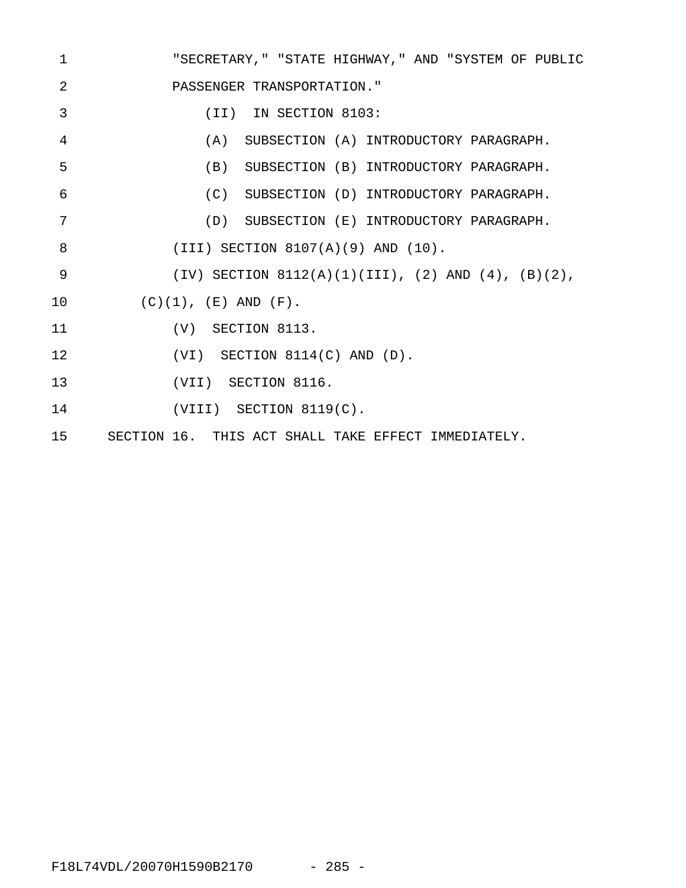"SECRETARY," "STATE HIGHWAY," AND "SYSTEM OF PUBLIC PASSENGER TRANSPORTATION."

(II) IN SECTION 8103:

(A) SUBSECTION (A) INTRODUCTORY PARAGRAPH.

(B) SUBSECTION (B) INTRODUCTORY PARAGRAPH.

(C) SUBSECTION (D) INTRODUCTORY PARAGRAPH.

(D) SUBSECTION (E) INTRODUCTORY PARAGRAPH.

(III) SECTION 8107(A)(9) AND (10).

(IV) SECTION 8112(A)(1)(III), (2) AND (4), (B)(2), (C)(1), (E) AND (F).

(V) SECTION 8113.

(VI) SECTION 8114(C) AND (D).

(VII) SECTION 8116.

(VIII) SECTION 8119(C).

SECTION 16. THIS ACT SHALL TAKE EFFECT IMMEDIATELY.